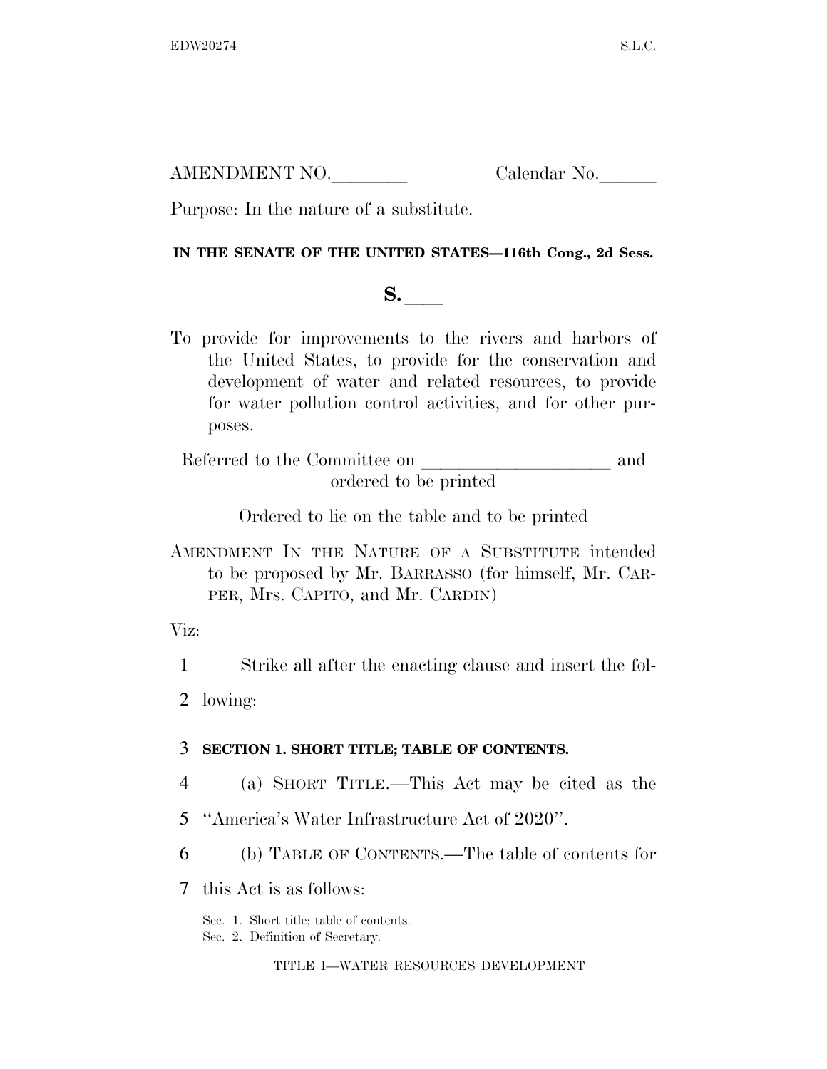AMENDMENT NO.________ Calendar No.______

Purpose: In the nature of a substitute.

**IN THE SENATE OF THE UNITED STATES—116th Cong., 2d Sess.**

# S. ___

To provide for improvements to the rivers and harbors of the United States, to provide for the conservation and development of water and related resources, to provide for water pollution control activities, and for other purposes.

Referred to the Committee on ____________________ and ordered to be printed

Ordered to lie on the table and to be printed

AMENDMENT IN THE NATURE OF A SUBSTITUTE intended to be proposed by Mr. BARRASSO (for himself, Mr. CARPER, Mrs. CAPITO, and Mr. CARDIN)

Viz:

1 Strike all after the enacting clause and insert the fol-
2 lowing:

3 **SECTION 1. SHORT TITLE; TABLE OF CONTENTS.**

4 (a) SHORT TITLE.—This Act may be cited as the
5 ''America's Water Infrastructure Act of 2020''.

6 (b) TABLE OF CONTENTS.—The table of contents for
7 this Act is as follows:

Sec. 1. Short title; table of contents.
Sec. 2. Definition of Secretary.

TITLE I—WATER RESOURCES DEVELOPMENT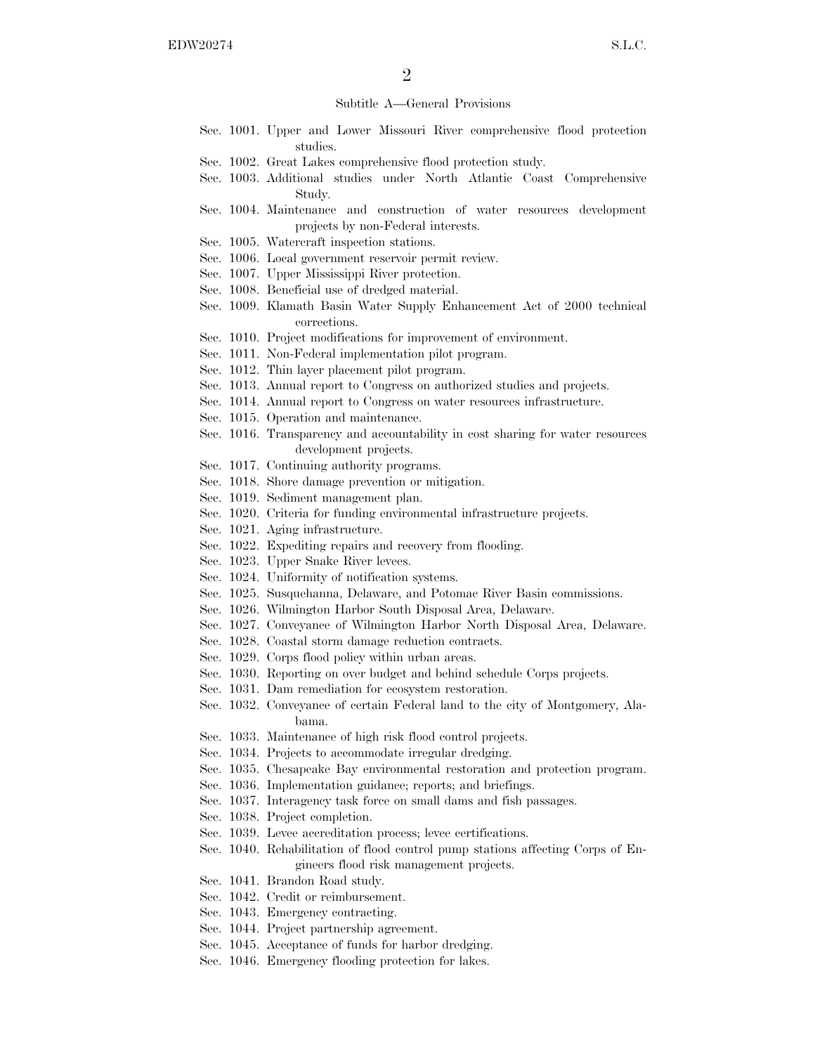Subtitle A—General Provisions

Sec. 1001. Upper and Lower Missouri River comprehensive flood protection studies.
Sec. 1002. Great Lakes comprehensive flood protection study.
Sec. 1003. Additional studies under North Atlantic Coast Comprehensive Study.
Sec. 1004. Maintenance and construction of water resources development projects by non-Federal interests.
Sec. 1005. Watercraft inspection stations.
Sec. 1006. Local government reservoir permit review.
Sec. 1007. Upper Mississippi River protection.
Sec. 1008. Beneficial use of dredged material.
Sec. 1009. Klamath Basin Water Supply Enhancement Act of 2000 technical corrections.
Sec. 1010. Project modifications for improvement of environment.
Sec. 1011. Non-Federal implementation pilot program.
Sec. 1012. Thin layer placement pilot program.
Sec. 1013. Annual report to Congress on authorized studies and projects.
Sec. 1014. Annual report to Congress on water resources infrastructure.
Sec. 1015. Operation and maintenance.
Sec. 1016. Transparency and accountability in cost sharing for water resources development projects.
Sec. 1017. Continuing authority programs.
Sec. 1018. Shore damage prevention or mitigation.
Sec. 1019. Sediment management plan.
Sec. 1020. Criteria for funding environmental infrastructure projects.
Sec. 1021. Aging infrastructure.
Sec. 1022. Expediting repairs and recovery from flooding.
Sec. 1023. Upper Snake River levees.
Sec. 1024. Uniformity of notification systems.
Sec. 1025. Susquehanna, Delaware, and Potomac River Basin commissions.
Sec. 1026. Wilmington Harbor South Disposal Area, Delaware.
Sec. 1027. Conveyance of Wilmington Harbor North Disposal Area, Delaware.
Sec. 1028. Coastal storm damage reduction contracts.
Sec. 1029. Corps flood policy within urban areas.
Sec. 1030. Reporting on over budget and behind schedule Corps projects.
Sec. 1031. Dam remediation for ecosystem restoration.
Sec. 1032. Conveyance of certain Federal land to the city of Montgomery, Alabama.
Sec. 1033. Maintenance of high risk flood control projects.
Sec. 1034. Projects to accommodate irregular dredging.
Sec. 1035. Chesapeake Bay environmental restoration and protection program.
Sec. 1036. Implementation guidance; reports; and briefings.
Sec. 1037. Interagency task force on small dams and fish passages.
Sec. 1038. Project completion.
Sec. 1039. Levee accreditation process; levee certifications.
Sec. 1040. Rehabilitation of flood control pump stations affecting Corps of Engineers flood risk management projects.
Sec. 1041. Brandon Road study.
Sec. 1042. Credit or reimbursement.
Sec. 1043. Emergency contracting.
Sec. 1044. Project partnership agreement.
Sec. 1045. Acceptance of funds for harbor dredging.
Sec. 1046. Emergency flooding protection for lakes.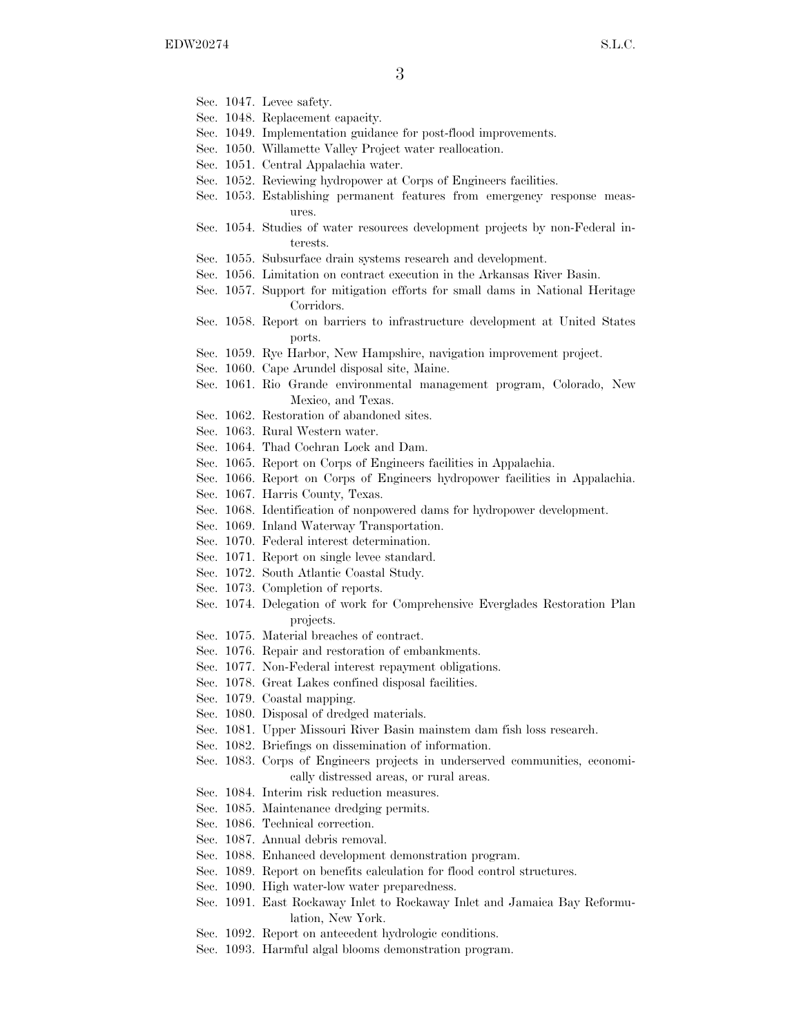Sec. 1047. Levee safety.
Sec. 1048. Replacement capacity.
Sec. 1049. Implementation guidance for post-flood improvements.
Sec. 1050. Willamette Valley Project water reallocation.
Sec. 1051. Central Appalachia water.
Sec. 1052. Reviewing hydropower at Corps of Engineers facilities.
Sec. 1053. Establishing permanent features from emergency response measures.
Sec. 1054. Studies of water resources development projects by non-Federal interests.
Sec. 1055. Subsurface drain systems research and development.
Sec. 1056. Limitation on contract execution in the Arkansas River Basin.
Sec. 1057. Support for mitigation efforts for small dams in National Heritage Corridors.
Sec. 1058. Report on barriers to infrastructure development at United States ports.
Sec. 1059. Rye Harbor, New Hampshire, navigation improvement project.
Sec. 1060. Cape Arundel disposal site, Maine.
Sec. 1061. Rio Grande environmental management program, Colorado, New Mexico, and Texas.
Sec. 1062. Restoration of abandoned sites.
Sec. 1063. Rural Western water.
Sec. 1064. Thad Cochran Lock and Dam.
Sec. 1065. Report on Corps of Engineers facilities in Appalachia.
Sec. 1066. Report on Corps of Engineers hydropower facilities in Appalachia.
Sec. 1067. Harris County, Texas.
Sec. 1068. Identification of nonpowered dams for hydropower development.
Sec. 1069. Inland Waterway Transportation.
Sec. 1070. Federal interest determination.
Sec. 1071. Report on single levee standard.
Sec. 1072. South Atlantic Coastal Study.
Sec. 1073. Completion of reports.
Sec. 1074. Delegation of work for Comprehensive Everglades Restoration Plan projects.
Sec. 1075. Material breaches of contract.
Sec. 1076. Repair and restoration of embankments.
Sec. 1077. Non-Federal interest repayment obligations.
Sec. 1078. Great Lakes confined disposal facilities.
Sec. 1079. Coastal mapping.
Sec. 1080. Disposal of dredged materials.
Sec. 1081. Upper Missouri River Basin mainstem dam fish loss research.
Sec. 1082. Briefings on dissemination of information.
Sec. 1083. Corps of Engineers projects in underserved communities, economically distressed areas, or rural areas.
Sec. 1084. Interim risk reduction measures.
Sec. 1085. Maintenance dredging permits.
Sec. 1086. Technical correction.
Sec. 1087. Annual debris removal.
Sec. 1088. Enhanced development demonstration program.
Sec. 1089. Report on benefits calculation for flood control structures.
Sec. 1090. High water-low water preparedness.
Sec. 1091. East Rockaway Inlet to Rockaway Inlet and Jamaica Bay Reformulation, New York.
Sec. 1092. Report on antecedent hydrologic conditions.
Sec. 1093. Harmful algal blooms demonstration program.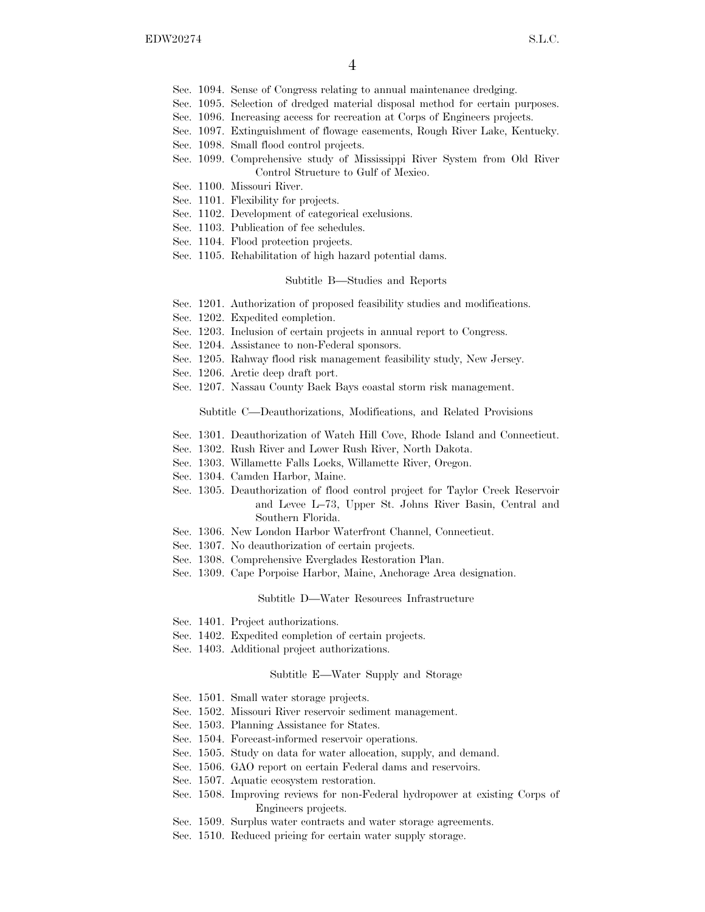Sec. 1094. Sense of Congress relating to annual maintenance dredging.
Sec. 1095. Selection of dredged material disposal method for certain purposes.
Sec. 1096. Increasing access for recreation at Corps of Engineers projects.
Sec. 1097. Extinguishment of flowage easements, Rough River Lake, Kentucky.
Sec. 1098. Small flood control projects.
Sec. 1099. Comprehensive study of Mississippi River System from Old River Control Structure to Gulf of Mexico.
Sec. 1100. Missouri River.
Sec. 1101. Flexibility for projects.
Sec. 1102. Development of categorical exclusions.
Sec. 1103. Publication of fee schedules.
Sec. 1104. Flood protection projects.
Sec. 1105. Rehabilitation of high hazard potential dams.

Subtitle B—Studies and Reports

Sec. 1201. Authorization of proposed feasibility studies and modifications.
Sec. 1202. Expedited completion.
Sec. 1203. Inclusion of certain projects in annual report to Congress.
Sec. 1204. Assistance to non-Federal sponsors.
Sec. 1205. Rahway flood risk management feasibility study, New Jersey.
Sec. 1206. Arctic deep draft port.
Sec. 1207. Nassau County Back Bays coastal storm risk management.

Subtitle C—Deauthorizations, Modifications, and Related Provisions

Sec. 1301. Deauthorization of Watch Hill Cove, Rhode Island and Connecticut.
Sec. 1302. Rush River and Lower Rush River, North Dakota.
Sec. 1303. Willamette Falls Locks, Willamette River, Oregon.
Sec. 1304. Camden Harbor, Maine.
Sec. 1305. Deauthorization of flood control project for Taylor Creek Reservoir and Levee L–73, Upper St. Johns River Basin, Central and Southern Florida.
Sec. 1306. New London Harbor Waterfront Channel, Connecticut.
Sec. 1307. No deauthorization of certain projects.
Sec. 1308. Comprehensive Everglades Restoration Plan.
Sec. 1309. Cape Porpoise Harbor, Maine, Anchorage Area designation.

Subtitle D—Water Resources Infrastructure

Sec. 1401. Project authorizations.
Sec. 1402. Expedited completion of certain projects.
Sec. 1403. Additional project authorizations.

Subtitle E—Water Supply and Storage

Sec. 1501. Small water storage projects.
Sec. 1502. Missouri River reservoir sediment management.
Sec. 1503. Planning Assistance for States.
Sec. 1504. Forecast-informed reservoir operations.
Sec. 1505. Study on data for water allocation, supply, and demand.
Sec. 1506. GAO report on certain Federal dams and reservoirs.
Sec. 1507. Aquatic ecosystem restoration.
Sec. 1508. Improving reviews for non-Federal hydropower at existing Corps of Engineers projects.
Sec. 1509. Surplus water contracts and water storage agreements.
Sec. 1510. Reduced pricing for certain water supply storage.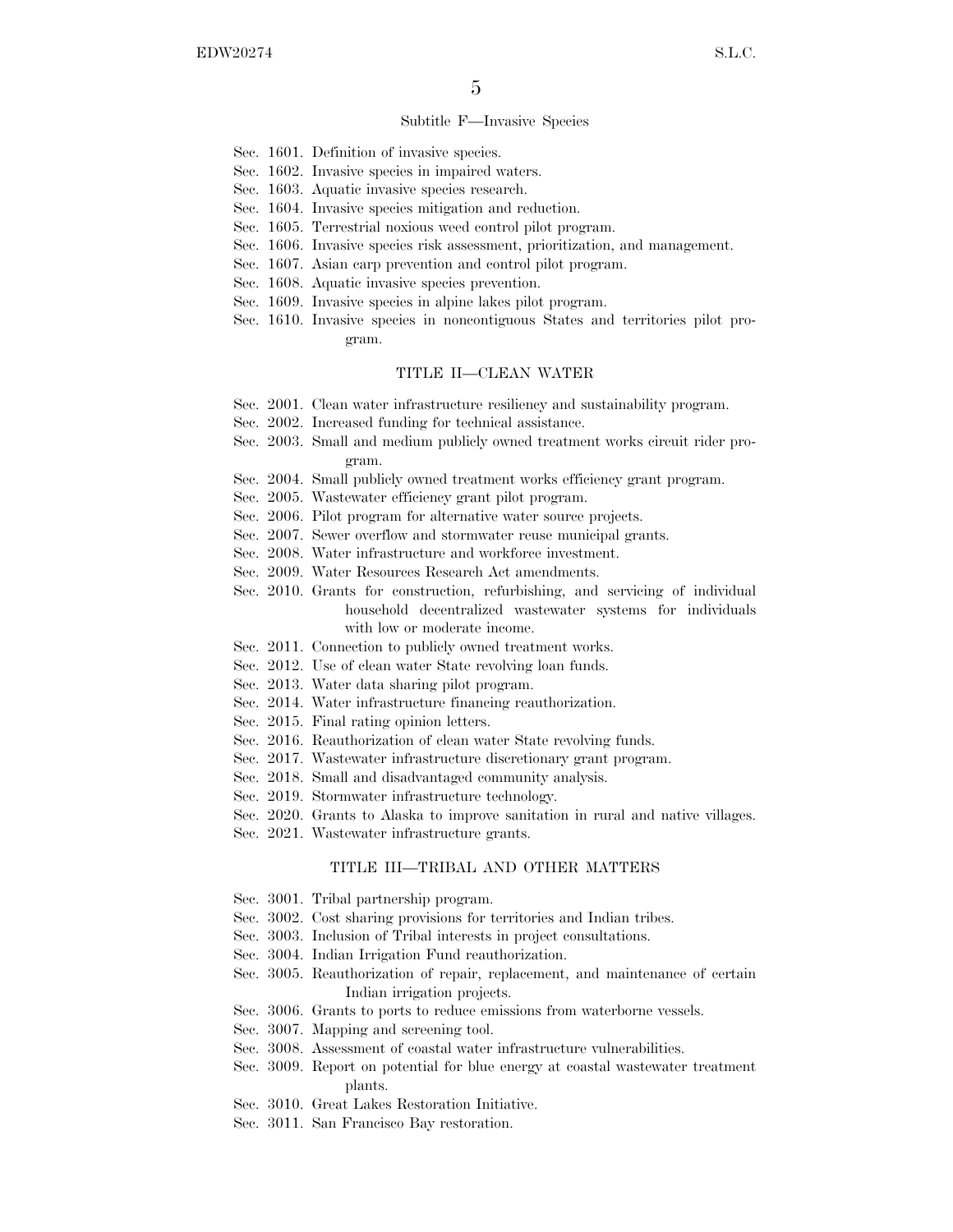### Subtitle F—Invasive Species

Sec. 1601. Definition of invasive species.
Sec. 1602. Invasive species in impaired waters.
Sec. 1603. Aquatic invasive species research.
Sec. 1604. Invasive species mitigation and reduction.
Sec. 1605. Terrestrial noxious weed control pilot program.
Sec. 1606. Invasive species risk assessment, prioritization, and management.
Sec. 1607. Asian carp prevention and control pilot program.
Sec. 1608. Aquatic invasive species prevention.
Sec. 1609. Invasive species in alpine lakes pilot program.
Sec. 1610. Invasive species in noncontiguous States and territories pilot program.

## TITLE II—CLEAN WATER

Sec. 2001. Clean water infrastructure resiliency and sustainability program.
Sec. 2002. Increased funding for technical assistance.
Sec. 2003. Small and medium publicly owned treatment works circuit rider program.
Sec. 2004. Small publicly owned treatment works efficiency grant program.
Sec. 2005. Wastewater efficiency grant pilot program.
Sec. 2006. Pilot program for alternative water source projects.
Sec. 2007. Sewer overflow and stormwater reuse municipal grants.
Sec. 2008. Water infrastructure and workforce investment.
Sec. 2009. Water Resources Research Act amendments.
Sec. 2010. Grants for construction, refurbishing, and servicing of individual household decentralized wastewater systems for individuals with low or moderate income.
Sec. 2011. Connection to publicly owned treatment works.
Sec. 2012. Use of clean water State revolving loan funds.
Sec. 2013. Water data sharing pilot program.
Sec. 2014. Water infrastructure financing reauthorization.
Sec. 2015. Final rating opinion letters.
Sec. 2016. Reauthorization of clean water State revolving funds.
Sec. 2017. Wastewater infrastructure discretionary grant program.
Sec. 2018. Small and disadvantaged community analysis.
Sec. 2019. Stormwater infrastructure technology.
Sec. 2020. Grants to Alaska to improve sanitation in rural and native villages.
Sec. 2021. Wastewater infrastructure grants.

## TITLE III—TRIBAL AND OTHER MATTERS

Sec. 3001. Tribal partnership program.
Sec. 3002. Cost sharing provisions for territories and Indian tribes.
Sec. 3003. Inclusion of Tribal interests in project consultations.
Sec. 3004. Indian Irrigation Fund reauthorization.
Sec. 3005. Reauthorization of repair, replacement, and maintenance of certain Indian irrigation projects.
Sec. 3006. Grants to ports to reduce emissions from waterborne vessels.
Sec. 3007. Mapping and screening tool.
Sec. 3008. Assessment of coastal water infrastructure vulnerabilities.
Sec. 3009. Report on potential for blue energy at coastal wastewater treatment plants.
Sec. 3010. Great Lakes Restoration Initiative.
Sec. 3011. San Francisco Bay restoration.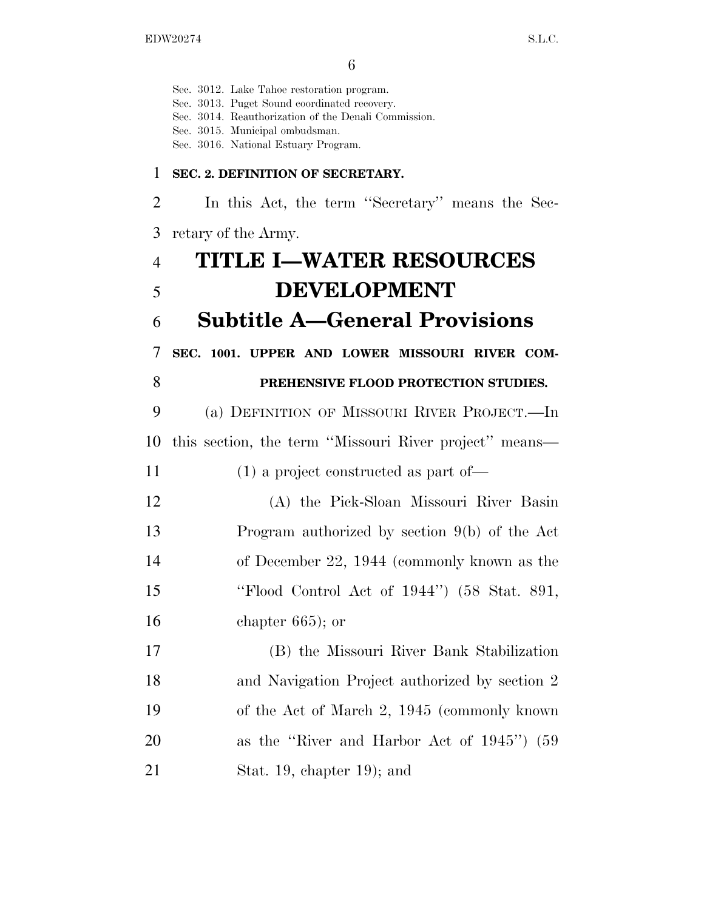Sec. 3012. Lake Tahoe restoration program.
Sec. 3013. Puget Sound coordinated recovery.
Sec. 3014. Reauthorization of the Denali Commission.
Sec. 3015. Municipal ombudsman.
Sec. 3016. National Estuary Program.

**SEC. 2. DEFINITION OF SECRETARY.**

In this Act, the term "Secretary" means the Secretary of the Army.

# TITLE I—WATER RESOURCES DEVELOPMENT

## Subtitle A—General Provisions

**SEC. 1001. UPPER AND LOWER MISSOURI RIVER COMPREHENSIVE FLOOD PROTECTION STUDIES.**

(a) DEFINITION OF MISSOURI RIVER PROJECT.—In this section, the term "Missouri River project" means—

(1) a project constructed as part of—

(A) the Pick-Sloan Missouri River Basin Program authorized by section 9(b) of the Act of December 22, 1944 (commonly known as the "Flood Control Act of 1944") (58 Stat. 891, chapter 665); or

(B) the Missouri River Bank Stabilization and Navigation Project authorized by section 2 of the Act of March 2, 1945 (commonly known as the "River and Harbor Act of 1945") (59 Stat. 19, chapter 19); and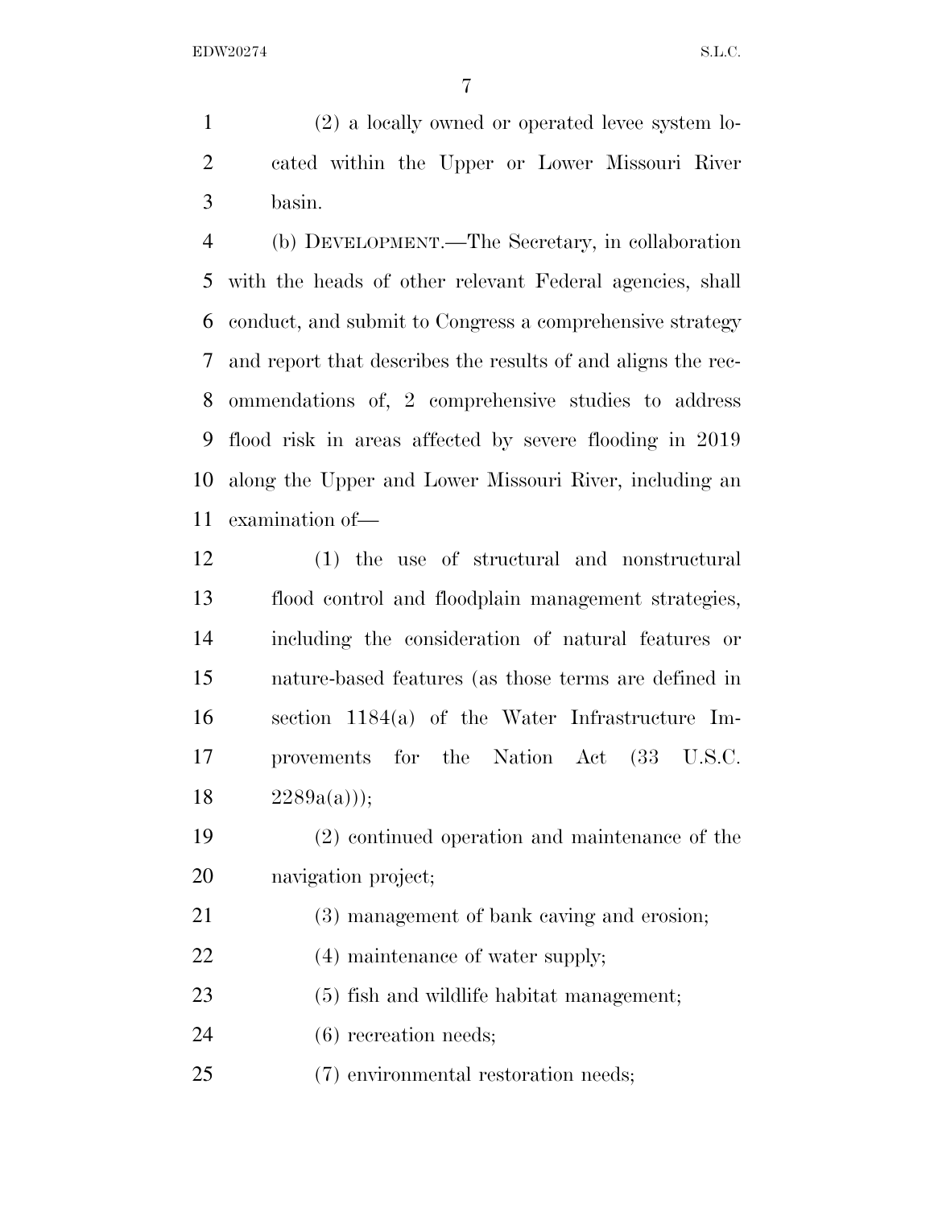(2) a locally owned or operated levee system located within the Upper or Lower Missouri River basin.

(b) DEVELOPMENT.—The Secretary, in collaboration with the heads of other relevant Federal agencies, shall conduct, and submit to Congress a comprehensive strategy and report that describes the results of and aligns the recommendations of, 2 comprehensive studies to address flood risk in areas affected by severe flooding in 2019 along the Upper and Lower Missouri River, including an examination of—

(1) the use of structural and nonstructural flood control and floodplain management strategies, including the consideration of natural features or nature-based features (as those terms are defined in section 1184(a) of the Water Infrastructure Improvements for the Nation Act (33 U.S.C. 2289a(a)));

(2) continued operation and maintenance of the navigation project;

(3) management of bank caving and erosion;

(4) maintenance of water supply;

(5) fish and wildlife habitat management;

(6) recreation needs;

(7) environmental restoration needs;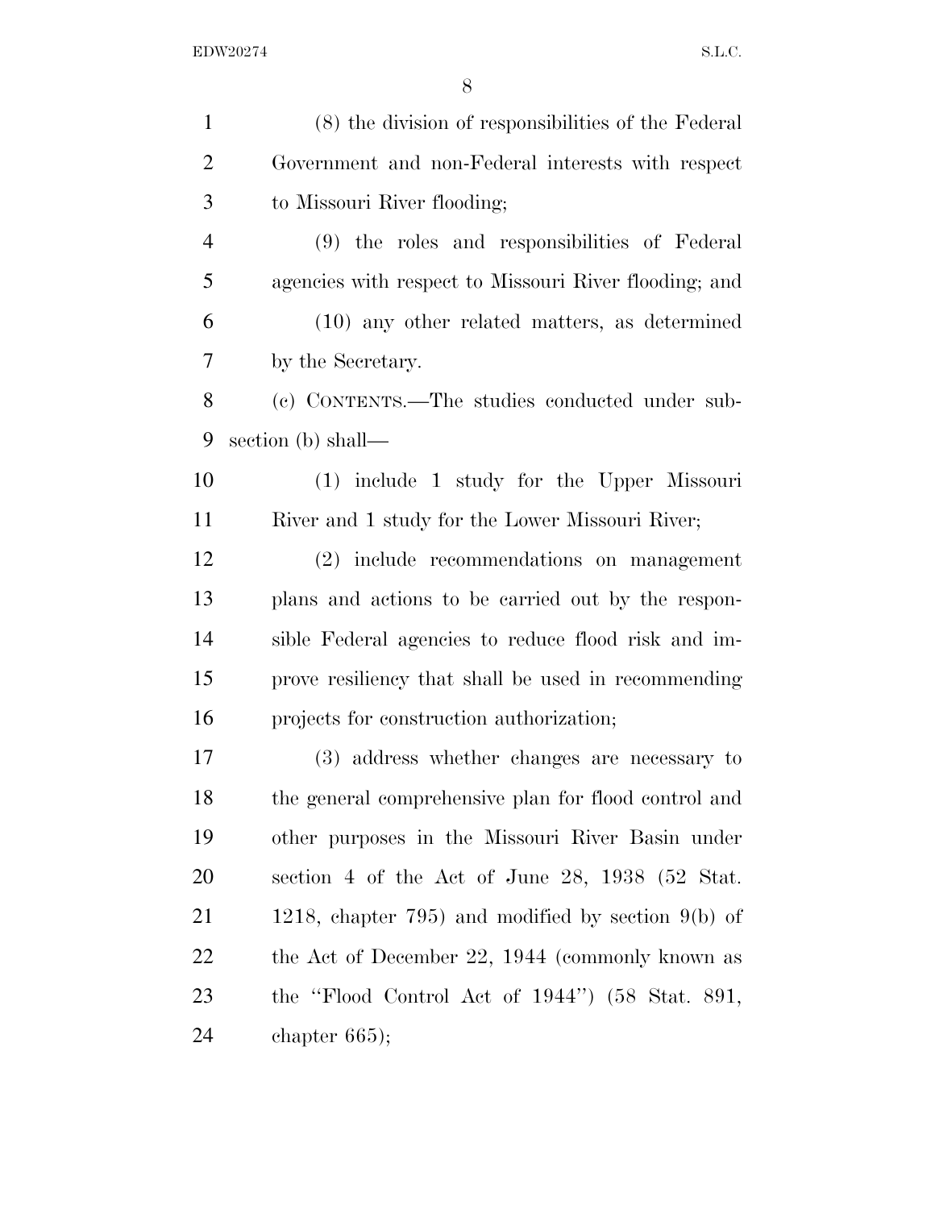(8) the division of responsibilities of the Federal Government and non-Federal interests with respect to Missouri River flooding;

(9) the roles and responsibilities of Federal agencies with respect to Missouri River flooding; and

(10) any other related matters, as determined by the Secretary.

(c) CONTENTS.—The studies conducted under subsection (b) shall—

(1) include 1 study for the Upper Missouri River and 1 study for the Lower Missouri River;

(2) include recommendations on management plans and actions to be carried out by the responsible Federal agencies to reduce flood risk and improve resiliency that shall be used in recommending projects for construction authorization;

(3) address whether changes are necessary to the general comprehensive plan for flood control and other purposes in the Missouri River Basin under section 4 of the Act of June 28, 1938 (52 Stat. 1218, chapter 795) and modified by section 9(b) of the Act of December 22, 1944 (commonly known as the ''Flood Control Act of 1944'') (58 Stat. 891, chapter 665);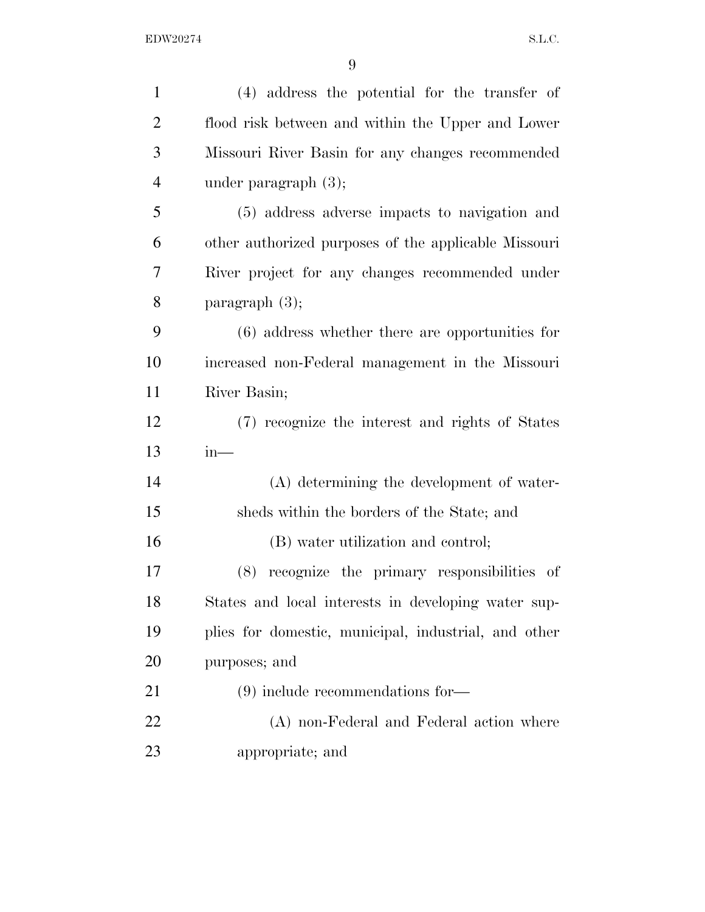(4) address the potential for the transfer of flood risk between and within the Upper and Lower Missouri River Basin for any changes recommended under paragraph (3);

(5) address adverse impacts to navigation and other authorized purposes of the applicable Missouri River project for any changes recommended under paragraph (3);

(6) address whether there are opportunities for increased non-Federal management in the Missouri River Basin;

(7) recognize the interest and rights of States in—

(A) determining the development of watersheds within the borders of the State; and

(B) water utilization and control;

(8) recognize the primary responsibilities of States and local interests in developing water supplies for domestic, municipal, industrial, and other purposes; and

(9) include recommendations for—

(A) non-Federal and Federal action where appropriate; and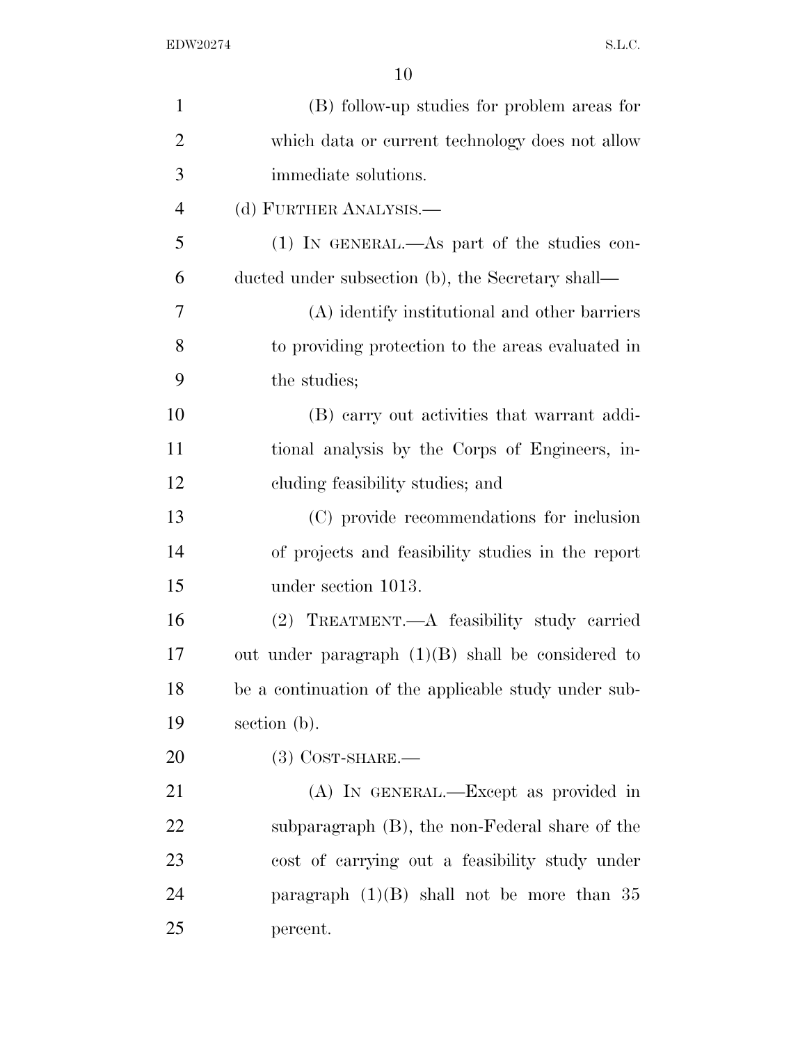(B) follow-up studies for problem areas for which data or current technology does not allow immediate solutions.

(d) FURTHER ANALYSIS.—

(1) IN GENERAL.—As part of the studies conducted under subsection (b), the Secretary shall—

(A) identify institutional and other barriers to providing protection to the areas evaluated in the studies;

(B) carry out activities that warrant additional analysis by the Corps of Engineers, including feasibility studies; and

(C) provide recommendations for inclusion of projects and feasibility studies in the report under section 1013.

(2) TREATMENT.—A feasibility study carried out under paragraph (1)(B) shall be considered to be a continuation of the applicable study under subsection (b).

(3) COST-SHARE.—

(A) IN GENERAL.—Except as provided in subparagraph (B), the non-Federal share of the cost of carrying out a feasibility study under paragraph (1)(B) shall not be more than 35 percent.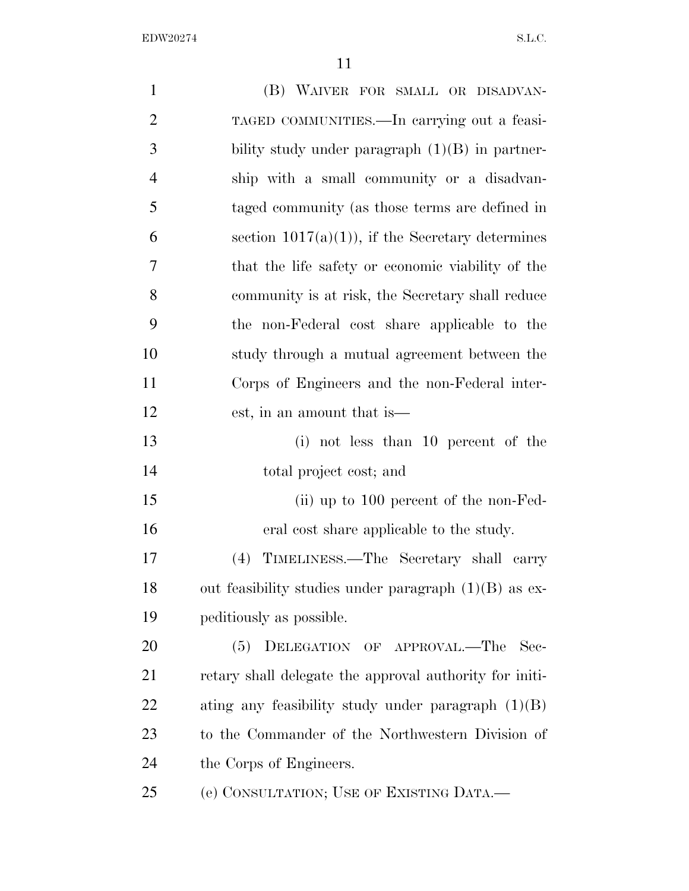(B) WAIVER FOR SMALL OR DISADVANTAGED COMMUNITIES.—In carrying out a feasibility study under paragraph (1)(B) in partnership with a small community or a disadvantaged community (as those terms are defined in section 1017(a)(1)), if the Secretary determines that the life safety or economic viability of the community is at risk, the Secretary shall reduce the non-Federal cost share applicable to the study through a mutual agreement between the Corps of Engineers and the non-Federal interest, in an amount that is—

(i) not less than 10 percent of the total project cost; and

(ii) up to 100 percent of the non-Federal cost share applicable to the study.

(4) TIMELINESS.—The Secretary shall carry out feasibility studies under paragraph (1)(B) as expeditiously as possible.

(5) DELEGATION OF APPROVAL.—The Secretary shall delegate the approval authority for initiating any feasibility study under paragraph (1)(B) to the Commander of the Northwestern Division of the Corps of Engineers.

(e) CONSULTATION; USE OF EXISTING DATA.—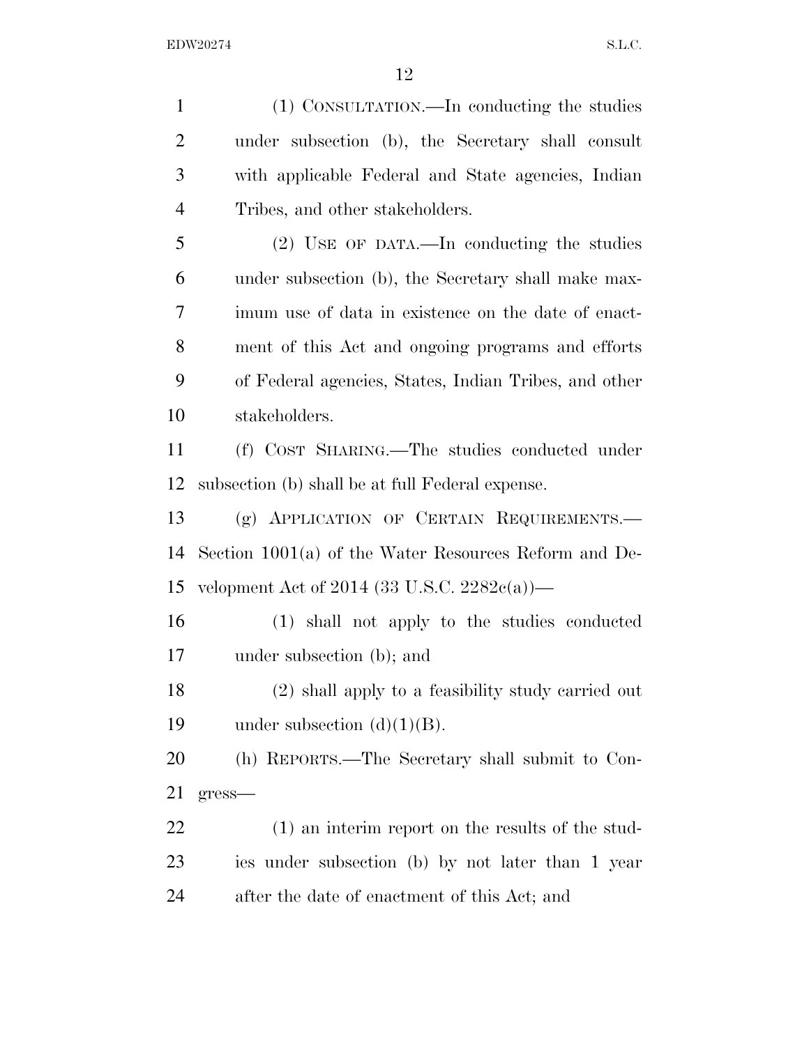(1) CONSULTATION.—In conducting the studies under subsection (b), the Secretary shall consult with applicable Federal and State agencies, Indian Tribes, and other stakeholders.

(2) USE OF DATA.—In conducting the studies under subsection (b), the Secretary shall make maximum use of data in existence on the date of enactment of this Act and ongoing programs and efforts of Federal agencies, States, Indian Tribes, and other stakeholders.

(f) COST SHARING.—The studies conducted under subsection (b) shall be at full Federal expense.

(g) APPLICATION OF CERTAIN REQUIREMENTS.—Section 1001(a) of the Water Resources Reform and Development Act of 2014 (33 U.S.C. 2282c(a))—

(1) shall not apply to the studies conducted under subsection (b); and

(2) shall apply to a feasibility study carried out under subsection (d)(1)(B).

(h) REPORTS.—The Secretary shall submit to Congress—

(1) an interim report on the results of the studies under subsection (b) by not later than 1 year after the date of enactment of this Act; and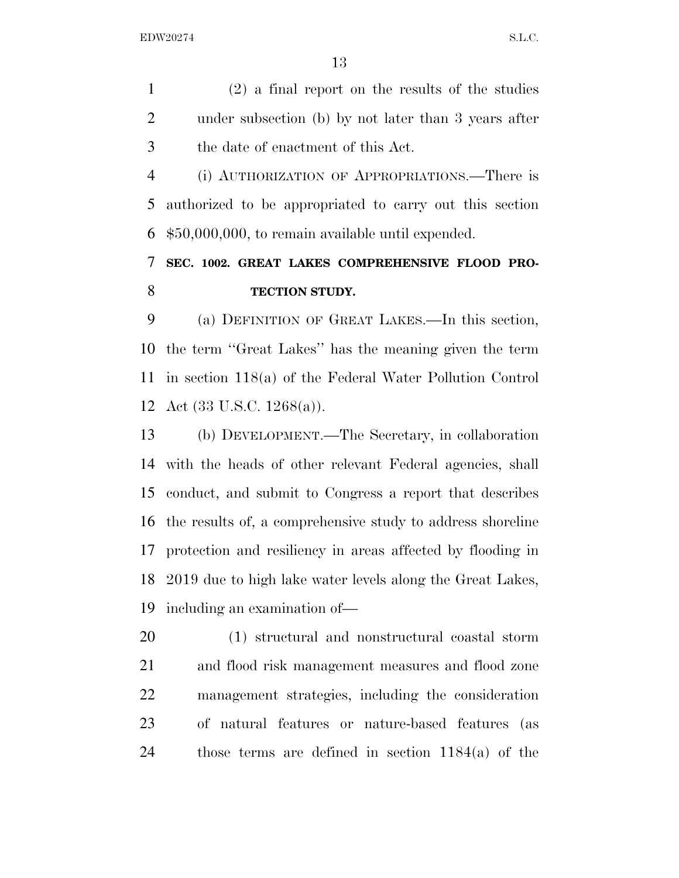(2) a final report on the results of the studies under subsection (b) by not later than 3 years after the date of enactment of this Act.

(i) AUTHORIZATION OF APPROPRIATIONS.—There is authorized to be appropriated to carry out this section $50,000,000, to remain available until expended.

**SEC. 1002. GREAT LAKES COMPREHENSIVE FLOOD PROTECTION STUDY.**

(a) DEFINITION OF GREAT LAKES.—In this section, the term ''Great Lakes'' has the meaning given the term in section 118(a) of the Federal Water Pollution Control Act (33 U.S.C. 1268(a)).

(b) DEVELOPMENT.—The Secretary, in collaboration with the heads of other relevant Federal agencies, shall conduct, and submit to Congress a report that describes the results of, a comprehensive study to address shoreline protection and resiliency in areas affected by flooding in 2019 due to high lake water levels along the Great Lakes, including an examination of—

(1) structural and nonstructural coastal storm and flood risk management measures and flood zone management strategies, including the consideration of natural features or nature-based features (as those terms are defined in section 1184(a) of the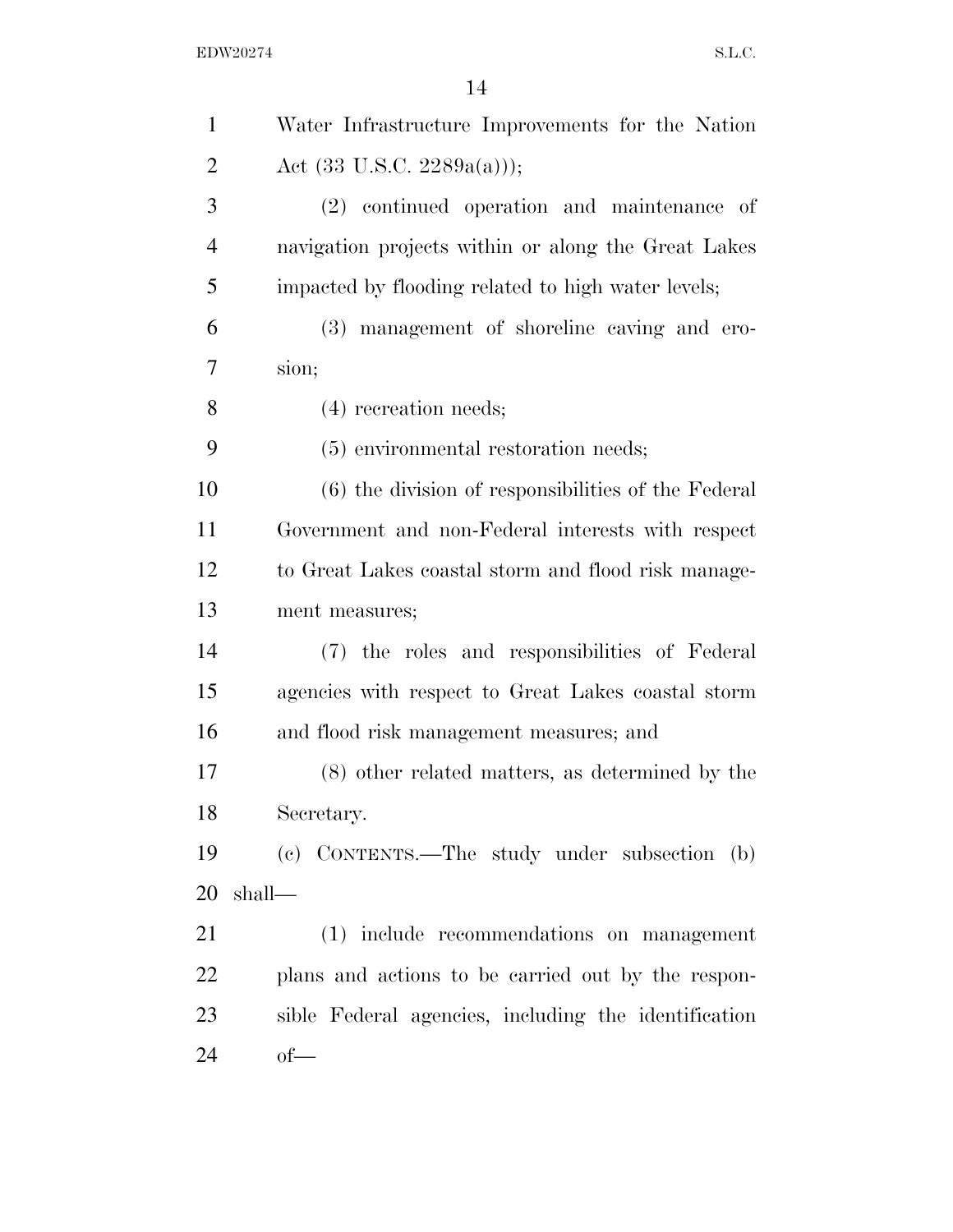Water Infrastructure Improvements for the Nation Act (33 U.S.C. 2289a(a)));

(2) continued operation and maintenance of navigation projects within or along the Great Lakes impacted by flooding related to high water levels;

(3) management of shoreline caving and erosion;

(4) recreation needs;

(5) environmental restoration needs;

(6) the division of responsibilities of the Federal Government and non-Federal interests with respect to Great Lakes coastal storm and flood risk management measures;

(7) the roles and responsibilities of Federal agencies with respect to Great Lakes coastal storm and flood risk management measures; and

(8) other related matters, as determined by the Secretary.

(c) CONTENTS.—The study under subsection (b) shall—

(1) include recommendations on management plans and actions to be carried out by the responsible Federal agencies, including the identification of—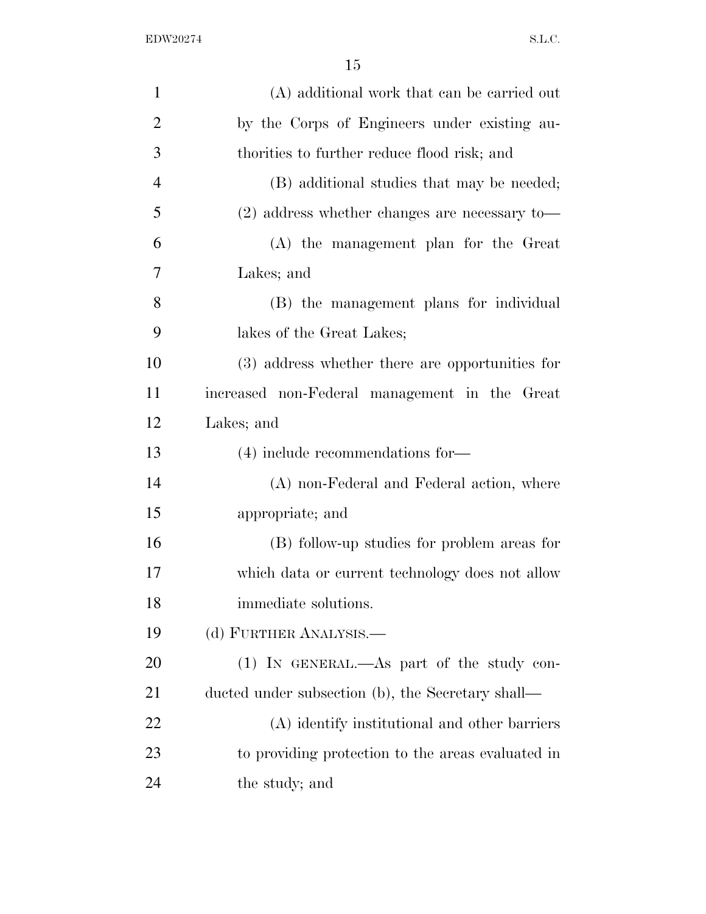(A) additional work that can be carried out by the Corps of Engineers under existing authorities to further reduce flood risk; and

(B) additional studies that may be needed;

(2) address whether changes are necessary to—

(A) the management plan for the Great Lakes; and

(B) the management plans for individual lakes of the Great Lakes;

(3) address whether there are opportunities for increased non-Federal management in the Great Lakes; and

(4) include recommendations for—

(A) non-Federal and Federal action, where appropriate; and

(B) follow-up studies for problem areas for which data or current technology does not allow immediate solutions.

(d) FURTHER ANALYSIS.—

(1) IN GENERAL.—As part of the study conducted under subsection (b), the Secretary shall—

(A) identify institutional and other barriers to providing protection to the areas evaluated in the study; and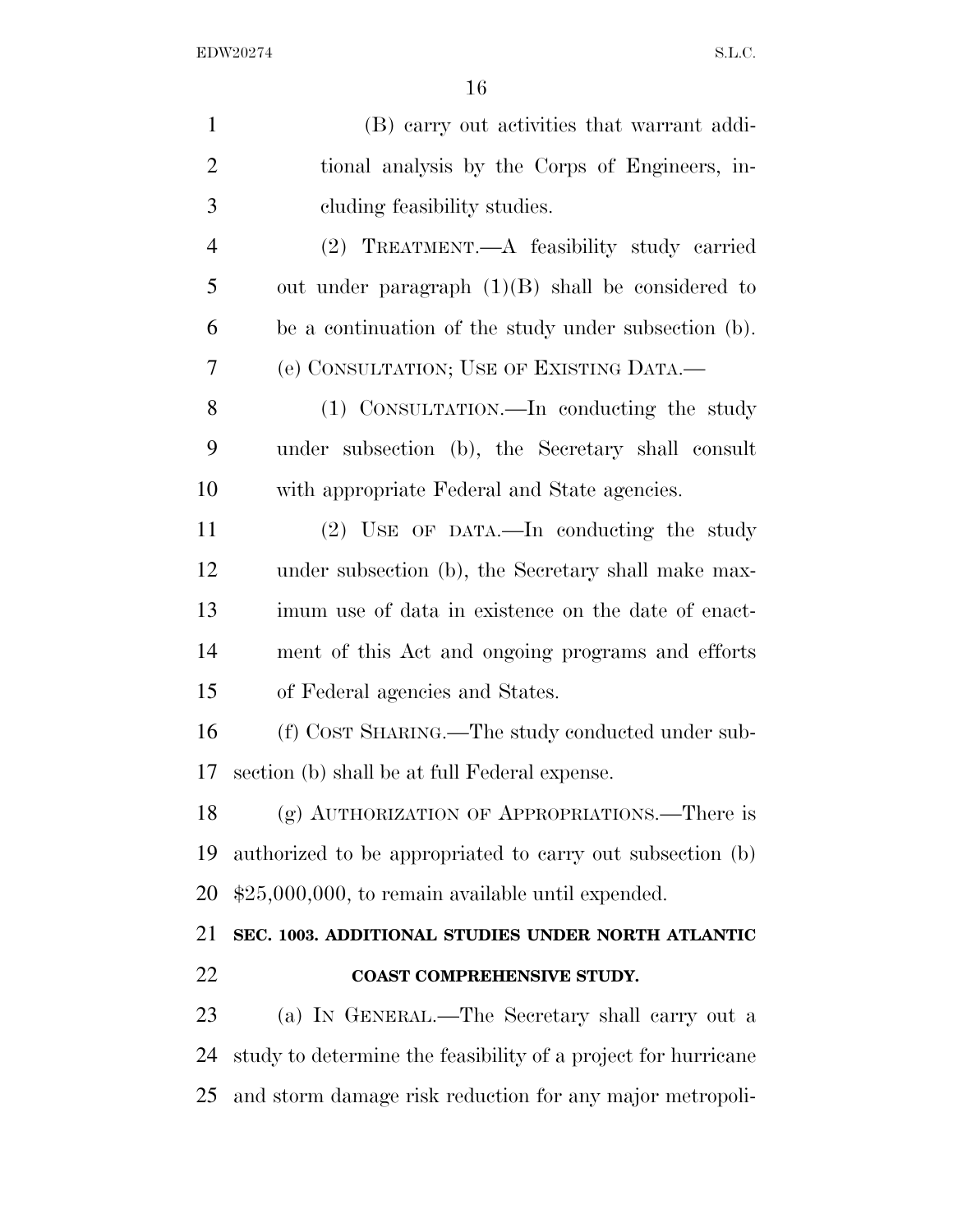(B) carry out activities that warrant additional analysis by the Corps of Engineers, including feasibility studies.

(2) TREATMENT.—A feasibility study carried out under paragraph (1)(B) shall be considered to be a continuation of the study under subsection (b).

(e) CONSULTATION; USE OF EXISTING DATA.—

(1) CONSULTATION.—In conducting the study under subsection (b), the Secretary shall consult with appropriate Federal and State agencies.

(2) USE OF DATA.—In conducting the study under subsection (b), the Secretary shall make maximum use of data in existence on the date of enactment of this Act and ongoing programs and efforts of Federal agencies and States.

(f) COST SHARING.—The study conducted under subsection (b) shall be at full Federal expense.

(g) AUTHORIZATION OF APPROPRIATIONS.—There is authorized to be appropriated to carry out subsection (b) $25,000,000, to remain available until expended.

**SEC. 1003. ADDITIONAL STUDIES UNDER NORTH ATLANTIC COAST COMPREHENSIVE STUDY.**

(a) IN GENERAL.—The Secretary shall carry out a study to determine the feasibility of a project for hurricane and storm damage risk reduction for any major metropoli-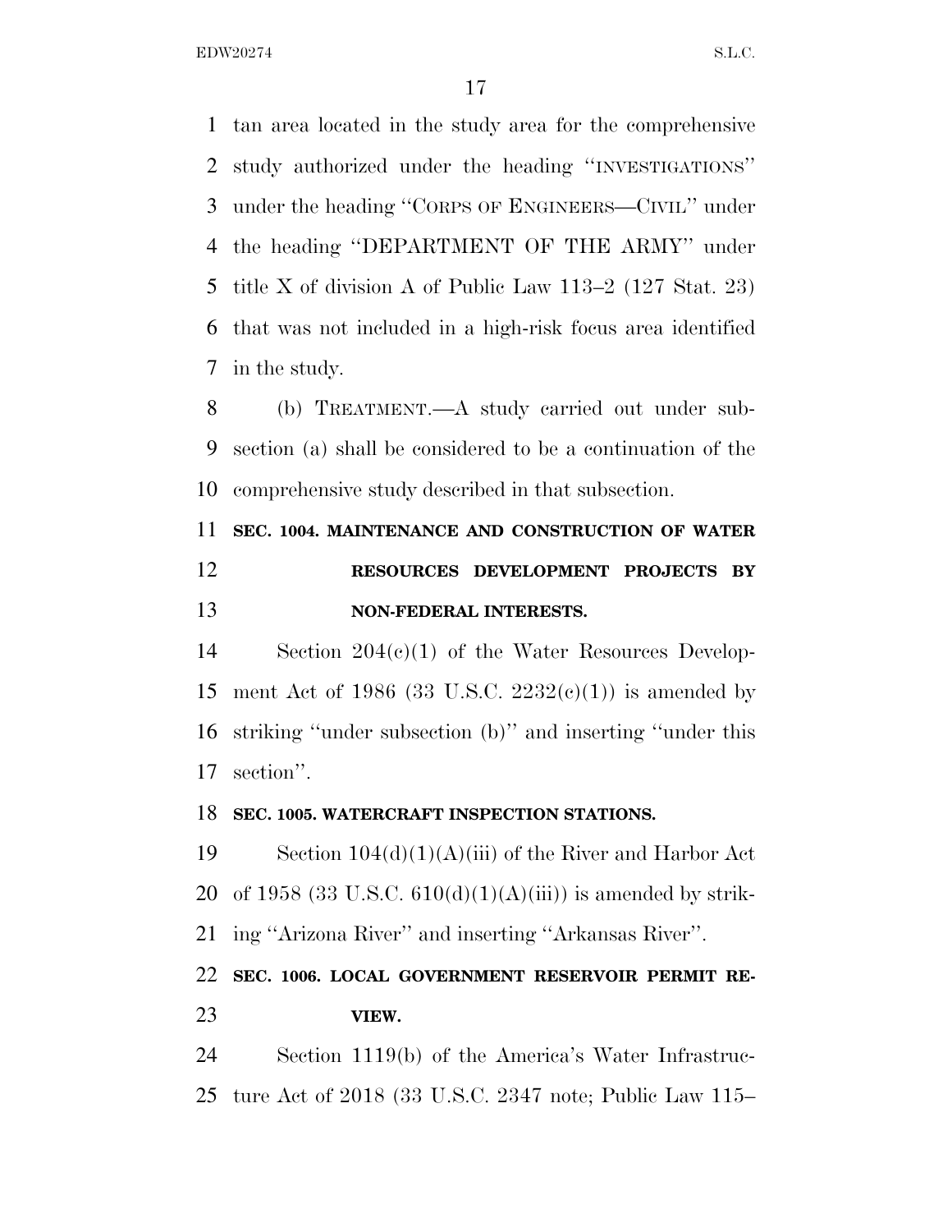tan area located in the study area for the comprehensive study authorized under the heading ''INVESTIGATIONS'' under the heading ''CORPS OF ENGINEERS—CIVIL'' under the heading ''DEPARTMENT OF THE ARMY'' under title X of division A of Public Law 113–2 (127 Stat. 23) that was not included in a high-risk focus area identified in the study.

(b) TREATMENT.—A study carried out under subsection (a) shall be considered to be a continuation of the comprehensive study described in that subsection.

**SEC. 1004. MAINTENANCE AND CONSTRUCTION OF WATER RESOURCES DEVELOPMENT PROJECTS BY NON-FEDERAL INTERESTS.**

Section 204(c)(1) of the Water Resources Development Act of 1986 (33 U.S.C. 2232(c)(1)) is amended by striking ''under subsection (b)'' and inserting ''under this section''.

**SEC. 1005. WATERCRAFT INSPECTION STATIONS.**

Section 104(d)(1)(A)(iii) of the River and Harbor Act of 1958 (33 U.S.C. 610(d)(1)(A)(iii)) is amended by striking ''Arizona River'' and inserting ''Arkansas River''.

**SEC. 1006. LOCAL GOVERNMENT RESERVOIR PERMIT REVIEW.**

Section 1119(b) of the America's Water Infrastructure Act of 2018 (33 U.S.C. 2347 note; Public Law 115–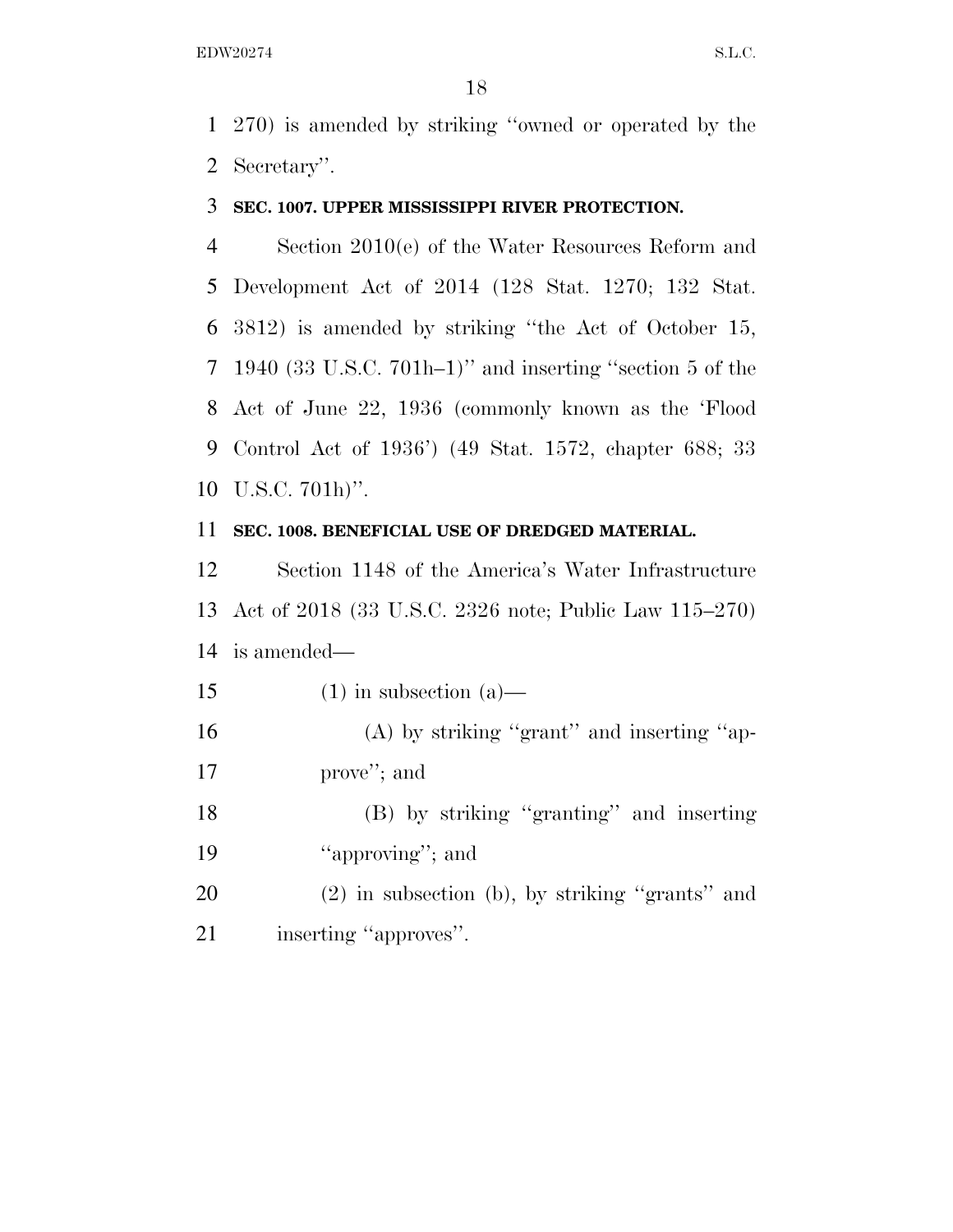270) is amended by striking ''owned or operated by the Secretary''.

**SEC. 1007. UPPER MISSISSIPPI RIVER PROTECTION.**

Section 2010(e) of the Water Resources Reform and Development Act of 2014 (128 Stat. 1270; 132 Stat. 3812) is amended by striking ''the Act of October 15, 1940 (33 U.S.C. 701h–1)'' and inserting ''section 5 of the Act of June 22, 1936 (commonly known as the 'Flood Control Act of 1936') (49 Stat. 1572, chapter 688; 33 U.S.C. 701h)''.

**SEC. 1008. BENEFICIAL USE OF DREDGED MATERIAL.**

Section 1148 of the America's Water Infrastructure Act of 2018 (33 U.S.C. 2326 note; Public Law 115–270) is amended—

(1) in subsection (a)—

(A) by striking ''grant'' and inserting ''approve''; and

(B) by striking ''granting'' and inserting ''approving''; and

(2) in subsection (b), by striking ''grants'' and inserting ''approves''.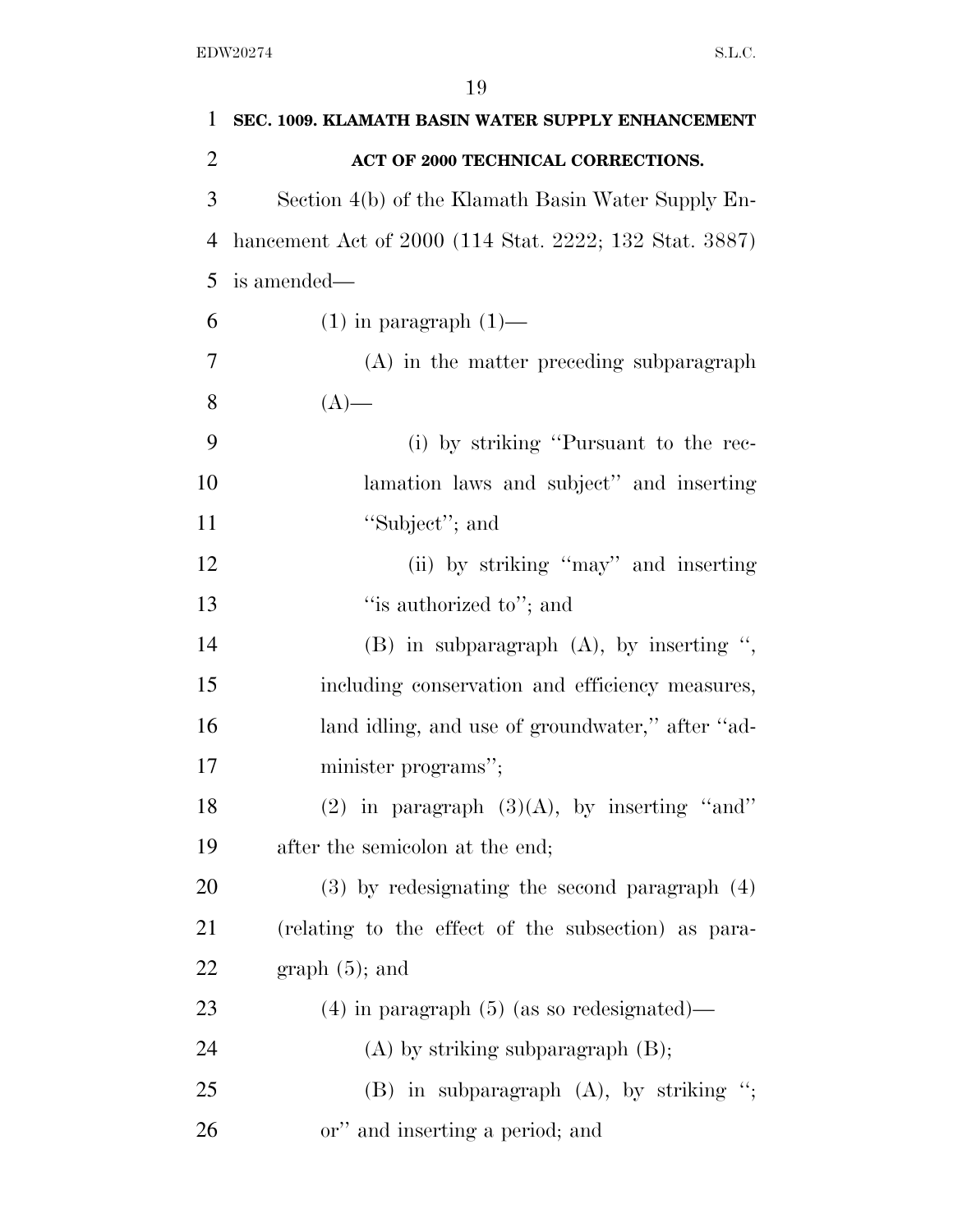**SEC. 1009. KLAMATH BASIN WATER SUPPLY ENHANCEMENT ACT OF 2000 TECHNICAL CORRECTIONS.**

Section 4(b) of the Klamath Basin Water Supply Enhancement Act of 2000 (114 Stat. 2222; 132 Stat. 3887) is amended—

(1) in paragraph (1)—

(A) in the matter preceding subparagraph (A)—

(i) by striking "Pursuant to the reclamation laws and subject" and inserting "Subject"; and

(ii) by striking "may" and inserting "is authorized to"; and

(B) in subparagraph (A), by inserting ", including conservation and efficiency measures, land idling, and use of groundwater," after "administer programs";

(2) in paragraph (3)(A), by inserting "and" after the semicolon at the end;

(3) by redesignating the second paragraph (4) (relating to the effect of the subsection) as paragraph (5); and

(4) in paragraph (5) (as so redesignated)—

(A) by striking subparagraph (B);

(B) in subparagraph (A), by striking "; or" and inserting a period; and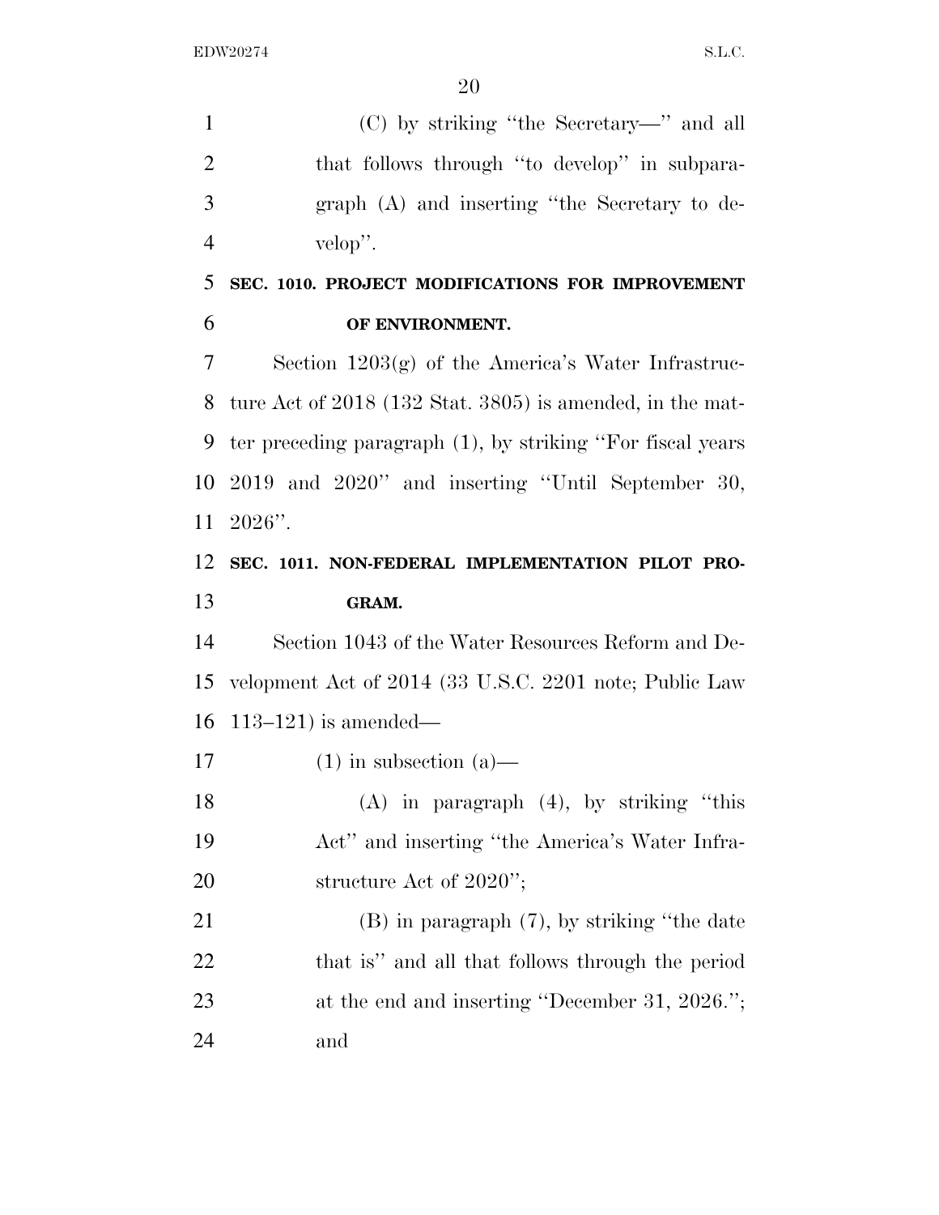(C) by striking "the Secretary—" and all that follows through "to develop" in subparagraph (A) and inserting "the Secretary to develop".

**SEC. 1010. PROJECT MODIFICATIONS FOR IMPROVEMENT OF ENVIRONMENT.**

Section 1203(g) of the America's Water Infrastructure Act of 2018 (132 Stat. 3805) is amended, in the matter preceding paragraph (1), by striking "For fiscal years 2019 and 2020" and inserting "Until September 30, 2026".

**SEC. 1011. NON-FEDERAL IMPLEMENTATION PILOT PROGRAM.**

Section 1043 of the Water Resources Reform and Development Act of 2014 (33 U.S.C. 2201 note; Public Law 113–121) is amended—

(1) in subsection (a)—

(A) in paragraph (4), by striking "this Act" and inserting "the America's Water Infrastructure Act of 2020";

(B) in paragraph (7), by striking "the date that is" and all that follows through the period at the end and inserting "December 31, 2026."; and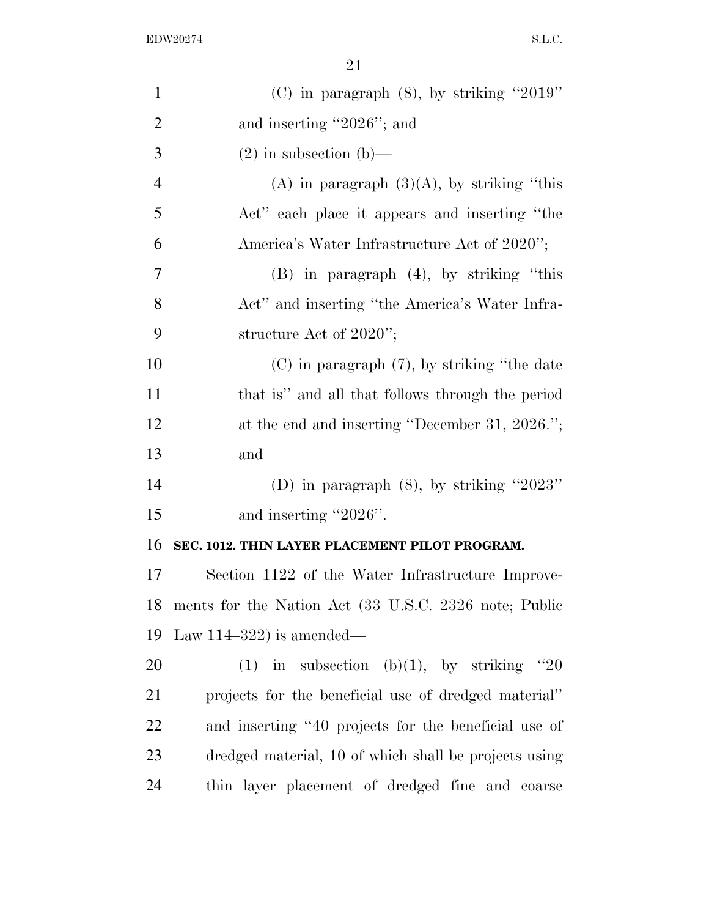(C) in paragraph (8), by striking "2019" and inserting "2026"; and

(2) in subsection (b)—

(A) in paragraph (3)(A), by striking "this Act" each place it appears and inserting "the America's Water Infrastructure Act of 2020";

(B) in paragraph (4), by striking "this Act" and inserting "the America's Water Infrastructure Act of 2020";

(C) in paragraph (7), by striking "the date that is" and all that follows through the period at the end and inserting "December 31, 2026."; and

(D) in paragraph (8), by striking "2023" and inserting "2026".

**SEC. 1012. THIN LAYER PLACEMENT PILOT PROGRAM.**

Section 1122 of the Water Infrastructure Improvements for the Nation Act (33 U.S.C. 2326 note; Public Law 114–322) is amended—

(1) in subsection (b)(1), by striking "20 projects for the beneficial use of dredged material" and inserting "40 projects for the beneficial use of dredged material, 10 of which shall be projects using thin layer placement of dredged fine and coarse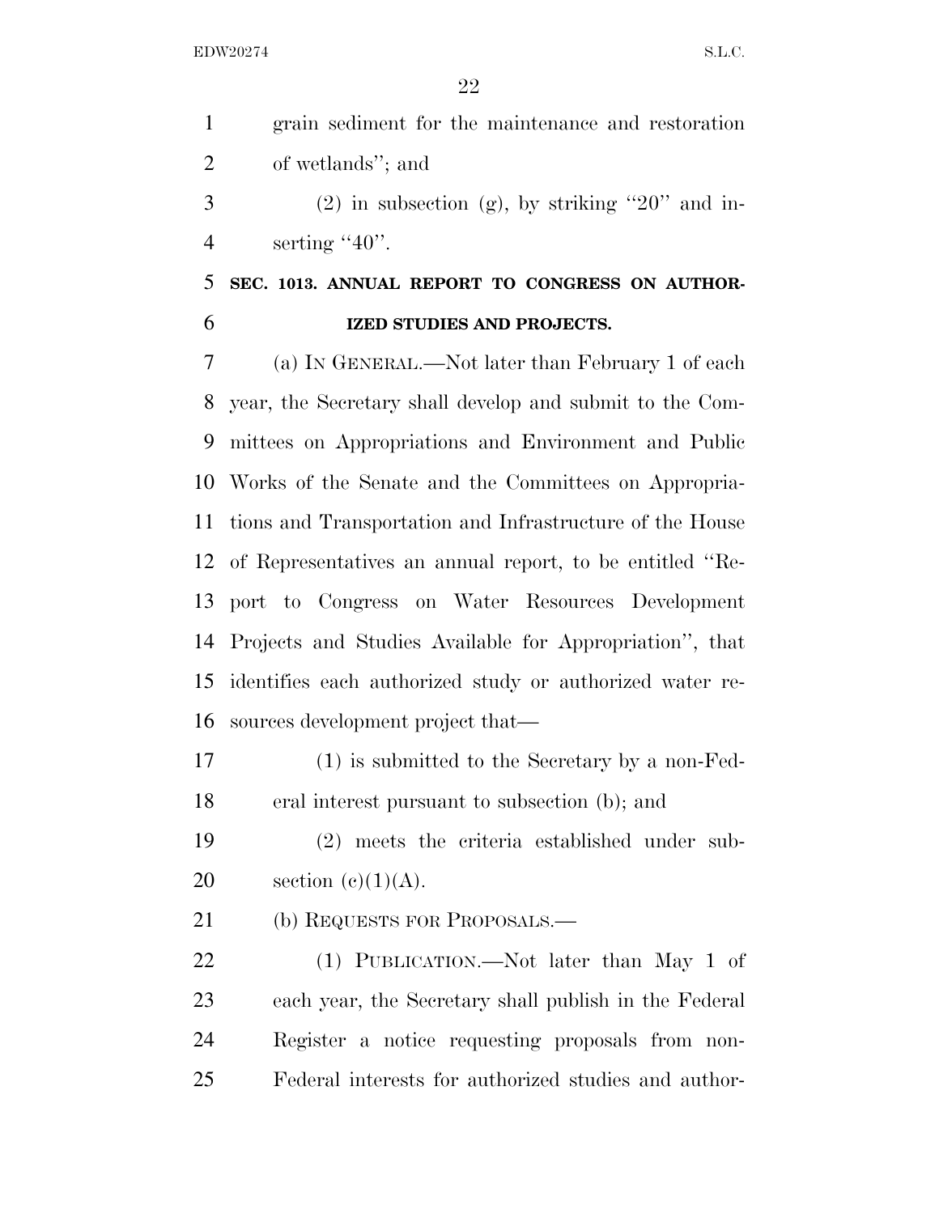grain sediment for the maintenance and restoration of wetlands''; and

(2) in subsection (g), by striking ''20'' and inserting ''40''.

**SEC. 1013. ANNUAL REPORT TO CONGRESS ON AUTHORIZED STUDIES AND PROJECTS.**

(a) IN GENERAL.—Not later than February 1 of each year, the Secretary shall develop and submit to the Committees on Appropriations and Environment and Public Works of the Senate and the Committees on Appropriations and Transportation and Infrastructure of the House of Representatives an annual report, to be entitled ''Report to Congress on Water Resources Development Projects and Studies Available for Appropriation'', that identifies each authorized study or authorized water resources development project that—

(1) is submitted to the Secretary by a non-Federal interest pursuant to subsection (b); and

(2) meets the criteria established under subsection (c)(1)(A).

(b) REQUESTS FOR PROPOSALS.—

(1) PUBLICATION.—Not later than May 1 of each year, the Secretary shall publish in the Federal Register a notice requesting proposals from non-Federal interests for authorized studies and author-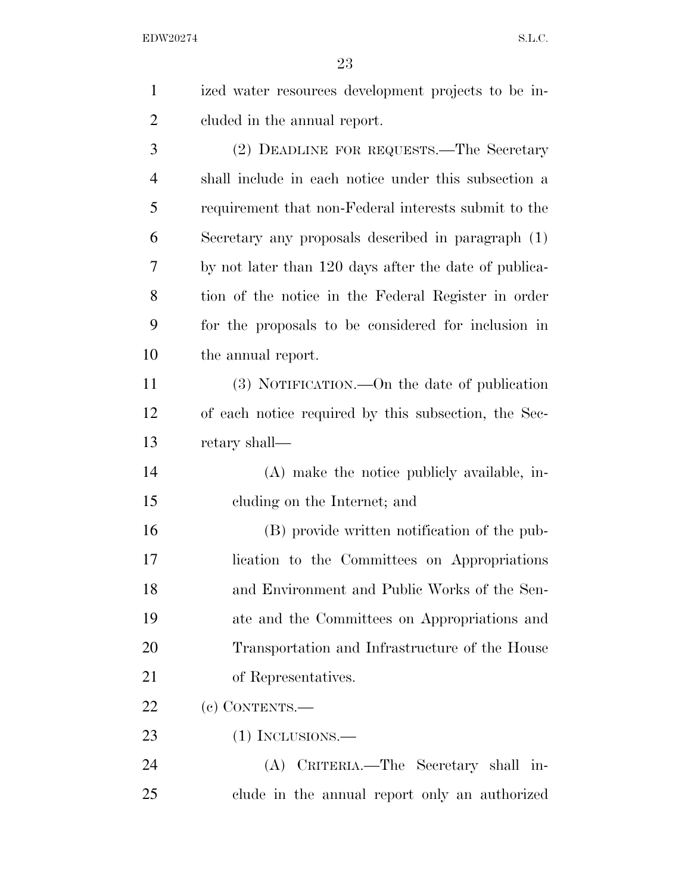ized water resources development projects to be included in the annual report.

(2) DEADLINE FOR REQUESTS.—The Secretary shall include in each notice under this subsection a requirement that non-Federal interests submit to the Secretary any proposals described in paragraph (1) by not later than 120 days after the date of publication of the notice in the Federal Register in order for the proposals to be considered for inclusion in the annual report.

(3) NOTIFICATION.—On the date of publication of each notice required by this subsection, the Secretary shall—

(A) make the notice publicly available, including on the Internet; and

(B) provide written notification of the publication to the Committees on Appropriations and Environment and Public Works of the Senate and the Committees on Appropriations and Transportation and Infrastructure of the House of Representatives.

(c) CONTENTS.—

(1) INCLUSIONS.—

(A) CRITERIA.—The Secretary shall include in the annual report only an authorized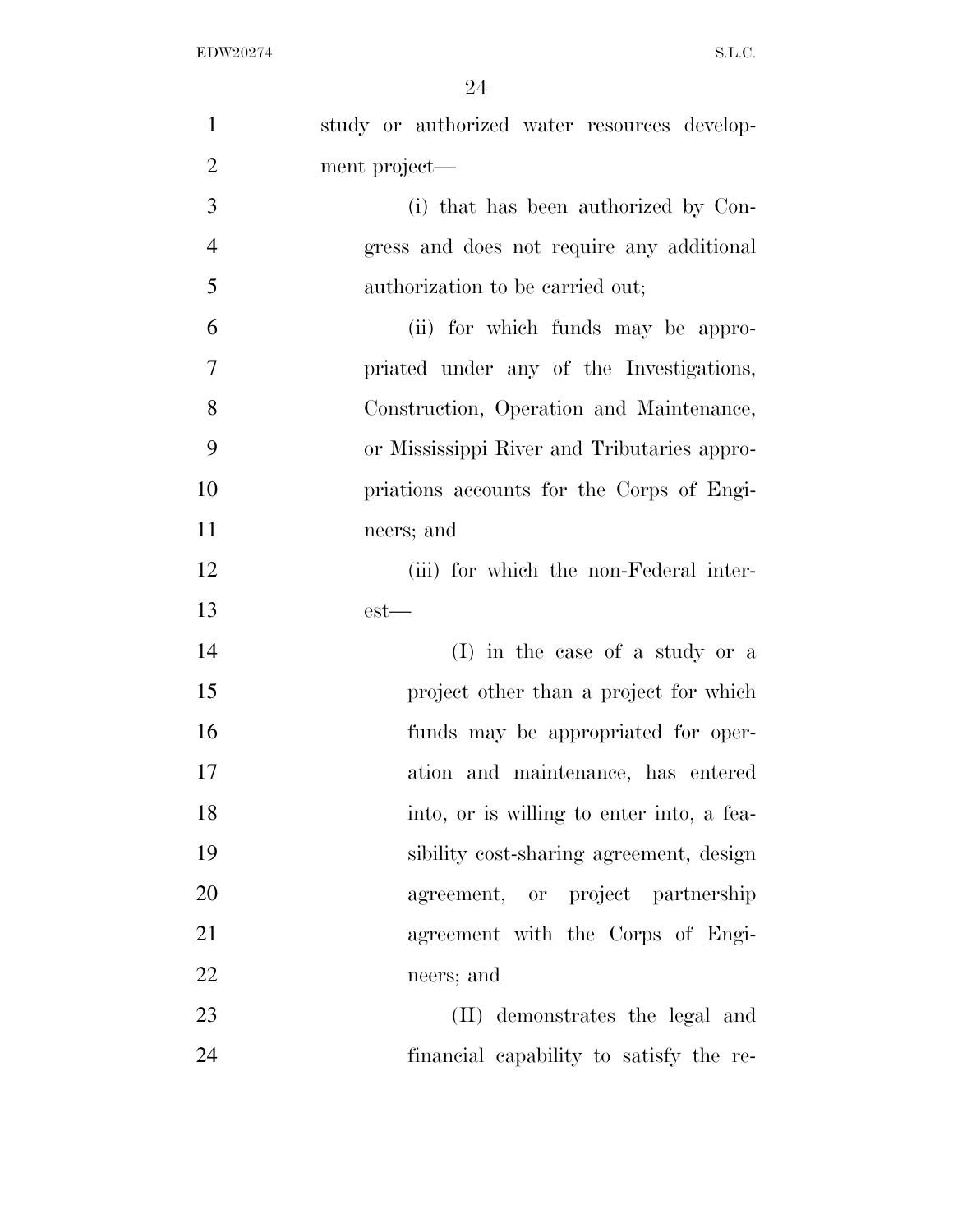study or authorized water resources development project—

(i) that has been authorized by Congress and does not require any additional authorization to be carried out;

(ii) for which funds may be appropriated under any of the Investigations, Construction, Operation and Maintenance, or Mississippi River and Tributaries appropriations accounts for the Corps of Engineers; and

(iii) for which the non-Federal interest—

(I) in the case of a study or a project other than a project for which funds may be appropriated for operation and maintenance, has entered into, or is willing to enter into, a feasibility cost-sharing agreement, design agreement, or project partnership agreement with the Corps of Engineers; and

(II) demonstrates the legal and financial capability to satisfy the re-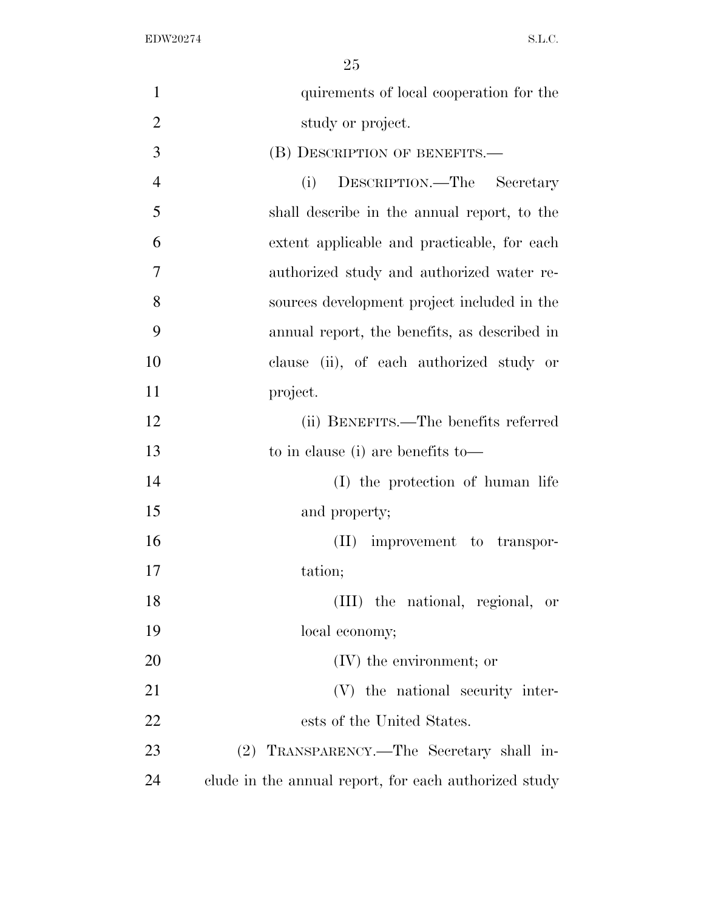quirements of local cooperation for the study or project.

(B) DESCRIPTION OF BENEFITS.—

(i) DESCRIPTION.—The Secretary shall describe in the annual report, to the extent applicable and practicable, for each authorized study and authorized water resources development project included in the annual report, the benefits, as described in clause (ii), of each authorized study or project.

(ii) BENEFITS.—The benefits referred to in clause (i) are benefits to—

(I) the protection of human life and property;

(II) improvement to transportation;

(III) the national, regional, or local economy;

(IV) the environment; or

(V) the national security interests of the United States.

(2) TRANSPARENCY.—The Secretary shall include in the annual report, for each authorized study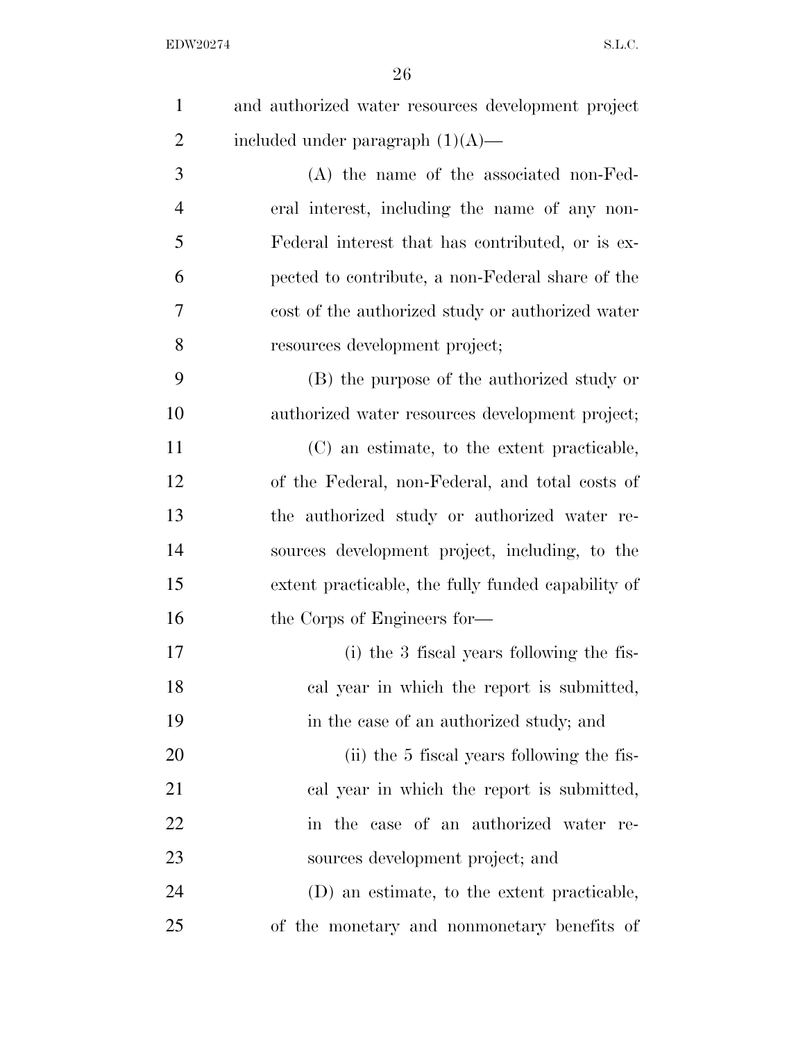and authorized water resources development project included under paragraph (1)(A)—

(A) the name of the associated non-Federal interest, including the name of any non-Federal interest that has contributed, or is expected to contribute, a non-Federal share of the cost of the authorized study or authorized water resources development project;

(B) the purpose of the authorized study or authorized water resources development project;

(C) an estimate, to the extent practicable, of the Federal, non-Federal, and total costs of the authorized study or authorized water resources development project, including, to the extent practicable, the fully funded capability of the Corps of Engineers for—

(i) the 3 fiscal years following the fiscal year in which the report is submitted, in the case of an authorized study; and

(ii) the 5 fiscal years following the fiscal year in which the report is submitted, in the case of an authorized water resources development project; and

(D) an estimate, to the extent practicable, of the monetary and nonmonetary benefits of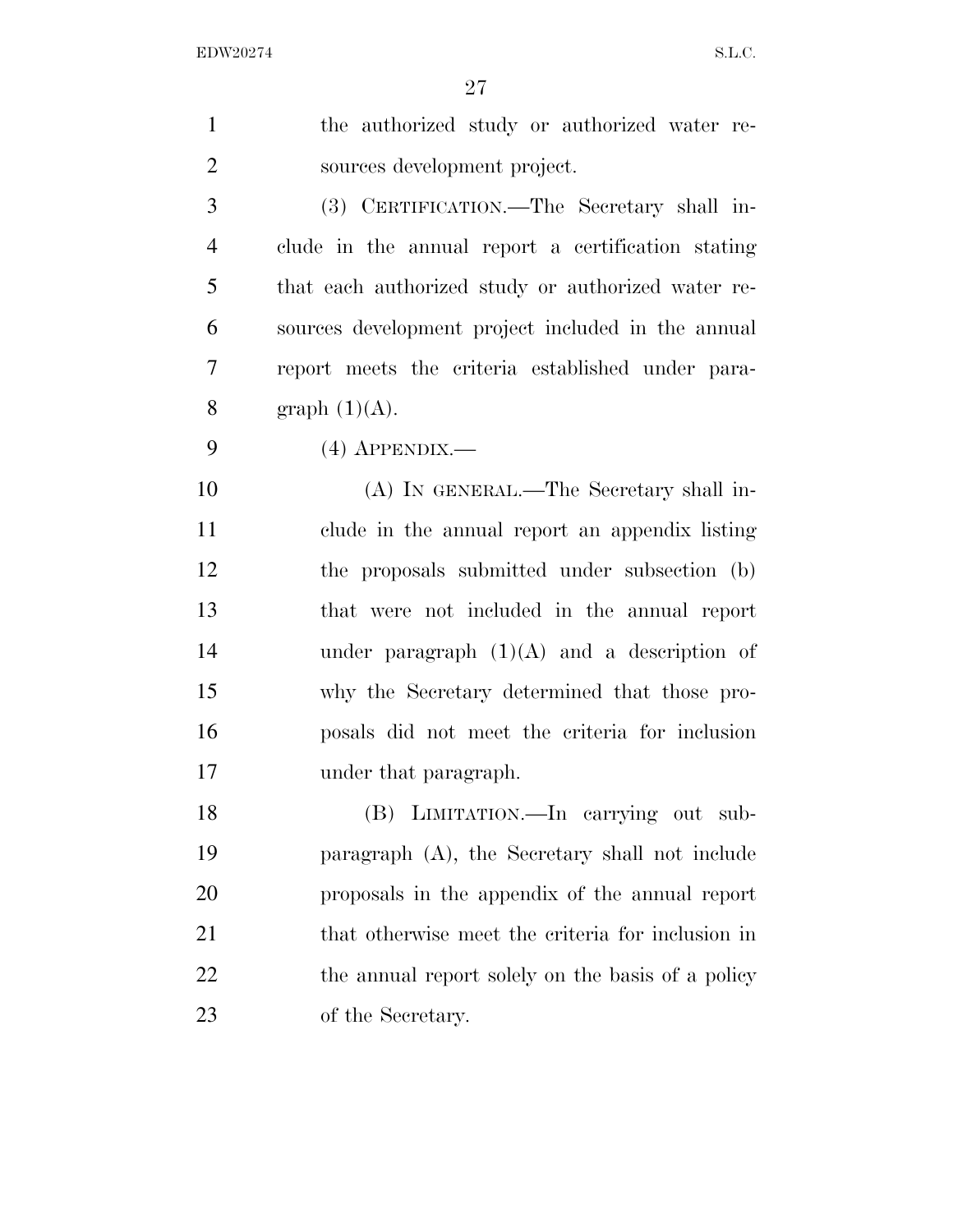the authorized study or authorized water resources development project.

(3) CERTIFICATION.—The Secretary shall include in the annual report a certification stating that each authorized study or authorized water resources development project included in the annual report meets the criteria established under paragraph (1)(A).

(4) APPENDIX.—

(A) IN GENERAL.—The Secretary shall include in the annual report an appendix listing the proposals submitted under subsection (b) that were not included in the annual report under paragraph (1)(A) and a description of why the Secretary determined that those proposals did not meet the criteria for inclusion under that paragraph.

(B) LIMITATION.—In carrying out subparagraph (A), the Secretary shall not include proposals in the appendix of the annual report that otherwise meet the criteria for inclusion in the annual report solely on the basis of a policy of the Secretary.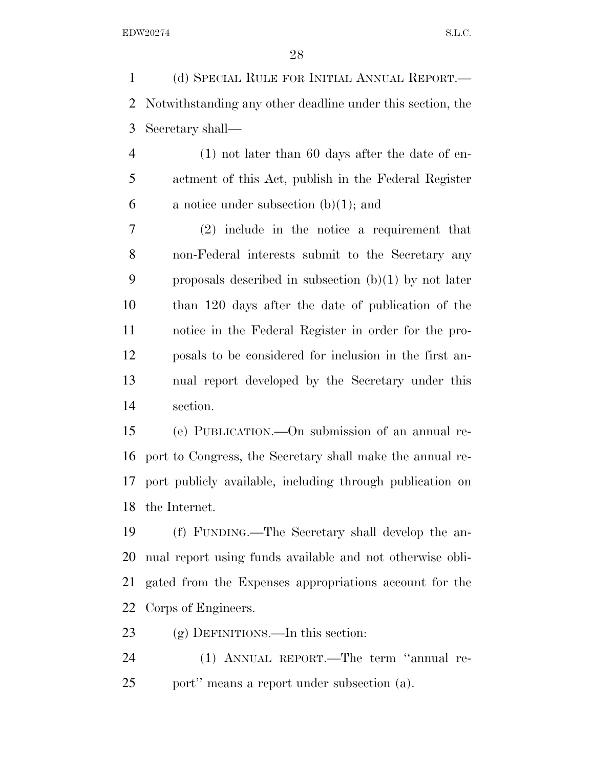(d) SPECIAL RULE FOR INITIAL ANNUAL REPORT.—Notwithstanding any other deadline under this section, the Secretary shall—

(1) not later than 60 days after the date of enactment of this Act, publish in the Federal Register a notice under subsection (b)(1); and

(2) include in the notice a requirement that non-Federal interests submit to the Secretary any proposals described in subsection (b)(1) by not later than 120 days after the date of publication of the notice in the Federal Register in order for the proposals to be considered for inclusion in the first annual report developed by the Secretary under this section.

(e) PUBLICATION.—On submission of an annual report to Congress, the Secretary shall make the annual report publicly available, including through publication on the Internet.

(f) FUNDING.—The Secretary shall develop the annual report using funds available and not otherwise obligated from the Expenses appropriations account for the Corps of Engineers.

(g) DEFINITIONS.—In this section:

(1) ANNUAL REPORT.—The term ''annual report'' means a report under subsection (a).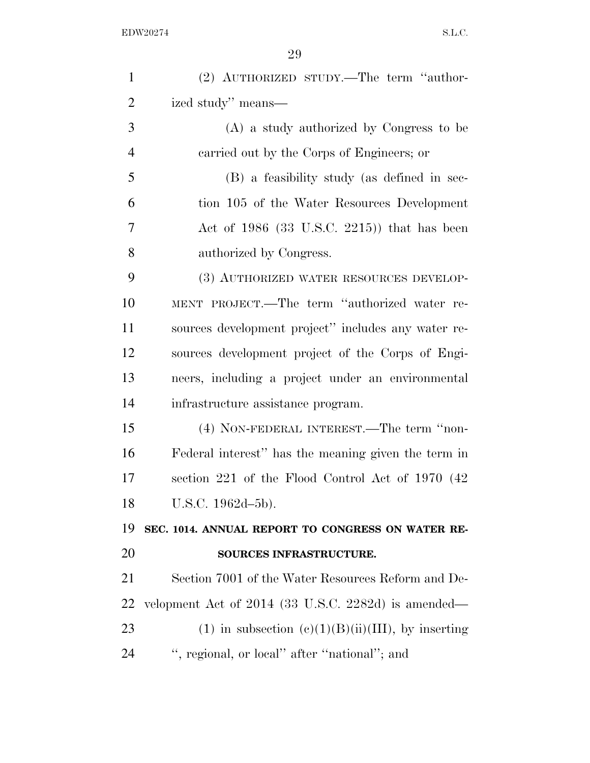(2) AUTHORIZED STUDY.—The term ''authorized study'' means—

(A) a study authorized by Congress to be carried out by the Corps of Engineers; or

(B) a feasibility study (as defined in section 105 of the Water Resources Development Act of 1986 (33 U.S.C. 2215)) that has been authorized by Congress.

(3) AUTHORIZED WATER RESOURCES DEVELOPMENT PROJECT.—The term ''authorized water resources development project'' includes any water resources development project of the Corps of Engineers, including a project under an environmental infrastructure assistance program.

(4) NON-FEDERAL INTEREST.—The term ''non-Federal interest'' has the meaning given the term in section 221 of the Flood Control Act of 1970 (42 U.S.C. 1962d–5b).

**SEC. 1014. ANNUAL REPORT TO CONGRESS ON WATER RESOURCES INFRASTRUCTURE.**

Section 7001 of the Water Resources Reform and Development Act of 2014 (33 U.S.C. 2282d) is amended—

(1) in subsection (c)(1)(B)(ii)(III), by inserting '', regional, or local'' after ''national''; and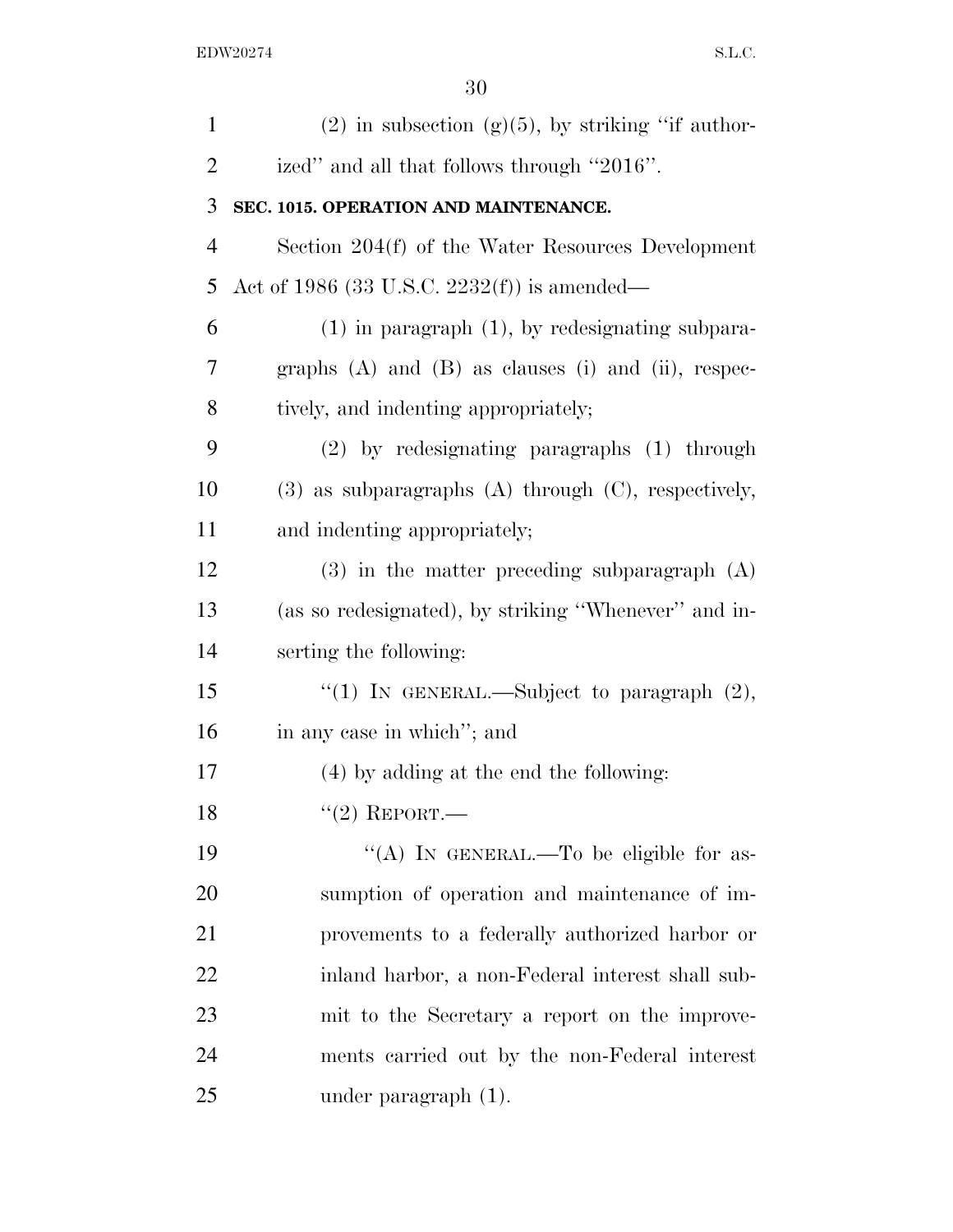(2) in subsection (g)(5), by striking ''if authorized'' and all that follows through ''2016''.

**SEC. 1015. OPERATION AND MAINTENANCE.**

Section 204(f) of the Water Resources Development Act of 1986 (33 U.S.C. 2232(f)) is amended—

(1) in paragraph (1), by redesignating subparagraphs (A) and (B) as clauses (i) and (ii), respectively, and indenting appropriately;

(2) by redesignating paragraphs (1) through (3) as subparagraphs (A) through (C), respectively, and indenting appropriately;

(3) in the matter preceding subparagraph (A) (as so redesignated), by striking ''Whenever'' and inserting the following:

''(1) IN GENERAL.—Subject to paragraph (2), in any case in which''; and

(4) by adding at the end the following:

''(2) REPORT.—

''(A) IN GENERAL.—To be eligible for assumption of operation and maintenance of improvements to a federally authorized harbor or inland harbor, a non-Federal interest shall submit to the Secretary a report on the improvements carried out by the non-Federal interest under paragraph (1).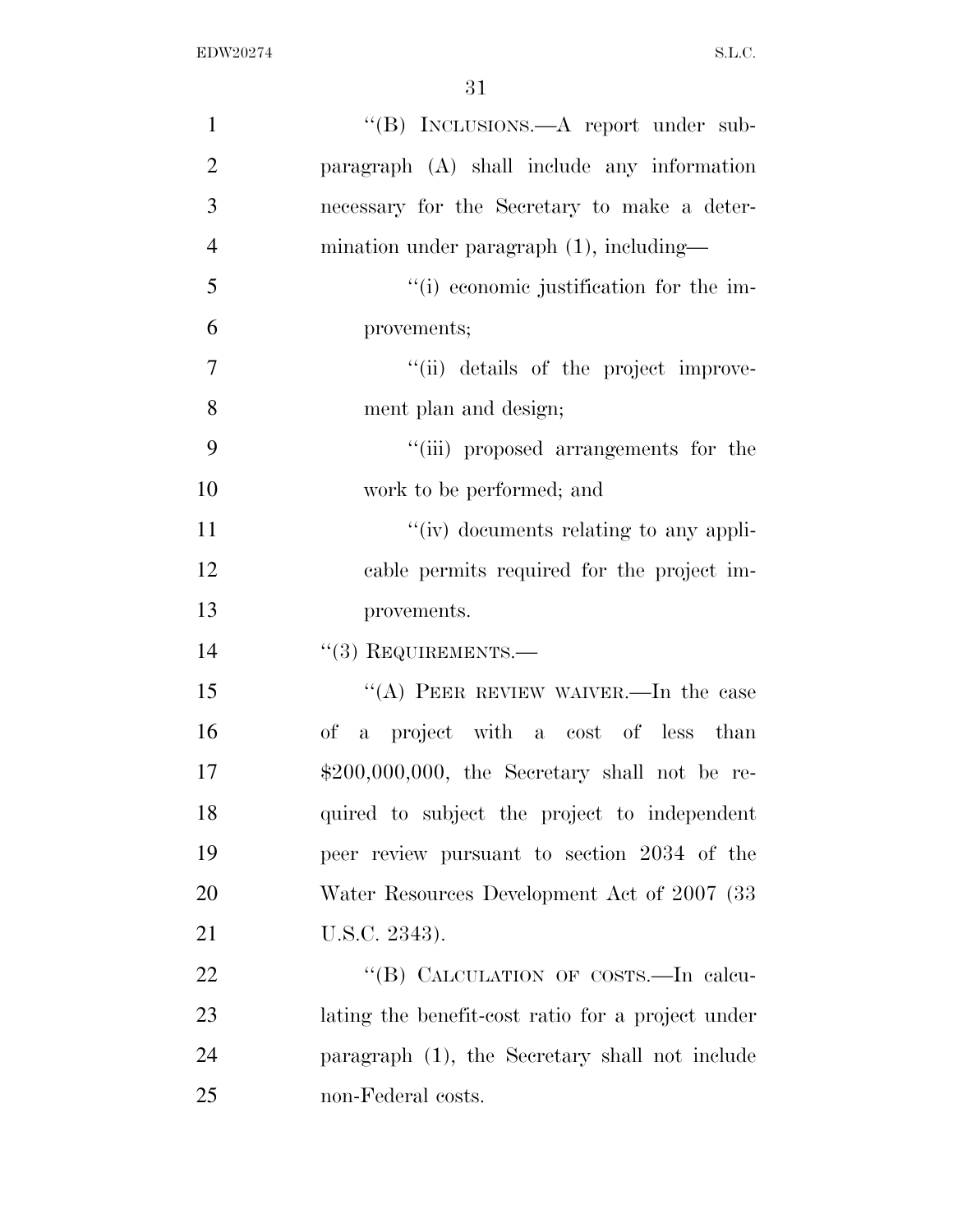"(B) INCLUSIONS.—A report under subparagraph (A) shall include any information necessary for the Secretary to make a determination under paragraph (1), including—

"(i) economic justification for the improvements;

"(ii) details of the project improvement plan and design;

"(iii) proposed arrangements for the work to be performed; and

"(iv) documents relating to any applicable permits required for the project improvements.

"(3) REQUIREMENTS.—

"(A) PEER REVIEW WAIVER.—In the case of a project with a cost of less than $200,000,000, the Secretary shall not be required to subject the project to independent peer review pursuant to section 2034 of the Water Resources Development Act of 2007 (33 U.S.C. 2343).

"(B) CALCULATION OF COSTS.—In calculating the benefit-cost ratio for a project under paragraph (1), the Secretary shall not include non-Federal costs.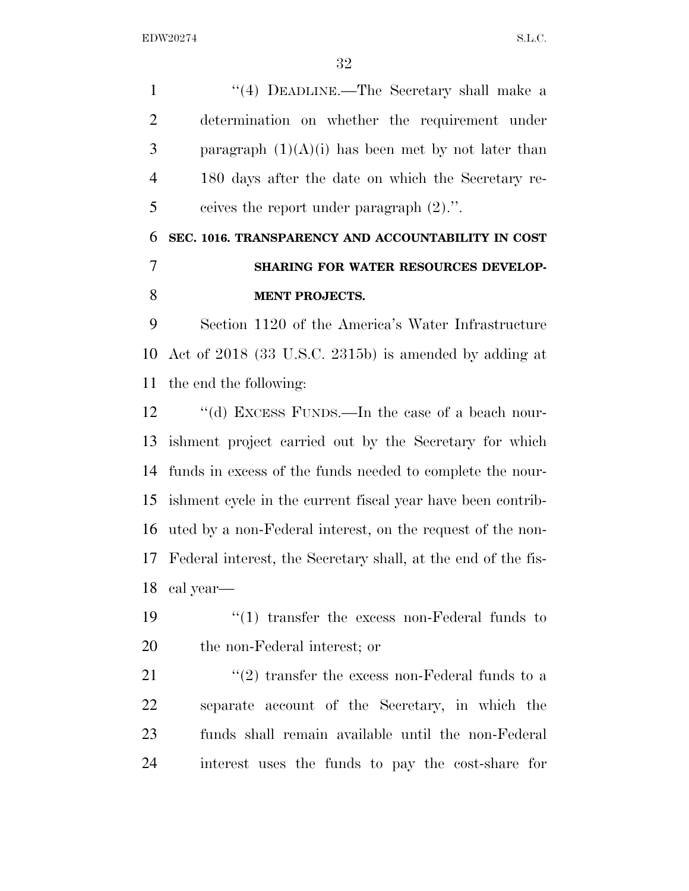"(4) DEADLINE.—The Secretary shall make a determination on whether the requirement under paragraph (1)(A)(i) has been met by not later than 180 days after the date on which the Secretary receives the report under paragraph (2).".

**SEC. 1016. TRANSPARENCY AND ACCOUNTABILITY IN COST SHARING FOR WATER RESOURCES DEVELOPMENT PROJECTS.**

Section 1120 of the America's Water Infrastructure Act of 2018 (33 U.S.C. 2315b) is amended by adding at the end the following:

"(d) EXCESS FUNDS.—In the case of a beach nourishment project carried out by the Secretary for which funds in excess of the funds needed to complete the nourishment cycle in the current fiscal year have been contributed by a non-Federal interest, on the request of the non-Federal interest, the Secretary shall, at the end of the fiscal year—

"(1) transfer the excess non-Federal funds to the non-Federal interest; or

"(2) transfer the excess non-Federal funds to a separate account of the Secretary, in which the funds shall remain available until the non-Federal interest uses the funds to pay the cost-share for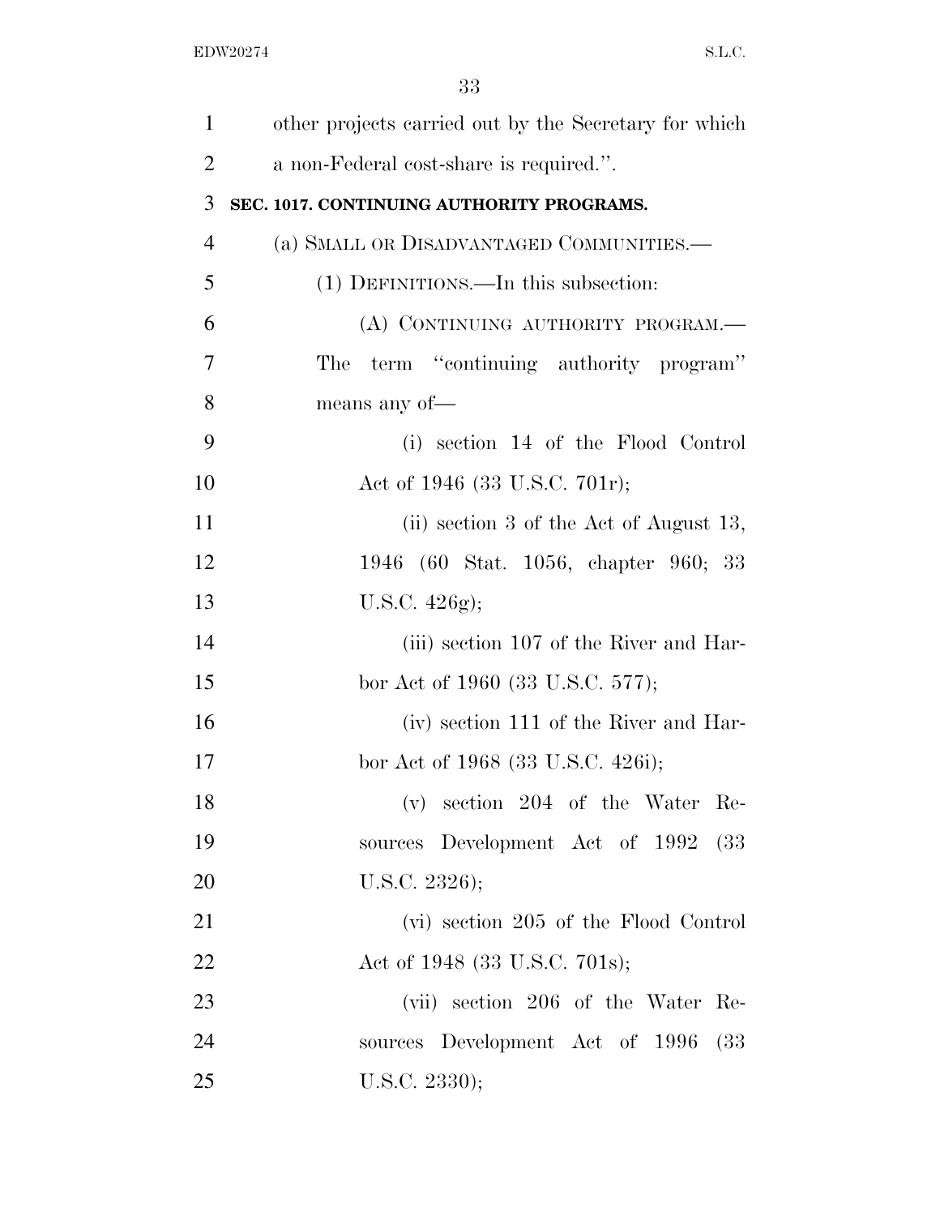other projects carried out by the Secretary for which a non-Federal cost-share is required.''.

**SEC. 1017. CONTINUING AUTHORITY PROGRAMS.**

(a) SMALL OR DISADVANTAGED COMMUNITIES.—

(1) DEFINITIONS.—In this subsection:

(A) CONTINUING AUTHORITY PROGRAM.— The term ''continuing authority program'' means any of—

(i) section 14 of the Flood Control Act of 1946 (33 U.S.C. 701r);

(ii) section 3 of the Act of August 13, 1946 (60 Stat. 1056, chapter 960; 33 U.S.C. 426g);

(iii) section 107 of the River and Harbor Act of 1960 (33 U.S.C. 577);

(iv) section 111 of the River and Harbor Act of 1968 (33 U.S.C. 426i);

(v) section 204 of the Water Resources Development Act of 1992 (33 U.S.C. 2326);

(vi) section 205 of the Flood Control Act of 1948 (33 U.S.C. 701s);

(vii) section 206 of the Water Resources Development Act of 1996 (33 U.S.C. 2330);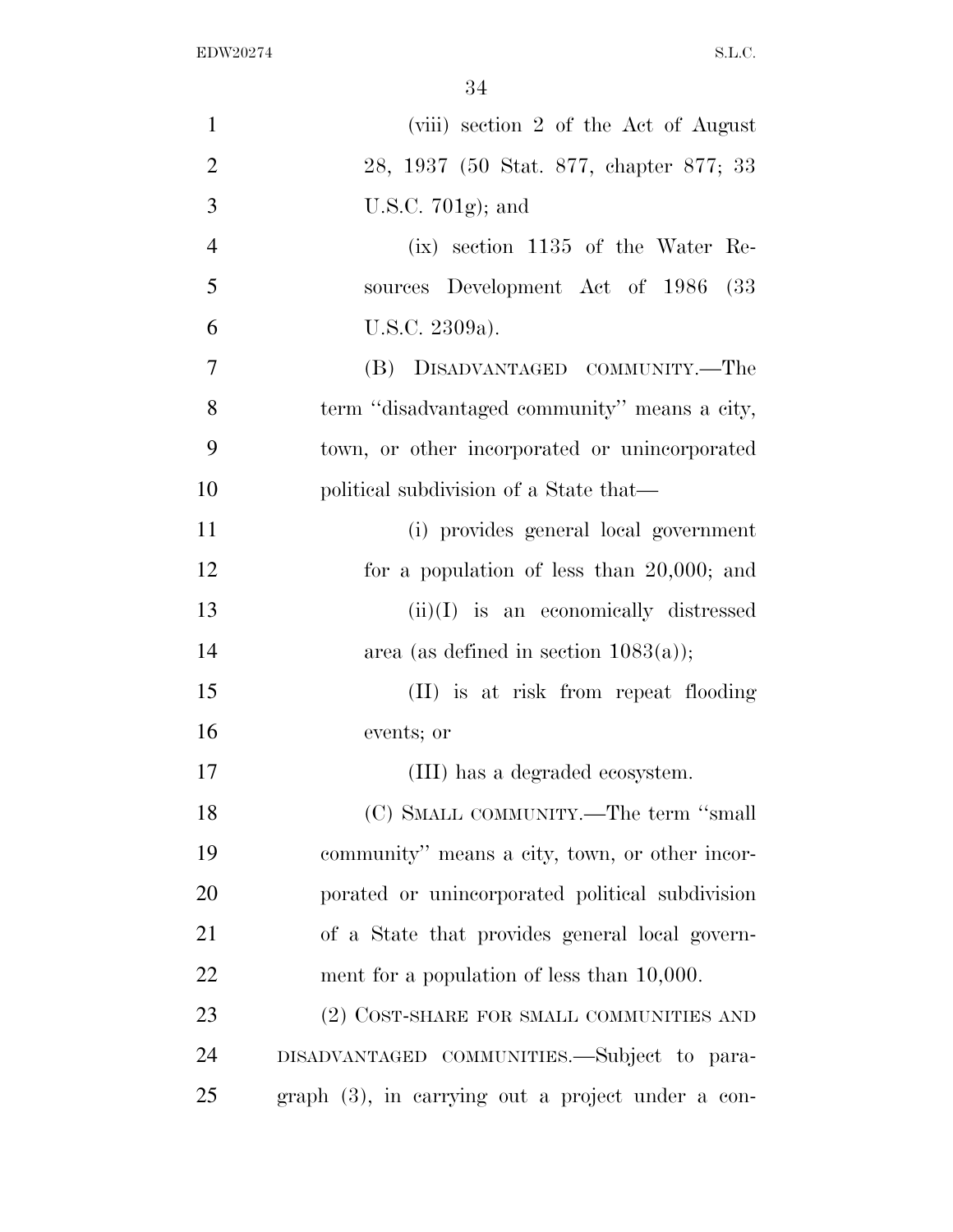(viii) section 2 of the Act of August 28, 1937 (50 Stat. 877, chapter 877; 33 U.S.C. 701g); and

(ix) section 1135 of the Water Resources Development Act of 1986 (33 U.S.C. 2309a).

(B) DISADVANTAGED COMMUNITY.—The term ''disadvantaged community'' means a city, town, or other incorporated or unincorporated political subdivision of a State that—

(i) provides general local government for a population of less than 20,000; and

(ii)(I) is an economically distressed area (as defined in section 1083(a));

(II) is at risk from repeat flooding events; or

(III) has a degraded ecosystem.

(C) SMALL COMMUNITY.—The term ''small community'' means a city, town, or other incorporated or unincorporated political subdivision of a State that provides general local government for a population of less than 10,000.

(2) COST-SHARE FOR SMALL COMMUNITIES AND DISADVANTAGED COMMUNITIES.—Subject to paragraph (3), in carrying out a project under a con-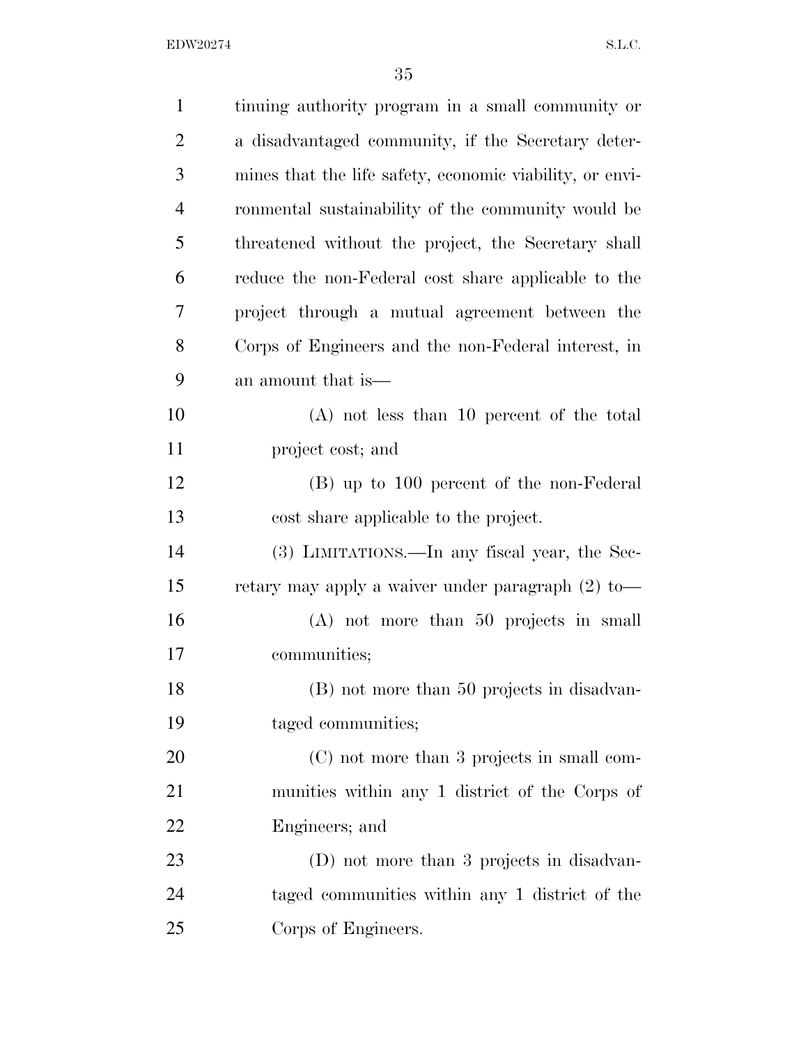tinuing authority program in a small community or a disadvantaged community, if the Secretary determines that the life safety, economic viability, or environmental sustainability of the community would be threatened without the project, the Secretary shall reduce the non-Federal cost share applicable to the project through a mutual agreement between the Corps of Engineers and the non-Federal interest, in an amount that is—

(A) not less than 10 percent of the total project cost; and

(B) up to 100 percent of the non-Federal cost share applicable to the project.

(3) LIMITATIONS.—In any fiscal year, the Secretary may apply a waiver under paragraph (2) to—

(A) not more than 50 projects in small communities;

(B) not more than 50 projects in disadvantaged communities;

(C) not more than 3 projects in small communities within any 1 district of the Corps of Engineers; and

(D) not more than 3 projects in disadvantaged communities within any 1 district of the Corps of Engineers.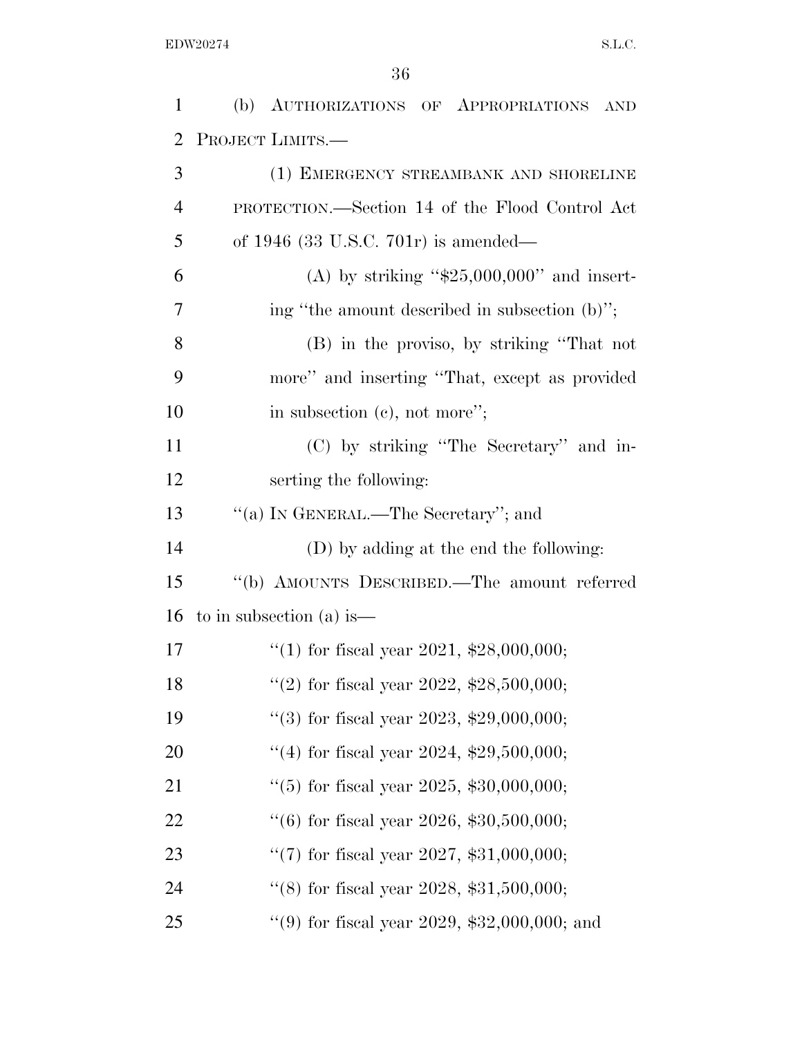(b) AUTHORIZATIONS OF APPROPRIATIONS AND PROJECT LIMITS.—

(1) EMERGENCY STREAMBANK AND SHORELINE PROTECTION.—Section 14 of the Flood Control Act of 1946 (33 U.S.C. 701r) is amended—

(A) by striking ''$25,000,000'' and inserting ''the amount described in subsection (b)'';

(B) in the proviso, by striking ''That not more'' and inserting ''That, except as provided in subsection (c), not more'';

(C) by striking ''The Secretary'' and inserting the following:

''(a) IN GENERAL.—The Secretary''; and

(D) by adding at the end the following:

''(b) AMOUNTS DESCRIBED.—The amount referred to in subsection (a) is—

''(1) for fiscal year 2021, $28,000,000;

''(2) for fiscal year 2022, $28,500,000;

''(3) for fiscal year 2023, $29,000,000;

''(4) for fiscal year 2024, $29,500,000;

''(5) for fiscal year 2025, $30,000,000;

''(6) for fiscal year 2026, $30,500,000;

''(7) for fiscal year 2027, $31,000,000;

''(8) for fiscal year 2028, $31,500,000;

''(9) for fiscal year 2029, $32,000,000; and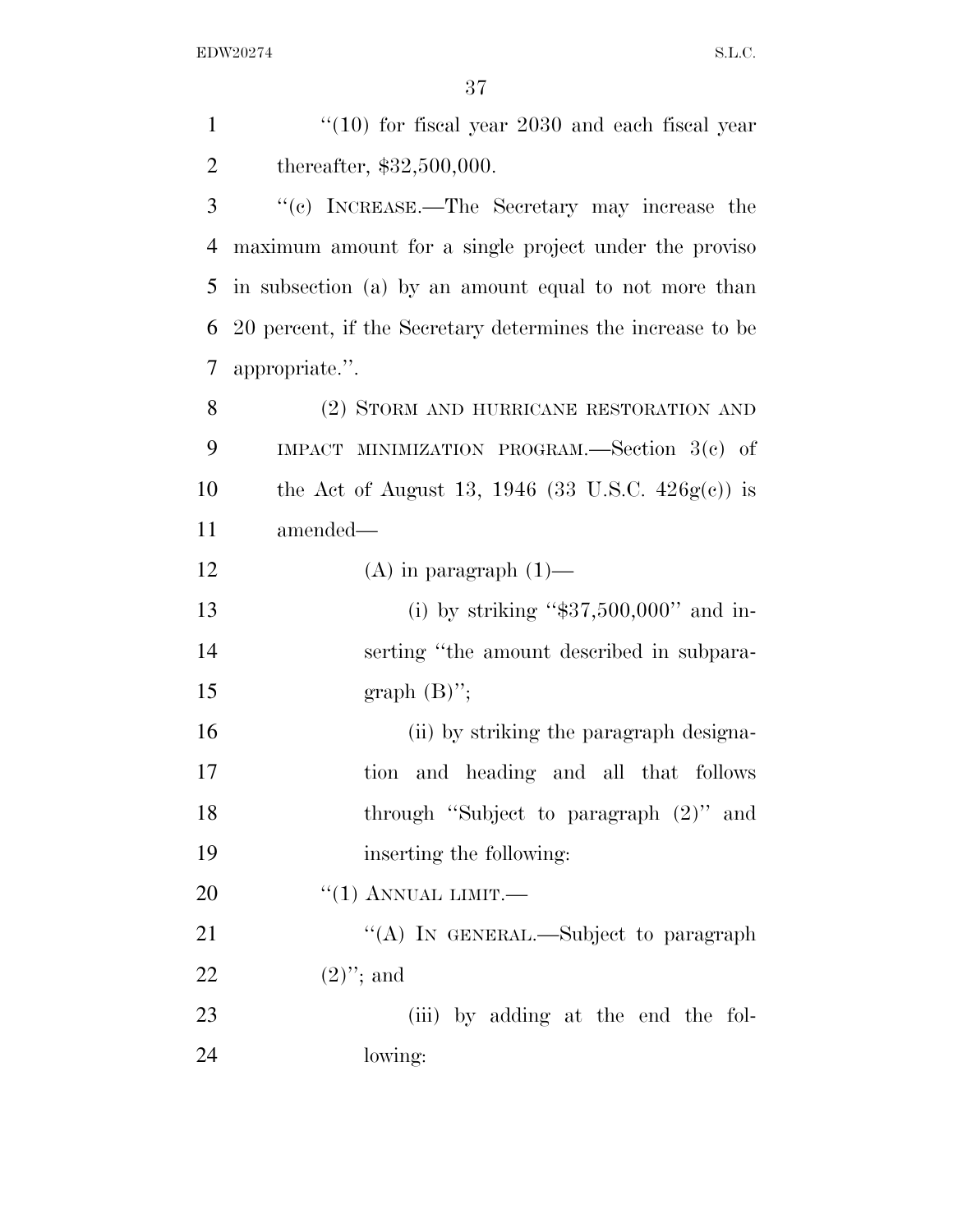''(10) for fiscal year 2030 and each fiscal year thereafter, $32,500,000.

''(c) INCREASE.—The Secretary may increase the maximum amount for a single project under the proviso in subsection (a) by an amount equal to not more than 20 percent, if the Secretary determines the increase to be appropriate.''.

(2) STORM AND HURRICANE RESTORATION AND IMPACT MINIMIZATION PROGRAM.—Section 3(c) of the Act of August 13, 1946 (33 U.S.C. 426g(c)) is amended—

(A) in paragraph (1)—

(i) by striking ''$37,500,000'' and inserting ''the amount described in subparagraph (B)'';

(ii) by striking the paragraph designation and heading and all that follows through ''Subject to paragraph (2)'' and inserting the following:

''(1) ANNUAL LIMIT.—

''(A) IN GENERAL.—Subject to paragraph (2)''; and

(iii) by adding at the end the following: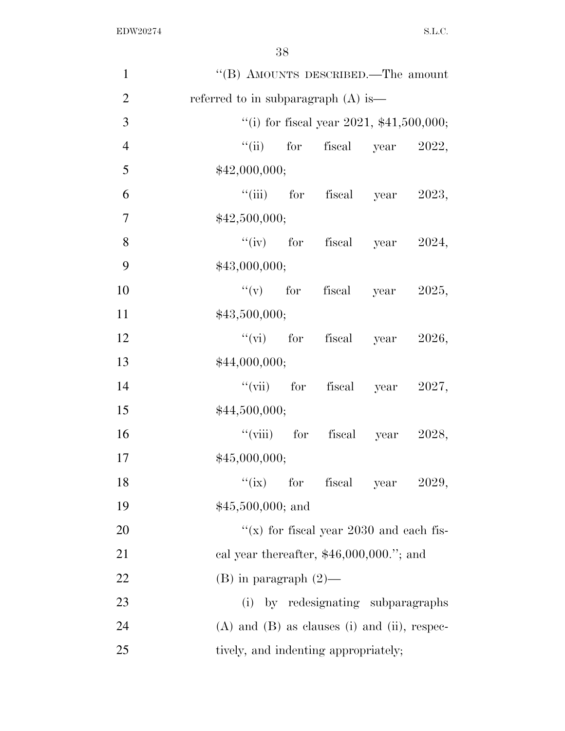"(B) AMOUNTS DESCRIBED.—The amount referred to in subparagraph (A) is—

"(i) for fiscal year 2021, $41,500,000;

"(ii) for fiscal year 2022, $42,000,000;

"(iii) for fiscal year 2023, $42,500,000;

"(iv) for fiscal year 2024, $43,000,000;

"(v) for fiscal year 2025, $43,500,000;

"(vi) for fiscal year 2026, $44,000,000;

"(vii) for fiscal year 2027, $44,500,000;

"(viii) for fiscal year 2028, $45,000,000;

"(ix) for fiscal year 2029, $45,500,000; and

"(x) for fiscal year 2030 and each fiscal year thereafter, $46,000,000."; and

(B) in paragraph (2)—

(i) by redesignating subparagraphs (A) and (B) as clauses (i) and (ii), respectively, and indenting appropriately;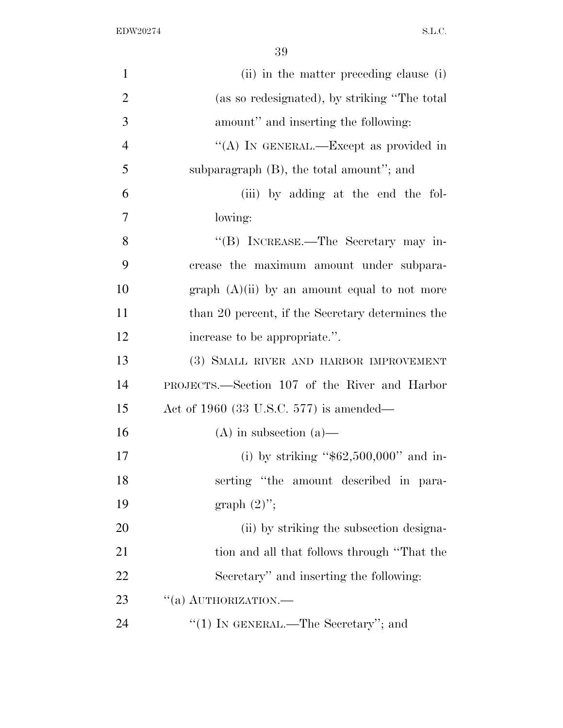(ii) in the matter preceding clause (i) (as so redesignated), by striking "The total amount" and inserting the following:

"(A) IN GENERAL.—Except as provided in subparagraph (B), the total amount"; and

(iii) by adding at the end the following:

"(B) INCREASE.—The Secretary may increase the maximum amount under subparagraph (A)(ii) by an amount equal to not more than 20 percent, if the Secretary determines the increase to be appropriate.".

(3) SMALL RIVER AND HARBOR IMPROVEMENT PROJECTS.—Section 107 of the River and Harbor Act of 1960 (33 U.S.C. 577) is amended—

(A) in subsection (a)—

(i) by striking "$62,500,000" and inserting "the amount described in paragraph (2)";

(ii) by striking the subsection designation and all that follows through "That the Secretary" and inserting the following:

"(a) AUTHORIZATION.—

"(1) IN GENERAL.—The Secretary"; and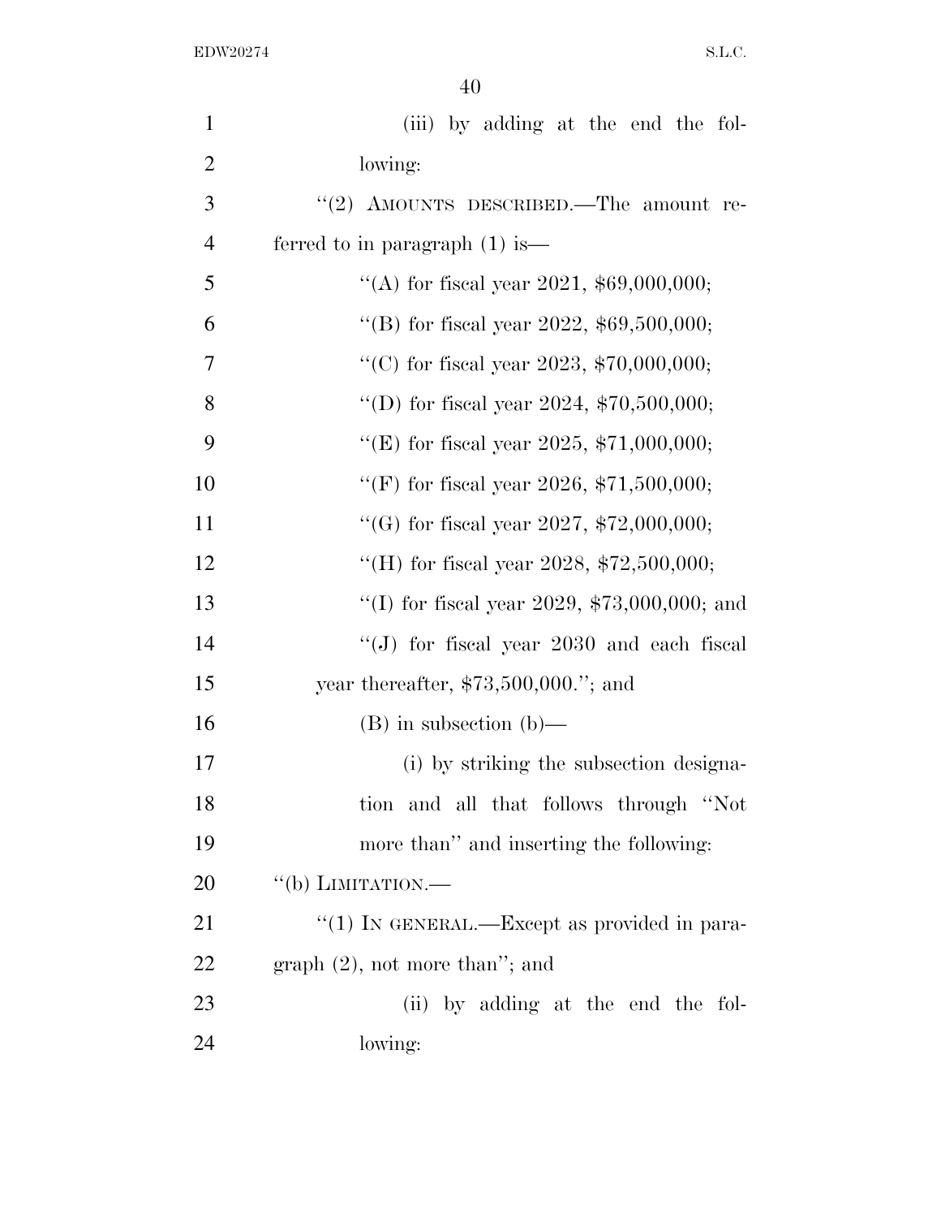(iii) by adding at the end the following:

''(2) AMOUNTS DESCRIBED.—The amount referred to in paragraph (1) is—

''(A) for fiscal year 2021, $69,000,000;

''(B) for fiscal year 2022, $69,500,000;

''(C) for fiscal year 2023, $70,000,000;

''(D) for fiscal year 2024, $70,500,000;

''(E) for fiscal year 2025, $71,000,000;

''(F) for fiscal year 2026, $71,500,000;

''(G) for fiscal year 2027, $72,000,000;

''(H) for fiscal year 2028, $72,500,000;

''(I) for fiscal year 2029, $73,000,000; and

''(J) for fiscal year 2030 and each fiscal year thereafter, $73,500,000.''; and

(B) in subsection (b)—

(i) by striking the subsection designation and all that follows through ''Not more than'' and inserting the following:

''(b) LIMITATION.—

''(1) IN GENERAL.—Except as provided in paragraph (2), not more than''; and

(ii) by adding at the end the following: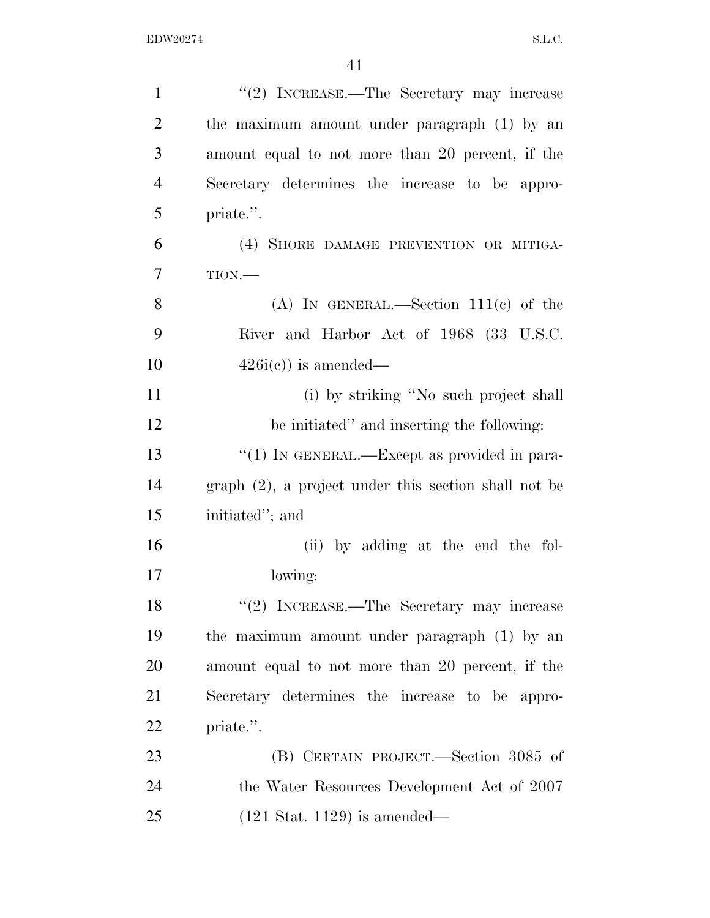"(2) INCREASE.—The Secretary may increase the maximum amount under paragraph (1) by an amount equal to not more than 20 percent, if the Secretary determines the increase to be appropriate.".

(4) SHORE DAMAGE PREVENTION OR MITIGATION.—

(A) IN GENERAL.—Section 111(c) of the River and Harbor Act of 1968 (33 U.S.C. 426i(c)) is amended—

(i) by striking "No such project shall be initiated" and inserting the following:

"(1) IN GENERAL.—Except as provided in paragraph (2), a project under this section shall not be initiated"; and

(ii) by adding at the end the following:

"(2) INCREASE.—The Secretary may increase the maximum amount under paragraph (1) by an amount equal to not more than 20 percent, if the Secretary determines the increase to be appropriate.".

(B) CERTAIN PROJECT.—Section 3085 of the Water Resources Development Act of 2007 (121 Stat. 1129) is amended—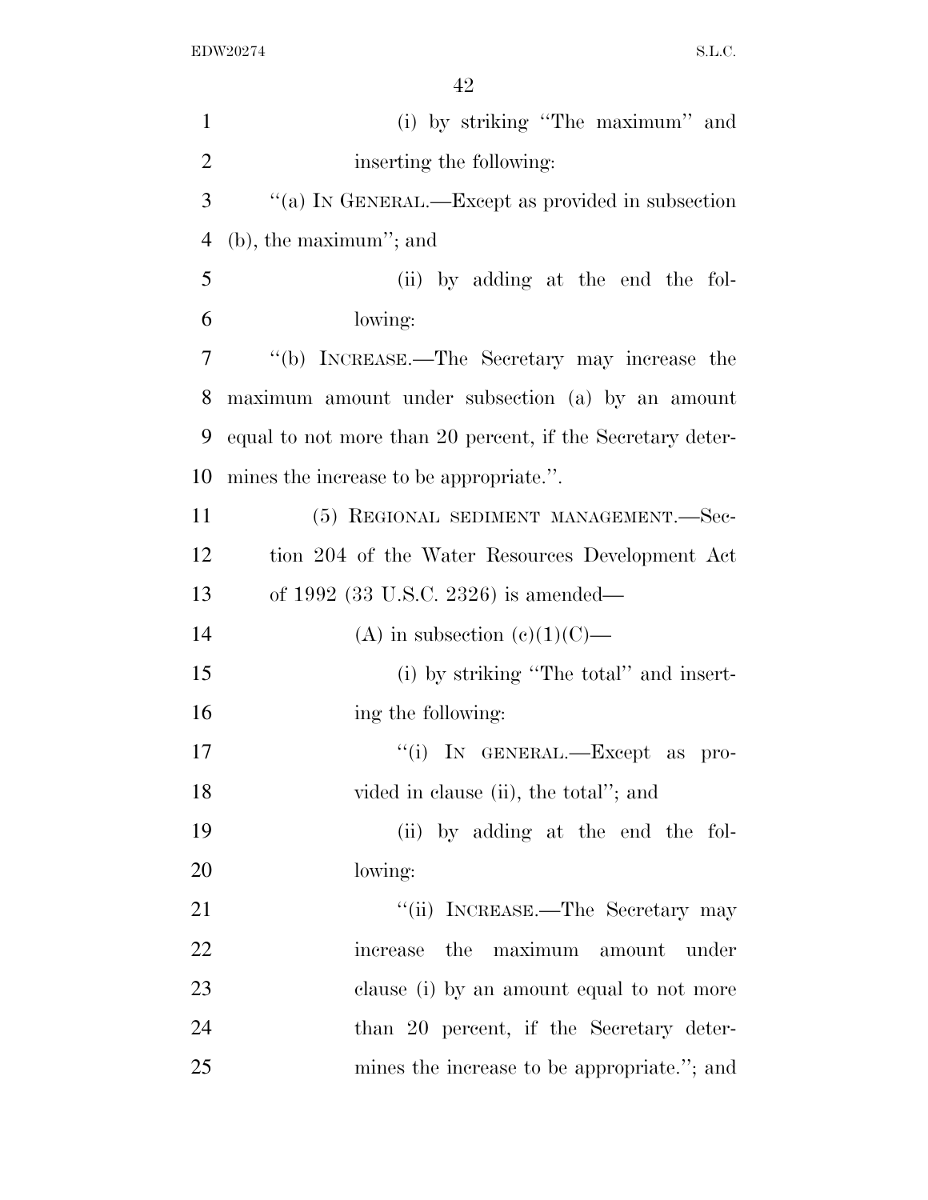(i) by striking "The maximum" and inserting the following:

"(a) IN GENERAL.—Except as provided in subsection (b), the maximum"; and

(ii) by adding at the end the following:

"(b) INCREASE.—The Secretary may increase the maximum amount under subsection (a) by an amount equal to not more than 20 percent, if the Secretary determines the increase to be appropriate.".

(5) REGIONAL SEDIMENT MANAGEMENT.—Section 204 of the Water Resources Development Act of 1992 (33 U.S.C. 2326) is amended—

(A) in subsection (c)(1)(C)—

(i) by striking "The total" and inserting the following:

"(i) IN GENERAL.—Except as provided in clause (ii), the total"; and

(ii) by adding at the end the following:

"(ii) INCREASE.—The Secretary may increase the maximum amount under clause (i) by an amount equal to not more than 20 percent, if the Secretary determines the increase to be appropriate."; and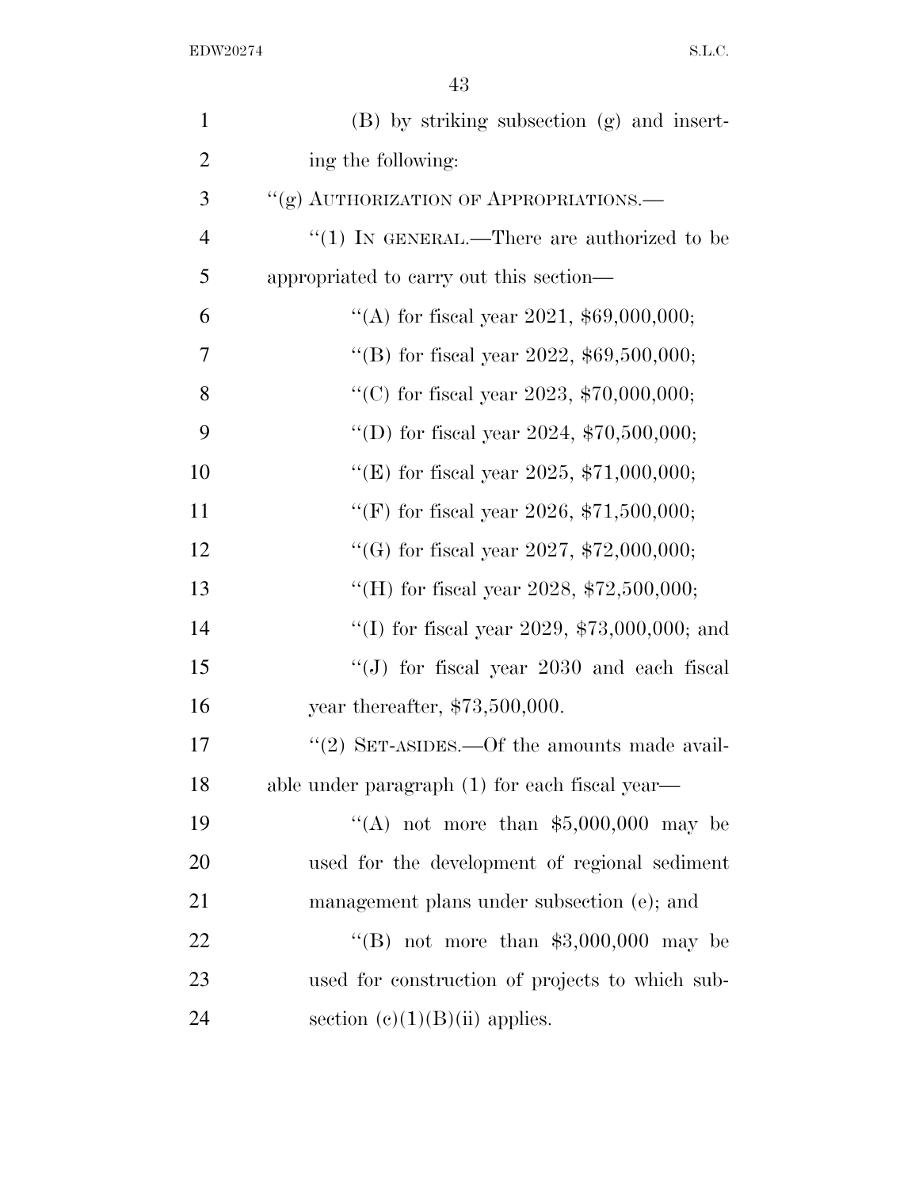(B) by striking subsection (g) and inserting the following:

"(g) AUTHORIZATION OF APPROPRIATIONS.—

"(1) IN GENERAL.—There are authorized to be appropriated to carry out this section—

"(A) for fiscal year 2021, $69,000,000;

"(B) for fiscal year 2022, $69,500,000;

"(C) for fiscal year 2023, $70,000,000;

"(D) for fiscal year 2024, $70,500,000;

"(E) for fiscal year 2025, $71,000,000;

"(F) for fiscal year 2026, $71,500,000;

"(G) for fiscal year 2027, $72,000,000;

"(H) for fiscal year 2028, $72,500,000;

"(I) for fiscal year 2029, $73,000,000; and

"(J) for fiscal year 2030 and each fiscal year thereafter, $73,500,000.

"(2) SET-ASIDES.—Of the amounts made available under paragraph (1) for each fiscal year—

"(A) not more than $5,000,000 may be used for the development of regional sediment management plans under subsection (e); and

"(B) not more than $3,000,000 may be used for construction of projects to which subsection (c)(1)(B)(ii) applies.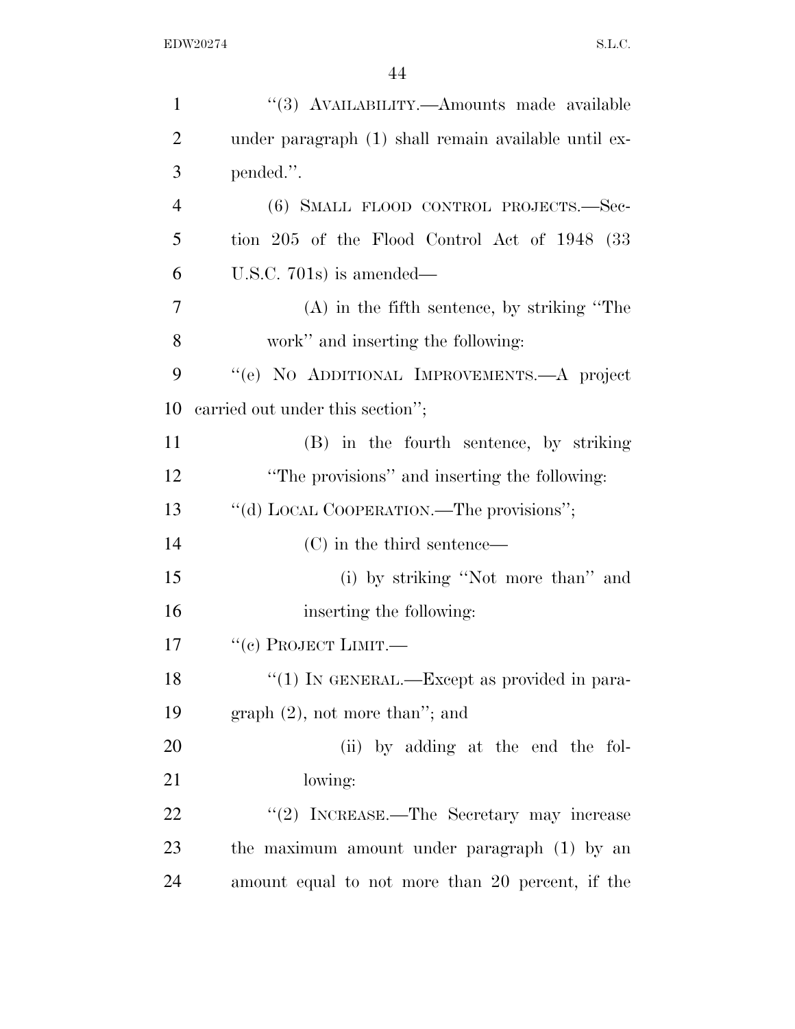"(3) AVAILABILITY.—Amounts made available under paragraph (1) shall remain available until expended.".

(6) SMALL FLOOD CONTROL PROJECTS.—Section 205 of the Flood Control Act of 1948 (33 U.S.C. 701s) is amended—

(A) in the fifth sentence, by striking "The work" and inserting the following:

"(e) NO ADDITIONAL IMPROVEMENTS.—A project carried out under this section";

(B) in the fourth sentence, by striking "The provisions" and inserting the following:

"(d) LOCAL COOPERATION.—The provisions";

(C) in the third sentence—

(i) by striking "Not more than" and inserting the following:

"(c) PROJECT LIMIT.—

"(1) IN GENERAL.—Except as provided in paragraph (2), not more than"; and

(ii) by adding at the end the following:

"(2) INCREASE.—The Secretary may increase the maximum amount under paragraph (1) by an amount equal to not more than 20 percent, if the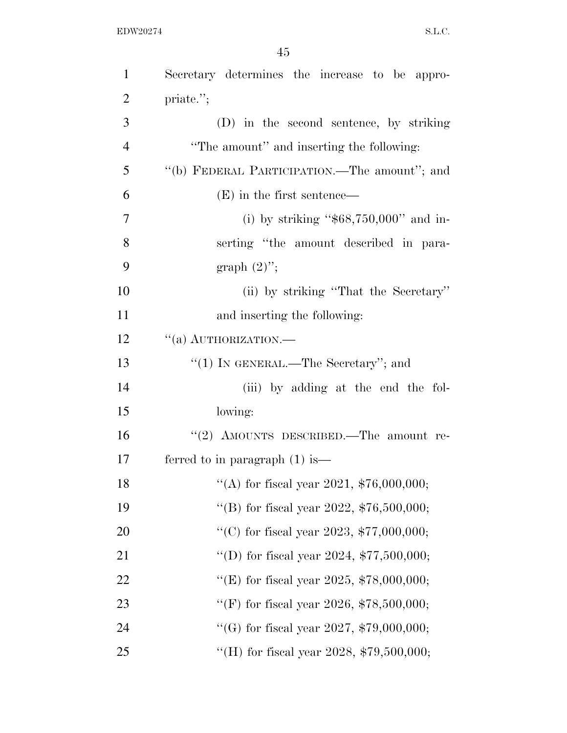Secretary determines the increase to be appropriate.'';

(D) in the second sentence, by striking ''The amount'' and inserting the following: ''(b) FEDERAL PARTICIPATION.—The amount''; and

(E) in the first sentence—

(i) by striking ''$68,750,000'' and inserting ''the amount described in paragraph (2)'';

(ii) by striking ''That the Secretary'' and inserting the following:

''(a) AUTHORIZATION.—

''(1) IN GENERAL.—The Secretary''; and

(iii) by adding at the end the following:

''(2) AMOUNTS DESCRIBED.—The amount referred to in paragraph (1) is—

''(A) for fiscal year 2021, $76,000,000;

''(B) for fiscal year 2022, $76,500,000;

''(C) for fiscal year 2023, $77,000,000;

''(D) for fiscal year 2024, $77,500,000;

''(E) for fiscal year 2025, $78,000,000;

''(F) for fiscal year 2026, $78,500,000;

''(G) for fiscal year 2027, $79,000,000;

''(H) for fiscal year 2028, $79,500,000;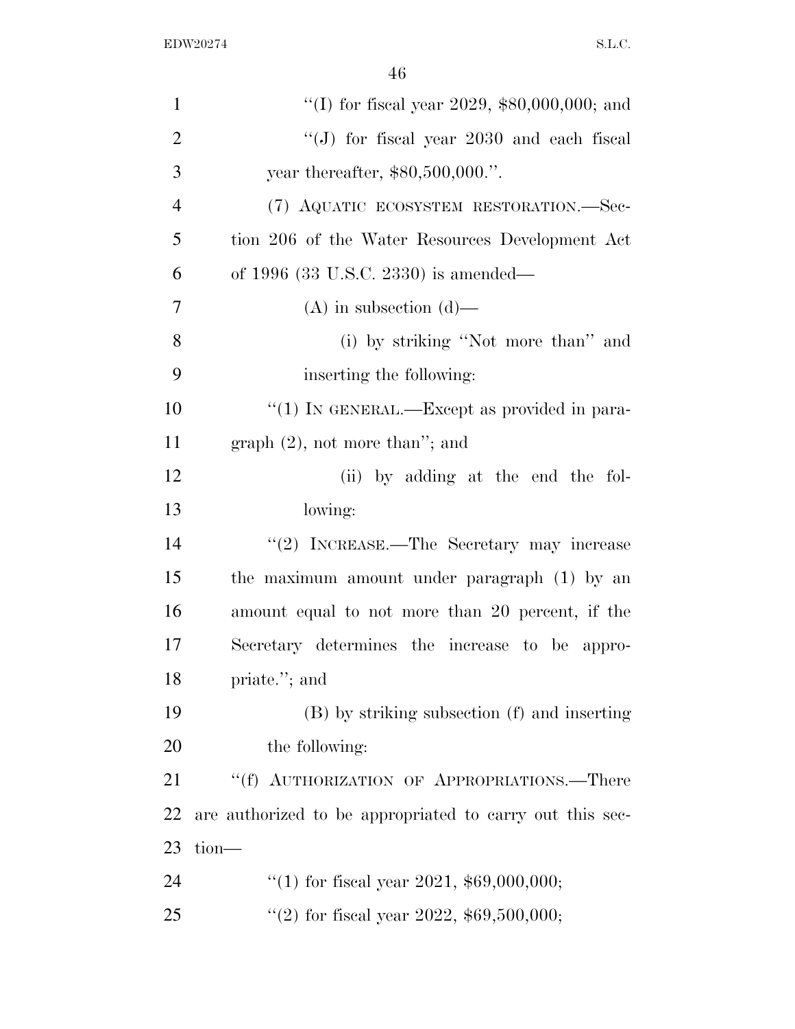"(I) for fiscal year 2029, $80,000,000; and

"(J) for fiscal year 2030 and each fiscal year thereafter, $80,500,000.".

(7) AQUATIC ECOSYSTEM RESTORATION.—Section 206 of the Water Resources Development Act of 1996 (33 U.S.C. 2330) is amended—

(A) in subsection (d)—

(i) by striking "Not more than" and inserting the following:

"(1) IN GENERAL.—Except as provided in paragraph (2), not more than"; and

(ii) by adding at the end the following:

"(2) INCREASE.—The Secretary may increase the maximum amount under paragraph (1) by an amount equal to not more than 20 percent, if the Secretary determines the increase to be appropriate."; and

(B) by striking subsection (f) and inserting the following:

"(f) AUTHORIZATION OF APPROPRIATIONS.—There are authorized to be appropriated to carry out this section—

"(1) for fiscal year 2021, $69,000,000;

"(2) for fiscal year 2022, $69,500,000;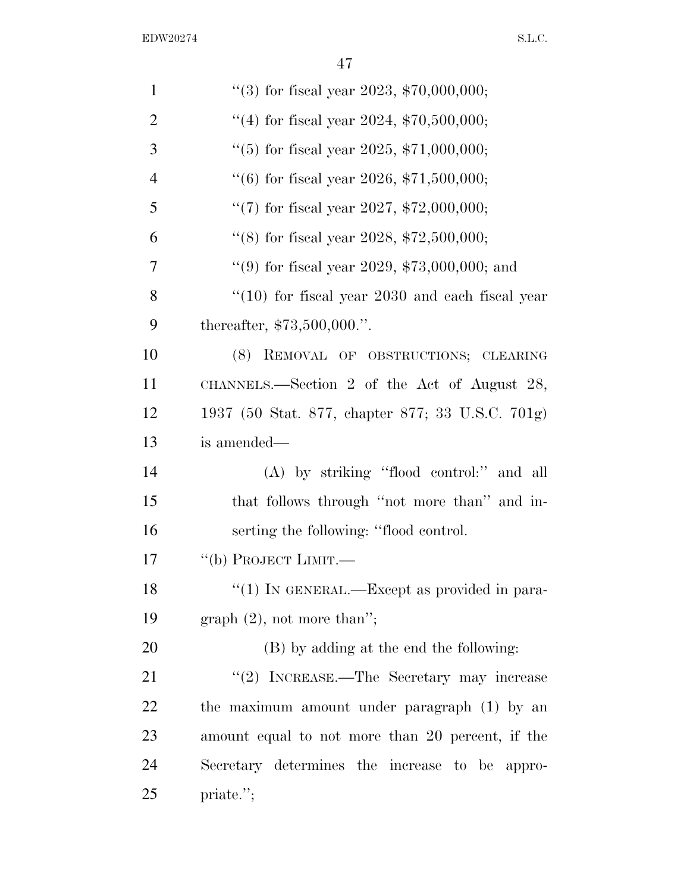"(3) for fiscal year 2023, $70,000,000;

"(4) for fiscal year 2024, $70,500,000;

"(5) for fiscal year 2025, $71,000,000;

"(6) for fiscal year 2026, $71,500,000;

"(7) for fiscal year 2027, $72,000,000;

"(8) for fiscal year 2028, $72,500,000;

"(9) for fiscal year 2029, $73,000,000; and

"(10) for fiscal year 2030 and each fiscal year thereafter, $73,500,000.".

(8) REMOVAL OF OBSTRUCTIONS; CLEARING CHANNELS.—Section 2 of the Act of August 28, 1937 (50 Stat. 877, chapter 877; 33 U.S.C. 701g) is amended—

(A) by striking "flood control:" and all that follows through "not more than" and inserting the following: "flood control.

"(b) PROJECT LIMIT.—

"(1) IN GENERAL.—Except as provided in paragraph (2), not more than";

(B) by adding at the end the following:

"(2) INCREASE.—The Secretary may increase the maximum amount under paragraph (1) by an amount equal to not more than 20 percent, if the Secretary determines the increase to be appropriate.";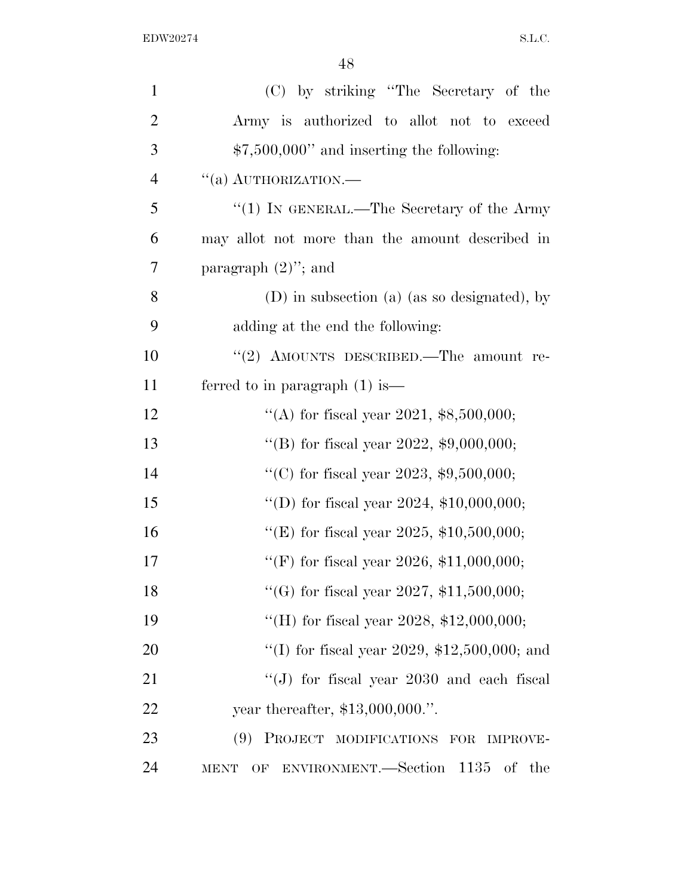(C) by striking "The Secretary of the Army is authorized to allot not to exceed $7,500,000" and inserting the following:

"(a) AUTHORIZATION.—

"(1) IN GENERAL.—The Secretary of the Army may allot not more than the amount described in paragraph (2)"; and

(D) in subsection (a) (as so designated), by adding at the end the following:

"(2) AMOUNTS DESCRIBED.—The amount referred to in paragraph (1) is—

"(A) for fiscal year 2021, $8,500,000;

"(B) for fiscal year 2022, $9,000,000;

"(C) for fiscal year 2023, $9,500,000;

"(D) for fiscal year 2024, $10,000,000;

"(E) for fiscal year 2025, $10,500,000;

"(F) for fiscal year 2026, $11,000,000;

"(G) for fiscal year 2027, $11,500,000;

"(H) for fiscal year 2028, $12,000,000;

"(I) for fiscal year 2029, $12,500,000; and

"(J) for fiscal year 2030 and each fiscal year thereafter, $13,000,000.".

(9) PROJECT MODIFICATIONS FOR IMPROVEMENT OF ENVIRONMENT.—Section 1135 of the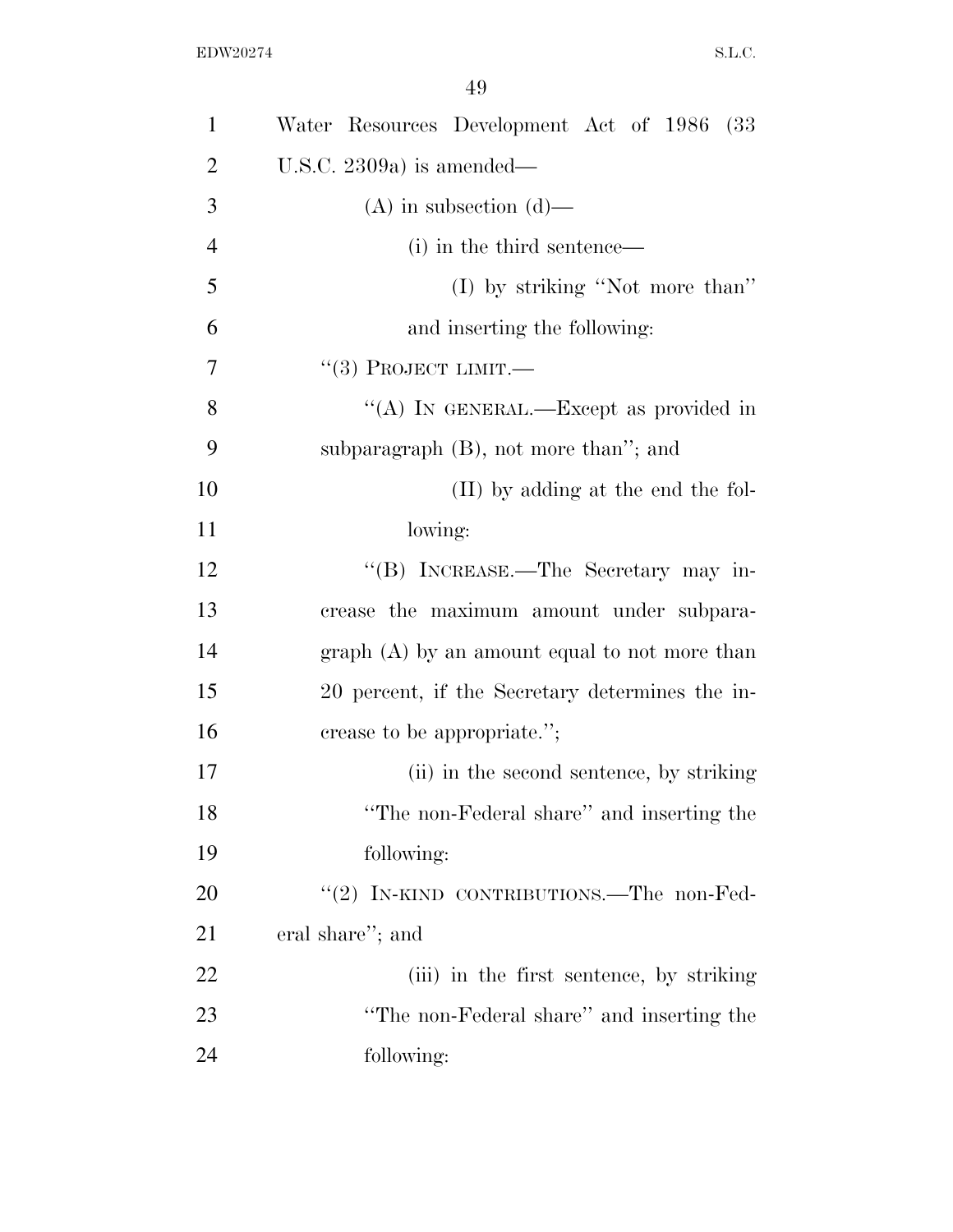Water Resources Development Act of 1986 (33 U.S.C. 2309a) is amended—

(A) in subsection (d)—

(i) in the third sentence—

(I) by striking ''Not more than'' and inserting the following:

''(3) PROJECT LIMIT.—

''(A) IN GENERAL.—Except as provided in subparagraph (B), not more than''; and

(II) by adding at the end the following:

''(B) INCREASE.—The Secretary may increase the maximum amount under subparagraph (A) by an amount equal to not more than 20 percent, if the Secretary determines the increase to be appropriate.'';

(ii) in the second sentence, by striking ''The non-Federal share'' and inserting the following:

''(2) IN-KIND CONTRIBUTIONS.—The non-Federal share''; and

(iii) in the first sentence, by striking ''The non-Federal share'' and inserting the following: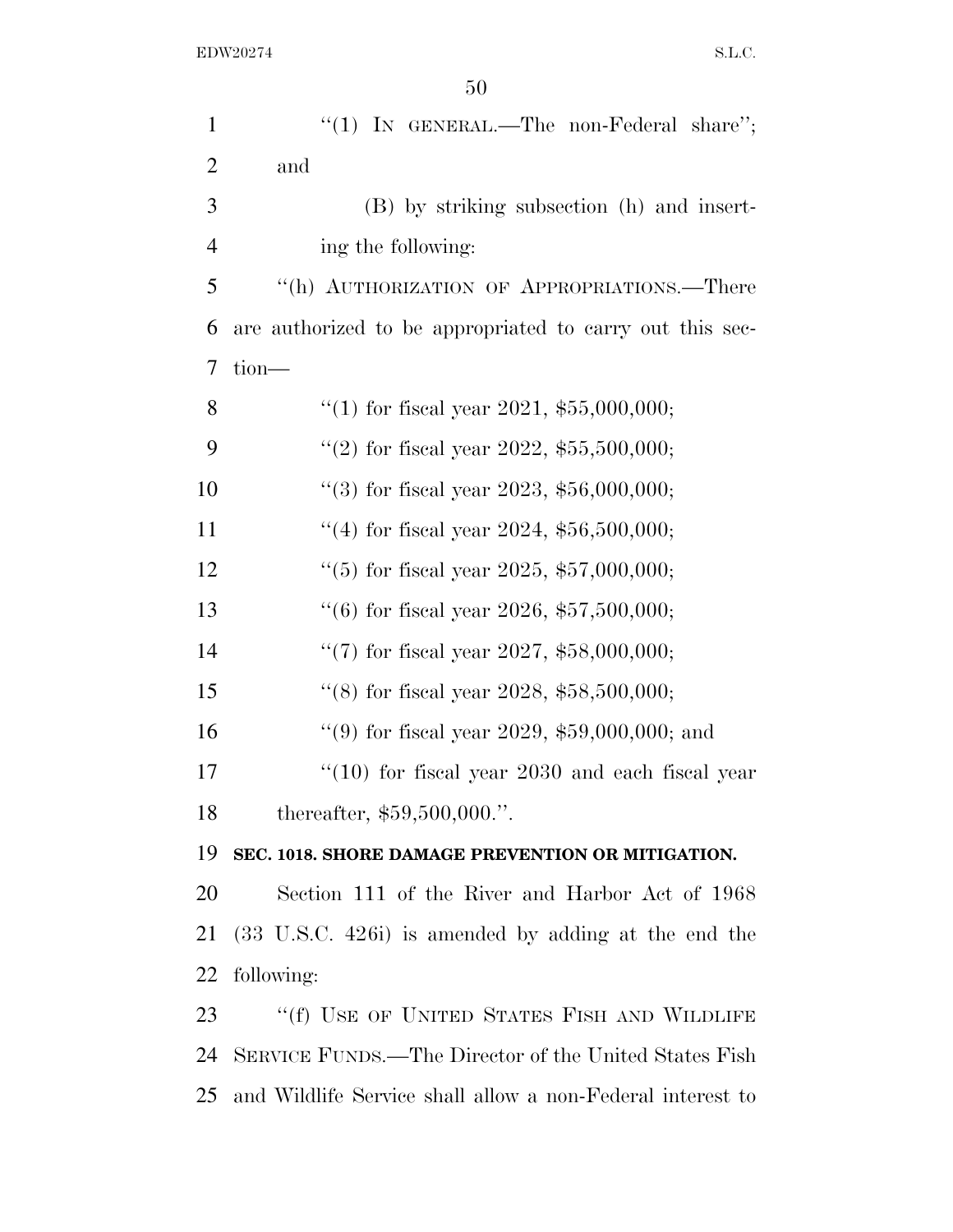"(1) IN GENERAL.—The non-Federal share"; and

(B) by striking subsection (h) and inserting the following:

"(h) AUTHORIZATION OF APPROPRIATIONS.—There are authorized to be appropriated to carry out this section—

"(1) for fiscal year 2021, $55,000,000;

"(2) for fiscal year 2022, $55,500,000;

"(3) for fiscal year 2023, $56,000,000;

"(4) for fiscal year 2024, $56,500,000;

"(5) for fiscal year 2025, $57,000,000;

"(6) for fiscal year 2026, $57,500,000;

"(7) for fiscal year 2027, $58,000,000;

"(8) for fiscal year 2028, $58,500,000;

"(9) for fiscal year 2029, $59,000,000; and

"(10) for fiscal year 2030 and each fiscal year thereafter, $59,500,000.".

**SEC. 1018. SHORE DAMAGE PREVENTION OR MITIGATION.**

Section 111 of the River and Harbor Act of 1968 (33 U.S.C. 426i) is amended by adding at the end the following:

"(f) USE OF UNITED STATES FISH AND WILDLIFE SERVICE FUNDS.—The Director of the United States Fish and Wildlife Service shall allow a non-Federal interest to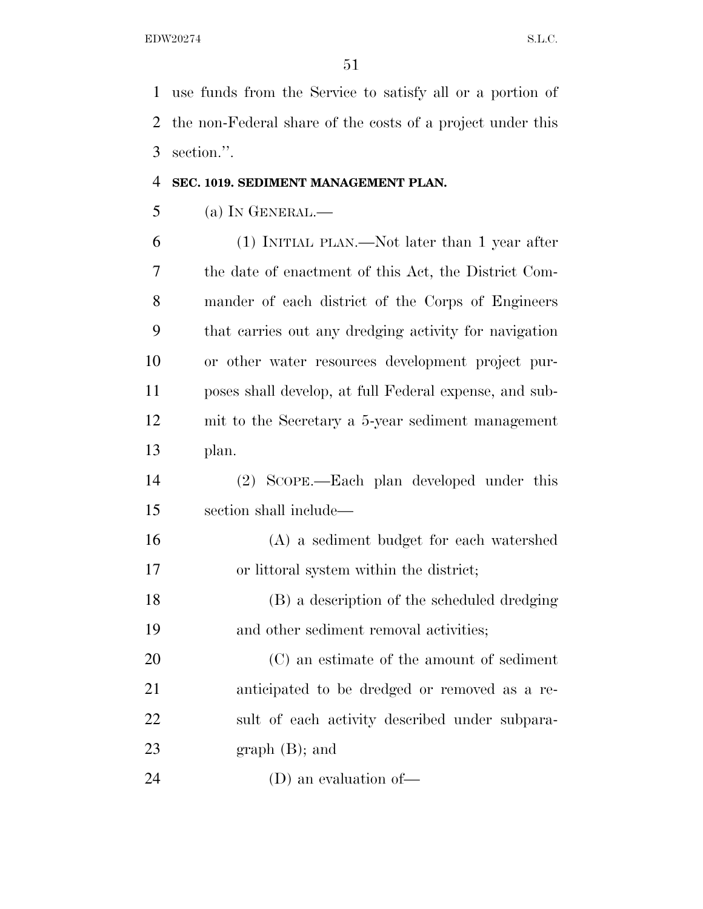use funds from the Service to satisfy all or a portion of the non-Federal share of the costs of a project under this section.''.

**SEC. 1019. SEDIMENT MANAGEMENT PLAN.**

(a) IN GENERAL.—

(1) INITIAL PLAN.—Not later than 1 year after the date of enactment of this Act, the District Commander of each district of the Corps of Engineers that carries out any dredging activity for navigation or other water resources development project purposes shall develop, at full Federal expense, and submit to the Secretary a 5-year sediment management plan.

(2) SCOPE.—Each plan developed under this section shall include—

(A) a sediment budget for each watershed or littoral system within the district;

(B) a description of the scheduled dredging and other sediment removal activities;

(C) an estimate of the amount of sediment anticipated to be dredged or removed as a result of each activity described under subparagraph (B); and

(D) an evaluation of—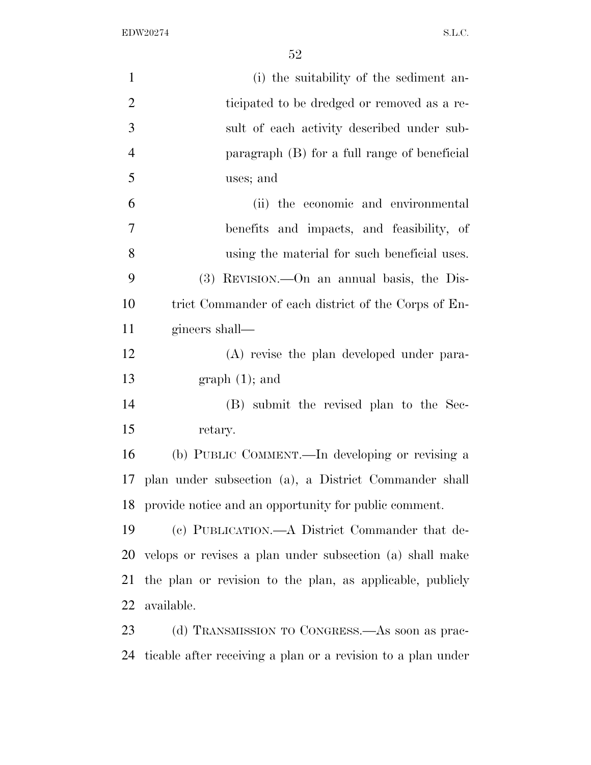(i) the suitability of the sediment anticipated to be dredged or removed as a result of each activity described under subparagraph (B) for a full range of beneficial uses; and

(ii) the economic and environmental benefits and impacts, and feasibility, of using the material for such beneficial uses.

(3) REVISION.—On an annual basis, the District Commander of each district of the Corps of Engineers shall—

(A) revise the plan developed under paragraph (1); and

(B) submit the revised plan to the Secretary.

(b) PUBLIC COMMENT.—In developing or revising a plan under subsection (a), a District Commander shall provide notice and an opportunity for public comment.

(c) PUBLICATION.—A District Commander that develops or revises a plan under subsection (a) shall make the plan or revision to the plan, as applicable, publicly available.

(d) TRANSMISSION TO CONGRESS.—As soon as practicable after receiving a plan or a revision to a plan under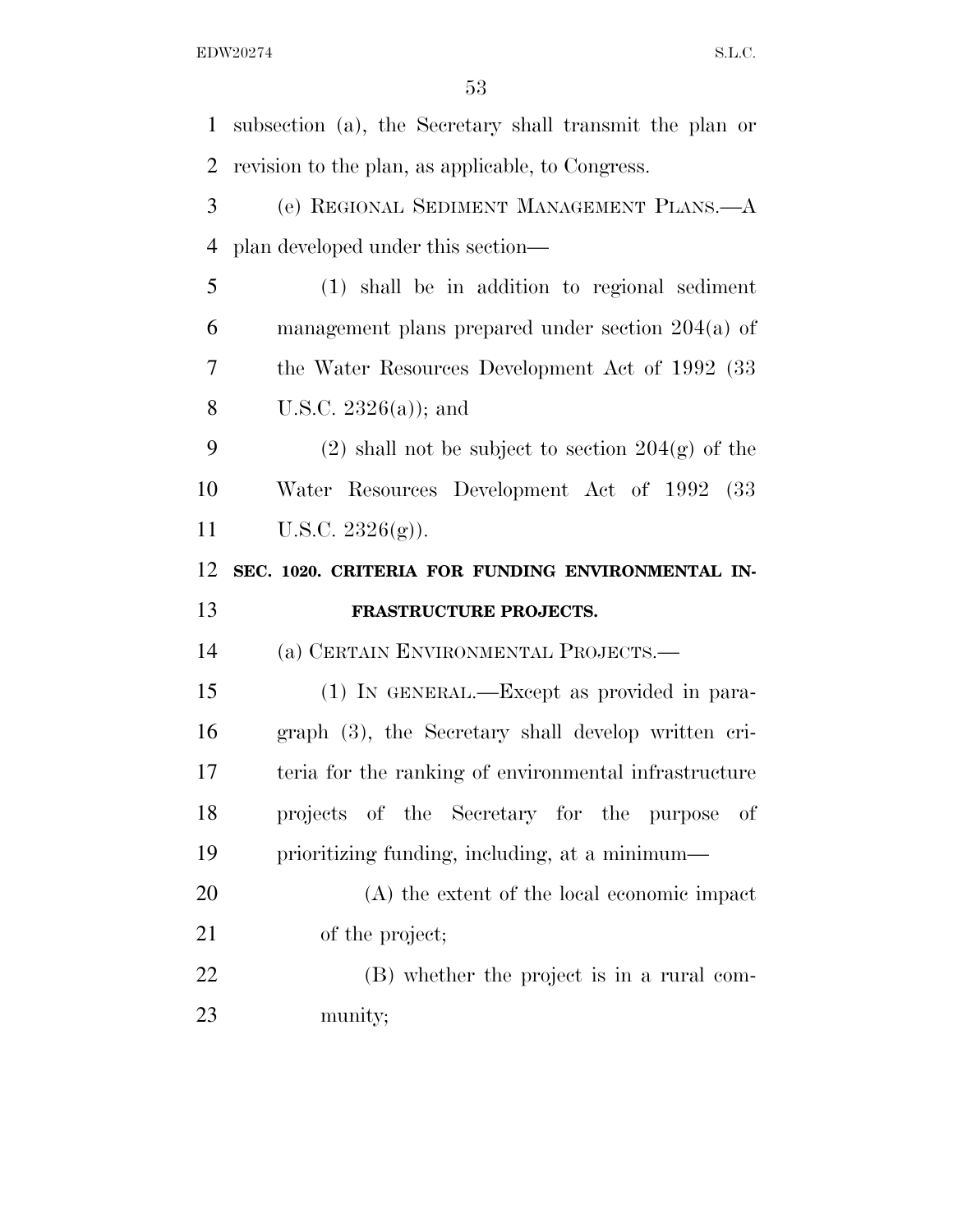subsection (a), the Secretary shall transmit the plan or revision to the plan, as applicable, to Congress.

(e) REGIONAL SEDIMENT MANAGEMENT PLANS.—A plan developed under this section—

(1) shall be in addition to regional sediment management plans prepared under section 204(a) of the Water Resources Development Act of 1992 (33 U.S.C. 2326(a)); and

(2) shall not be subject to section 204(g) of the Water Resources Development Act of 1992 (33 U.S.C. 2326(g)).

**SEC. 1020. CRITERIA FOR FUNDING ENVIRONMENTAL INFRASTRUCTURE PROJECTS.**

(a) CERTAIN ENVIRONMENTAL PROJECTS.—

(1) IN GENERAL.—Except as provided in paragraph (3), the Secretary shall develop written criteria for the ranking of environmental infrastructure projects of the Secretary for the purpose of prioritizing funding, including, at a minimum—

(A) the extent of the local economic impact of the project;

(B) whether the project is in a rural community;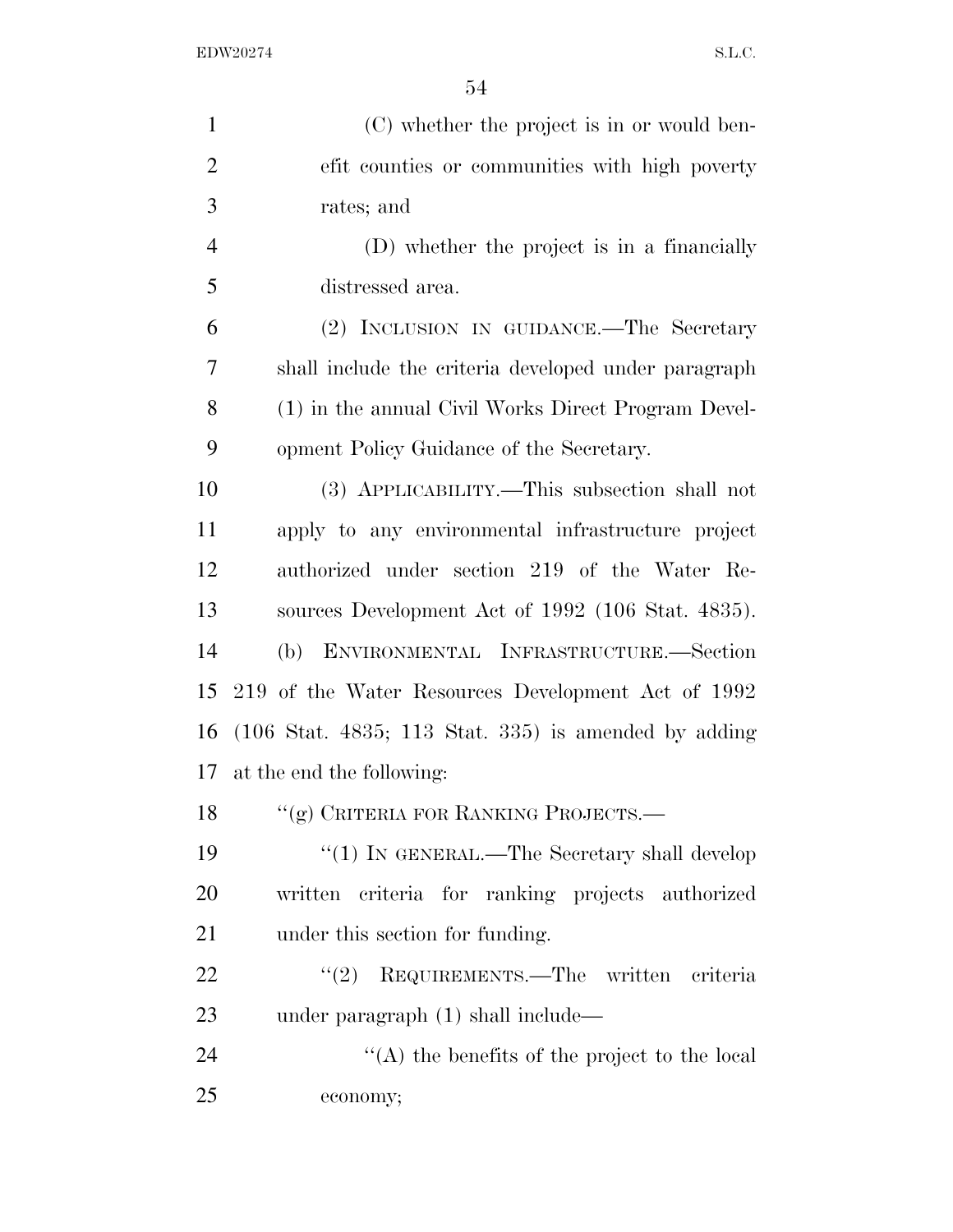(C) whether the project is in or would benefit counties or communities with high poverty rates; and

(D) whether the project is in a financially distressed area.

(2) INCLUSION IN GUIDANCE.—The Secretary shall include the criteria developed under paragraph (1) in the annual Civil Works Direct Program Development Policy Guidance of the Secretary.

(3) APPLICABILITY.—This subsection shall not apply to any environmental infrastructure project authorized under section 219 of the Water Resources Development Act of 1992 (106 Stat. 4835).

(b) ENVIRONMENTAL INFRASTRUCTURE.—Section 219 of the Water Resources Development Act of 1992 (106 Stat. 4835; 113 Stat. 335) is amended by adding at the end the following:

"(g) CRITERIA FOR RANKING PROJECTS.—

"(1) IN GENERAL.—The Secretary shall develop written criteria for ranking projects authorized under this section for funding.

"(2) REQUIREMENTS.—The written criteria under paragraph (1) shall include—

"(A) the benefits of the project to the local economy;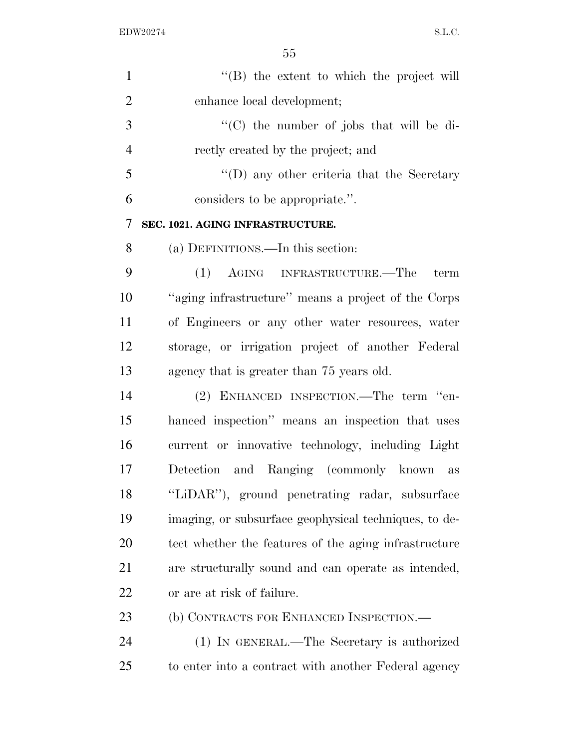''(B) the extent to which the project will enhance local development;

''(C) the number of jobs that will be directly created by the project; and

''(D) any other criteria that the Secretary considers to be appropriate.''.

**SEC. 1021. AGING INFRASTRUCTURE.**

(a) DEFINITIONS.—In this section:

(1) AGING INFRASTRUCTURE.—The term ''aging infrastructure'' means a project of the Corps of Engineers or any other water resources, water storage, or irrigation project of another Federal agency that is greater than 75 years old.

(2) ENHANCED INSPECTION.—The term ''enhanced inspection'' means an inspection that uses current or innovative technology, including Light Detection and Ranging (commonly known as ''LiDAR''), ground penetrating radar, subsurface imaging, or subsurface geophysical techniques, to detect whether the features of the aging infrastructure are structurally sound and can operate as intended, or are at risk of failure.

(b) CONTRACTS FOR ENHANCED INSPECTION.—

(1) IN GENERAL.—The Secretary is authorized to enter into a contract with another Federal agency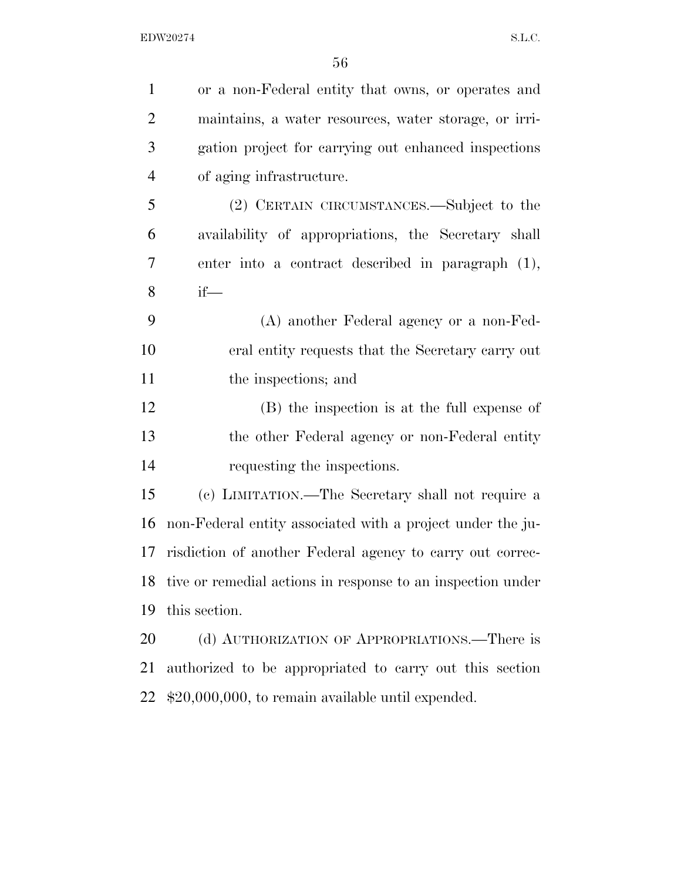or a non-Federal entity that owns, or operates and maintains, a water resources, water storage, or irrigation project for carrying out enhanced inspections of aging infrastructure.

(2) CERTAIN CIRCUMSTANCES.—Subject to the availability of appropriations, the Secretary shall enter into a contract described in paragraph (1), if—

(A) another Federal agency or a non-Federal entity requests that the Secretary carry out the inspections; and

(B) the inspection is at the full expense of the other Federal agency or non-Federal entity requesting the inspections.

(c) LIMITATION.—The Secretary shall not require a non-Federal entity associated with a project under the jurisdiction of another Federal agency to carry out corrective or remedial actions in response to an inspection under this section.

(d) AUTHORIZATION OF APPROPRIATIONS.—There is authorized to be appropriated to carry out this section $20,000,000, to remain available until expended.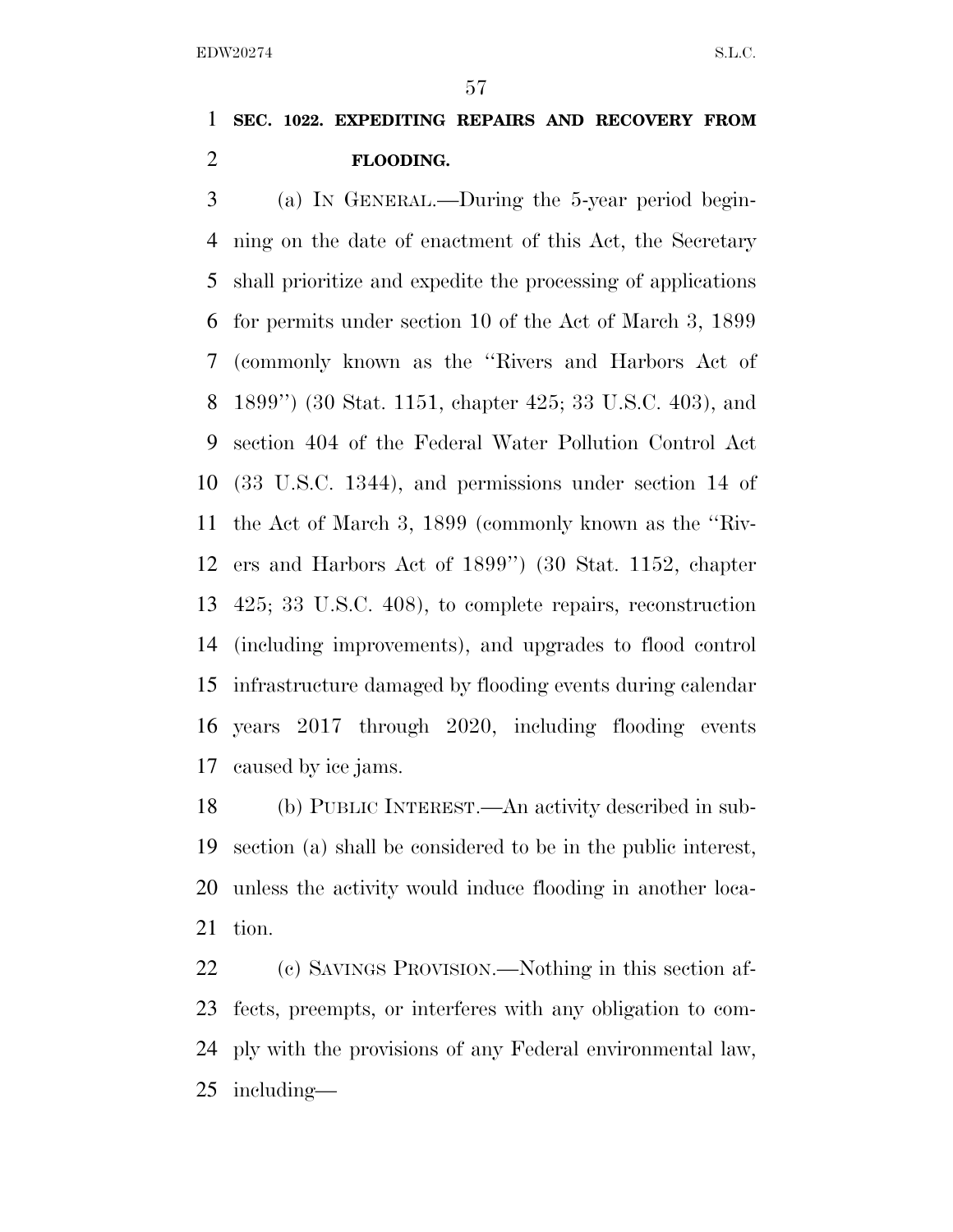**SEC. 1022. EXPEDITING REPAIRS AND RECOVERY FROM FLOODING.**

(a) IN GENERAL.—During the 5-year period beginning on the date of enactment of this Act, the Secretary shall prioritize and expedite the processing of applications for permits under section 10 of the Act of March 3, 1899 (commonly known as the ''Rivers and Harbors Act of 1899'') (30 Stat. 1151, chapter 425; 33 U.S.C. 403), and section 404 of the Federal Water Pollution Control Act (33 U.S.C. 1344), and permissions under section 14 of the Act of March 3, 1899 (commonly known as the ''Rivers and Harbors Act of 1899'') (30 Stat. 1152, chapter 425; 33 U.S.C. 408), to complete repairs, reconstruction (including improvements), and upgrades to flood control infrastructure damaged by flooding events during calendar years 2017 through 2020, including flooding events caused by ice jams.

(b) PUBLIC INTEREST.—An activity described in subsection (a) shall be considered to be in the public interest, unless the activity would induce flooding in another location.

(c) SAVINGS PROVISION.—Nothing in this section affects, preempts, or interferes with any obligation to comply with the provisions of any Federal environmental law, including—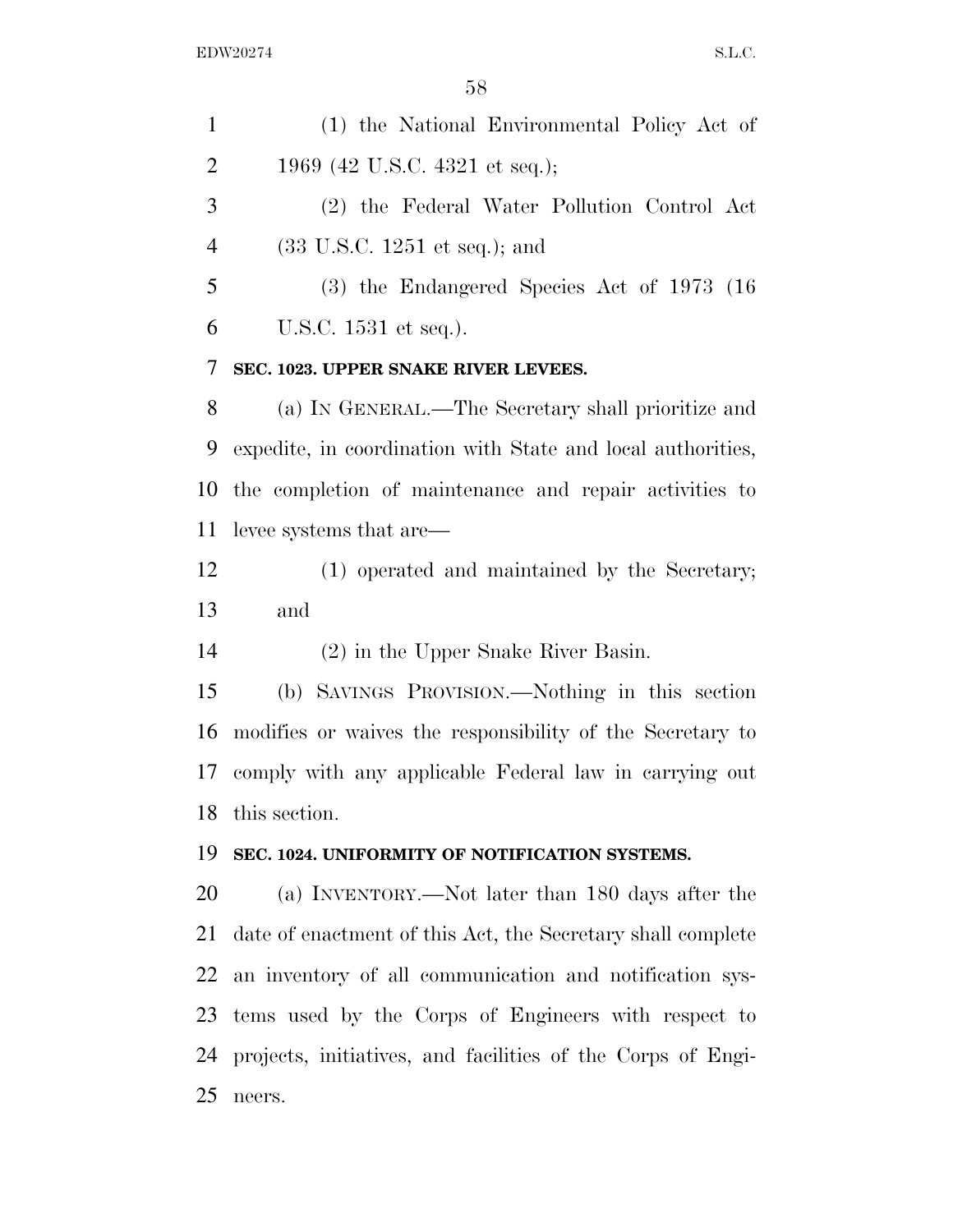(1) the National Environmental Policy Act of 1969 (42 U.S.C. 4321 et seq.);

(2) the Federal Water Pollution Control Act (33 U.S.C. 1251 et seq.); and

(3) the Endangered Species Act of 1973 (16 U.S.C. 1531 et seq.).

**SEC. 1023. UPPER SNAKE RIVER LEVEES.**

(a) IN GENERAL.—The Secretary shall prioritize and expedite, in coordination with State and local authorities, the completion of maintenance and repair activities to levee systems that are—

(1) operated and maintained by the Secretary; and

(2) in the Upper Snake River Basin.

(b) SAVINGS PROVISION.—Nothing in this section modifies or waives the responsibility of the Secretary to comply with any applicable Federal law in carrying out this section.

**SEC. 1024. UNIFORMITY OF NOTIFICATION SYSTEMS.**

(a) INVENTORY.—Not later than 180 days after the date of enactment of this Act, the Secretary shall complete an inventory of all communication and notification systems used by the Corps of Engineers with respect to projects, initiatives, and facilities of the Corps of Engineers.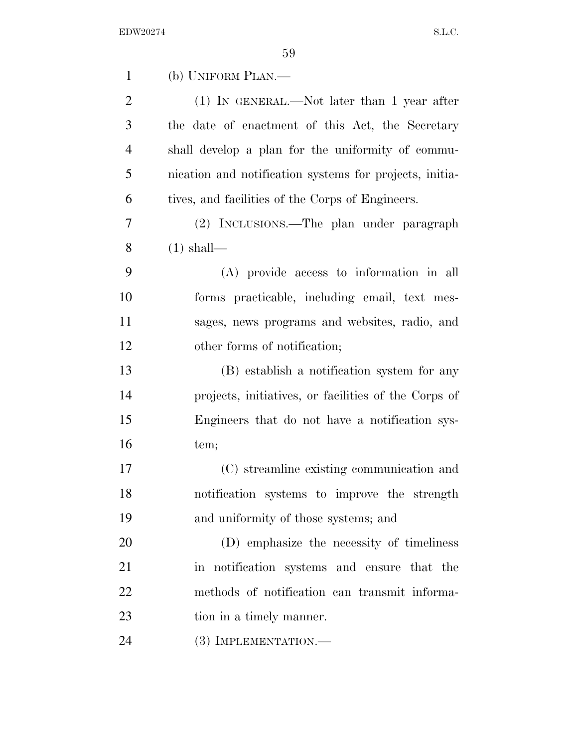(b) UNIFORM PLAN.—

(1) IN GENERAL.—Not later than 1 year after the date of enactment of this Act, the Secretary shall develop a plan for the uniformity of communication and notification systems for projects, initiatives, and facilities of the Corps of Engineers.

(2) INCLUSIONS.—The plan under paragraph (1) shall—

(A) provide access to information in all forms practicable, including email, text messages, news programs and websites, radio, and other forms of notification;

(B) establish a notification system for any projects, initiatives, or facilities of the Corps of Engineers that do not have a notification system;

(C) streamline existing communication and notification systems to improve the strength and uniformity of those systems; and

(D) emphasize the necessity of timeliness in notification systems and ensure that the methods of notification can transmit information in a timely manner.

(3) IMPLEMENTATION.—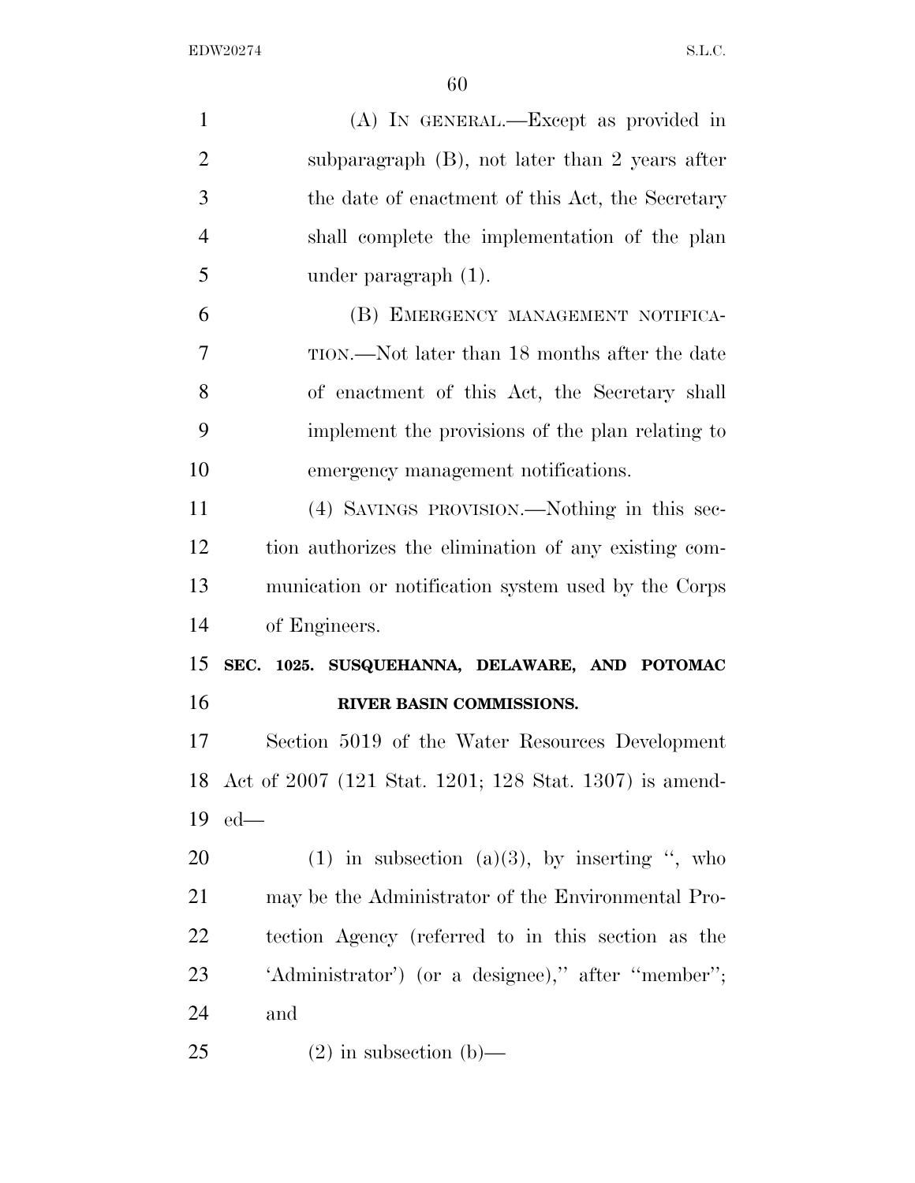(A) IN GENERAL.—Except as provided in subparagraph (B), not later than 2 years after the date of enactment of this Act, the Secretary shall complete the implementation of the plan under paragraph (1).

(B) EMERGENCY MANAGEMENT NOTIFICATION.—Not later than 18 months after the date of enactment of this Act, the Secretary shall implement the provisions of the plan relating to emergency management notifications.

(4) SAVINGS PROVISION.—Nothing in this section authorizes the elimination of any existing communication or notification system used by the Corps of Engineers.

**SEC. 1025. SUSQUEHANNA, DELAWARE, AND POTOMAC RIVER BASIN COMMISSIONS.**

Section 5019 of the Water Resources Development Act of 2007 (121 Stat. 1201; 128 Stat. 1307) is amended—

(1) in subsection (a)(3), by inserting ", who may be the Administrator of the Environmental Protection Agency (referred to in this section as the 'Administrator') (or a designee)," after "member"; and

(2) in subsection (b)—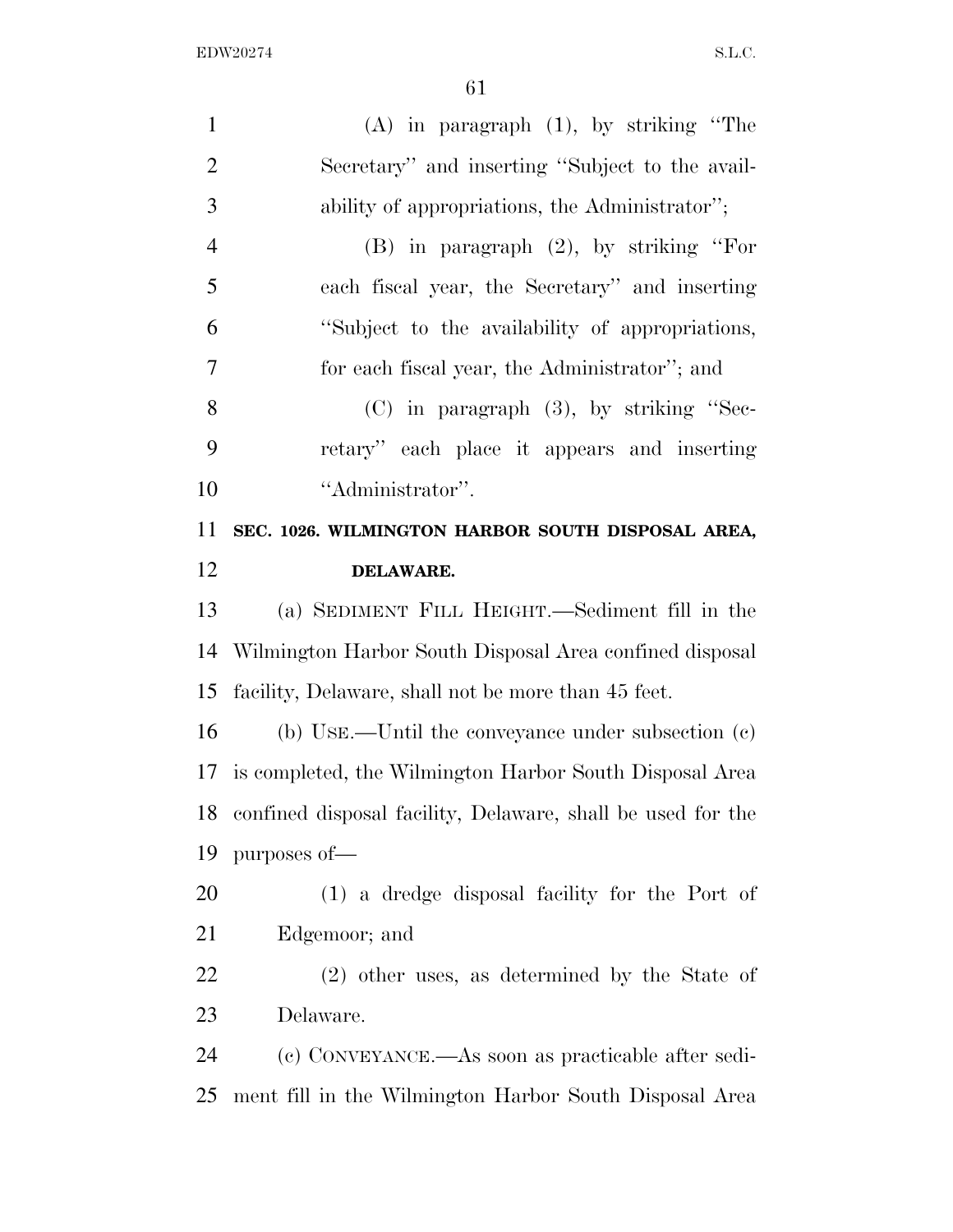(A) in paragraph (1), by striking "The Secretary" and inserting "Subject to the availability of appropriations, the Administrator";

(B) in paragraph (2), by striking "For each fiscal year, the Secretary" and inserting "Subject to the availability of appropriations, for each fiscal year, the Administrator"; and

(C) in paragraph (3), by striking "Secretary" each place it appears and inserting "Administrator".

**SEC. 1026. WILMINGTON HARBOR SOUTH DISPOSAL AREA, DELAWARE.**

(a) SEDIMENT FILL HEIGHT.—Sediment fill in the Wilmington Harbor South Disposal Area confined disposal facility, Delaware, shall not be more than 45 feet.

(b) USE.—Until the conveyance under subsection (c) is completed, the Wilmington Harbor South Disposal Area confined disposal facility, Delaware, shall be used for the purposes of—

(1) a dredge disposal facility for the Port of Edgemoor; and

(2) other uses, as determined by the State of Delaware.

(c) CONVEYANCE.—As soon as practicable after sediment fill in the Wilmington Harbor South Disposal Area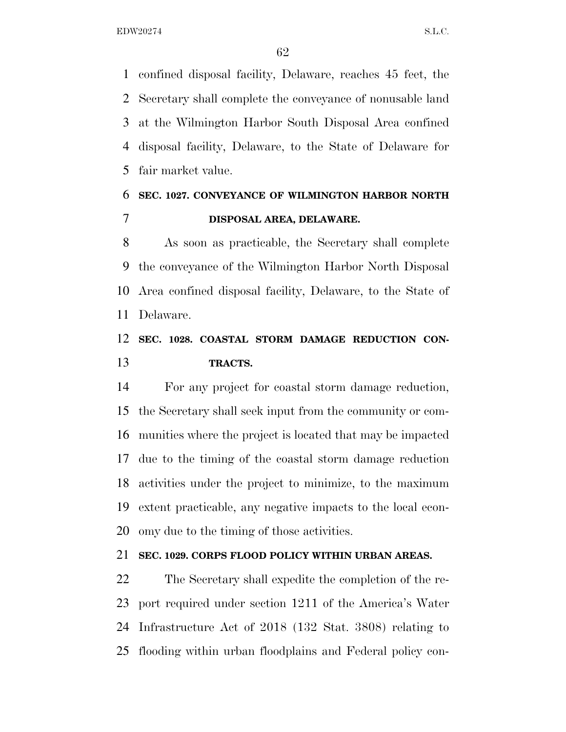confined disposal facility, Delaware, reaches 45 feet, the Secretary shall complete the conveyance of nonusable land at the Wilmington Harbor South Disposal Area confined disposal facility, Delaware, to the State of Delaware for fair market value.

**SEC. 1027. CONVEYANCE OF WILMINGTON HARBOR NORTH DISPOSAL AREA, DELAWARE.**

As soon as practicable, the Secretary shall complete the conveyance of the Wilmington Harbor North Disposal Area confined disposal facility, Delaware, to the State of Delaware.

**SEC. 1028. COASTAL STORM DAMAGE REDUCTION CONTRACTS.**

For any project for coastal storm damage reduction, the Secretary shall seek input from the community or communities where the project is located that may be impacted due to the timing of the coastal storm damage reduction activities under the project to minimize, to the maximum extent practicable, any negative impacts to the local economy due to the timing of those activities.

**SEC. 1029. CORPS FLOOD POLICY WITHIN URBAN AREAS.**

The Secretary shall expedite the completion of the report required under section 1211 of the America's Water Infrastructure Act of 2018 (132 Stat. 3808) relating to flooding within urban floodplains and Federal policy con-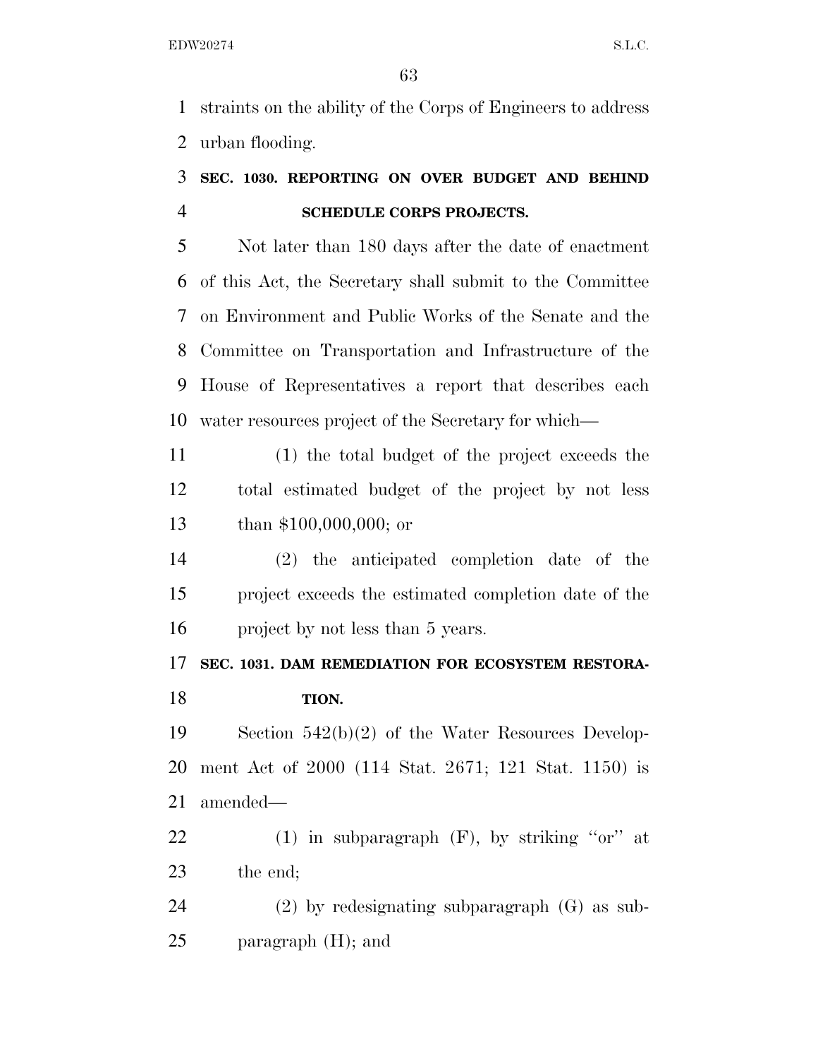straints on the ability of the Corps of Engineers to address urban flooding.

### SEC. 1030. REPORTING ON OVER BUDGET AND BEHIND SCHEDULE CORPS PROJECTS.

Not later than 180 days after the date of enactment of this Act, the Secretary shall submit to the Committee on Environment and Public Works of the Senate and the Committee on Transportation and Infrastructure of the House of Representatives a report that describes each water resources project of the Secretary for which—

(1) the total budget of the project exceeds the total estimated budget of the project by not less than $100,000,000; or

(2) the anticipated completion date of the project exceeds the estimated completion date of the project by not less than 5 years.

### SEC. 1031. DAM REMEDIATION FOR ECOSYSTEM RESTORATION.

Section 542(b)(2) of the Water Resources Development Act of 2000 (114 Stat. 2671; 121 Stat. 1150) is amended—

(1) in subparagraph (F), by striking ''or'' at the end;

(2) by redesignating subparagraph (G) as subparagraph (H); and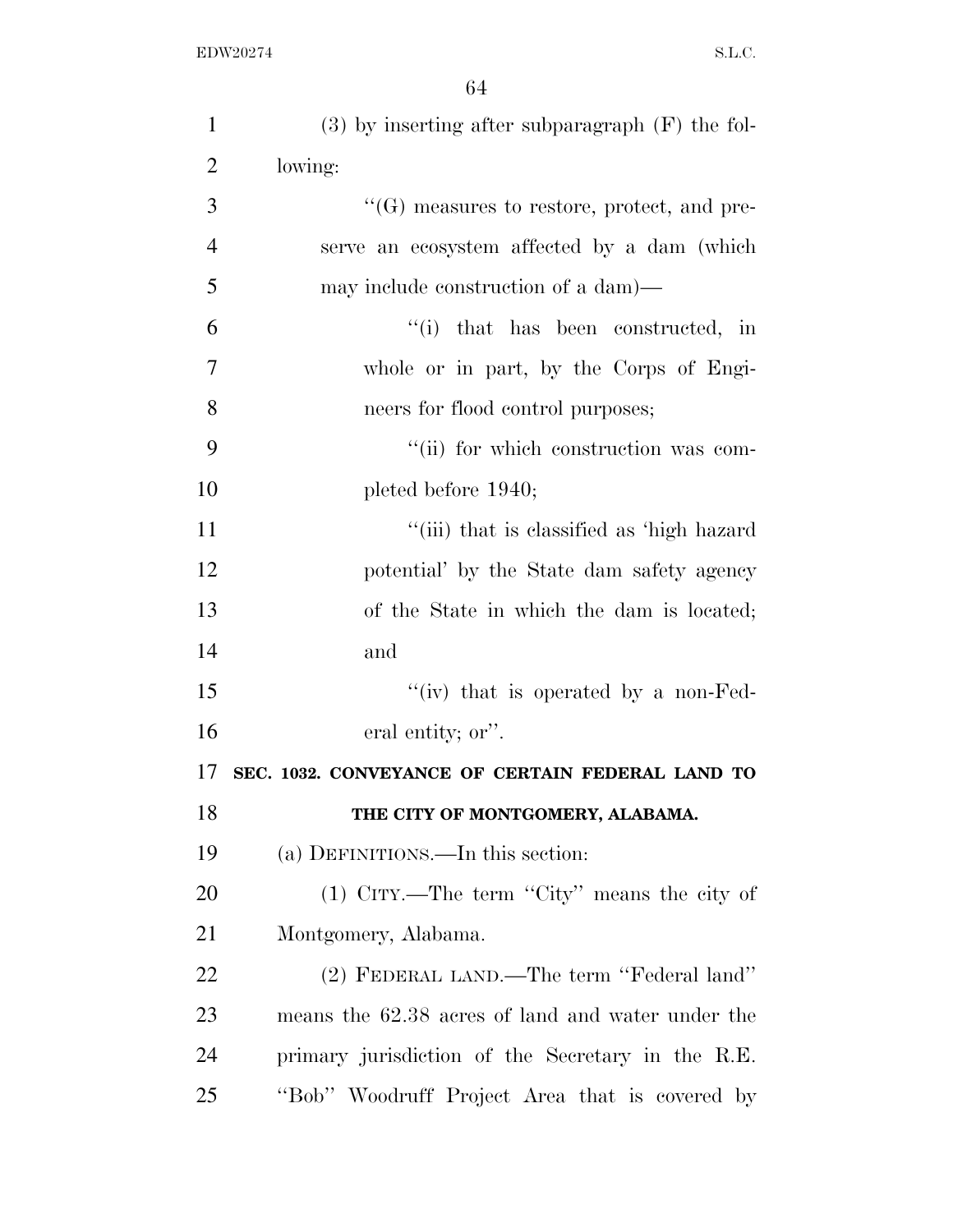(3) by inserting after subparagraph (F) the following:

''(G) measures to restore, protect, and preserve an ecosystem affected by a dam (which may include construction of a dam)—

''(i) that has been constructed, in whole or in part, by the Corps of Engineers for flood control purposes;

''(ii) for which construction was completed before 1940;

''(iii) that is classified as 'high hazard potential' by the State dam safety agency of the State in which the dam is located; and

''(iv) that is operated by a non-Federal entity; or''.

**SEC. 1032. CONVEYANCE OF CERTAIN FEDERAL LAND TO THE CITY OF MONTGOMERY, ALABAMA.**

(a) DEFINITIONS.—In this section:

(1) CITY.—The term ''City'' means the city of Montgomery, Alabama.

(2) FEDERAL LAND.—The term ''Federal land'' means the 62.38 acres of land and water under the primary jurisdiction of the Secretary in the R.E. ''Bob'' Woodruff Project Area that is covered by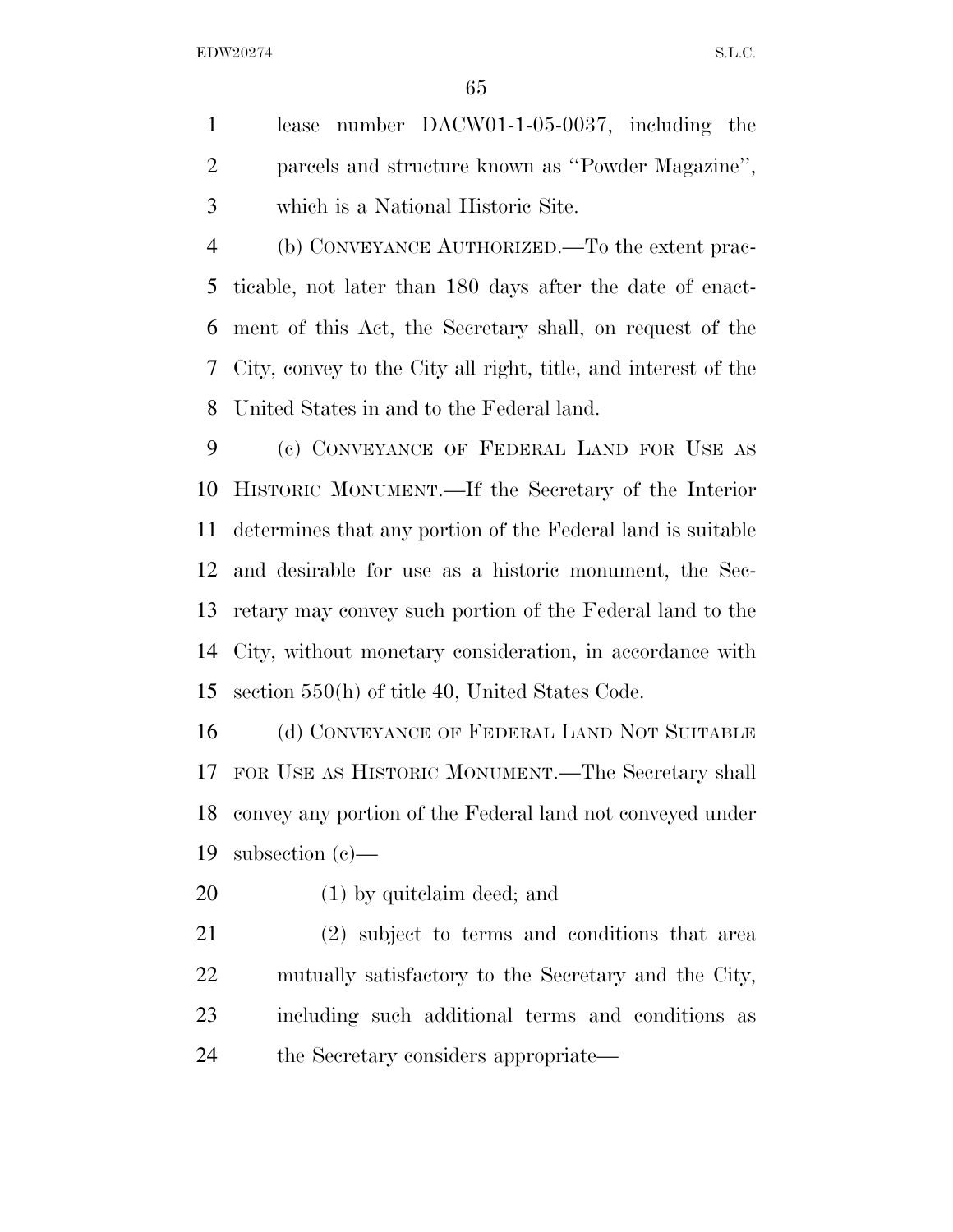lease number DACW01-1-05-0037, including the parcels and structure known as ''Powder Magazine'', which is a National Historic Site.

(b) CONVEYANCE AUTHORIZED.—To the extent practicable, not later than 180 days after the date of enactment of this Act, the Secretary shall, on request of the City, convey to the City all right, title, and interest of the United States in and to the Federal land.

(c) CONVEYANCE OF FEDERAL LAND FOR USE AS HISTORIC MONUMENT.—If the Secretary of the Interior determines that any portion of the Federal land is suitable and desirable for use as a historic monument, the Secretary may convey such portion of the Federal land to the City, without monetary consideration, in accordance with section 550(h) of title 40, United States Code.

(d) CONVEYANCE OF FEDERAL LAND NOT SUITABLE FOR USE AS HISTORIC MONUMENT.—The Secretary shall convey any portion of the Federal land not conveyed under subsection (c)—

(1) by quitclaim deed; and

(2) subject to terms and conditions that area mutually satisfactory to the Secretary and the City, including such additional terms and conditions as the Secretary considers appropriate—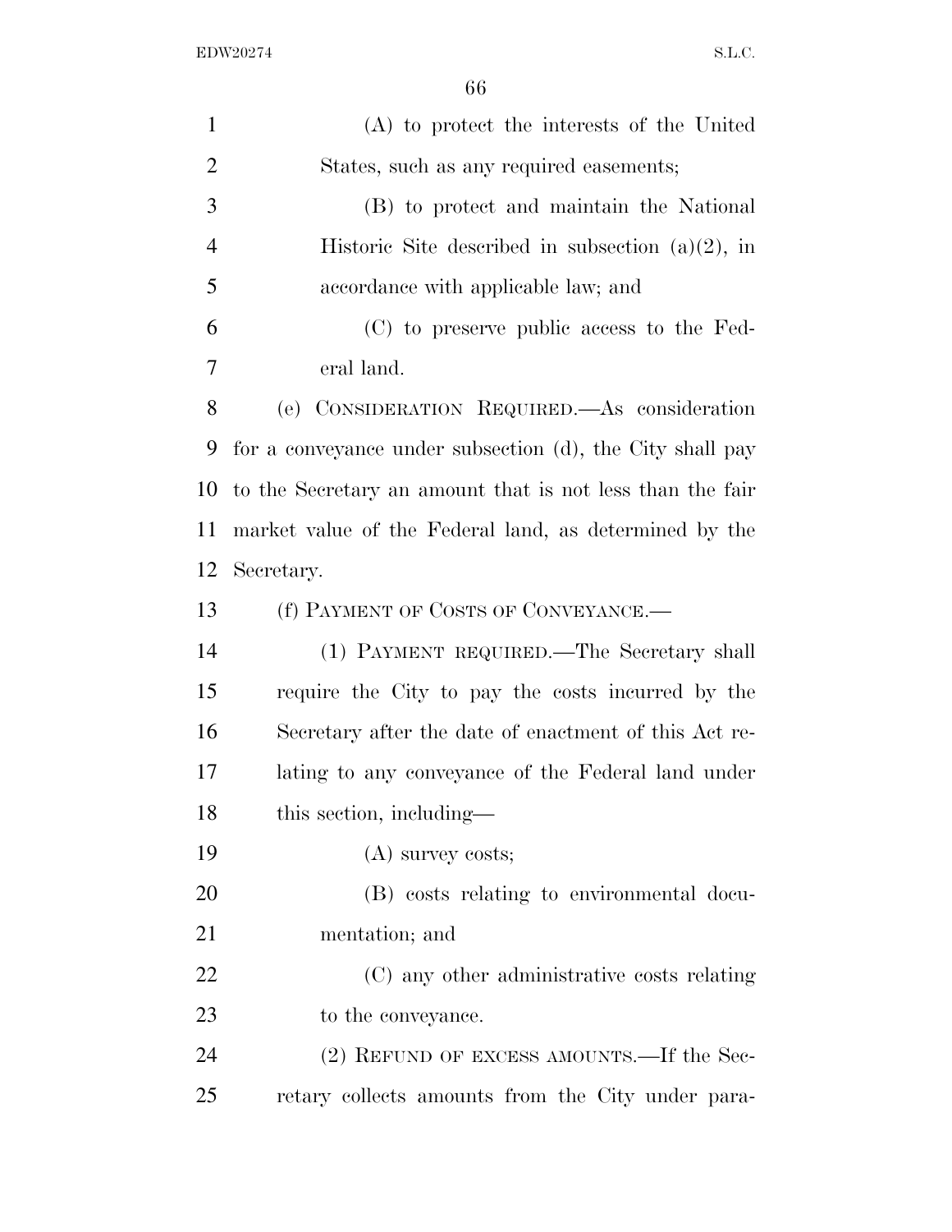(A) to protect the interests of the United States, such as any required easements;

(B) to protect and maintain the National Historic Site described in subsection (a)(2), in accordance with applicable law; and

(C) to preserve public access to the Federal land.

(e) CONSIDERATION REQUIRED.—As consideration for a conveyance under subsection (d), the City shall pay to the Secretary an amount that is not less than the fair market value of the Federal land, as determined by the Secretary.

(f) PAYMENT OF COSTS OF CONVEYANCE.—

(1) PAYMENT REQUIRED.—The Secretary shall require the City to pay the costs incurred by the Secretary after the date of enactment of this Act relating to any conveyance of the Federal land under this section, including—

(A) survey costs;

(B) costs relating to environmental documentation; and

(C) any other administrative costs relating to the conveyance.

(2) REFUND OF EXCESS AMOUNTS.—If the Secretary collects amounts from the City under para-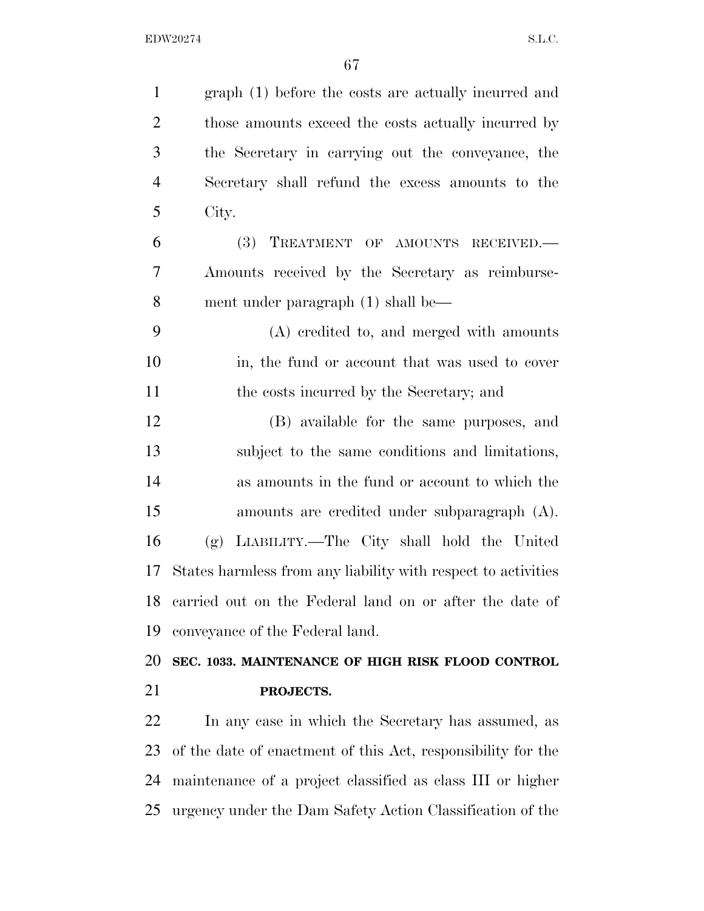graph (1) before the costs are actually incurred and those amounts exceed the costs actually incurred by the Secretary in carrying out the conveyance, the Secretary shall refund the excess amounts to the City.

(3) TREATMENT OF AMOUNTS RECEIVED.—Amounts received by the Secretary as reimbursement under paragraph (1) shall be—

(A) credited to, and merged with amounts in, the fund or account that was used to cover the costs incurred by the Secretary; and

(B) available for the same purposes, and subject to the same conditions and limitations, as amounts in the fund or account to which the amounts are credited under subparagraph (A).

(g) LIABILITY.—The City shall hold the United States harmless from any liability with respect to activities carried out on the Federal land on or after the date of conveyance of the Federal land.

**SEC. 1033. MAINTENANCE OF HIGH RISK FLOOD CONTROL PROJECTS.**

In any case in which the Secretary has assumed, as of the date of enactment of this Act, responsibility for the maintenance of a project classified as class III or higher urgency under the Dam Safety Action Classification of the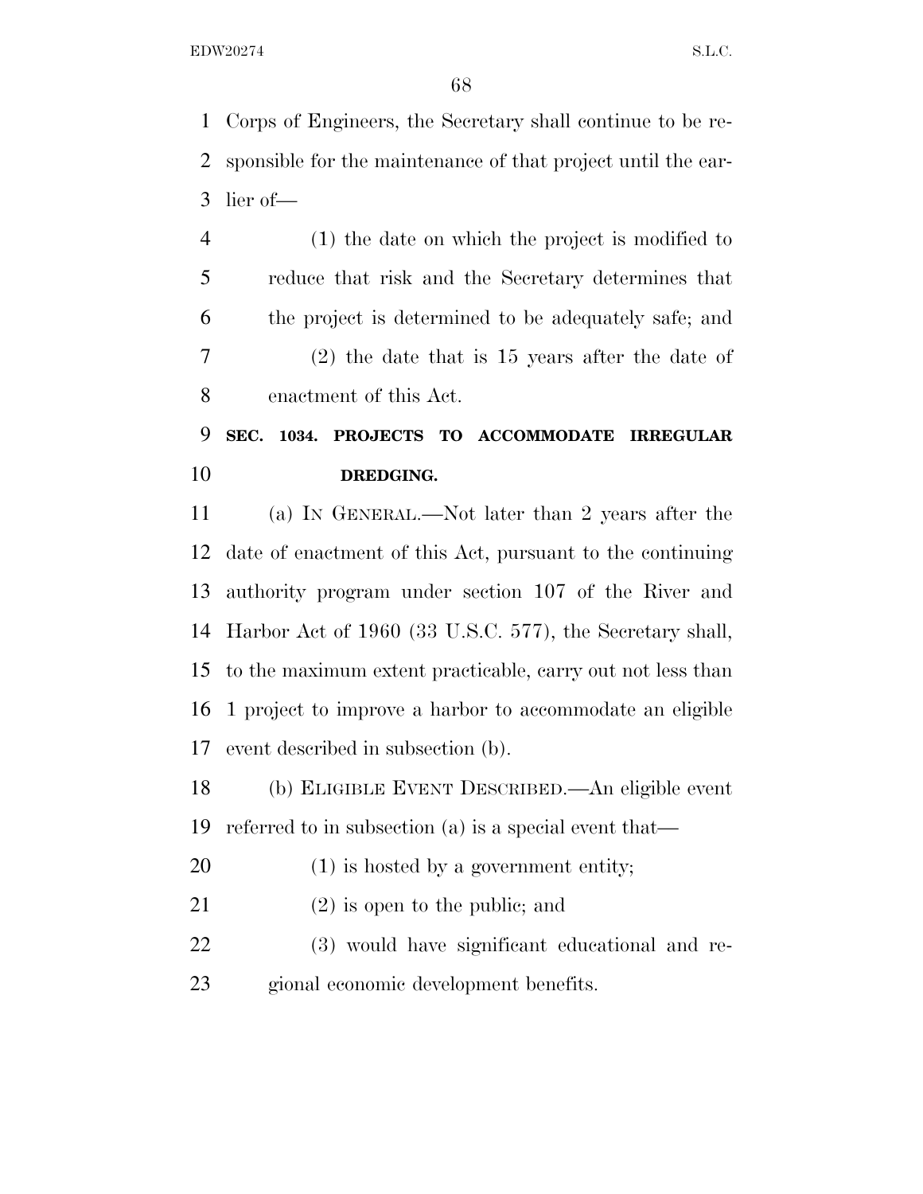Corps of Engineers, the Secretary shall continue to be responsible for the maintenance of that project until the earlier of—

(1) the date on which the project is modified to reduce that risk and the Secretary determines that the project is determined to be adequately safe; and

(2) the date that is 15 years after the date of enactment of this Act.

**SEC. 1034. PROJECTS TO ACCOMMODATE IRREGULAR DREDGING.**

(a) IN GENERAL.—Not later than 2 years after the date of enactment of this Act, pursuant to the continuing authority program under section 107 of the River and Harbor Act of 1960 (33 U.S.C. 577), the Secretary shall, to the maximum extent practicable, carry out not less than 1 project to improve a harbor to accommodate an eligible event described in subsection (b).

(b) ELIGIBLE EVENT DESCRIBED.—An eligible event referred to in subsection (a) is a special event that—

(1) is hosted by a government entity;

(2) is open to the public; and

(3) would have significant educational and regional economic development benefits.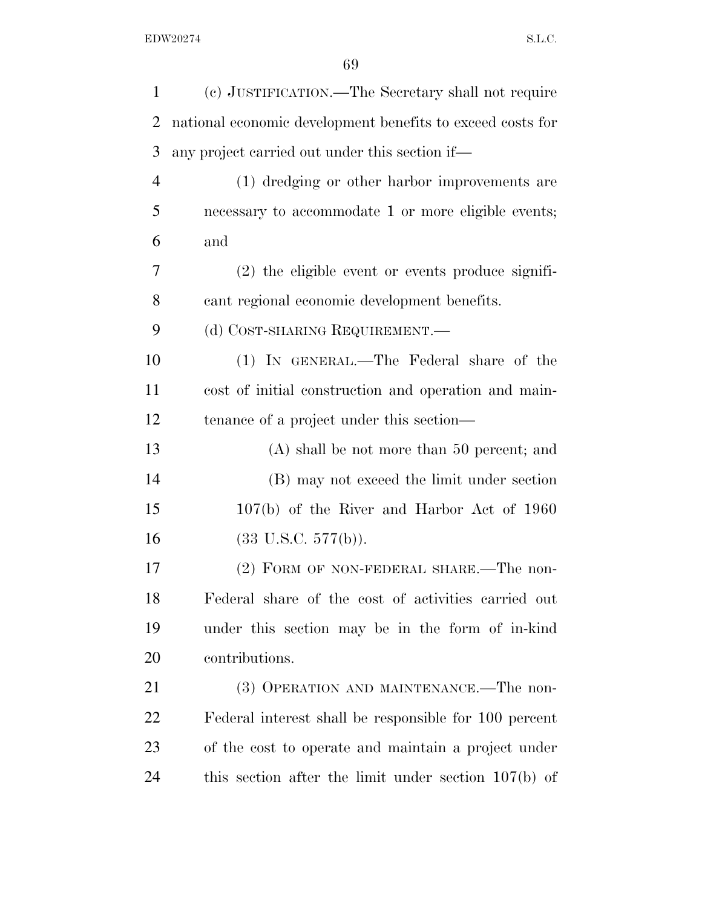(c) JUSTIFICATION.—The Secretary shall not require national economic development benefits to exceed costs for any project carried out under this section if—

(1) dredging or other harbor improvements are necessary to accommodate 1 or more eligible events; and

(2) the eligible event or events produce significant regional economic development benefits.

(d) COST-SHARING REQUIREMENT.—

(1) IN GENERAL.—The Federal share of the cost of initial construction and operation and maintenance of a project under this section—

(A) shall be not more than 50 percent; and

(B) may not exceed the limit under section 107(b) of the River and Harbor Act of 1960 (33 U.S.C. 577(b)).

(2) FORM OF NON-FEDERAL SHARE.—The non-Federal share of the cost of activities carried out under this section may be in the form of in-kind contributions.

(3) OPERATION AND MAINTENANCE.—The non-Federal interest shall be responsible for 100 percent of the cost to operate and maintain a project under this section after the limit under section 107(b) of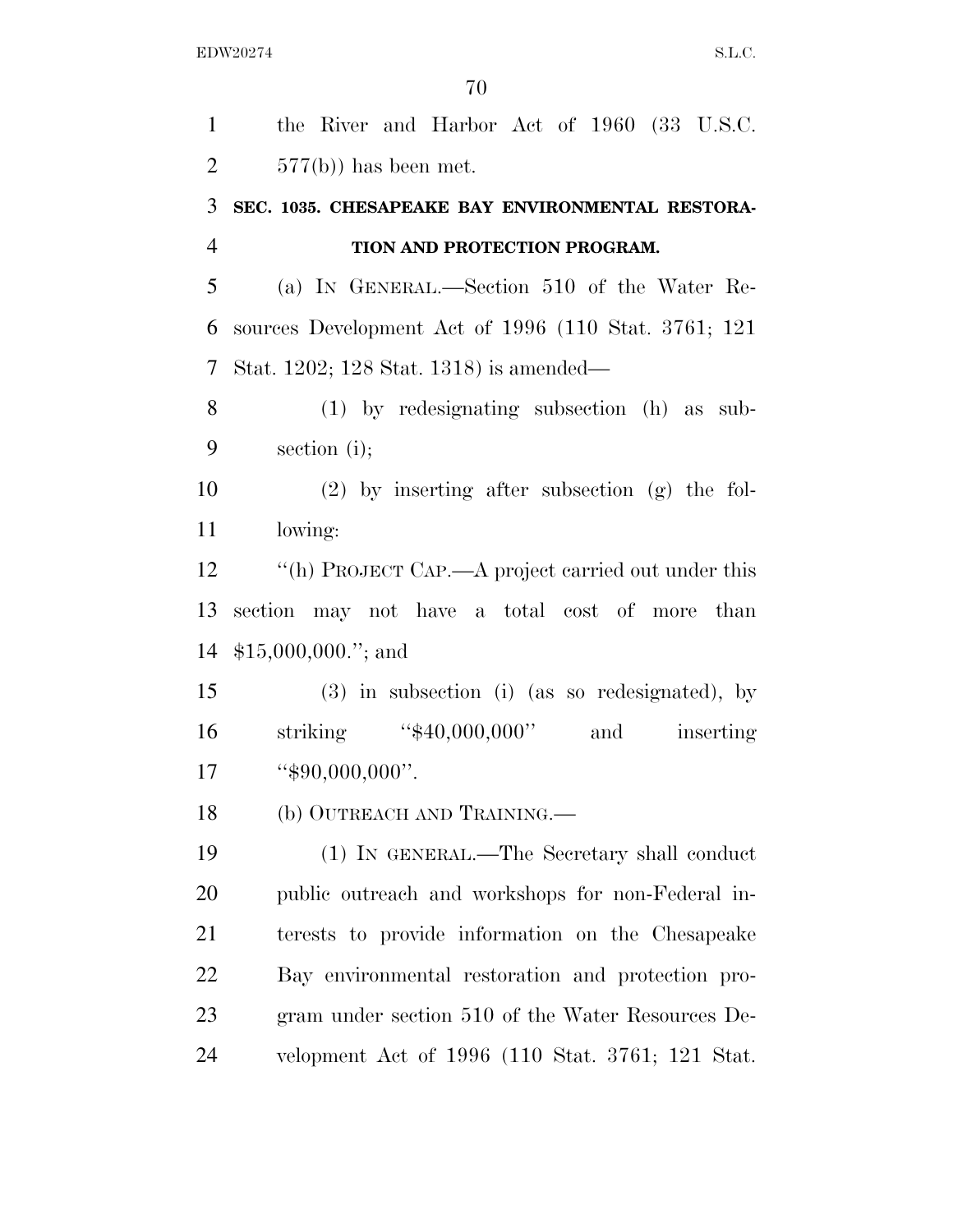the River and Harbor Act of 1960 (33 U.S.C. 577(b)) has been met.

**SEC. 1035. CHESAPEAKE BAY ENVIRONMENTAL RESTORATION AND PROTECTION PROGRAM.**

(a) IN GENERAL.—Section 510 of the Water Resources Development Act of 1996 (110 Stat. 3761; 121 Stat. 1202; 128 Stat. 1318) is amended—

(1) by redesignating subsection (h) as subsection (i);

(2) by inserting after subsection (g) the following:

"(h) PROJECT CAP.—A project carried out under this section may not have a total cost of more than $15,000,000."; and

(3) in subsection (i) (as so redesignated), by striking "$40,000,000" and inserting "$90,000,000".

(b) OUTREACH AND TRAINING.—

(1) IN GENERAL.—The Secretary shall conduct public outreach and workshops for non-Federal interests to provide information on the Chesapeake Bay environmental restoration and protection program under section 510 of the Water Resources Development Act of 1996 (110 Stat. 3761; 121 Stat.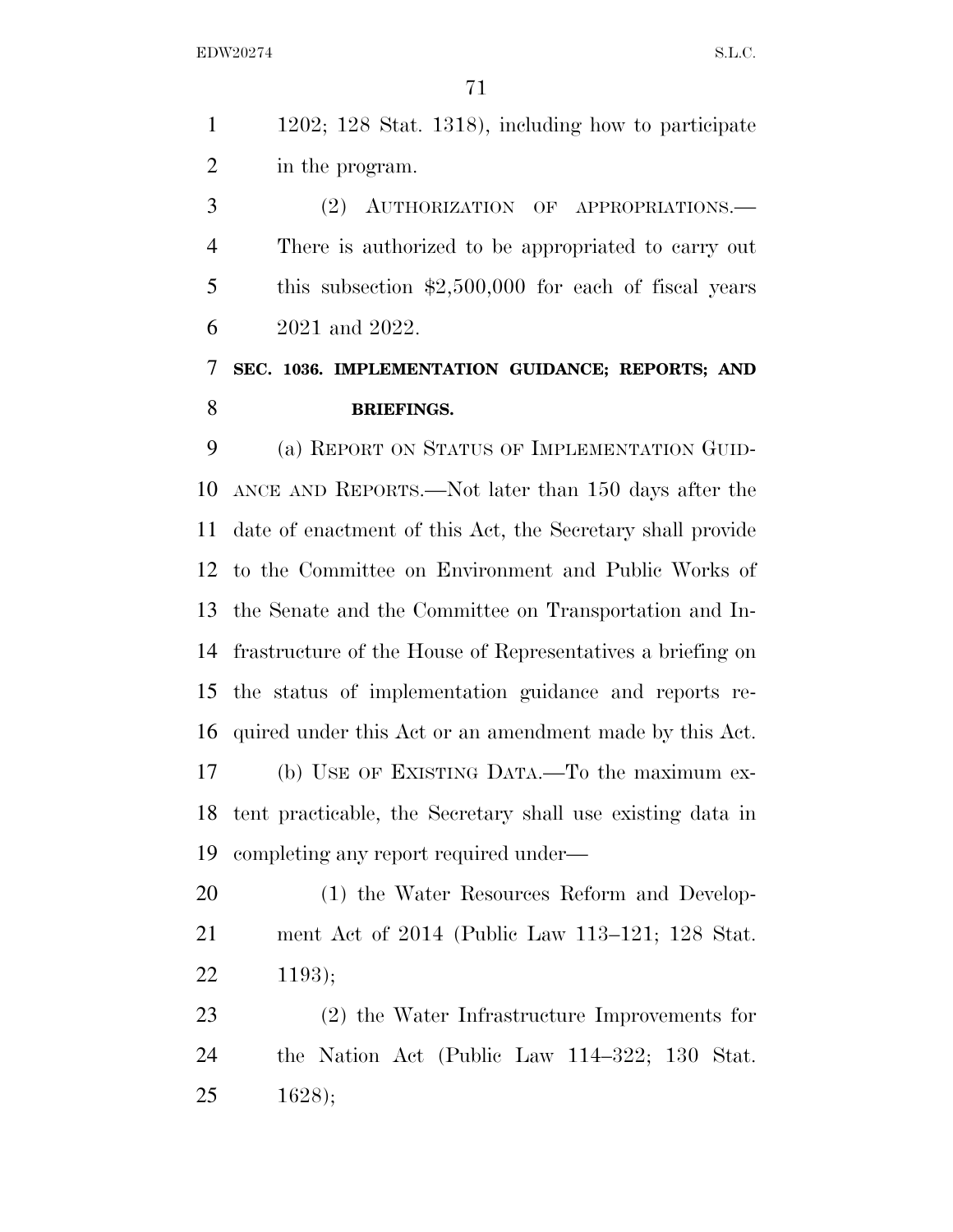1202; 128 Stat. 1318), including how to participate in the program.

(2) AUTHORIZATION OF APPROPRIATIONS.—There is authorized to be appropriated to carry out this subsection $2,500,000 for each of fiscal years 2021 and 2022.

**SEC. 1036. IMPLEMENTATION GUIDANCE; REPORTS; AND BRIEFINGS.**

(a) REPORT ON STATUS OF IMPLEMENTATION GUIDANCE AND REPORTS.—Not later than 150 days after the date of enactment of this Act, the Secretary shall provide to the Committee on Environment and Public Works of the Senate and the Committee on Transportation and Infrastructure of the House of Representatives a briefing on the status of implementation guidance and reports required under this Act or an amendment made by this Act.

(b) USE OF EXISTING DATA.—To the maximum extent practicable, the Secretary shall use existing data in completing any report required under—

(1) the Water Resources Reform and Development Act of 2014 (Public Law 113–121; 128 Stat. 1193);

(2) the Water Infrastructure Improvements for the Nation Act (Public Law 114–322; 130 Stat. 1628);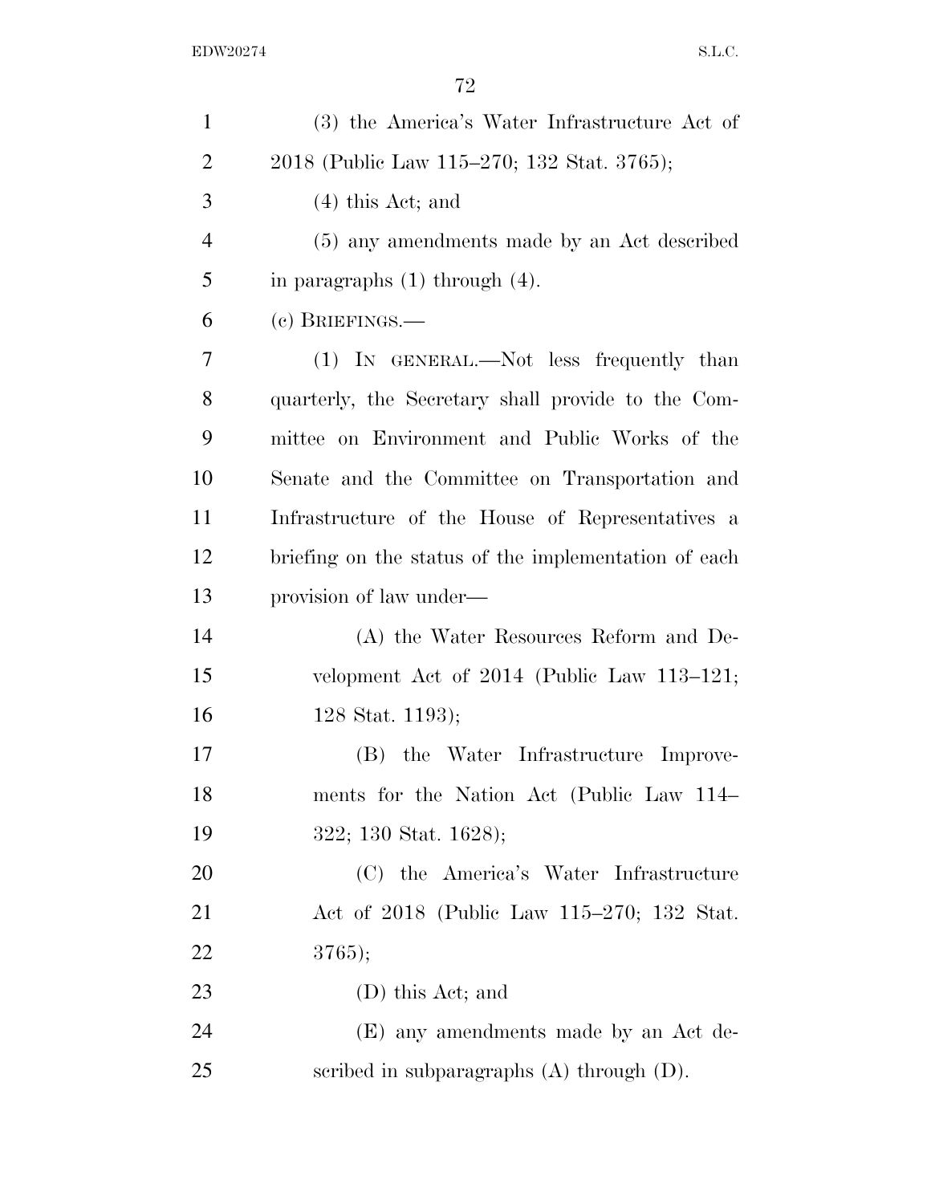(3) the America's Water Infrastructure Act of 2018 (Public Law 115–270; 132 Stat. 3765);

(4) this Act; and

(5) any amendments made by an Act described in paragraphs (1) through (4).

(c) BRIEFINGS.—

(1) IN GENERAL.—Not less frequently than quarterly, the Secretary shall provide to the Committee on Environment and Public Works of the Senate and the Committee on Transportation and Infrastructure of the House of Representatives a briefing on the status of the implementation of each provision of law under—

(A) the Water Resources Reform and Development Act of 2014 (Public Law 113–121; 128 Stat. 1193);

(B) the Water Infrastructure Improvements for the Nation Act (Public Law 114–322; 130 Stat. 1628);

(C) the America's Water Infrastructure Act of 2018 (Public Law 115–270; 132 Stat. 3765);

(D) this Act; and

(E) any amendments made by an Act described in subparagraphs (A) through (D).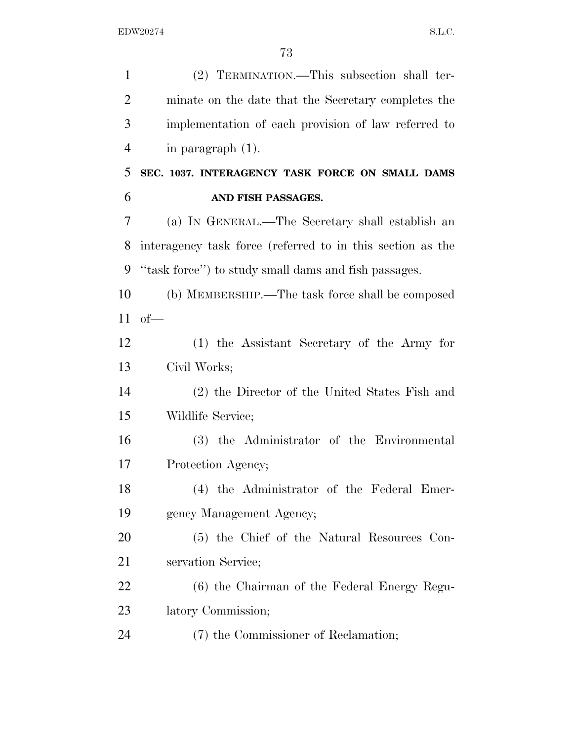(2) TERMINATION.—This subsection shall terminate on the date that the Secretary completes the implementation of each provision of law referred to in paragraph (1).

**SEC. 1037. INTERAGENCY TASK FORCE ON SMALL DAMS AND FISH PASSAGES.**

(a) IN GENERAL.—The Secretary shall establish an interagency task force (referred to in this section as the "task force") to study small dams and fish passages.

(b) MEMBERSHIP.—The task force shall be composed of—

(1) the Assistant Secretary of the Army for Civil Works;

(2) the Director of the United States Fish and Wildlife Service;

(3) the Administrator of the Environmental Protection Agency;

(4) the Administrator of the Federal Emergency Management Agency;

(5) the Chief of the Natural Resources Conservation Service;

(6) the Chairman of the Federal Energy Regulatory Commission;

(7) the Commissioner of Reclamation;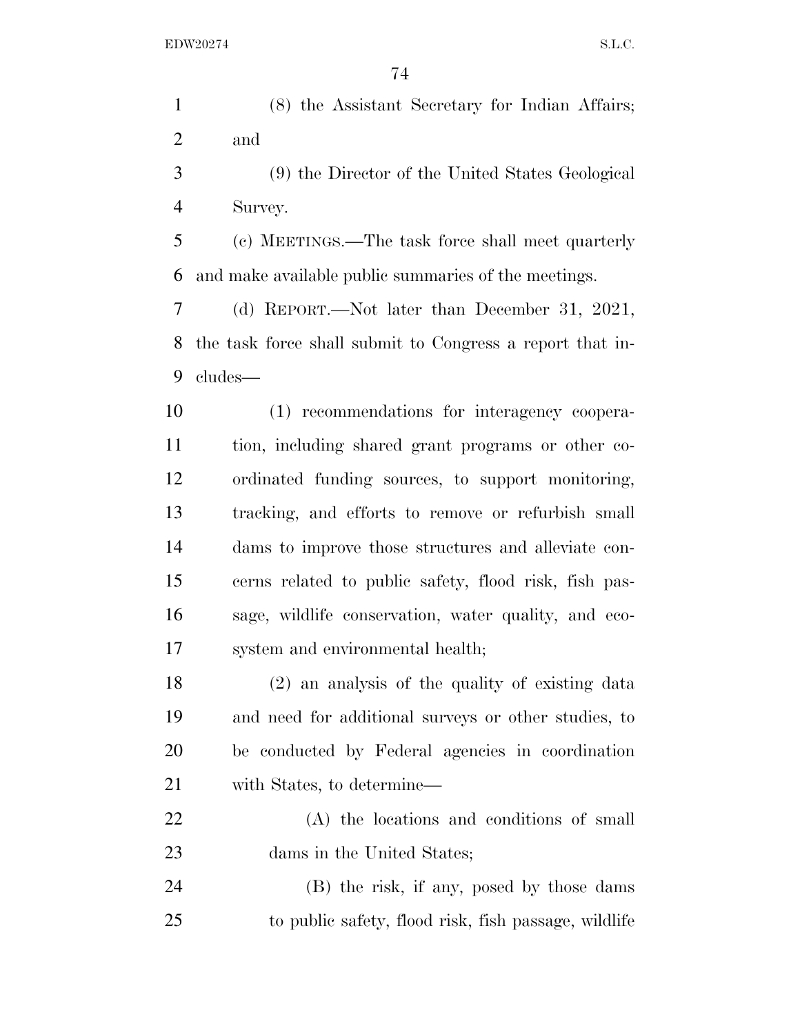(8) the Assistant Secretary for Indian Affairs; and

(9) the Director of the United States Geological Survey.

(c) MEETINGS.—The task force shall meet quarterly and make available public summaries of the meetings.

(d) REPORT.—Not later than December 31, 2021, the task force shall submit to Congress a report that includes—

(1) recommendations for interagency cooperation, including shared grant programs or other coordinated funding sources, to support monitoring, tracking, and efforts to remove or refurbish small dams to improve those structures and alleviate concerns related to public safety, flood risk, fish passage, wildlife conservation, water quality, and ecosystem and environmental health;

(2) an analysis of the quality of existing data and need for additional surveys or other studies, to be conducted by Federal agencies in coordination with States, to determine—

(A) the locations and conditions of small dams in the United States;

(B) the risk, if any, posed by those dams to public safety, flood risk, fish passage, wildlife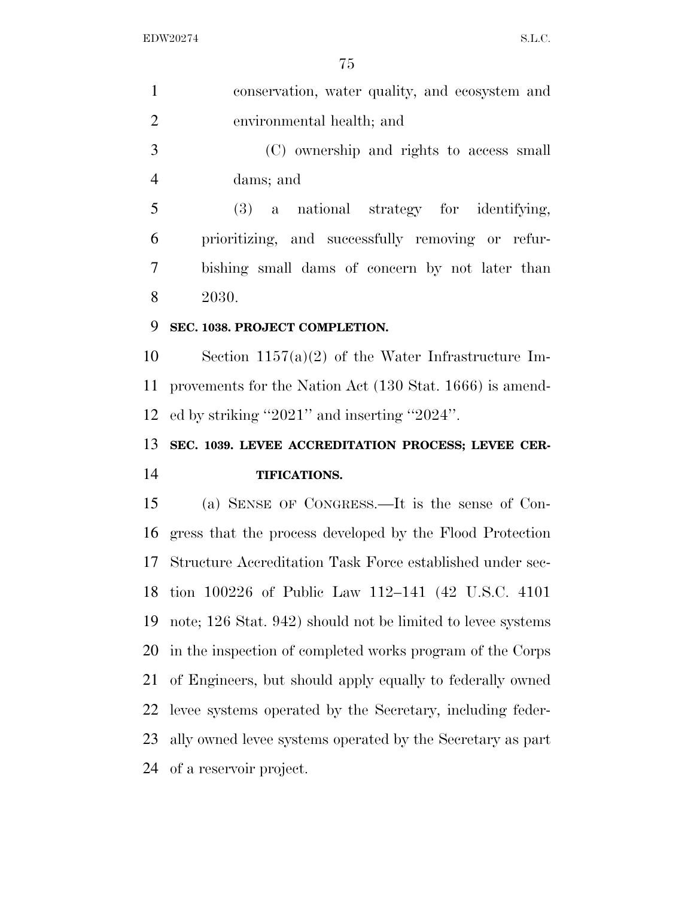conservation, water quality, and ecosystem and environmental health; and

(C) ownership and rights to access small dams; and

(3) a national strategy for identifying, prioritizing, and successfully removing or refurbishing small dams of concern by not later than 2030.

**SEC. 1038. PROJECT COMPLETION.**

Section 1157(a)(2) of the Water Infrastructure Improvements for the Nation Act (130 Stat. 1666) is amended by striking ''2021'' and inserting ''2024''.

**SEC. 1039. LEVEE ACCREDITATION PROCESS; LEVEE CERTIFICATIONS.**

(a) SENSE OF CONGRESS.—It is the sense of Congress that the process developed by the Flood Protection Structure Accreditation Task Force established under section 100226 of Public Law 112–141 (42 U.S.C. 4101 note; 126 Stat. 942) should not be limited to levee systems in the inspection of completed works program of the Corps of Engineers, but should apply equally to federally owned levee systems operated by the Secretary, including federally owned levee systems operated by the Secretary as part of a reservoir project.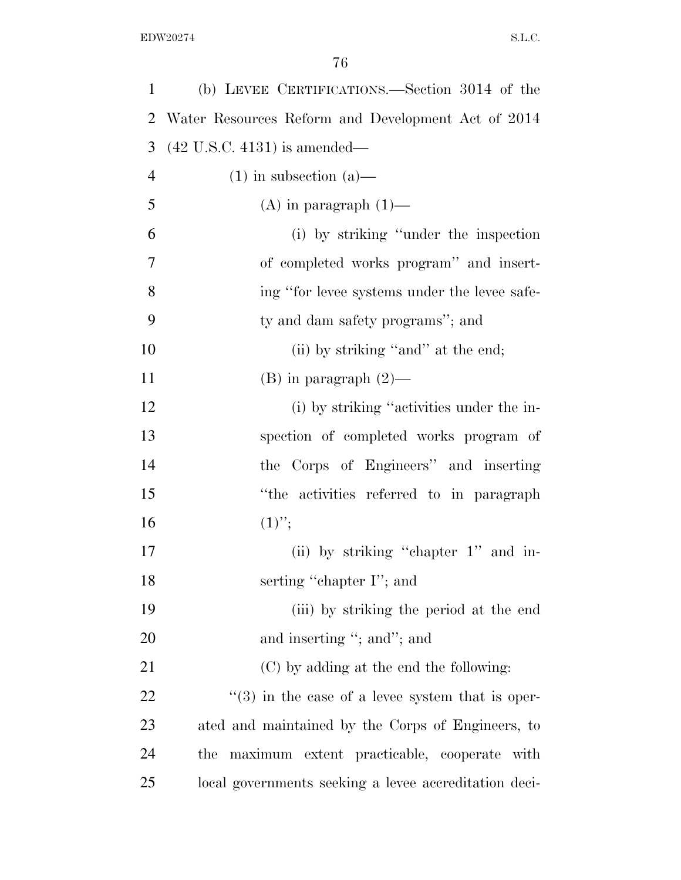(b) LEVEE CERTIFICATIONS.—Section 3014 of the Water Resources Reform and Development Act of 2014 (42 U.S.C. 4131) is amended—

(1) in subsection (a)—

(A) in paragraph (1)—

(i) by striking "under the inspection of completed works program" and inserting "for levee systems under the levee safety and dam safety programs"; and

(ii) by striking "and" at the end;

(B) in paragraph (2)—

(i) by striking "activities under the inspection of completed works program of the Corps of Engineers" and inserting "the activities referred to in paragraph (1)";

(ii) by striking "chapter 1" and inserting "chapter I"; and

(iii) by striking the period at the end and inserting "; and"; and

(C) by adding at the end the following:

"(3) in the case of a levee system that is operated and maintained by the Corps of Engineers, to the maximum extent practicable, cooperate with local governments seeking a levee accreditation deci-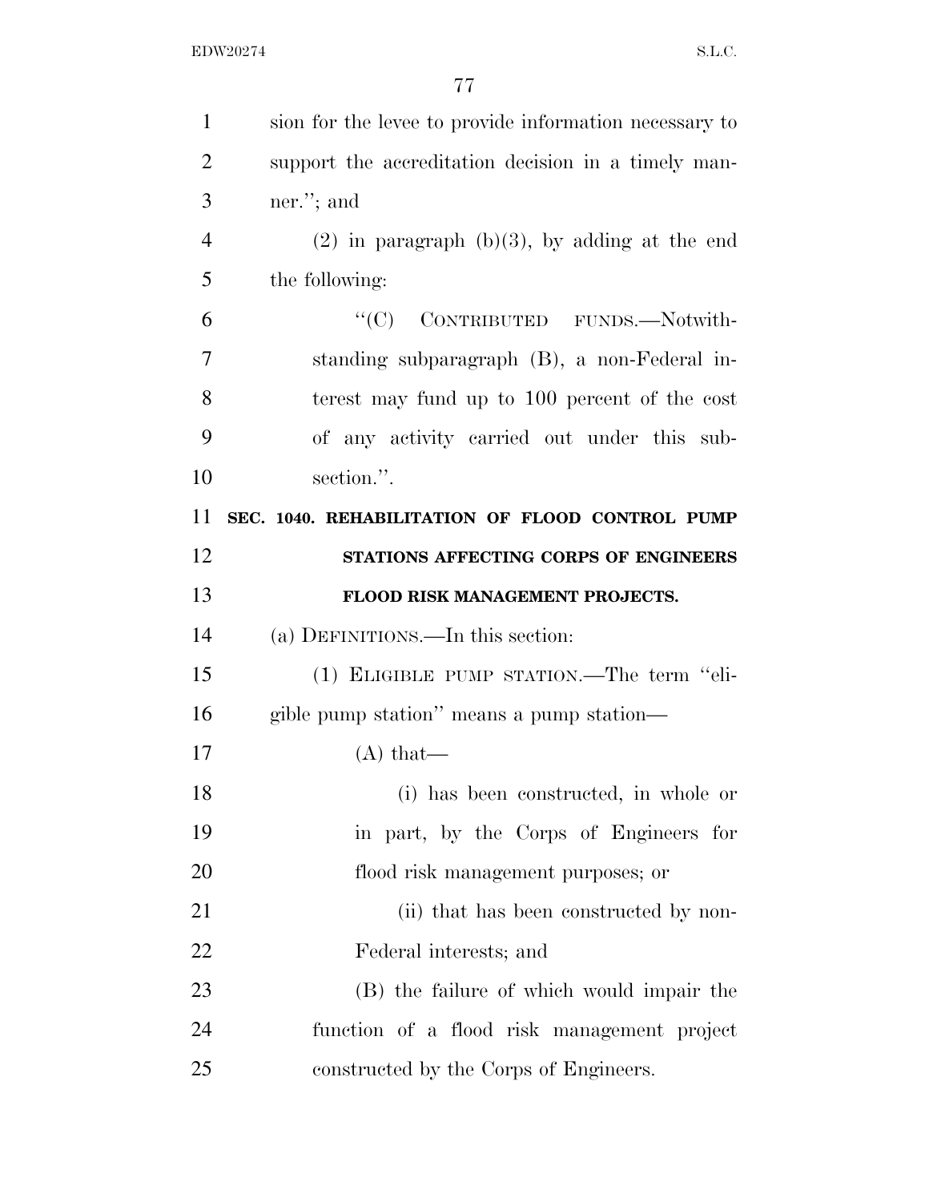sion for the levee to provide information necessary to support the accreditation decision in a timely manner."; and

(2) in paragraph (b)(3), by adding at the end the following:

"(C) CONTRIBUTED FUNDS.—Notwithstanding subparagraph (B), a non-Federal interest may fund up to 100 percent of the cost of any activity carried out under this subsection.".

**SEC. 1040. REHABILITATION OF FLOOD CONTROL PUMP STATIONS AFFECTING CORPS OF ENGINEERS FLOOD RISK MANAGEMENT PROJECTS.**

(a) DEFINITIONS.—In this section:

(1) ELIGIBLE PUMP STATION.—The term "eligible pump station" means a pump station—

(A) that—

(i) has been constructed, in whole or in part, by the Corps of Engineers for flood risk management purposes; or

(ii) that has been constructed by non-Federal interests; and

(B) the failure of which would impair the function of a flood risk management project constructed by the Corps of Engineers.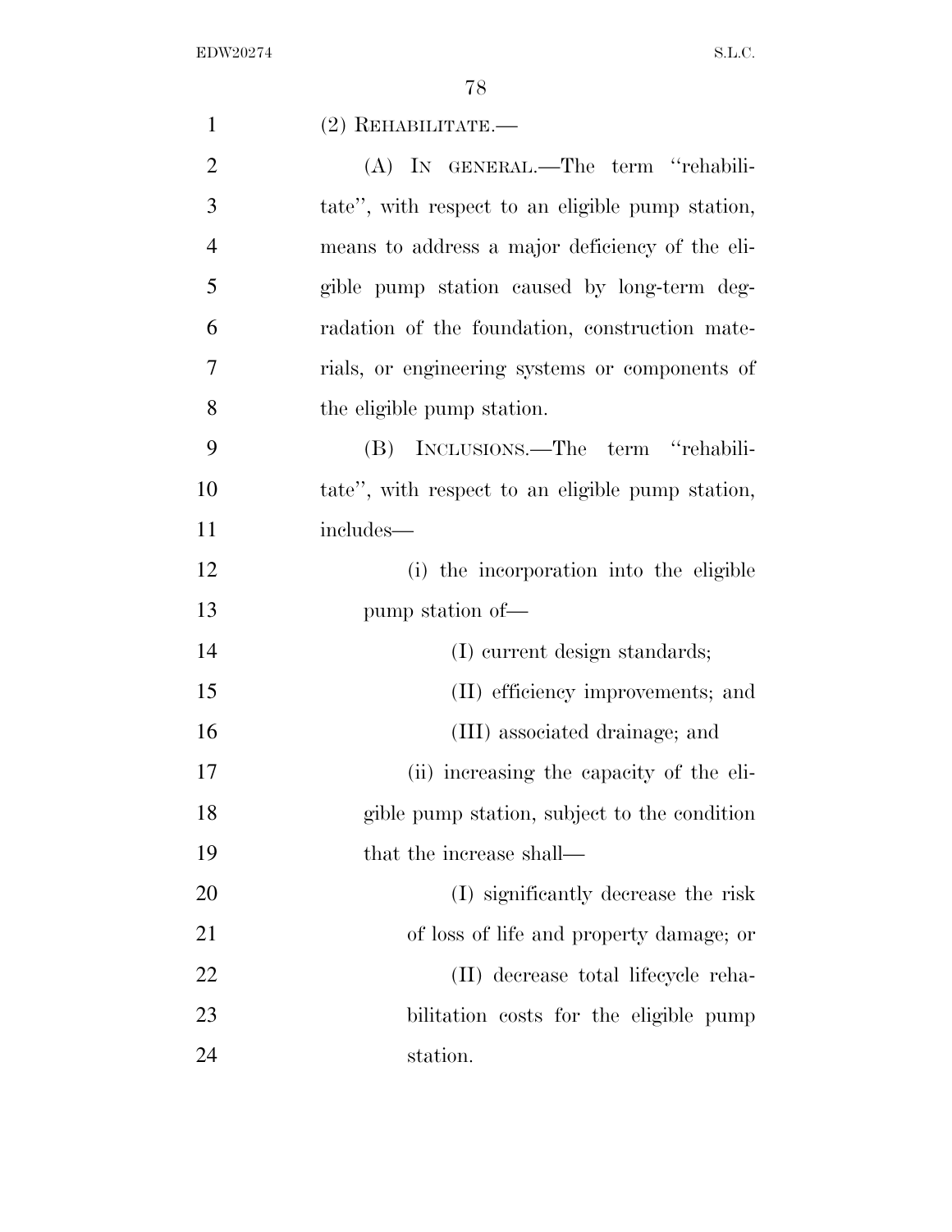(2) REHABILITATE.—

(A) IN GENERAL.—The term "rehabilitate", with respect to an eligible pump station, means to address a major deficiency of the eligible pump station caused by long-term degradation of the foundation, construction materials, or engineering systems or components of the eligible pump station.

(B) INCLUSIONS.—The term "rehabilitate", with respect to an eligible pump station, includes—

(i) the incorporation into the eligible pump station of—

(I) current design standards;

(II) efficiency improvements; and

(III) associated drainage; and

(ii) increasing the capacity of the eligible pump station, subject to the condition that the increase shall—

(I) significantly decrease the risk of loss of life and property damage; or

(II) decrease total lifecycle rehabilitation costs for the eligible pump station.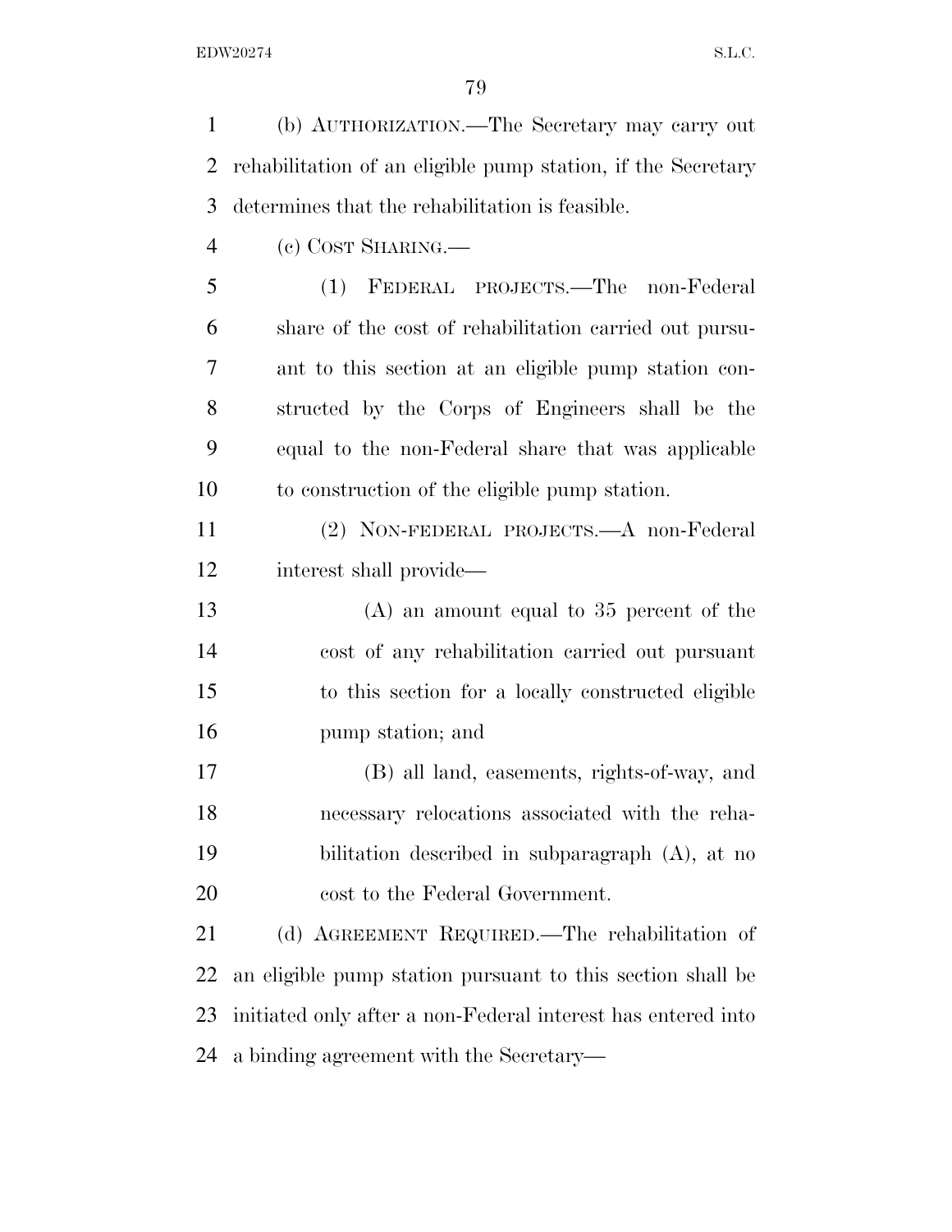(b) AUTHORIZATION.—The Secretary may carry out rehabilitation of an eligible pump station, if the Secretary determines that the rehabilitation is feasible.

(c) COST SHARING.—

(1) FEDERAL PROJECTS.—The non-Federal share of the cost of rehabilitation carried out pursuant to this section at an eligible pump station constructed by the Corps of Engineers shall be the equal to the non-Federal share that was applicable to construction of the eligible pump station.

(2) NON-FEDERAL PROJECTS.—A non-Federal interest shall provide—

(A) an amount equal to 35 percent of the cost of any rehabilitation carried out pursuant to this section for a locally constructed eligible pump station; and

(B) all land, easements, rights-of-way, and necessary relocations associated with the rehabilitation described in subparagraph (A), at no cost to the Federal Government.

(d) AGREEMENT REQUIRED.—The rehabilitation of an eligible pump station pursuant to this section shall be initiated only after a non-Federal interest has entered into a binding agreement with the Secretary—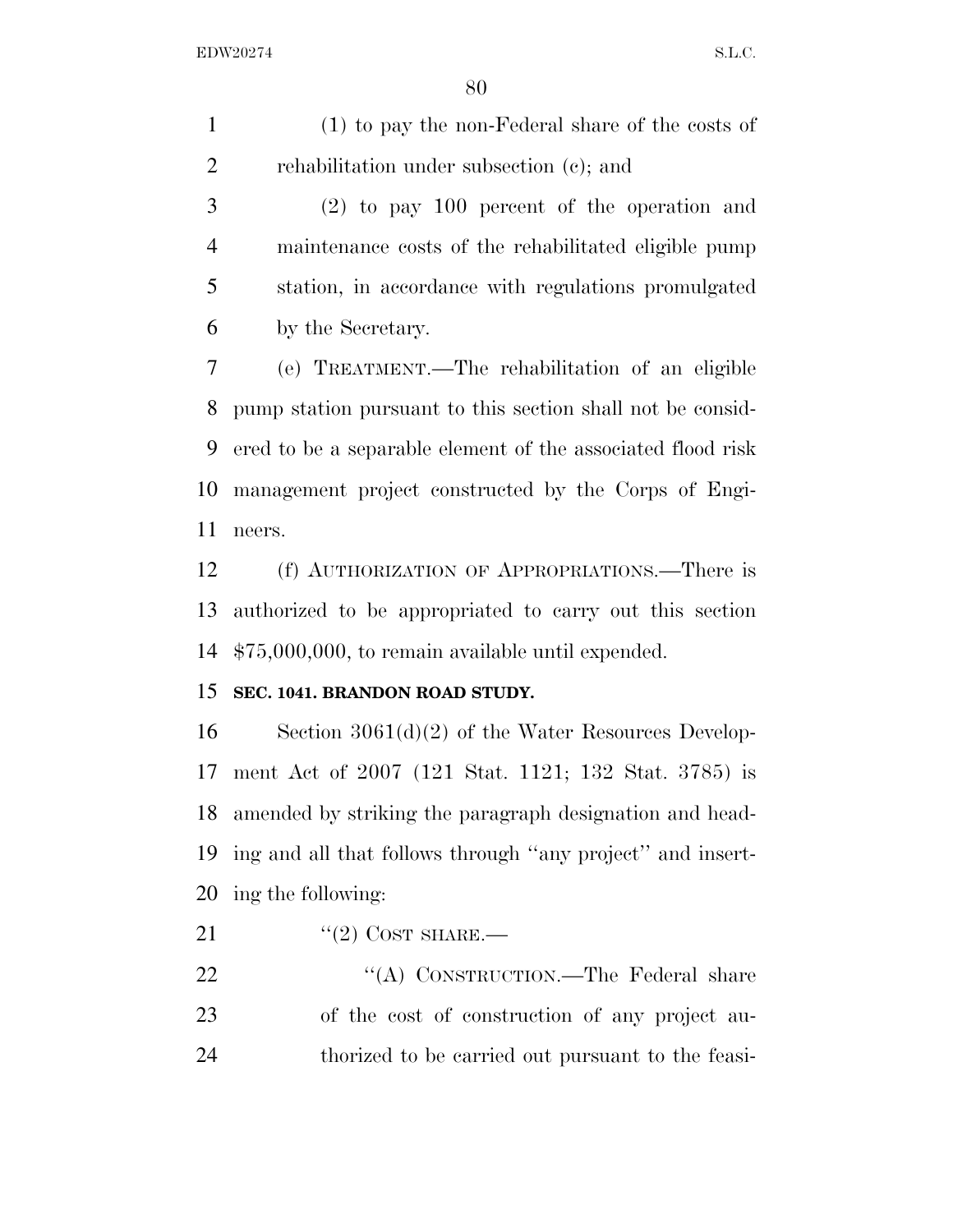(1) to pay the non-Federal share of the costs of rehabilitation under subsection (c); and

(2) to pay 100 percent of the operation and maintenance costs of the rehabilitated eligible pump station, in accordance with regulations promulgated by the Secretary.

(e) TREATMENT.—The rehabilitation of an eligible pump station pursuant to this section shall not be considered to be a separable element of the associated flood risk management project constructed by the Corps of Engineers.

(f) AUTHORIZATION OF APPROPRIATIONS.—There is authorized to be appropriated to carry out this section $75,000,000, to remain available until expended.

**SEC. 1041. BRANDON ROAD STUDY.**

Section 3061(d)(2) of the Water Resources Development Act of 2007 (121 Stat. 1121; 132 Stat. 3785) is amended by striking the paragraph designation and heading and all that follows through ''any project'' and inserting the following:

''(2) COST SHARE.—

''(A) CONSTRUCTION.—The Federal share of the cost of construction of any project authorized to be carried out pursuant to the feasi-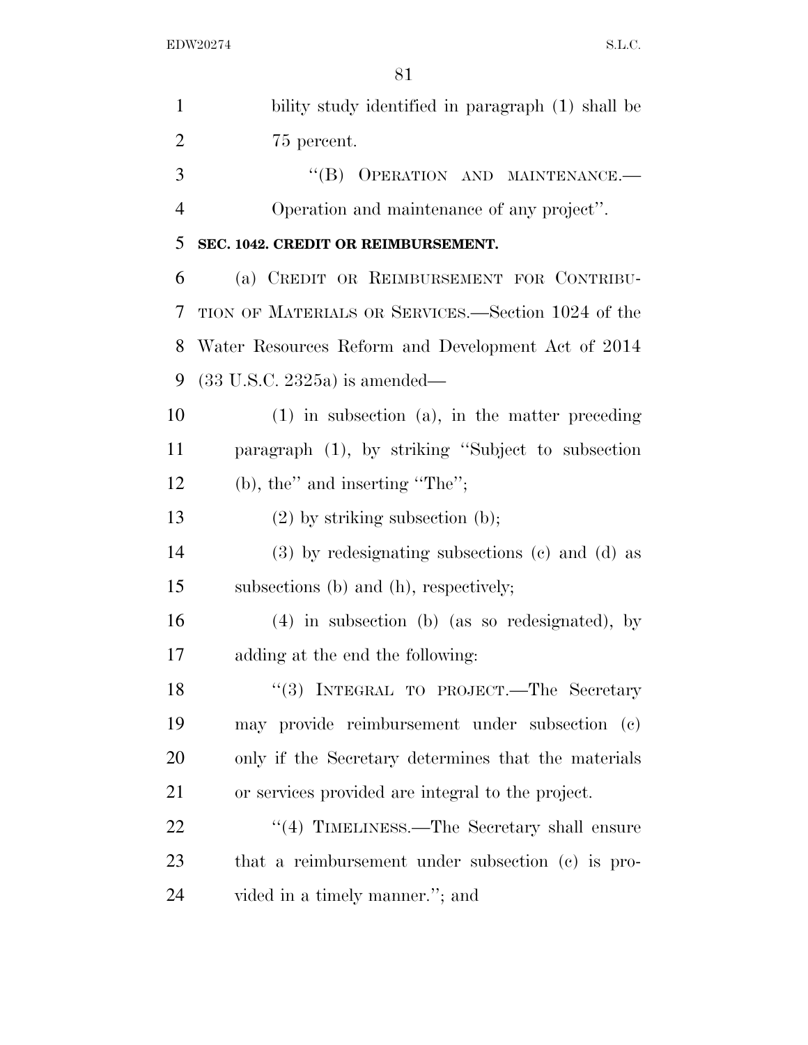bility study identified in paragraph (1) shall be 75 percent.

"(B) OPERATION AND MAINTENANCE.—Operation and maintenance of any project".

**SEC. 1042. CREDIT OR REIMBURSEMENT.**

(a) CREDIT OR REIMBURSEMENT FOR CONTRIBUTION OF MATERIALS OR SERVICES.—Section 1024 of the Water Resources Reform and Development Act of 2014 (33 U.S.C. 2325a) is amended—

(1) in subsection (a), in the matter preceding paragraph (1), by striking "Subject to subsection (b), the" and inserting "The";

(2) by striking subsection (b);

(3) by redesignating subsections (c) and (d) as subsections (b) and (h), respectively;

(4) in subsection (b) (as so redesignated), by adding at the end the following:

"(3) INTEGRAL TO PROJECT.—The Secretary may provide reimbursement under subsection (c) only if the Secretary determines that the materials or services provided are integral to the project.

"(4) TIMELINESS.—The Secretary shall ensure that a reimbursement under subsection (c) is provided in a timely manner."; and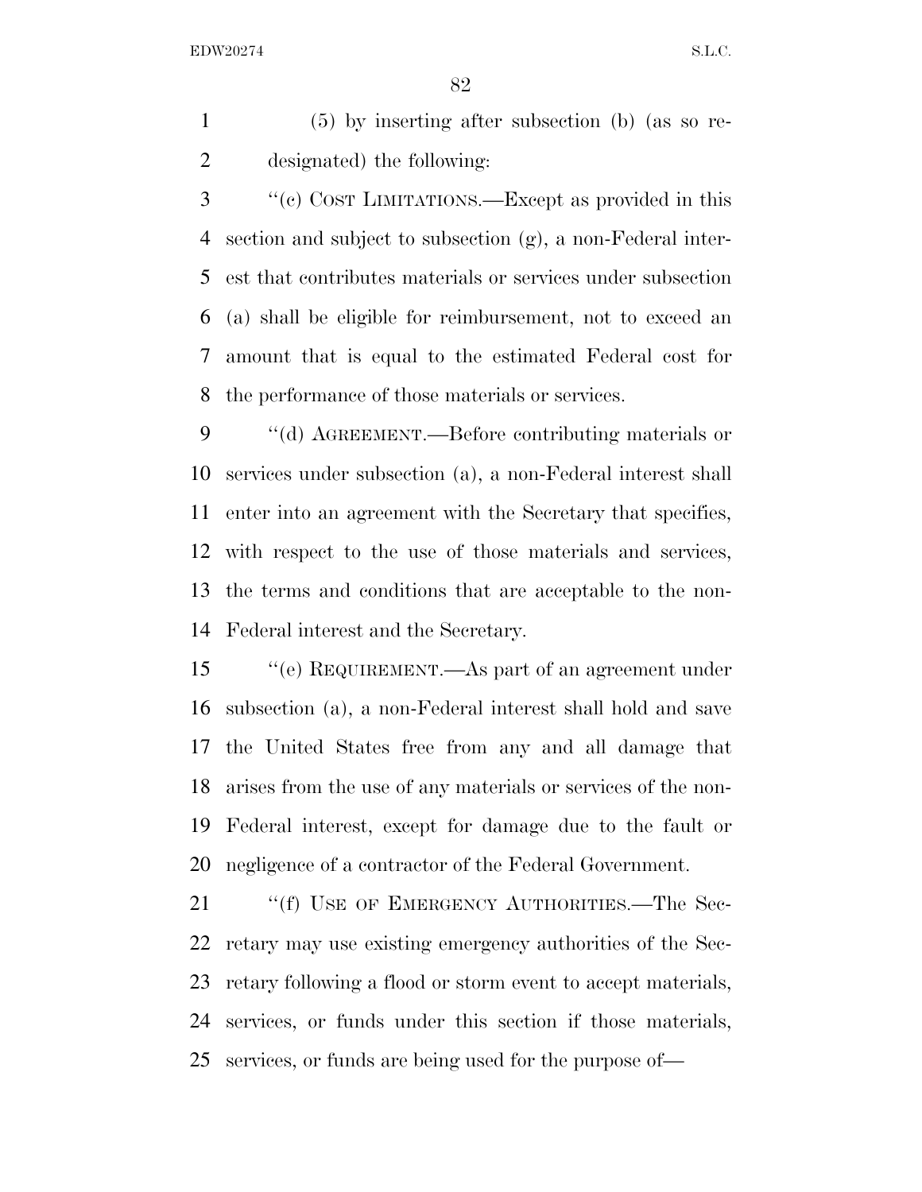(5) by inserting after subsection (b) (as so redesignated) the following:

"(c) COST LIMITATIONS.—Except as provided in this section and subject to subsection (g), a non-Federal interest that contributes materials or services under subsection (a) shall be eligible for reimbursement, not to exceed an amount that is equal to the estimated Federal cost for the performance of those materials or services.

"(d) AGREEMENT.—Before contributing materials or services under subsection (a), a non-Federal interest shall enter into an agreement with the Secretary that specifies, with respect to the use of those materials and services, the terms and conditions that are acceptable to the non-Federal interest and the Secretary.

"(e) REQUIREMENT.—As part of an agreement under subsection (a), a non-Federal interest shall hold and save the United States free from any and all damage that arises from the use of any materials or services of the non-Federal interest, except for damage due to the fault or negligence of a contractor of the Federal Government.

"(f) USE OF EMERGENCY AUTHORITIES.—The Secretary may use existing emergency authorities of the Secretary following a flood or storm event to accept materials, services, or funds under this section if those materials, services, or funds are being used for the purpose of—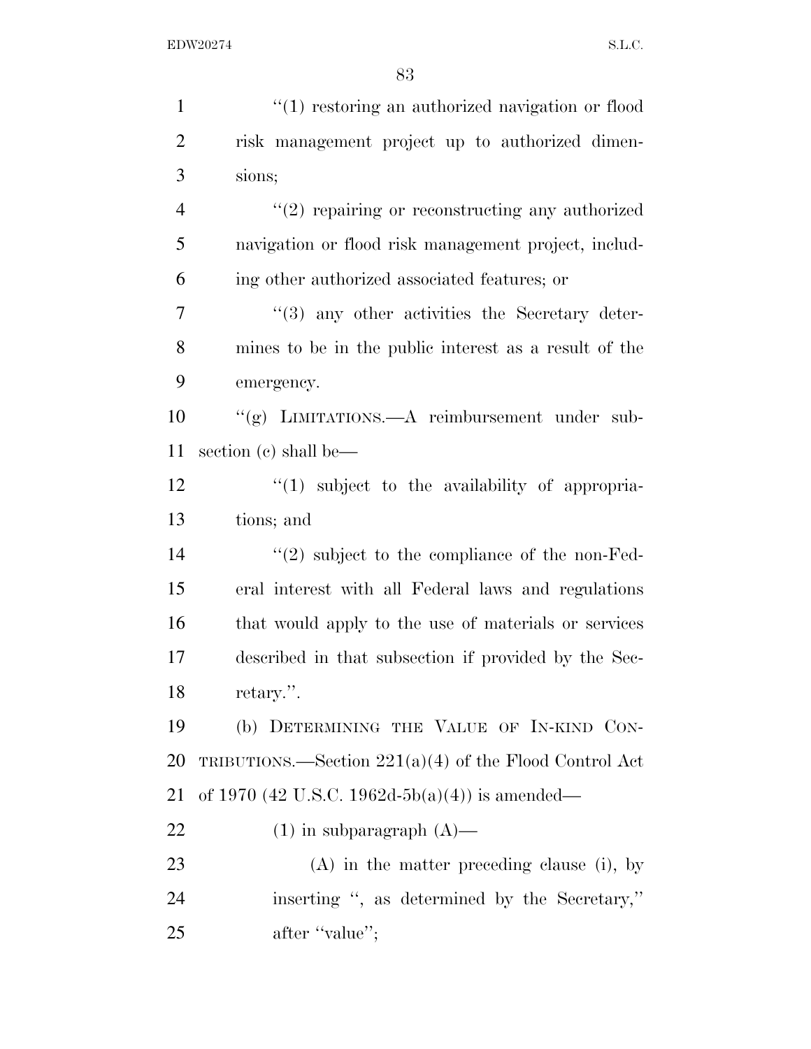"(1) restoring an authorized navigation or flood risk management project up to authorized dimensions;

"(2) repairing or reconstructing any authorized navigation or flood risk management project, including other authorized associated features; or

"(3) any other activities the Secretary determines to be in the public interest as a result of the emergency.

"(g) LIMITATIONS.—A reimbursement under subsection (c) shall be—

"(1) subject to the availability of appropriations; and

"(2) subject to the compliance of the non-Federal interest with all Federal laws and regulations that would apply to the use of materials or services described in that subsection if provided by the Secretary.".

(b) DETERMINING THE VALUE OF IN-KIND CONTRIBUTIONS.—Section 221(a)(4) of the Flood Control Act of 1970 (42 U.S.C. 1962d-5b(a)(4)) is amended—

(1) in subparagraph (A)—

(A) in the matter preceding clause (i), by inserting ", as determined by the Secretary," after "value";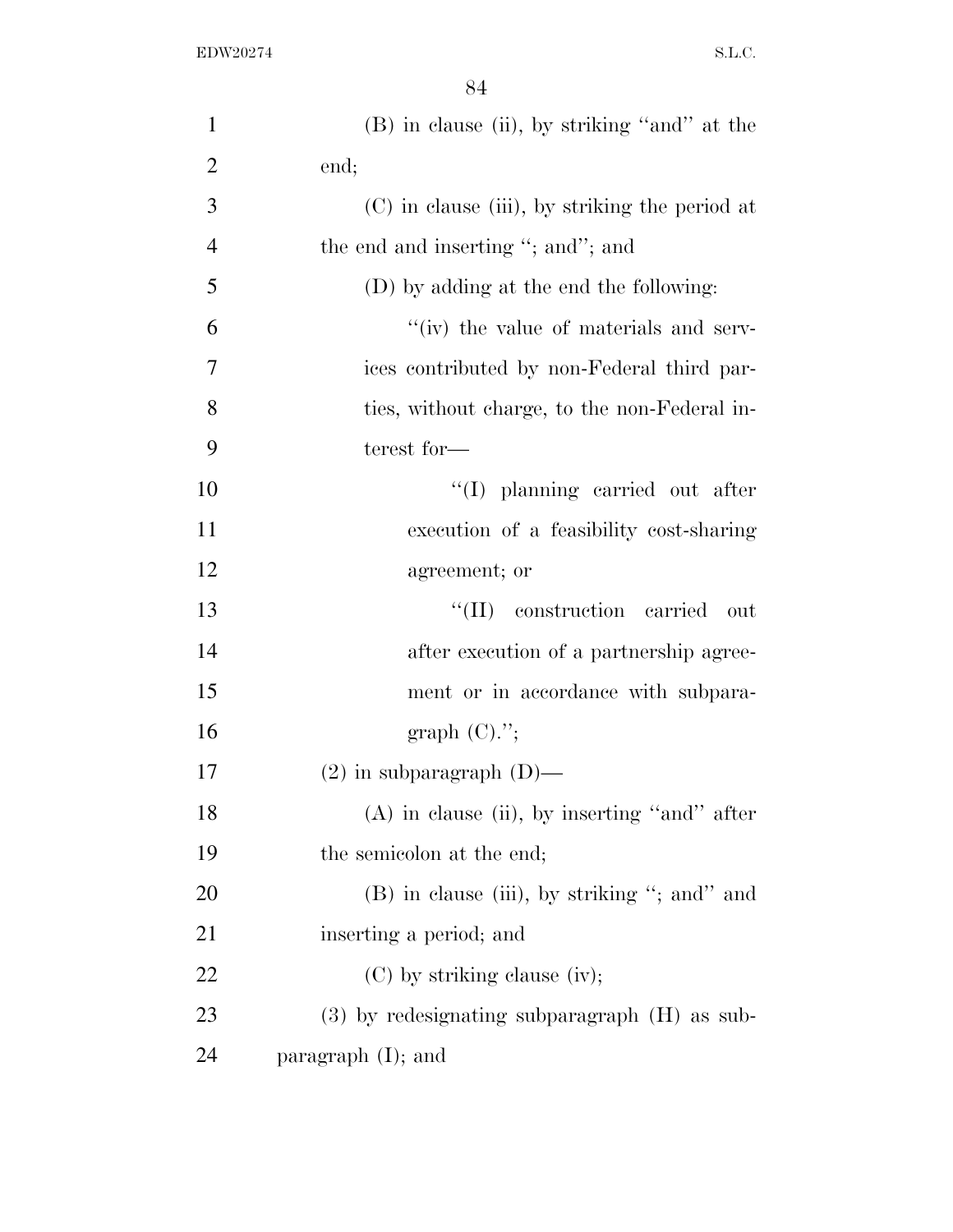(B) in clause (ii), by striking "and" at the end;

(C) in clause (iii), by striking the period at the end and inserting "; and"; and

(D) by adding at the end the following:

"(iv) the value of materials and services contributed by non-Federal third parties, without charge, to the non-Federal interest for—

"(I) planning carried out after execution of a feasibility cost-sharing agreement; or

"(II) construction carried out after execution of a partnership agreement or in accordance with subparagraph (C).";

(2) in subparagraph (D)—

(A) in clause (ii), by inserting "and" after the semicolon at the end;

(B) in clause (iii), by striking "; and" and inserting a period; and

(C) by striking clause (iv);

(3) by redesignating subparagraph (H) as subparagraph (I); and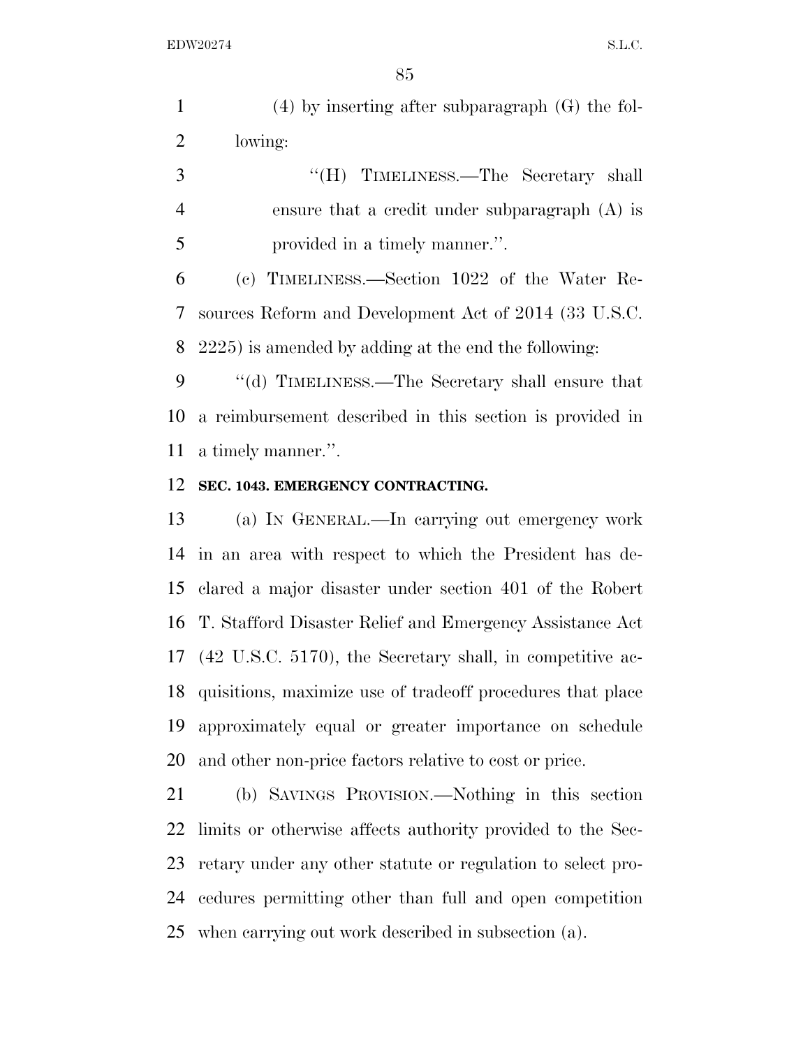(4) by inserting after subparagraph (G) the following:

"(H) TIMELINESS.—The Secretary shall ensure that a credit under subparagraph (A) is provided in a timely manner.".

(c) TIMELINESS.—Section 1022 of the Water Resources Reform and Development Act of 2014 (33 U.S.C. 2225) is amended by adding at the end the following:

"(d) TIMELINESS.—The Secretary shall ensure that a reimbursement described in this section is provided in a timely manner.".

**SEC. 1043. EMERGENCY CONTRACTING.**

(a) IN GENERAL.—In carrying out emergency work in an area with respect to which the President has declared a major disaster under section 401 of the Robert T. Stafford Disaster Relief and Emergency Assistance Act (42 U.S.C. 5170), the Secretary shall, in competitive acquisitions, maximize use of tradeoff procedures that place approximately equal or greater importance on schedule and other non-price factors relative to cost or price.

(b) SAVINGS PROVISION.—Nothing in this section limits or otherwise affects authority provided to the Secretary under any other statute or regulation to select procedures permitting other than full and open competition when carrying out work described in subsection (a).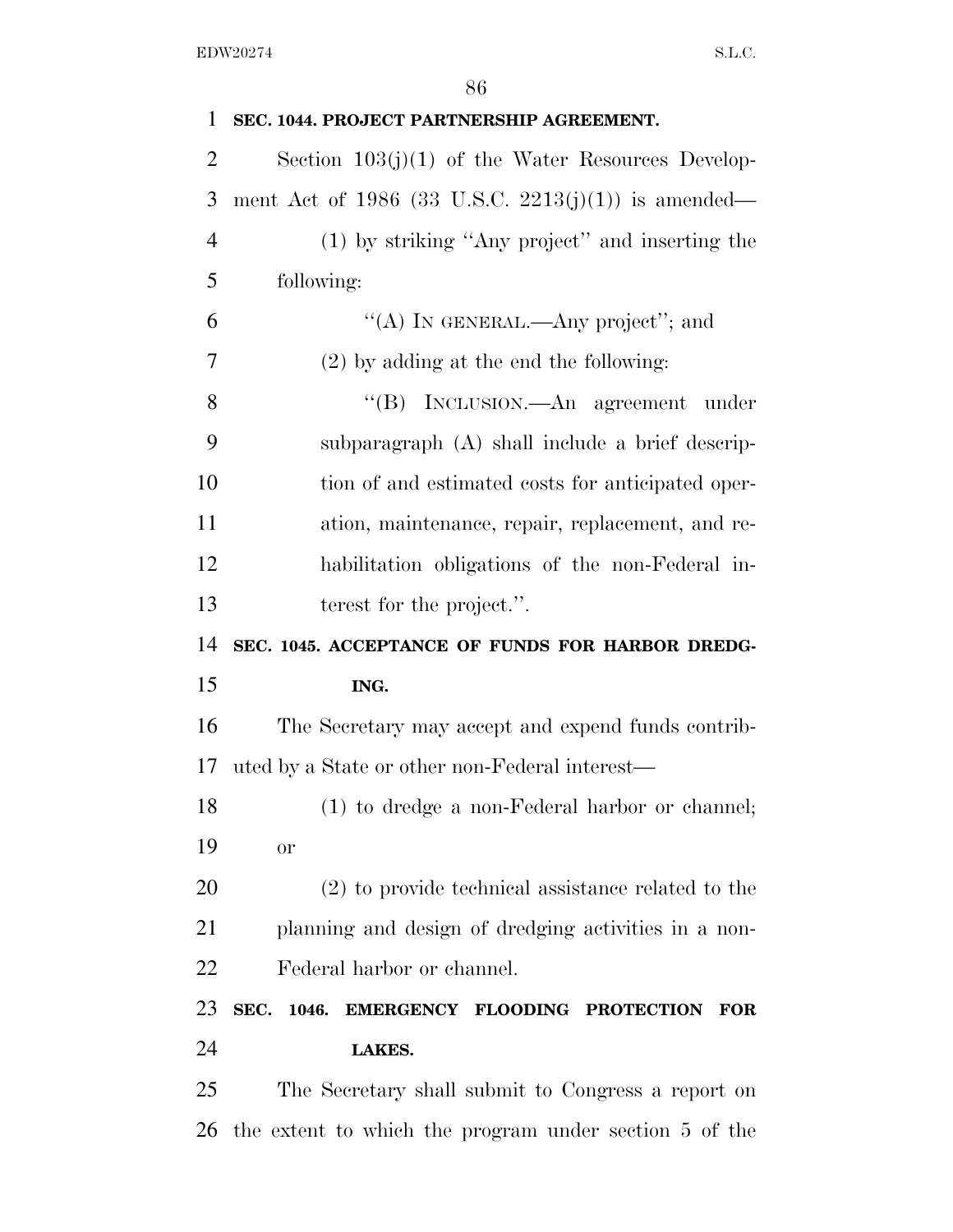**SEC. 1044. PROJECT PARTNERSHIP AGREEMENT.**

Section 103(j)(1) of the Water Resources Development Act of 1986 (33 U.S.C. 2213(j)(1)) is amended—

(1) by striking ''Any project'' and inserting the following:

''(A) IN GENERAL.—Any project''; and

(2) by adding at the end the following:

''(B) INCLUSION.—An agreement under subparagraph (A) shall include a brief description of and estimated costs for anticipated operation, maintenance, repair, replacement, and rehabilitation obligations of the non-Federal interest for the project.''.

**SEC. 1045. ACCEPTANCE OF FUNDS FOR HARBOR DREDGING.**

The Secretary may accept and expend funds contributed by a State or other non-Federal interest—

(1) to dredge a non-Federal harbor or channel; or

(2) to provide technical assistance related to the planning and design of dredging activities in a non-Federal harbor or channel.

**SEC. 1046. EMERGENCY FLOODING PROTECTION FOR LAKES.**

The Secretary shall submit to Congress a report on the extent to which the program under section 5 of the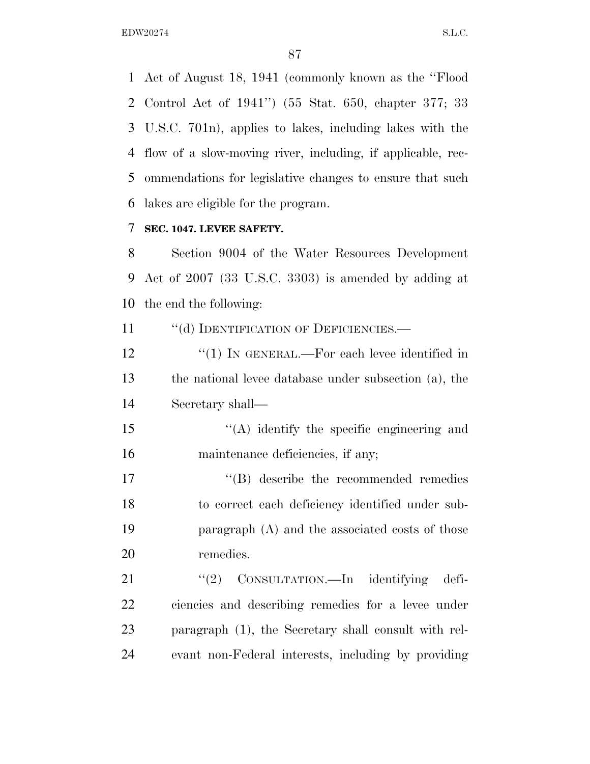Act of August 18, 1941 (commonly known as the ''Flood Control Act of 1941'') (55 Stat. 650, chapter 377; 33 U.S.C. 701n), applies to lakes, including lakes with the flow of a slow-moving river, including, if applicable, recommendations for legislative changes to ensure that such lakes are eligible for the program.

**SEC. 1047. LEVEE SAFETY.**

Section 9004 of the Water Resources Development Act of 2007 (33 U.S.C. 3303) is amended by adding at the end the following:

''(d) IDENTIFICATION OF DEFICIENCIES.—

''(1) IN GENERAL.—For each levee identified in the national levee database under subsection (a), the Secretary shall—

''(A) identify the specific engineering and maintenance deficiencies, if any;

''(B) describe the recommended remedies to correct each deficiency identified under subparagraph (A) and the associated costs of those remedies.

''(2) CONSULTATION.—In identifying deficiencies and describing remedies for a levee under paragraph (1), the Secretary shall consult with relevant non-Federal interests, including by providing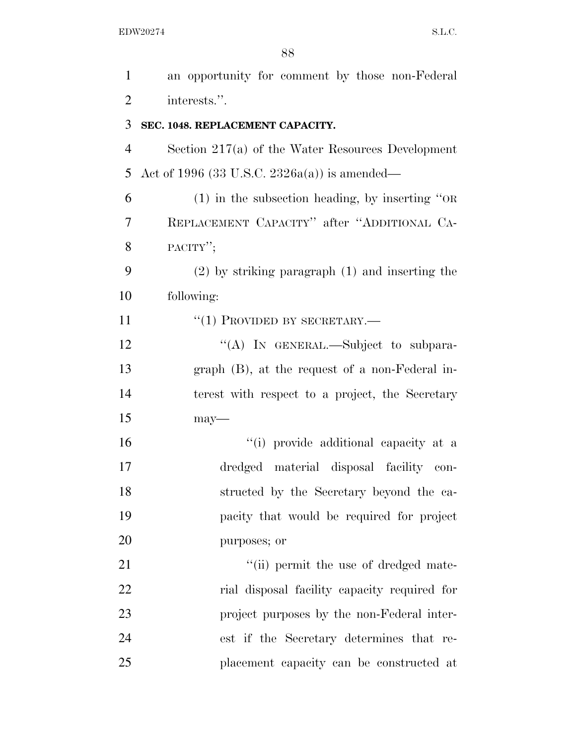an opportunity for comment by those non-Federal interests.''.

**SEC. 1048. REPLACEMENT CAPACITY.**

Section 217(a) of the Water Resources Development Act of 1996 (33 U.S.C. 2326a(a)) is amended—

(1) in the subsection heading, by inserting ''OR REPLACEMENT CAPACITY'' after ''ADDITIONAL CAPACITY'';

(2) by striking paragraph (1) and inserting the following:

''(1) PROVIDED BY SECRETARY.—

''(A) IN GENERAL.—Subject to subparagraph (B), at the request of a non-Federal interest with respect to a project, the Secretary may—

''(i) provide additional capacity at a dredged material disposal facility constructed by the Secretary beyond the capacity that would be required for project purposes; or

''(ii) permit the use of dredged material disposal facility capacity required for project purposes by the non-Federal interest if the Secretary determines that replacement capacity can be constructed at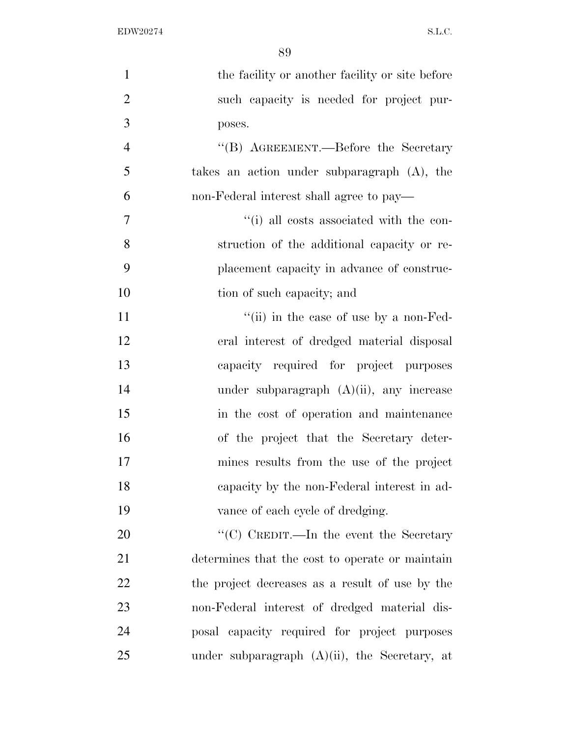the facility or another facility or site before such capacity is needed for project purposes.

''(B) AGREEMENT.—Before the Secretary takes an action under subparagraph (A), the non-Federal interest shall agree to pay—

''(i) all costs associated with the construction of the additional capacity or replacement capacity in advance of construction of such capacity; and

''(ii) in the case of use by a non-Federal interest of dredged material disposal capacity required for project purposes under subparagraph (A)(ii), any increase in the cost of operation and maintenance of the project that the Secretary determines results from the use of the project capacity by the non-Federal interest in advance of each cycle of dredging.

''(C) CREDIT.—In the event the Secretary determines that the cost to operate or maintain the project decreases as a result of use by the non-Federal interest of dredged material disposal capacity required for project purposes under subparagraph (A)(ii), the Secretary, at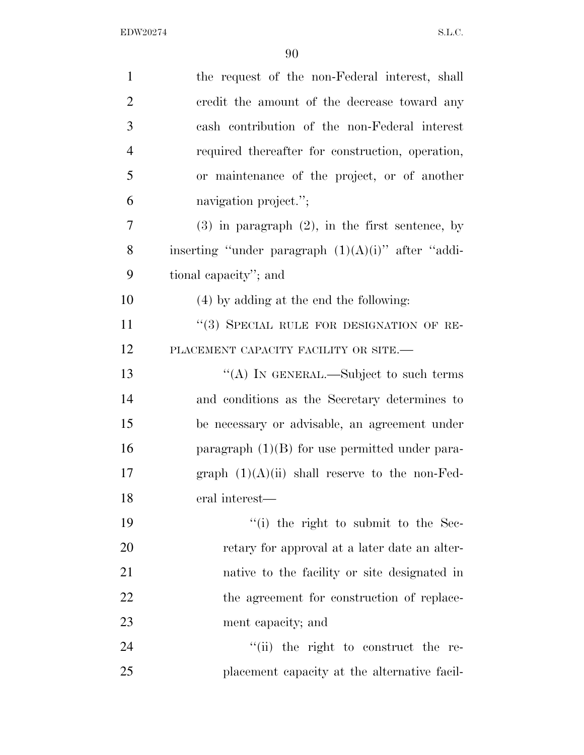the request of the non-Federal interest, shall credit the amount of the decrease toward any cash contribution of the non-Federal interest required thereafter for construction, operation, or maintenance of the project, or of another navigation project.'';

(3) in paragraph (2), in the first sentence, by inserting ''under paragraph (1)(A)(i)'' after ''additional capacity''; and

(4) by adding at the end the following:

''(3) SPECIAL RULE FOR DESIGNATION OF REPLACEMENT CAPACITY FACILITY OR SITE.—

''(A) IN GENERAL.—Subject to such terms and conditions as the Secretary determines to be necessary or advisable, an agreement under paragraph (1)(B) for use permitted under paragraph (1)(A)(ii) shall reserve to the non-Federal interest—

''(i) the right to submit to the Secretary for approval at a later date an alternative to the facility or site designated in the agreement for construction of replacement capacity; and

''(ii) the right to construct the replacement capacity at the alternative facil-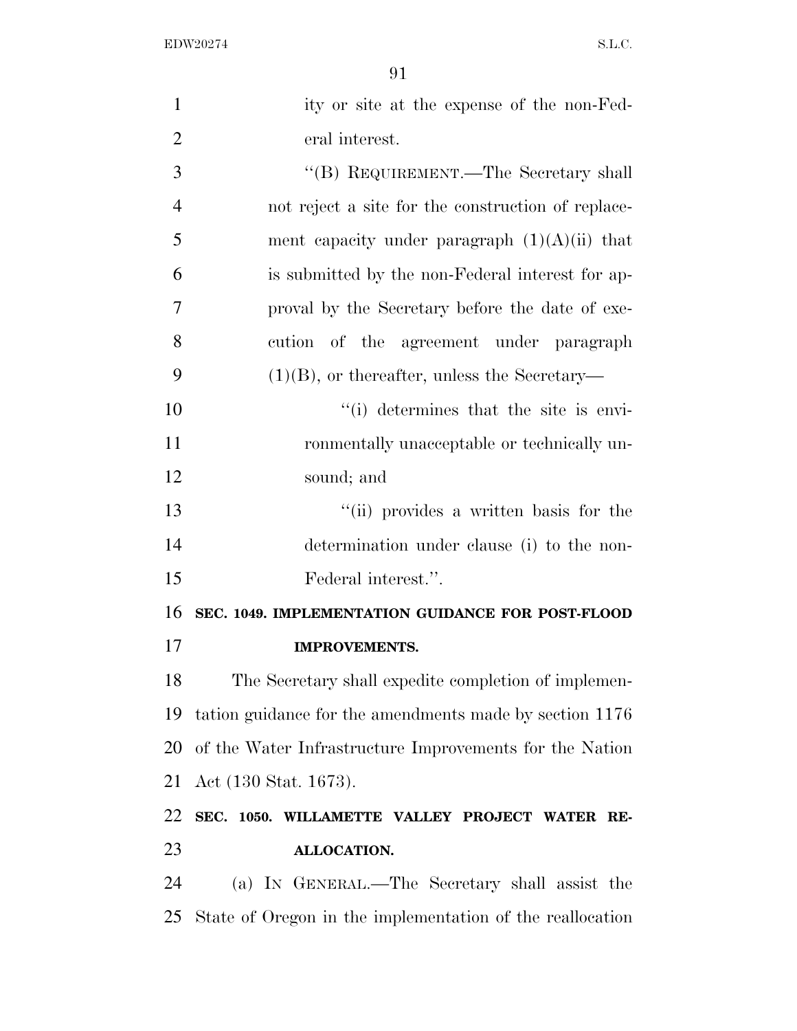ity or site at the expense of the non-Federal interest.

"(B) REQUIREMENT.—The Secretary shall not reject a site for the construction of replacement capacity under paragraph (1)(A)(ii) that is submitted by the non-Federal interest for approval by the Secretary before the date of execution of the agreement under paragraph (1)(B), or thereafter, unless the Secretary—

"(i) determines that the site is environmentally unacceptable or technically unsound; and

"(ii) provides a written basis for the determination under clause (i) to the non-Federal interest.".

**SEC. 1049. IMPLEMENTATION GUIDANCE FOR POST-FLOOD IMPROVEMENTS.**

The Secretary shall expedite completion of implementation guidance for the amendments made by section 1176 of the Water Infrastructure Improvements for the Nation Act (130 Stat. 1673).

**SEC. 1050. WILLAMETTE VALLEY PROJECT WATER REALLOCATION.**

(a) IN GENERAL.—The Secretary shall assist the State of Oregon in the implementation of the reallocation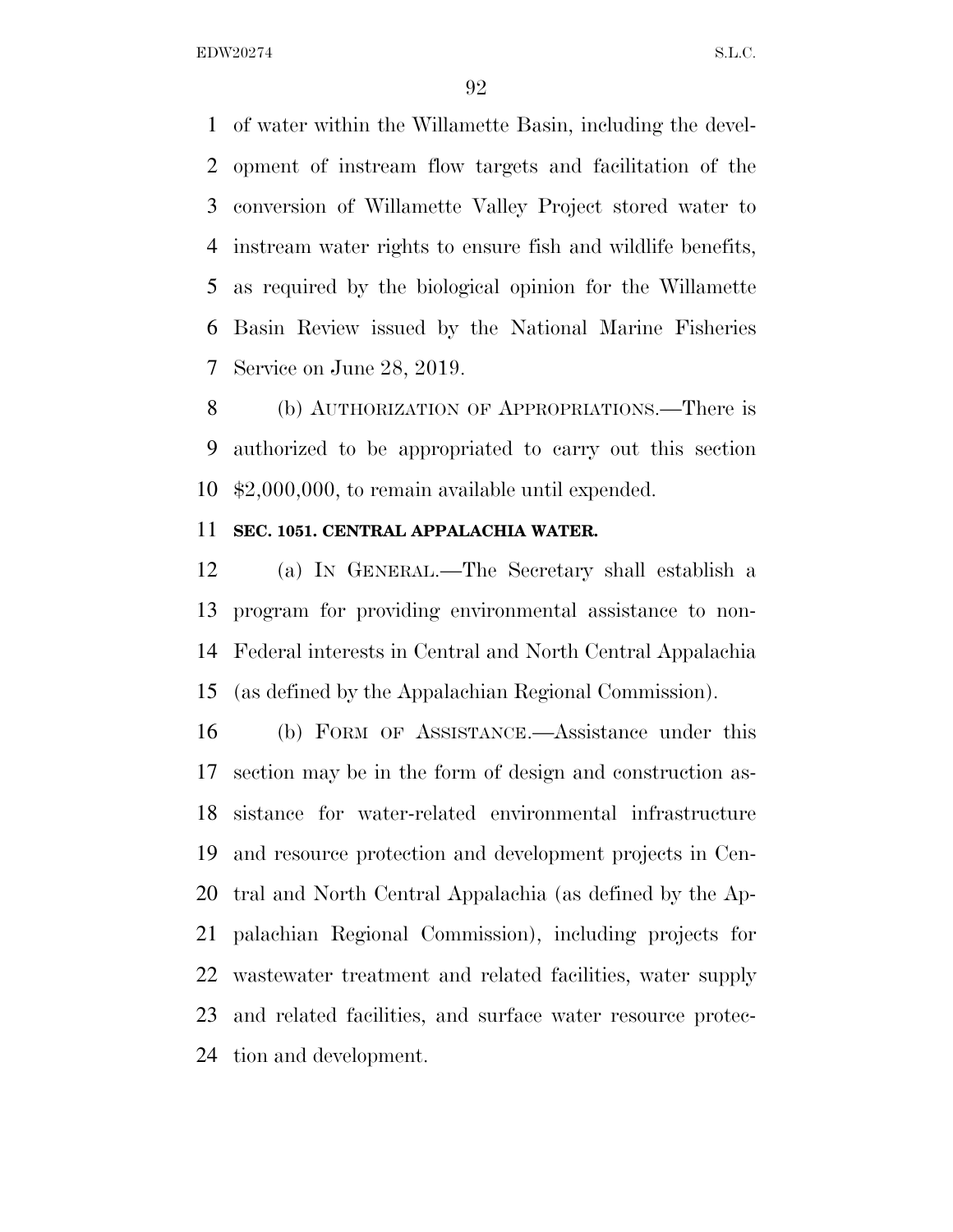of water within the Willamette Basin, including the development of instream flow targets and facilitation of the conversion of Willamette Valley Project stored water to instream water rights to ensure fish and wildlife benefits, as required by the biological opinion for the Willamette Basin Review issued by the National Marine Fisheries Service on June 28, 2019.

(b) AUTHORIZATION OF APPROPRIATIONS.—There is authorized to be appropriated to carry out this section $2,000,000, to remain available until expended.

**SEC. 1051. CENTRAL APPALACHIA WATER.**

(a) IN GENERAL.—The Secretary shall establish a program for providing environmental assistance to non-Federal interests in Central and North Central Appalachia (as defined by the Appalachian Regional Commission).

(b) FORM OF ASSISTANCE.—Assistance under this section may be in the form of design and construction assistance for water-related environmental infrastructure and resource protection and development projects in Central and North Central Appalachia (as defined by the Appalachian Regional Commission), including projects for wastewater treatment and related facilities, water supply and related facilities, and surface water resource protection and development.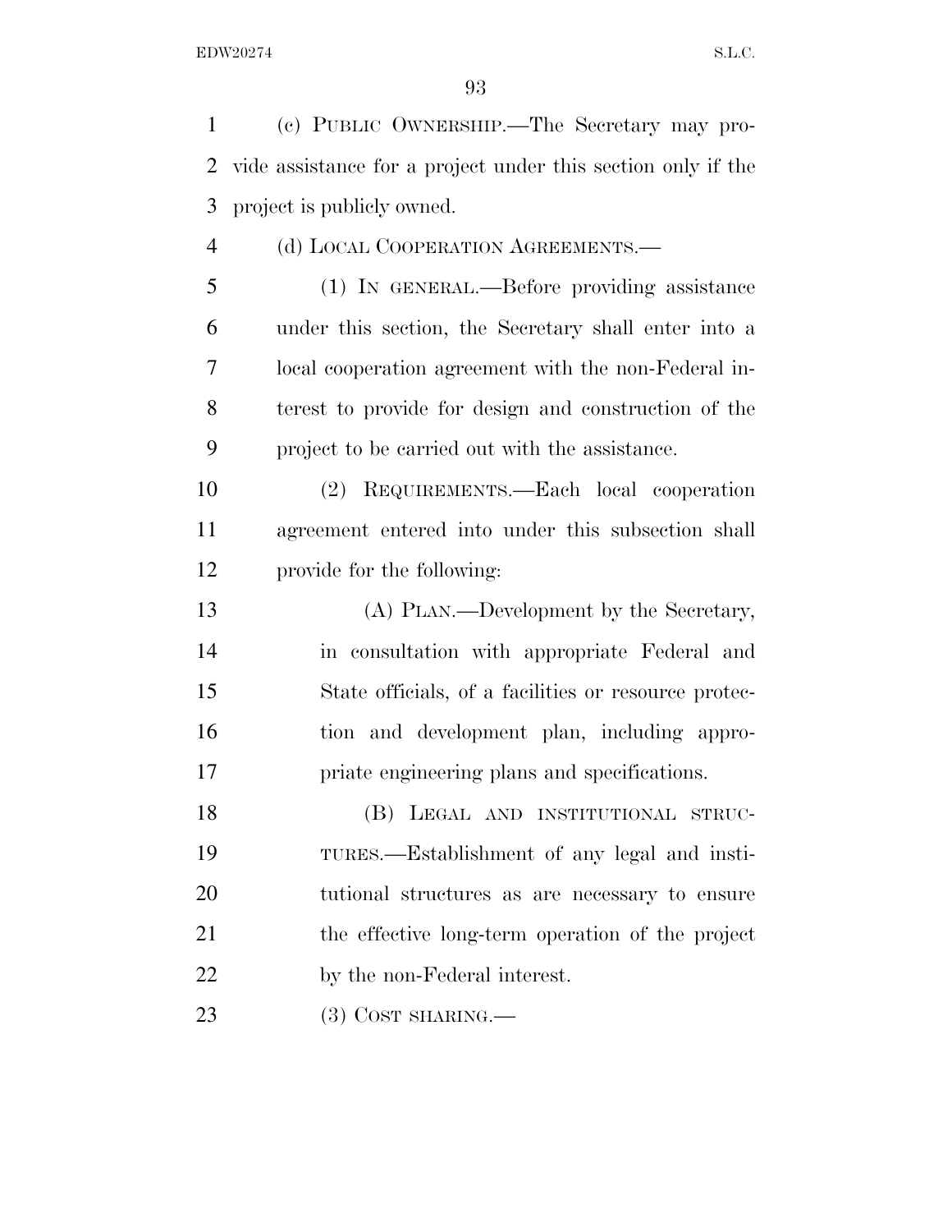(c) PUBLIC OWNERSHIP.—The Secretary may provide assistance for a project under this section only if the project is publicly owned.

(d) LOCAL COOPERATION AGREEMENTS.—

(1) IN GENERAL.—Before providing assistance under this section, the Secretary shall enter into a local cooperation agreement with the non-Federal interest to provide for design and construction of the project to be carried out with the assistance.

(2) REQUIREMENTS.—Each local cooperation agreement entered into under this subsection shall provide for the following:

(A) PLAN.—Development by the Secretary, in consultation with appropriate Federal and State officials, of a facilities or resource protection and development plan, including appropriate engineering plans and specifications.

(B) LEGAL AND INSTITUTIONAL STRUCTURES.—Establishment of any legal and institutional structures as are necessary to ensure the effective long-term operation of the project by the non-Federal interest.

(3) COST SHARING.—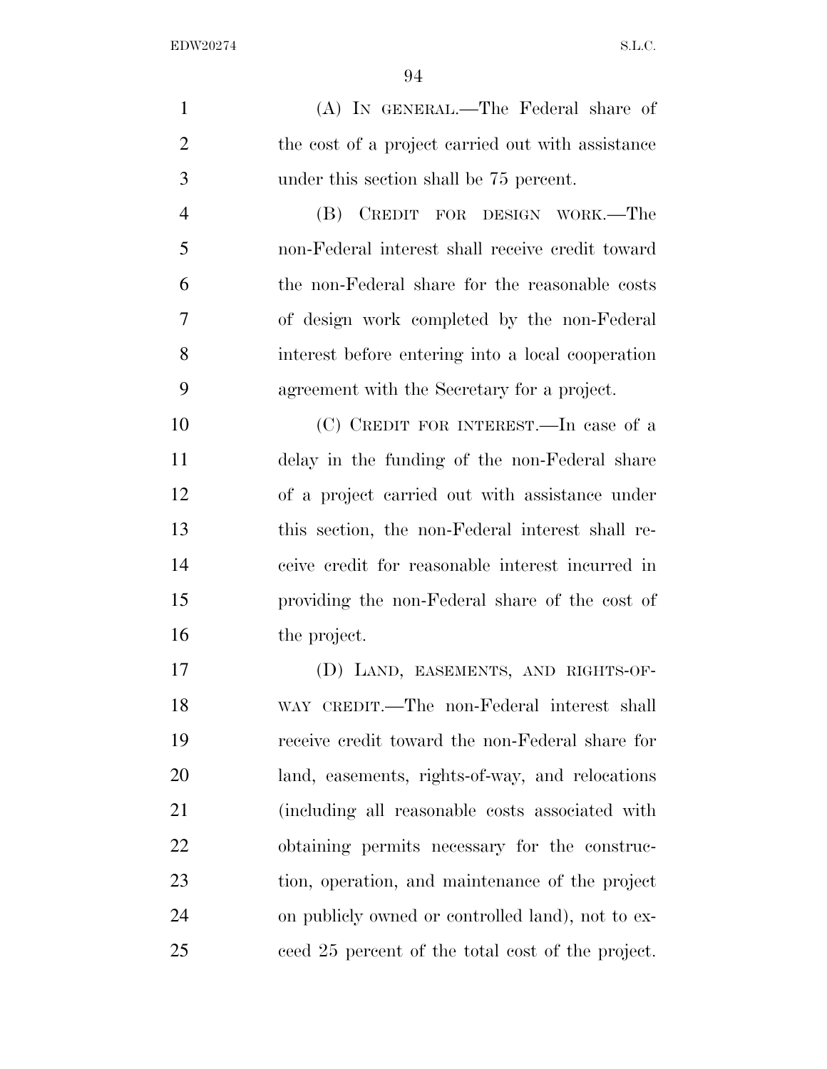(A) IN GENERAL.—The Federal share of the cost of a project carried out with assistance under this section shall be 75 percent.

(B) CREDIT FOR DESIGN WORK.—The non-Federal interest shall receive credit toward the non-Federal share for the reasonable costs of design work completed by the non-Federal interest before entering into a local cooperation agreement with the Secretary for a project.

(C) CREDIT FOR INTEREST.—In case of a delay in the funding of the non-Federal share of a project carried out with assistance under this section, the non-Federal interest shall receive credit for reasonable interest incurred in providing the non-Federal share of the cost of the project.

(D) LAND, EASEMENTS, AND RIGHTS-OF-WAY CREDIT.—The non-Federal interest shall receive credit toward the non-Federal share for land, easements, rights-of-way, and relocations (including all reasonable costs associated with obtaining permits necessary for the construction, operation, and maintenance of the project on publicly owned or controlled land), not to exceed 25 percent of the total cost of the project.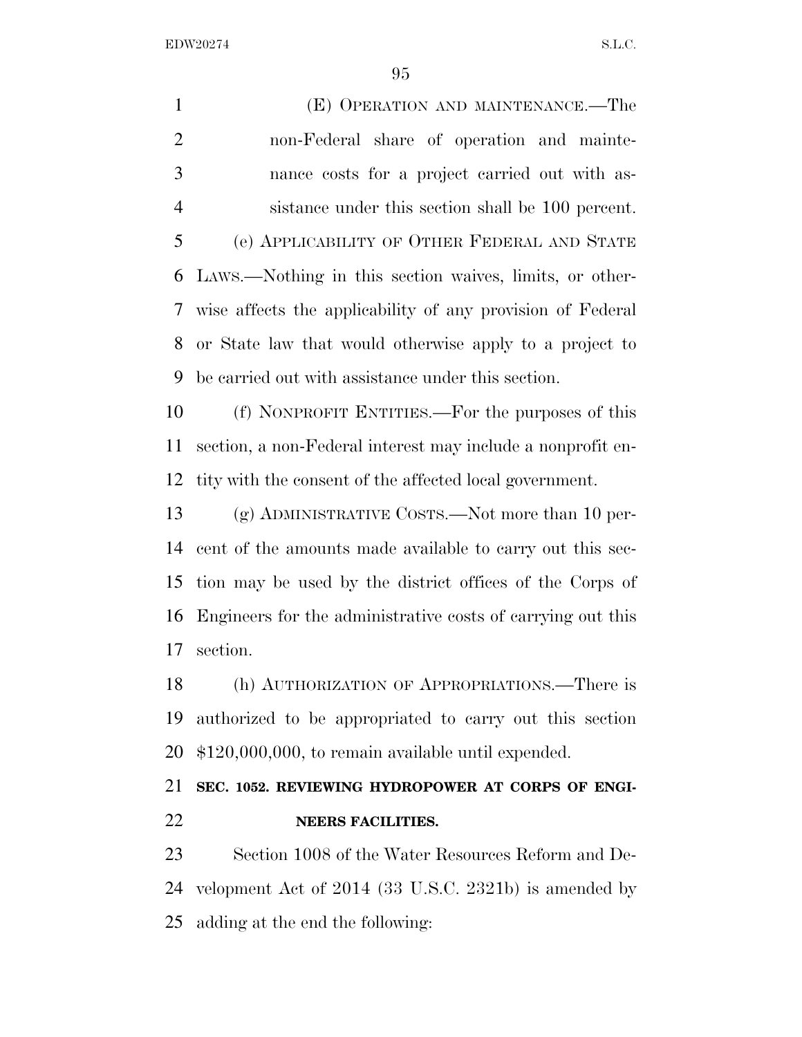(E) OPERATION AND MAINTENANCE.—The non-Federal share of operation and maintenance costs for a project carried out with assistance under this section shall be 100 percent.

(e) APPLICABILITY OF OTHER FEDERAL AND STATE LAWS.—Nothing in this section waives, limits, or otherwise affects the applicability of any provision of Federal or State law that would otherwise apply to a project to be carried out with assistance under this section.

(f) NONPROFIT ENTITIES.—For the purposes of this section, a non-Federal interest may include a nonprofit entity with the consent of the affected local government.

(g) ADMINISTRATIVE COSTS.—Not more than 10 percent of the amounts made available to carry out this section may be used by the district offices of the Corps of Engineers for the administrative costs of carrying out this section.

(h) AUTHORIZATION OF APPROPRIATIONS.—There is authorized to be appropriated to carry out this section $120,000,000, to remain available until expended.

**SEC. 1052. REVIEWING HYDROPOWER AT CORPS OF ENGINEERS FACILITIES.**

Section 1008 of the Water Resources Reform and Development Act of 2014 (33 U.S.C. 2321b) is amended by adding at the end the following: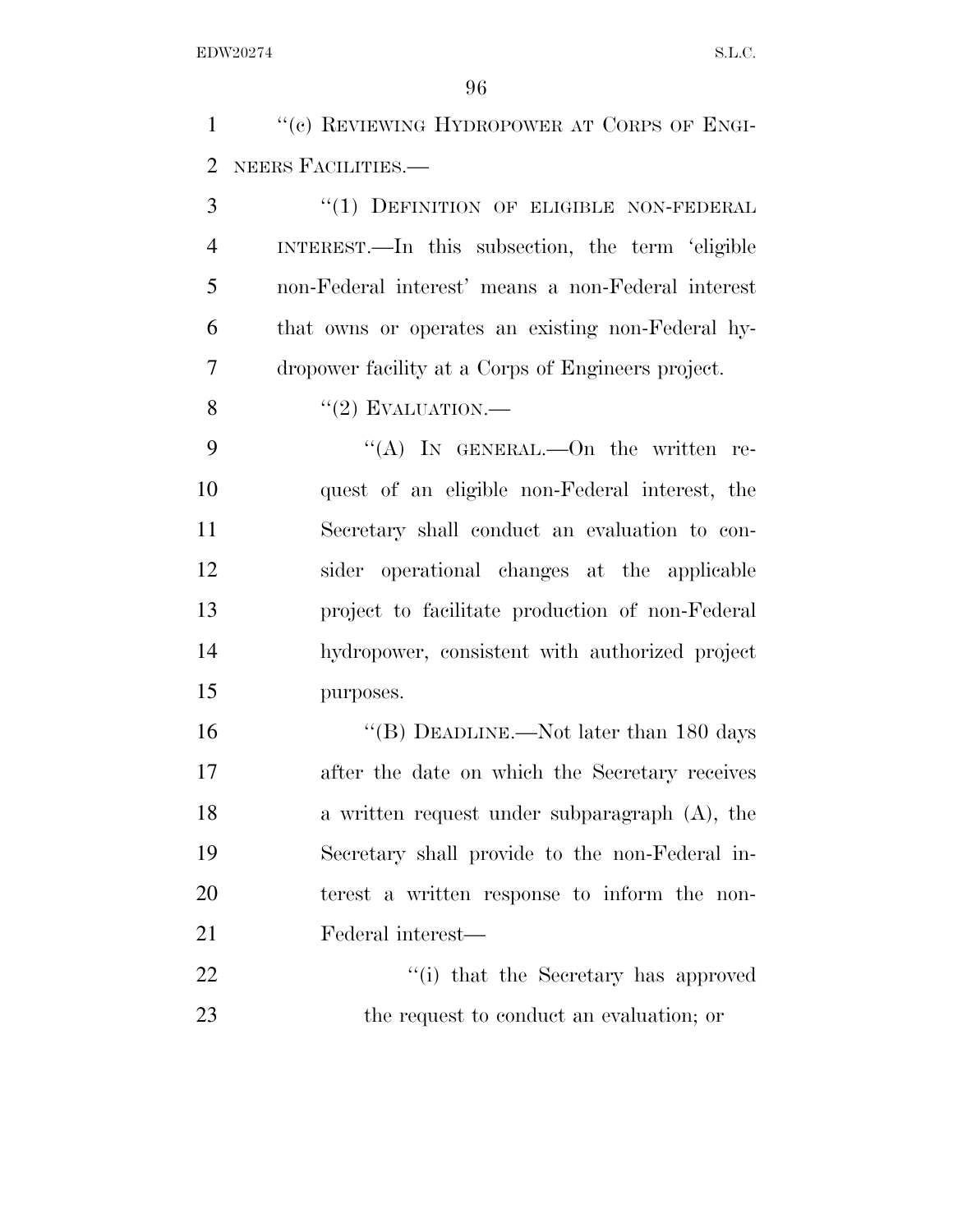"(c) REVIEWING HYDROPOWER AT CORPS OF ENGINEERS FACILITIES.—

"(1) DEFINITION OF ELIGIBLE NON-FEDERAL INTEREST.—In this subsection, the term 'eligible non-Federal interest' means a non-Federal interest that owns or operates an existing non-Federal hydropower facility at a Corps of Engineers project.

"(2) EVALUATION.—

"(A) IN GENERAL.—On the written request of an eligible non-Federal interest, the Secretary shall conduct an evaluation to consider operational changes at the applicable project to facilitate production of non-Federal hydropower, consistent with authorized project purposes.

"(B) DEADLINE.—Not later than 180 days after the date on which the Secretary receives a written request under subparagraph (A), the Secretary shall provide to the non-Federal interest a written response to inform the non-Federal interest—

"(i) that the Secretary has approved the request to conduct an evaluation; or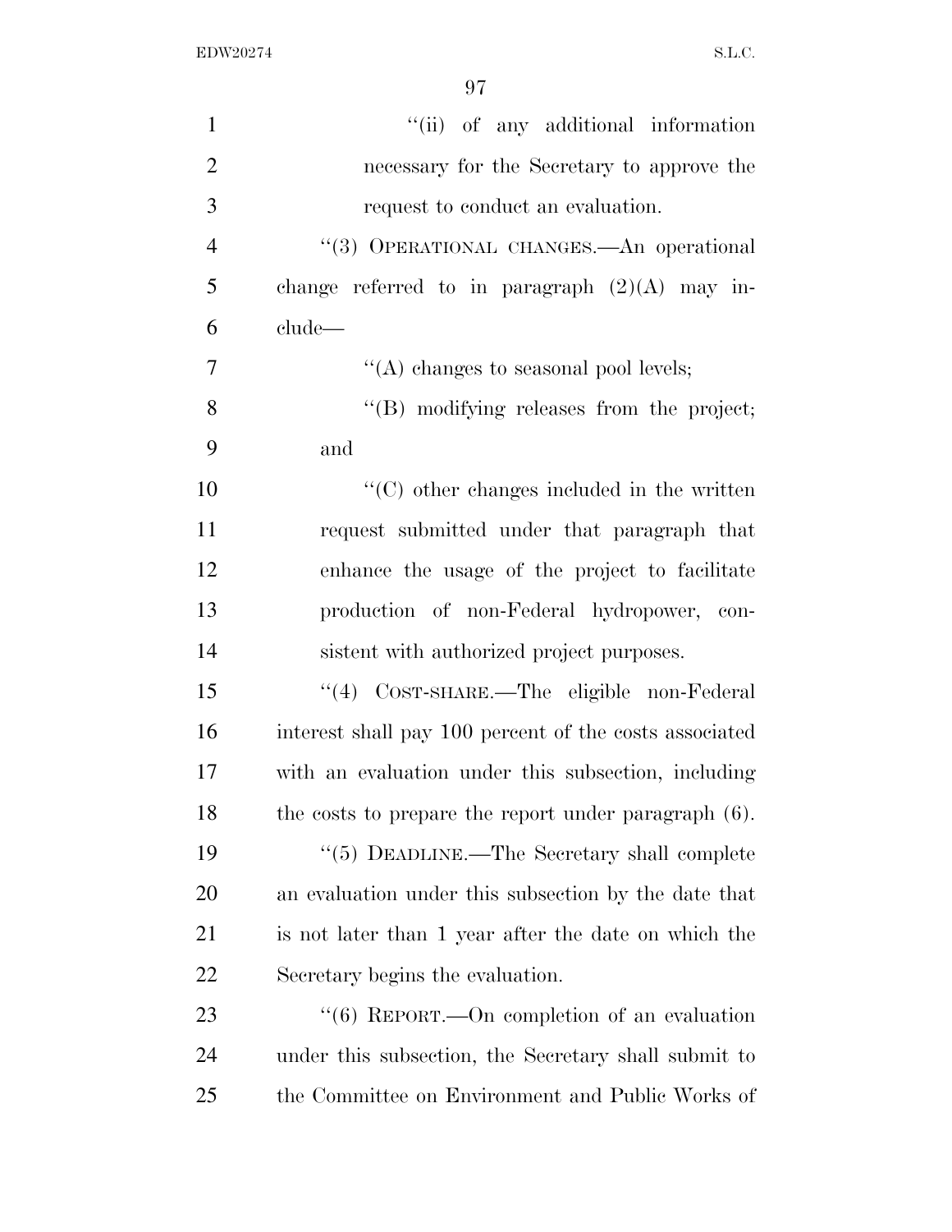''(ii) of any additional information necessary for the Secretary to approve the request to conduct an evaluation.

''(3) OPERATIONAL CHANGES.—An operational change referred to in paragraph (2)(A) may include—

''(A) changes to seasonal pool levels;

''(B) modifying releases from the project; and

''(C) other changes included in the written request submitted under that paragraph that enhance the usage of the project to facilitate production of non-Federal hydropower, consistent with authorized project purposes.

''(4) COST-SHARE.—The eligible non-Federal interest shall pay 100 percent of the costs associated with an evaluation under this subsection, including the costs to prepare the report under paragraph (6).

''(5) DEADLINE.—The Secretary shall complete an evaluation under this subsection by the date that is not later than 1 year after the date on which the Secretary begins the evaluation.

''(6) REPORT.—On completion of an evaluation under this subsection, the Secretary shall submit to the Committee on Environment and Public Works of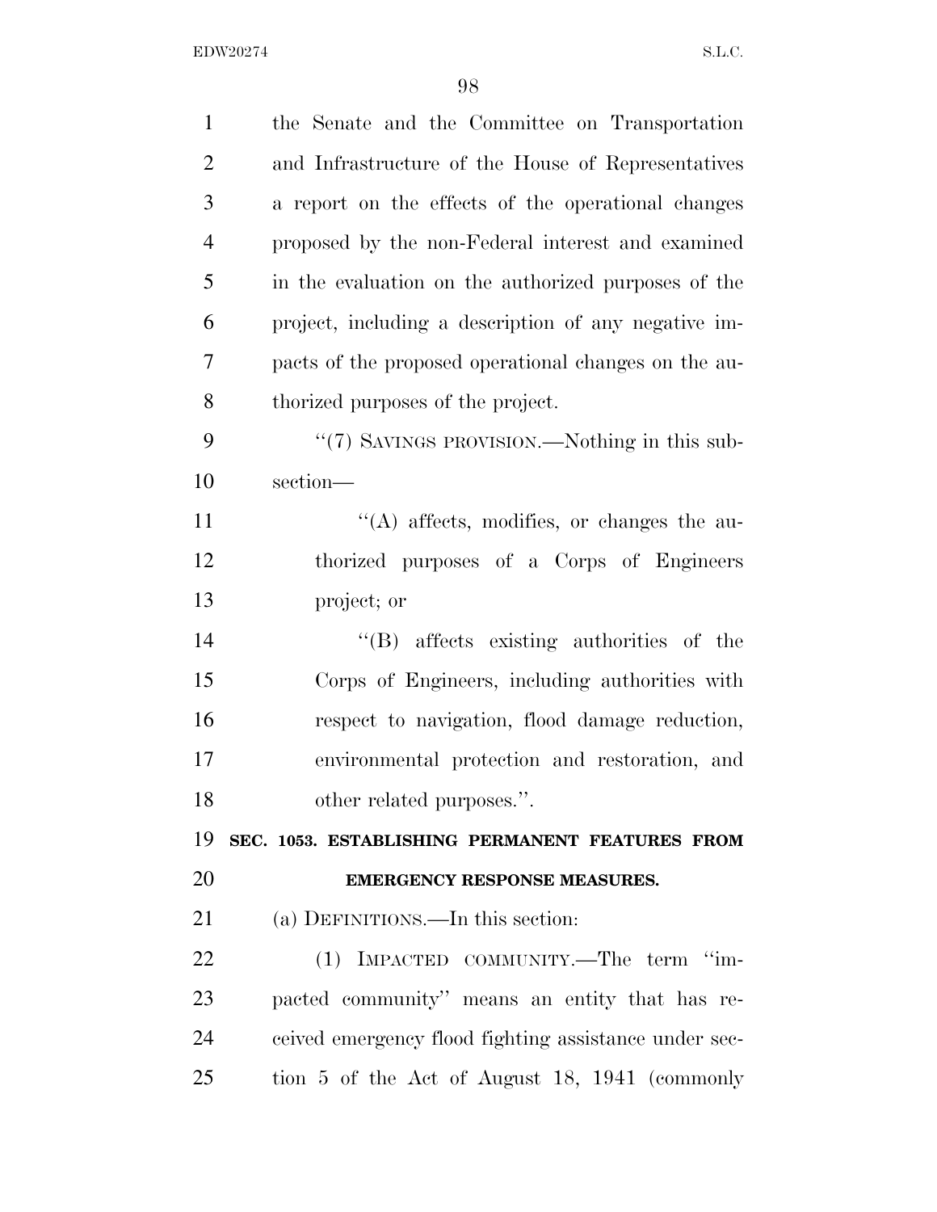the Senate and the Committee on Transportation and Infrastructure of the House of Representatives a report on the effects of the operational changes proposed by the non-Federal interest and examined in the evaluation on the authorized purposes of the project, including a description of any negative impacts of the proposed operational changes on the authorized purposes of the project.

"(7) SAVINGS PROVISION.—Nothing in this subsection—

"(A) affects, modifies, or changes the authorized purposes of a Corps of Engineers project; or

"(B) affects existing authorities of the Corps of Engineers, including authorities with respect to navigation, flood damage reduction, environmental protection and restoration, and other related purposes.".

**SEC. 1053. ESTABLISHING PERMANENT FEATURES FROM EMERGENCY RESPONSE MEASURES.**

(a) DEFINITIONS.—In this section:

(1) IMPACTED COMMUNITY.—The term "impacted community" means an entity that has received emergency flood fighting assistance under section 5 of the Act of August 18, 1941 (commonly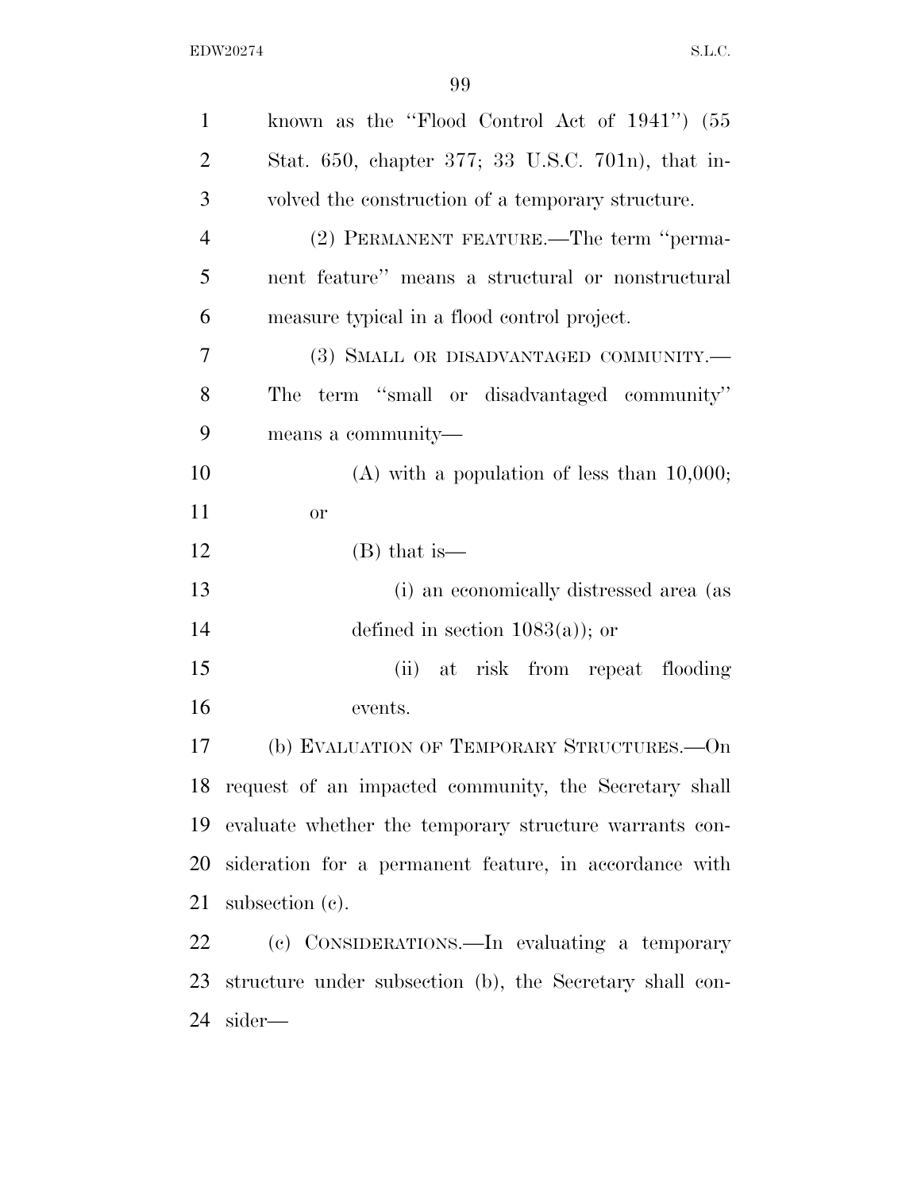known as the "Flood Control Act of 1941") (55 Stat. 650, chapter 377; 33 U.S.C. 701n), that involved the construction of a temporary structure.

(2) PERMANENT FEATURE.—The term "permanent feature" means a structural or nonstructural measure typical in a flood control project.

(3) SMALL OR DISADVANTAGED COMMUNITY.—The term "small or disadvantaged community" means a community—

(A) with a population of less than 10,000; or

(B) that is—

(i) an economically distressed area (as defined in section 1083(a)); or

(ii) at risk from repeat flooding events.

(b) EVALUATION OF TEMPORARY STRUCTURES.—On request of an impacted community, the Secretary shall evaluate whether the temporary structure warrants consideration for a permanent feature, in accordance with subsection (c).

(c) CONSIDERATIONS.—In evaluating a temporary structure under subsection (b), the Secretary shall consider—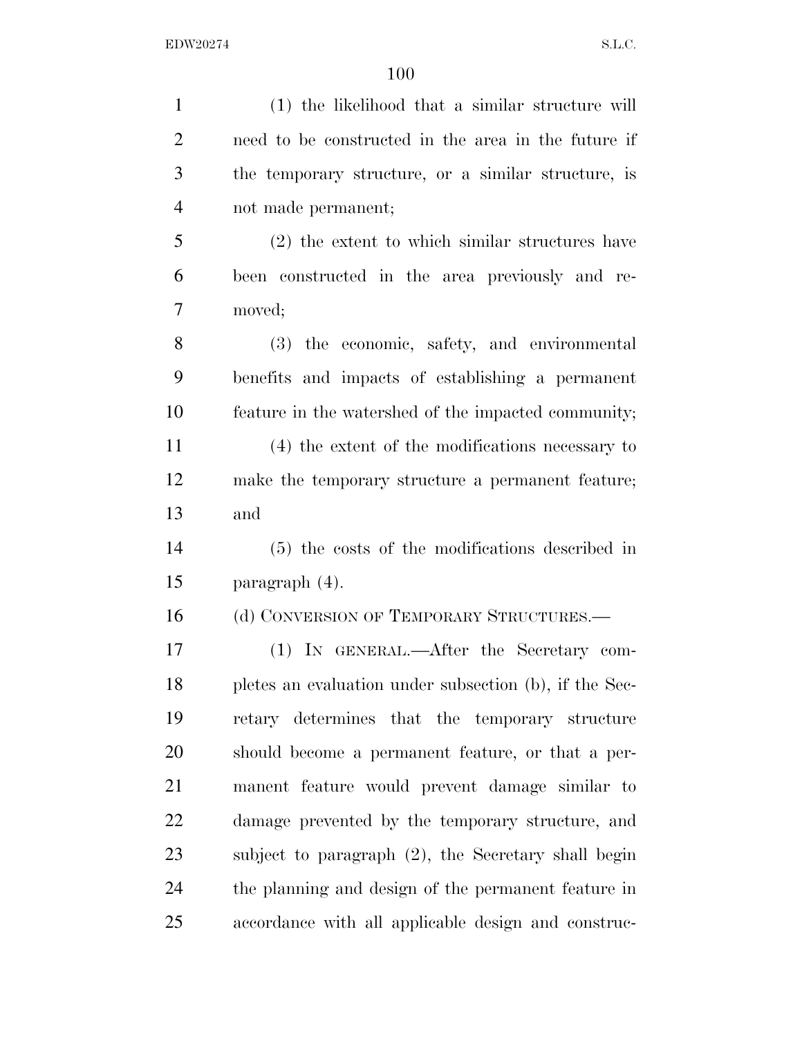(1) the likelihood that a similar structure will need to be constructed in the area in the future if the temporary structure, or a similar structure, is not made permanent;

(2) the extent to which similar structures have been constructed in the area previously and removed;

(3) the economic, safety, and environmental benefits and impacts of establishing a permanent feature in the watershed of the impacted community;

(4) the extent of the modifications necessary to make the temporary structure a permanent feature; and

(5) the costs of the modifications described in paragraph (4).

(d) CONVERSION OF TEMPORARY STRUCTURES.—

(1) IN GENERAL.—After the Secretary completes an evaluation under subsection (b), if the Secretary determines that the temporary structure should become a permanent feature, or that a permanent feature would prevent damage similar to damage prevented by the temporary structure, and subject to paragraph (2), the Secretary shall begin the planning and design of the permanent feature in accordance with all applicable design and construc-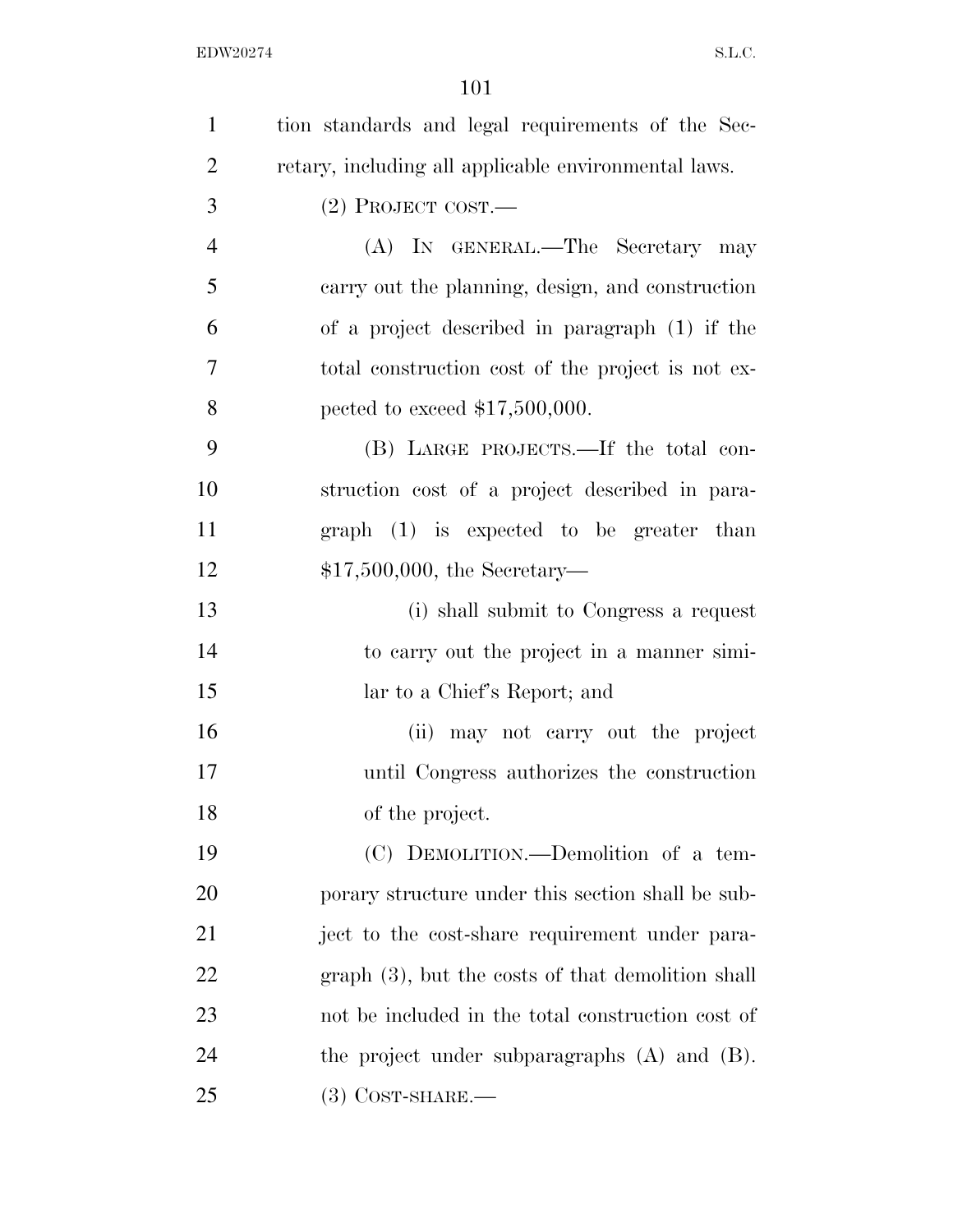tion standards and legal requirements of the Secretary, including all applicable environmental laws.

(2) PROJECT COST.—

(A) IN GENERAL.—The Secretary may carry out the planning, design, and construction of a project described in paragraph (1) if the total construction cost of the project is not expected to exceed $17,500,000.

(B) LARGE PROJECTS.—If the total construction cost of a project described in paragraph (1) is expected to be greater than $17,500,000, the Secretary—

(i) shall submit to Congress a request to carry out the project in a manner similar to a Chief's Report; and

(ii) may not carry out the project until Congress authorizes the construction of the project.

(C) DEMOLITION.—Demolition of a temporary structure under this section shall be subject to the cost-share requirement under paragraph (3), but the costs of that demolition shall not be included in the total construction cost of the project under subparagraphs (A) and (B).

(3) COST-SHARE.—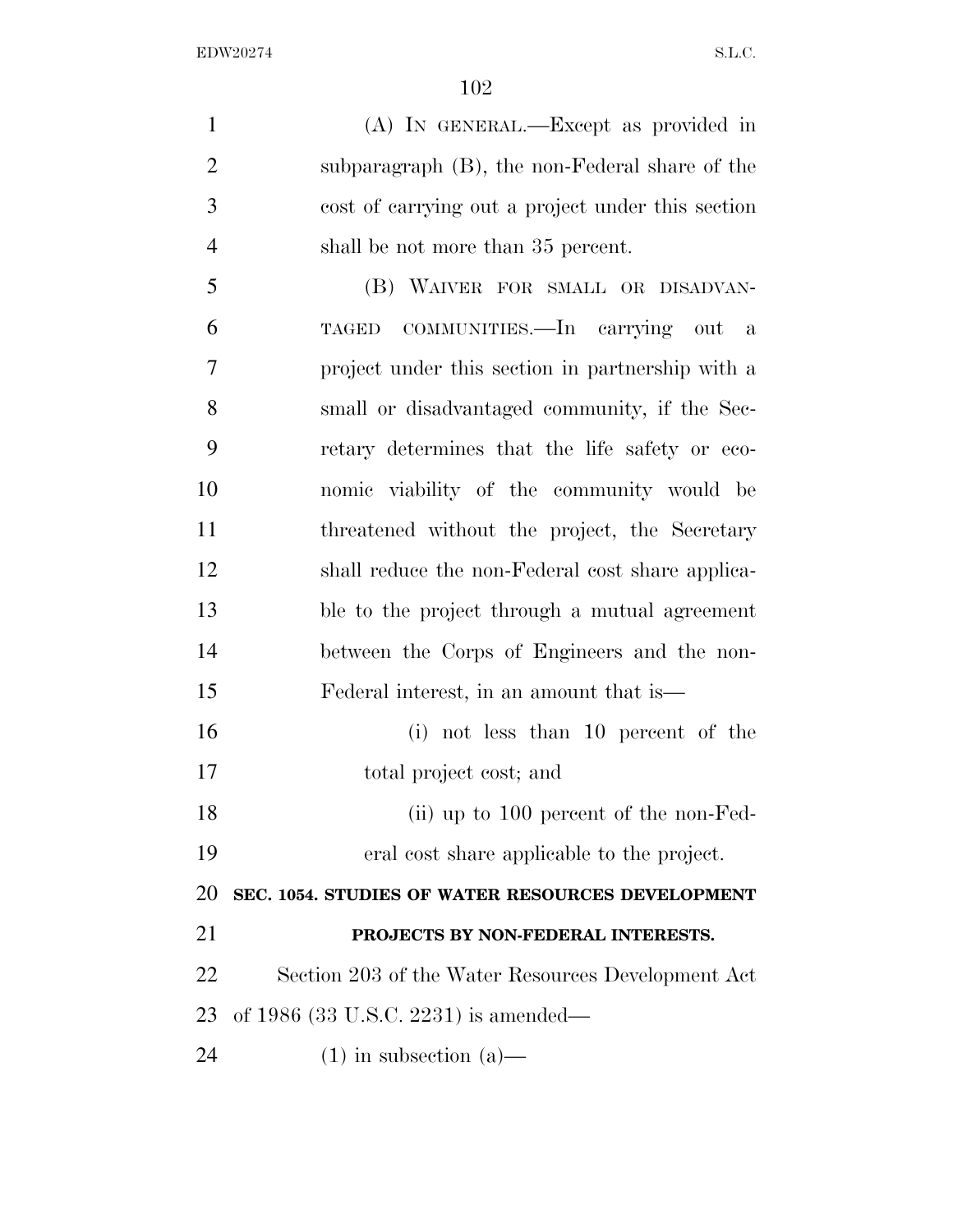(A) IN GENERAL.—Except as provided in subparagraph (B), the non-Federal share of the cost of carrying out a project under this section shall be not more than 35 percent.

(B) WAIVER FOR SMALL OR DISADVANTAGED COMMUNITIES.—In carrying out a project under this section in partnership with a small or disadvantaged community, if the Secretary determines that the life safety or economic viability of the community would be threatened without the project, the Secretary shall reduce the non-Federal cost share applicable to the project through a mutual agreement between the Corps of Engineers and the non-Federal interest, in an amount that is—

(i) not less than 10 percent of the total project cost; and

(ii) up to 100 percent of the non-Federal cost share applicable to the project.

**SEC. 1054. STUDIES OF WATER RESOURCES DEVELOPMENT PROJECTS BY NON-FEDERAL INTERESTS.**

Section 203 of the Water Resources Development Act of 1986 (33 U.S.C. 2231) is amended—

(1) in subsection (a)—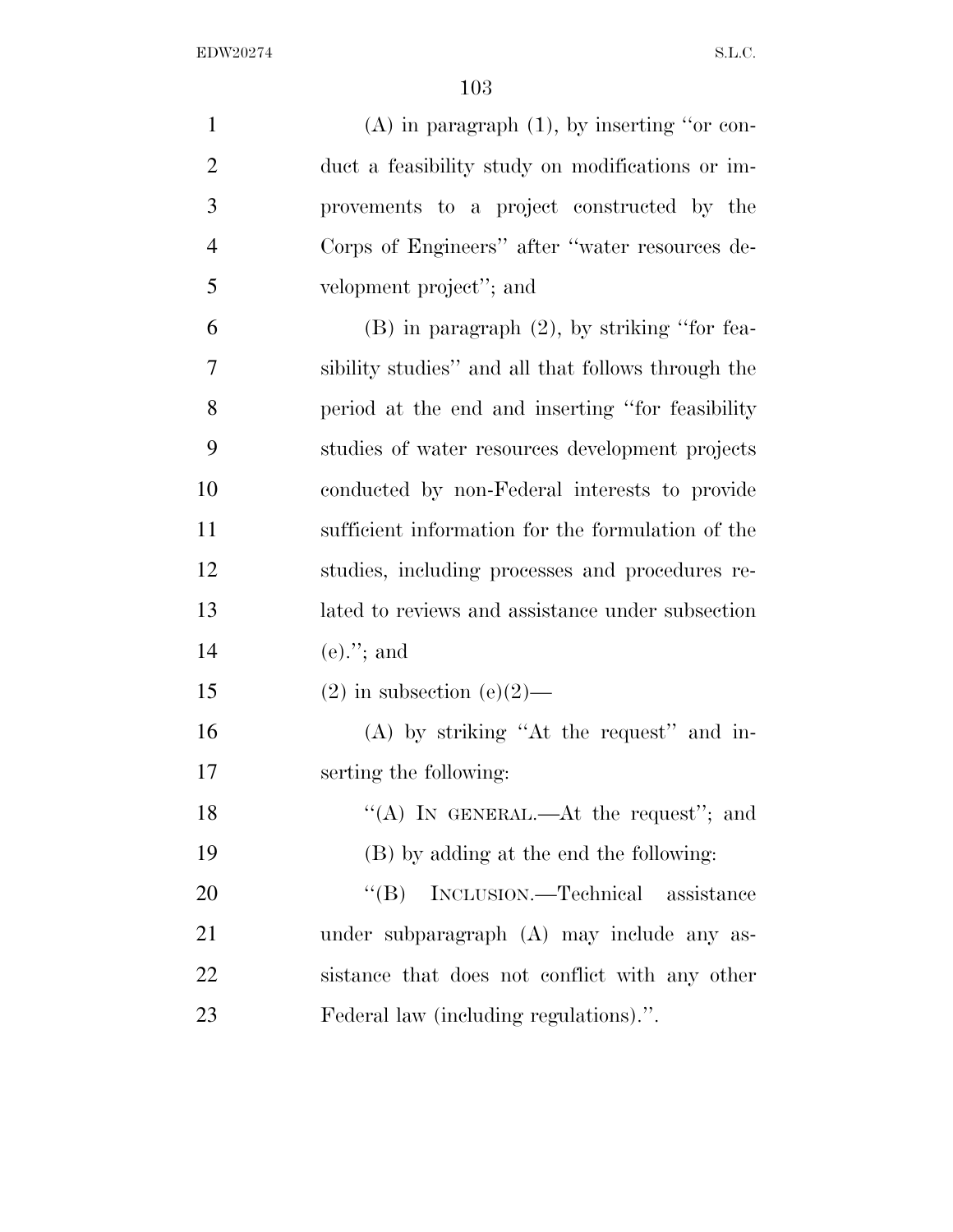(A) in paragraph (1), by inserting ''or conduct a feasibility study on modifications or improvements to a project constructed by the Corps of Engineers'' after ''water resources development project''; and

(B) in paragraph (2), by striking ''for feasibility studies'' and all that follows through the period at the end and inserting ''for feasibility studies of water resources development projects conducted by non-Federal interests to provide sufficient information for the formulation of the studies, including processes and procedures related to reviews and assistance under subsection (e).''; and

(2) in subsection (e)(2)—

(A) by striking ''At the request'' and inserting the following:

''(A) IN GENERAL.—At the request''; and

(B) by adding at the end the following:

''(B) INCLUSION.—Technical assistance under subparagraph (A) may include any assistance that does not conflict with any other Federal law (including regulations).''.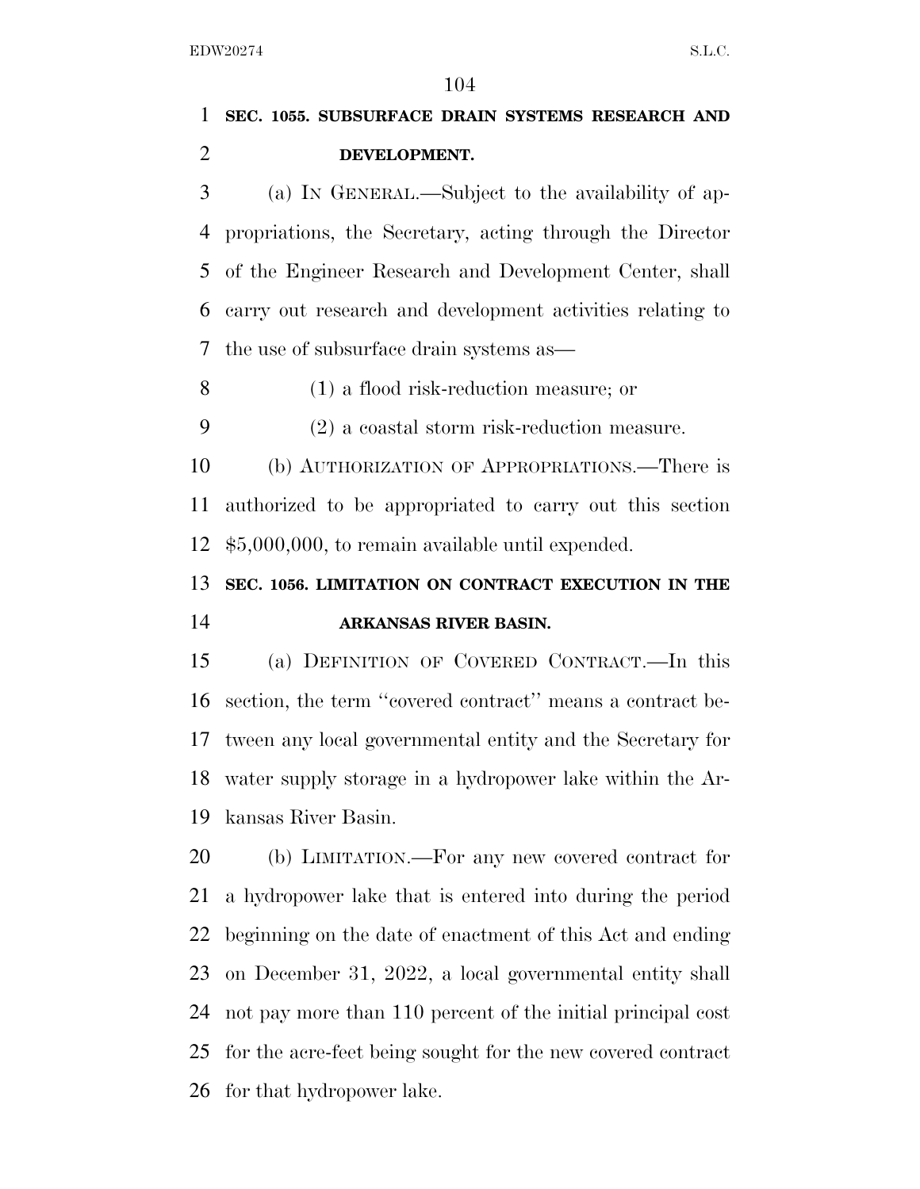**SEC. 1055. SUBSURFACE DRAIN SYSTEMS RESEARCH AND DEVELOPMENT.**

(a) IN GENERAL.—Subject to the availability of appropriations, the Secretary, acting through the Director of the Engineer Research and Development Center, shall carry out research and development activities relating to the use of subsurface drain systems as—

(1) a flood risk-reduction measure; or

(2) a coastal storm risk-reduction measure.

(b) AUTHORIZATION OF APPROPRIATIONS.—There is authorized to be appropriated to carry out this section $5,000,000, to remain available until expended.

**SEC. 1056. LIMITATION ON CONTRACT EXECUTION IN THE ARKANSAS RIVER BASIN.**

(a) DEFINITION OF COVERED CONTRACT.—In this section, the term ''covered contract'' means a contract between any local governmental entity and the Secretary for water supply storage in a hydropower lake within the Arkansas River Basin.

(b) LIMITATION.—For any new covered contract for a hydropower lake that is entered into during the period beginning on the date of enactment of this Act and ending on December 31, 2022, a local governmental entity shall not pay more than 110 percent of the initial principal cost for the acre-feet being sought for the new covered contract for that hydropower lake.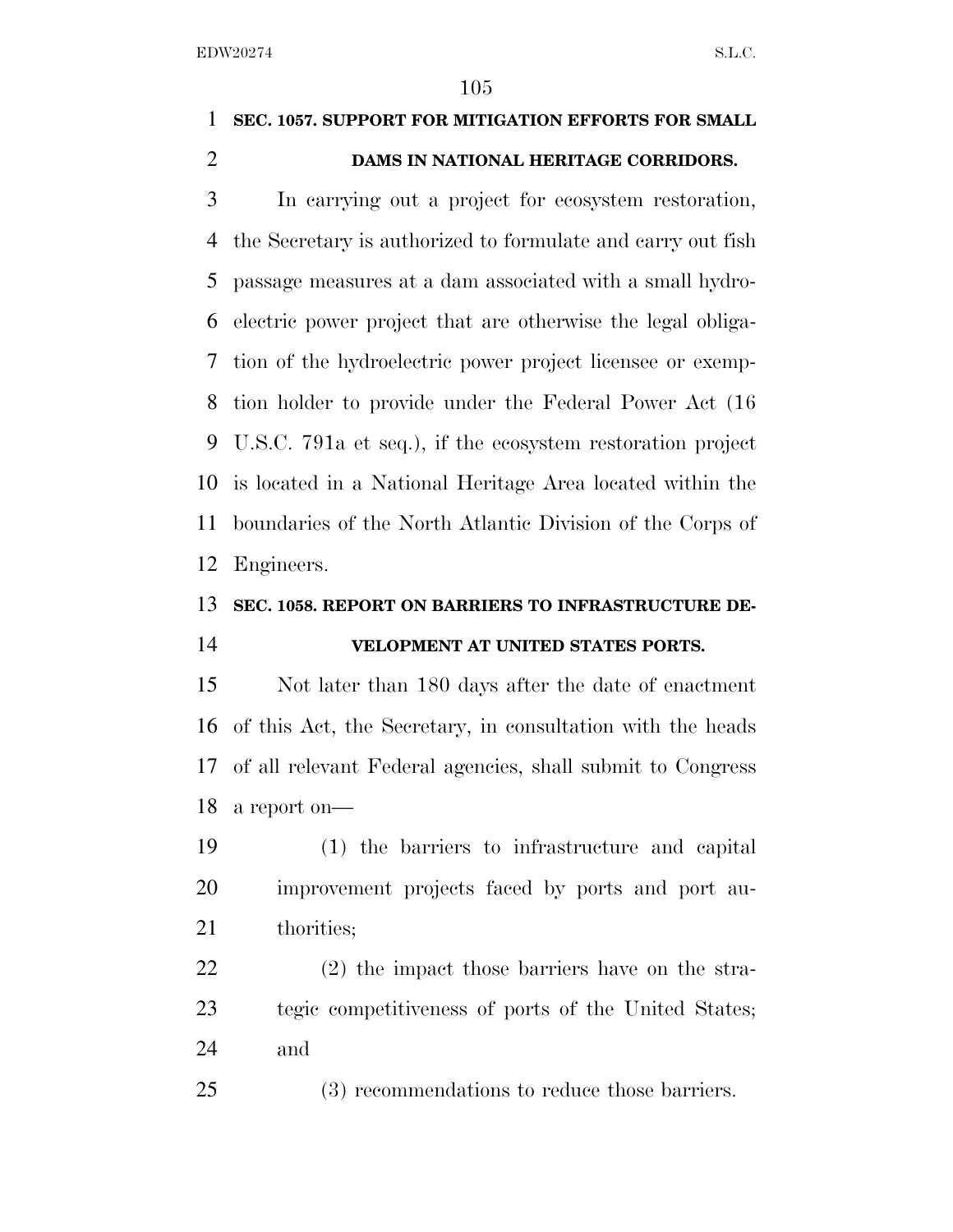**SEC. 1057. SUPPORT FOR MITIGATION EFFORTS FOR SMALL DAMS IN NATIONAL HERITAGE CORRIDORS.**

In carrying out a project for ecosystem restoration, the Secretary is authorized to formulate and carry out fish passage measures at a dam associated with a small hydroelectric power project that are otherwise the legal obligation of the hydroelectric power project licensee or exemption holder to provide under the Federal Power Act (16 U.S.C. 791a et seq.), if the ecosystem restoration project is located in a National Heritage Area located within the boundaries of the North Atlantic Division of the Corps of Engineers.

**SEC. 1058. REPORT ON BARRIERS TO INFRASTRUCTURE DEVELOPMENT AT UNITED STATES PORTS.**

Not later than 180 days after the date of enactment of this Act, the Secretary, in consultation with the heads of all relevant Federal agencies, shall submit to Congress a report on—

(1) the barriers to infrastructure and capital improvement projects faced by ports and port authorities;

(2) the impact those barriers have on the strategic competitiveness of ports of the United States; and

(3) recommendations to reduce those barriers.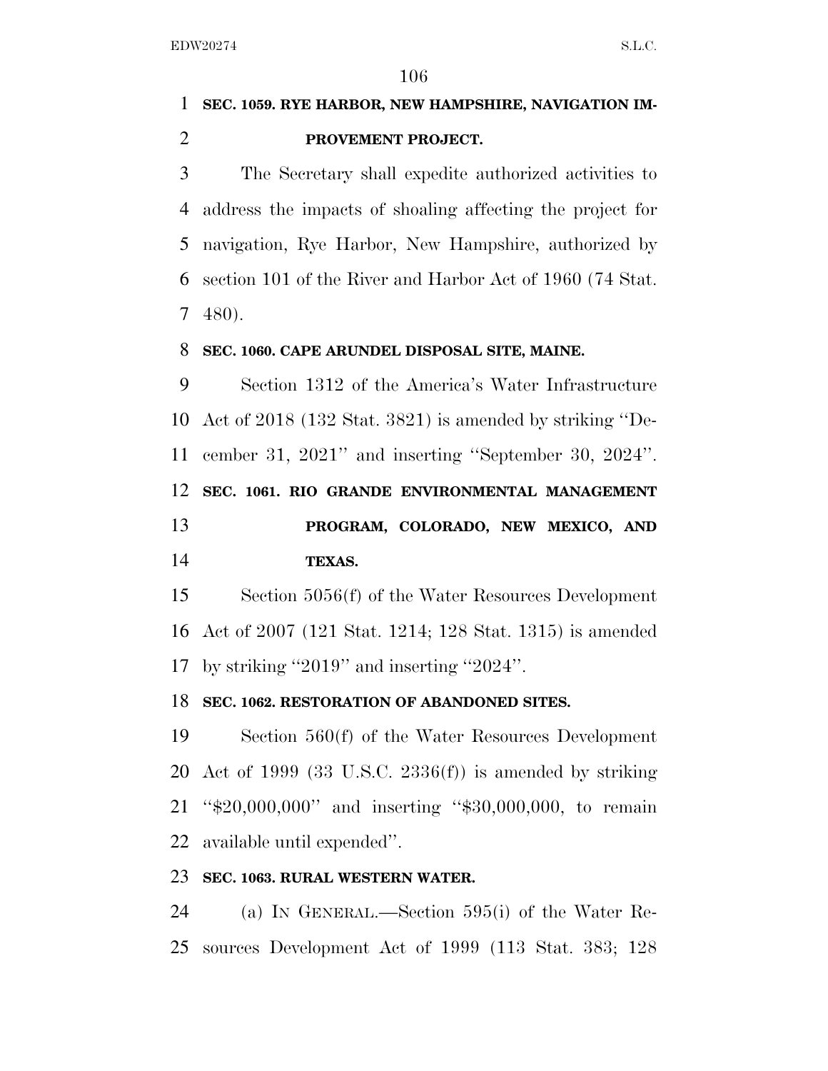**SEC. 1059. RYE HARBOR, NEW HAMPSHIRE, NAVIGATION IMPROVEMENT PROJECT.**

The Secretary shall expedite authorized activities to address the impacts of shoaling affecting the project for navigation, Rye Harbor, New Hampshire, authorized by section 101 of the River and Harbor Act of 1960 (74 Stat. 480).

**SEC. 1060. CAPE ARUNDEL DISPOSAL SITE, MAINE.**

Section 1312 of the America's Water Infrastructure Act of 2018 (132 Stat. 3821) is amended by striking "December 31, 2021" and inserting "September 30, 2024".

**SEC. 1061. RIO GRANDE ENVIRONMENTAL MANAGEMENT PROGRAM, COLORADO, NEW MEXICO, AND TEXAS.**

Section 5056(f) of the Water Resources Development Act of 2007 (121 Stat. 1214; 128 Stat. 1315) is amended by striking "2019" and inserting "2024".

**SEC. 1062. RESTORATION OF ABANDONED SITES.**

Section 560(f) of the Water Resources Development Act of 1999 (33 U.S.C. 2336(f)) is amended by striking "$20,000,000" and inserting "$30,000,000, to remain available until expended".

**SEC. 1063. RURAL WESTERN WATER.**

(a) IN GENERAL.—Section 595(i) of the Water Resources Development Act of 1999 (113 Stat. 383; 128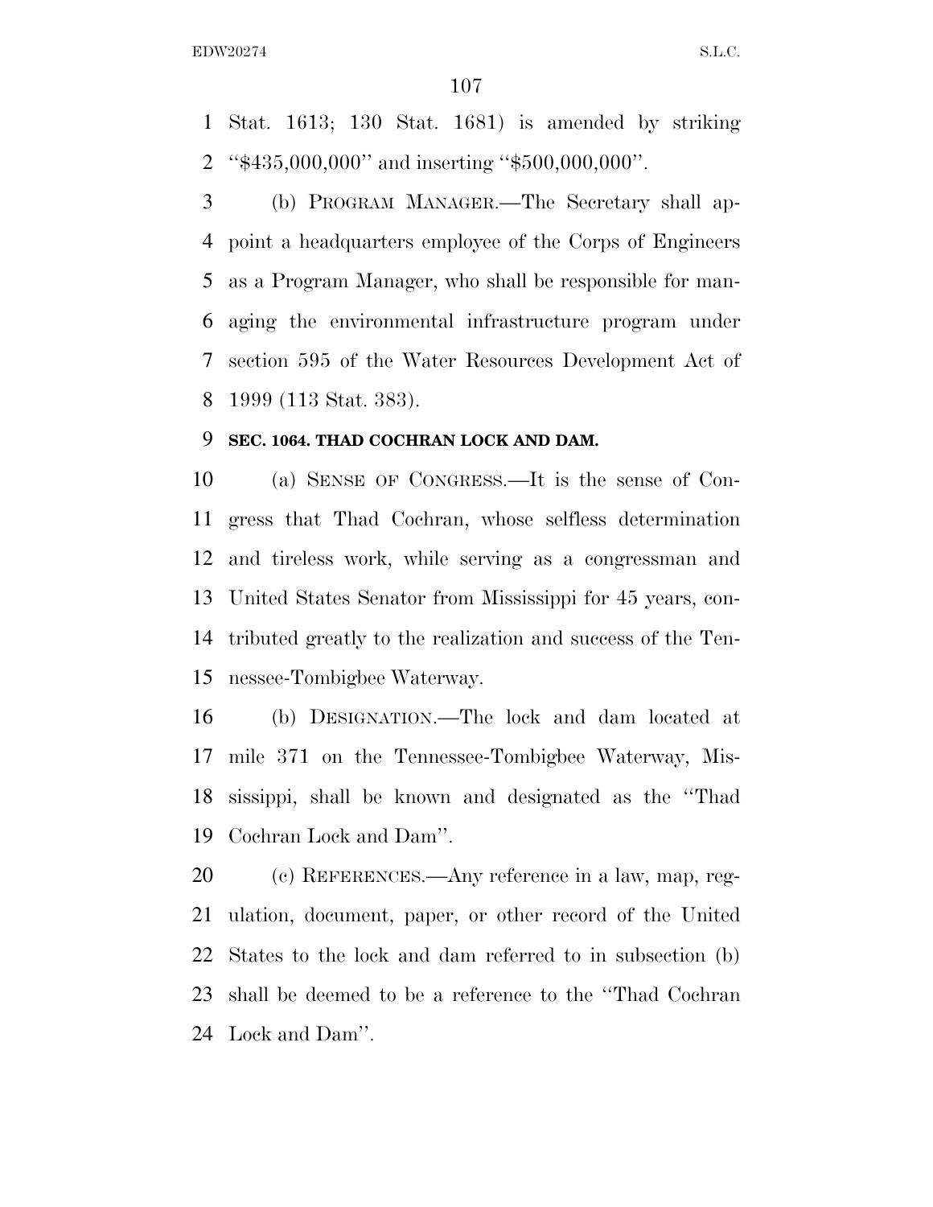Stat. 1613; 130 Stat. 1681) is amended by striking "$435,000,000" and inserting "$500,000,000".

(b) PROGRAM MANAGER.—The Secretary shall appoint a headquarters employee of the Corps of Engineers as a Program Manager, who shall be responsible for managing the environmental infrastructure program under section 595 of the Water Resources Development Act of 1999 (113 Stat. 383).

**SEC. 1064. THAD COCHRAN LOCK AND DAM.**

(a) SENSE OF CONGRESS.—It is the sense of Congress that Thad Cochran, whose selfless determination and tireless work, while serving as a congressman and United States Senator from Mississippi for 45 years, contributed greatly to the realization and success of the Tennessee-Tombigbee Waterway.

(b) DESIGNATION.—The lock and dam located at mile 371 on the Tennessee-Tombigbee Waterway, Mississippi, shall be known and designated as the "Thad Cochran Lock and Dam".

(c) REFERENCES.—Any reference in a law, map, regulation, document, paper, or other record of the United States to the lock and dam referred to in subsection (b) shall be deemed to be a reference to the "Thad Cochran Lock and Dam".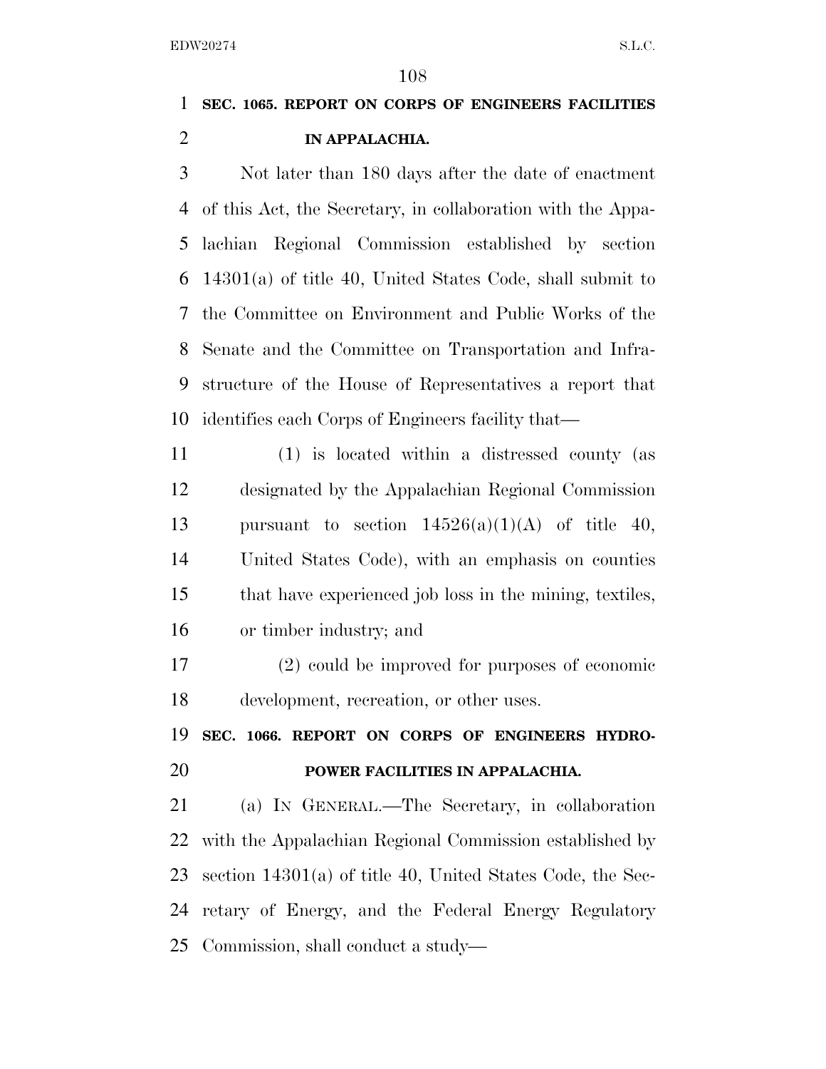**SEC. 1065. REPORT ON CORPS OF ENGINEERS FACILITIES IN APPALACHIA.**

Not later than 180 days after the date of enactment of this Act, the Secretary, in collaboration with the Appalachian Regional Commission established by section 14301(a) of title 40, United States Code, shall submit to the Committee on Environment and Public Works of the Senate and the Committee on Transportation and Infrastructure of the House of Representatives a report that identifies each Corps of Engineers facility that—

(1) is located within a distressed county (as designated by the Appalachian Regional Commission pursuant to section 14526(a)(1)(A) of title 40, United States Code), with an emphasis on counties that have experienced job loss in the mining, textiles, or timber industry; and

(2) could be improved for purposes of economic development, recreation, or other uses.

**SEC. 1066. REPORT ON CORPS OF ENGINEERS HYDROPOWER FACILITIES IN APPALACHIA.**

(a) IN GENERAL.—The Secretary, in collaboration with the Appalachian Regional Commission established by section 14301(a) of title 40, United States Code, the Secretary of Energy, and the Federal Energy Regulatory Commission, shall conduct a study—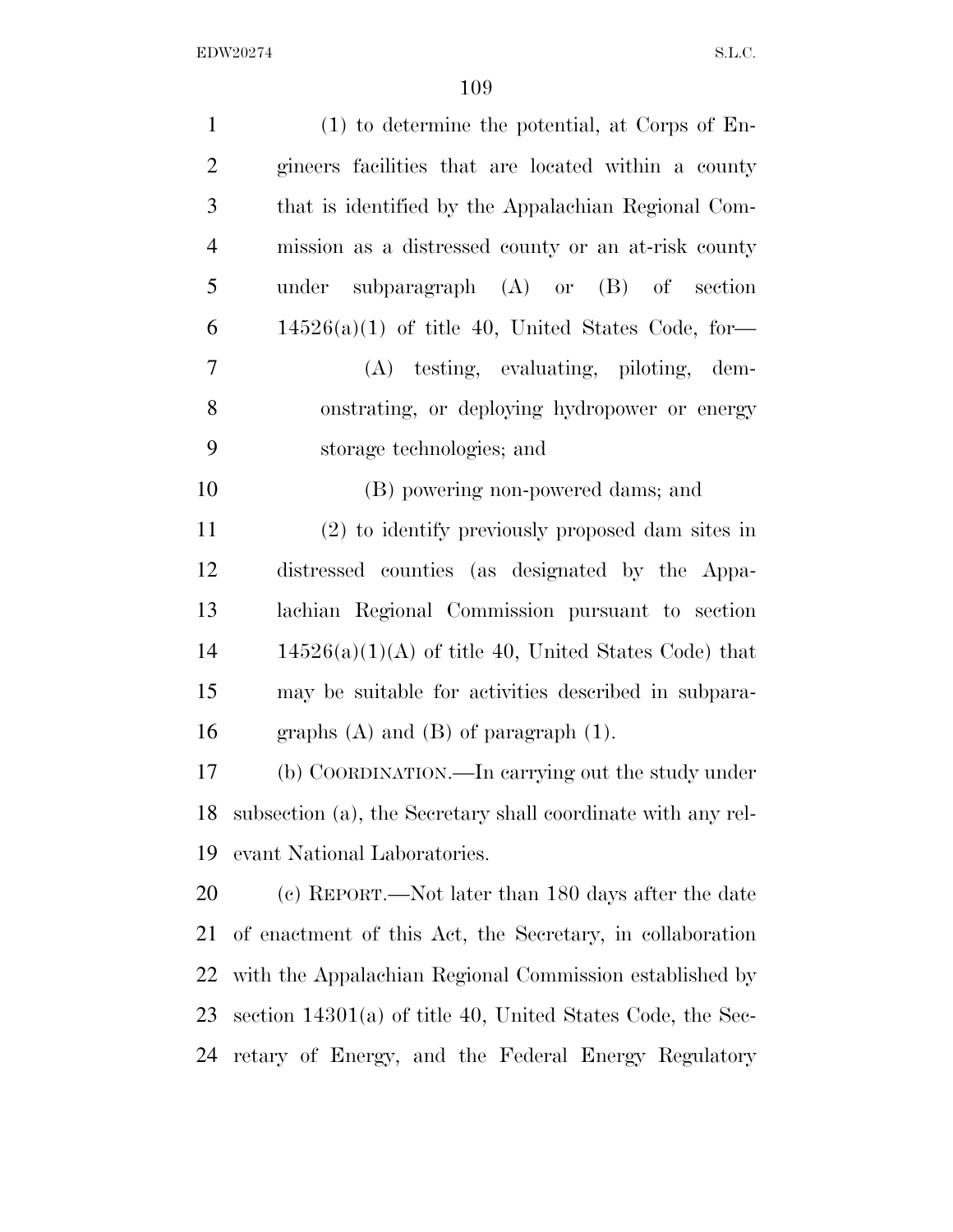(1) to determine the potential, at Corps of Engineers facilities that are located within a county that is identified by the Appalachian Regional Commission as a distressed county or an at-risk county under subparagraph (A) or (B) of section 14526(a)(1) of title 40, United States Code, for—

(A) testing, evaluating, piloting, demonstrating, or deploying hydropower or energy storage technologies; and

(B) powering non-powered dams; and

(2) to identify previously proposed dam sites in distressed counties (as designated by the Appalachian Regional Commission pursuant to section 14526(a)(1)(A) of title 40, United States Code) that may be suitable for activities described in subparagraphs (A) and (B) of paragraph (1).

(b) COORDINATION.—In carrying out the study under subsection (a), the Secretary shall coordinate with any relevant National Laboratories.

(c) REPORT.—Not later than 180 days after the date of enactment of this Act, the Secretary, in collaboration with the Appalachian Regional Commission established by section 14301(a) of title 40, United States Code, the Secretary of Energy, and the Federal Energy Regulatory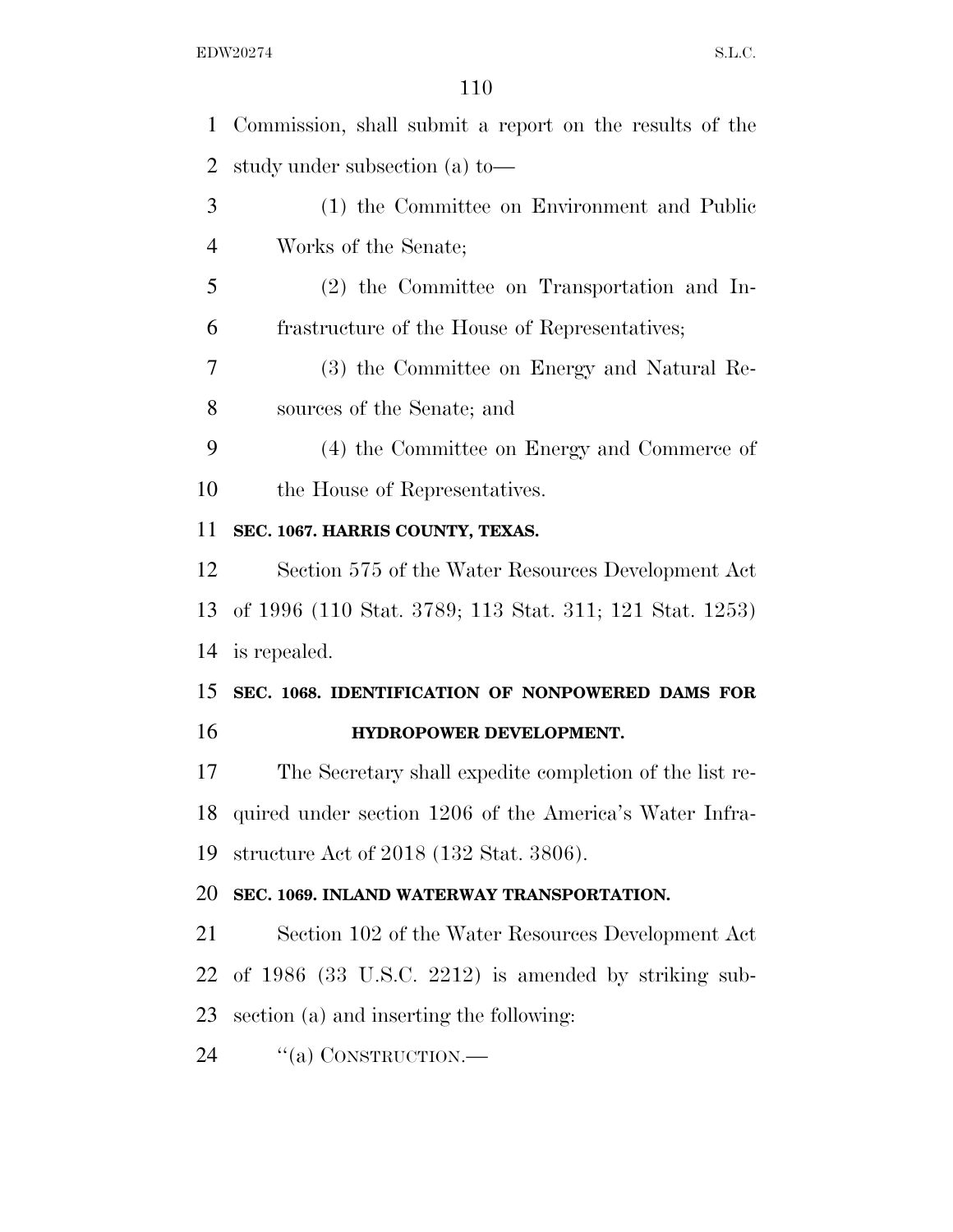Commission, shall submit a report on the results of the study under subsection (a) to—

(1) the Committee on Environment and Public Works of the Senate;

(2) the Committee on Transportation and Infrastructure of the House of Representatives;

(3) the Committee on Energy and Natural Resources of the Senate; and

(4) the Committee on Energy and Commerce of the House of Representatives.

**SEC. 1067. HARRIS COUNTY, TEXAS.**

Section 575 of the Water Resources Development Act of 1996 (110 Stat. 3789; 113 Stat. 311; 121 Stat. 1253) is repealed.

**SEC. 1068. IDENTIFICATION OF NONPOWERED DAMS FOR HYDROPOWER DEVELOPMENT.**

The Secretary shall expedite completion of the list required under section 1206 of the America's Water Infrastructure Act of 2018 (132 Stat. 3806).

**SEC. 1069. INLAND WATERWAY TRANSPORTATION.**

Section 102 of the Water Resources Development Act of 1986 (33 U.S.C. 2212) is amended by striking subsection (a) and inserting the following:

"(a) CONSTRUCTION.—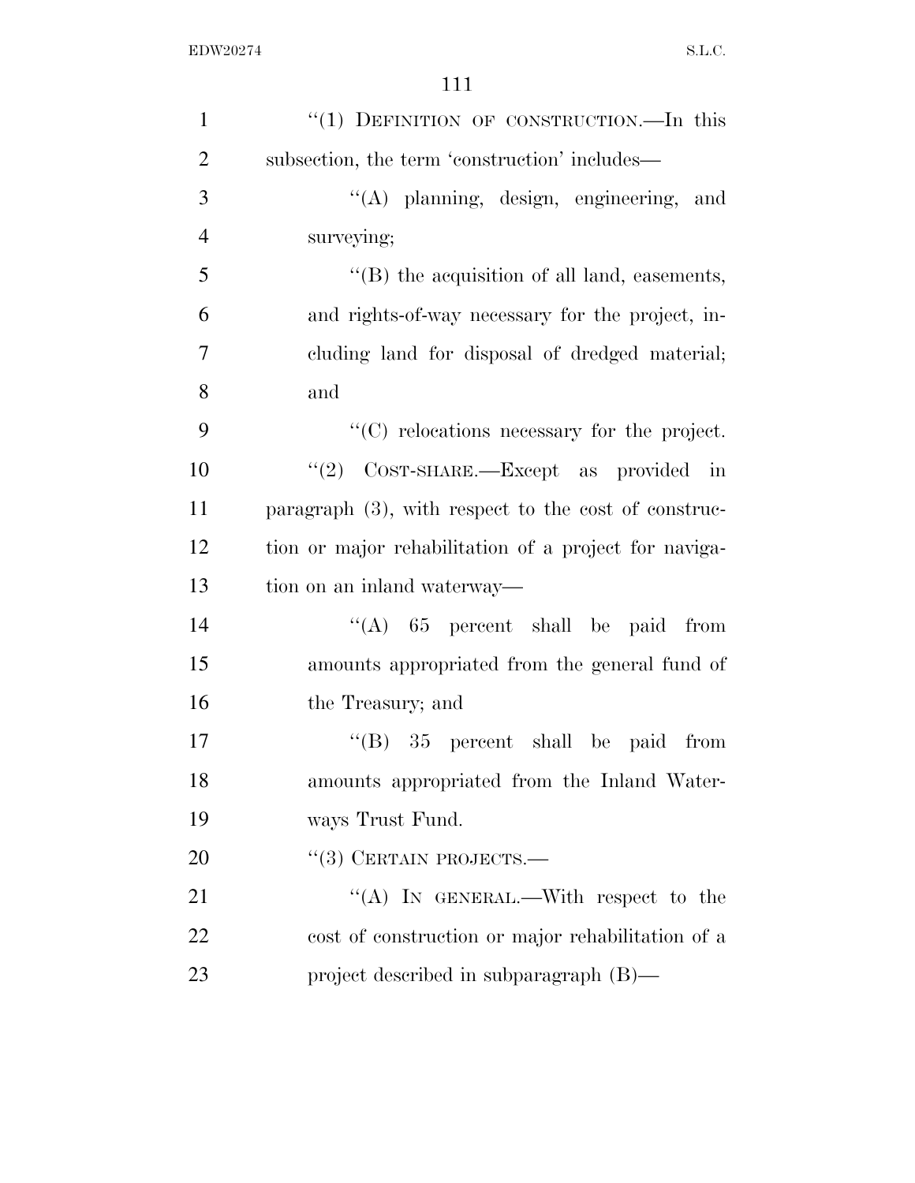"(1) DEFINITION OF CONSTRUCTION.—In this subsection, the term 'construction' includes—

"(A) planning, design, engineering, and surveying;

"(B) the acquisition of all land, easements, and rights-of-way necessary for the project, including land for disposal of dredged material; and

"(C) relocations necessary for the project.

"(2) COST-SHARE.—Except as provided in paragraph (3), with respect to the cost of construction or major rehabilitation of a project for navigation on an inland waterway—

"(A) 65 percent shall be paid from amounts appropriated from the general fund of the Treasury; and

"(B) 35 percent shall be paid from amounts appropriated from the Inland Waterways Trust Fund.

"(3) CERTAIN PROJECTS.—

"(A) IN GENERAL.—With respect to the cost of construction or major rehabilitation of a project described in subparagraph (B)—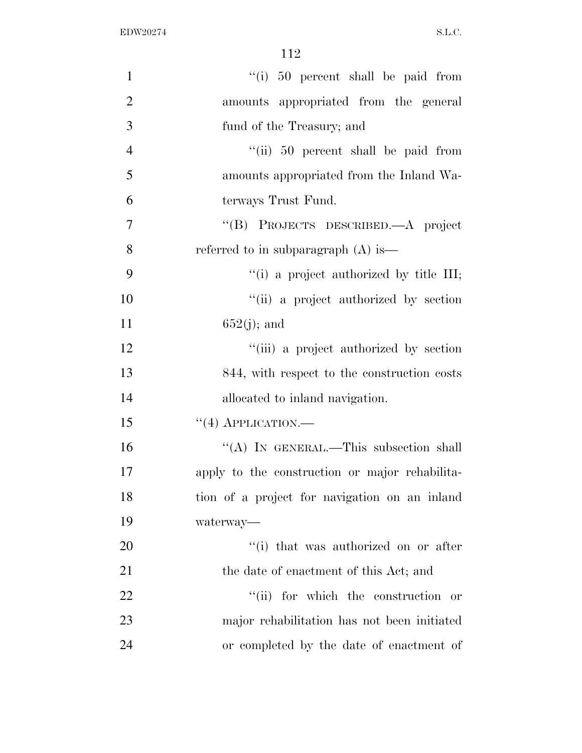"(i) 50 percent shall be paid from amounts appropriated from the general fund of the Treasury; and

"(ii) 50 percent shall be paid from amounts appropriated from the Inland Waterways Trust Fund.

"(B) PROJECTS DESCRIBED.—A project referred to in subparagraph (A) is—

"(i) a project authorized by title III;

"(ii) a project authorized by section 652(j); and

"(iii) a project authorized by section 844, with respect to the construction costs allocated to inland navigation.

"(4) APPLICATION.—

"(A) IN GENERAL.—This subsection shall apply to the construction or major rehabilitation of a project for navigation on an inland waterway—

"(i) that was authorized on or after the date of enactment of this Act; and

"(ii) for which the construction or major rehabilitation has not been initiated or completed by the date of enactment of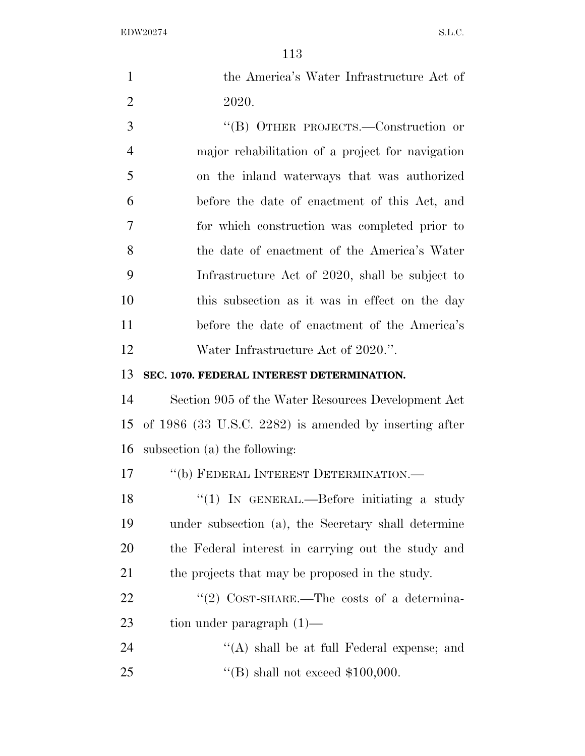the America's Water Infrastructure Act of 2020.

"(B) OTHER PROJECTS.—Construction or major rehabilitation of a project for navigation on the inland waterways that was authorized before the date of enactment of this Act, and for which construction was completed prior to the date of enactment of the America's Water Infrastructure Act of 2020, shall be subject to this subsection as it was in effect on the day before the date of enactment of the America's Water Infrastructure Act of 2020.".

**SEC. 1070. FEDERAL INTEREST DETERMINATION.**

Section 905 of the Water Resources Development Act of 1986 (33 U.S.C. 2282) is amended by inserting after subsection (a) the following:

"(b) FEDERAL INTEREST DETERMINATION.—

"(1) IN GENERAL.—Before initiating a study under subsection (a), the Secretary shall determine the Federal interest in carrying out the study and the projects that may be proposed in the study.

"(2) COST-SHARE.—The costs of a determination under paragraph (1)—

"(A) shall be at full Federal expense; and

"(B) shall not exceed $100,000.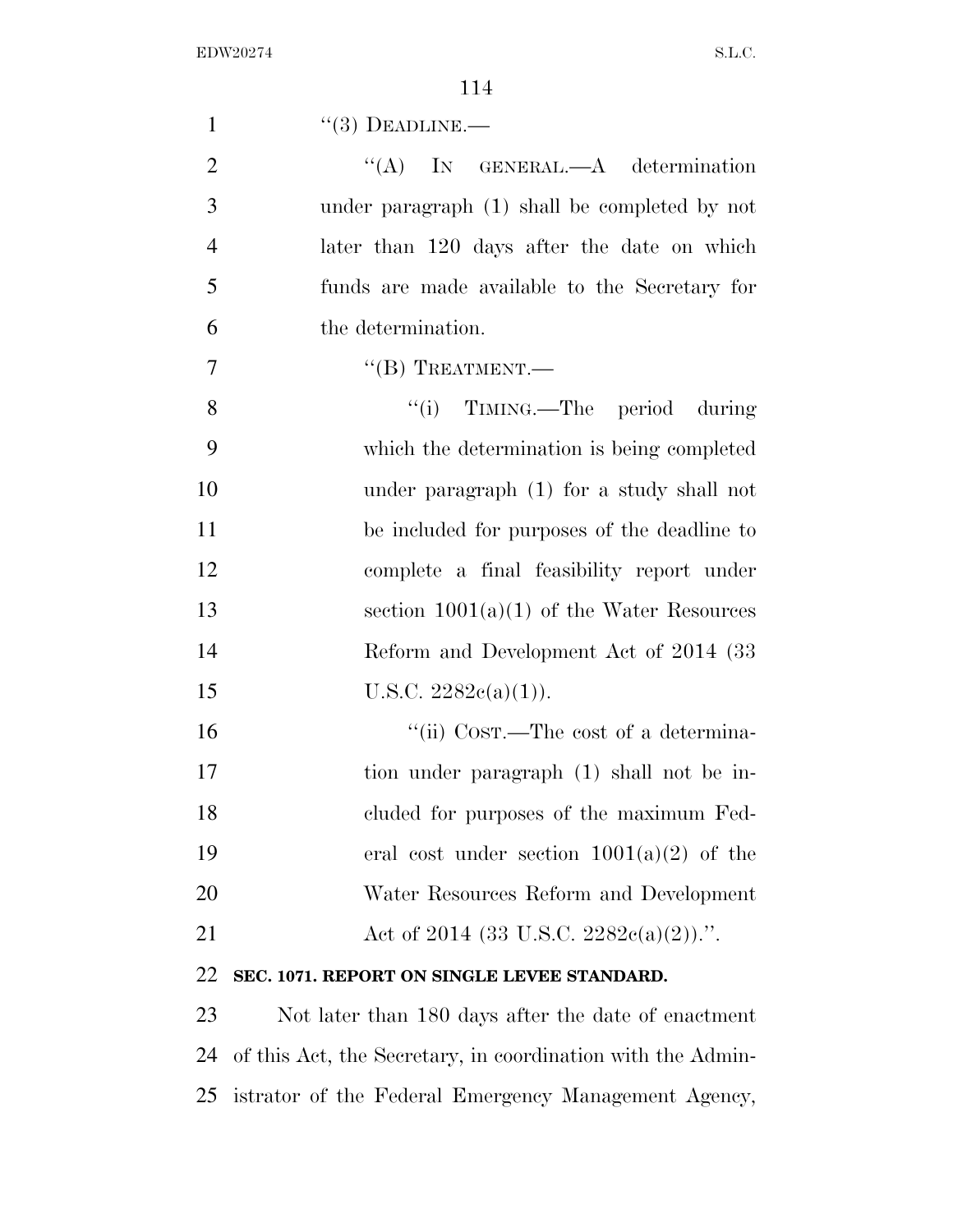"(3) DEADLINE.—

"(A) IN GENERAL.—A determination under paragraph (1) shall be completed by not later than 120 days after the date on which funds are made available to the Secretary for the determination.

"(B) TREATMENT.—

"(i) TIMING.—The period during which the determination is being completed under paragraph (1) for a study shall not be included for purposes of the deadline to complete a final feasibility report under section 1001(a)(1) of the Water Resources Reform and Development Act of 2014 (33 U.S.C. 2282c(a)(1)).

"(ii) COST.—The cost of a determination under paragraph (1) shall not be included for purposes of the maximum Federal cost under section 1001(a)(2) of the Water Resources Reform and Development Act of 2014 (33 U.S.C. 2282c(a)(2)).".

**SEC. 1071. REPORT ON SINGLE LEVEE STANDARD.**

Not later than 180 days after the date of enactment of this Act, the Secretary, in coordination with the Administrator of the Federal Emergency Management Agency,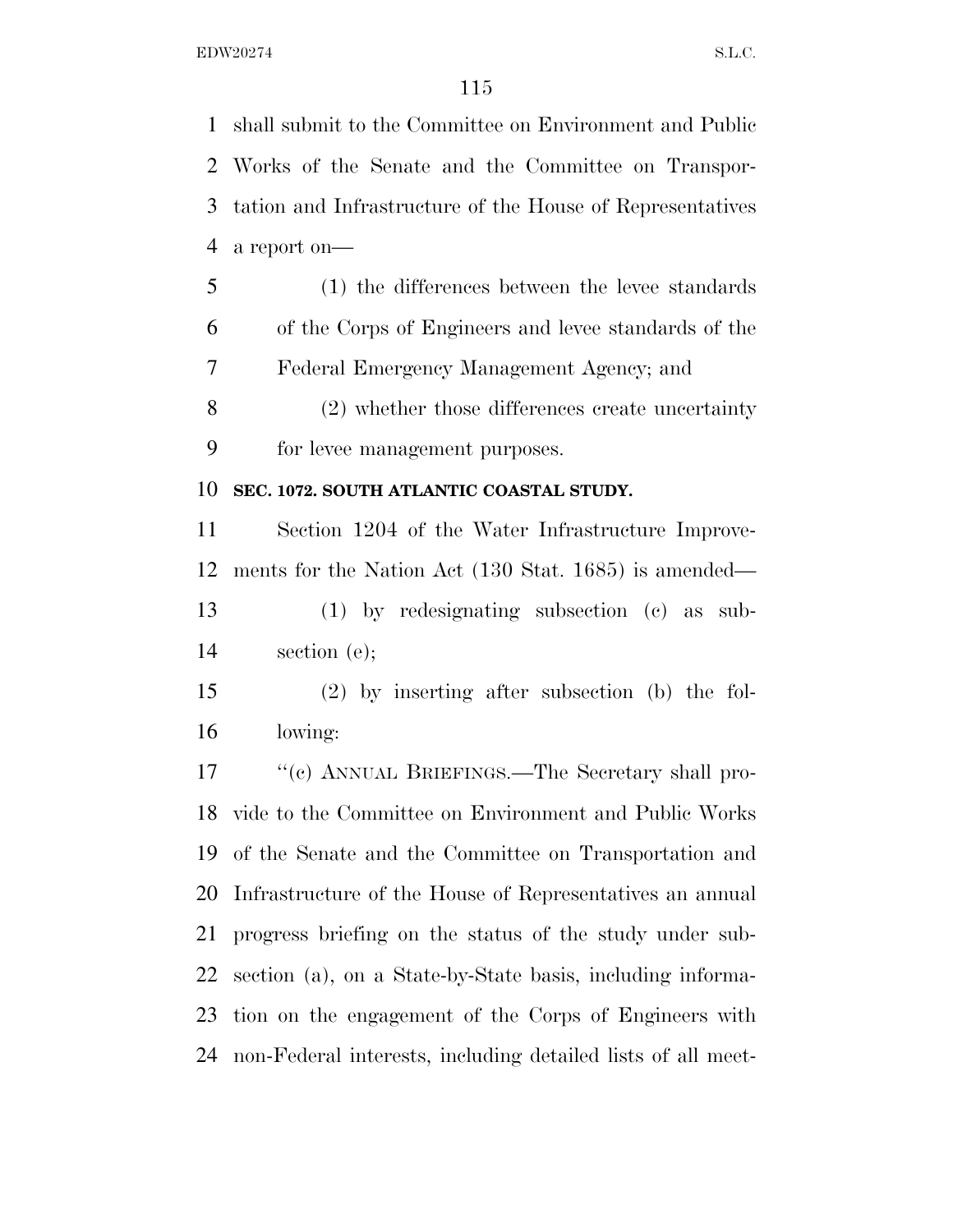shall submit to the Committee on Environment and Public Works of the Senate and the Committee on Transportation and Infrastructure of the House of Representatives a report on—

(1) the differences between the levee standards of the Corps of Engineers and levee standards of the Federal Emergency Management Agency; and

(2) whether those differences create uncertainty for levee management purposes.

**SEC. 1072. SOUTH ATLANTIC COASTAL STUDY.**

Section 1204 of the Water Infrastructure Improvements for the Nation Act (130 Stat. 1685) is amended—

(1) by redesignating subsection (c) as subsection (e);

(2) by inserting after subsection (b) the following:

"(c) ANNUAL BRIEFINGS.—The Secretary shall provide to the Committee on Environment and Public Works of the Senate and the Committee on Transportation and Infrastructure of the House of Representatives an annual progress briefing on the status of the study under subsection (a), on a State-by-State basis, including information on the engagement of the Corps of Engineers with non-Federal interests, including detailed lists of all meet-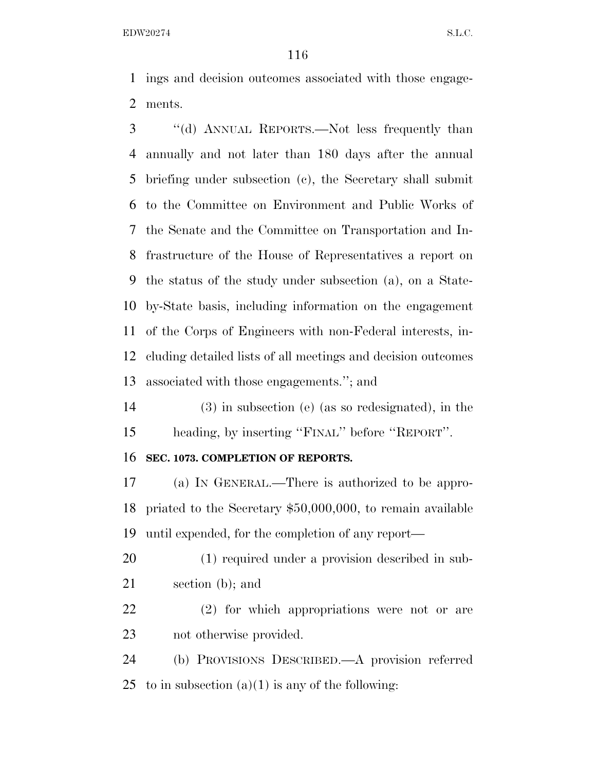ings and decision outcomes associated with those engagements.

"(d) ANNUAL REPORTS.—Not less frequently than annually and not later than 180 days after the annual briefing under subsection (c), the Secretary shall submit to the Committee on Environment and Public Works of the Senate and the Committee on Transportation and Infrastructure of the House of Representatives a report on the status of the study under subsection (a), on a State-by-State basis, including information on the engagement of the Corps of Engineers with non-Federal interests, including detailed lists of all meetings and decision outcomes associated with those engagements."; and

(3) in subsection (e) (as so redesignated), in the heading, by inserting "FINAL" before "REPORT".

**SEC. 1073. COMPLETION OF REPORTS.**

(a) IN GENERAL.—There is authorized to be appropriated to the Secretary $50,000,000, to remain available until expended, for the completion of any report—

(1) required under a provision described in subsection (b); and

(2) for which appropriations were not or are not otherwise provided.

(b) PROVISIONS DESCRIBED.—A provision referred to in subsection (a)(1) is any of the following: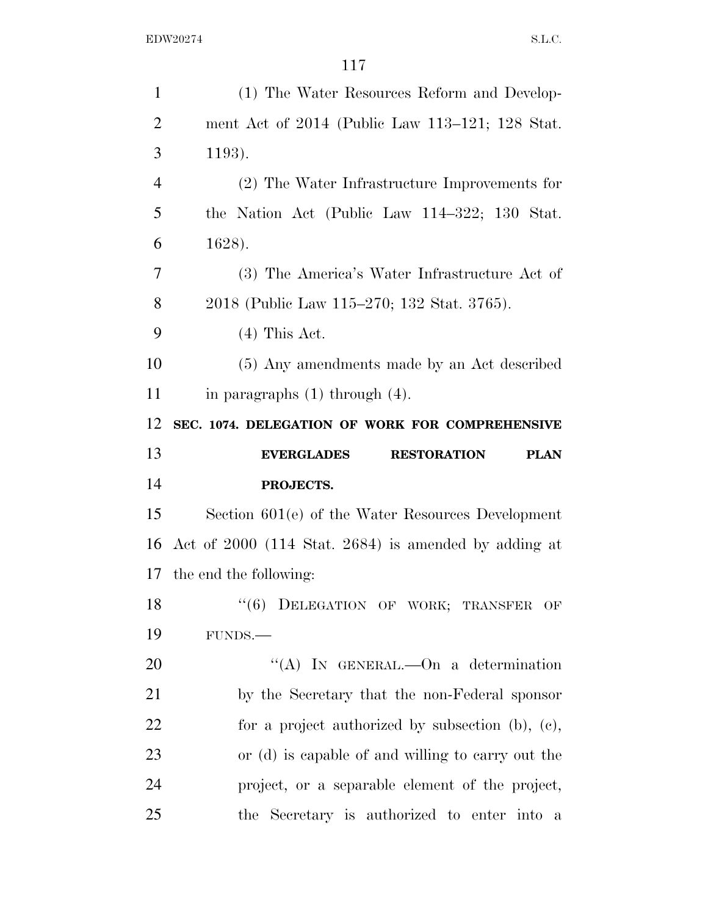(1) The Water Resources Reform and Development Act of 2014 (Public Law 113–121; 128 Stat. 1193).

(2) The Water Infrastructure Improvements for the Nation Act (Public Law 114–322; 130 Stat. 1628).

(3) The America's Water Infrastructure Act of 2018 (Public Law 115–270; 132 Stat. 3765).

(4) This Act.

(5) Any amendments made by an Act described in paragraphs (1) through (4).

**SEC. 1074. DELEGATION OF WORK FOR COMPREHENSIVE EVERGLADES RESTORATION PLAN PROJECTS.**

Section 601(e) of the Water Resources Development Act of 2000 (114 Stat. 2684) is amended by adding at the end the following:

"(6) DELEGATION OF WORK; TRANSFER OF FUNDS.—

"(A) IN GENERAL.—On a determination by the Secretary that the non-Federal sponsor for a project authorized by subsection (b), (c), or (d) is capable of and willing to carry out the project, or a separable element of the project, the Secretary is authorized to enter into a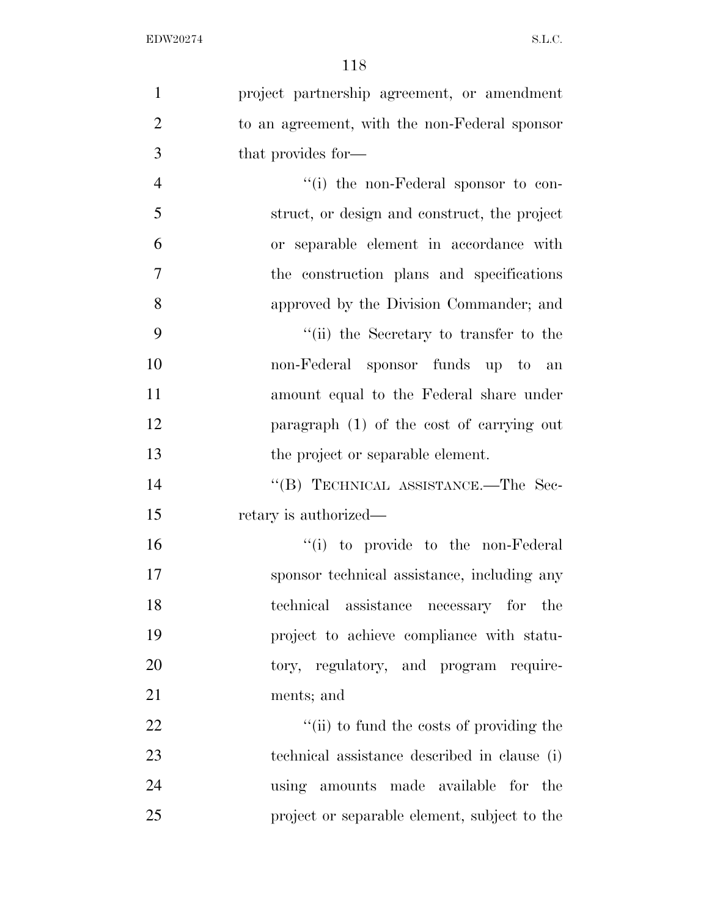project partnership agreement, or amendment to an agreement, with the non-Federal sponsor that provides for—

''(i) the non-Federal sponsor to construct, or design and construct, the project or separable element in accordance with the construction plans and specifications approved by the Division Commander; and

''(ii) the Secretary to transfer to the non-Federal sponsor funds up to an amount equal to the Federal share under paragraph (1) of the cost of carrying out the project or separable element.

''(B) TECHNICAL ASSISTANCE.—The Secretary is authorized—

''(i) to provide to the non-Federal sponsor technical assistance, including any technical assistance necessary for the project to achieve compliance with statutory, regulatory, and program requirements; and

''(ii) to fund the costs of providing the technical assistance described in clause (i) using amounts made available for the project or separable element, subject to the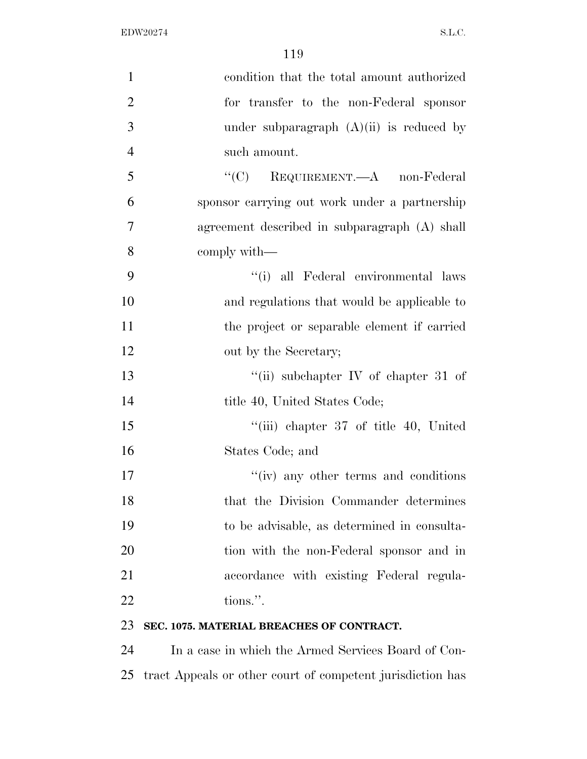condition that the total amount authorized for transfer to the non-Federal sponsor under subparagraph (A)(ii) is reduced by such amount.

"(C) REQUIREMENT.—A non-Federal sponsor carrying out work under a partnership agreement described in subparagraph (A) shall comply with—

"(i) all Federal environmental laws and regulations that would be applicable to the project or separable element if carried out by the Secretary;

"(ii) subchapter IV of chapter 31 of title 40, United States Code;

"(iii) chapter 37 of title 40, United States Code; and

"(iv) any other terms and conditions that the Division Commander determines to be advisable, as determined in consultation with the non-Federal sponsor and in accordance with existing Federal regulations.".

**SEC. 1075. MATERIAL BREACHES OF CONTRACT.**

In a case in which the Armed Services Board of Contract Appeals or other court of competent jurisdiction has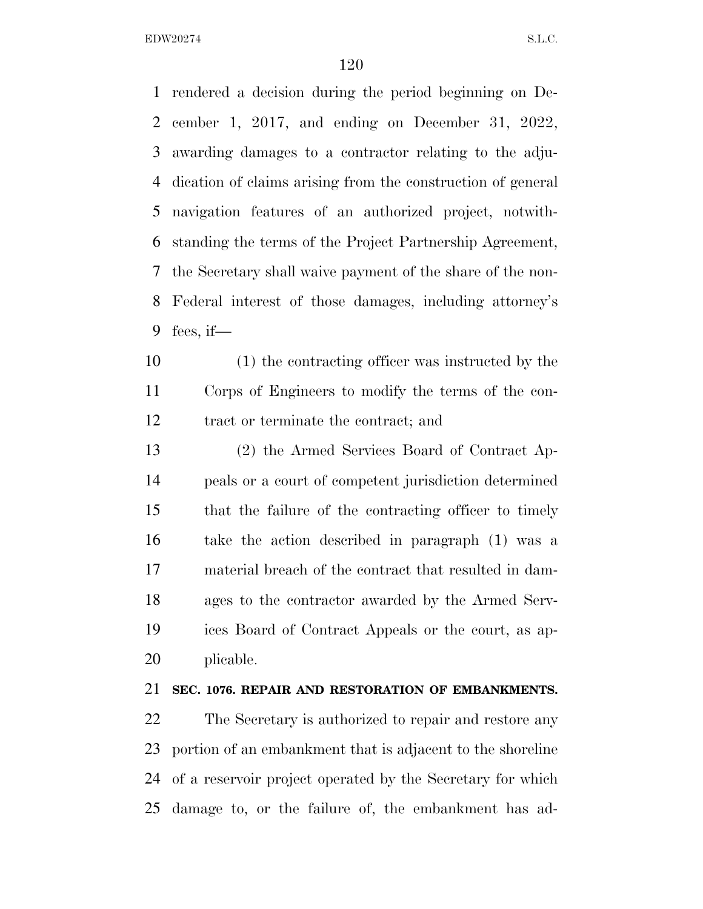rendered a decision during the period beginning on December 1, 2017, and ending on December 31, 2022, awarding damages to a contractor relating to the adjudication of claims arising from the construction of general navigation features of an authorized project, notwithstanding the terms of the Project Partnership Agreement, the Secretary shall waive payment of the share of the non-Federal interest of those damages, including attorney's fees, if—

(1) the contracting officer was instructed by the Corps of Engineers to modify the terms of the contract or terminate the contract; and

(2) the Armed Services Board of Contract Appeals or a court of competent jurisdiction determined that the failure of the contracting officer to timely take the action described in paragraph (1) was a material breach of the contract that resulted in damages to the contractor awarded by the Armed Services Board of Contract Appeals or the court, as applicable.

**SEC. 1076. REPAIR AND RESTORATION OF EMBANKMENTS.**

The Secretary is authorized to repair and restore any portion of an embankment that is adjacent to the shoreline of a reservoir project operated by the Secretary for which damage to, or the failure of, the embankment has ad-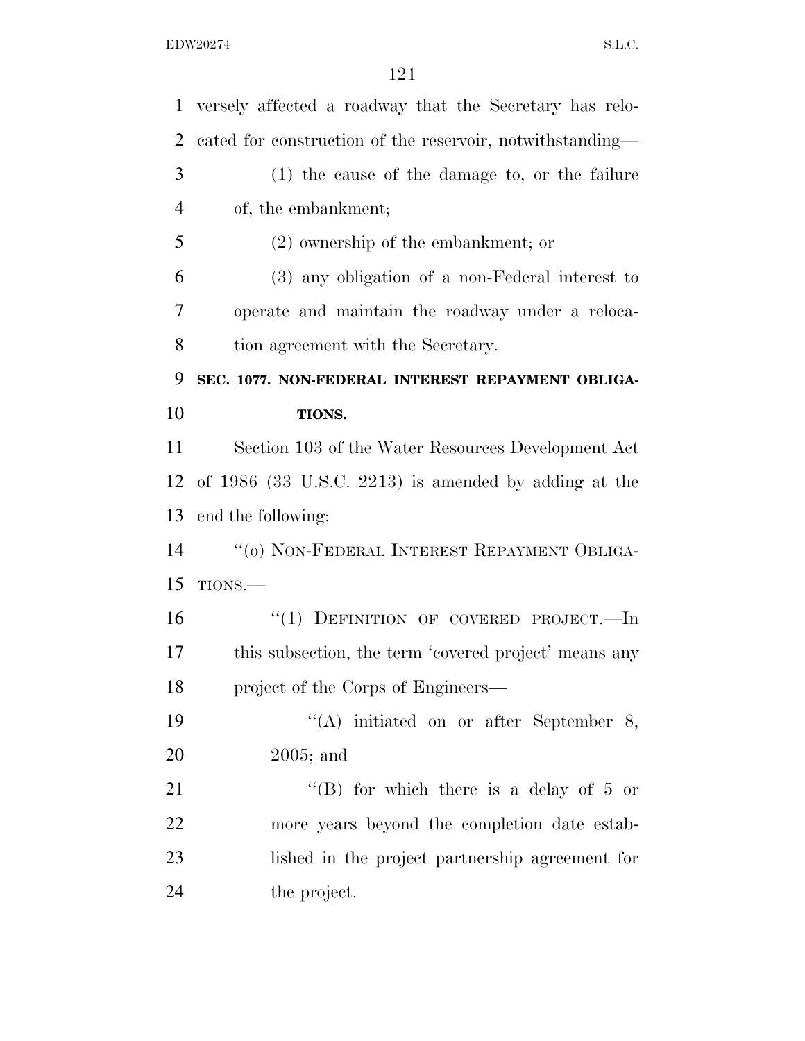versely affected a roadway that the Secretary has relocated for construction of the reservoir, notwithstanding—

(1) the cause of the damage to, or the failure of, the embankment;

(2) ownership of the embankment; or

(3) any obligation of a non-Federal interest to operate and maintain the roadway under a relocation agreement with the Secretary.

**SEC. 1077. NON-FEDERAL INTEREST REPAYMENT OBLIGATIONS.**

Section 103 of the Water Resources Development Act of 1986 (33 U.S.C. 2213) is amended by adding at the end the following:

"(o) NON-FEDERAL INTEREST REPAYMENT OBLIGATIONS.—

"(1) DEFINITION OF COVERED PROJECT.—In this subsection, the term 'covered project' means any project of the Corps of Engineers—

"(A) initiated on or after September 8, 2005; and

"(B) for which there is a delay of 5 or more years beyond the completion date established in the project partnership agreement for the project.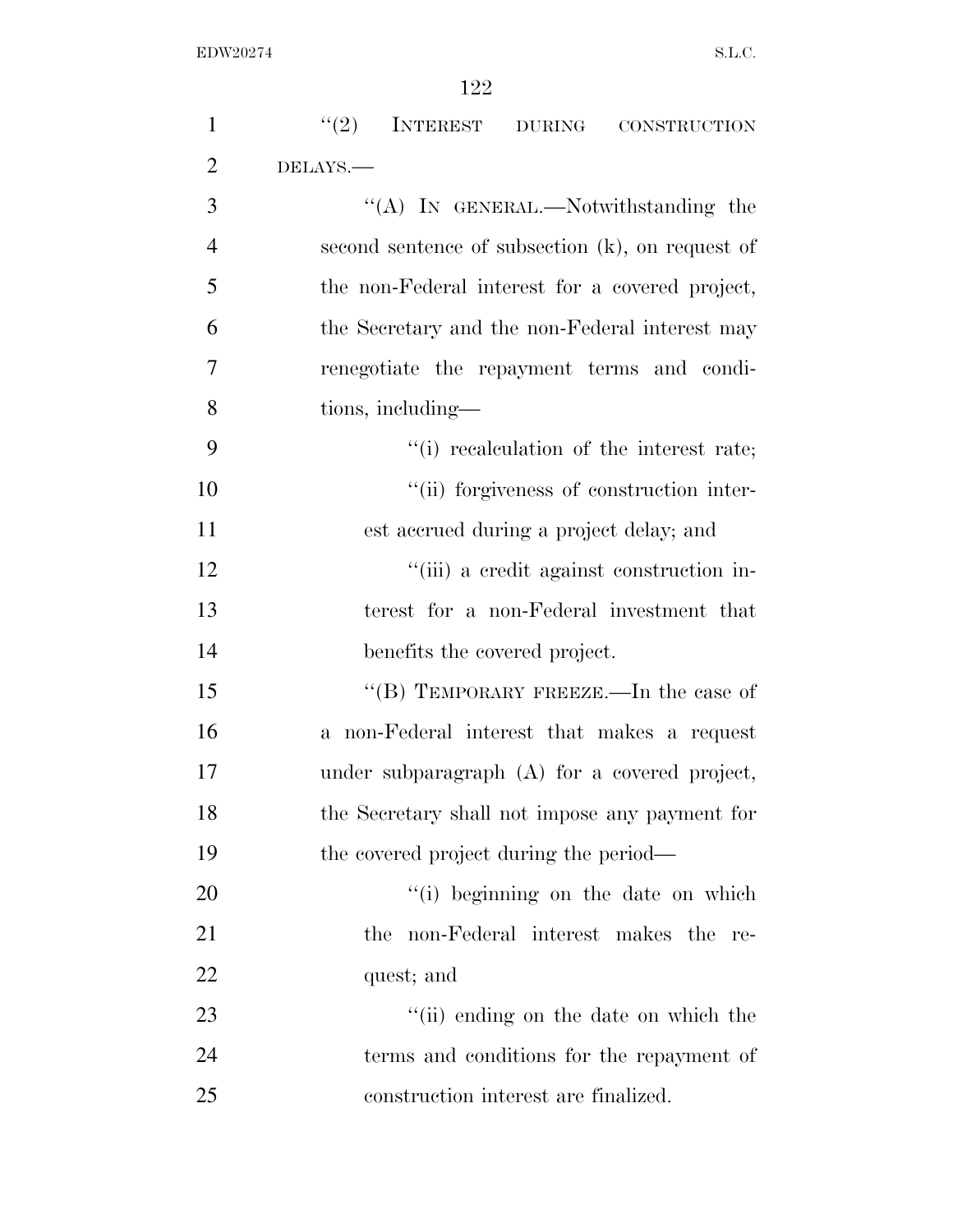"(2) INTEREST DURING CONSTRUCTION DELAYS.—

"(A) IN GENERAL.—Notwithstanding the second sentence of subsection (k), on request of the non-Federal interest for a covered project, the Secretary and the non-Federal interest may renegotiate the repayment terms and conditions, including—

"(i) recalculation of the interest rate;

"(ii) forgiveness of construction interest accrued during a project delay; and

"(iii) a credit against construction interest for a non-Federal investment that benefits the covered project.

"(B) TEMPORARY FREEZE.—In the case of a non-Federal interest that makes a request under subparagraph (A) for a covered project, the Secretary shall not impose any payment for the covered project during the period—

"(i) beginning on the date on which the non-Federal interest makes the request; and

"(ii) ending on the date on which the terms and conditions for the repayment of construction interest are finalized.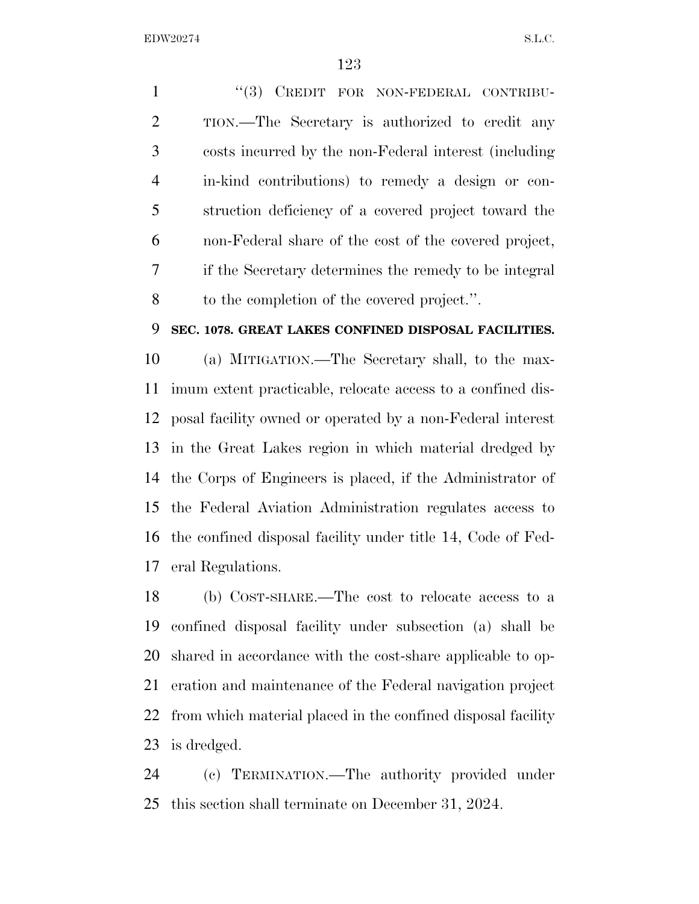"(3) CREDIT FOR NON-FEDERAL CONTRIBUTION.—The Secretary is authorized to credit any costs incurred by the non-Federal interest (including in-kind contributions) to remedy a design or construction deficiency of a covered project toward the non-Federal share of the cost of the covered project, if the Secretary determines the remedy to be integral to the completion of the covered project.".

**SEC. 1078. GREAT LAKES CONFINED DISPOSAL FACILITIES.**

(a) MITIGATION.—The Secretary shall, to the maximum extent practicable, relocate access to a confined disposal facility owned or operated by a non-Federal interest in the Great Lakes region in which material dredged by the Corps of Engineers is placed, if the Administrator of the Federal Aviation Administration regulates access to the confined disposal facility under title 14, Code of Federal Regulations.

(b) COST-SHARE.—The cost to relocate access to a confined disposal facility under subsection (a) shall be shared in accordance with the cost-share applicable to operation and maintenance of the Federal navigation project from which material placed in the confined disposal facility is dredged.

(c) TERMINATION.—The authority provided under this section shall terminate on December 31, 2024.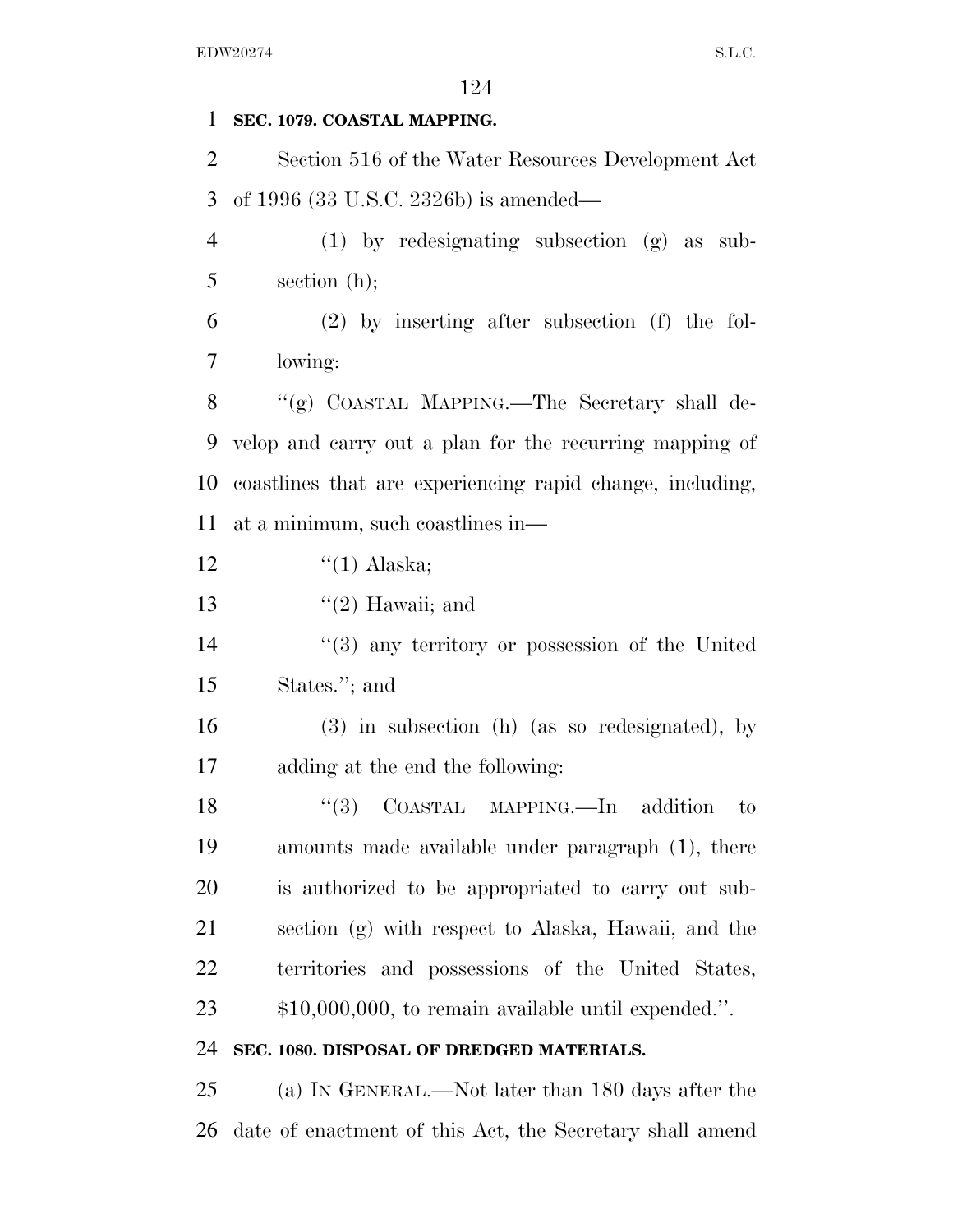**SEC. 1079. COASTAL MAPPING.**

Section 516 of the Water Resources Development Act of 1996 (33 U.S.C. 2326b) is amended—

(1) by redesignating subsection (g) as subsection (h);

(2) by inserting after subsection (f) the following:

"(g) COASTAL MAPPING.—The Secretary shall develop and carry out a plan for the recurring mapping of coastlines that are experiencing rapid change, including, at a minimum, such coastlines in—

"(1) Alaska;

"(2) Hawaii; and

"(3) any territory or possession of the United States."; and

(3) in subsection (h) (as so redesignated), by adding at the end the following:

"(3) COASTAL MAPPING.—In addition to amounts made available under paragraph (1), there is authorized to be appropriated to carry out subsection (g) with respect to Alaska, Hawaii, and the territories and possessions of the United States, $10,000,000, to remain available until expended.".

**SEC. 1080. DISPOSAL OF DREDGED MATERIALS.**

(a) IN GENERAL.—Not later than 180 days after the date of enactment of this Act, the Secretary shall amend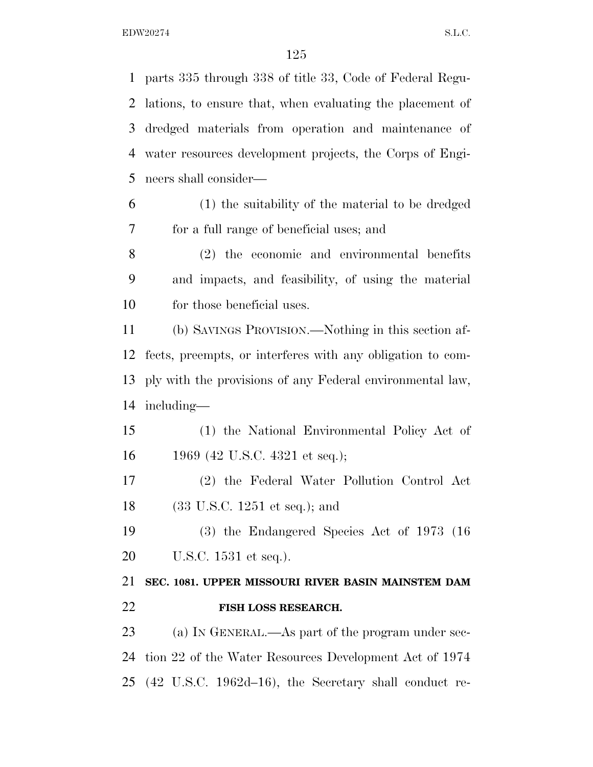parts 335 through 338 of title 33, Code of Federal Regulations, to ensure that, when evaluating the placement of dredged materials from operation and maintenance of water resources development projects, the Corps of Engineers shall consider—

(1) the suitability of the material to be dredged for a full range of beneficial uses; and

(2) the economic and environmental benefits and impacts, and feasibility, of using the material for those beneficial uses.

(b) SAVINGS PROVISION.—Nothing in this section affects, preempts, or interferes with any obligation to comply with the provisions of any Federal environmental law, including—

(1) the National Environmental Policy Act of 1969 (42 U.S.C. 4321 et seq.);

(2) the Federal Water Pollution Control Act (33 U.S.C. 1251 et seq.); and

(3) the Endangered Species Act of 1973 (16 U.S.C. 1531 et seq.).

**SEC. 1081. UPPER MISSOURI RIVER BASIN MAINSTEM DAM FISH LOSS RESEARCH.**

(a) IN GENERAL.—As part of the program under section 22 of the Water Resources Development Act of 1974 (42 U.S.C. 1962d–16), the Secretary shall conduct re-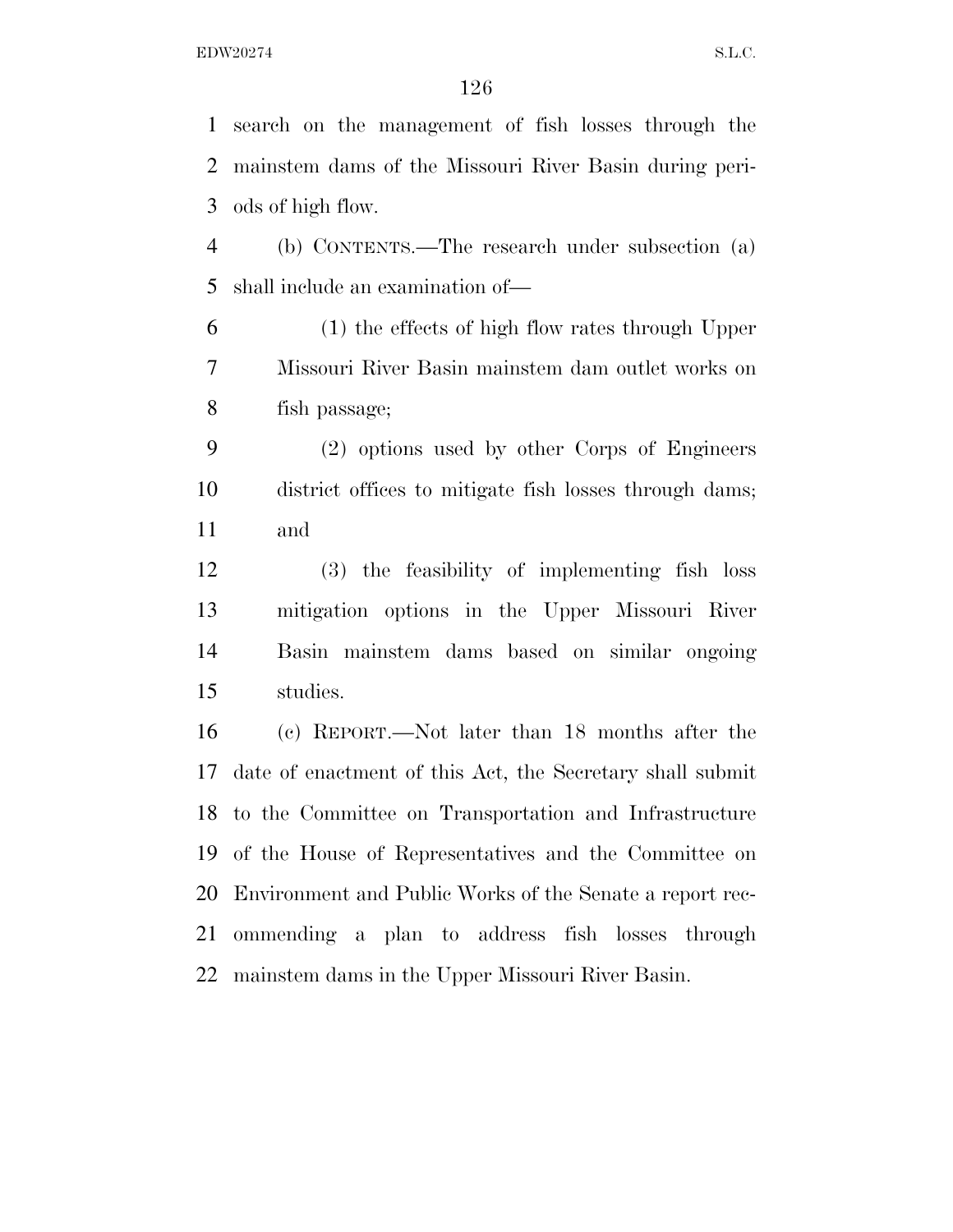search on the management of fish losses through the mainstem dams of the Missouri River Basin during periods of high flow.

(b) CONTENTS.—The research under subsection (a) shall include an examination of—

(1) the effects of high flow rates through Upper Missouri River Basin mainstem dam outlet works on fish passage;

(2) options used by other Corps of Engineers district offices to mitigate fish losses through dams; and

(3) the feasibility of implementing fish loss mitigation options in the Upper Missouri River Basin mainstem dams based on similar ongoing studies.

(c) REPORT.—Not later than 18 months after the date of enactment of this Act, the Secretary shall submit to the Committee on Transportation and Infrastructure of the House of Representatives and the Committee on Environment and Public Works of the Senate a report recommending a plan to address fish losses through mainstem dams in the Upper Missouri River Basin.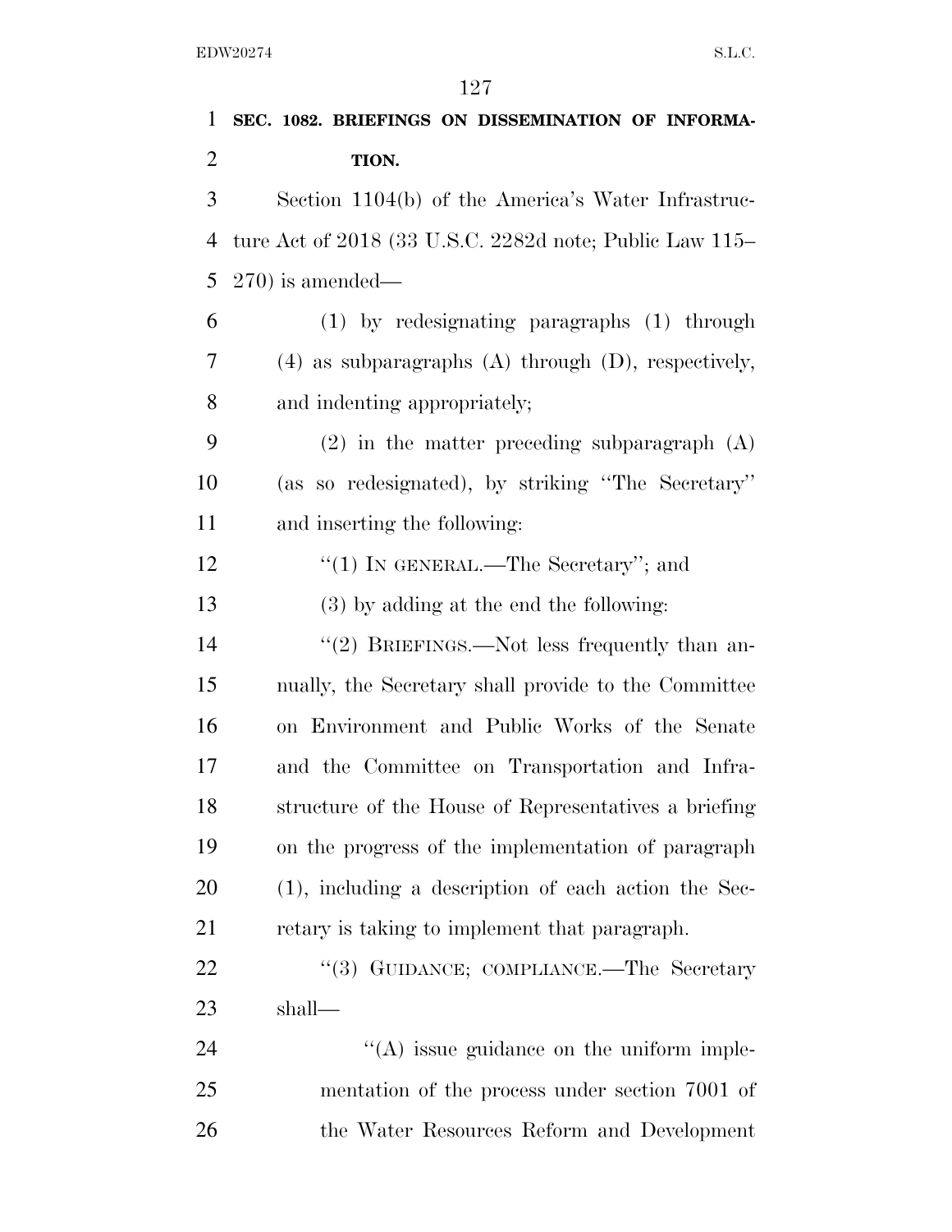**SEC. 1082. BRIEFINGS ON DISSEMINATION OF INFORMATION.**

Section 1104(b) of the America's Water Infrastructure Act of 2018 (33 U.S.C. 2282d note; Public Law 115–270) is amended—

(1) by redesignating paragraphs (1) through (4) as subparagraphs (A) through (D), respectively, and indenting appropriately;

(2) in the matter preceding subparagraph (A) (as so redesignated), by striking "The Secretary" and inserting the following:

"(1) IN GENERAL.—The Secretary"; and

(3) by adding at the end the following:

"(2) BRIEFINGS.—Not less frequently than annually, the Secretary shall provide to the Committee on Environment and Public Works of the Senate and the Committee on Transportation and Infrastructure of the House of Representatives a briefing on the progress of the implementation of paragraph (1), including a description of each action the Secretary is taking to implement that paragraph.

"(3) GUIDANCE; COMPLIANCE.—The Secretary shall—

"(A) issue guidance on the uniform implementation of the process under section 7001 of the Water Resources Reform and Development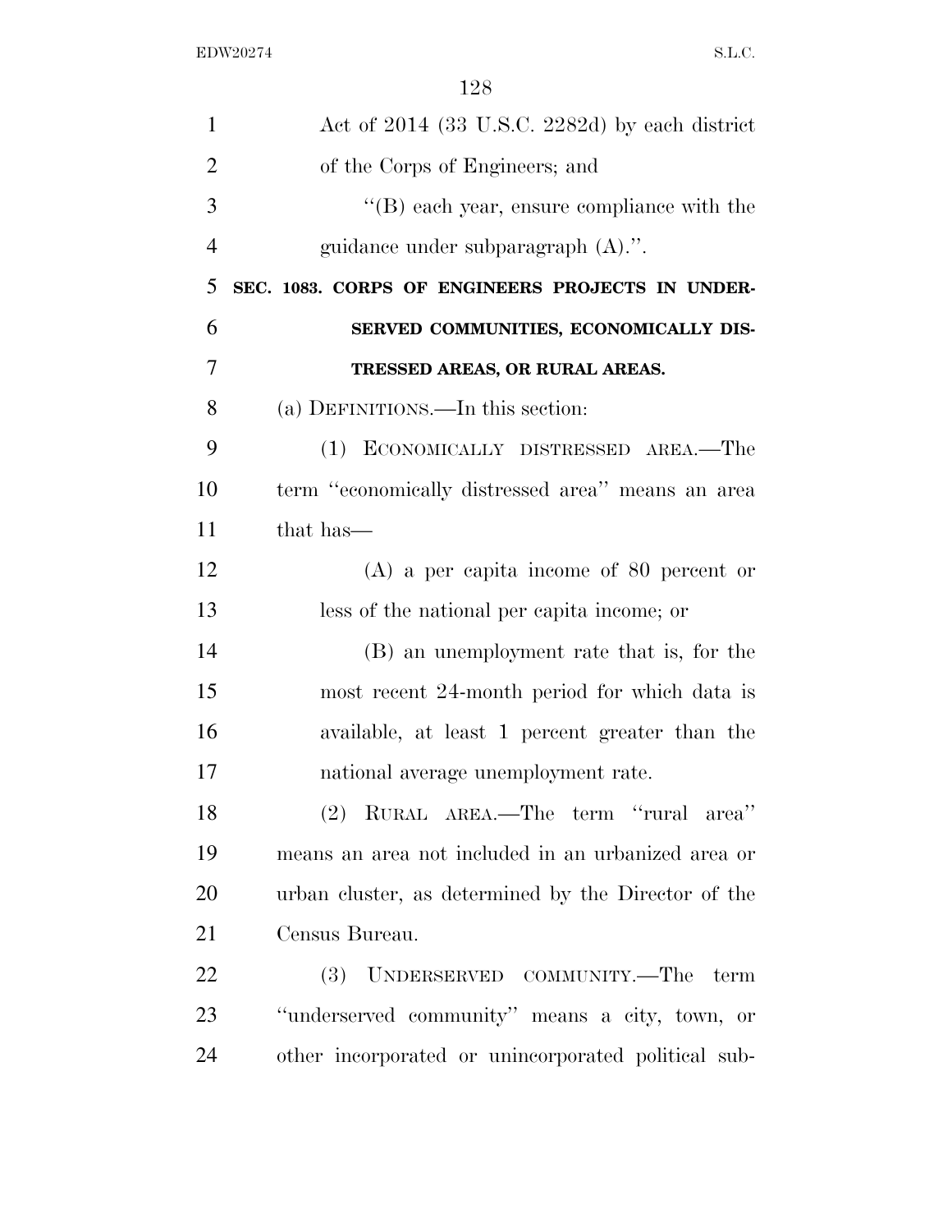Act of 2014 (33 U.S.C. 2282d) by each district of the Corps of Engineers; and

"(B) each year, ensure compliance with the guidance under subparagraph (A).".

**SEC. 1083. CORPS OF ENGINEERS PROJECTS IN UNDERSERVED COMMUNITIES, ECONOMICALLY DISTRESSED AREAS, OR RURAL AREAS.**

(a) DEFINITIONS.—In this section:

(1) ECONOMICALLY DISTRESSED AREA.—The term "economically distressed area" means an area that has—

(A) a per capita income of 80 percent or less of the national per capita income; or

(B) an unemployment rate that is, for the most recent 24-month period for which data is available, at least 1 percent greater than the national average unemployment rate.

(2) RURAL AREA.—The term "rural area" means an area not included in an urbanized area or urban cluster, as determined by the Director of the Census Bureau.

(3) UNDERSERVED COMMUNITY.—The term "underserved community" means a city, town, or other incorporated or unincorporated political sub-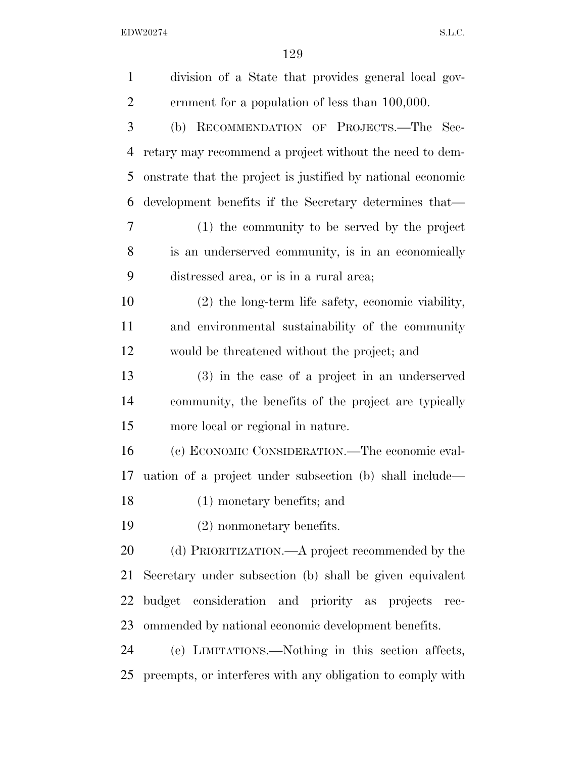division of a State that provides general local government for a population of less than 100,000.

(b) RECOMMENDATION OF PROJECTS.—The Secretary may recommend a project without the need to demonstrate that the project is justified by national economic development benefits if the Secretary determines that—

(1) the community to be served by the project is an underserved community, is in an economically distressed area, or is in a rural area;

(2) the long-term life safety, economic viability, and environmental sustainability of the community would be threatened without the project; and

(3) in the case of a project in an underserved community, the benefits of the project are typically more local or regional in nature.

(c) ECONOMIC CONSIDERATION.—The economic evaluation of a project under subsection (b) shall include—

(1) monetary benefits; and

(2) nonmonetary benefits.

(d) PRIORITIZATION.—A project recommended by the Secretary under subsection (b) shall be given equivalent budget consideration and priority as projects recommended by national economic development benefits.

(e) LIMITATIONS.—Nothing in this section affects, preempts, or interferes with any obligation to comply with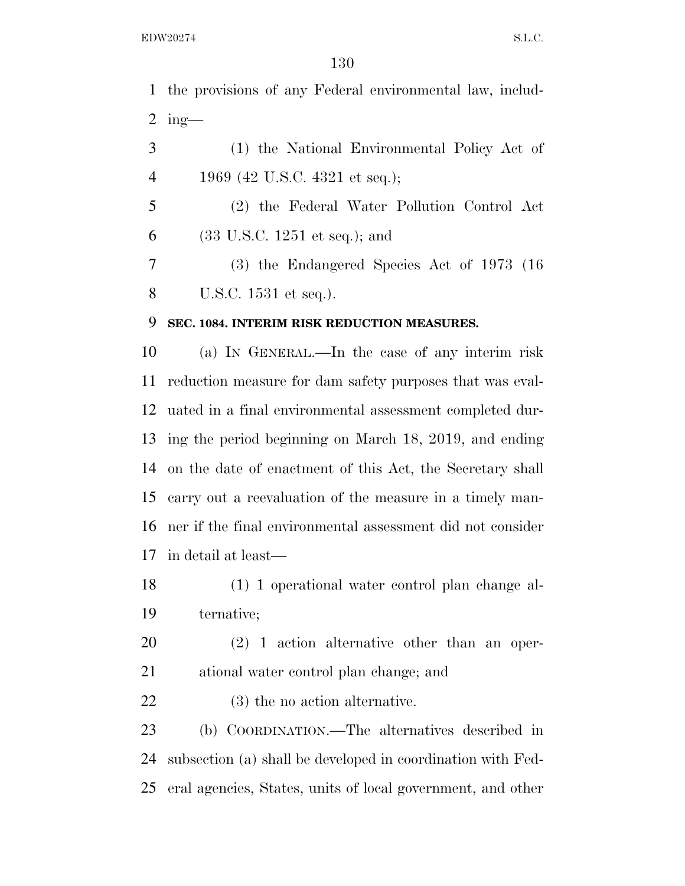the provisions of any Federal environmental law, including—

(1) the National Environmental Policy Act of 1969 (42 U.S.C. 4321 et seq.);

(2) the Federal Water Pollution Control Act (33 U.S.C. 1251 et seq.); and

(3) the Endangered Species Act of 1973 (16 U.S.C. 1531 et seq.).

**SEC. 1084. INTERIM RISK REDUCTION MEASURES.**

(a) IN GENERAL.—In the case of any interim risk reduction measure for dam safety purposes that was evaluated in a final environmental assessment completed during the period beginning on March 18, 2019, and ending on the date of enactment of this Act, the Secretary shall carry out a reevaluation of the measure in a timely manner if the final environmental assessment did not consider in detail at least—

(1) 1 operational water control plan change alternative;

(2) 1 action alternative other than an operational water control plan change; and

(3) the no action alternative.

(b) COORDINATION.—The alternatives described in subsection (a) shall be developed in coordination with Federal agencies, States, units of local government, and other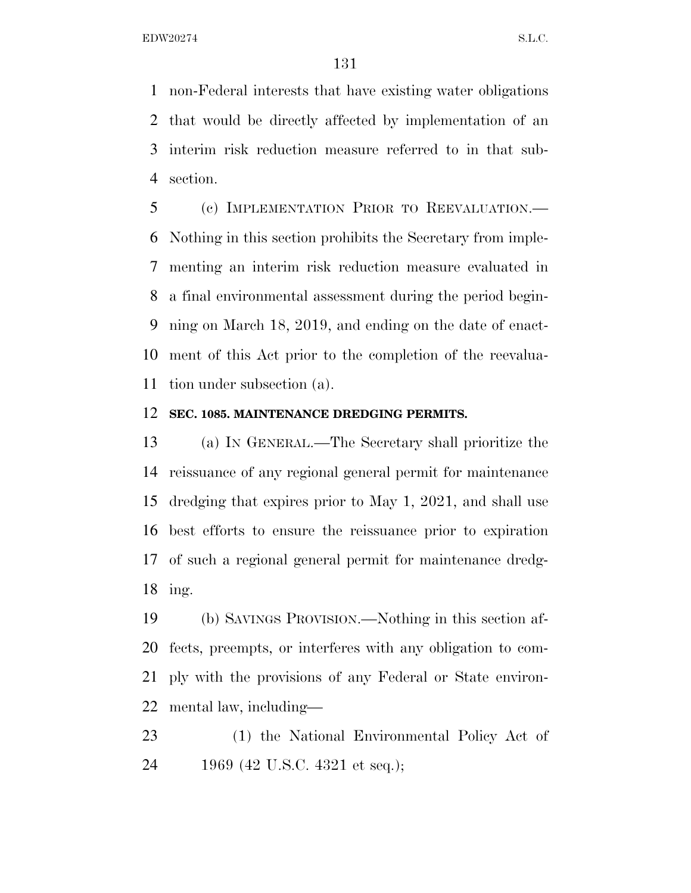non-Federal interests that have existing water obligations that would be directly affected by implementation of an interim risk reduction measure referred to in that subsection.

(c) IMPLEMENTATION PRIOR TO REEVALUATION.—Nothing in this section prohibits the Secretary from implementing an interim risk reduction measure evaluated in a final environmental assessment during the period beginning on March 18, 2019, and ending on the date of enactment of this Act prior to the completion of the reevaluation under subsection (a).

**SEC. 1085. MAINTENANCE DREDGING PERMITS.**

(a) IN GENERAL.—The Secretary shall prioritize the reissuance of any regional general permit for maintenance dredging that expires prior to May 1, 2021, and shall use best efforts to ensure the reissuance prior to expiration of such a regional general permit for maintenance dredging.

(b) SAVINGS PROVISION.—Nothing in this section affects, preempts, or interferes with any obligation to comply with the provisions of any Federal or State environmental law, including—

(1) the National Environmental Policy Act of 1969 (42 U.S.C. 4321 et seq.);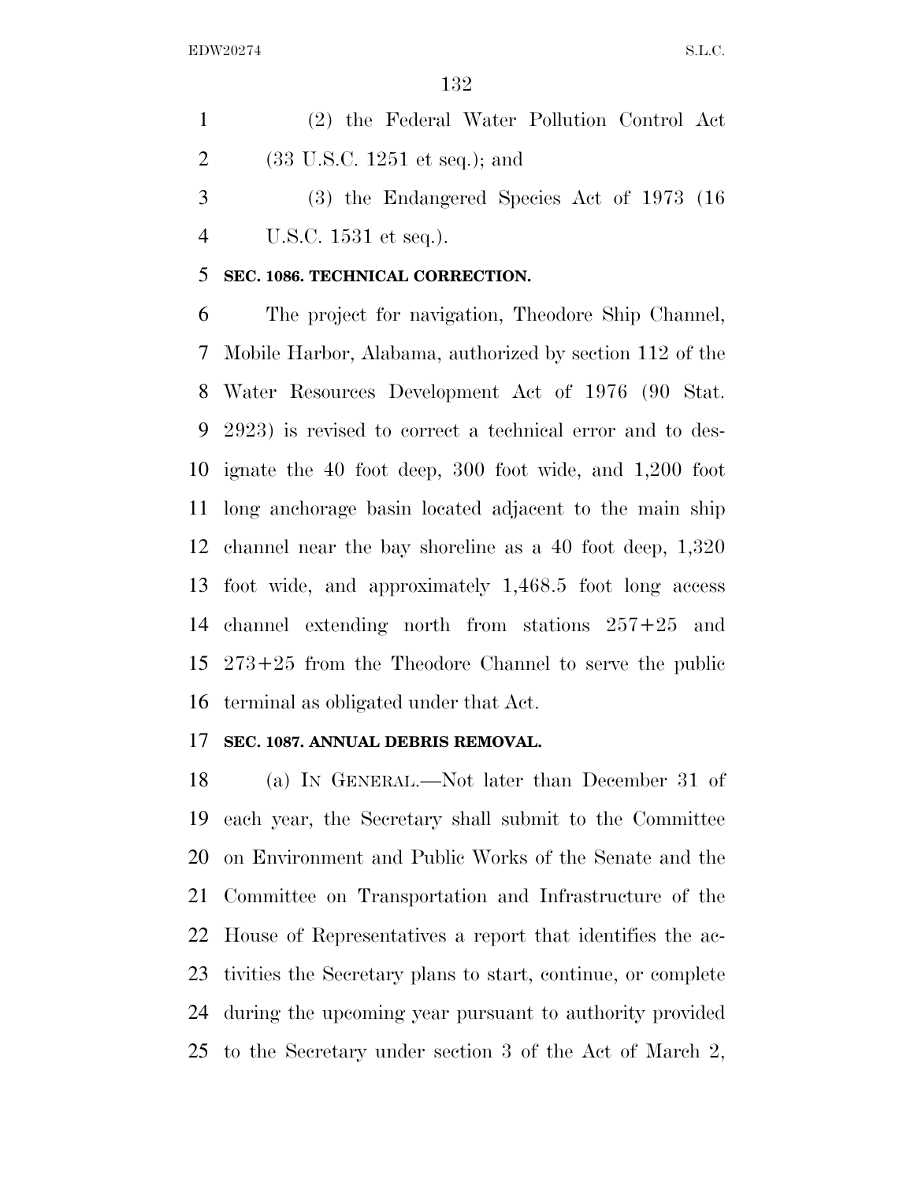(2) the Federal Water Pollution Control Act (33 U.S.C. 1251 et seq.); and

(3) the Endangered Species Act of 1973 (16 U.S.C. 1531 et seq.).

**SEC. 1086. TECHNICAL CORRECTION.**

The project for navigation, Theodore Ship Channel, Mobile Harbor, Alabama, authorized by section 112 of the Water Resources Development Act of 1976 (90 Stat. 2923) is revised to correct a technical error and to designate the 40 foot deep, 300 foot wide, and 1,200 foot long anchorage basin located adjacent to the main ship channel near the bay shoreline as a 40 foot deep, 1,320 foot wide, and approximately 1,468.5 foot long access channel extending north from stations 257+25 and 273+25 from the Theodore Channel to serve the public terminal as obligated under that Act.

**SEC. 1087. ANNUAL DEBRIS REMOVAL.**

(a) IN GENERAL.—Not later than December 31 of each year, the Secretary shall submit to the Committee on Environment and Public Works of the Senate and the Committee on Transportation and Infrastructure of the House of Representatives a report that identifies the activities the Secretary plans to start, continue, or complete during the upcoming year pursuant to authority provided to the Secretary under section 3 of the Act of March 2,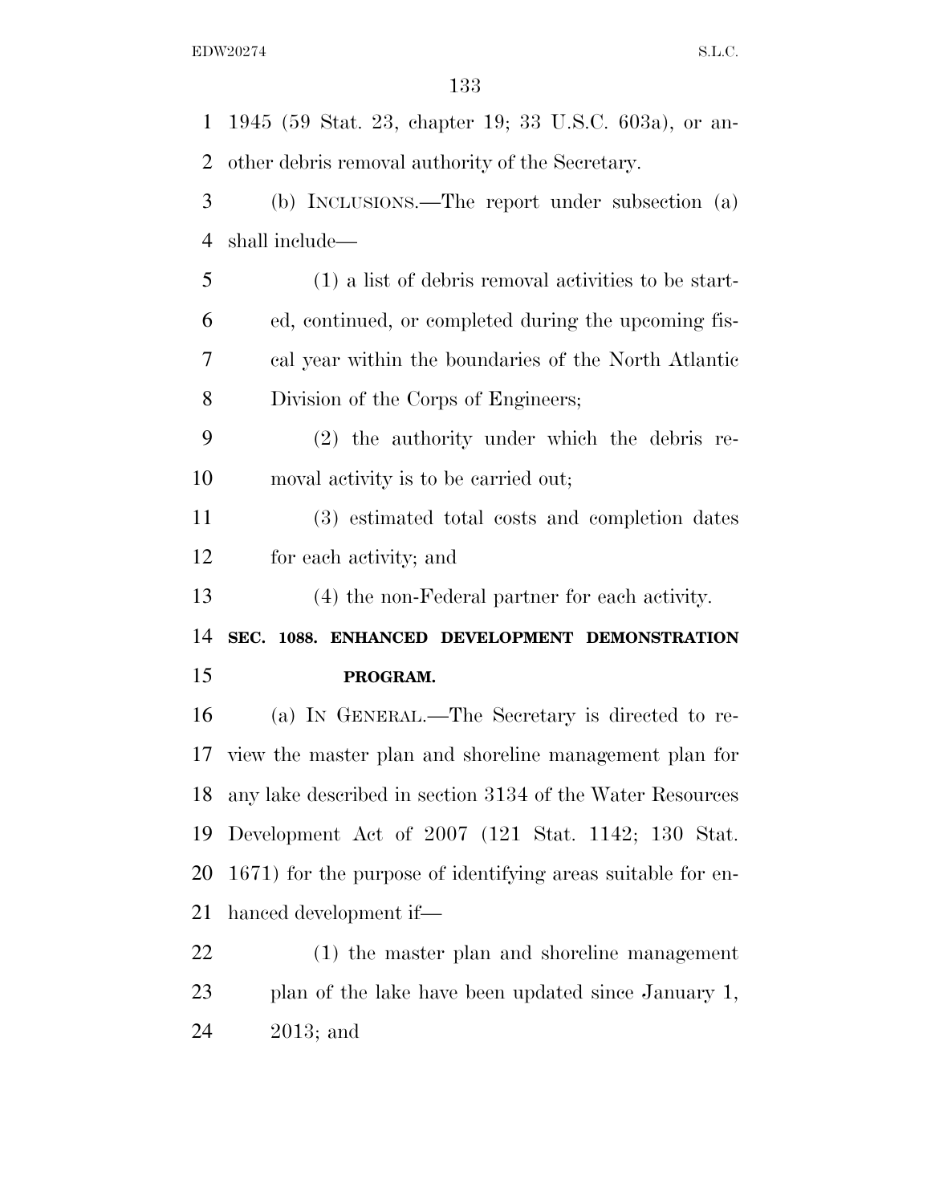1945 (59 Stat. 23, chapter 19; 33 U.S.C. 603a), or another debris removal authority of the Secretary.

(b) INCLUSIONS.—The report under subsection (a) shall include—

(1) a list of debris removal activities to be started, continued, or completed during the upcoming fiscal year within the boundaries of the North Atlantic Division of the Corps of Engineers;

(2) the authority under which the debris removal activity is to be carried out;

(3) estimated total costs and completion dates for each activity; and

(4) the non-Federal partner for each activity.

### SEC. 1088. ENHANCED DEVELOPMENT DEMONSTRATION PROGRAM.

(a) IN GENERAL.—The Secretary is directed to review the master plan and shoreline management plan for any lake described in section 3134 of the Water Resources Development Act of 2007 (121 Stat. 1142; 130 Stat. 1671) for the purpose of identifying areas suitable for enhanced development if—

(1) the master plan and shoreline management plan of the lake have been updated since January 1, 2013; and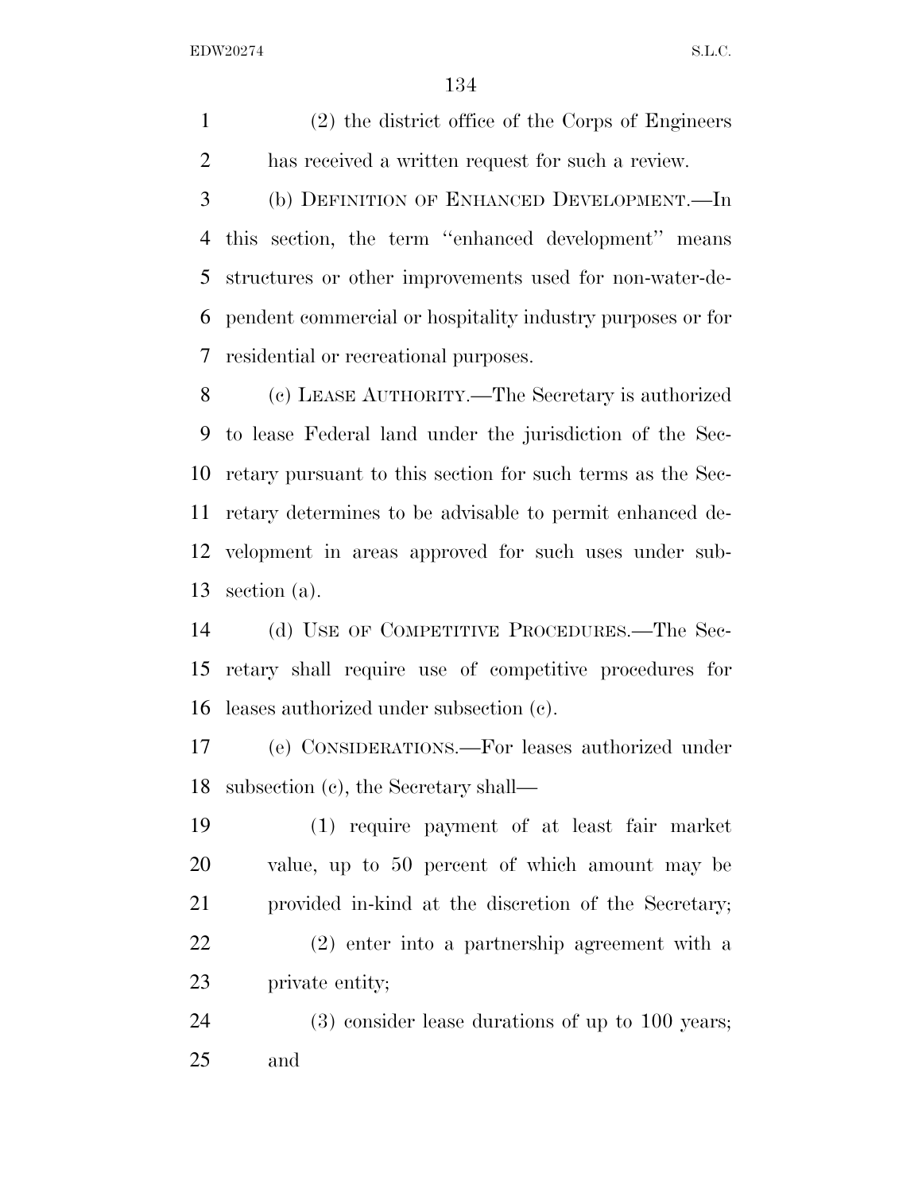(2) the district office of the Corps of Engineers has received a written request for such a review.

(b) DEFINITION OF ENHANCED DEVELOPMENT.—In this section, the term ''enhanced development'' means structures or other improvements used for non-water-dependent commercial or hospitality industry purposes or for residential or recreational purposes.

(c) LEASE AUTHORITY.—The Secretary is authorized to lease Federal land under the jurisdiction of the Secretary pursuant to this section for such terms as the Secretary determines to be advisable to permit enhanced development in areas approved for such uses under subsection (a).

(d) USE OF COMPETITIVE PROCEDURES.—The Secretary shall require use of competitive procedures for leases authorized under subsection (c).

(e) CONSIDERATIONS.—For leases authorized under subsection (c), the Secretary shall—

(1) require payment of at least fair market value, up to 50 percent of which amount may be provided in-kind at the discretion of the Secretary;

(2) enter into a partnership agreement with a private entity;

(3) consider lease durations of up to 100 years; and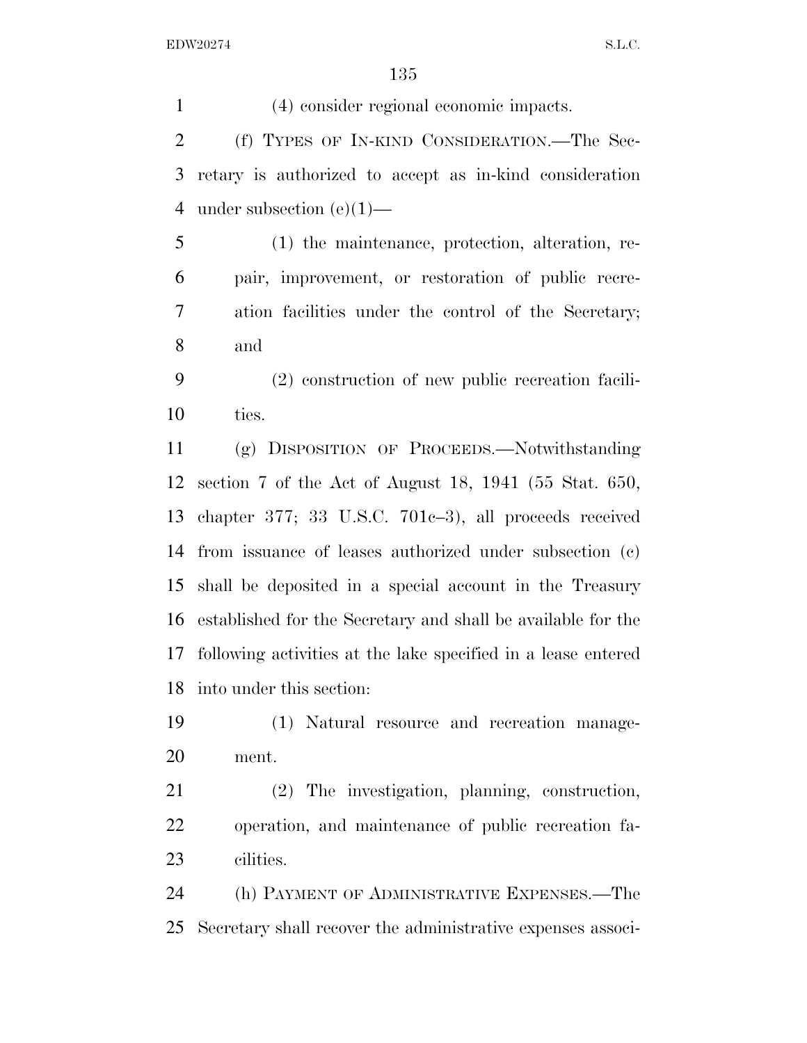(4) consider regional economic impacts.

(f) TYPES OF IN-KIND CONSIDERATION.—The Secretary is authorized to accept as in-kind consideration under subsection (e)(1)—

(1) the maintenance, protection, alteration, repair, improvement, or restoration of public recreation facilities under the control of the Secretary; and

(2) construction of new public recreation facilities.

(g) DISPOSITION OF PROCEEDS.—Notwithstanding section 7 of the Act of August 18, 1941 (55 Stat. 650, chapter 377; 33 U.S.C. 701c–3), all proceeds received from issuance of leases authorized under subsection (c) shall be deposited in a special account in the Treasury established for the Secretary and shall be available for the following activities at the lake specified in a lease entered into under this section:

(1) Natural resource and recreation management.

(2) The investigation, planning, construction, operation, and maintenance of public recreation facilities.

(h) PAYMENT OF ADMINISTRATIVE EXPENSES.—The Secretary shall recover the administrative expenses associ-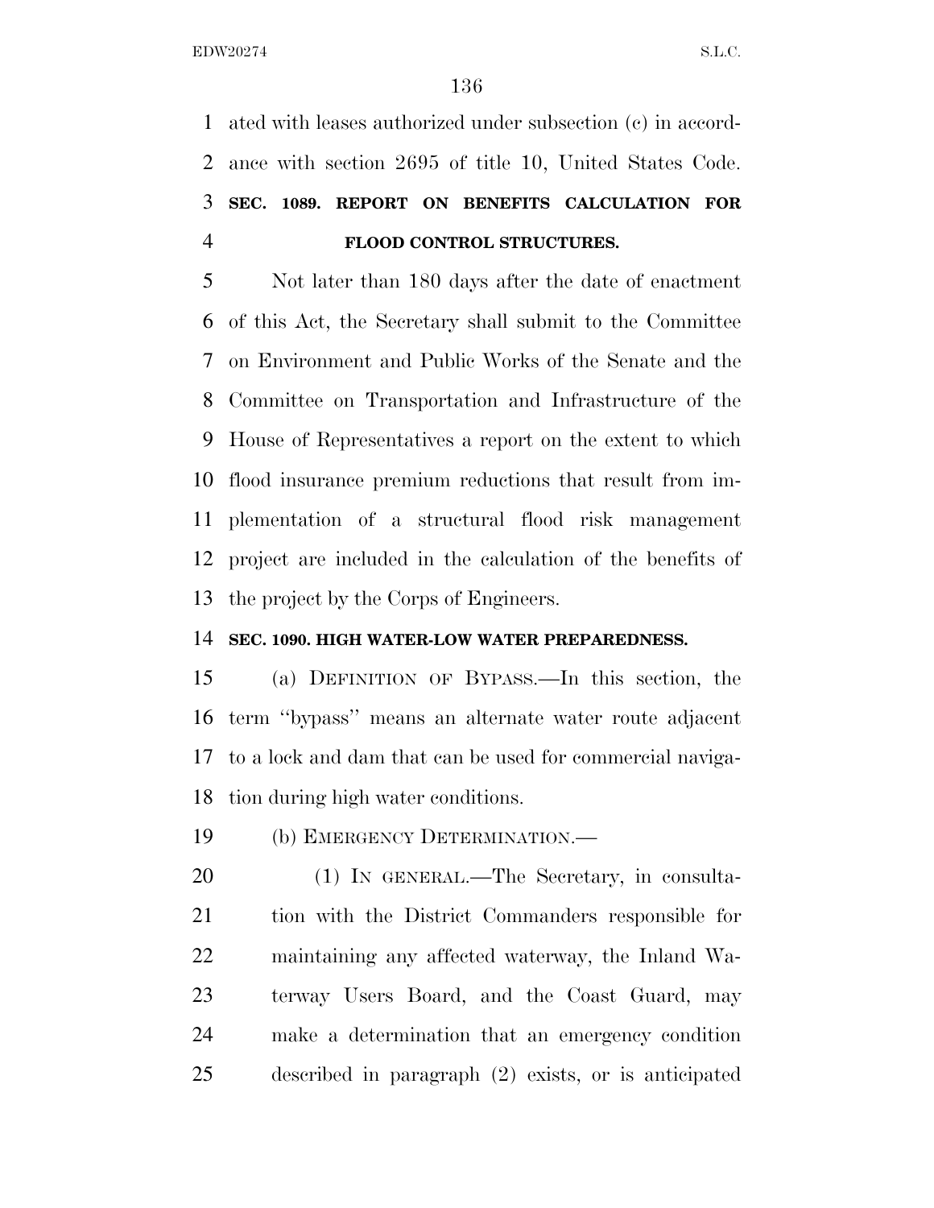ated with leases authorized under subsection (c) in accordance with section 2695 of title 10, United States Code.

**SEC. 1089. REPORT ON BENEFITS CALCULATION FOR FLOOD CONTROL STRUCTURES.**

Not later than 180 days after the date of enactment of this Act, the Secretary shall submit to the Committee on Environment and Public Works of the Senate and the Committee on Transportation and Infrastructure of the House of Representatives a report on the extent to which flood insurance premium reductions that result from implementation of a structural flood risk management project are included in the calculation of the benefits of the project by the Corps of Engineers.

**SEC. 1090. HIGH WATER-LOW WATER PREPAREDNESS.**

(a) DEFINITION OF BYPASS.—In this section, the term ''bypass'' means an alternate water route adjacent to a lock and dam that can be used for commercial navigation during high water conditions.

(b) EMERGENCY DETERMINATION.—

(1) IN GENERAL.—The Secretary, in consultation with the District Commanders responsible for maintaining any affected waterway, the Inland Waterway Users Board, and the Coast Guard, may make a determination that an emergency condition described in paragraph (2) exists, or is anticipated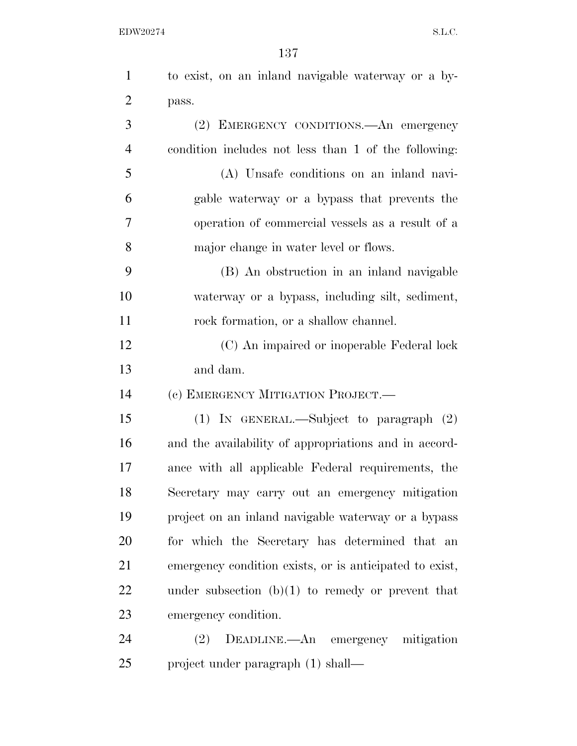to exist, on an inland navigable waterway or a bypass.

(2) EMERGENCY CONDITIONS.—An emergency condition includes not less than 1 of the following:

(A) Unsafe conditions on an inland navigable waterway or a bypass that prevents the operation of commercial vessels as a result of a major change in water level or flows.

(B) An obstruction in an inland navigable waterway or a bypass, including silt, sediment, rock formation, or a shallow channel.

(C) An impaired or inoperable Federal lock and dam.

(c) EMERGENCY MITIGATION PROJECT.—

(1) IN GENERAL.—Subject to paragraph (2) and the availability of appropriations and in accordance with all applicable Federal requirements, the Secretary may carry out an emergency mitigation project on an inland navigable waterway or a bypass for which the Secretary has determined that an emergency condition exists, or is anticipated to exist, under subsection (b)(1) to remedy or prevent that emergency condition.

(2) DEADLINE.—An emergency mitigation project under paragraph (1) shall—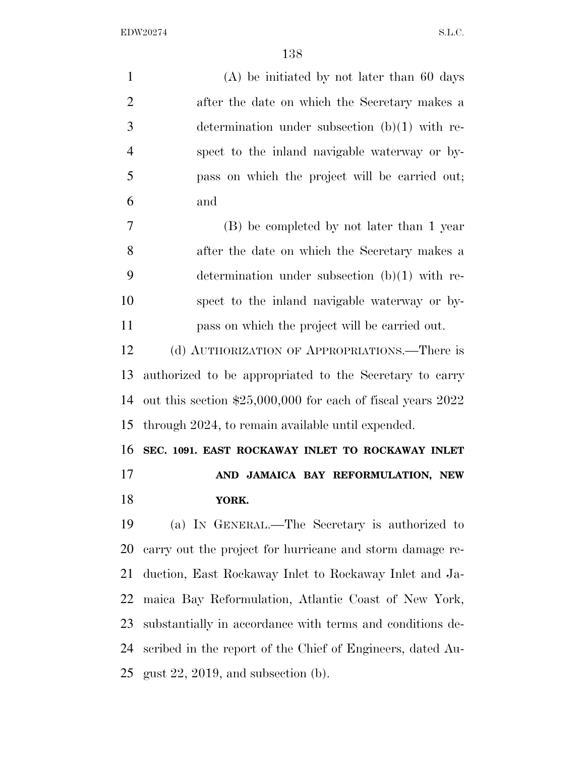(A) be initiated by not later than 60 days after the date on which the Secretary makes a determination under subsection (b)(1) with respect to the inland navigable waterway or bypass on which the project will be carried out; and

(B) be completed by not later than 1 year after the date on which the Secretary makes a determination under subsection (b)(1) with respect to the inland navigable waterway or bypass on which the project will be carried out.

(d) AUTHORIZATION OF APPROPRIATIONS.—There is authorized to be appropriated to the Secretary to carry out this section $25,000,000 for each of fiscal years 2022 through 2024, to remain available until expended.

**SEC. 1091. EAST ROCKAWAY INLET TO ROCKAWAY INLET AND JAMAICA BAY REFORMULATION, NEW YORK.**

(a) IN GENERAL.—The Secretary is authorized to carry out the project for hurricane and storm damage reduction, East Rockaway Inlet to Rockaway Inlet and Jamaica Bay Reformulation, Atlantic Coast of New York, substantially in accordance with terms and conditions described in the report of the Chief of Engineers, dated August 22, 2019, and subsection (b).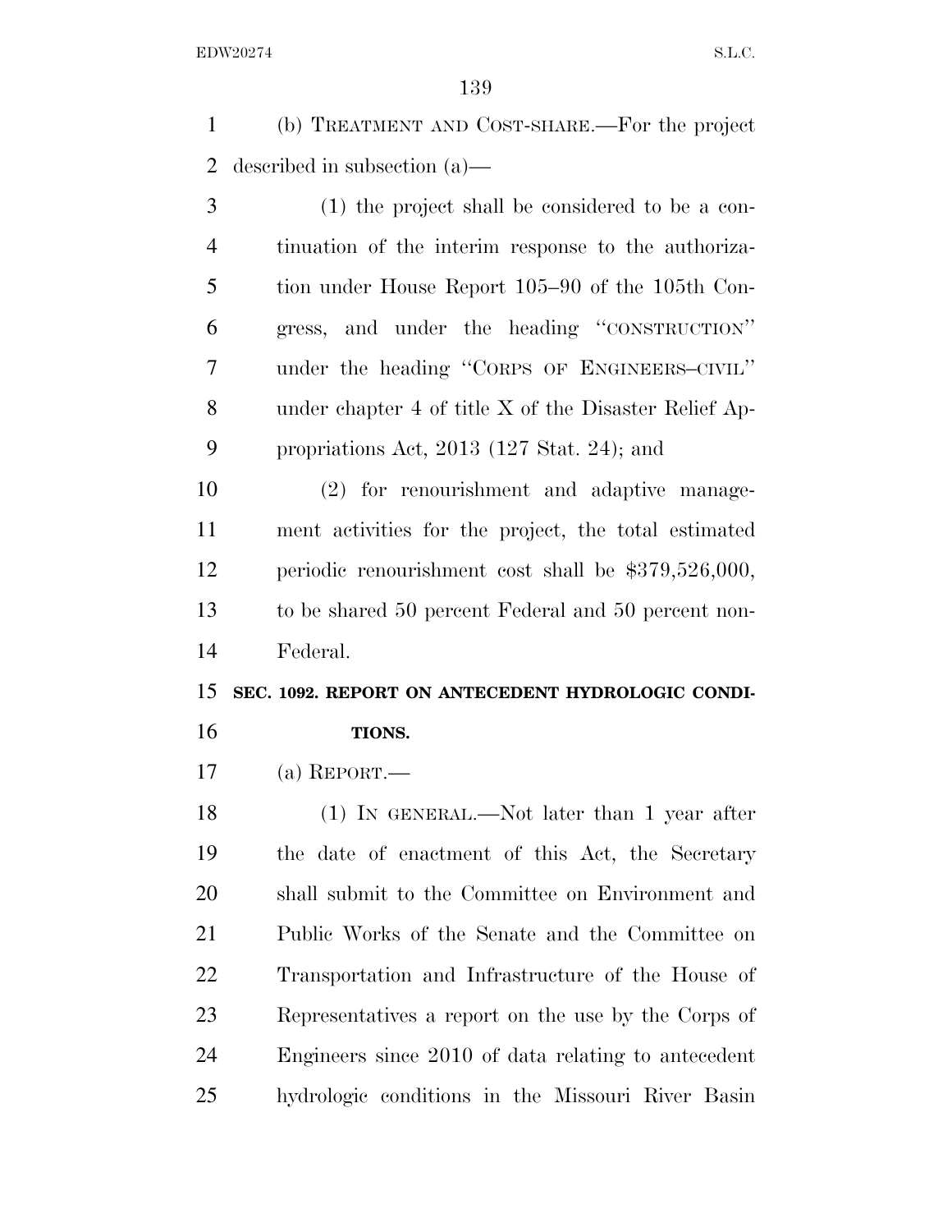(b) TREATMENT AND COST-SHARE.—For the project described in subsection (a)—

(1) the project shall be considered to be a continuation of the interim response to the authorization under House Report 105–90 of the 105th Congress, and under the heading "CONSTRUCTION" under the heading "CORPS OF ENGINEERS–CIVIL" under chapter 4 of title X of the Disaster Relief Appropriations Act, 2013 (127 Stat. 24); and

(2) for renourishment and adaptive management activities for the project, the total estimated periodic renourishment cost shall be $379,526,000, to be shared 50 percent Federal and 50 percent non-Federal.

**SEC. 1092. REPORT ON ANTECEDENT HYDROLOGIC CONDITIONS.**

(a) REPORT.—

(1) IN GENERAL.—Not later than 1 year after the date of enactment of this Act, the Secretary shall submit to the Committee on Environment and Public Works of the Senate and the Committee on Transportation and Infrastructure of the House of Representatives a report on the use by the Corps of Engineers since 2010 of data relating to antecedent hydrologic conditions in the Missouri River Basin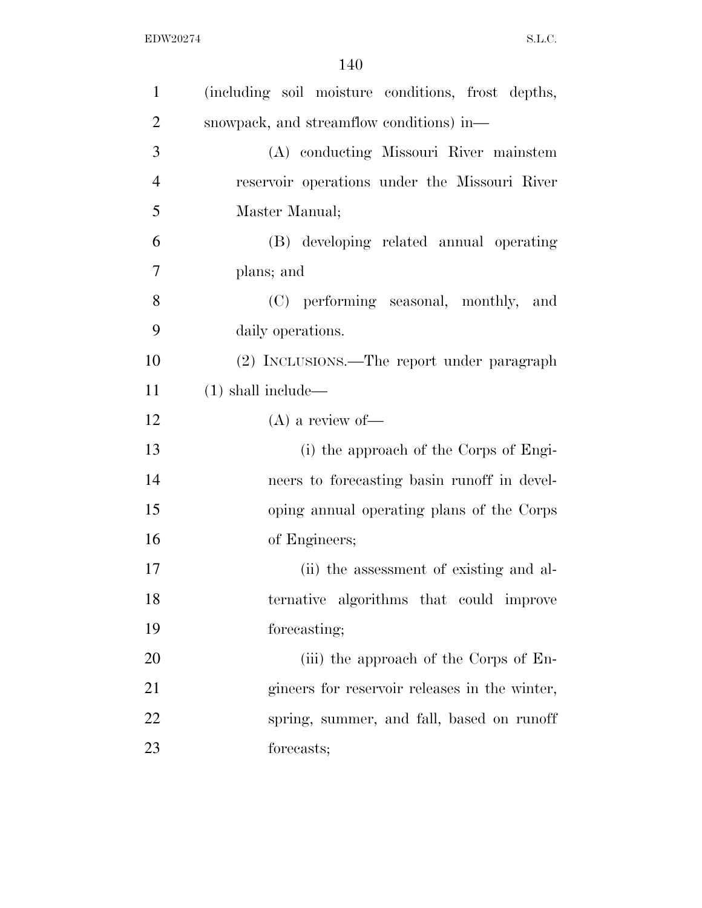(including soil moisture conditions, frost depths, snowpack, and streamflow conditions) in—

(A) conducting Missouri River mainstem reservoir operations under the Missouri River Master Manual;

(B) developing related annual operating plans; and

(C) performing seasonal, monthly, and daily operations.

(2) INCLUSIONS.—The report under paragraph (1) shall include—

(A) a review of—

(i) the approach of the Corps of Engineers to forecasting basin runoff in developing annual operating plans of the Corps of Engineers;

(ii) the assessment of existing and alternative algorithms that could improve forecasting;

(iii) the approach of the Corps of Engineers for reservoir releases in the winter, spring, summer, and fall, based on runoff forecasts;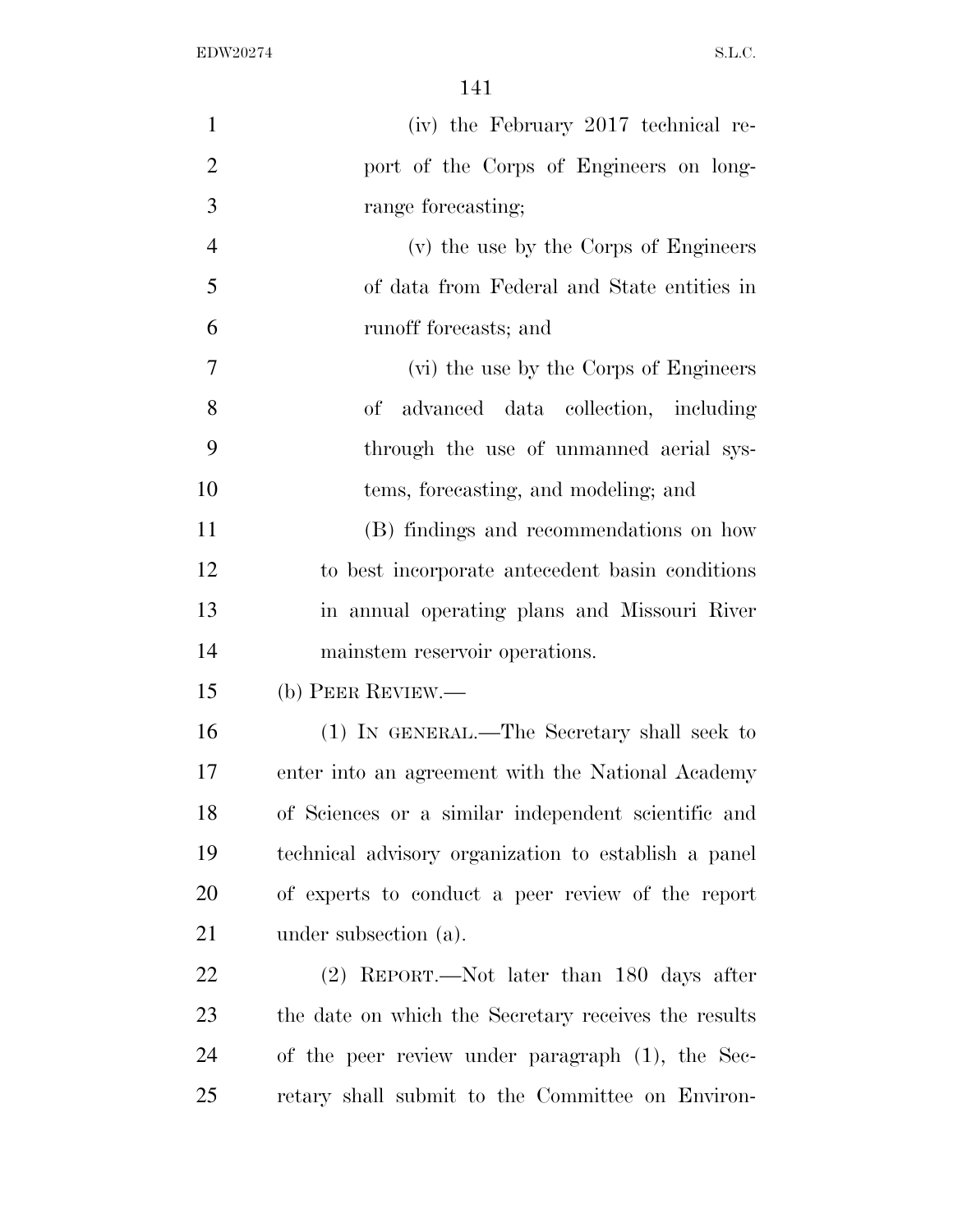(iv) the February 2017 technical report of the Corps of Engineers on long-range forecasting;

(v) the use by the Corps of Engineers of data from Federal and State entities in runoff forecasts; and

(vi) the use by the Corps of Engineers of advanced data collection, including through the use of unmanned aerial systems, forecasting, and modeling; and

(B) findings and recommendations on how to best incorporate antecedent basin conditions in annual operating plans and Missouri River mainstem reservoir operations.

(b) PEER REVIEW.—

(1) IN GENERAL.—The Secretary shall seek to enter into an agreement with the National Academy of Sciences or a similar independent scientific and technical advisory organization to establish a panel of experts to conduct a peer review of the report under subsection (a).

(2) REPORT.—Not later than 180 days after the date on which the Secretary receives the results of the peer review under paragraph (1), the Secretary shall submit to the Committee on Environ-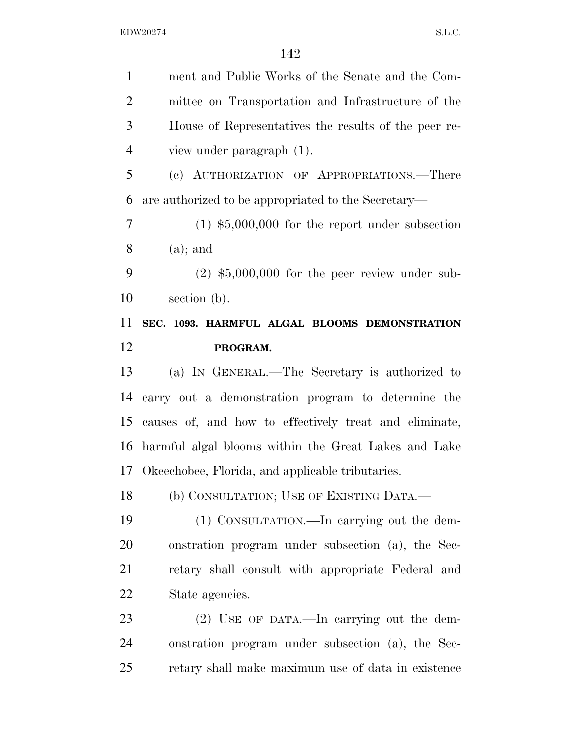ment and Public Works of the Senate and the Committee on Transportation and Infrastructure of the House of Representatives the results of the peer review under paragraph (1).

(c) AUTHORIZATION OF APPROPRIATIONS.—There are authorized to be appropriated to the Secretary—

(1) $5,000,000 for the report under subsection (a); and

(2) $5,000,000 for the peer review under subsection (b).

**SEC. 1093. HARMFUL ALGAL BLOOMS DEMONSTRATION PROGRAM.**

(a) IN GENERAL.—The Secretary is authorized to carry out a demonstration program to determine the causes of, and how to effectively treat and eliminate, harmful algal blooms within the Great Lakes and Lake Okeechobee, Florida, and applicable tributaries.

(b) CONSULTATION; USE OF EXISTING DATA.—

(1) CONSULTATION.—In carrying out the demonstration program under subsection (a), the Secretary shall consult with appropriate Federal and State agencies.

(2) USE OF DATA.—In carrying out the demonstration program under subsection (a), the Secretary shall make maximum use of data in existence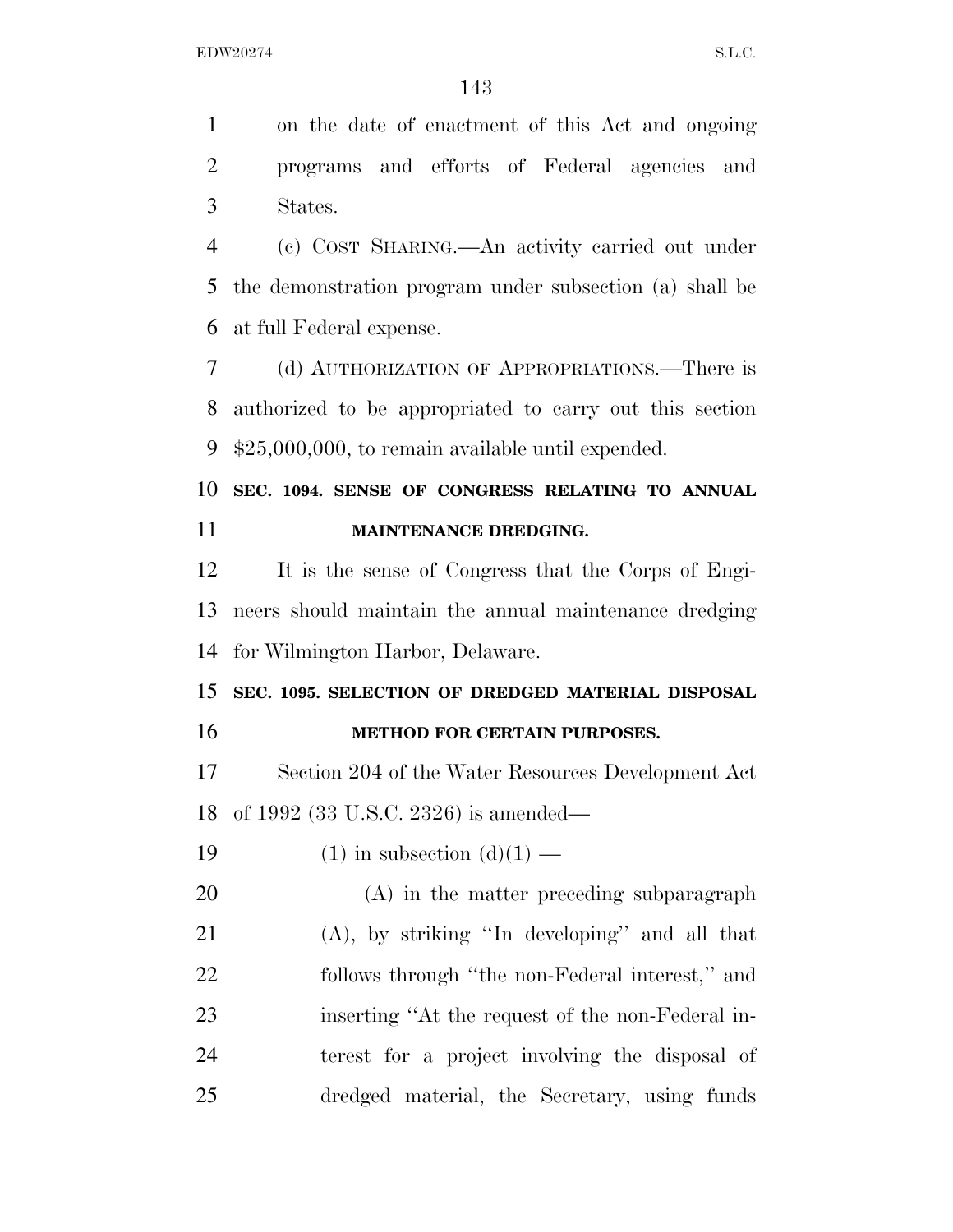on the date of enactment of this Act and ongoing programs and efforts of Federal agencies and States.

(c) COST SHARING.—An activity carried out under the demonstration program under subsection (a) shall be at full Federal expense.

(d) AUTHORIZATION OF APPROPRIATIONS.—There is authorized to be appropriated to carry out this section $25,000,000, to remain available until expended.

**SEC. 1094. SENSE OF CONGRESS RELATING TO ANNUAL MAINTENANCE DREDGING.**

It is the sense of Congress that the Corps of Engineers should maintain the annual maintenance dredging for Wilmington Harbor, Delaware.

**SEC. 1095. SELECTION OF DREDGED MATERIAL DISPOSAL METHOD FOR CERTAIN PURPOSES.**

Section 204 of the Water Resources Development Act of 1992 (33 U.S.C. 2326) is amended—

(1) in subsection (d)(1) —

(A) in the matter preceding subparagraph (A), by striking ''In developing'' and all that follows through ''the non-Federal interest,'' and inserting ''At the request of the non-Federal interest for a project involving the disposal of dredged material, the Secretary, using funds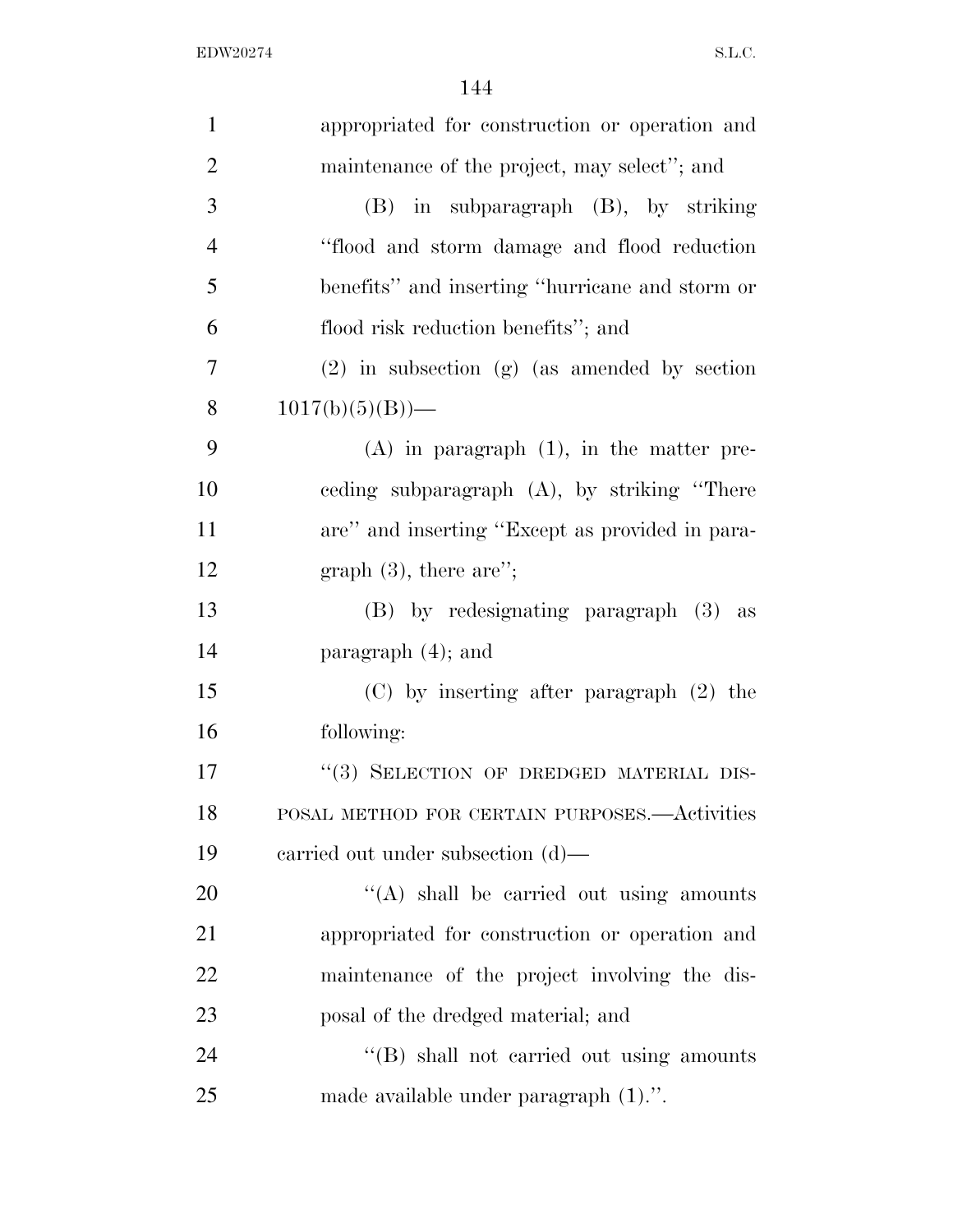appropriated for construction or operation and maintenance of the project, may select''; and

(B) in subparagraph (B), by striking ''flood and storm damage and flood reduction benefits'' and inserting ''hurricane and storm or flood risk reduction benefits''; and

(2) in subsection (g) (as amended by section 1017(b)(5)(B))—

(A) in paragraph (1), in the matter preceding subparagraph (A), by striking ''There are'' and inserting ''Except as provided in paragraph (3), there are'';

(B) by redesignating paragraph (3) as paragraph (4); and

(C) by inserting after paragraph (2) the following:

''(3) SELECTION OF DREDGED MATERIAL DISPOSAL METHOD FOR CERTAIN PURPOSES.—Activities carried out under subsection (d)—

''(A) shall be carried out using amounts appropriated for construction or operation and maintenance of the project involving the disposal of the dredged material; and

''(B) shall not carried out using amounts made available under paragraph (1).''.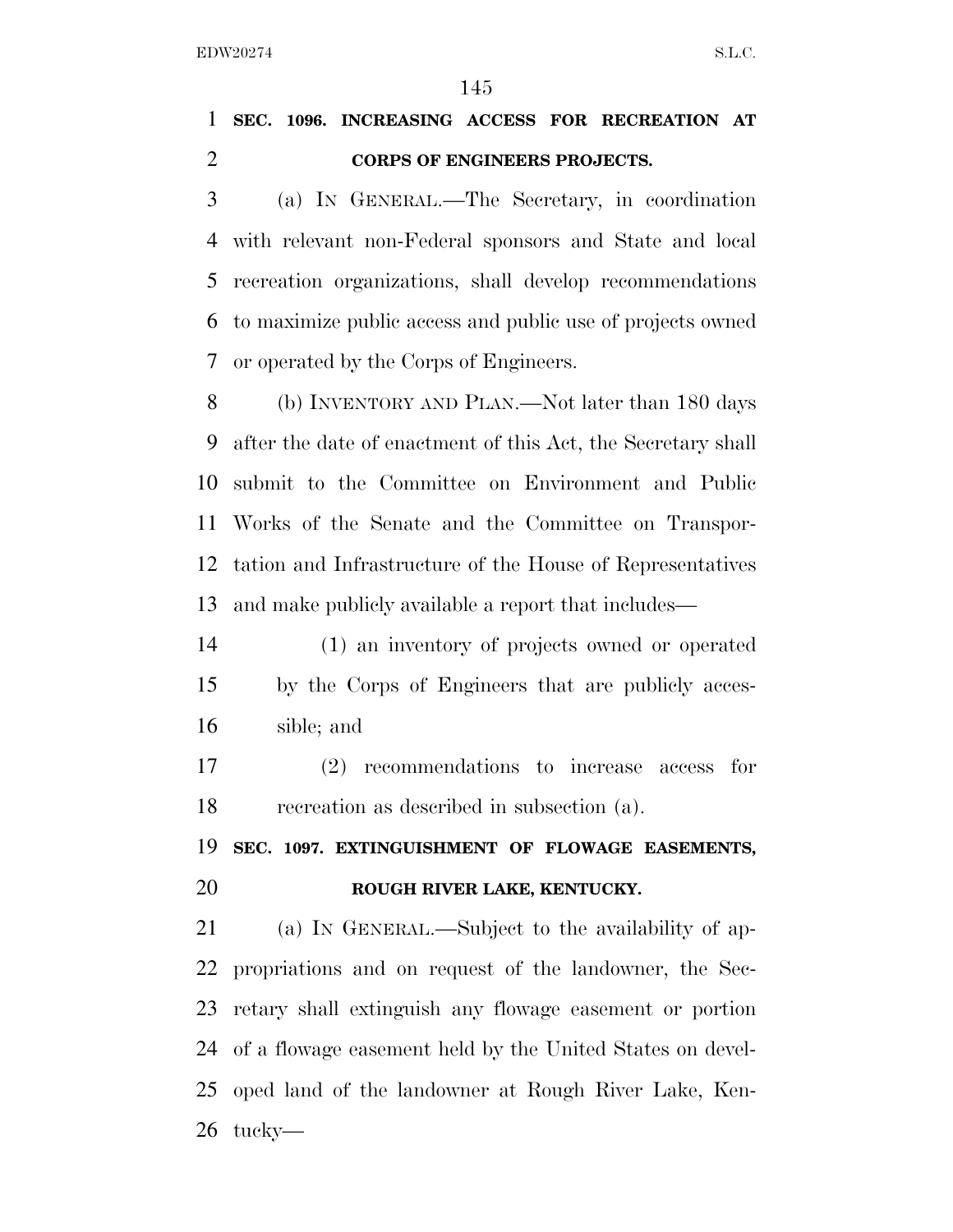**SEC. 1096. INCREASING ACCESS FOR RECREATION AT CORPS OF ENGINEERS PROJECTS.**

(a) IN GENERAL.—The Secretary, in coordination with relevant non-Federal sponsors and State and local recreation organizations, shall develop recommendations to maximize public access and public use of projects owned or operated by the Corps of Engineers.

(b) INVENTORY AND PLAN.—Not later than 180 days after the date of enactment of this Act, the Secretary shall submit to the Committee on Environment and Public Works of the Senate and the Committee on Transportation and Infrastructure of the House of Representatives and make publicly available a report that includes—

(1) an inventory of projects owned or operated by the Corps of Engineers that are publicly accessible; and

(2) recommendations to increase access for recreation as described in subsection (a).

**SEC. 1097. EXTINGUISHMENT OF FLOWAGE EASEMENTS, ROUGH RIVER LAKE, KENTUCKY.**

(a) IN GENERAL.—Subject to the availability of appropriations and on request of the landowner, the Secretary shall extinguish any flowage easement or portion of a flowage easement held by the United States on developed land of the landowner at Rough River Lake, Kentucky—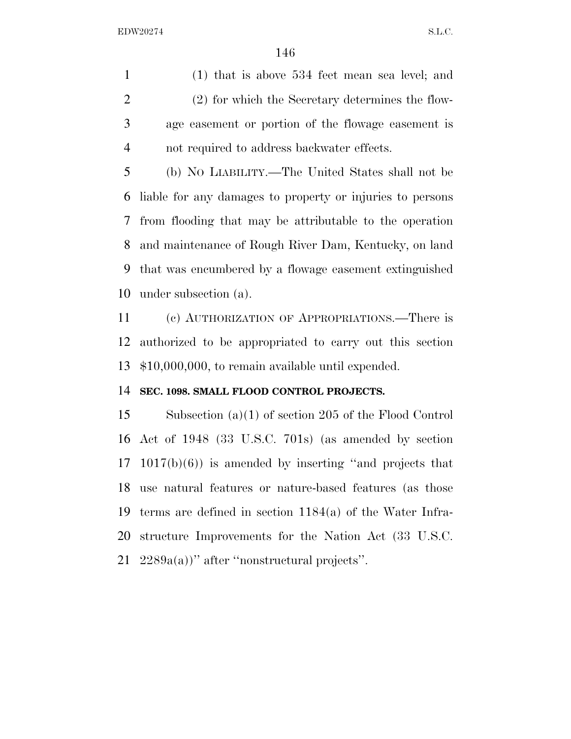(1) that is above 534 feet mean sea level; and

(2) for which the Secretary determines the flowage easement or portion of the flowage easement is not required to address backwater effects.

(b) NO LIABILITY.—The United States shall not be liable for any damages to property or injuries to persons from flooding that may be attributable to the operation and maintenance of Rough River Dam, Kentucky, on land that was encumbered by a flowage easement extinguished under subsection (a).

(c) AUTHORIZATION OF APPROPRIATIONS.—There is authorized to be appropriated to carry out this section $10,000,000, to remain available until expended.

**SEC. 1098. SMALL FLOOD CONTROL PROJECTS.**

Subsection (a)(1) of section 205 of the Flood Control Act of 1948 (33 U.S.C. 701s) (as amended by section 1017(b)(6)) is amended by inserting ''and projects that use natural features or nature-based features (as those terms are defined in section 1184(a) of the Water Infrastructure Improvements for the Nation Act (33 U.S.C. 2289a(a))'' after ''nonstructural projects''.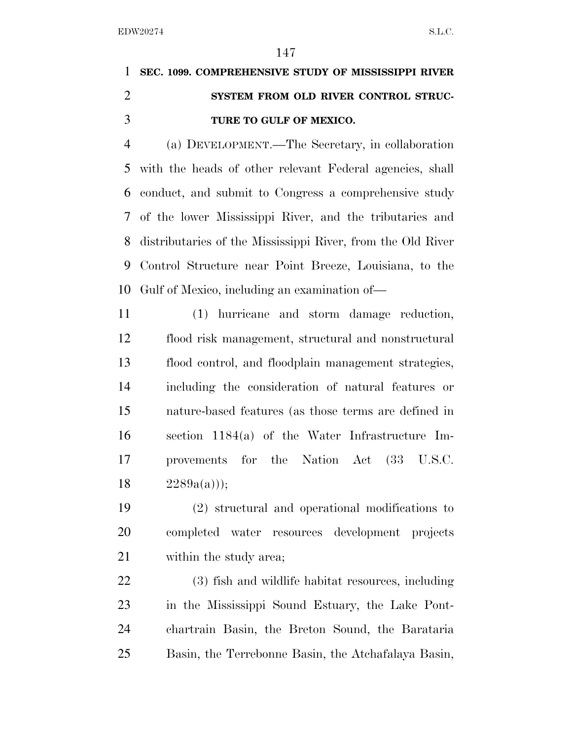**SEC. 1099. COMPREHENSIVE STUDY OF MISSISSIPPI RIVER SYSTEM FROM OLD RIVER CONTROL STRUCTURE TO GULF OF MEXICO.**

(a) DEVELOPMENT.—The Secretary, in collaboration with the heads of other relevant Federal agencies, shall conduct, and submit to Congress a comprehensive study of the lower Mississippi River, and the tributaries and distributaries of the Mississippi River, from the Old River Control Structure near Point Breeze, Louisiana, to the Gulf of Mexico, including an examination of—

(1) hurricane and storm damage reduction, flood risk management, structural and nonstructural flood control, and floodplain management strategies, including the consideration of natural features or nature-based features (as those terms are defined in section 1184(a) of the Water Infrastructure Improvements for the Nation Act (33 U.S.C. 2289a(a)));

(2) structural and operational modifications to completed water resources development projects within the study area;

(3) fish and wildlife habitat resources, including in the Mississippi Sound Estuary, the Lake Pontchartrain Basin, the Breton Sound, the Barataria Basin, the Terrebonne Basin, the Atchafalaya Basin,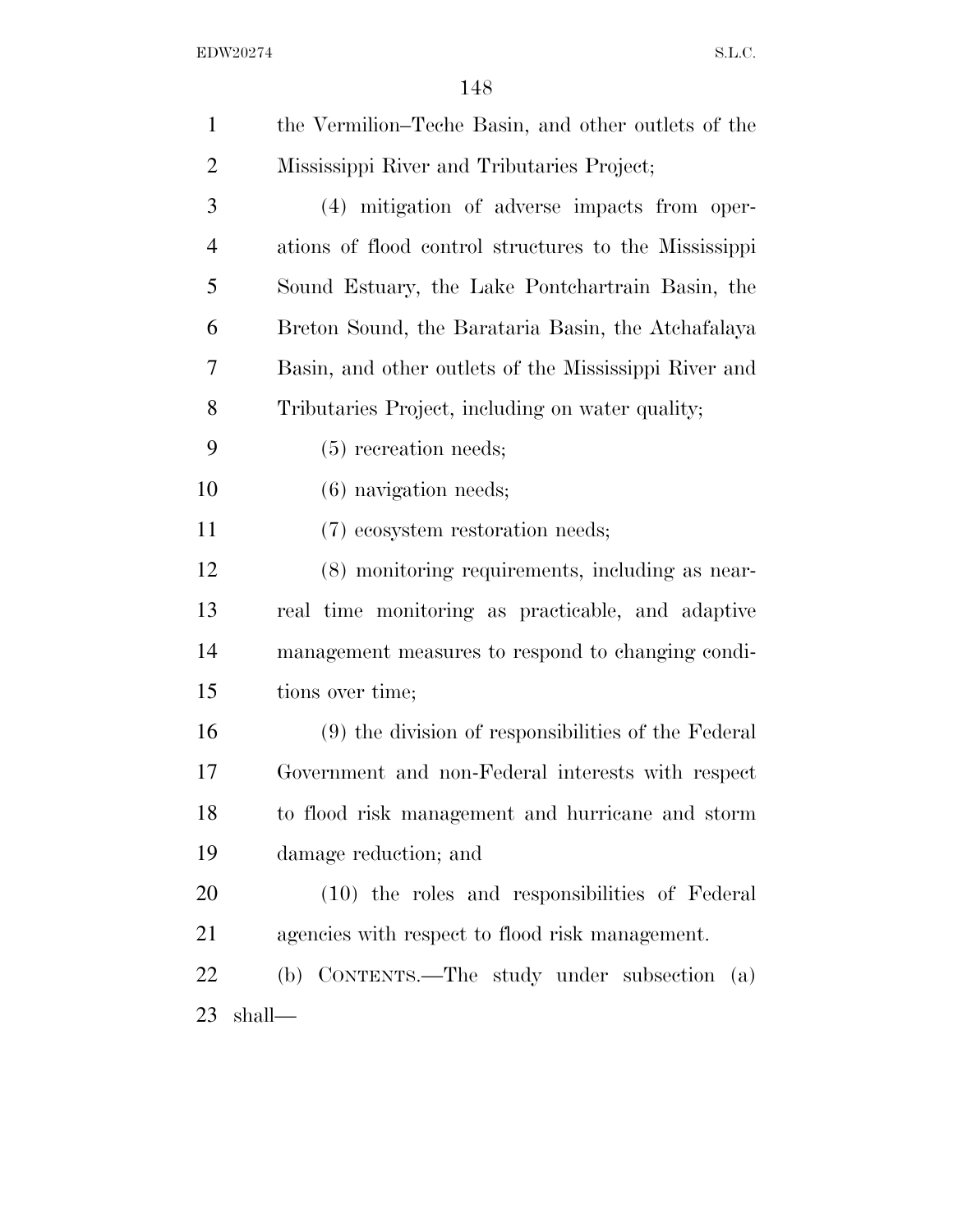the Vermilion–Teche Basin, and other outlets of the Mississippi River and Tributaries Project;

(4) mitigation of adverse impacts from operations of flood control structures to the Mississippi Sound Estuary, the Lake Pontchartrain Basin, the Breton Sound, the Barataria Basin, the Atchafalaya Basin, and other outlets of the Mississippi River and Tributaries Project, including on water quality;

(5) recreation needs;

(6) navigation needs;

(7) ecosystem restoration needs;

(8) monitoring requirements, including as near-real time monitoring as practicable, and adaptive management measures to respond to changing conditions over time;

(9) the division of responsibilities of the Federal Government and non-Federal interests with respect to flood risk management and hurricane and storm damage reduction; and

(10) the roles and responsibilities of Federal agencies with respect to flood risk management.

(b) CONTENTS.—The study under subsection (a) shall—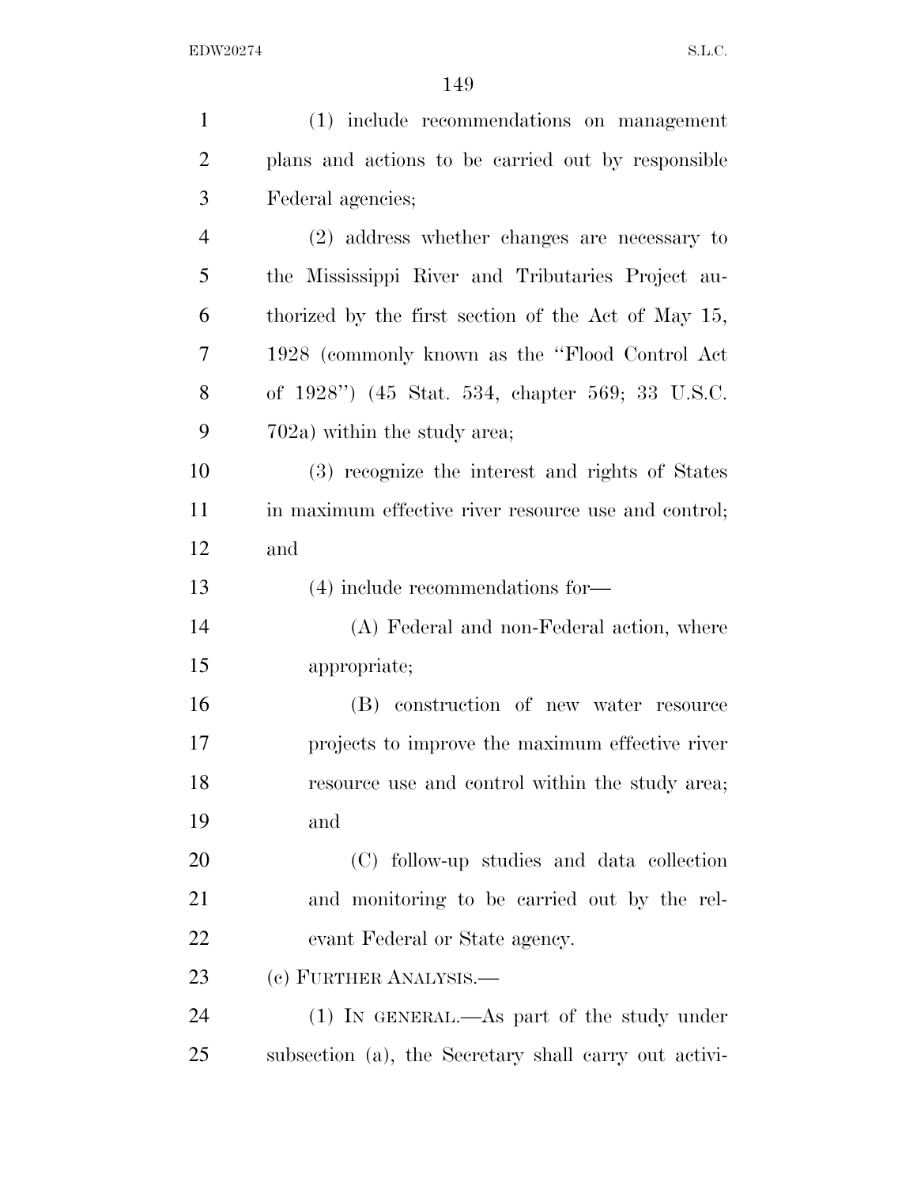(1) include recommendations on management plans and actions to be carried out by responsible Federal agencies;

(2) address whether changes are necessary to the Mississippi River and Tributaries Project authorized by the first section of the Act of May 15, 1928 (commonly known as the "Flood Control Act of 1928") (45 Stat. 534, chapter 569; 33 U.S.C. 702a) within the study area;

(3) recognize the interest and rights of States in maximum effective river resource use and control; and

(4) include recommendations for—

(A) Federal and non-Federal action, where appropriate;

(B) construction of new water resource projects to improve the maximum effective river resource use and control within the study area; and

(C) follow-up studies and data collection and monitoring to be carried out by the relevant Federal or State agency.

(c) FURTHER ANALYSIS.—

(1) IN GENERAL.—As part of the study under subsection (a), the Secretary shall carry out activi-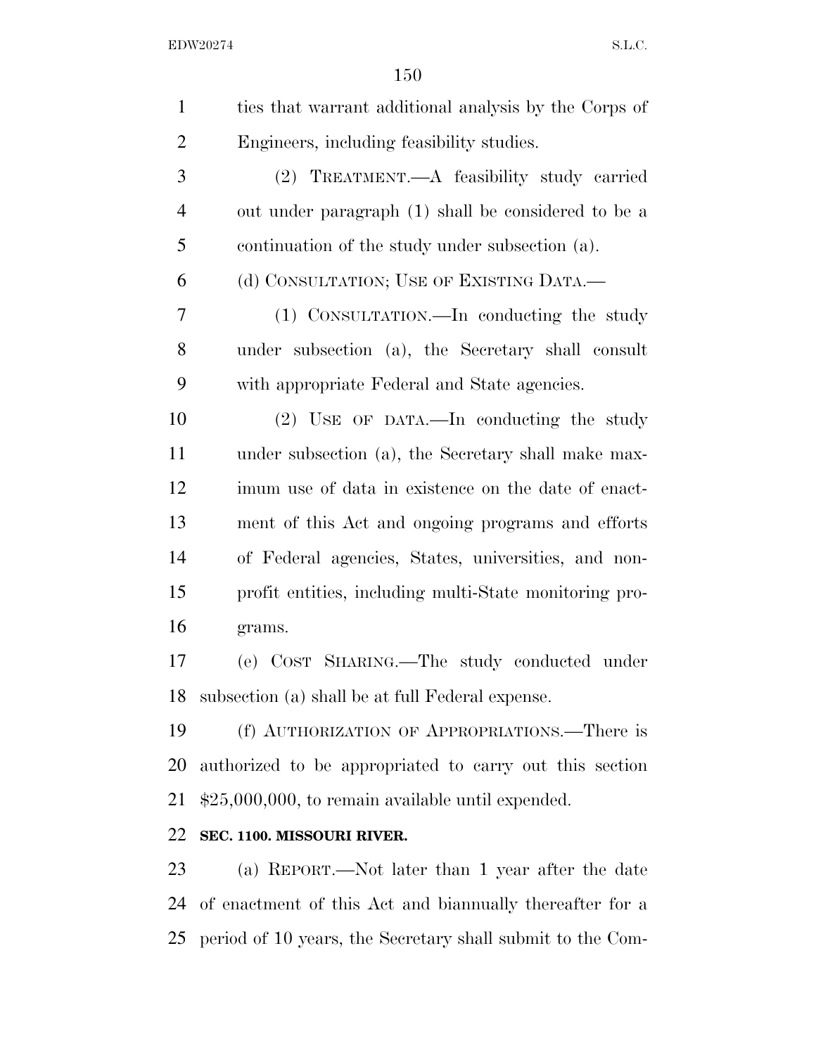ties that warrant additional analysis by the Corps of Engineers, including feasibility studies.

(2) TREATMENT.—A feasibility study carried out under paragraph (1) shall be considered to be a continuation of the study under subsection (a).

(d) CONSULTATION; USE OF EXISTING DATA.—

(1) CONSULTATION.—In conducting the study under subsection (a), the Secretary shall consult with appropriate Federal and State agencies.

(2) USE OF DATA.—In conducting the study under subsection (a), the Secretary shall make maximum use of data in existence on the date of enactment of this Act and ongoing programs and efforts of Federal agencies, States, universities, and nonprofit entities, including multi-State monitoring programs.

(e) COST SHARING.—The study conducted under subsection (a) shall be at full Federal expense.

(f) AUTHORIZATION OF APPROPRIATIONS.—There is authorized to be appropriated to carry out this section $25,000,000, to remain available until expended.

**SEC. 1100. MISSOURI RIVER.**

(a) REPORT.—Not later than 1 year after the date of enactment of this Act and biannually thereafter for a period of 10 years, the Secretary shall submit to the Com-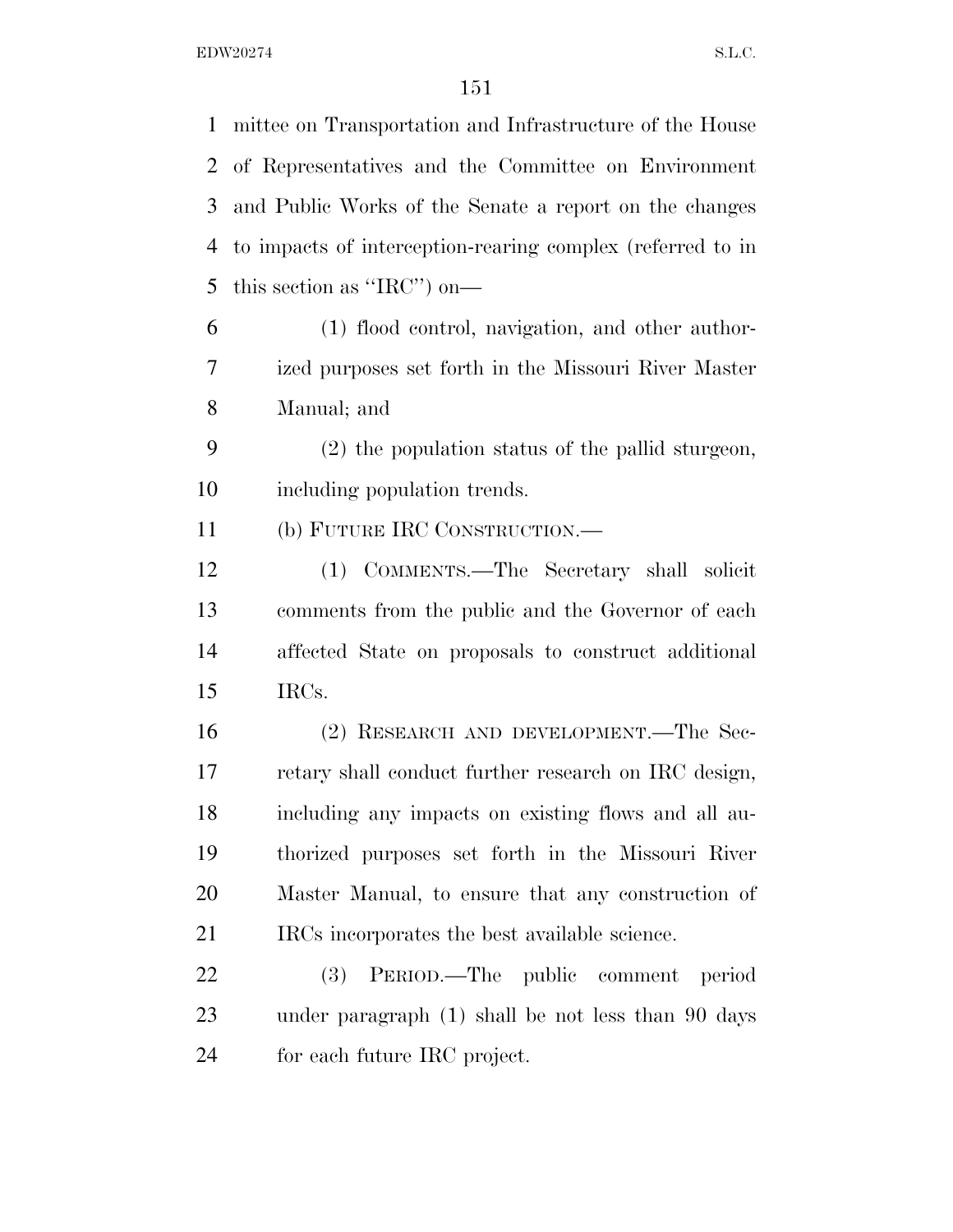mittee on Transportation and Infrastructure of the House of Representatives and the Committee on Environment and Public Works of the Senate a report on the changes to impacts of interception-rearing complex (referred to in this section as ''IRC'') on—

(1) flood control, navigation, and other authorized purposes set forth in the Missouri River Master Manual; and

(2) the population status of the pallid sturgeon, including population trends.

(b) FUTURE IRC CONSTRUCTION.—

(1) COMMENTS.—The Secretary shall solicit comments from the public and the Governor of each affected State on proposals to construct additional IRCs.

(2) RESEARCH AND DEVELOPMENT.—The Secretary shall conduct further research on IRC design, including any impacts on existing flows and all authorized purposes set forth in the Missouri River Master Manual, to ensure that any construction of IRCs incorporates the best available science.

(3) PERIOD.—The public comment period under paragraph (1) shall be not less than 90 days for each future IRC project.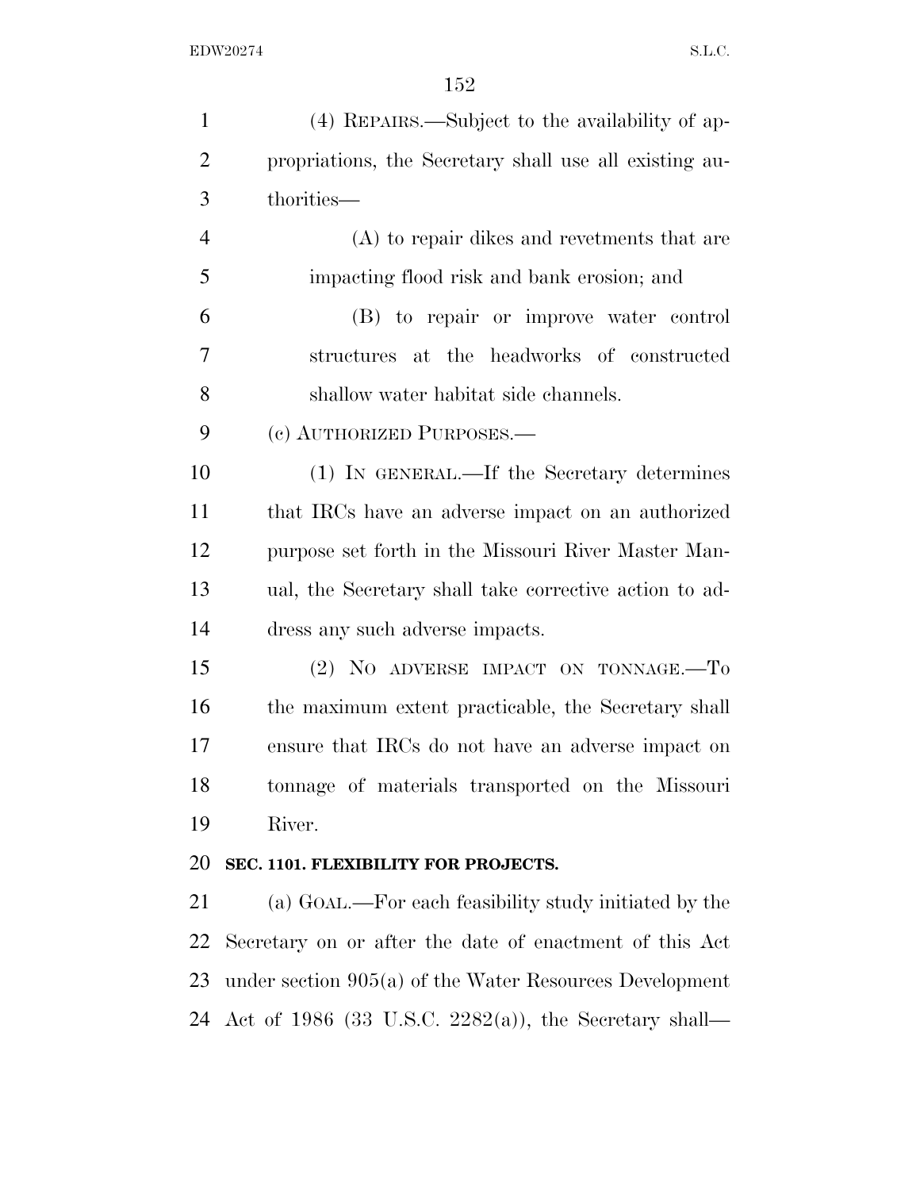(4) REPAIRS.—Subject to the availability of appropriations, the Secretary shall use all existing authorities—

(A) to repair dikes and revetments that are impacting flood risk and bank erosion; and

(B) to repair or improve water control structures at the headworks of constructed shallow water habitat side channels.

(c) AUTHORIZED PURPOSES.—

(1) IN GENERAL.—If the Secretary determines that IRCs have an adverse impact on an authorized purpose set forth in the Missouri River Master Manual, the Secretary shall take corrective action to address any such adverse impacts.

(2) NO ADVERSE IMPACT ON TONNAGE.—To the maximum extent practicable, the Secretary shall ensure that IRCs do not have an adverse impact on tonnage of materials transported on the Missouri River.

**SEC. 1101. FLEXIBILITY FOR PROJECTS.**

(a) GOAL.—For each feasibility study initiated by the Secretary on or after the date of enactment of this Act under section 905(a) of the Water Resources Development Act of 1986 (33 U.S.C. 2282(a)), the Secretary shall—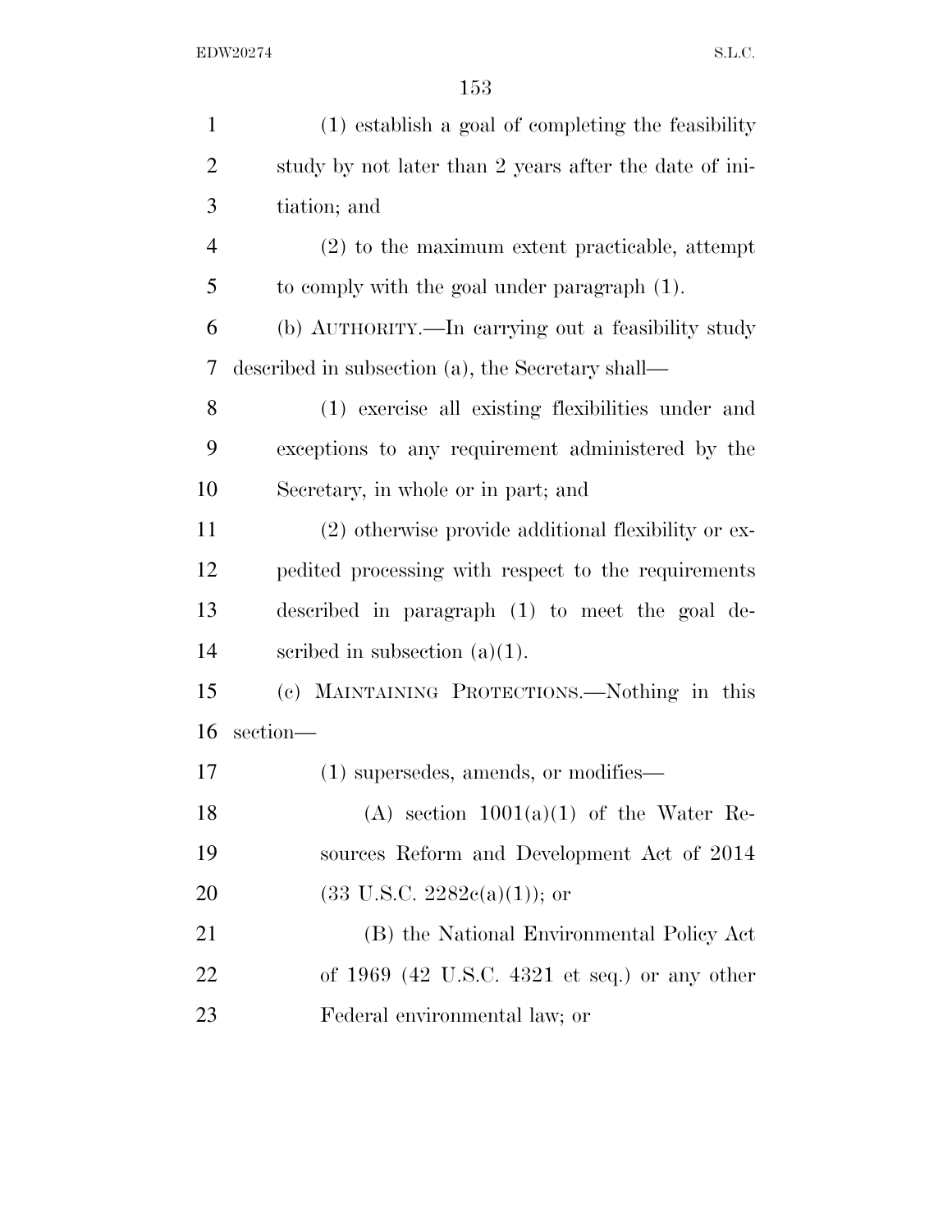(1) establish a goal of completing the feasibility study by not later than 2 years after the date of initiation; and

(2) to the maximum extent practicable, attempt to comply with the goal under paragraph (1).

(b) AUTHORITY.—In carrying out a feasibility study described in subsection (a), the Secretary shall—

(1) exercise all existing flexibilities under and exceptions to any requirement administered by the Secretary, in whole or in part; and

(2) otherwise provide additional flexibility or expedited processing with respect to the requirements described in paragraph (1) to meet the goal described in subsection (a)(1).

(c) MAINTAINING PROTECTIONS.—Nothing in this section—

(1) supersedes, amends, or modifies—

(A) section 1001(a)(1) of the Water Resources Reform and Development Act of 2014 (33 U.S.C. 2282c(a)(1)); or

(B) the National Environmental Policy Act of 1969 (42 U.S.C. 4321 et seq.) or any other Federal environmental law; or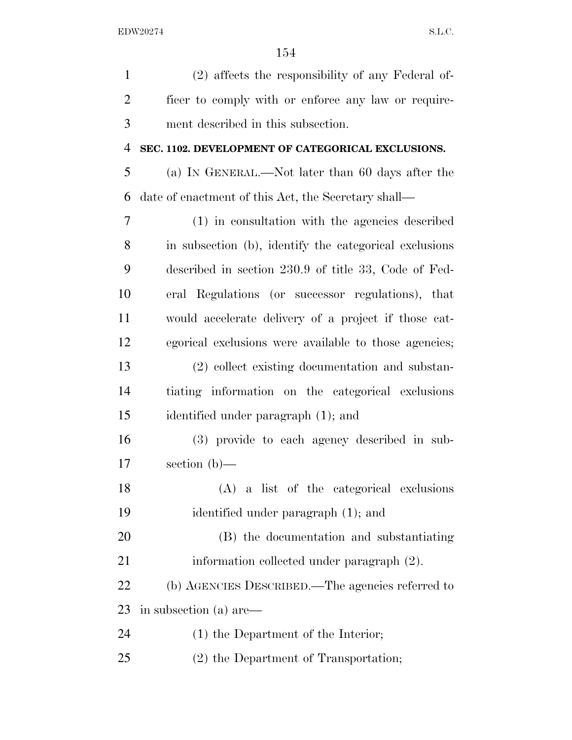(2) affects the responsibility of any Federal officer to comply with or enforce any law or requirement described in this subsection.

**SEC. 1102. DEVELOPMENT OF CATEGORICAL EXCLUSIONS.**

(a) IN GENERAL.—Not later than 60 days after the date of enactment of this Act, the Secretary shall—

(1) in consultation with the agencies described in subsection (b), identify the categorical exclusions described in section 230.9 of title 33, Code of Federal Regulations (or successor regulations), that would accelerate delivery of a project if those categorical exclusions were available to those agencies;

(2) collect existing documentation and substantiating information on the categorical exclusions identified under paragraph (1); and

(3) provide to each agency described in subsection (b)—

(A) a list of the categorical exclusions identified under paragraph (1); and

(B) the documentation and substantiating information collected under paragraph (2).

(b) AGENCIES DESCRIBED.—The agencies referred to in subsection (a) are—

(1) the Department of the Interior;

(2) the Department of Transportation;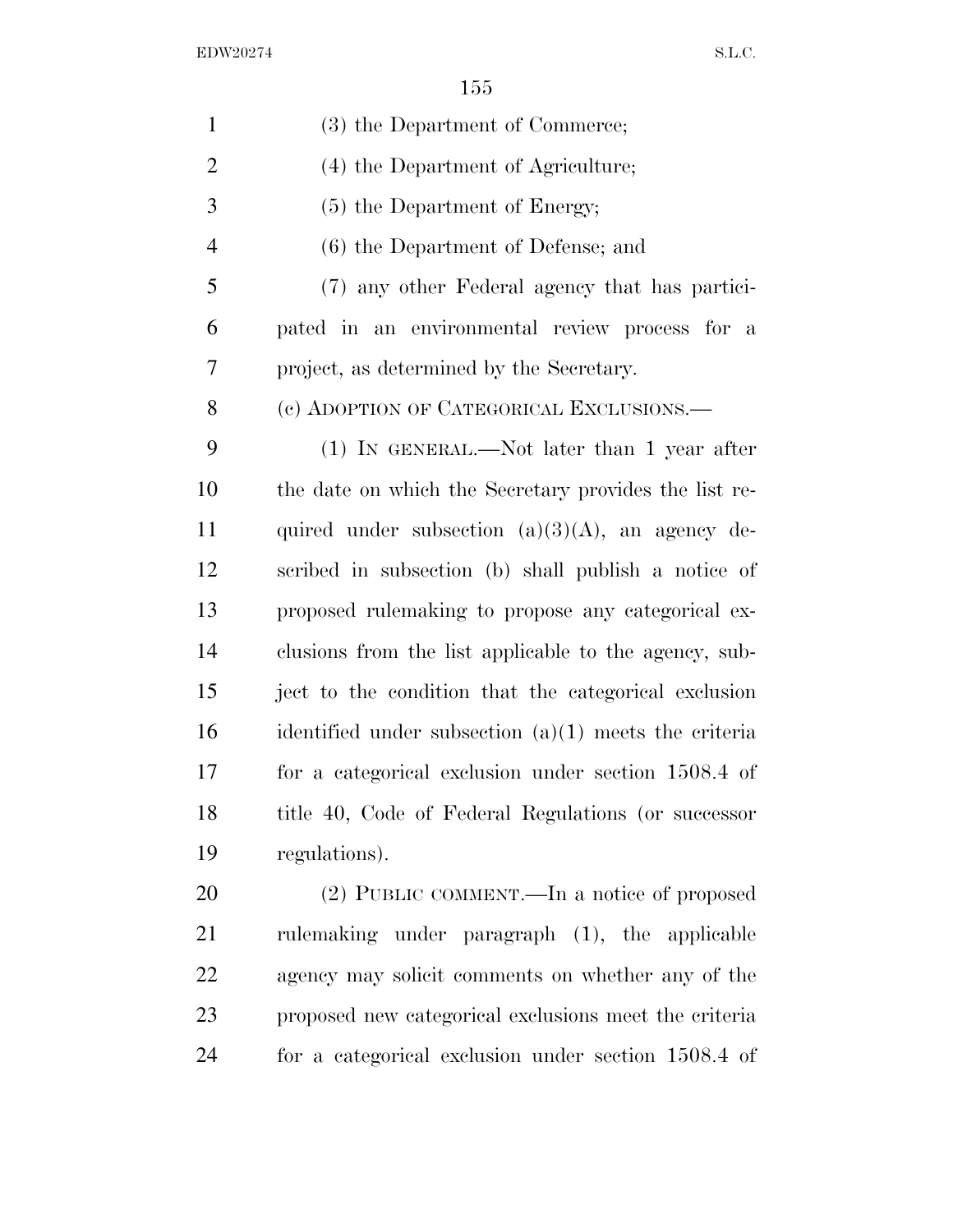(3) the Department of Commerce;

(4) the Department of Agriculture;

(5) the Department of Energy;

(6) the Department of Defense; and

(7) any other Federal agency that has participated in an environmental review process for a project, as determined by the Secretary.

(c) ADOPTION OF CATEGORICAL EXCLUSIONS.—

(1) IN GENERAL.—Not later than 1 year after the date on which the Secretary provides the list required under subsection (a)(3)(A), an agency described in subsection (b) shall publish a notice of proposed rulemaking to propose any categorical exclusions from the list applicable to the agency, subject to the condition that the categorical exclusion identified under subsection (a)(1) meets the criteria for a categorical exclusion under section 1508.4 of title 40, Code of Federal Regulations (or successor regulations).

(2) PUBLIC COMMENT.—In a notice of proposed rulemaking under paragraph (1), the applicable agency may solicit comments on whether any of the proposed new categorical exclusions meet the criteria for a categorical exclusion under section 1508.4 of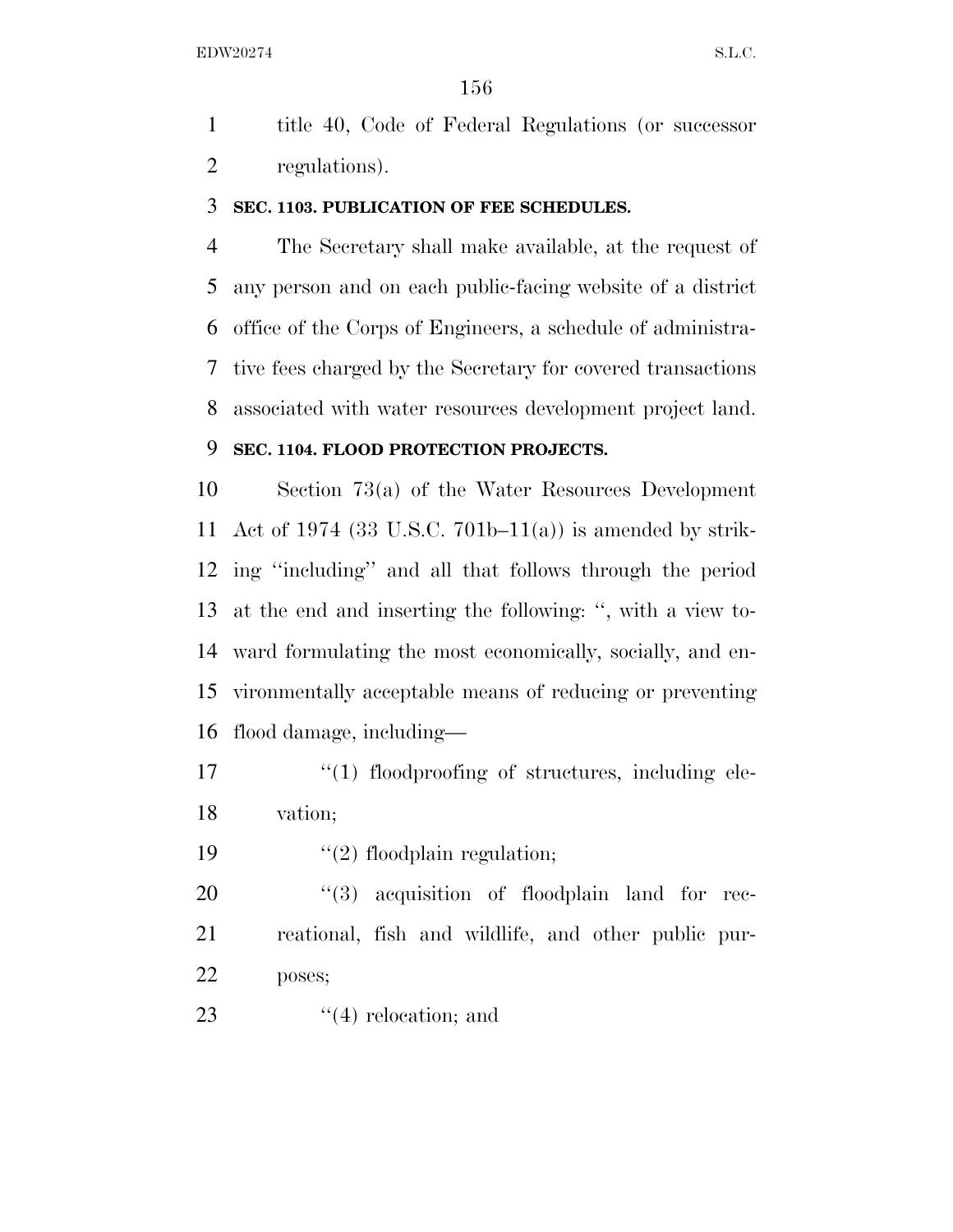title 40, Code of Federal Regulations (or successor regulations).

**SEC. 1103. PUBLICATION OF FEE SCHEDULES.**

The Secretary shall make available, at the request of any person and on each public-facing website of a district office of the Corps of Engineers, a schedule of administrative fees charged by the Secretary for covered transactions associated with water resources development project land.

**SEC. 1104. FLOOD PROTECTION PROJECTS.**

Section 73(a) of the Water Resources Development Act of 1974 (33 U.S.C. 701b–11(a)) is amended by striking ''including'' and all that follows through the period at the end and inserting the following: '', with a view toward formulating the most economically, socially, and environmentally acceptable means of reducing or preventing flood damage, including—

''(1) floodproofing of structures, including elevation;

''(2) floodplain regulation;

''(3) acquisition of floodplain land for recreational, fish and wildlife, and other public purposes;

''(4) relocation; and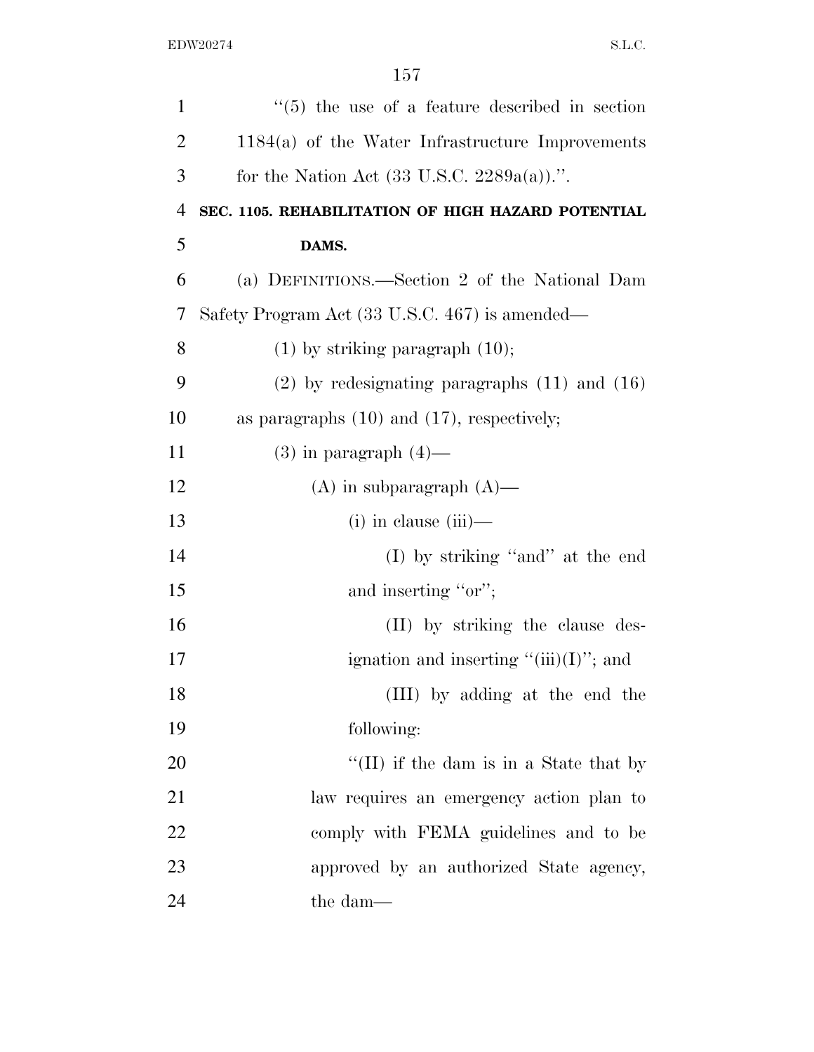"(5) the use of a feature described in section 1184(a) of the Water Infrastructure Improvements for the Nation Act (33 U.S.C. 2289a(a)).".

**SEC. 1105. REHABILITATION OF HIGH HAZARD POTENTIAL DAMS.**

(a) DEFINITIONS.—Section 2 of the National Dam Safety Program Act (33 U.S.C. 467) is amended—

(1) by striking paragraph (10);

(2) by redesignating paragraphs (11) and (16) as paragraphs (10) and (17), respectively;

(3) in paragraph (4)—

(A) in subparagraph (A)—

(i) in clause (iii)—

(I) by striking "and" at the end and inserting "or";

(II) by striking the clause designation and inserting "(iii)(I)"; and

(III) by adding at the end the following:

"(II) if the dam is in a State that by law requires an emergency action plan to comply with FEMA guidelines and to be approved by an authorized State agency, the dam—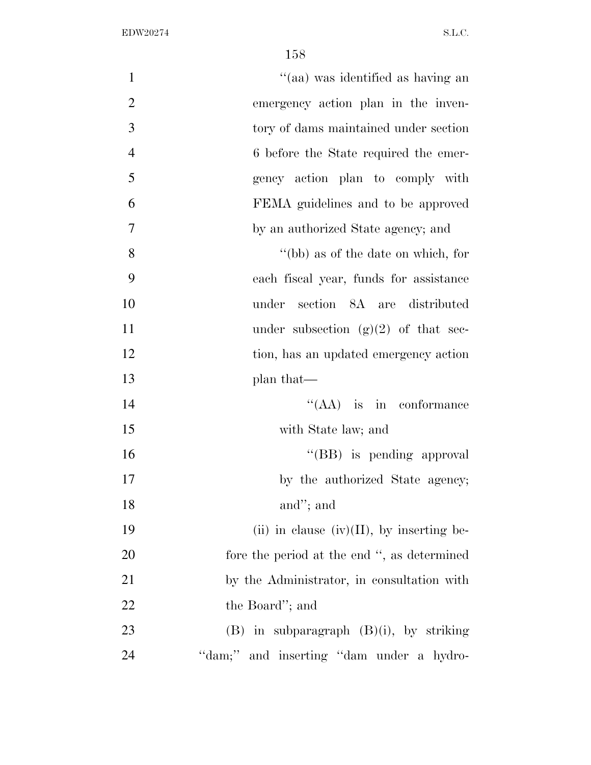''(aa) was identified as having an emergency action plan in the inventory of dams maintained under section 6 before the State required the emergency action plan to comply with FEMA guidelines and to be approved by an authorized State agency; and

''(bb) as of the date on which, for each fiscal year, funds for assistance under section 8A are distributed under subsection (g)(2) of that section, has an updated emergency action plan that—

''(AA) is in conformance with State law; and

''(BB) is pending approval by the authorized State agency; and''; and

(ii) in clause (iv)(II), by inserting before the period at the end '', as determined by the Administrator, in consultation with the Board''; and

(B) in subparagraph (B)(i), by striking ''dam;'' and inserting ''dam under a hydro-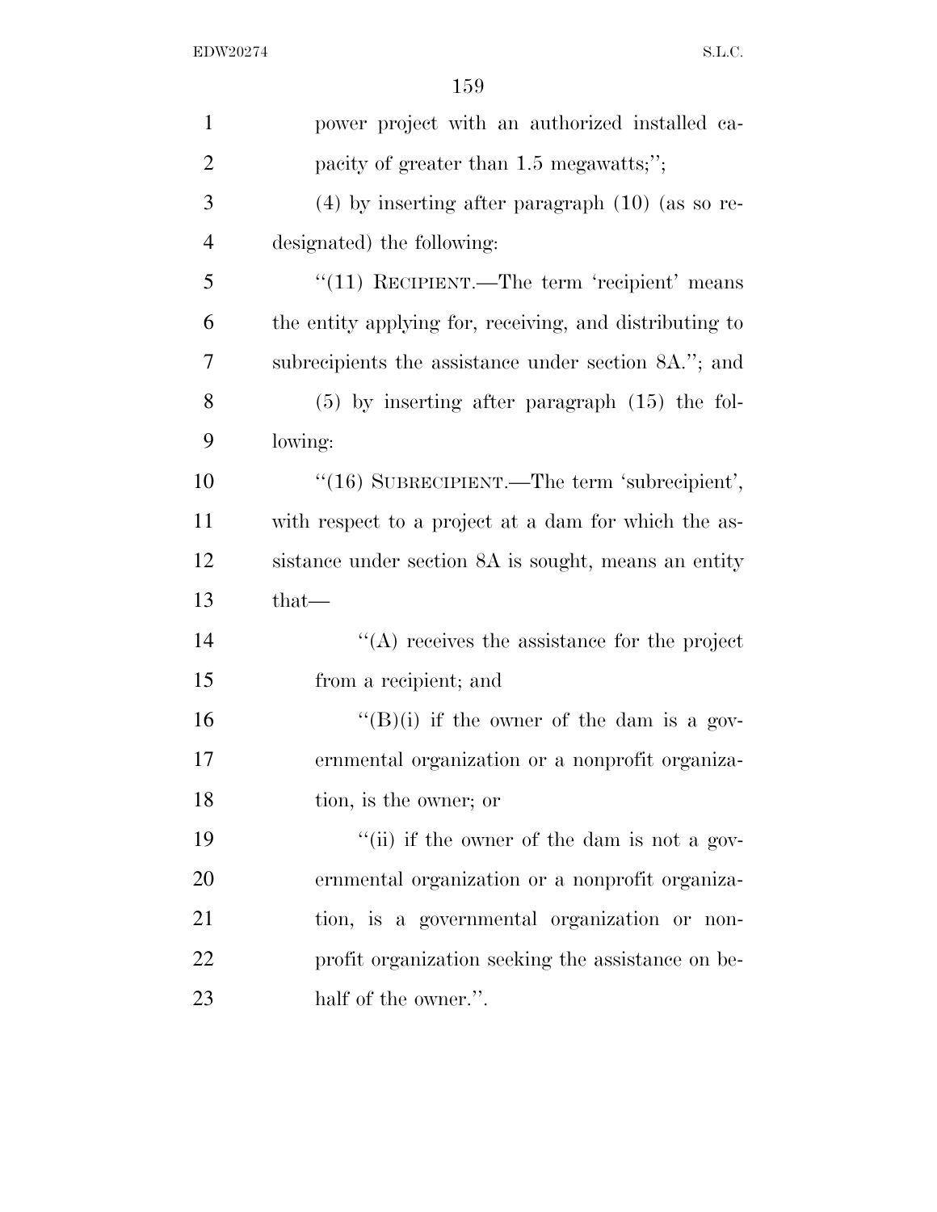power project with an authorized installed capacity of greater than 1.5 megawatts;'';

(4) by inserting after paragraph (10) (as so redesignated) the following:

"(11) RECIPIENT.—The term 'recipient' means the entity applying for, receiving, and distributing to subrecipients the assistance under section 8A."; and

(5) by inserting after paragraph (15) the following:

"(16) SUBRECIPIENT.—The term 'subrecipient', with respect to a project at a dam for which the assistance under section 8A is sought, means an entity that—

"(A) receives the assistance for the project from a recipient; and

"(B)(i) if the owner of the dam is a governmental organization or a nonprofit organization, is the owner; or

"(ii) if the owner of the dam is not a governmental organization or a nonprofit organization, is a governmental organization or nonprofit organization seeking the assistance on behalf of the owner.".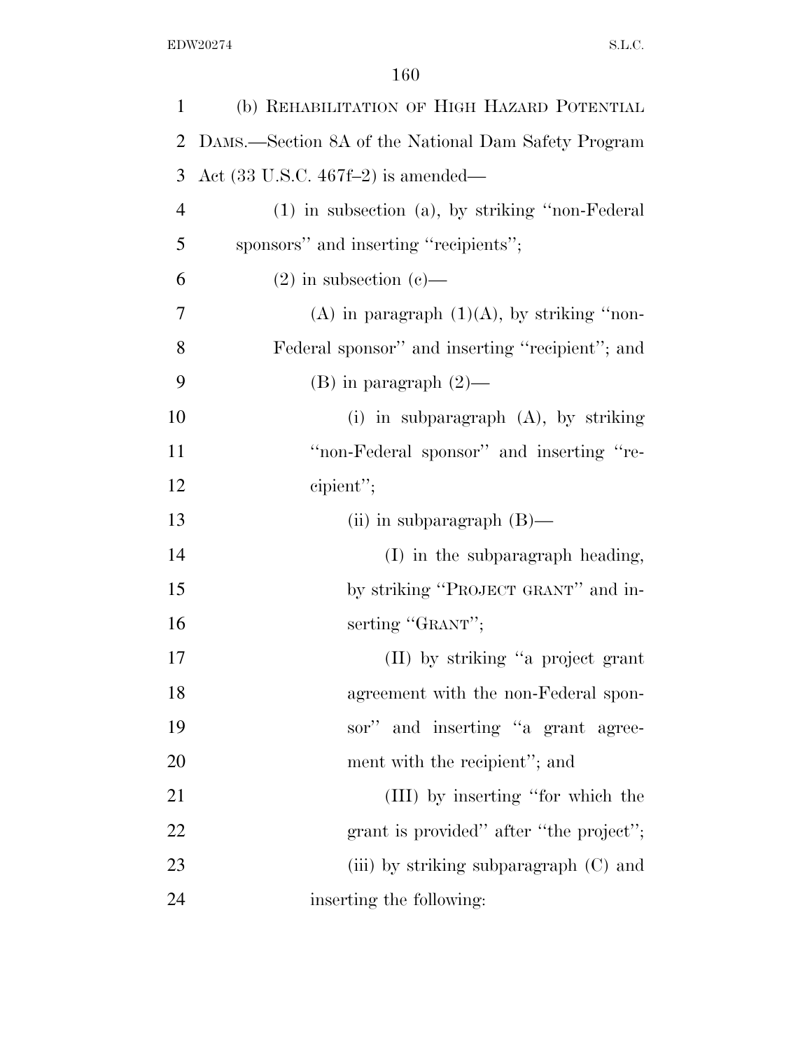(b) REHABILITATION OF HIGH HAZARD POTENTIAL DAMS.—Section 8A of the National Dam Safety Program Act (33 U.S.C. 467f–2) is amended—

(1) in subsection (a), by striking ''non-Federal sponsors'' and inserting ''recipients'';

(2) in subsection (c)—

(A) in paragraph (1)(A), by striking ''non-Federal sponsor'' and inserting ''recipient''; and

(B) in paragraph (2)—

(i) in subparagraph (A), by striking ''non-Federal sponsor'' and inserting ''recipient'';

(ii) in subparagraph (B)—

(I) in the subparagraph heading, by striking ''PROJECT GRANT'' and inserting ''GRANT'';

(II) by striking ''a project grant agreement with the non-Federal sponsor'' and inserting ''a grant agreement with the recipient''; and

(III) by inserting ''for which the grant is provided'' after ''the project'';

(iii) by striking subparagraph (C) and inserting the following: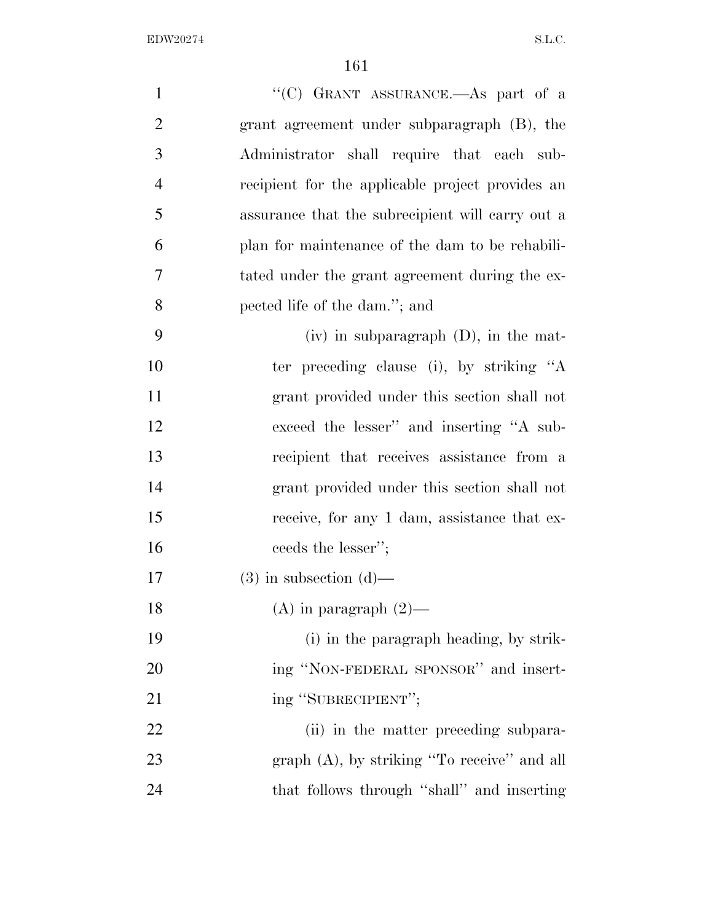"(C) GRANT ASSURANCE.—As part of a grant agreement under subparagraph (B), the Administrator shall require that each subrecipient for the applicable project provides an assurance that the subrecipient will carry out a plan for maintenance of the dam to be rehabilitated under the grant agreement during the expected life of the dam."; and

(iv) in subparagraph (D), in the matter preceding clause (i), by striking "A grant provided under this section shall not exceed the lesser" and inserting "A subrecipient that receives assistance from a grant provided under this section shall not receive, for any 1 dam, assistance that exceeds the lesser";

(3) in subsection (d)—

(A) in paragraph (2)—

(i) in the paragraph heading, by striking "NON-FEDERAL SPONSOR" and inserting "SUBRECIPIENT";

(ii) in the matter preceding subparagraph (A), by striking "To receive" and all that follows through "shall" and inserting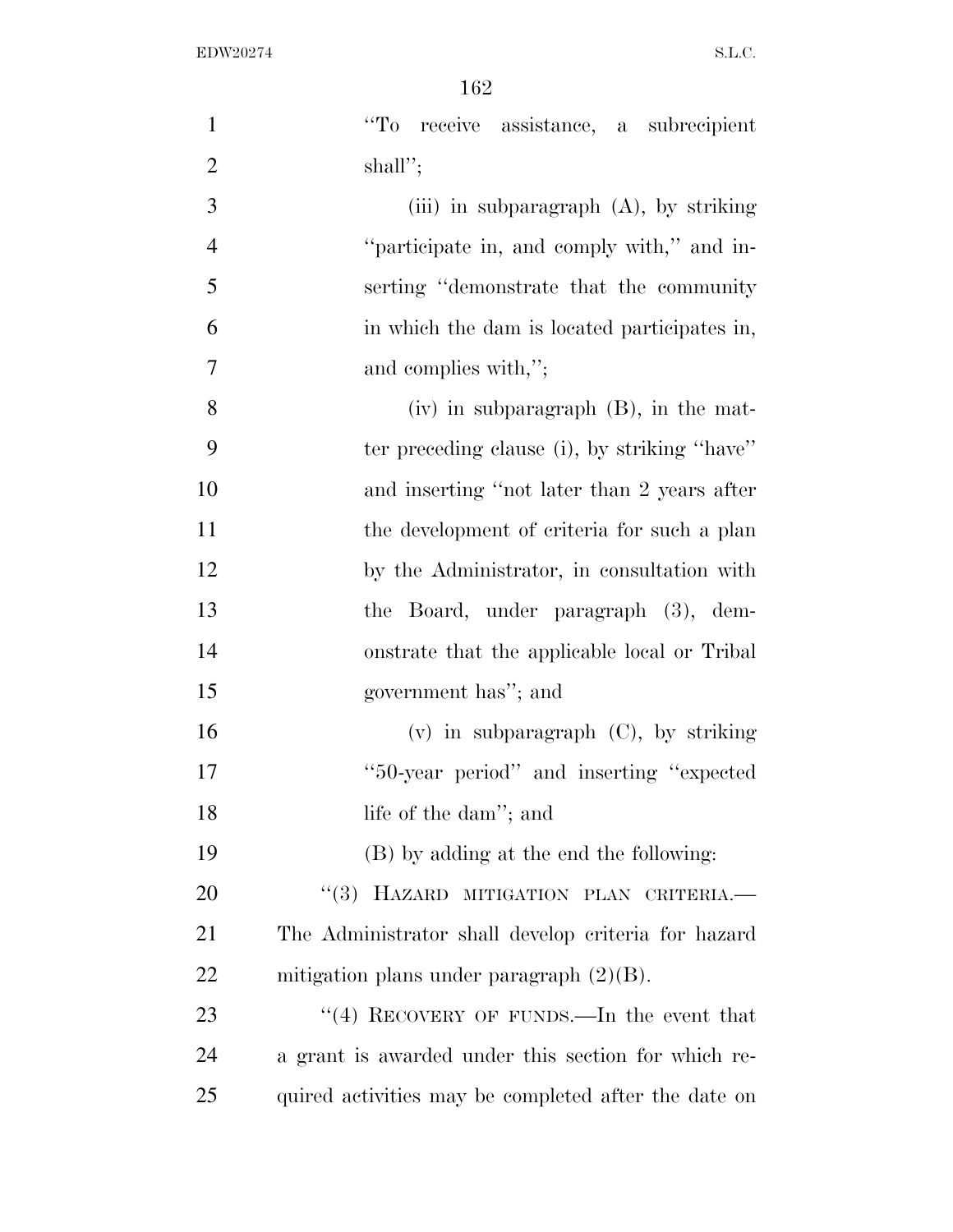"To receive assistance, a subrecipient shall";

(iii) in subparagraph (A), by striking "participate in, and comply with," and inserting "demonstrate that the community in which the dam is located participates in, and complies with,";

(iv) in subparagraph (B), in the matter preceding clause (i), by striking "have" and inserting "not later than 2 years after the development of criteria for such a plan by the Administrator, in consultation with the Board, under paragraph (3), demonstrate that the applicable local or Tribal government has"; and

(v) in subparagraph (C), by striking "50-year period" and inserting "expected life of the dam"; and

(B) by adding at the end the following:

"(3) HAZARD MITIGATION PLAN CRITERIA.—The Administrator shall develop criteria for hazard mitigation plans under paragraph (2)(B).

"(4) RECOVERY OF FUNDS.—In the event that a grant is awarded under this section for which required activities may be completed after the date on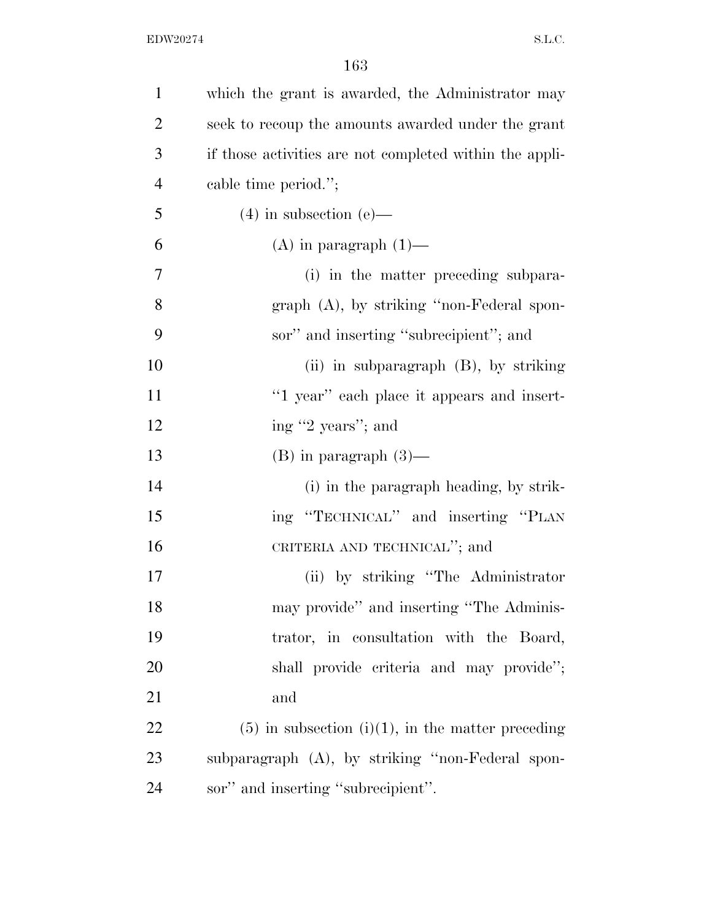which the grant is awarded, the Administrator may seek to recoup the amounts awarded under the grant if those activities are not completed within the applicable time period.'';

(4) in subsection (e)—

(A) in paragraph (1)—

(i) in the matter preceding subparagraph (A), by striking ''non-Federal sponsor'' and inserting ''subrecipient''; and

(ii) in subparagraph (B), by striking ''1 year'' each place it appears and inserting ''2 years''; and

(B) in paragraph (3)—

(i) in the paragraph heading, by striking ''TECHNICAL'' and inserting ''PLAN CRITERIA AND TECHNICAL''; and

(ii) by striking ''The Administrator may provide'' and inserting ''The Administrator, in consultation with the Board, shall provide criteria and may provide''; and

(5) in subsection (i)(1), in the matter preceding subparagraph (A), by striking ''non-Federal sponsor'' and inserting ''subrecipient''.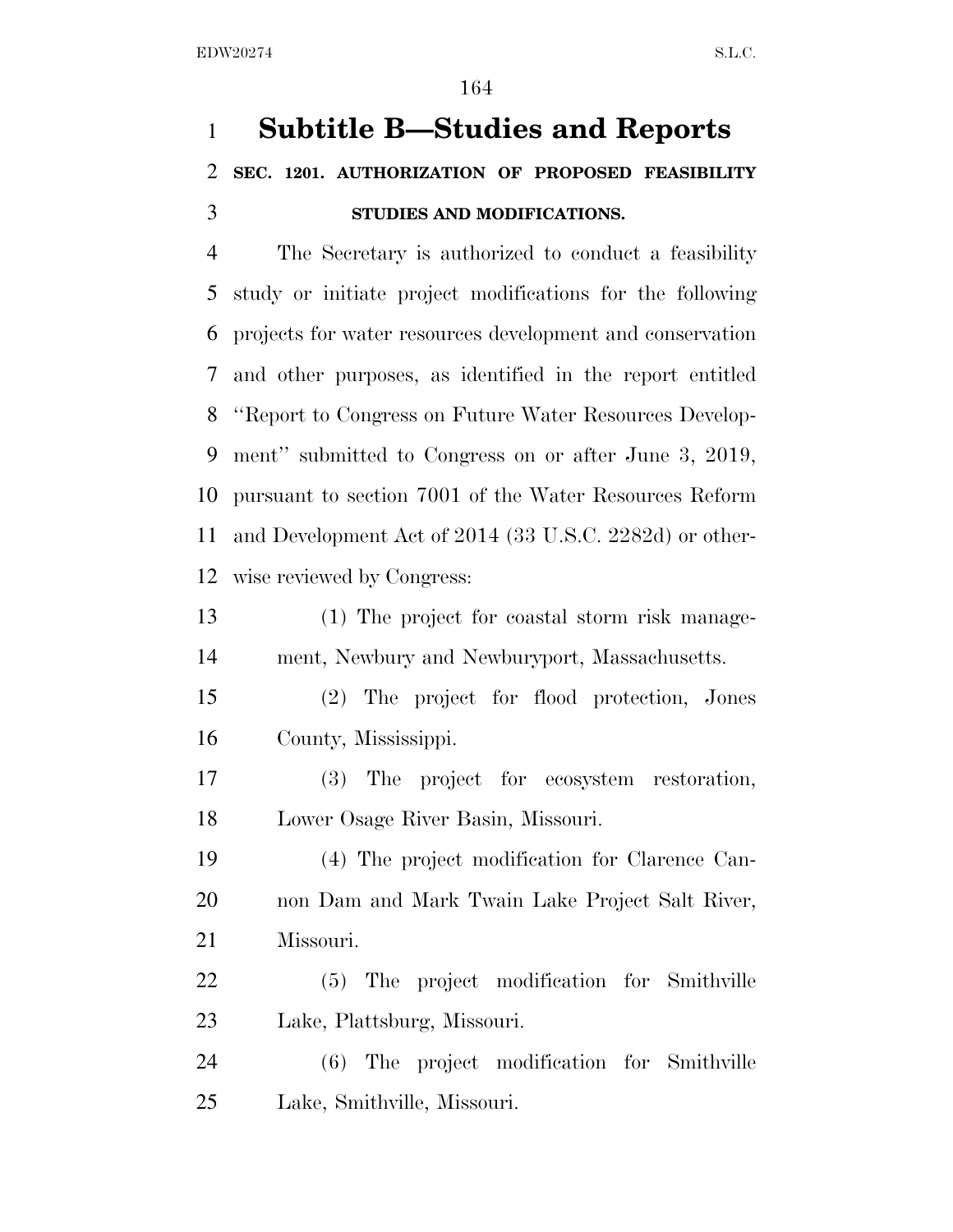# Subtitle B—Studies and Reports

## SEC. 1201. AUTHORIZATION OF PROPOSED FEASIBILITY STUDIES AND MODIFICATIONS.

The Secretary is authorized to conduct a feasibility study or initiate project modifications for the following projects for water resources development and conservation and other purposes, as identified in the report entitled ''Report to Congress on Future Water Resources Development'' submitted to Congress on or after June 3, 2019, pursuant to section 7001 of the Water Resources Reform and Development Act of 2014 (33 U.S.C. 2282d) or otherwise reviewed by Congress:

(1) The project for coastal storm risk management, Newbury and Newburyport, Massachusetts.

(2) The project for flood protection, Jones County, Mississippi.

(3) The project for ecosystem restoration, Lower Osage River Basin, Missouri.

(4) The project modification for Clarence Cannon Dam and Mark Twain Lake Project Salt River, Missouri.

(5) The project modification for Smithville Lake, Plattsburg, Missouri.

(6) The project modification for Smithville Lake, Smithville, Missouri.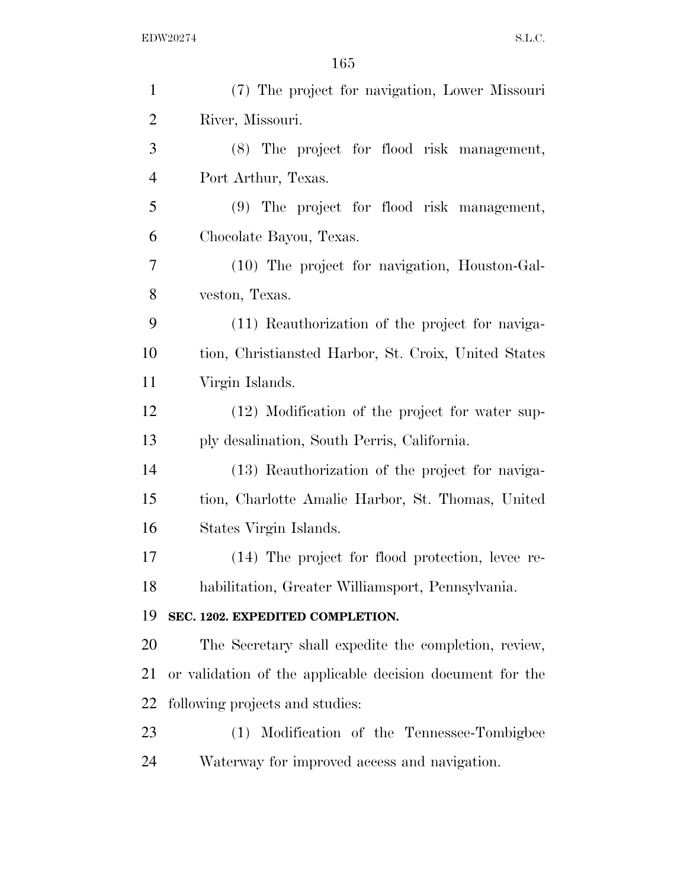(7) The project for navigation, Lower Missouri River, Missouri.

(8) The project for flood risk management, Port Arthur, Texas.

(9) The project for flood risk management, Chocolate Bayou, Texas.

(10) The project for navigation, Houston-Galveston, Texas.

(11) Reauthorization of the project for navigation, Christiansted Harbor, St. Croix, United States Virgin Islands.

(12) Modification of the project for water supply desalination, South Perris, California.

(13) Reauthorization of the project for navigation, Charlotte Amalie Harbor, St. Thomas, United States Virgin Islands.

(14) The project for flood protection, levee rehabilitation, Greater Williamsport, Pennsylvania.

**SEC. 1202. EXPEDITED COMPLETION.**

The Secretary shall expedite the completion, review, or validation of the applicable decision document for the following projects and studies:

(1) Modification of the Tennessee-Tombigbee Waterway for improved access and navigation.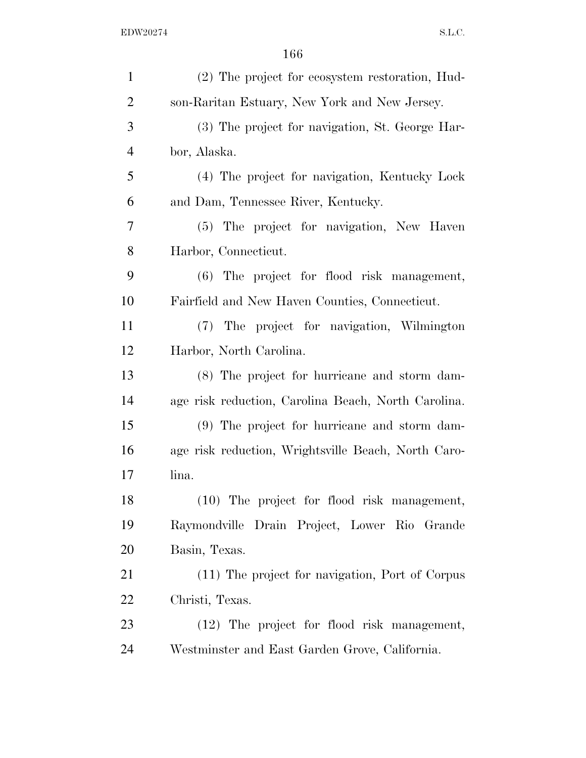(2) The project for ecosystem restoration, Hudson-Raritan Estuary, New York and New Jersey.

(3) The project for navigation, St. George Harbor, Alaska.

(4) The project for navigation, Kentucky Lock and Dam, Tennessee River, Kentucky.

(5) The project for navigation, New Haven Harbor, Connecticut.

(6) The project for flood risk management, Fairfield and New Haven Counties, Connecticut.

(7) The project for navigation, Wilmington Harbor, North Carolina.

(8) The project for hurricane and storm damage risk reduction, Carolina Beach, North Carolina.

(9) The project for hurricane and storm damage risk reduction, Wrightsville Beach, North Carolina.

(10) The project for flood risk management, Raymondville Drain Project, Lower Rio Grande Basin, Texas.

(11) The project for navigation, Port of Corpus Christi, Texas.

(12) The project for flood risk management, Westminster and East Garden Grove, California.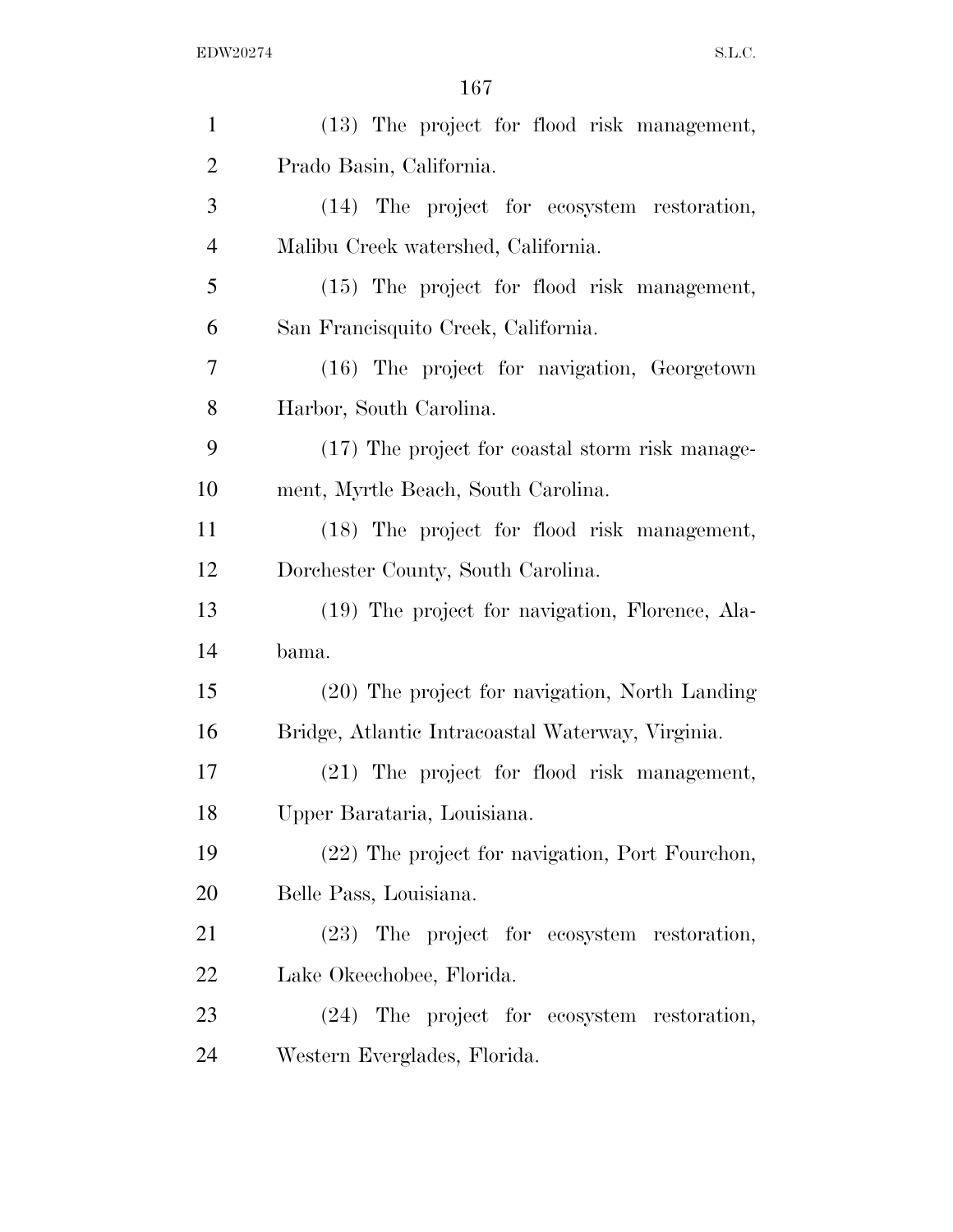(13) The project for flood risk management, Prado Basin, California.

(14) The project for ecosystem restoration, Malibu Creek watershed, California.

(15) The project for flood risk management, San Francisquito Creek, California.

(16) The project for navigation, Georgetown Harbor, South Carolina.

(17) The project for coastal storm risk management, Myrtle Beach, South Carolina.

(18) The project for flood risk management, Dorchester County, South Carolina.

(19) The project for navigation, Florence, Alabama.

(20) The project for navigation, North Landing Bridge, Atlantic Intracoastal Waterway, Virginia.

(21) The project for flood risk management, Upper Barataria, Louisiana.

(22) The project for navigation, Port Fourchon, Belle Pass, Louisiana.

(23) The project for ecosystem restoration, Lake Okeechobee, Florida.

(24) The project for ecosystem restoration, Western Everglades, Florida.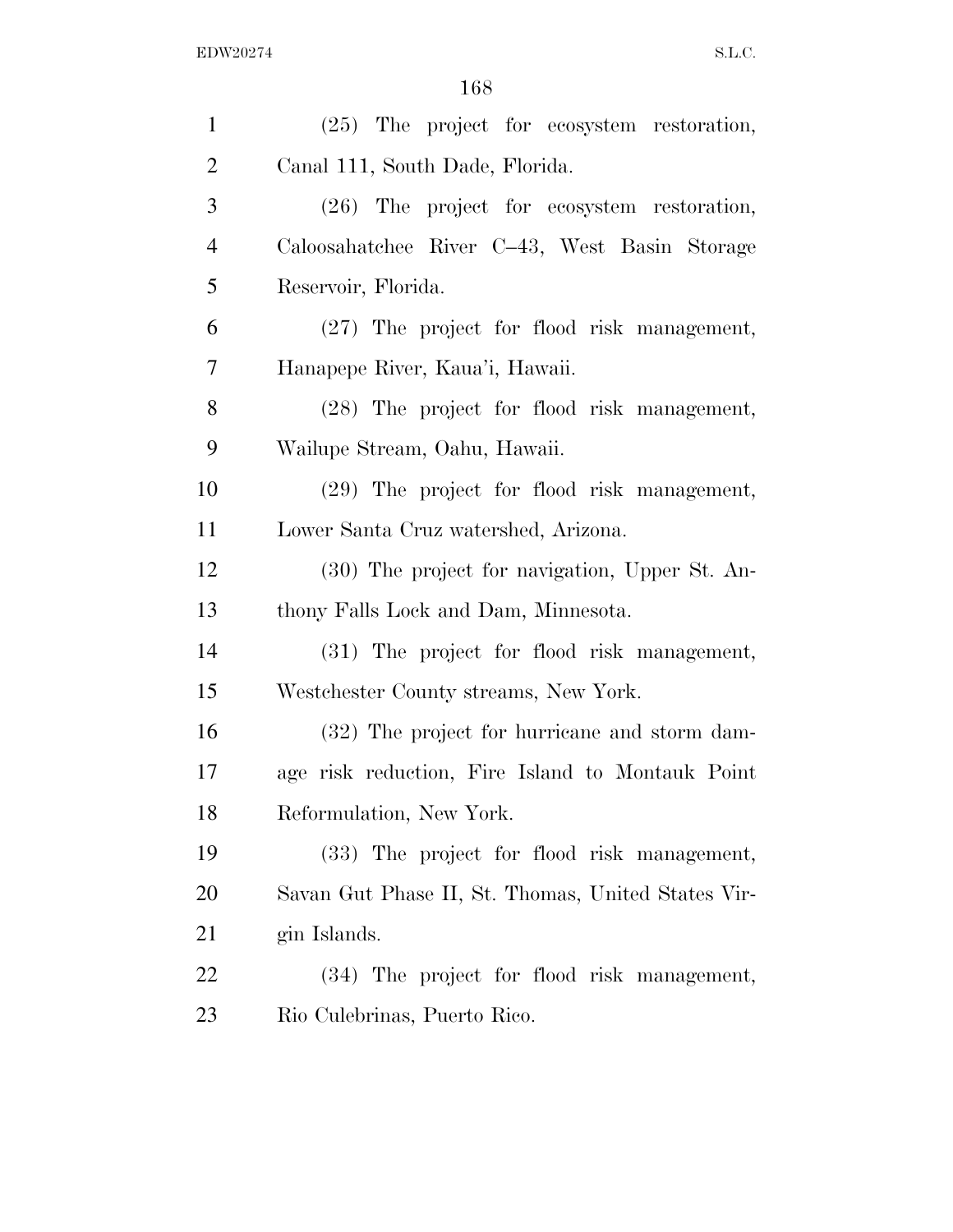(25) The project for ecosystem restoration, Canal 111, South Dade, Florida.

(26) The project for ecosystem restoration, Caloosahatchee River C–43, West Basin Storage Reservoir, Florida.

(27) The project for flood risk management, Hanapepe River, Kaua'i, Hawaii.

(28) The project for flood risk management, Wailupe Stream, Oahu, Hawaii.

(29) The project for flood risk management, Lower Santa Cruz watershed, Arizona.

(30) The project for navigation, Upper St. Anthony Falls Lock and Dam, Minnesota.

(31) The project for flood risk management, Westchester County streams, New York.

(32) The project for hurricane and storm damage risk reduction, Fire Island to Montauk Point Reformulation, New York.

(33) The project for flood risk management, Savan Gut Phase II, St. Thomas, United States Virgin Islands.

(34) The project for flood risk management, Rio Culebrinas, Puerto Rico.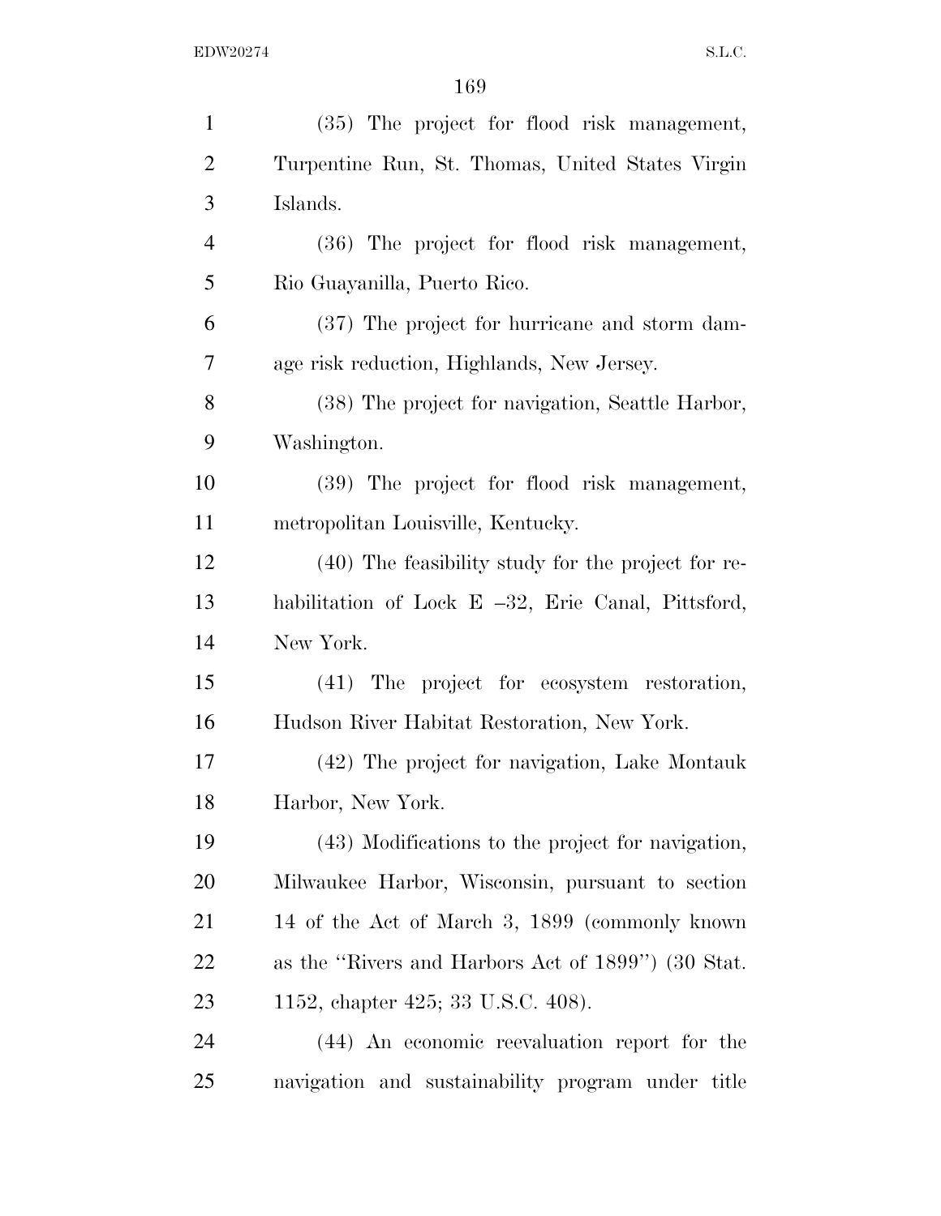(35) The project for flood risk management, Turpentine Run, St. Thomas, United States Virgin Islands.

(36) The project for flood risk management, Rio Guayanilla, Puerto Rico.

(37) The project for hurricane and storm damage risk reduction, Highlands, New Jersey.

(38) The project for navigation, Seattle Harbor, Washington.

(39) The project for flood risk management, metropolitan Louisville, Kentucky.

(40) The feasibility study for the project for rehabilitation of Lock E –32, Erie Canal, Pittsford, New York.

(41) The project for ecosystem restoration, Hudson River Habitat Restoration, New York.

(42) The project for navigation, Lake Montauk Harbor, New York.

(43) Modifications to the project for navigation, Milwaukee Harbor, Wisconsin, pursuant to section 14 of the Act of March 3, 1899 (commonly known as the ''Rivers and Harbors Act of 1899'') (30 Stat. 1152, chapter 425; 33 U.S.C. 408).

(44) An economic reevaluation report for the navigation and sustainability program under title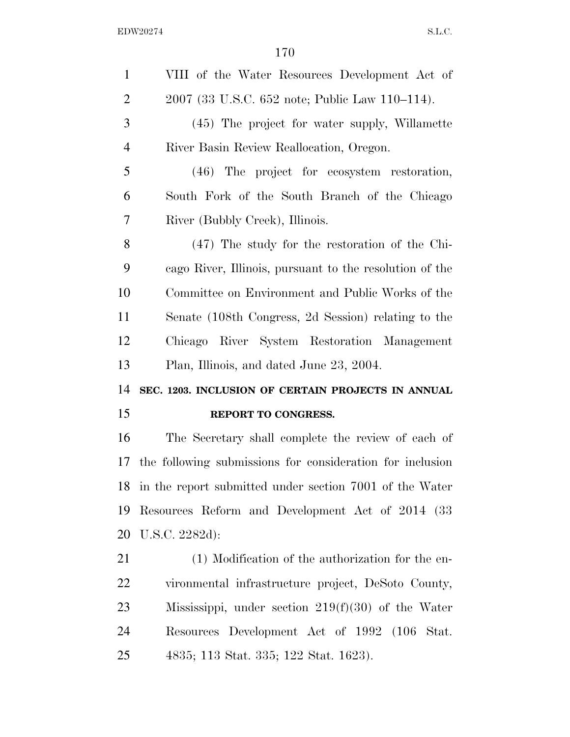VIII of the Water Resources Development Act of 2007 (33 U.S.C. 652 note; Public Law 110–114).

(45) The project for water supply, Willamette River Basin Review Reallocation, Oregon.

(46) The project for ecosystem restoration, South Fork of the South Branch of the Chicago River (Bubbly Creek), Illinois.

(47) The study for the restoration of the Chicago River, Illinois, pursuant to the resolution of the Committee on Environment and Public Works of the Senate (108th Congress, 2d Session) relating to the Chicago River System Restoration Management Plan, Illinois, and dated June 23, 2004.

**SEC. 1203. INCLUSION OF CERTAIN PROJECTS IN ANNUAL REPORT TO CONGRESS.**

The Secretary shall complete the review of each of the following submissions for consideration for inclusion in the report submitted under section 7001 of the Water Resources Reform and Development Act of 2014 (33 U.S.C. 2282d):

(1) Modification of the authorization for the environmental infrastructure project, DeSoto County, Mississippi, under section 219(f)(30) of the Water Resources Development Act of 1992 (106 Stat. 4835; 113 Stat. 335; 122 Stat. 1623).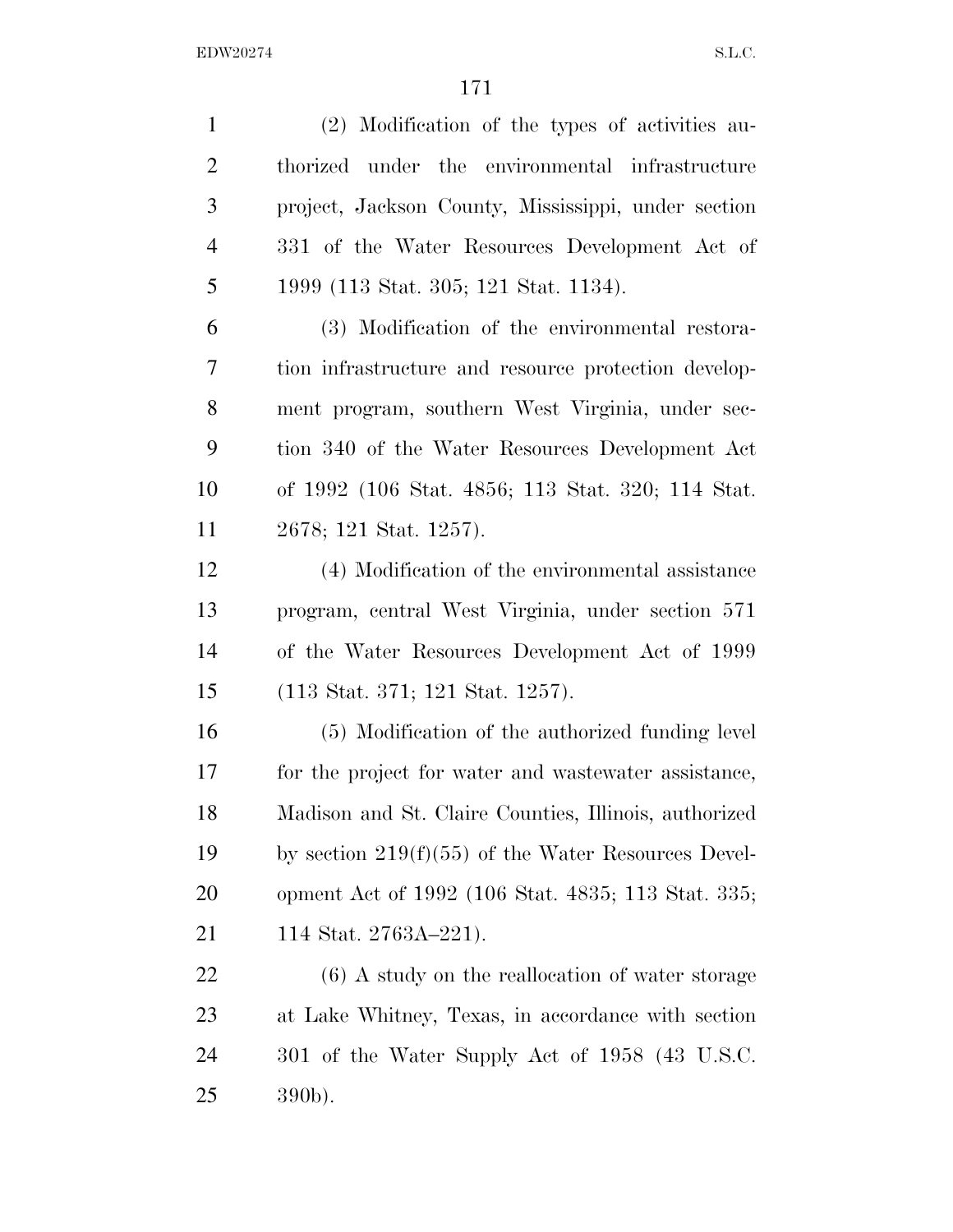(2) Modification of the types of activities authorized under the environmental infrastructure project, Jackson County, Mississippi, under section 331 of the Water Resources Development Act of 1999 (113 Stat. 305; 121 Stat. 1134).

(3) Modification of the environmental restoration infrastructure and resource protection development program, southern West Virginia, under section 340 of the Water Resources Development Act of 1992 (106 Stat. 4856; 113 Stat. 320; 114 Stat. 2678; 121 Stat. 1257).

(4) Modification of the environmental assistance program, central West Virginia, under section 571 of the Water Resources Development Act of 1999 (113 Stat. 371; 121 Stat. 1257).

(5) Modification of the authorized funding level for the project for water and wastewater assistance, Madison and St. Claire Counties, Illinois, authorized by section 219(f)(55) of the Water Resources Development Act of 1992 (106 Stat. 4835; 113 Stat. 335; 114 Stat. 2763A–221).

(6) A study on the reallocation of water storage at Lake Whitney, Texas, in accordance with section 301 of the Water Supply Act of 1958 (43 U.S.C. 390b).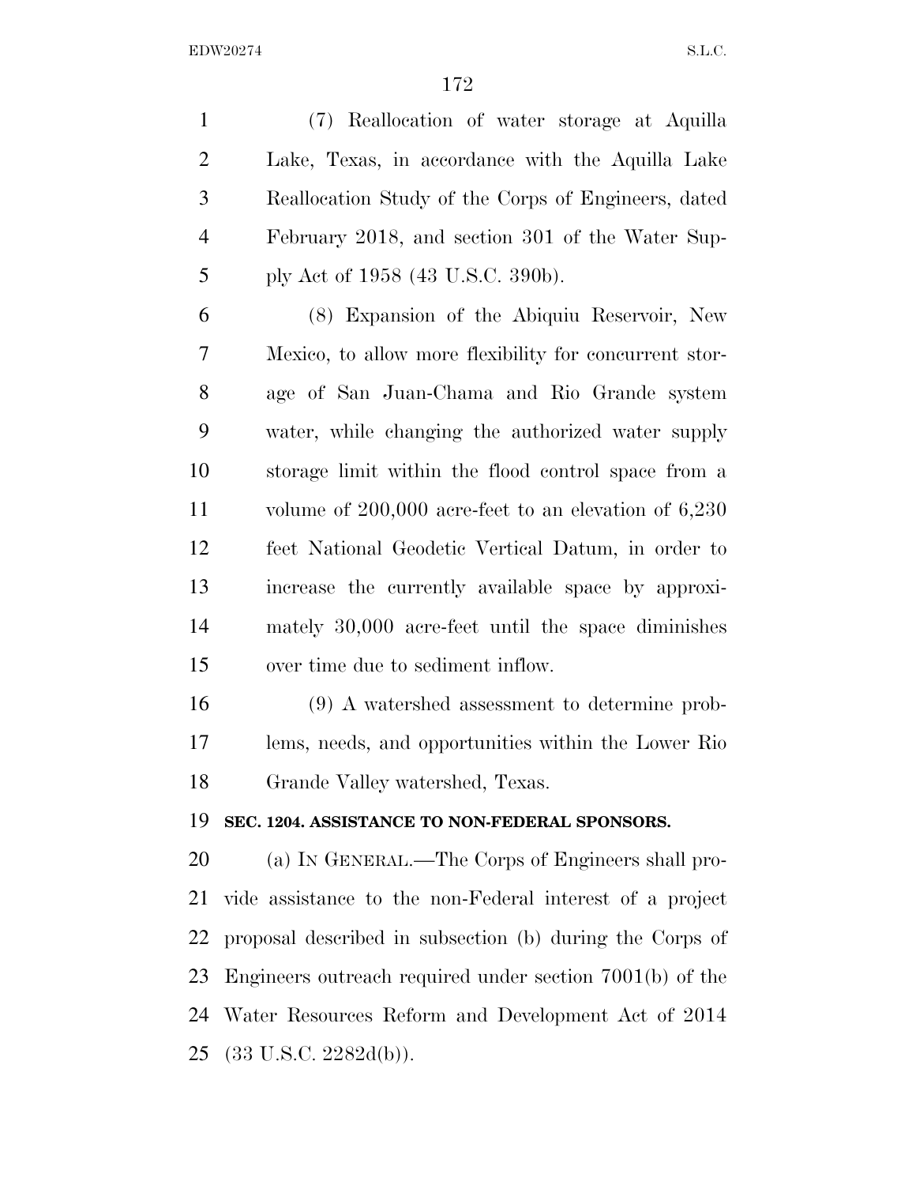(7) Reallocation of water storage at Aquilla Lake, Texas, in accordance with the Aquilla Lake Reallocation Study of the Corps of Engineers, dated February 2018, and section 301 of the Water Supply Act of 1958 (43 U.S.C. 390b).

(8) Expansion of the Abiquiu Reservoir, New Mexico, to allow more flexibility for concurrent storage of San Juan-Chama and Rio Grande system water, while changing the authorized water supply storage limit within the flood control space from a volume of 200,000 acre-feet to an elevation of 6,230 feet National Geodetic Vertical Datum, in order to increase the currently available space by approximately 30,000 acre-feet until the space diminishes over time due to sediment inflow.

(9) A watershed assessment to determine problems, needs, and opportunities within the Lower Rio Grande Valley watershed, Texas.

**SEC. 1204. ASSISTANCE TO NON-FEDERAL SPONSORS.**

(a) IN GENERAL.—The Corps of Engineers shall provide assistance to the non-Federal interest of a project proposal described in subsection (b) during the Corps of Engineers outreach required under section 7001(b) of the Water Resources Reform and Development Act of 2014 (33 U.S.C. 2282d(b)).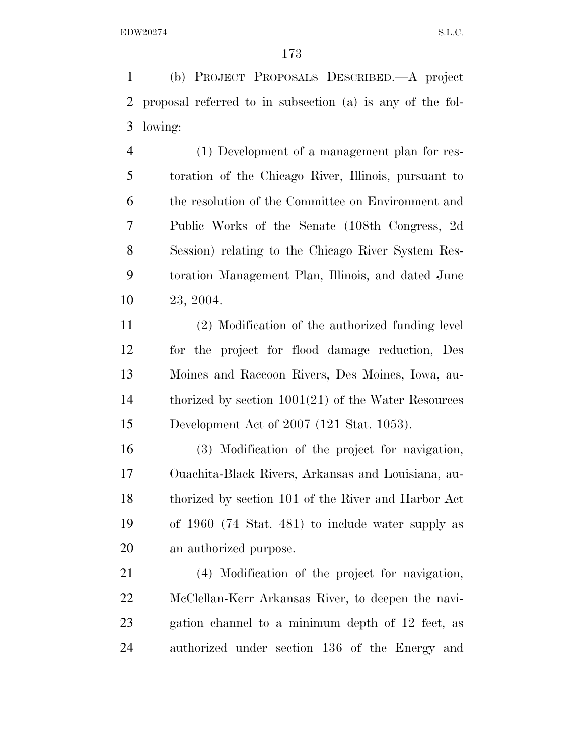(b) PROJECT PROPOSALS DESCRIBED.—A project proposal referred to in subsection (a) is any of the following:

(1) Development of a management plan for restoration of the Chicago River, Illinois, pursuant to the resolution of the Committee on Environment and Public Works of the Senate (108th Congress, 2d Session) relating to the Chicago River System Restoration Management Plan, Illinois, and dated June 23, 2004.

(2) Modification of the authorized funding level for the project for flood damage reduction, Des Moines and Raccoon Rivers, Des Moines, Iowa, authorized by section 1001(21) of the Water Resources Development Act of 2007 (121 Stat. 1053).

(3) Modification of the project for navigation, Ouachita-Black Rivers, Arkansas and Louisiana, authorized by section 101 of the River and Harbor Act of 1960 (74 Stat. 481) to include water supply as an authorized purpose.

(4) Modification of the project for navigation, McClellan-Kerr Arkansas River, to deepen the navigation channel to a minimum depth of 12 feet, as authorized under section 136 of the Energy and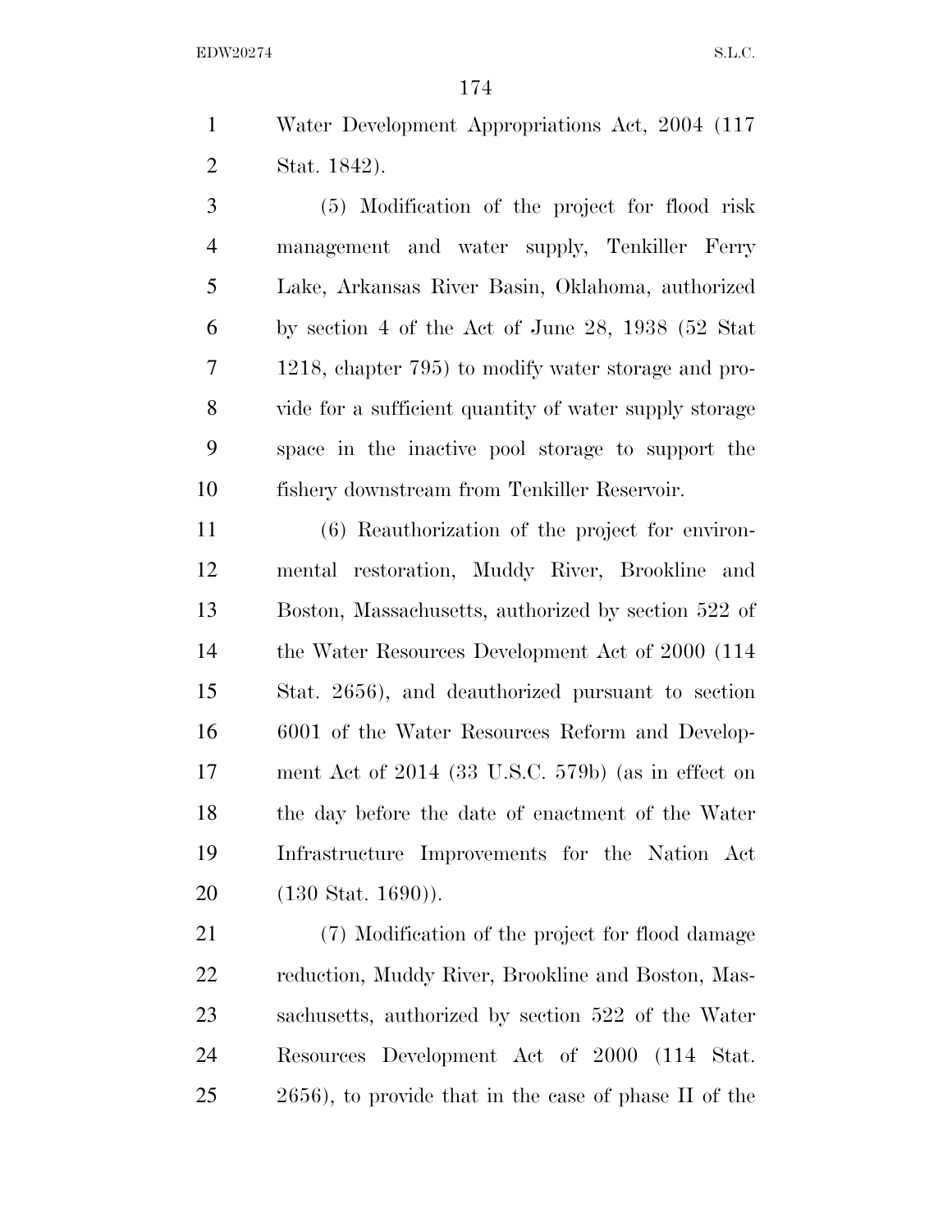Water Development Appropriations Act, 2004 (117 Stat. 1842).

(5) Modification of the project for flood risk management and water supply, Tenkiller Ferry Lake, Arkansas River Basin, Oklahoma, authorized by section 4 of the Act of June 28, 1938 (52 Stat 1218, chapter 795) to modify water storage and provide for a sufficient quantity of water supply storage space in the inactive pool storage to support the fishery downstream from Tenkiller Reservoir.

(6) Reauthorization of the project for environmental restoration, Muddy River, Brookline and Boston, Massachusetts, authorized by section 522 of the Water Resources Development Act of 2000 (114 Stat. 2656), and deauthorized pursuant to section 6001 of the Water Resources Reform and Development Act of 2014 (33 U.S.C. 579b) (as in effect on the day before the date of enactment of the Water Infrastructure Improvements for the Nation Act (130 Stat. 1690)).

(7) Modification of the project for flood damage reduction, Muddy River, Brookline and Boston, Massachusetts, authorized by section 522 of the Water Resources Development Act of 2000 (114 Stat. 2656), to provide that in the case of phase II of the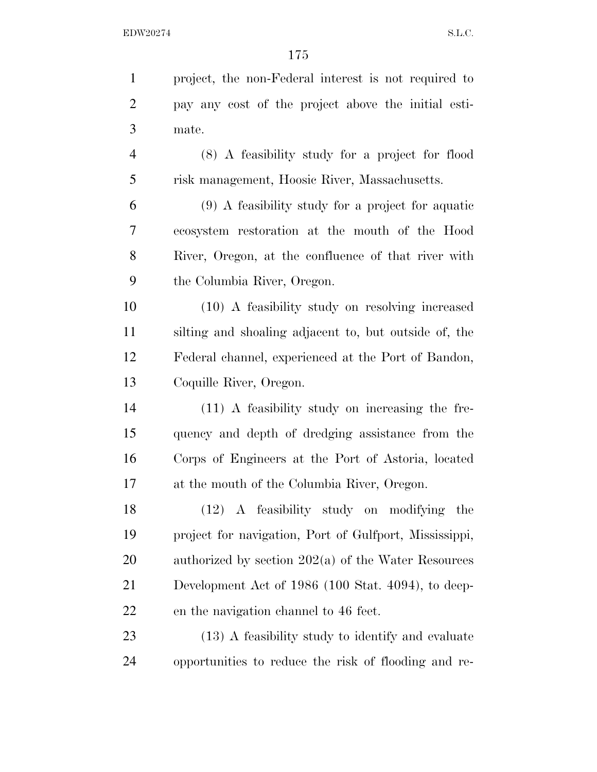project, the non-Federal interest is not required to pay any cost of the project above the initial estimate.

(8) A feasibility study for a project for flood risk management, Hoosic River, Massachusetts.

(9) A feasibility study for a project for aquatic ecosystem restoration at the mouth of the Hood River, Oregon, at the confluence of that river with the Columbia River, Oregon.

(10) A feasibility study on resolving increased silting and shoaling adjacent to, but outside of, the Federal channel, experienced at the Port of Bandon, Coquille River, Oregon.

(11) A feasibility study on increasing the frequency and depth of dredging assistance from the Corps of Engineers at the Port of Astoria, located at the mouth of the Columbia River, Oregon.

(12) A feasibility study on modifying the project for navigation, Port of Gulfport, Mississippi, authorized by section 202(a) of the Water Resources Development Act of 1986 (100 Stat. 4094), to deepen the navigation channel to 46 feet.

(13) A feasibility study to identify and evaluate opportunities to reduce the risk of flooding and re-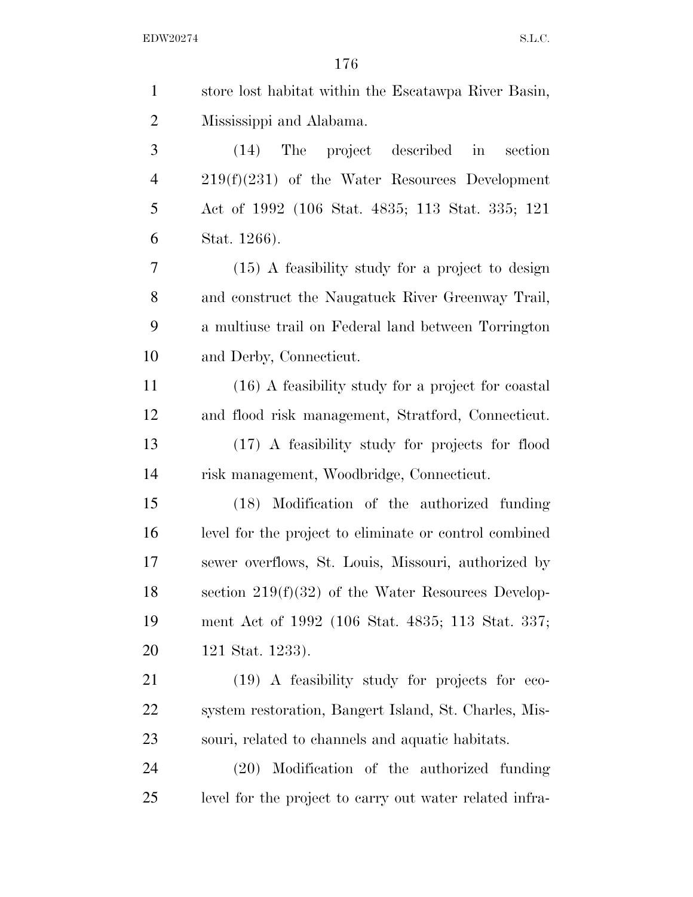store lost habitat within the Escatawpa River Basin, Mississippi and Alabama.

(14) The project described in section 219(f)(231) of the Water Resources Development Act of 1992 (106 Stat. 4835; 113 Stat. 335; 121 Stat. 1266).

(15) A feasibility study for a project to design and construct the Naugatuck River Greenway Trail, a multiuse trail on Federal land between Torrington and Derby, Connecticut.

(16) A feasibility study for a project for coastal and flood risk management, Stratford, Connecticut.

(17) A feasibility study for projects for flood risk management, Woodbridge, Connecticut.

(18) Modification of the authorized funding level for the project to eliminate or control combined sewer overflows, St. Louis, Missouri, authorized by section 219(f)(32) of the Water Resources Development Act of 1992 (106 Stat. 4835; 113 Stat. 337; 121 Stat. 1233).

(19) A feasibility study for projects for ecosystem restoration, Bangert Island, St. Charles, Missouri, related to channels and aquatic habitats.

(20) Modification of the authorized funding level for the project to carry out water related infra-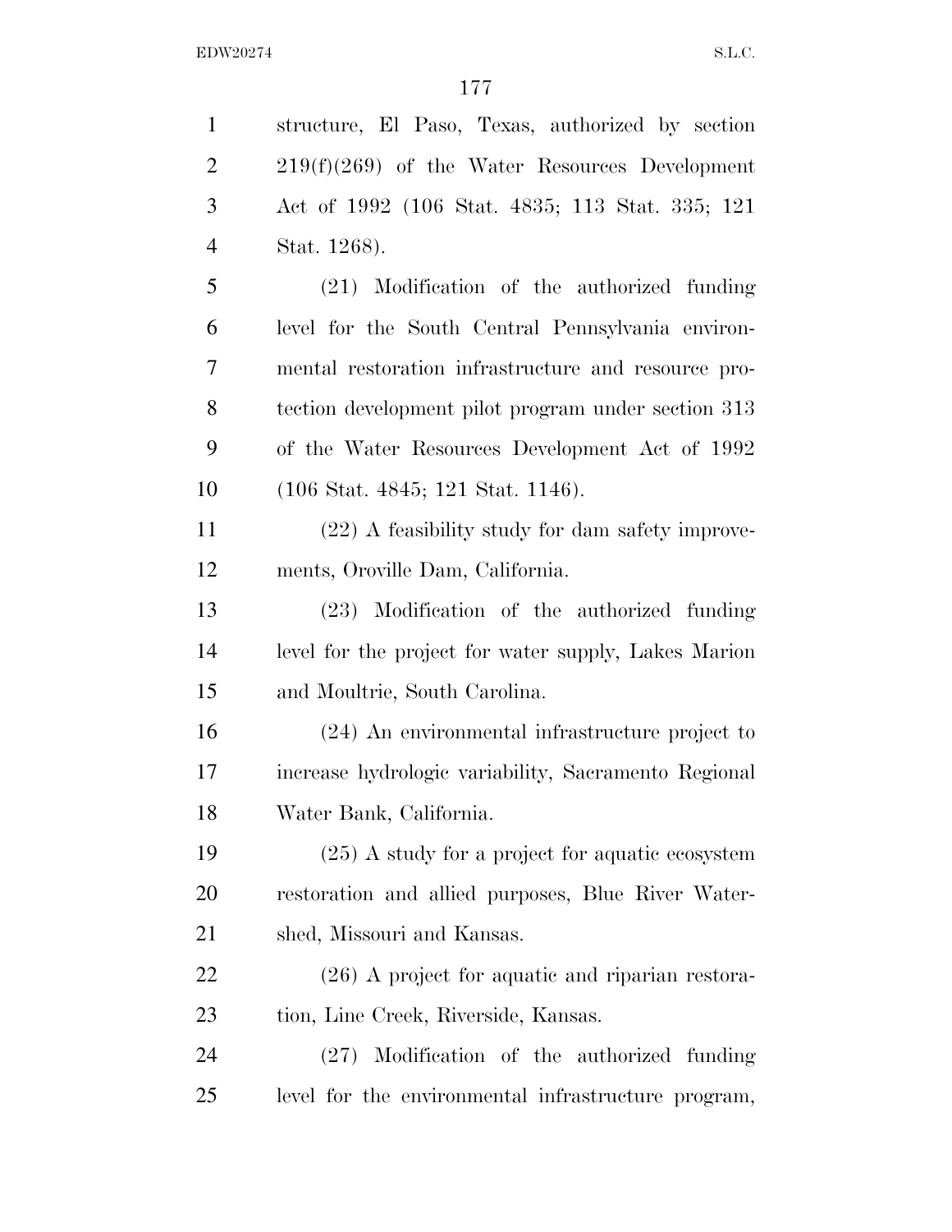structure, El Paso, Texas, authorized by section 219(f)(269) of the Water Resources Development Act of 1992 (106 Stat. 4835; 113 Stat. 335; 121 Stat. 1268).

(21) Modification of the authorized funding level for the South Central Pennsylvania environmental restoration infrastructure and resource protection development pilot program under section 313 of the Water Resources Development Act of 1992 (106 Stat. 4845; 121 Stat. 1146).

(22) A feasibility study for dam safety improvements, Oroville Dam, California.

(23) Modification of the authorized funding level for the project for water supply, Lakes Marion and Moultrie, South Carolina.

(24) An environmental infrastructure project to increase hydrologic variability, Sacramento Regional Water Bank, California.

(25) A study for a project for aquatic ecosystem restoration and allied purposes, Blue River Watershed, Missouri and Kansas.

(26) A project for aquatic and riparian restoration, Line Creek, Riverside, Kansas.

(27) Modification of the authorized funding level for the environmental infrastructure program,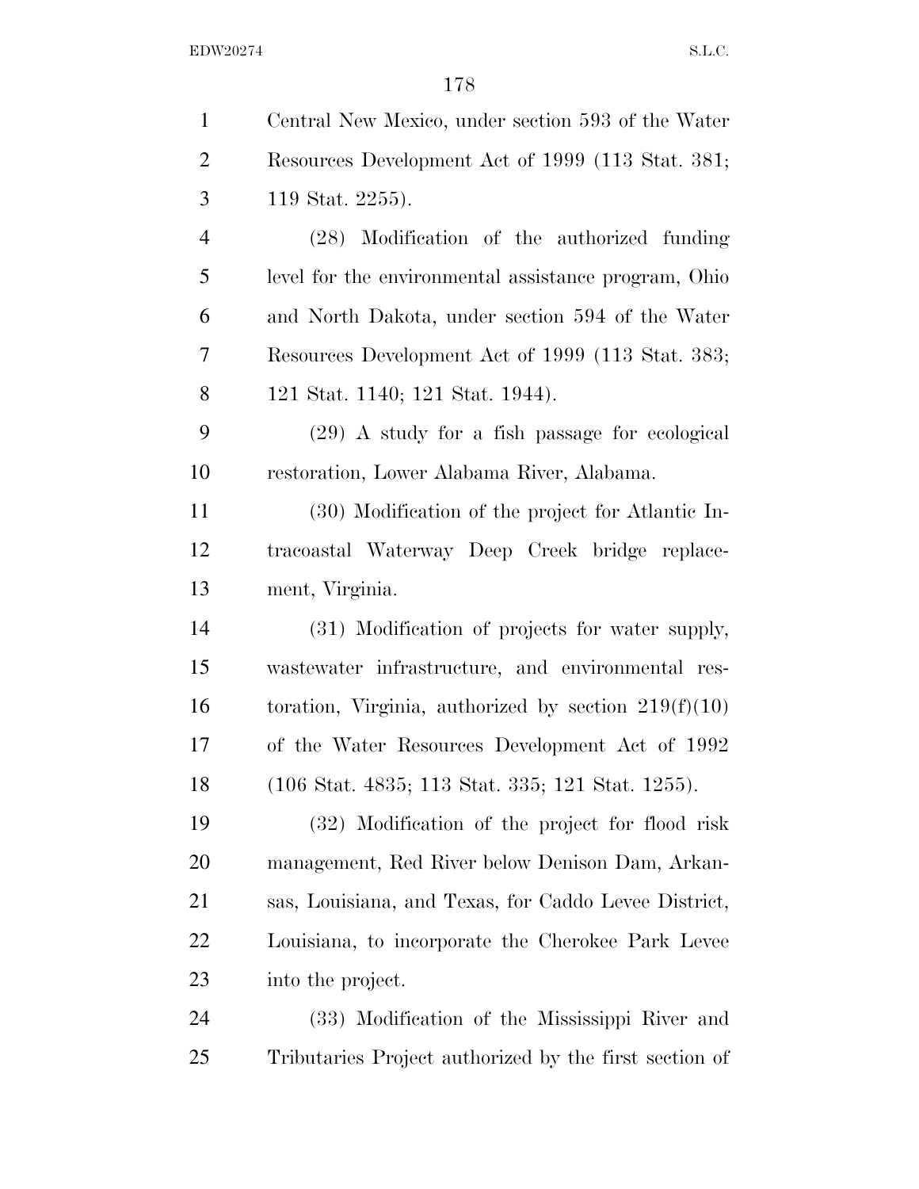Central New Mexico, under section 593 of the Water Resources Development Act of 1999 (113 Stat. 381; 119 Stat. 2255).

(28) Modification of the authorized funding level for the environmental assistance program, Ohio and North Dakota, under section 594 of the Water Resources Development Act of 1999 (113 Stat. 383; 121 Stat. 1140; 121 Stat. 1944).

(29) A study for a fish passage for ecological restoration, Lower Alabama River, Alabama.

(30) Modification of the project for Atlantic Intracoastal Waterway Deep Creek bridge replacement, Virginia.

(31) Modification of projects for water supply, wastewater infrastructure, and environmental restoration, Virginia, authorized by section 219(f)(10) of the Water Resources Development Act of 1992 (106 Stat. 4835; 113 Stat. 335; 121 Stat. 1255).

(32) Modification of the project for flood risk management, Red River below Denison Dam, Arkansas, Louisiana, and Texas, for Caddo Levee District, Louisiana, to incorporate the Cherokee Park Levee into the project.

(33) Modification of the Mississippi River and Tributaries Project authorized by the first section of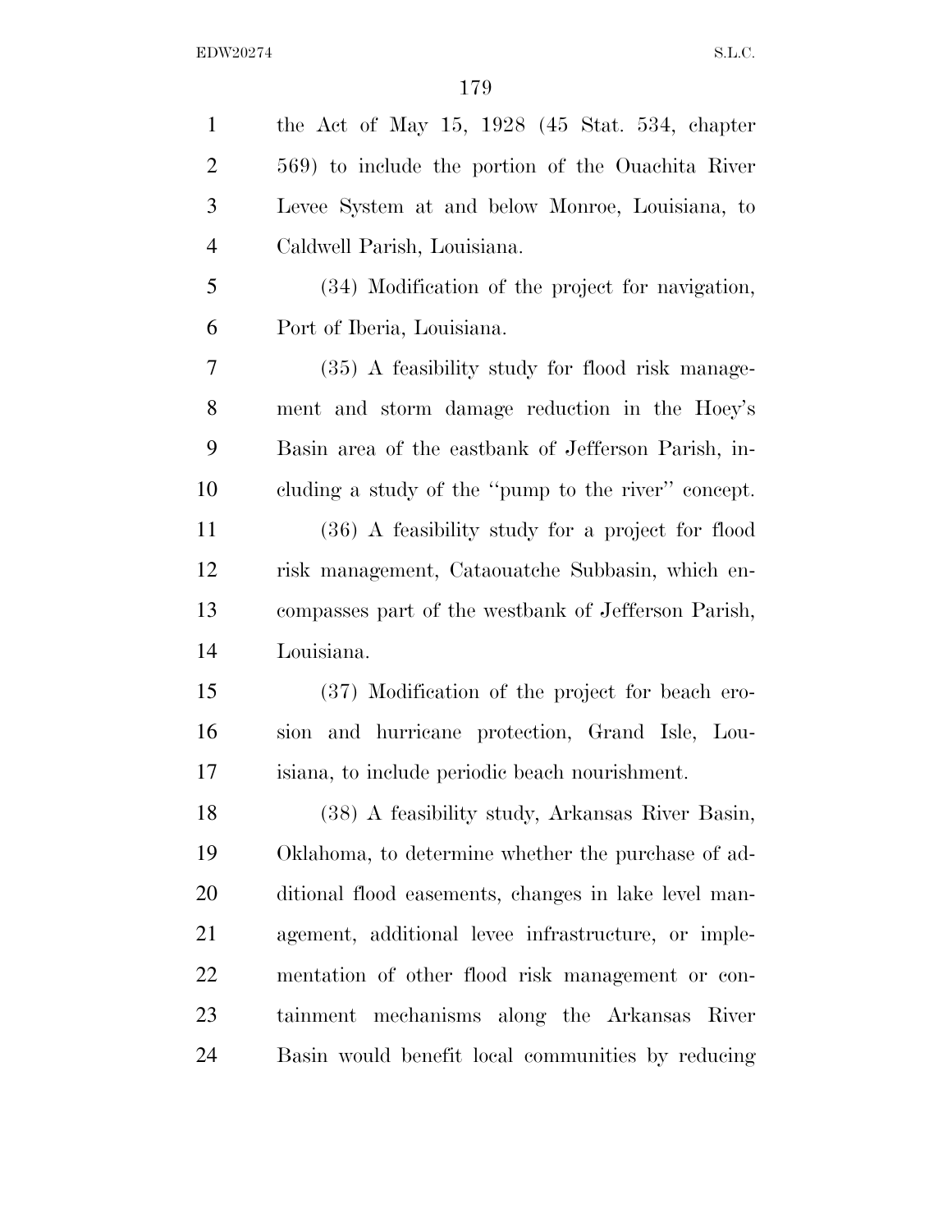the Act of May 15, 1928 (45 Stat. 534, chapter 569) to include the portion of the Ouachita River Levee System at and below Monroe, Louisiana, to Caldwell Parish, Louisiana.

(34) Modification of the project for navigation, Port of Iberia, Louisiana.

(35) A feasibility study for flood risk management and storm damage reduction in the Hoey's Basin area of the eastbank of Jefferson Parish, including a study of the ''pump to the river'' concept.

(36) A feasibility study for a project for flood risk management, Cataouatche Subbasin, which encompasses part of the westbank of Jefferson Parish, Louisiana.

(37) Modification of the project for beach erosion and hurricane protection, Grand Isle, Louisiana, to include periodic beach nourishment.

(38) A feasibility study, Arkansas River Basin, Oklahoma, to determine whether the purchase of additional flood easements, changes in lake level management, additional levee infrastructure, or implementation of other flood risk management or containment mechanisms along the Arkansas River Basin would benefit local communities by reducing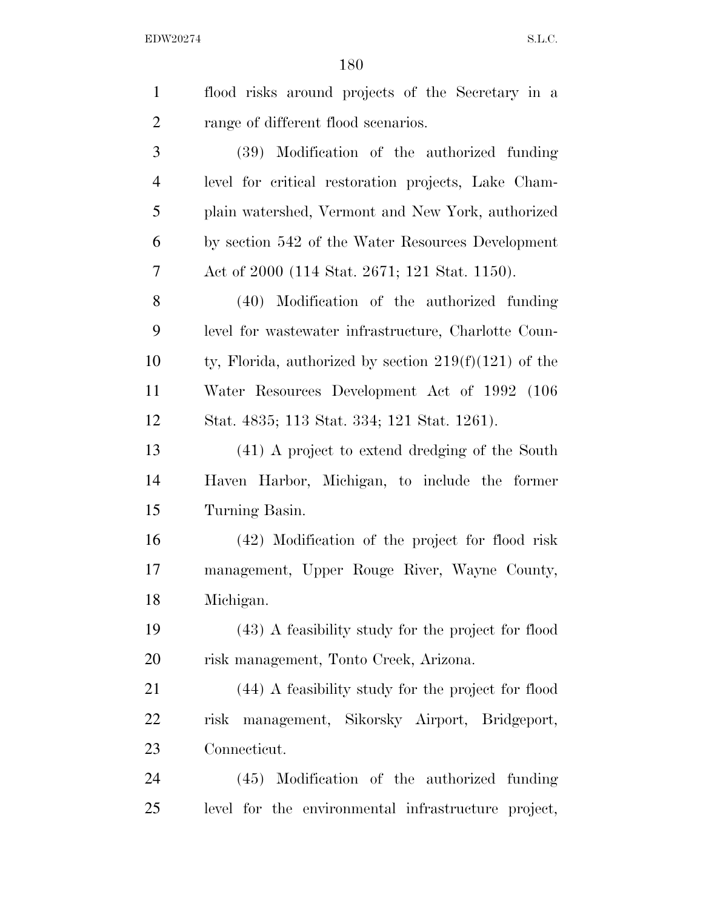flood risks around projects of the Secretary in a range of different flood scenarios.

(39) Modification of the authorized funding level for critical restoration projects, Lake Champlain watershed, Vermont and New York, authorized by section 542 of the Water Resources Development Act of 2000 (114 Stat. 2671; 121 Stat. 1150).

(40) Modification of the authorized funding level for wastewater infrastructure, Charlotte County, Florida, authorized by section 219(f)(121) of the Water Resources Development Act of 1992 (106 Stat. 4835; 113 Stat. 334; 121 Stat. 1261).

(41) A project to extend dredging of the South Haven Harbor, Michigan, to include the former Turning Basin.

(42) Modification of the project for flood risk management, Upper Rouge River, Wayne County, Michigan.

(43) A feasibility study for the project for flood risk management, Tonto Creek, Arizona.

(44) A feasibility study for the project for flood risk management, Sikorsky Airport, Bridgeport, Connecticut.

(45) Modification of the authorized funding level for the environmental infrastructure project,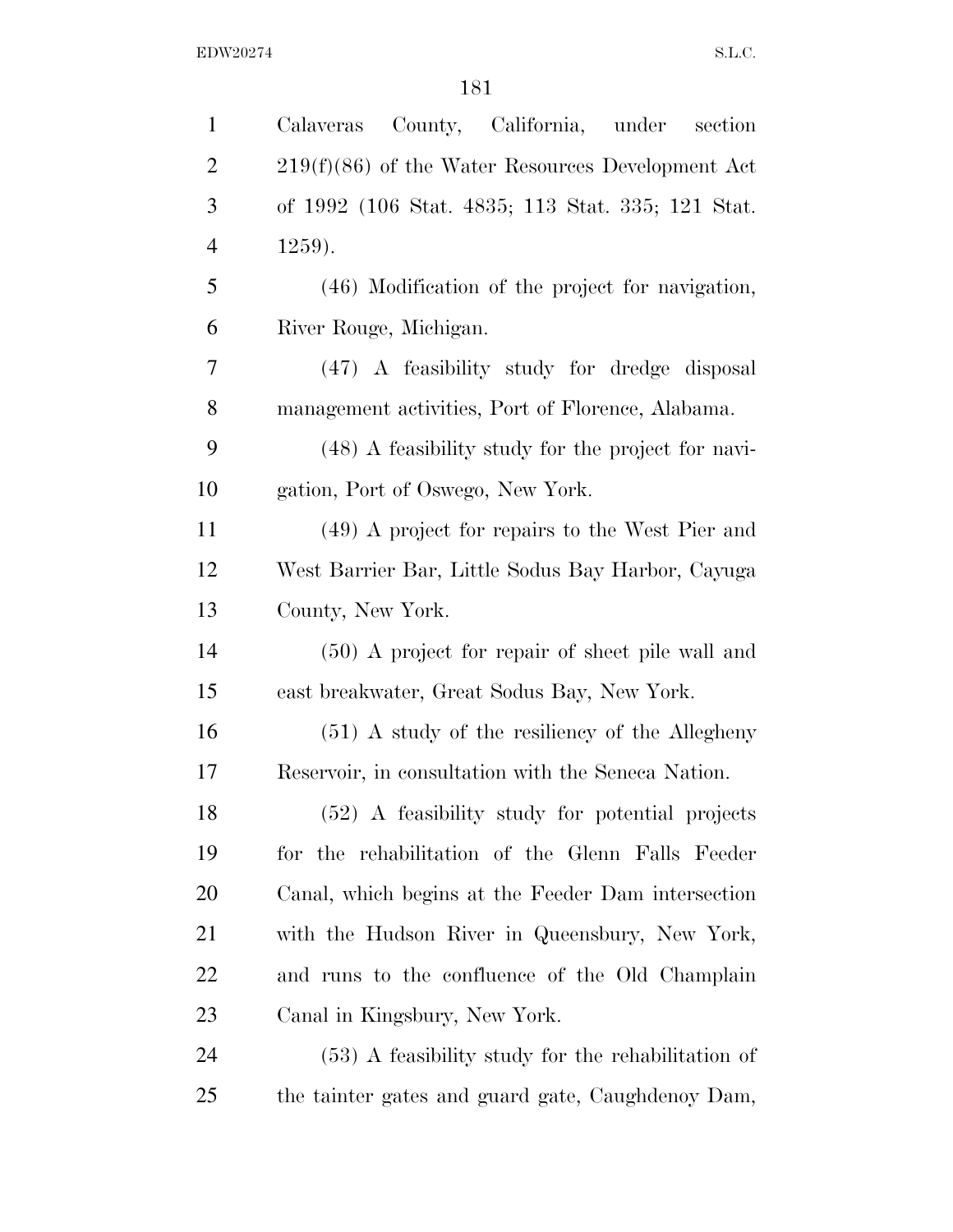Calaveras County, California, under section 219(f)(86) of the Water Resources Development Act of 1992 (106 Stat. 4835; 113 Stat. 335; 121 Stat. 1259).

(46) Modification of the project for navigation, River Rouge, Michigan.

(47) A feasibility study for dredge disposal management activities, Port of Florence, Alabama.

(48) A feasibility study for the project for navigation, Port of Oswego, New York.

(49) A project for repairs to the West Pier and West Barrier Bar, Little Sodus Bay Harbor, Cayuga County, New York.

(50) A project for repair of sheet pile wall and east breakwater, Great Sodus Bay, New York.

(51) A study of the resiliency of the Allegheny Reservoir, in consultation with the Seneca Nation.

(52) A feasibility study for potential projects for the rehabilitation of the Glenn Falls Feeder Canal, which begins at the Feeder Dam intersection with the Hudson River in Queensbury, New York, and runs to the confluence of the Old Champlain Canal in Kingsbury, New York.

(53) A feasibility study for the rehabilitation of the tainter gates and guard gate, Caughdenoy Dam,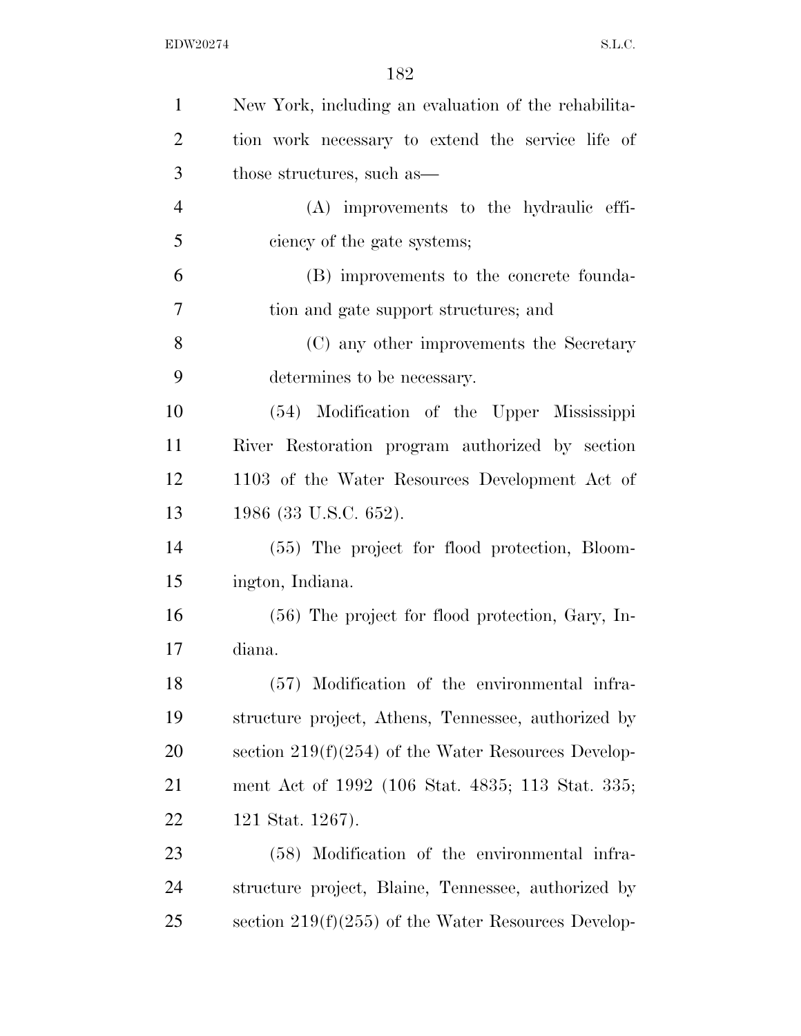New York, including an evaluation of the rehabilitation work necessary to extend the service life of those structures, such as—

(A) improvements to the hydraulic efficiency of the gate systems;

(B) improvements to the concrete foundation and gate support structures; and

(C) any other improvements the Secretary determines to be necessary.

(54) Modification of the Upper Mississippi River Restoration program authorized by section 1103 of the Water Resources Development Act of 1986 (33 U.S.C. 652).

(55) The project for flood protection, Bloomington, Indiana.

(56) The project for flood protection, Gary, Indiana.

(57) Modification of the environmental infrastructure project, Athens, Tennessee, authorized by section 219(f)(254) of the Water Resources Development Act of 1992 (106 Stat. 4835; 113 Stat. 335; 121 Stat. 1267).

(58) Modification of the environmental infrastructure project, Blaine, Tennessee, authorized by section 219(f)(255) of the Water Resources Develop-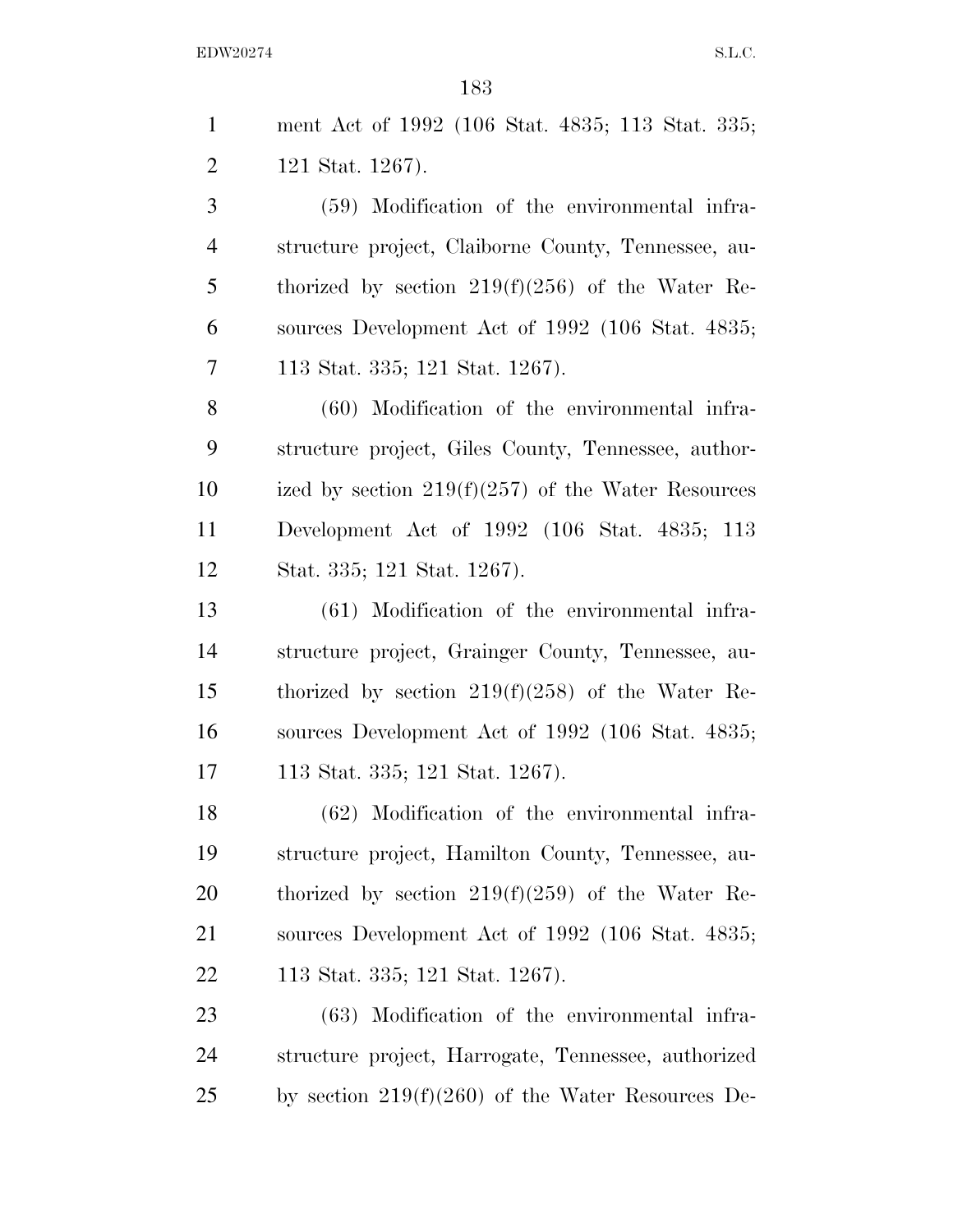ment Act of 1992 (106 Stat. 4835; 113 Stat. 335; 121 Stat. 1267).

(59) Modification of the environmental infrastructure project, Claiborne County, Tennessee, authorized by section 219(f)(256) of the Water Resources Development Act of 1992 (106 Stat. 4835; 113 Stat. 335; 121 Stat. 1267).

(60) Modification of the environmental infrastructure project, Giles County, Tennessee, authorized by section 219(f)(257) of the Water Resources Development Act of 1992 (106 Stat. 4835; 113 Stat. 335; 121 Stat. 1267).

(61) Modification of the environmental infrastructure project, Grainger County, Tennessee, authorized by section 219(f)(258) of the Water Resources Development Act of 1992 (106 Stat. 4835; 113 Stat. 335; 121 Stat. 1267).

(62) Modification of the environmental infrastructure project, Hamilton County, Tennessee, authorized by section 219(f)(259) of the Water Resources Development Act of 1992 (106 Stat. 4835; 113 Stat. 335; 121 Stat. 1267).

(63) Modification of the environmental infrastructure project, Harrogate, Tennessee, authorized by section 219(f)(260) of the Water Resources De-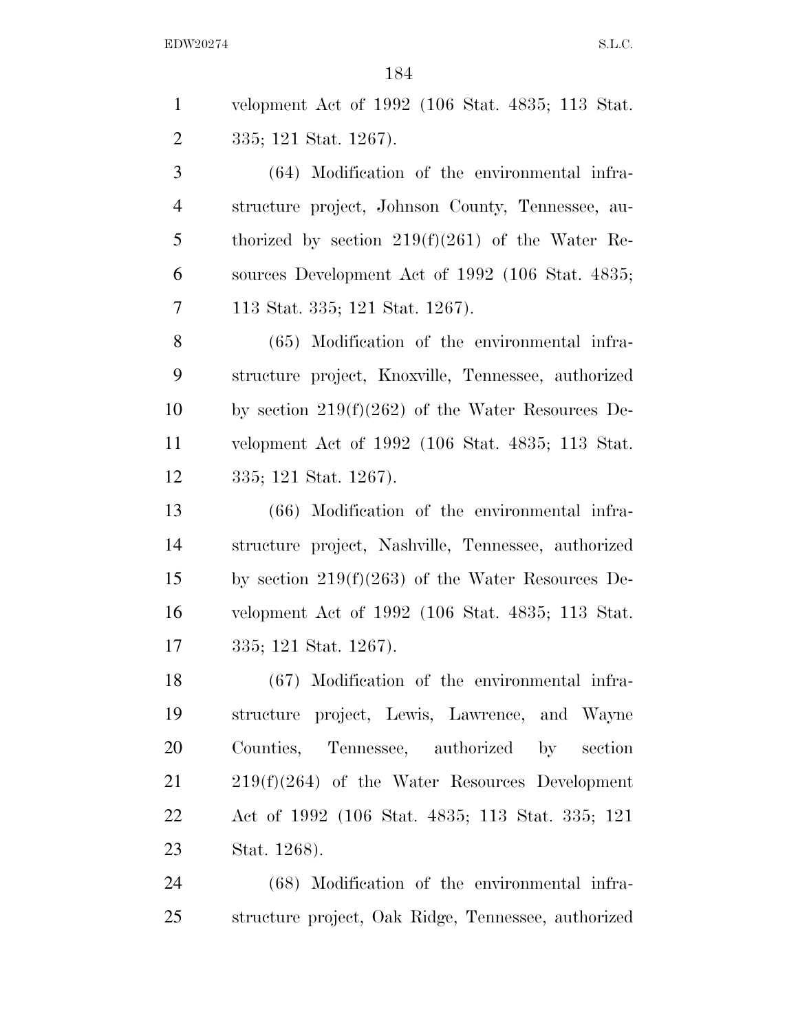velopment Act of 1992 (106 Stat. 4835; 113 Stat. 335; 121 Stat. 1267).

(64) Modification of the environmental infrastructure project, Johnson County, Tennessee, authorized by section 219(f)(261) of the Water Resources Development Act of 1992 (106 Stat. 4835; 113 Stat. 335; 121 Stat. 1267).

(65) Modification of the environmental infrastructure project, Knoxville, Tennessee, authorized by section 219(f)(262) of the Water Resources Development Act of 1992 (106 Stat. 4835; 113 Stat. 335; 121 Stat. 1267).

(66) Modification of the environmental infrastructure project, Nashville, Tennessee, authorized by section 219(f)(263) of the Water Resources Development Act of 1992 (106 Stat. 4835; 113 Stat. 335; 121 Stat. 1267).

(67) Modification of the environmental infrastructure project, Lewis, Lawrence, and Wayne Counties, Tennessee, authorized by section 219(f)(264) of the Water Resources Development Act of 1992 (106 Stat. 4835; 113 Stat. 335; 121 Stat. 1268).

(68) Modification of the environmental infrastructure project, Oak Ridge, Tennessee, authorized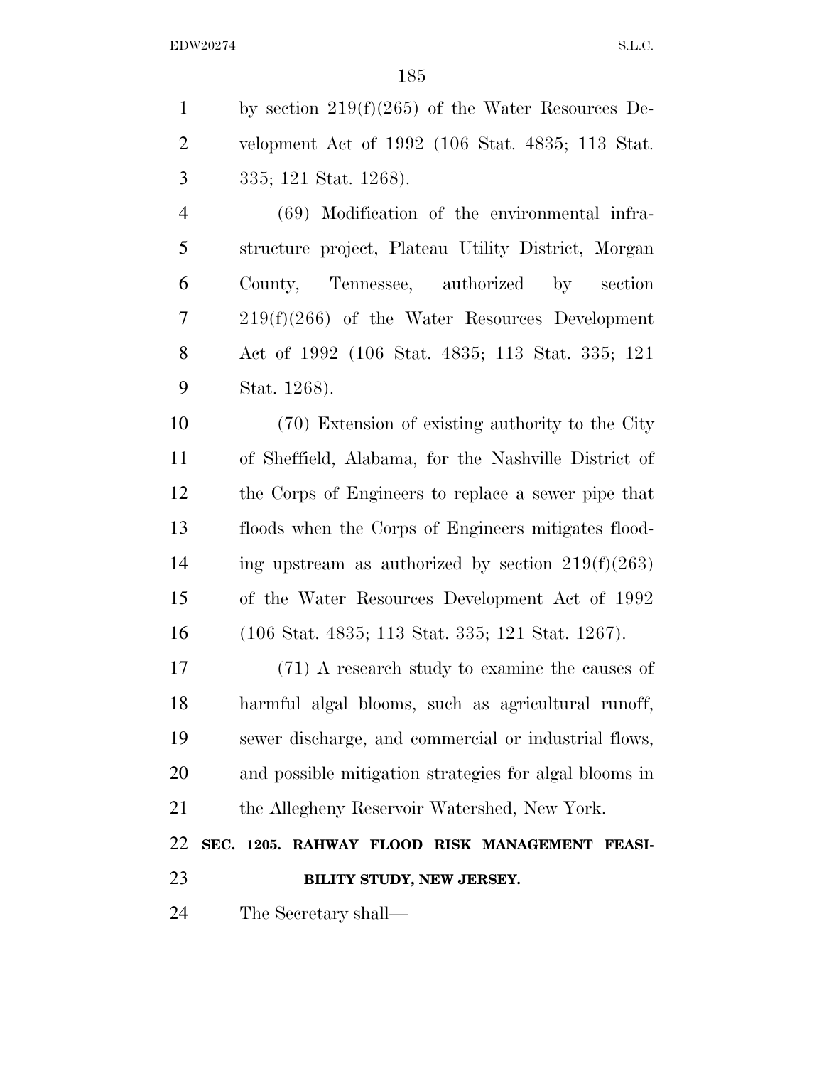by section 219(f)(265) of the Water Resources Development Act of 1992 (106 Stat. 4835; 113 Stat. 335; 121 Stat. 1268).

(69) Modification of the environmental infrastructure project, Plateau Utility District, Morgan County, Tennessee, authorized by section 219(f)(266) of the Water Resources Development Act of 1992 (106 Stat. 4835; 113 Stat. 335; 121 Stat. 1268).

(70) Extension of existing authority to the City of Sheffield, Alabama, for the Nashville District of the Corps of Engineers to replace a sewer pipe that floods when the Corps of Engineers mitigates flooding upstream as authorized by section 219(f)(263) of the Water Resources Development Act of 1992 (106 Stat. 4835; 113 Stat. 335; 121 Stat. 1267).

(71) A research study to examine the causes of harmful algal blooms, such as agricultural runoff, sewer discharge, and commercial or industrial flows, and possible mitigation strategies for algal blooms in the Allegheny Reservoir Watershed, New York.

**SEC. 1205. RAHWAY FLOOD RISK MANAGEMENT FEASIBILITY STUDY, NEW JERSEY.**

The Secretary shall—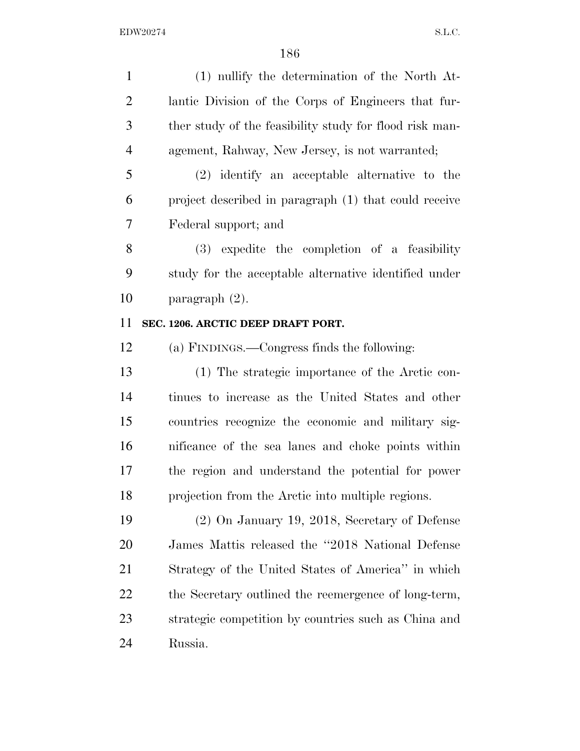(1) nullify the determination of the North Atlantic Division of the Corps of Engineers that further study of the feasibility study for flood risk management, Rahway, New Jersey, is not warranted;

(2) identify an acceptable alternative to the project described in paragraph (1) that could receive Federal support; and

(3) expedite the completion of a feasibility study for the acceptable alternative identified under paragraph (2).

**SEC. 1206. ARCTIC DEEP DRAFT PORT.**

(a) FINDINGS.—Congress finds the following:

(1) The strategic importance of the Arctic continues to increase as the United States and other countries recognize the economic and military significance of the sea lanes and choke points within the region and understand the potential for power projection from the Arctic into multiple regions.

(2) On January 19, 2018, Secretary of Defense James Mattis released the "2018 National Defense Strategy of the United States of America" in which the Secretary outlined the reemergence of long-term, strategic competition by countries such as China and Russia.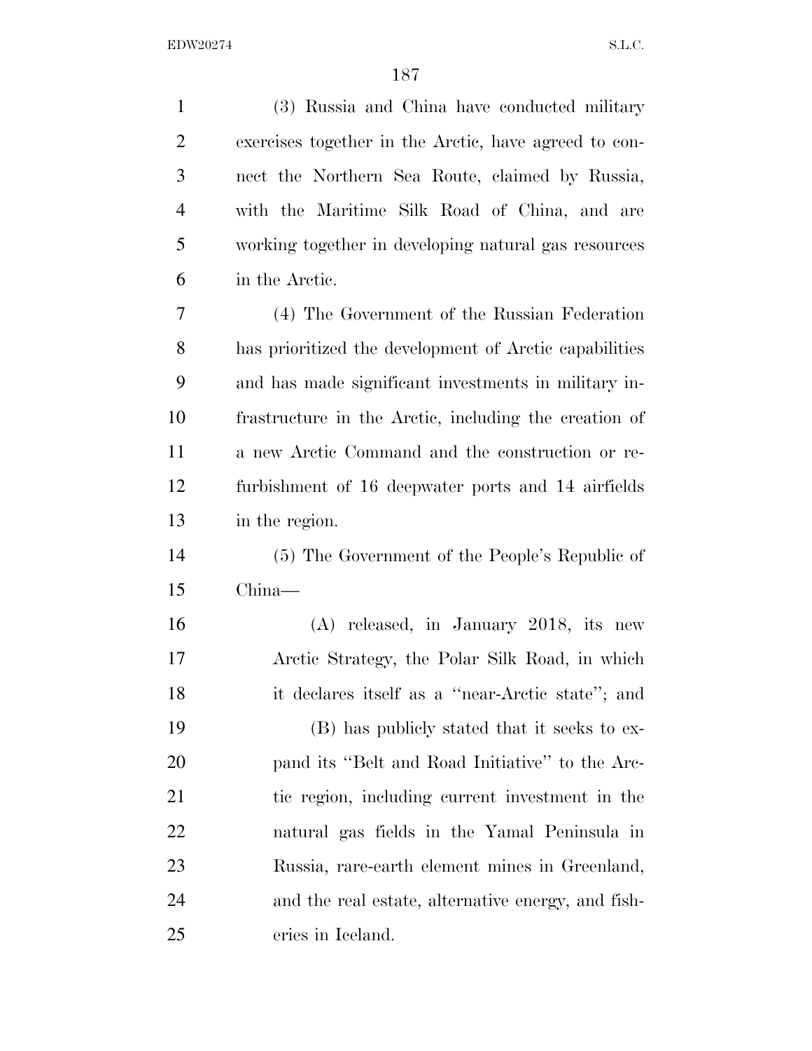(3) Russia and China have conducted military exercises together in the Arctic, have agreed to connect the Northern Sea Route, claimed by Russia, with the Maritime Silk Road of China, and are working together in developing natural gas resources in the Arctic.

(4) The Government of the Russian Federation has prioritized the development of Arctic capabilities and has made significant investments in military infrastructure in the Arctic, including the creation of a new Arctic Command and the construction or refurbishment of 16 deepwater ports and 14 airfields in the region.

(5) The Government of the People's Republic of China—

(A) released, in January 2018, its new Arctic Strategy, the Polar Silk Road, in which it declares itself as a "near-Arctic state"; and

(B) has publicly stated that it seeks to expand its "Belt and Road Initiative" to the Arctic region, including current investment in the natural gas fields in the Yamal Peninsula in Russia, rare-earth element mines in Greenland, and the real estate, alternative energy, and fisheries in Iceland.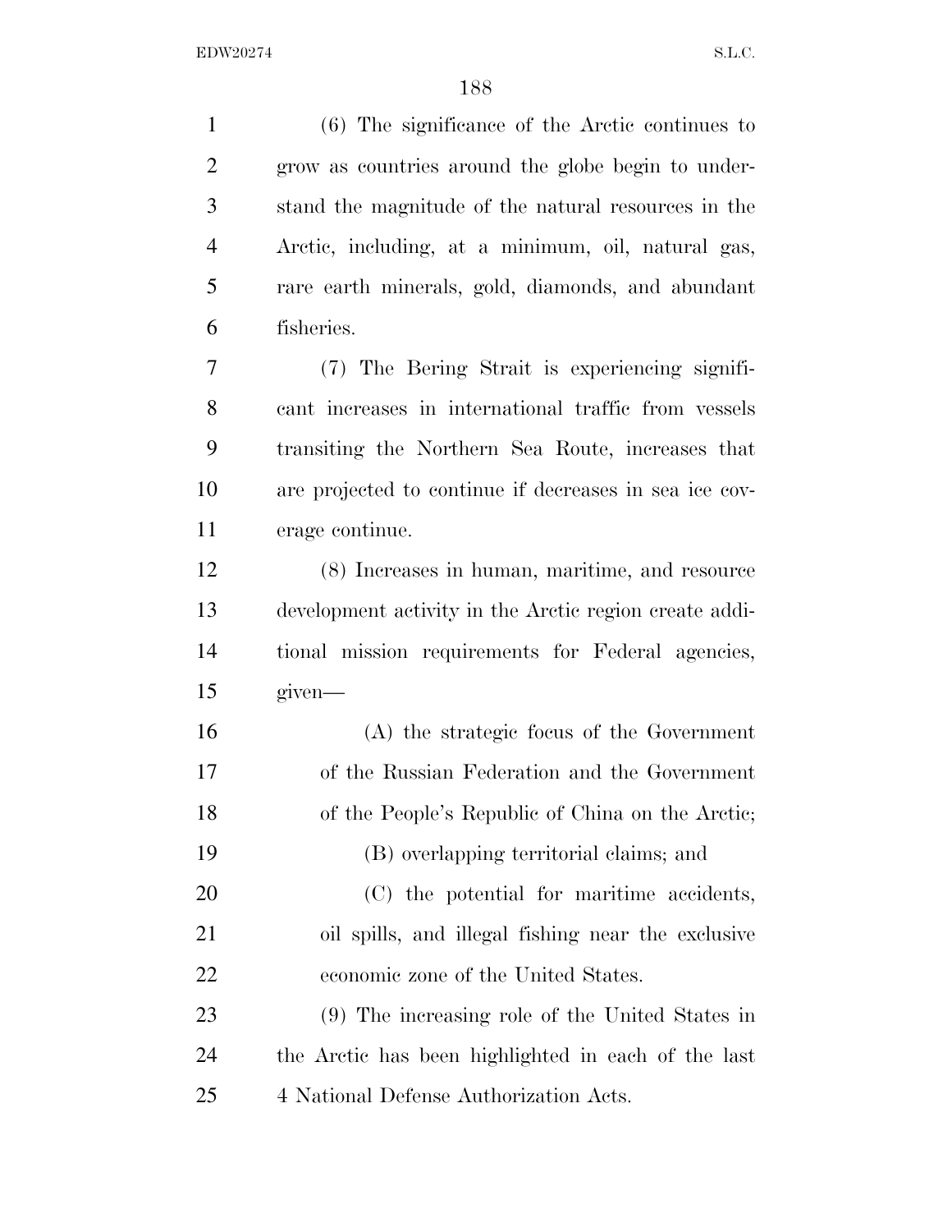(6) The significance of the Arctic continues to grow as countries around the globe begin to understand the magnitude of the natural resources in the Arctic, including, at a minimum, oil, natural gas, rare earth minerals, gold, diamonds, and abundant fisheries.

(7) The Bering Strait is experiencing significant increases in international traffic from vessels transiting the Northern Sea Route, increases that are projected to continue if decreases in sea ice coverage continue.

(8) Increases in human, maritime, and resource development activity in the Arctic region create additional mission requirements for Federal agencies, given—

(A) the strategic focus of the Government of the Russian Federation and the Government of the People's Republic of China on the Arctic;

(B) overlapping territorial claims; and

(C) the potential for maritime accidents, oil spills, and illegal fishing near the exclusive economic zone of the United States.

(9) The increasing role of the United States in the Arctic has been highlighted in each of the last 4 National Defense Authorization Acts.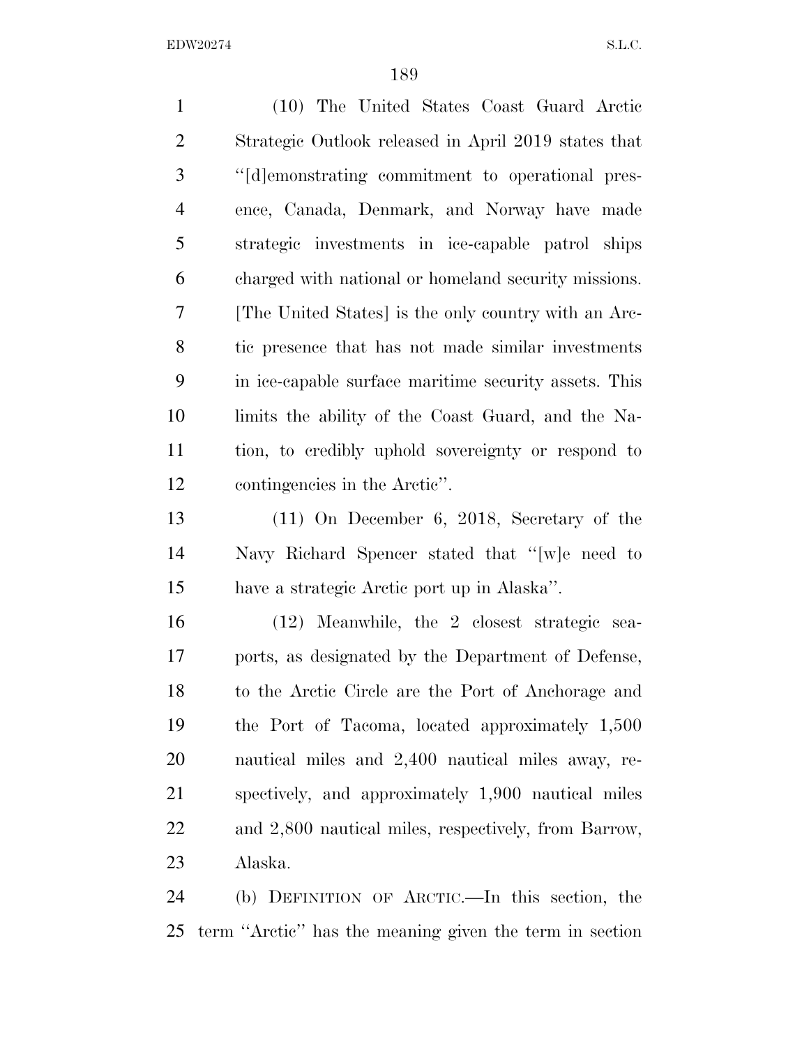(10) The United States Coast Guard Arctic Strategic Outlook released in April 2019 states that ''[d]emonstrating commitment to operational presence, Canada, Denmark, and Norway have made strategic investments in ice-capable patrol ships charged with national or homeland security missions. [The United States] is the only country with an Arctic presence that has not made similar investments in ice-capable surface maritime security assets. This limits the ability of the Coast Guard, and the Nation, to credibly uphold sovereignty or respond to contingencies in the Arctic''.

(11) On December 6, 2018, Secretary of the Navy Richard Spencer stated that ''[w]e need to have a strategic Arctic port up in Alaska''.

(12) Meanwhile, the 2 closest strategic seaports, as designated by the Department of Defense, to the Arctic Circle are the Port of Anchorage and the Port of Tacoma, located approximately 1,500 nautical miles and 2,400 nautical miles away, respectively, and approximately 1,900 nautical miles and 2,800 nautical miles, respectively, from Barrow, Alaska.

(b) DEFINITION OF ARCTIC.—In this section, the term ''Arctic'' has the meaning given the term in section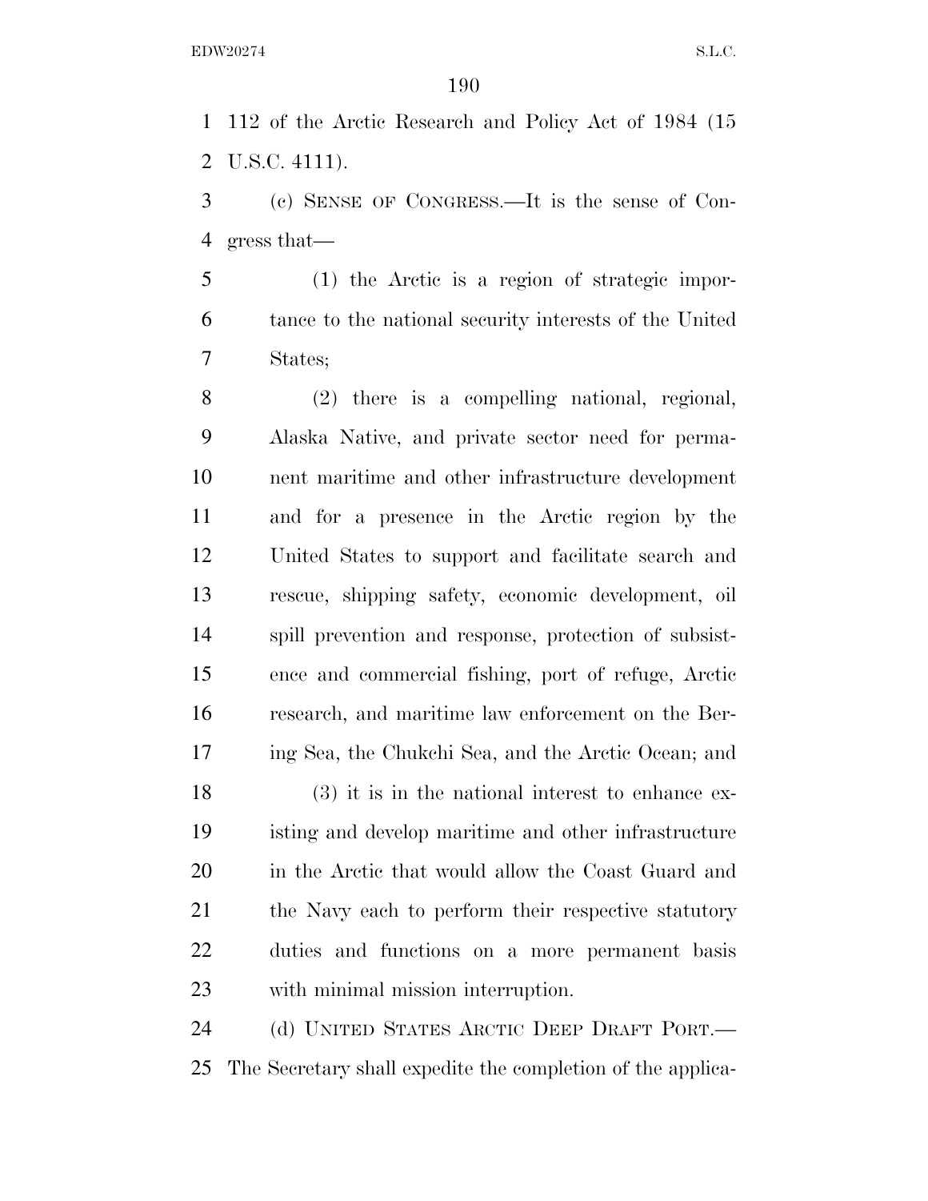112 of the Arctic Research and Policy Act of 1984 (15 U.S.C. 4111).

(c) SENSE OF CONGRESS.—It is the sense of Congress that—

(1) the Arctic is a region of strategic importance to the national security interests of the United States;

(2) there is a compelling national, regional, Alaska Native, and private sector need for permanent maritime and other infrastructure development and for a presence in the Arctic region by the United States to support and facilitate search and rescue, shipping safety, economic development, oil spill prevention and response, protection of subsistence and commercial fishing, port of refuge, Arctic research, and maritime law enforcement on the Bering Sea, the Chukchi Sea, and the Arctic Ocean; and

(3) it is in the national interest to enhance existing and develop maritime and other infrastructure in the Arctic that would allow the Coast Guard and the Navy each to perform their respective statutory duties and functions on a more permanent basis with minimal mission interruption.

(d) UNITED STATES ARCTIC DEEP DRAFT PORT.—The Secretary shall expedite the completion of the applica-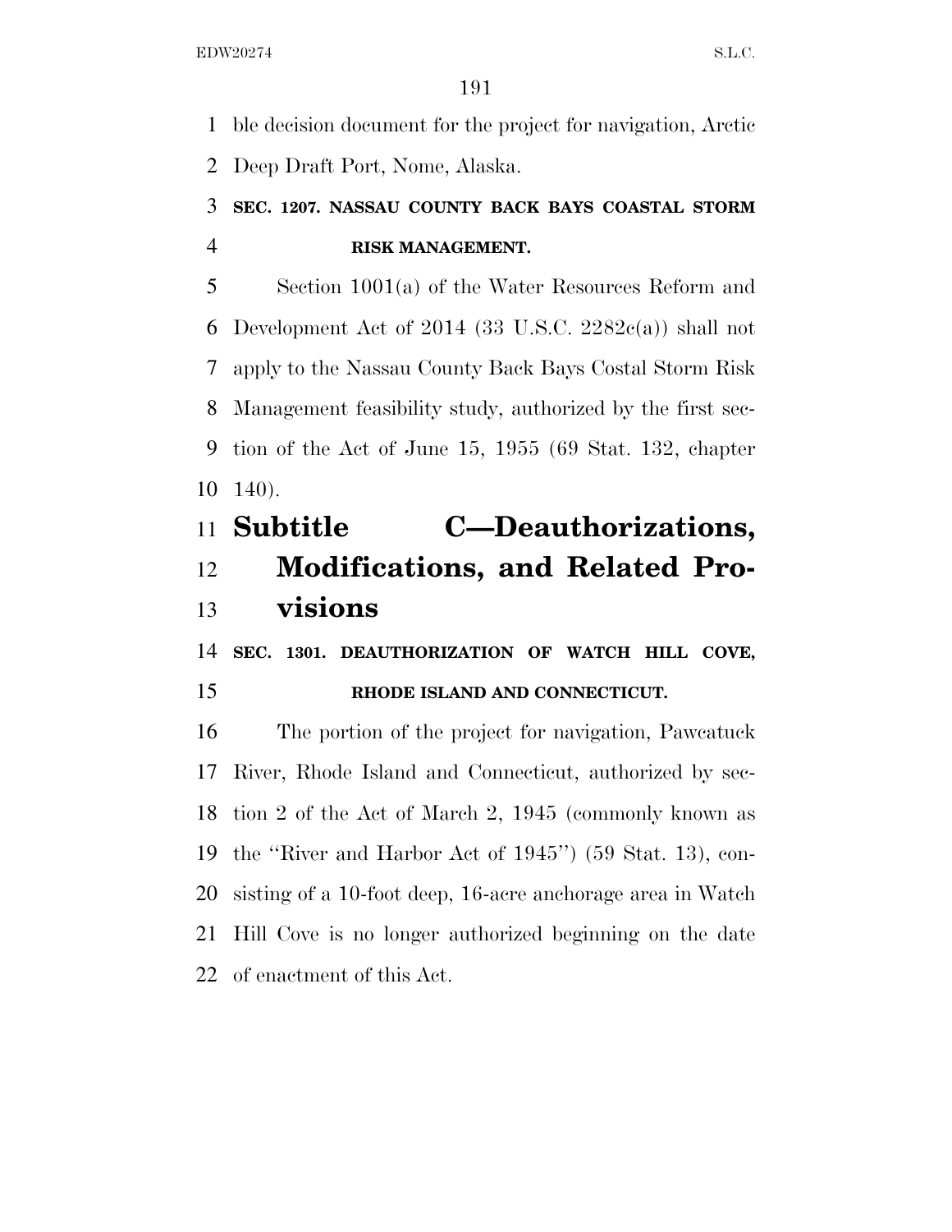ble decision document for the project for navigation, Arctic Deep Draft Port, Nome, Alaska.

**SEC. 1207. NASSAU COUNTY BACK BAYS COASTAL STORM RISK MANAGEMENT.**

Section 1001(a) of the Water Resources Reform and Development Act of 2014 (33 U.S.C. 2282c(a)) shall not apply to the Nassau County Back Bays Costal Storm Risk Management feasibility study, authorized by the first section of the Act of June 15, 1955 (69 Stat. 132, chapter 140).

## Subtitle C—Deauthorizations, Modifications, and Related Provisions

**SEC. 1301. DEAUTHORIZATION OF WATCH HILL COVE, RHODE ISLAND AND CONNECTICUT.**

The portion of the project for navigation, Pawcatuck River, Rhode Island and Connecticut, authorized by section 2 of the Act of March 2, 1945 (commonly known as the ''River and Harbor Act of 1945'') (59 Stat. 13), consisting of a 10-foot deep, 16-acre anchorage area in Watch Hill Cove is no longer authorized beginning on the date of enactment of this Act.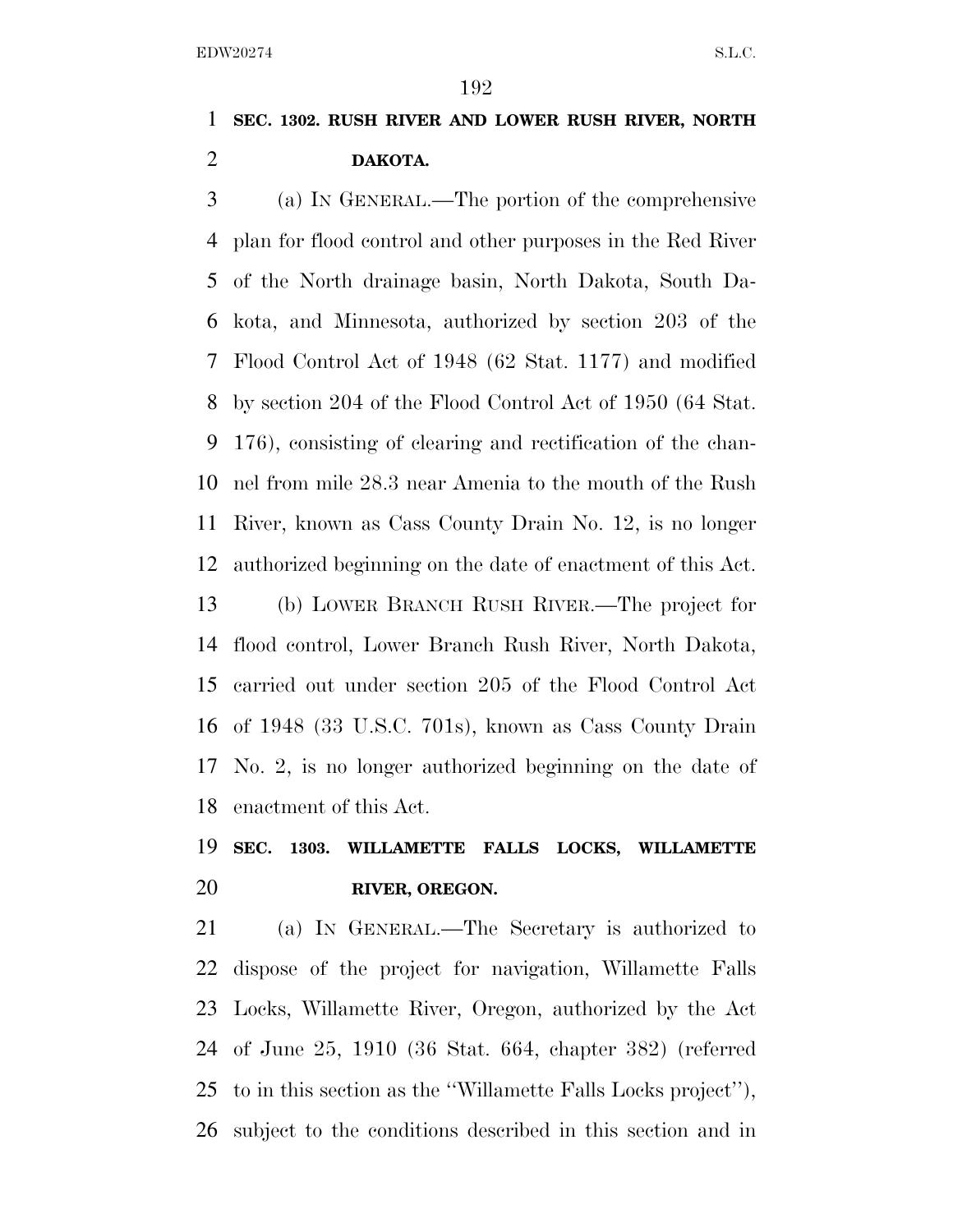**SEC. 1302. RUSH RIVER AND LOWER RUSH RIVER, NORTH DAKOTA.**

(a) IN GENERAL.—The portion of the comprehensive plan for flood control and other purposes in the Red River of the North drainage basin, North Dakota, South Dakota, and Minnesota, authorized by section 203 of the Flood Control Act of 1948 (62 Stat. 1177) and modified by section 204 of the Flood Control Act of 1950 (64 Stat. 176), consisting of clearing and rectification of the channel from mile 28.3 near Amenia to the mouth of the Rush River, known as Cass County Drain No. 12, is no longer authorized beginning on the date of enactment of this Act.

(b) LOWER BRANCH RUSH RIVER.—The project for flood control, Lower Branch Rush River, North Dakota, carried out under section 205 of the Flood Control Act of 1948 (33 U.S.C. 701s), known as Cass County Drain No. 2, is no longer authorized beginning on the date of enactment of this Act.

**SEC. 1303. WILLAMETTE FALLS LOCKS, WILLAMETTE RIVER, OREGON.**

(a) IN GENERAL.—The Secretary is authorized to dispose of the project for navigation, Willamette Falls Locks, Willamette River, Oregon, authorized by the Act of June 25, 1910 (36 Stat. 664, chapter 382) (referred to in this section as the ''Willamette Falls Locks project''), subject to the conditions described in this section and in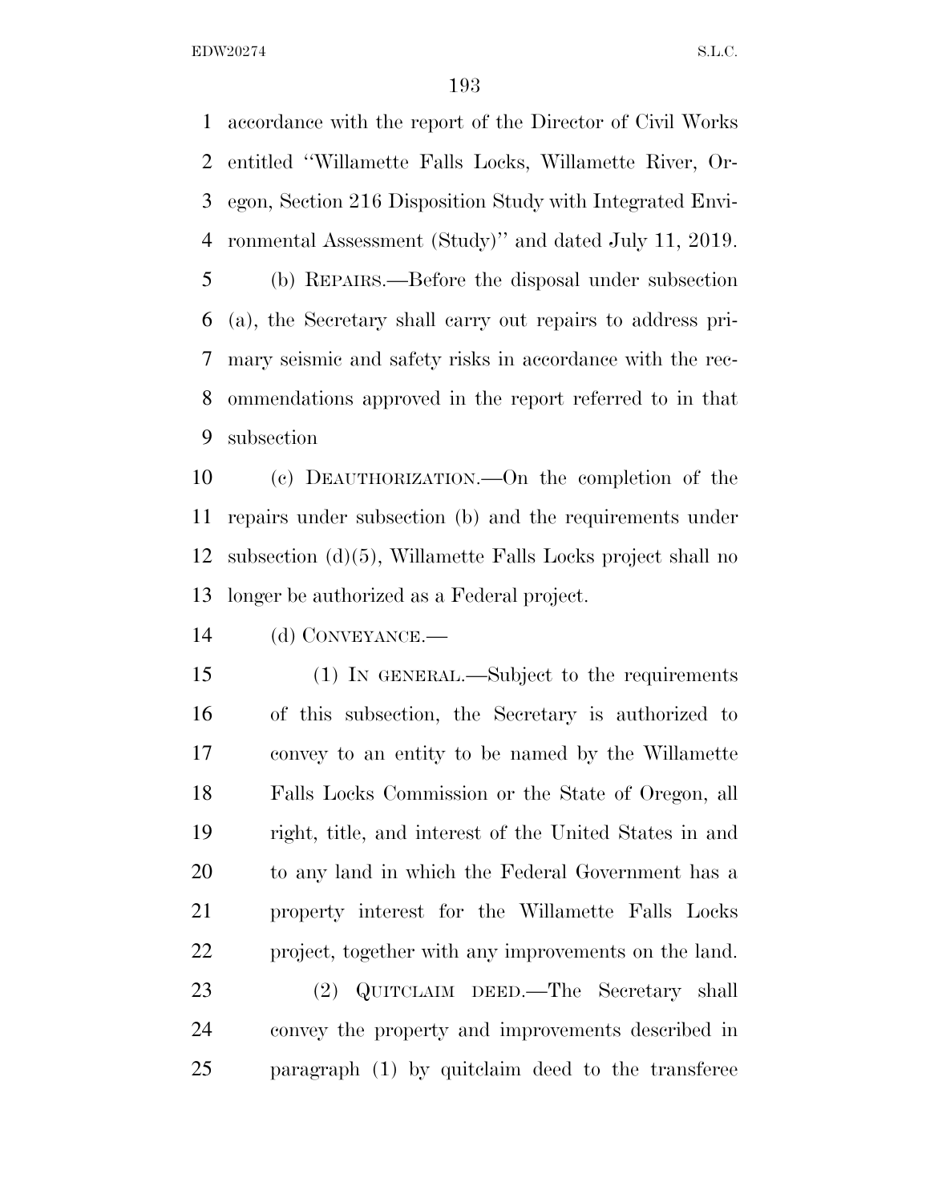accordance with the report of the Director of Civil Works entitled "Willamette Falls Locks, Willamette River, Oregon, Section 216 Disposition Study with Integrated Environmental Assessment (Study)" and dated July 11, 2019.

(b) REPAIRS.—Before the disposal under subsection (a), the Secretary shall carry out repairs to address primary seismic and safety risks in accordance with the recommendations approved in the report referred to in that subsection

(c) DEAUTHORIZATION.—On the completion of the repairs under subsection (b) and the requirements under subsection (d)(5), Willamette Falls Locks project shall no longer be authorized as a Federal project.

(d) CONVEYANCE.—

(1) IN GENERAL.—Subject to the requirements of this subsection, the Secretary is authorized to convey to an entity to be named by the Willamette Falls Locks Commission or the State of Oregon, all right, title, and interest of the United States in and to any land in which the Federal Government has a property interest for the Willamette Falls Locks project, together with any improvements on the land.

(2) QUITCLAIM DEED.—The Secretary shall convey the property and improvements described in paragraph (1) by quitclaim deed to the transferee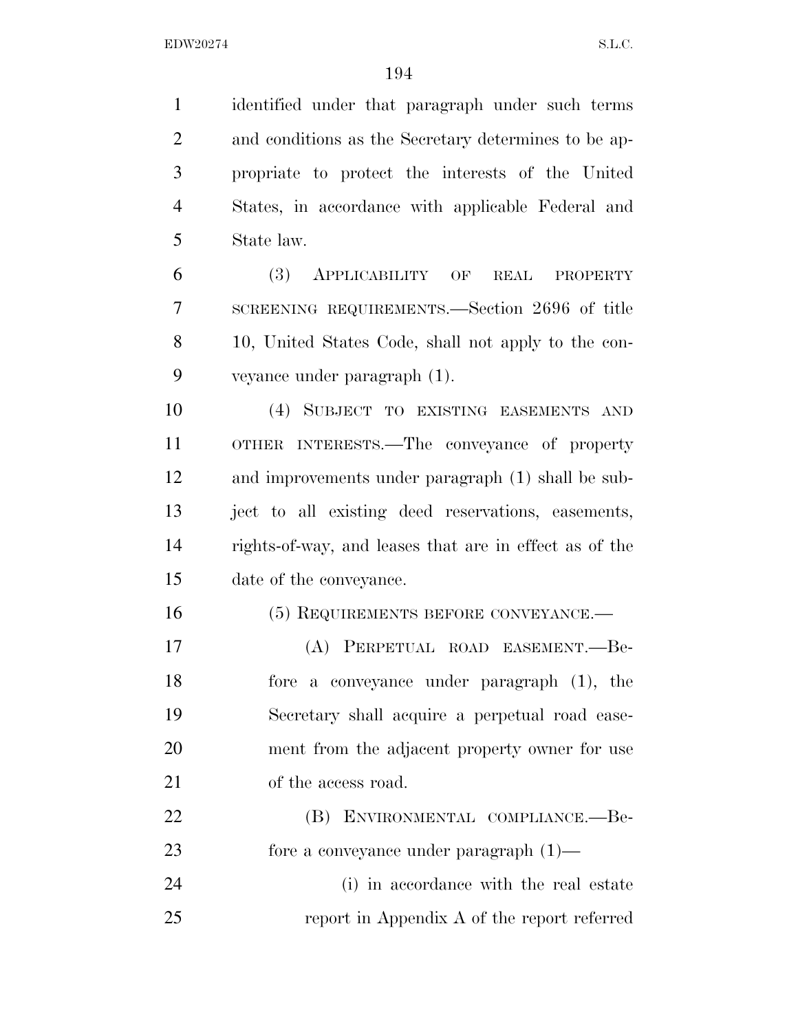identified under that paragraph under such terms and conditions as the Secretary determines to be appropriate to protect the interests of the United States, in accordance with applicable Federal and State law.

(3) APPLICABILITY OF REAL PROPERTY SCREENING REQUIREMENTS.—Section 2696 of title 10, United States Code, shall not apply to the conveyance under paragraph (1).

(4) SUBJECT TO EXISTING EASEMENTS AND OTHER INTERESTS.—The conveyance of property and improvements under paragraph (1) shall be subject to all existing deed reservations, easements, rights-of-way, and leases that are in effect as of the date of the conveyance.

(5) REQUIREMENTS BEFORE CONVEYANCE.—

(A) PERPETUAL ROAD EASEMENT.—Before a conveyance under paragraph (1), the Secretary shall acquire a perpetual road easement from the adjacent property owner for use of the access road.

(B) ENVIRONMENTAL COMPLIANCE.—Before a conveyance under paragraph (1)—

(i) in accordance with the real estate report in Appendix A of the report referred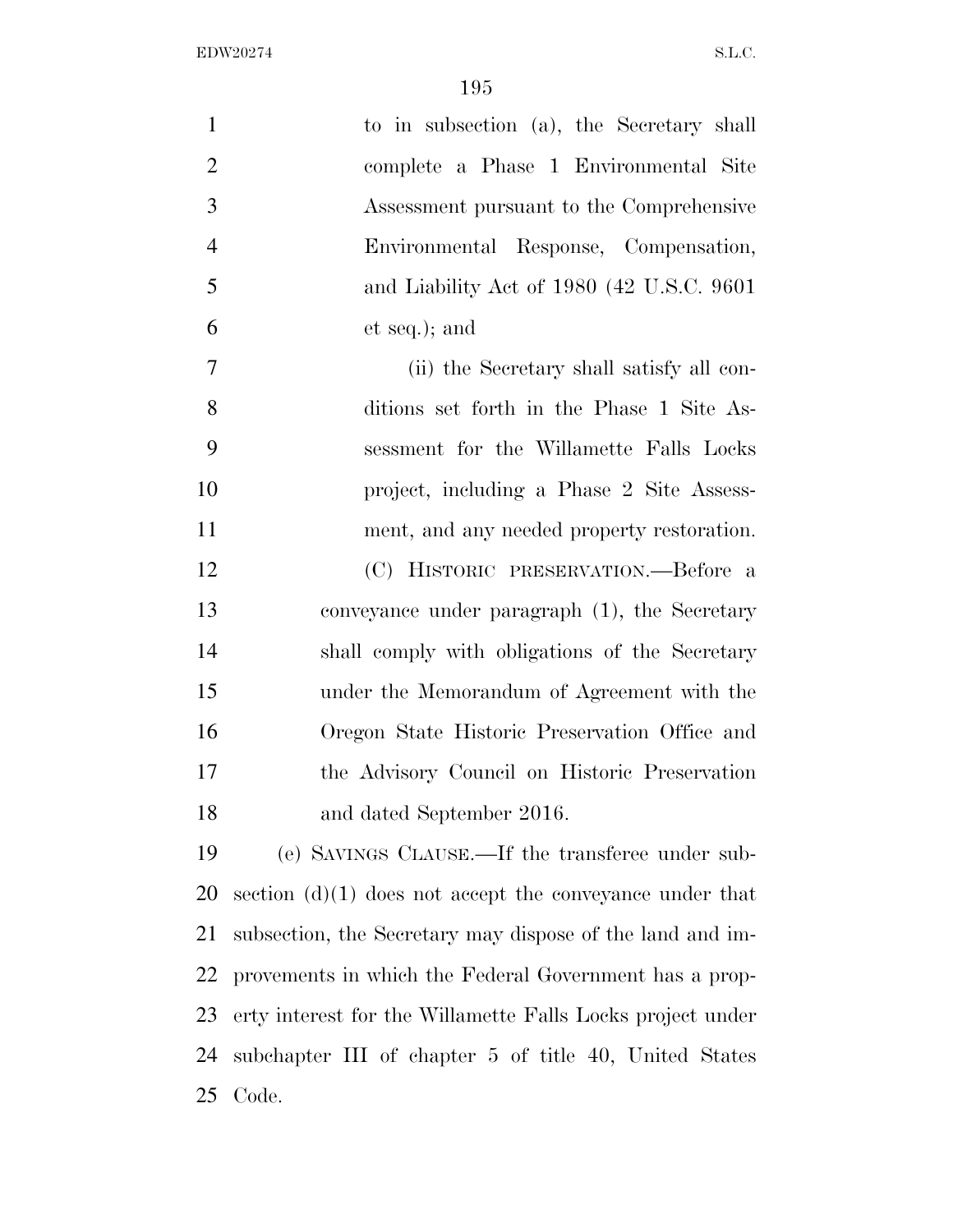to in subsection (a), the Secretary shall complete a Phase 1 Environmental Site Assessment pursuant to the Comprehensive Environmental Response, Compensation, and Liability Act of 1980 (42 U.S.C. 9601 et seq.); and

(ii) the Secretary shall satisfy all conditions set forth in the Phase 1 Site Assessment for the Willamette Falls Locks project, including a Phase 2 Site Assessment, and any needed property restoration.

(C) HISTORIC PRESERVATION.—Before a conveyance under paragraph (1), the Secretary shall comply with obligations of the Secretary under the Memorandum of Agreement with the Oregon State Historic Preservation Office and the Advisory Council on Historic Preservation and dated September 2016.

(e) SAVINGS CLAUSE.—If the transferee under subsection (d)(1) does not accept the conveyance under that subsection, the Secretary may dispose of the land and improvements in which the Federal Government has a property interest for the Willamette Falls Locks project under subchapter III of chapter 5 of title 40, United States Code.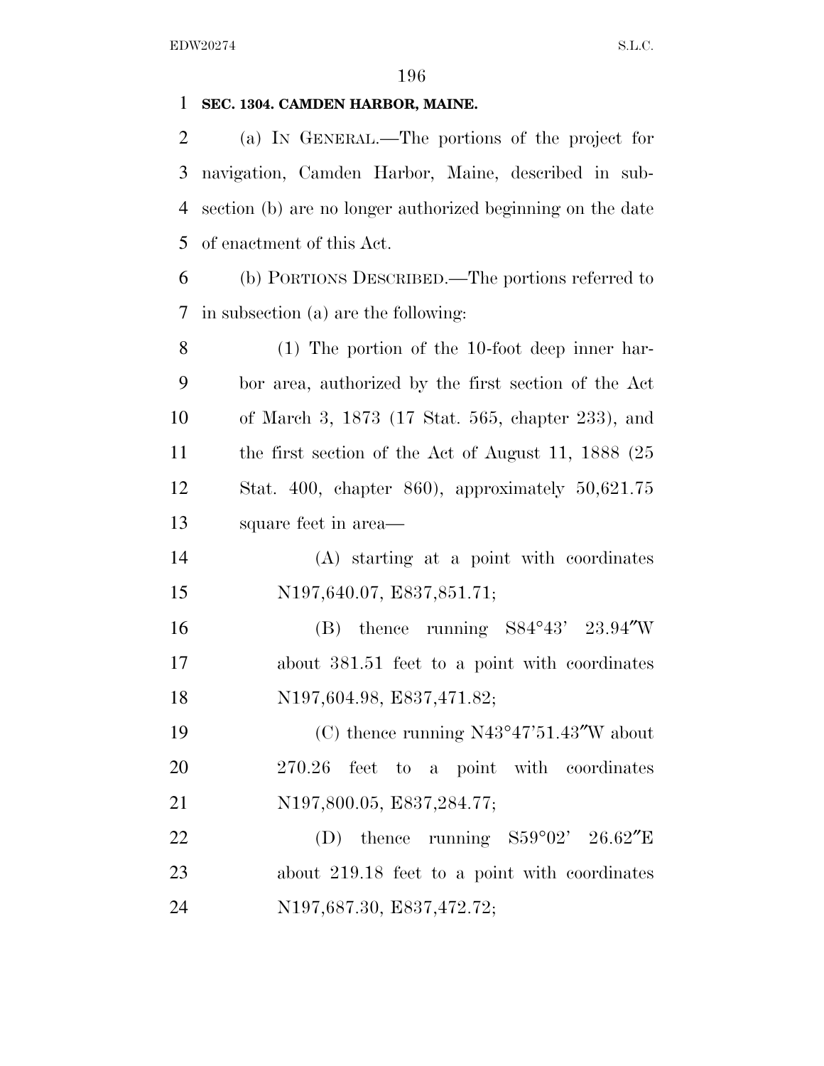**SEC. 1304. CAMDEN HARBOR, MAINE.**

(a) IN GENERAL.—The portions of the project for navigation, Camden Harbor, Maine, described in subsection (b) are no longer authorized beginning on the date of enactment of this Act.

(b) PORTIONS DESCRIBED.—The portions referred to in subsection (a) are the following:

(1) The portion of the 10-foot deep inner harbor area, authorized by the first section of the Act of March 3, 1873 (17 Stat. 565, chapter 233), and the first section of the Act of August 11, 1888 (25 Stat. 400, chapter 860), approximately 50,621.75 square feet in area—

(A) starting at a point with coordinates N197,640.07, E837,851.71;

(B) thence running S84°43' 23.94″W about 381.51 feet to a point with coordinates N197,604.98, E837,471.82;

(C) thence running N43°47'51.43″W about 270.26 feet to a point with coordinates N197,800.05, E837,284.77;

(D) thence running S59°02' 26.62″E about 219.18 feet to a point with coordinates N197,687.30, E837,472.72;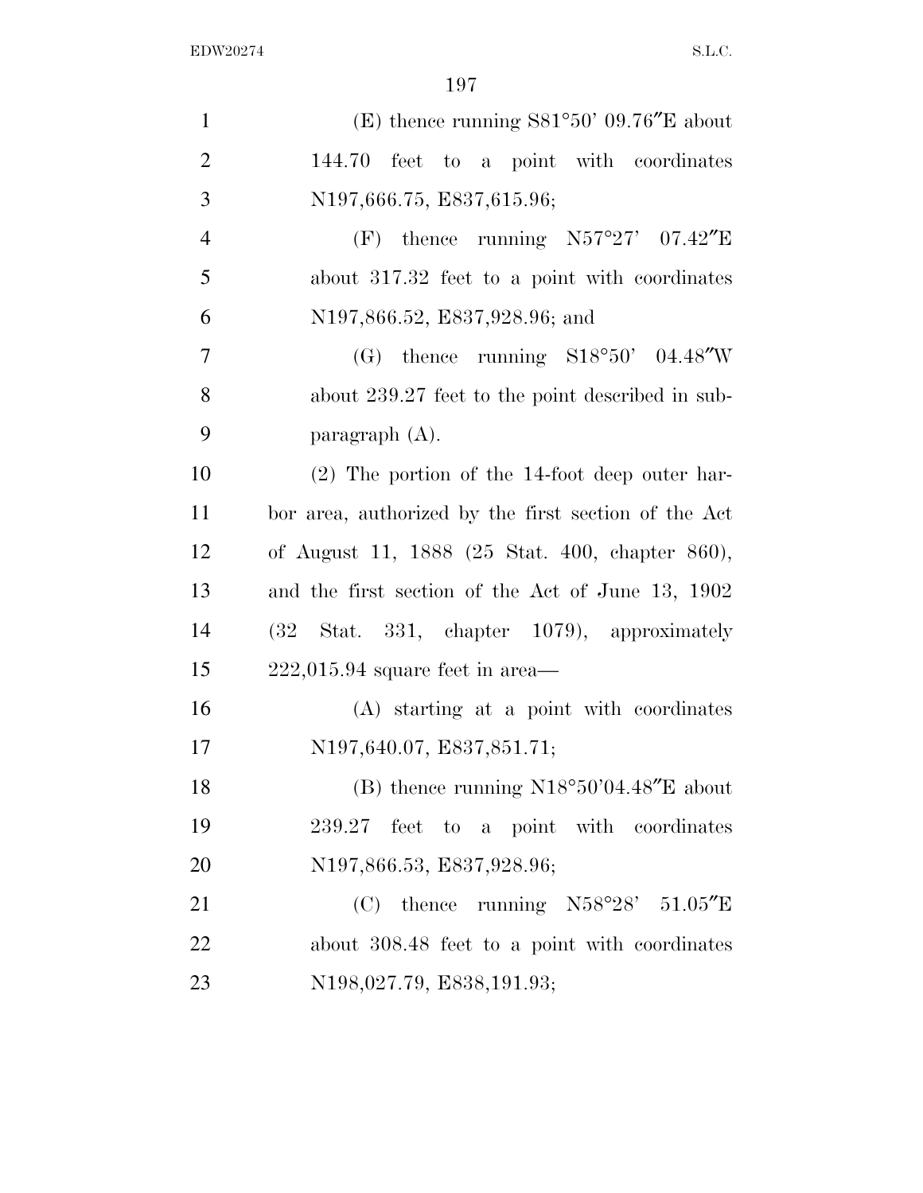(E) thence running S81°50' 09.76″E about 144.70 feet to a point with coordinates N197,666.75, E837,615.96;

(F) thence running N57°27' 07.42″E about 317.32 feet to a point with coordinates N197,866.52, E837,928.96; and

(G) thence running S18°50' 04.48″W about 239.27 feet to the point described in subparagraph (A).

(2) The portion of the 14-foot deep outer harbor area, authorized by the first section of the Act of August 11, 1888 (25 Stat. 400, chapter 860), and the first section of the Act of June 13, 1902 (32 Stat. 331, chapter 1079), approximately 222,015.94 square feet in area—

(A) starting at a point with coordinates N197,640.07, E837,851.71;

(B) thence running N18°50'04.48″E about 239.27 feet to a point with coordinates N197,866.53, E837,928.96;

(C) thence running N58°28' 51.05″E about 308.48 feet to a point with coordinates N198,027.79, E838,191.93;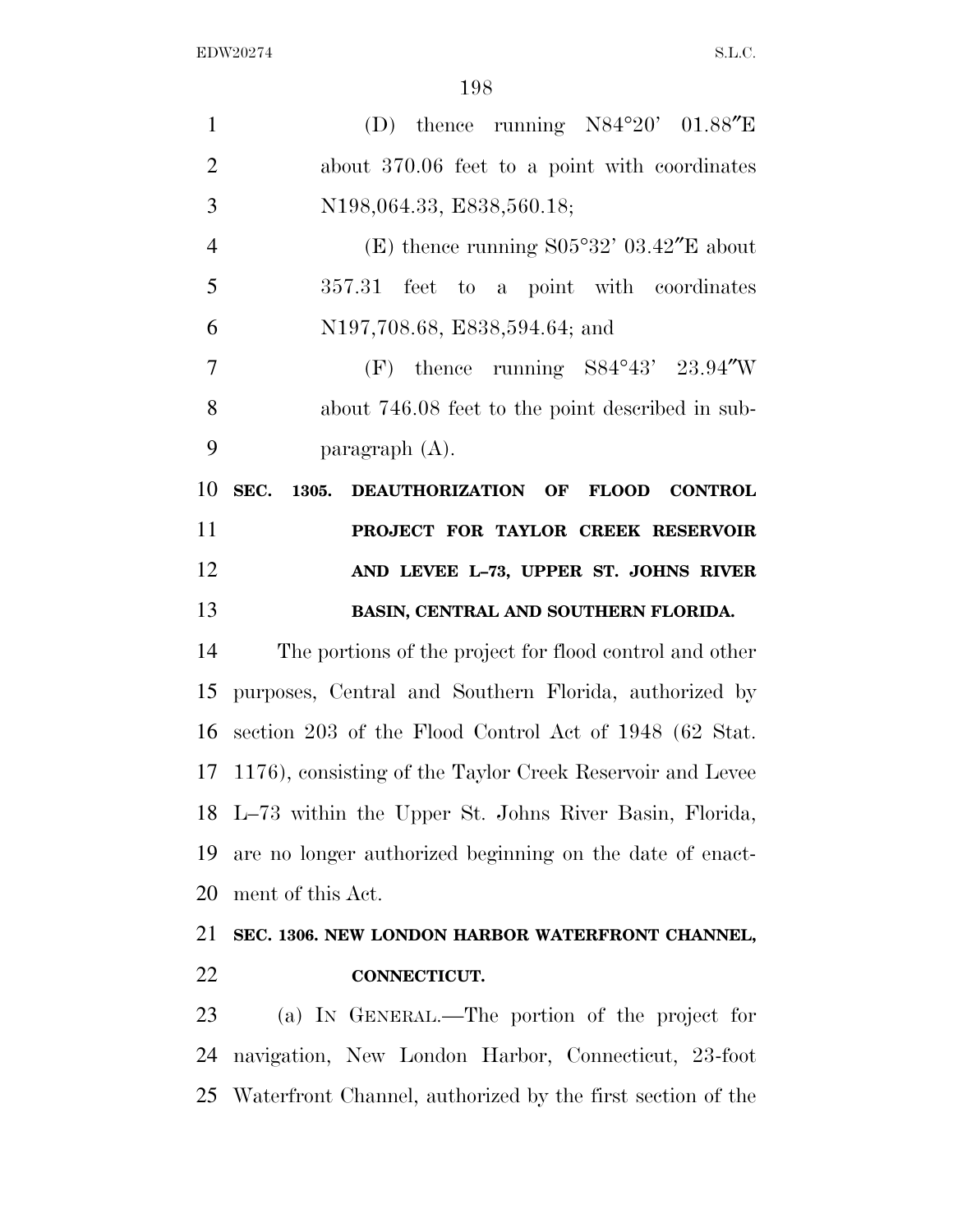(D) thence running N84°20' 01.88″E about 370.06 feet to a point with coordinates N198,064.33, E838,560.18;

(E) thence running S05°32' 03.42″E about 357.31 feet to a point with coordinates N197,708.68, E838,594.64; and

(F) thence running S84°43' 23.94″W about 746.08 feet to the point described in subparagraph (A).

**SEC. 1305. DEAUTHORIZATION OF FLOOD CONTROL PROJECT FOR TAYLOR CREEK RESERVOIR AND LEVEE L–73, UPPER ST. JOHNS RIVER BASIN, CENTRAL AND SOUTHERN FLORIDA.**

The portions of the project for flood control and other purposes, Central and Southern Florida, authorized by section 203 of the Flood Control Act of 1948 (62 Stat. 1176), consisting of the Taylor Creek Reservoir and Levee L–73 within the Upper St. Johns River Basin, Florida, are no longer authorized beginning on the date of enactment of this Act.

**SEC. 1306. NEW LONDON HARBOR WATERFRONT CHANNEL, CONNECTICUT.**

(a) IN GENERAL.—The portion of the project for navigation, New London Harbor, Connecticut, 23-foot Waterfront Channel, authorized by the first section of the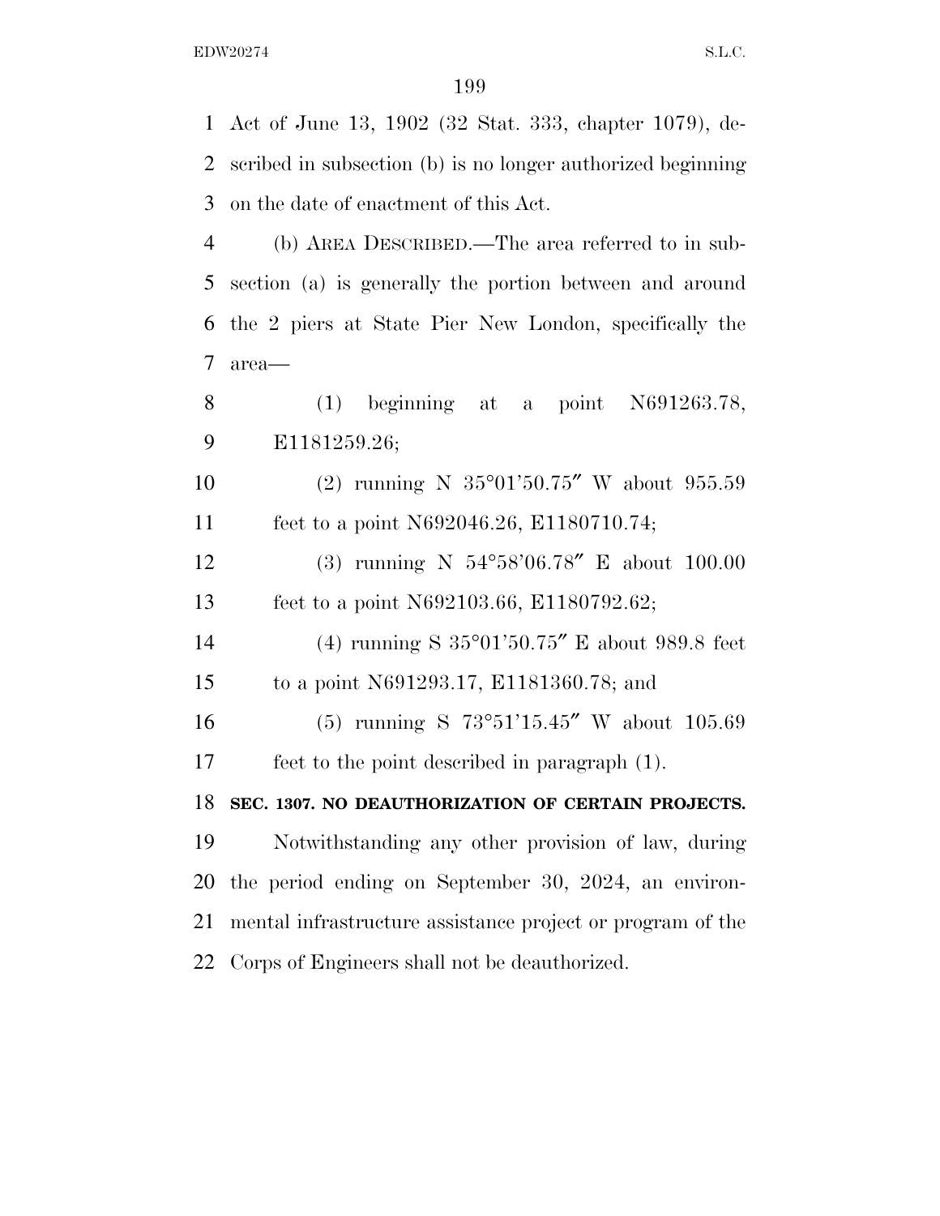Act of June 13, 1902 (32 Stat. 333, chapter 1079), described in subsection (b) is no longer authorized beginning on the date of enactment of this Act.

(b) AREA DESCRIBED.—The area referred to in subsection (a) is generally the portion between and around the 2 piers at State Pier New London, specifically the area—

(1) beginning at a point N691263.78, E1181259.26;

(2) running N 35°01'50.75" W about 955.59 feet to a point N692046.26, E1180710.74;

(3) running N 54°58'06.78" E about 100.00 feet to a point N692103.66, E1180792.62;

(4) running S 35°01'50.75" E about 989.8 feet to a point N691293.17, E1181360.78; and

(5) running S 73°51'15.45" W about 105.69 feet to the point described in paragraph (1).

**SEC. 1307. NO DEAUTHORIZATION OF CERTAIN PROJECTS.**

Notwithstanding any other provision of law, during the period ending on September 30, 2024, an environmental infrastructure assistance project or program of the Corps of Engineers shall not be deauthorized.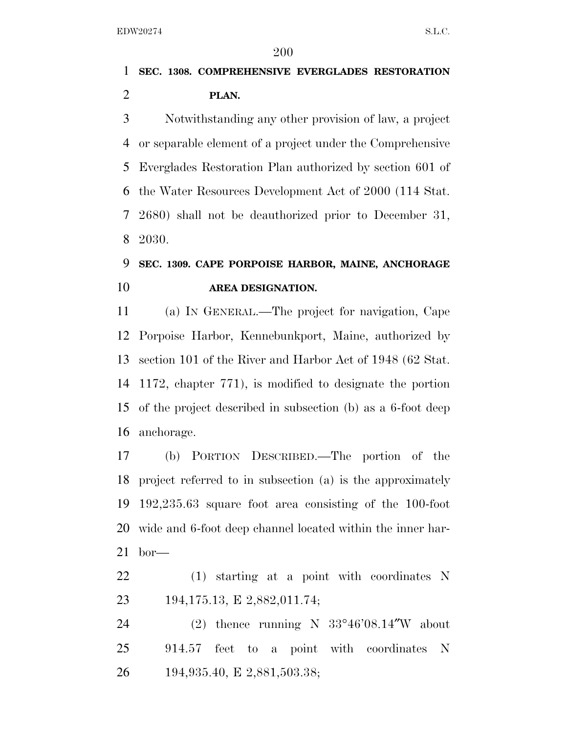**SEC. 1308. COMPREHENSIVE EVERGLADES RESTORATION PLAN.**

Notwithstanding any other provision of law, a project or separable element of a project under the Comprehensive Everglades Restoration Plan authorized by section 601 of the Water Resources Development Act of 2000 (114 Stat. 2680) shall not be deauthorized prior to December 31, 2030.

**SEC. 1309. CAPE PORPOISE HARBOR, MAINE, ANCHORAGE AREA DESIGNATION.**

(a) IN GENERAL.—The project for navigation, Cape Porpoise Harbor, Kennebunkport, Maine, authorized by section 101 of the River and Harbor Act of 1948 (62 Stat. 1172, chapter 771), is modified to designate the portion of the project described in subsection (b) as a 6-foot deep anchorage.

(b) PORTION DESCRIBED.—The portion of the project referred to in subsection (a) is the approximately 192,235.63 square foot area consisting of the 100-foot wide and 6-foot deep channel located within the inner harbor—

(1) starting at a point with coordinates N 194,175.13, E 2,882,011.74;

(2) thence running N 33°46'08.14"W about 914.57 feet to a point with coordinates N 194,935.40, E 2,881,503.38;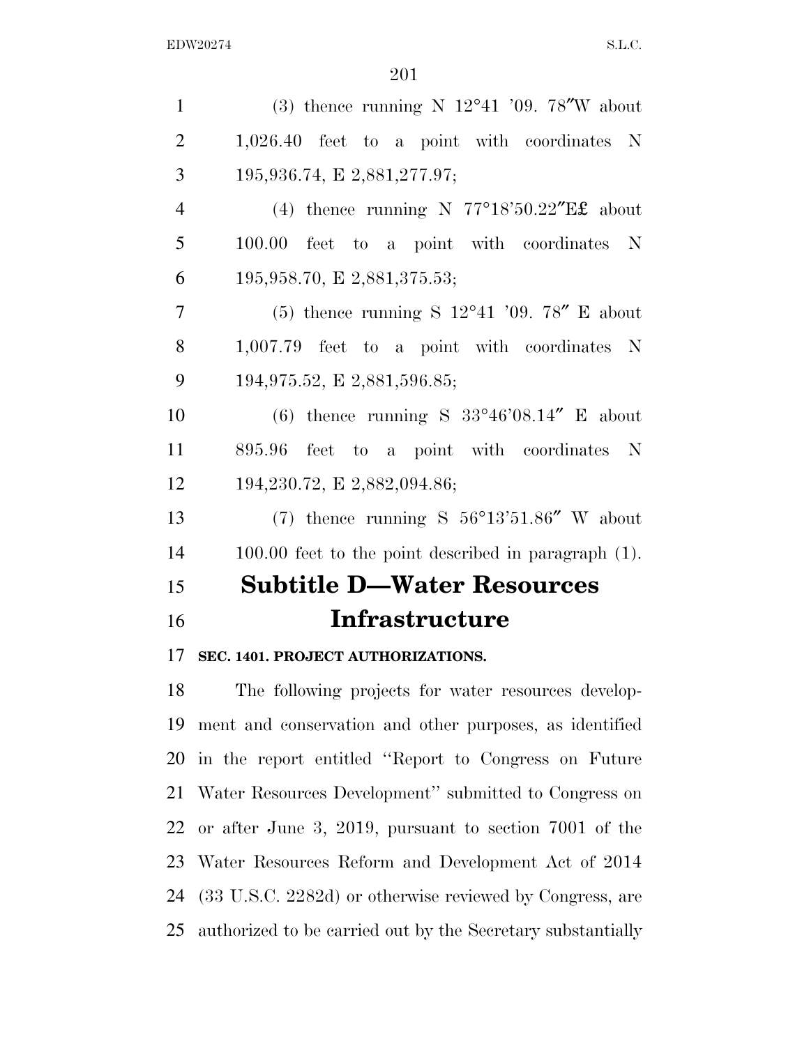(3) thence running N 12°41 '09. 78″W about 1,026.40 feet to a point with coordinates N 195,936.74, E 2,881,277.97;

(4) thence running N 77°18'50.22″E£ about 100.00 feet to a point with coordinates N 195,958.70, E 2,881,375.53;

(5) thence running S 12°41 '09. 78″ E about 1,007.79 feet to a point with coordinates N 194,975.52, E 2,881,596.85;

(6) thence running S 33°46'08.14″ E about 895.96 feet to a point with coordinates N 194,230.72, E 2,882,094.86;

(7) thence running S 56°13'51.86″ W about 100.00 feet to the point described in paragraph (1).

# Subtitle D—Water Resources Infrastructure

**SEC. 1401. PROJECT AUTHORIZATIONS.**

The following projects for water resources development and conservation and other purposes, as identified in the report entitled ''Report to Congress on Future Water Resources Development'' submitted to Congress on or after June 3, 2019, pursuant to section 7001 of the Water Resources Reform and Development Act of 2014 (33 U.S.C. 2282d) or otherwise reviewed by Congress, are authorized to be carried out by the Secretary substantially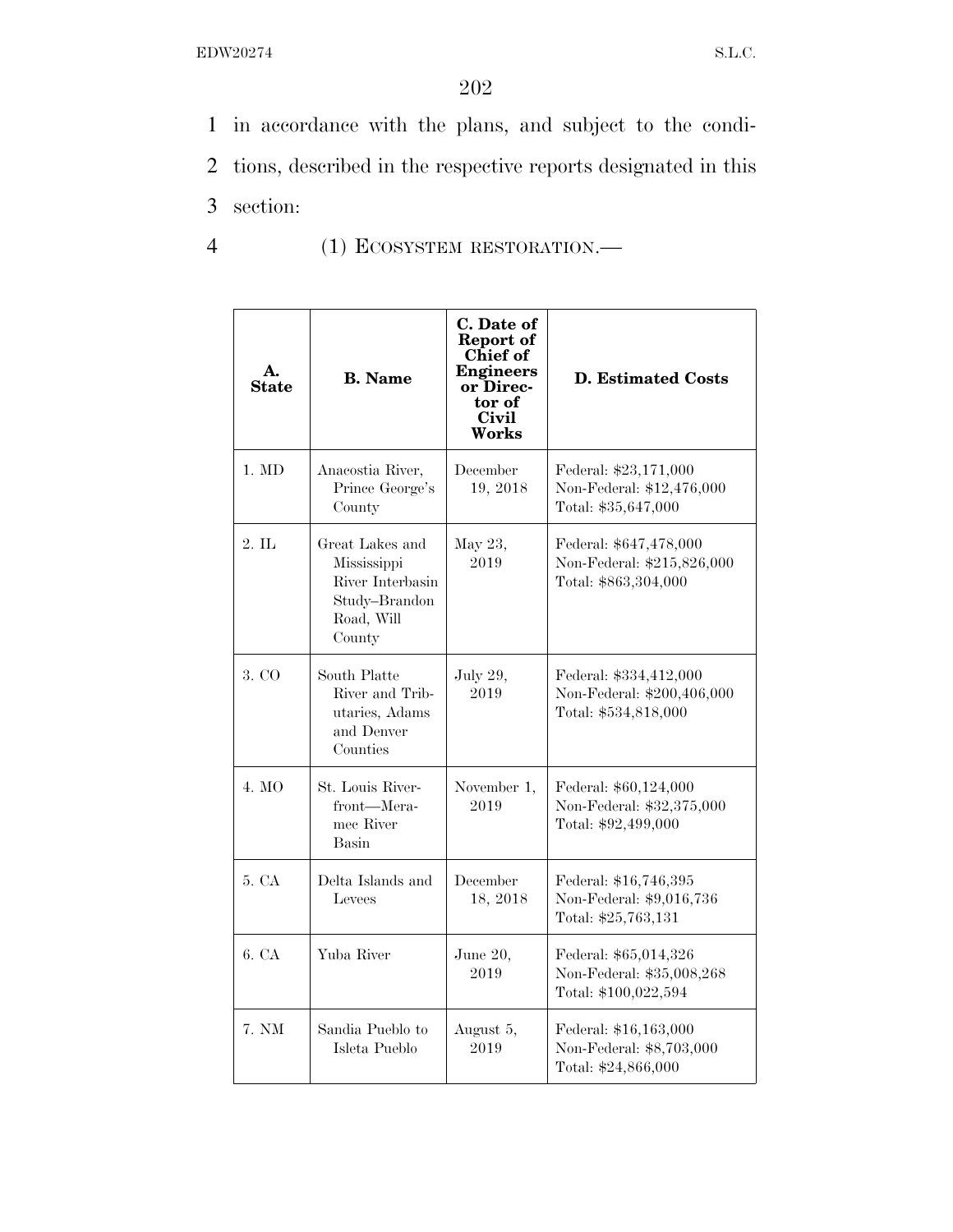in accordance with the plans, and subject to the conditions, described in the respective reports designated in this section:

(1) ECOSYSTEM RESTORATION.—

| A. State | B. Name | C. Date of Report of Chief of Engineers or Director of Civil Works | D. Estimated Costs |
|---|---|---|---|
| 1. MD | Anacostia River, Prince George's County | December 19, 2018 | Federal: $23,171,000<br>Non-Federal: $12,476,000<br>Total: $35,647,000 |
| 2. IL | Great Lakes and Mississippi River Interbasin Study–Brandon Road, Will County | May 23, 2019 | Federal: $647,478,000<br>Non-Federal: $215,826,000<br>Total: $863,304,000 |
| 3. CO | South Platte River and Tributaries, Adams and Denver Counties | July 29, 2019 | Federal: $334,412,000<br>Non-Federal: $200,406,000<br>Total: $534,818,000 |
| 4. MO | St. Louis Riverfront—Meramec River Basin | November 1, 2019 | Federal: $60,124,000<br>Non-Federal: $32,375,000<br>Total: $92,499,000 |
| 5. CA | Delta Islands and Levees | December 18, 2018 | Federal: $16,746,395<br>Non-Federal: $9,016,736<br>Total: $25,763,131 |
| 6. CA | Yuba River | June 20, 2019 | Federal: $65,014,326<br>Non-Federal: $35,008,268<br>Total: $100,022,594 |
| 7. NM | Sandia Pueblo to Isleta Pueblo | August 5, 2019 | Federal: $16,163,000<br>Non-Federal: $8,703,000<br>Total: $24,866,000 |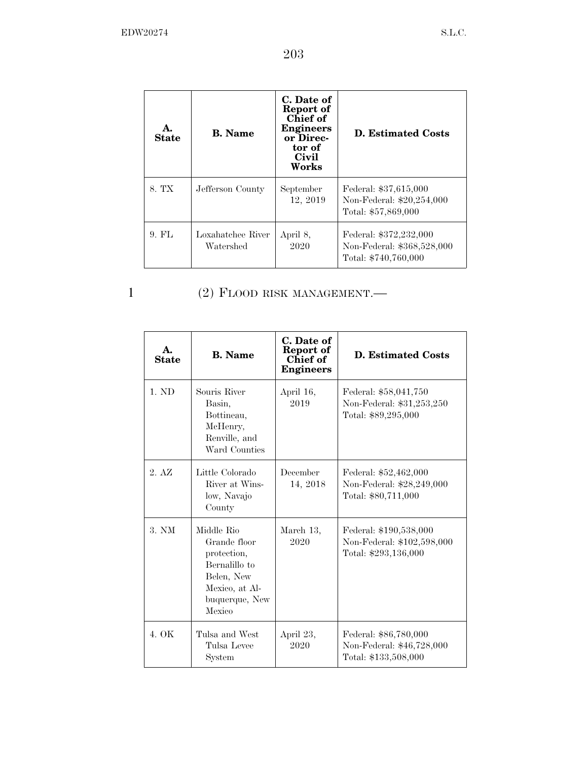| A. State | B. Name | C. Date of Report of Chief of Engineers or Director of Civil Works | D. Estimated Costs |
|---|---|---|---|
| 8. TX | Jefferson County | September 12, 2019 | Federal: $37,615,000<br>Non-Federal: $20,254,000<br>Total: $57,869,000 |
| 9. FL | Loxahatchee River Watershed | April 8, 2020 | Federal: $372,232,000<br>Non-Federal: $368,528,000<br>Total: $740,760,000 |

(2) FLOOD RISK MANAGEMENT.—

| A. State | B. Name | C. Date of Report of Chief of Engineers | D. Estimated Costs |
|---|---|---|---|
| 1. ND | Souris River Basin, Bottineau, McHenry, Renville, and Ward Counties | April 16, 2019 | Federal: $58,041,750<br>Non-Federal: $31,253,250<br>Total: $89,295,000 |
| 2. AZ | Little Colorado River at Winslow, Navajo County | December 14, 2018 | Federal: $52,462,000<br>Non-Federal: $28,249,000<br>Total: $80,711,000 |
| 3. NM | Middle Rio Grande floor protection, Bernalillo to Belen, New Mexico, at Albuquerque, New Mexico | March 13, 2020 | Federal: $190,538,000<br>Non-Federal: $102,598,000<br>Total: $293,136,000 |
| 4. OK | Tulsa and West Tulsa Levee System | April 23, 2020 | Federal: $86,780,000<br>Non-Federal: $46,728,000<br>Total: $133,508,000 |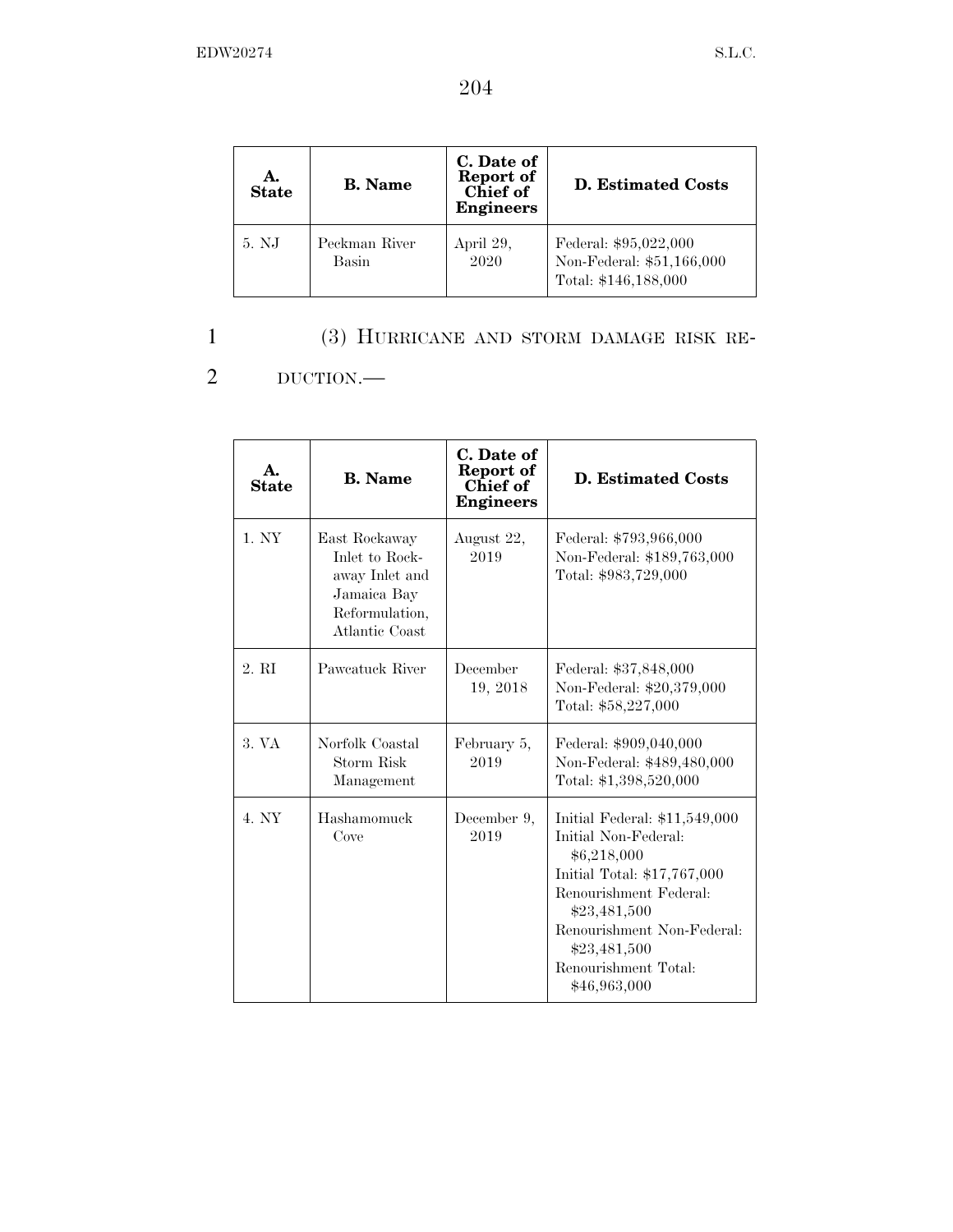| A. State | B. Name | C. Date of Report of Chief of Engineers | D. Estimated Costs |
|---|---|---|---|
| 5. NJ | Peckman River Basin | April 29, 2020 | Federal: $95,022,000<br>Non-Federal: $51,166,000<br>Total: $146,188,000 |

(3) HURRICANE AND STORM DAMAGE RISK REDUCTION.—

| A. State | B. Name | C. Date of Report of Chief of Engineers | D. Estimated Costs |
|---|---|---|---|
| 1. NY | East Rockaway Inlet to Rockaway Inlet and Jamaica Bay Reformulation, Atlantic Coast | August 22, 2019 | Federal: $793,966,000<br>Non-Federal: $189,763,000<br>Total: $983,729,000 |
| 2. RI | Pawcatuck River | December 19, 2018 | Federal: $37,848,000<br>Non-Federal: $20,379,000<br>Total: $58,227,000 |
| 3. VA | Norfolk Coastal Storm Risk Management | February 5, 2019 | Federal: $909,040,000<br>Non-Federal: $489,480,000<br>Total: $1,398,520,000 |
| 4. NY | Hashamomuck Cove | December 9, 2019 | Initial Federal: $11,549,000<br>Initial Non-Federal: $6,218,000<br>Initial Total: $17,767,000<br>Renourishment Federal: $23,481,500<br>Renourishment Non-Federal: $23,481,500<br>Renourishment Total: $46,963,000 |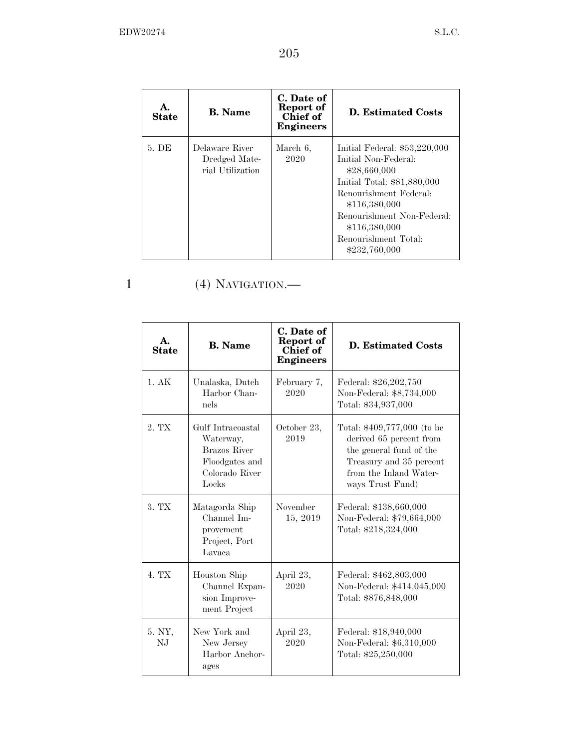| A. State | B. Name | C. Date of Report of Chief of Engineers | D. Estimated Costs |
|---|---|---|---|
| 5. DE | Delaware River Dredged Material Utilization | March 6, 2020 | Initial Federal: $53,220,000<br>Initial Non-Federal: $28,660,000<br>Initial Total: $81,880,000<br>Renourishment Federal: $116,380,000<br>Renourishment Non-Federal: $116,380,000<br>Renourishment Total: $232,760,000 |

(4) NAVIGATION.—

| A. State | B. Name | C. Date of Report of Chief of Engineers | D. Estimated Costs |
|---|---|---|---|
| 1. AK | Unalaska, Dutch Harbor Channels | February 7, 2020 | Federal: $26,202,750<br>Non-Federal: $8,734,000<br>Total: $34,937,000 |
| 2. TX | Gulf Intracoastal Waterway, Brazos River Floodgates and Colorado River Locks | October 23, 2019 | Total: $409,777,000 (to be derived 65 percent from the general fund of the Treasury and 35 percent from the Inland Waterways Trust Fund) |
| 3. TX | Matagorda Ship Channel Improvement Project, Port Lavaca | November 15, 2019 | Federal: $138,660,000<br>Non-Federal: $79,664,000<br>Total: $218,324,000 |
| 4. TX | Houston Ship Channel Expansion Improvement Project | April 23, 2020 | Federal: $462,803,000<br>Non-Federal: $414,045,000<br>Total: $876,848,000 |
| 5. NY, NJ | New York and New Jersey Harbor Anchorages | April 23, 2020 | Federal: $18,940,000<br>Non-Federal: $6,310,000<br>Total: $25,250,000 |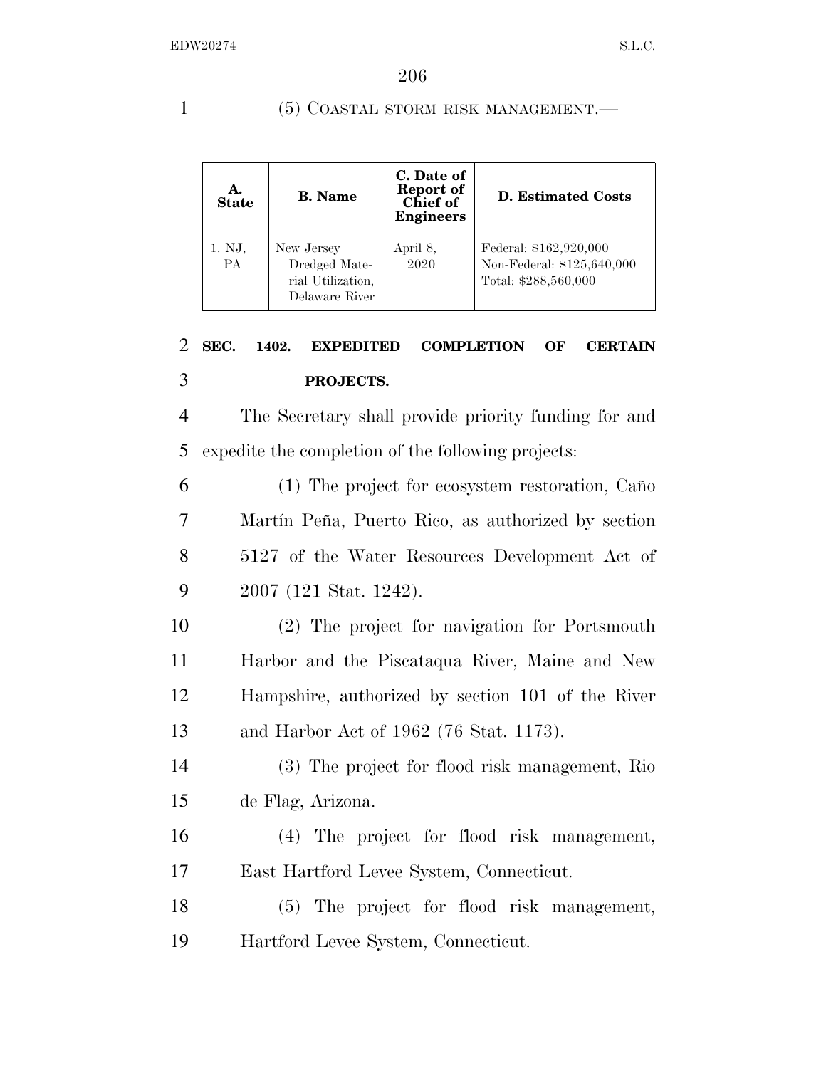(5) COASTAL STORM RISK MANAGEMENT.—

| A. State | B. Name | C. Date of Report of Chief of Engineers | D. Estimated Costs |
|---|---|---|---|
| 1. NJ, PA | New Jersey Dredged Material Utilization, Delaware River | April 8, 2020 | Federal: $162,920,000<br>Non-Federal: $125,640,000<br>Total: $288,560,000 |

## SEC. 1402. EXPEDITED COMPLETION OF CERTAIN PROJECTS.

The Secretary shall provide priority funding for and expedite the completion of the following projects:

(1) The project for ecosystem restoration, Caño Martín Peña, Puerto Rico, as authorized by section 5127 of the Water Resources Development Act of 2007 (121 Stat. 1242).

(2) The project for navigation for Portsmouth Harbor and the Piscataqua River, Maine and New Hampshire, authorized by section 101 of the River and Harbor Act of 1962 (76 Stat. 1173).

(3) The project for flood risk management, Rio de Flag, Arizona.

(4) The project for flood risk management, East Hartford Levee System, Connecticut.

(5) The project for flood risk management, Hartford Levee System, Connecticut.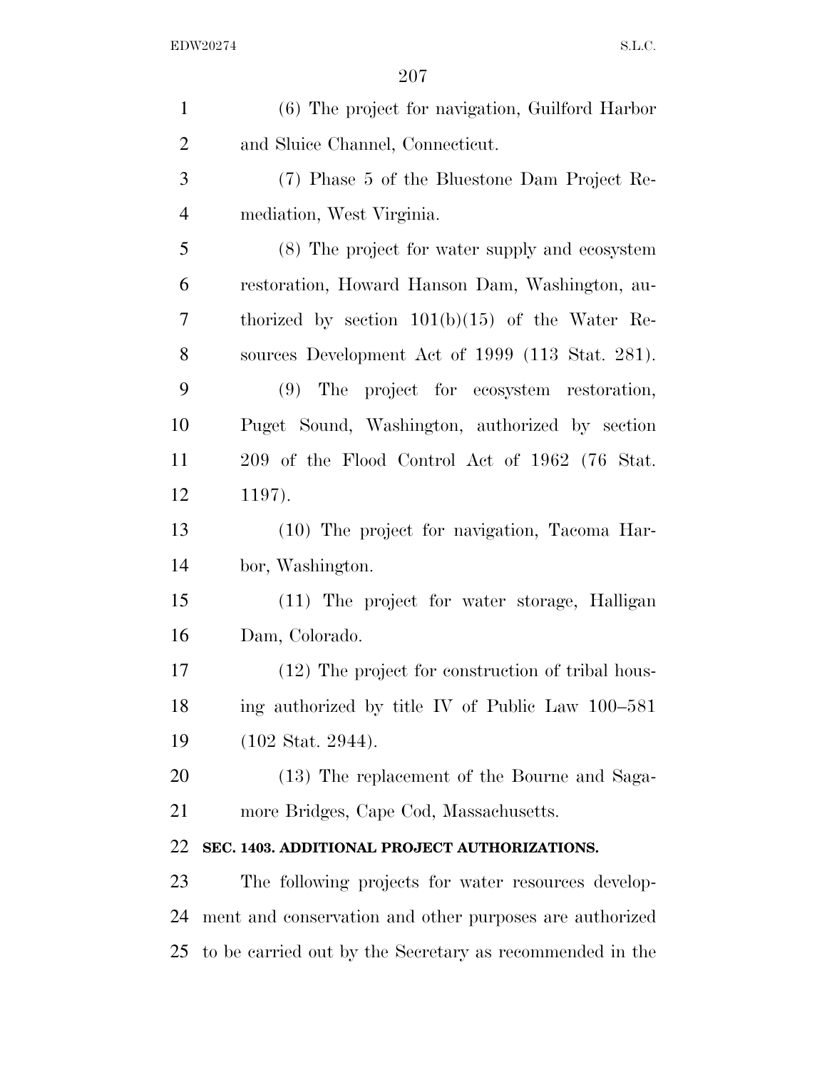(6) The project for navigation, Guilford Harbor and Sluice Channel, Connecticut.

(7) Phase 5 of the Bluestone Dam Project Remediation, West Virginia.

(8) The project for water supply and ecosystem restoration, Howard Hanson Dam, Washington, authorized by section 101(b)(15) of the Water Resources Development Act of 1999 (113 Stat. 281).

(9) The project for ecosystem restoration, Puget Sound, Washington, authorized by section 209 of the Flood Control Act of 1962 (76 Stat. 1197).

(10) The project for navigation, Tacoma Harbor, Washington.

(11) The project for water storage, Halligan Dam, Colorado.

(12) The project for construction of tribal housing authorized by title IV of Public Law 100–581 (102 Stat. 2944).

(13) The replacement of the Bourne and Sagamore Bridges, Cape Cod, Massachusetts.

**SEC. 1403. ADDITIONAL PROJECT AUTHORIZATIONS.**

The following projects for water resources development and conservation and other purposes are authorized to be carried out by the Secretary as recommended in the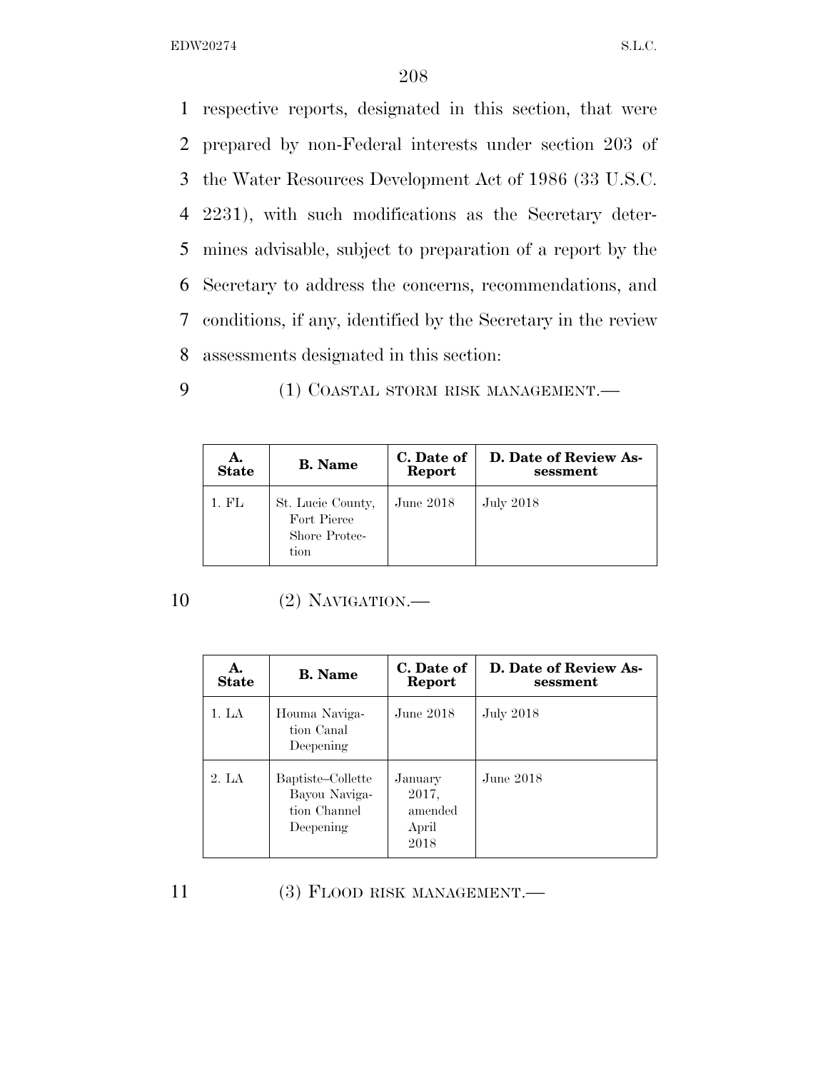respective reports, designated in this section, that were prepared by non-Federal interests under section 203 of the Water Resources Development Act of 1986 (33 U.S.C. 2231), with such modifications as the Secretary determines advisable, subject to preparation of a report by the Secretary to address the concerns, recommendations, and conditions, if any, identified by the Secretary in the review assessments designated in this section:

(1) COASTAL STORM RISK MANAGEMENT.—

| A. State | B. Name | C. Date of Report | D. Date of Review Assessment |
|---|---|---|---|
| 1. FL | St. Lucie County, Fort Pierce Shore Protection | June 2018 | July 2018 |

(2) NAVIGATION.—

| A. State | B. Name | C. Date of Report | D. Date of Review Assessment |
|---|---|---|---|
| 1. LA | Houma Navigation Canal Deepening | June 2018 | July 2018 |
| 2. LA | Baptiste–Collette Bayou Navigation Channel Deepening | January 2017, amended April 2018 | June 2018 |

(3) FLOOD RISK MANAGEMENT.—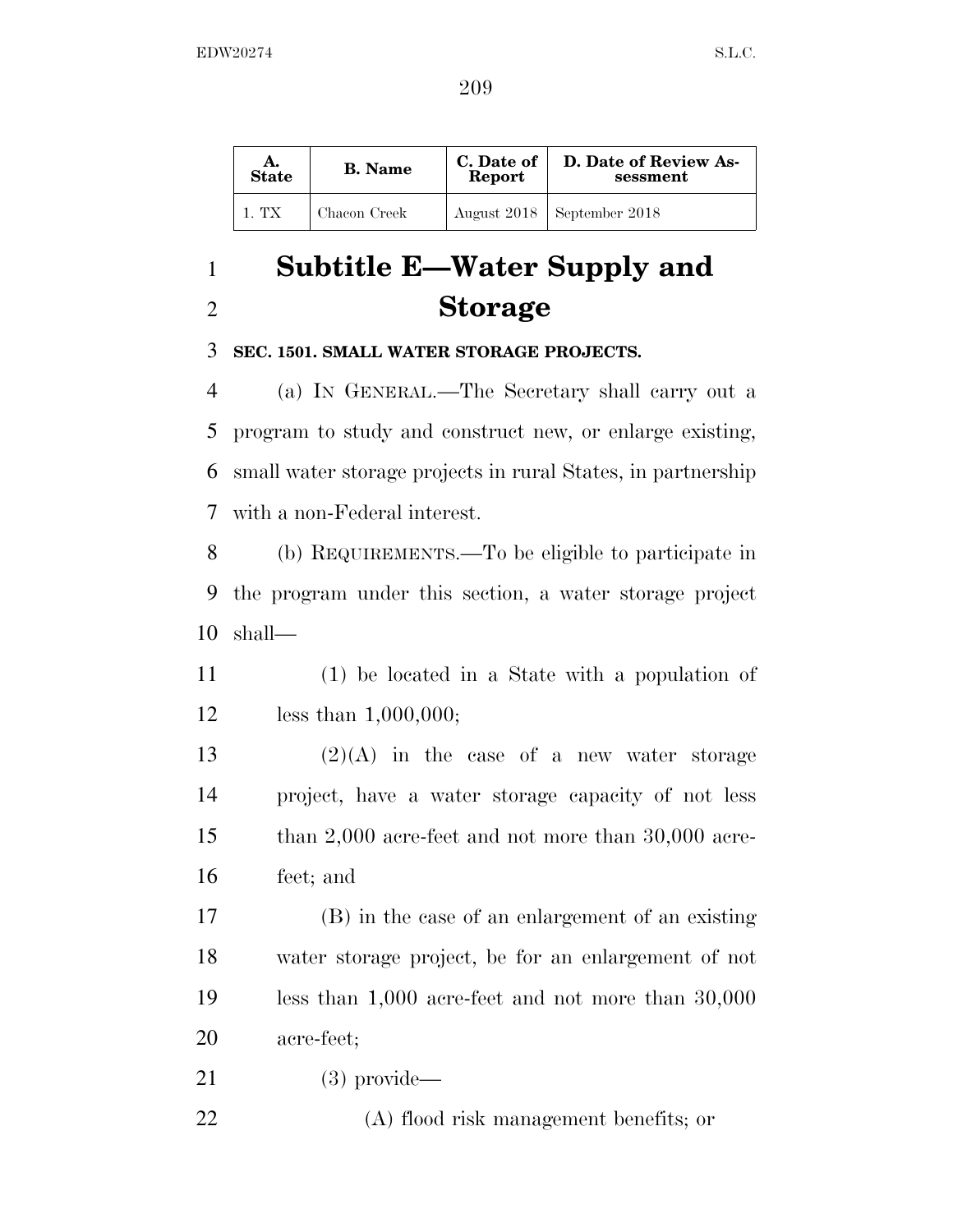| A. State | B. Name | C. Date of Report | D. Date of Review Assessment |
|---|---|---|---|
| 1. TX | Chacon Creek | August 2018 | September 2018 |

# Subtitle E—Water Supply and Storage

**SEC. 1501. SMALL WATER STORAGE PROJECTS.**

(a) IN GENERAL.—The Secretary shall carry out a program to study and construct new, or enlarge existing, small water storage projects in rural States, in partnership with a non-Federal interest.

(b) REQUIREMENTS.—To be eligible to participate in the program under this section, a water storage project shall—

(1) be located in a State with a population of less than 1,000,000;

(2)(A) in the case of a new water storage project, have a water storage capacity of not less than 2,000 acre-feet and not more than 30,000 acre-feet; and

(B) in the case of an enlargement of an existing water storage project, be for an enlargement of not less than 1,000 acre-feet and not more than 30,000 acre-feet;

(3) provide—

(A) flood risk management benefits; or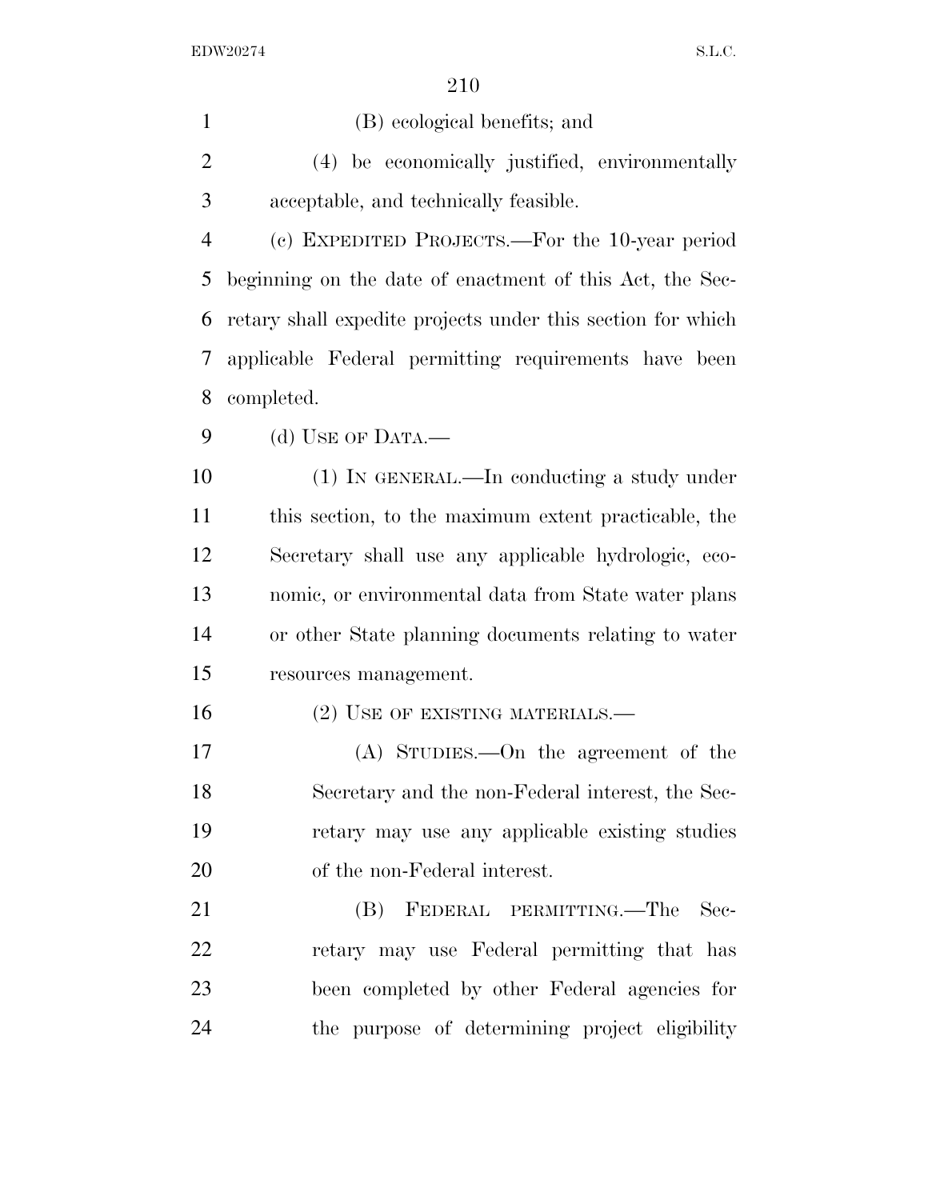(B) ecological benefits; and

(4) be economically justified, environmentally acceptable, and technically feasible.

(c) EXPEDITED PROJECTS.—For the 10-year period beginning on the date of enactment of this Act, the Secretary shall expedite projects under this section for which applicable Federal permitting requirements have been completed.

(d) USE OF DATA.—

(1) IN GENERAL.—In conducting a study under this section, to the maximum extent practicable, the Secretary shall use any applicable hydrologic, economic, or environmental data from State water plans or other State planning documents relating to water resources management.

(2) USE OF EXISTING MATERIALS.—

(A) STUDIES.—On the agreement of the Secretary and the non-Federal interest, the Secretary may use any applicable existing studies of the non-Federal interest.

(B) FEDERAL PERMITTING.—The Secretary may use Federal permitting that has been completed by other Federal agencies for the purpose of determining project eligibility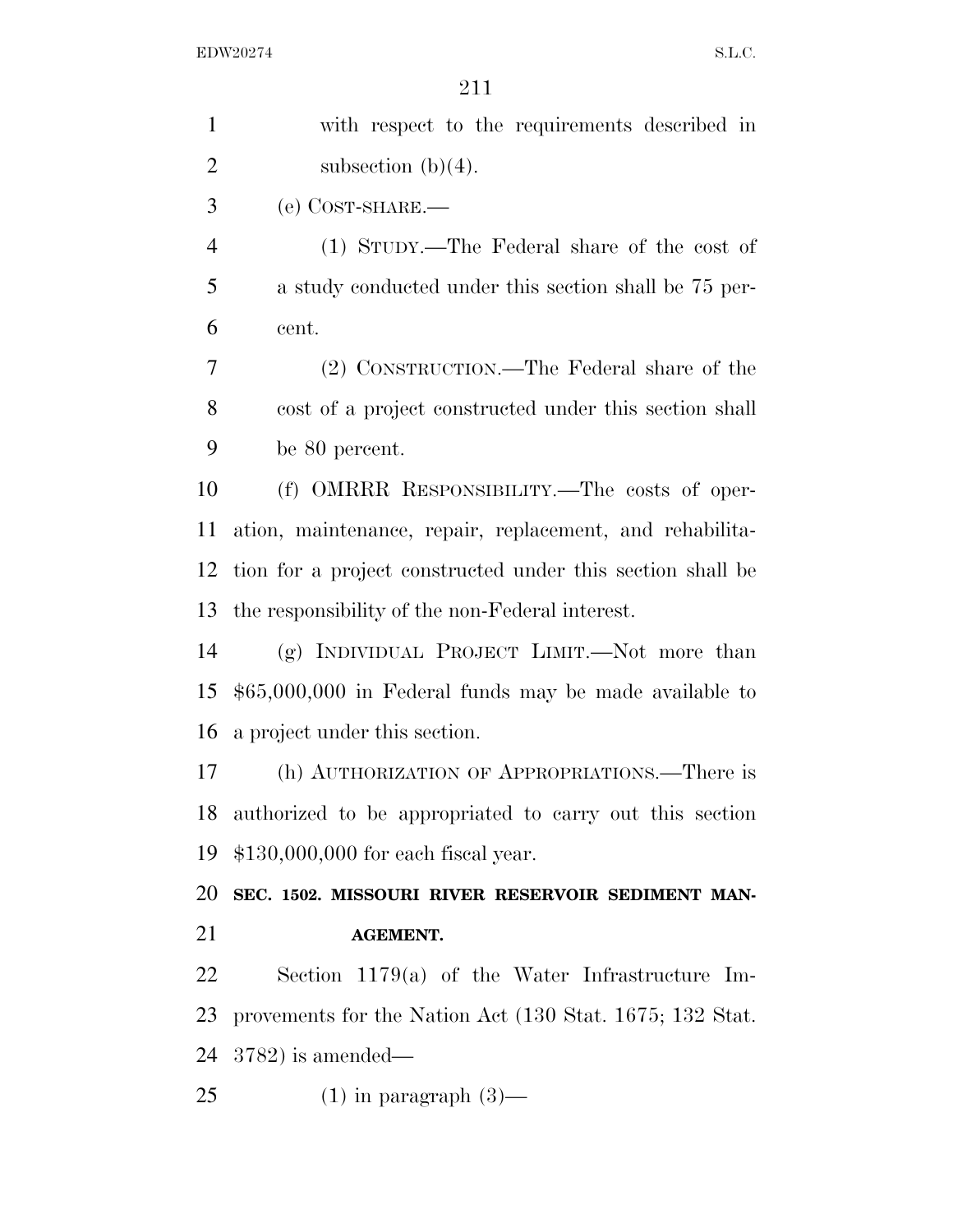with respect to the requirements described in subsection (b)(4).

(e) COST-SHARE.—

(1) STUDY.—The Federal share of the cost of a study conducted under this section shall be 75 percent.

(2) CONSTRUCTION.—The Federal share of the cost of a project constructed under this section shall be 80 percent.

(f) OMRRR RESPONSIBILITY.—The costs of operation, maintenance, repair, replacement, and rehabilitation for a project constructed under this section shall be the responsibility of the non-Federal interest.

(g) INDIVIDUAL PROJECT LIMIT.—Not more than $65,000,000 in Federal funds may be made available to a project under this section.

(h) AUTHORIZATION OF APPROPRIATIONS.—There is authorized to be appropriated to carry out this section $130,000,000 for each fiscal year.

**SEC. 1502. MISSOURI RIVER RESERVOIR SEDIMENT MANAGEMENT.**

Section 1179(a) of the Water Infrastructure Improvements for the Nation Act (130 Stat. 1675; 132 Stat. 3782) is amended—

(1) in paragraph (3)—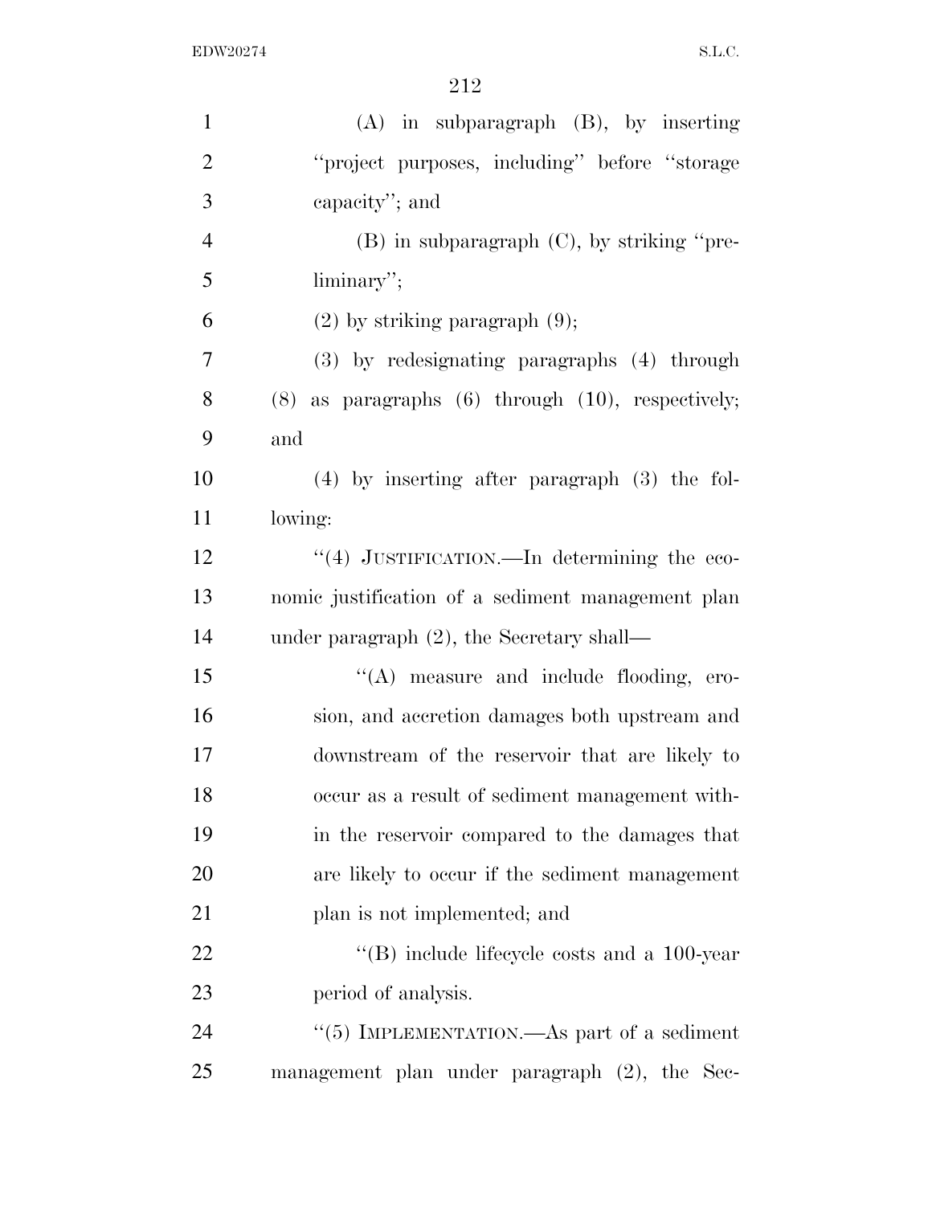(A) in subparagraph (B), by inserting "project purposes, including" before "storage capacity"; and

(B) in subparagraph (C), by striking "preliminary";

(2) by striking paragraph (9);

(3) by redesignating paragraphs (4) through (8) as paragraphs (6) through (10), respectively; and

(4) by inserting after paragraph (3) the following:

"(4) JUSTIFICATION.—In determining the economic justification of a sediment management plan under paragraph (2), the Secretary shall—

"(A) measure and include flooding, erosion, and accretion damages both upstream and downstream of the reservoir that are likely to occur as a result of sediment management within the reservoir compared to the damages that are likely to occur if the sediment management plan is not implemented; and

"(B) include lifecycle costs and a 100-year period of analysis.

"(5) IMPLEMENTATION.—As part of a sediment management plan under paragraph (2), the Sec-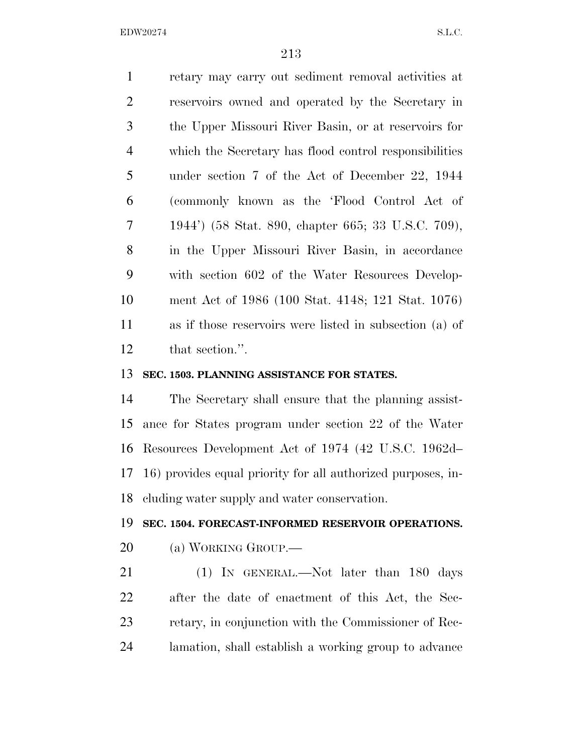retary may carry out sediment removal activities at reservoirs owned and operated by the Secretary in the Upper Missouri River Basin, or at reservoirs for which the Secretary has flood control responsibilities under section 7 of the Act of December 22, 1944 (commonly known as the 'Flood Control Act of 1944') (58 Stat. 890, chapter 665; 33 U.S.C. 709), in the Upper Missouri River Basin, in accordance with section 602 of the Water Resources Development Act of 1986 (100 Stat. 4148; 121 Stat. 1076) as if those reservoirs were listed in subsection (a) of that section.''.

**SEC. 1503. PLANNING ASSISTANCE FOR STATES.**

The Secretary shall ensure that the planning assistance for States program under section 22 of the Water Resources Development Act of 1974 (42 U.S.C. 1962d–16) provides equal priority for all authorized purposes, including water supply and water conservation.

**SEC. 1504. FORECAST-INFORMED RESERVOIR OPERATIONS.**

(a) WORKING GROUP.—

(1) IN GENERAL.—Not later than 180 days after the date of enactment of this Act, the Secretary, in conjunction with the Commissioner of Reclamation, shall establish a working group to advance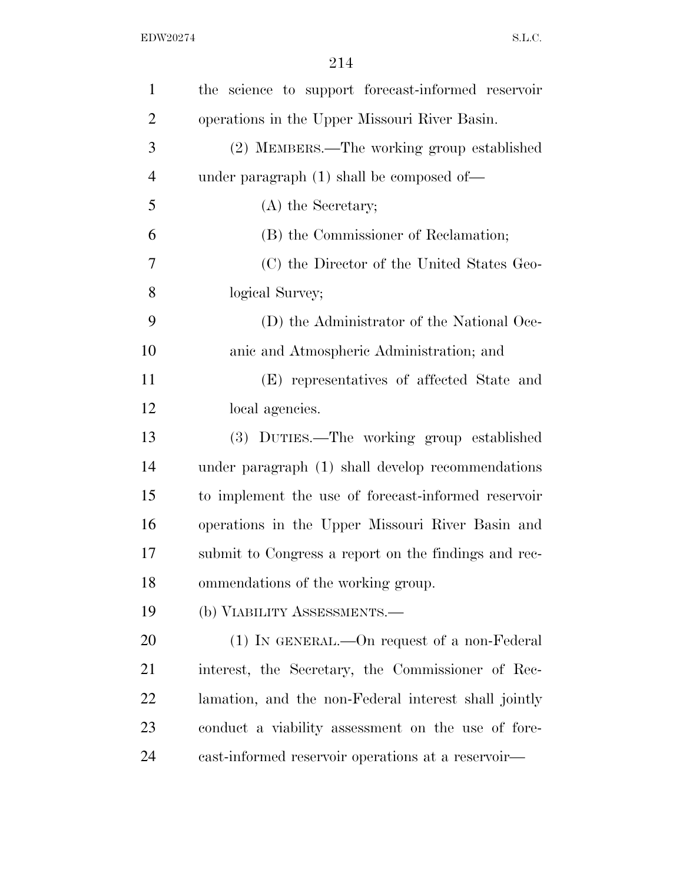the science to support forecast-informed reservoir operations in the Upper Missouri River Basin.

(2) MEMBERS.—The working group established under paragraph (1) shall be composed of—

(A) the Secretary;

(B) the Commissioner of Reclamation;

(C) the Director of the United States Geological Survey;

(D) the Administrator of the National Oceanic and Atmospheric Administration; and

(E) representatives of affected State and local agencies.

(3) DUTIES.—The working group established under paragraph (1) shall develop recommendations to implement the use of forecast-informed reservoir operations in the Upper Missouri River Basin and submit to Congress a report on the findings and recommendations of the working group.

(b) VIABILITY ASSESSMENTS.—

(1) IN GENERAL.—On request of a non-Federal interest, the Secretary, the Commissioner of Reclamation, and the non-Federal interest shall jointly conduct a viability assessment on the use of forecast-informed reservoir operations at a reservoir—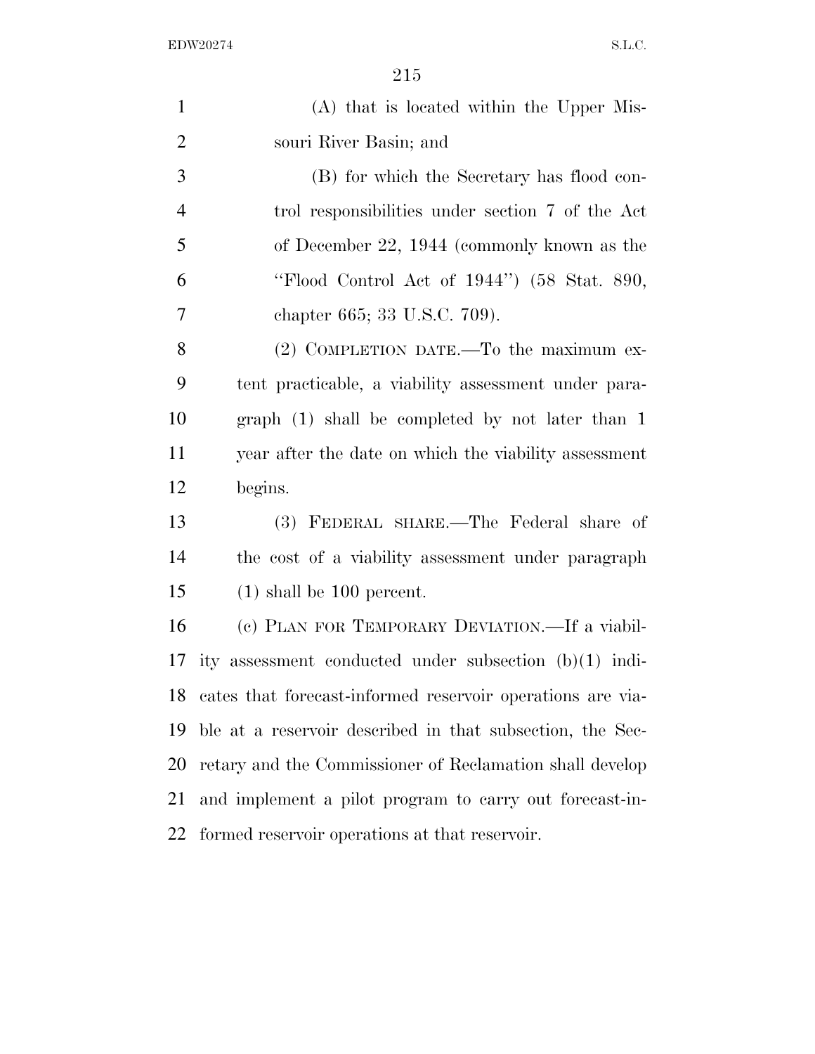(A) that is located within the Upper Missouri River Basin; and

(B) for which the Secretary has flood control responsibilities under section 7 of the Act of December 22, 1944 (commonly known as the "Flood Control Act of 1944") (58 Stat. 890, chapter 665; 33 U.S.C. 709).

(2) COMPLETION DATE.—To the maximum extent practicable, a viability assessment under paragraph (1) shall be completed by not later than 1 year after the date on which the viability assessment begins.

(3) FEDERAL SHARE.—The Federal share of the cost of a viability assessment under paragraph (1) shall be 100 percent.

(c) PLAN FOR TEMPORARY DEVIATION.—If a viability assessment conducted under subsection (b)(1) indicates that forecast-informed reservoir operations are viable at a reservoir described in that subsection, the Secretary and the Commissioner of Reclamation shall develop and implement a pilot program to carry out forecast-informed reservoir operations at that reservoir.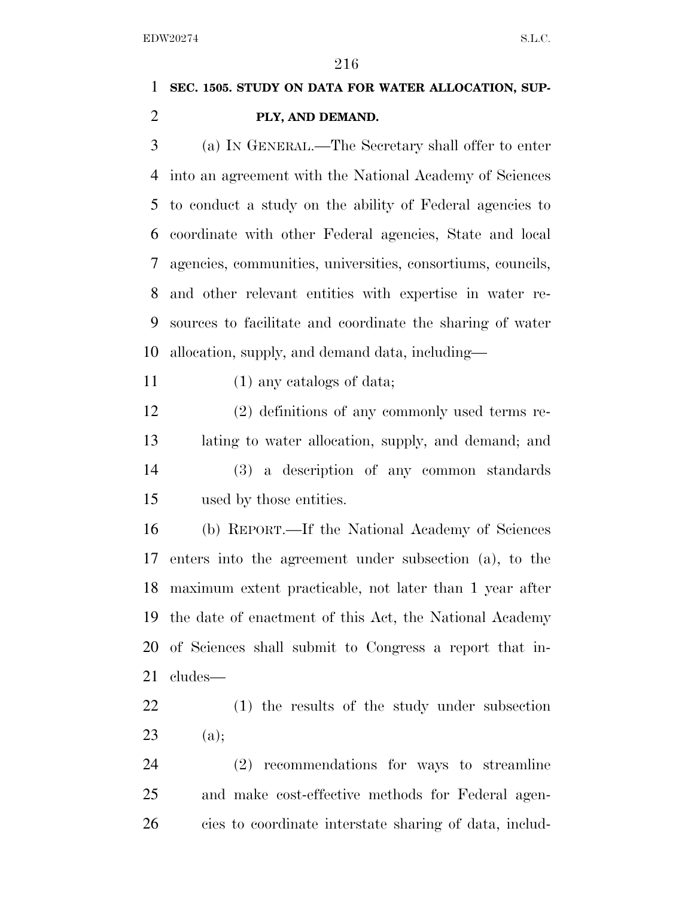**SEC. 1505. STUDY ON DATA FOR WATER ALLOCATION, SUPPLY, AND DEMAND.**

(a) IN GENERAL.—The Secretary shall offer to enter into an agreement with the National Academy of Sciences to conduct a study on the ability of Federal agencies to coordinate with other Federal agencies, State and local agencies, communities, universities, consortiums, councils, and other relevant entities with expertise in water resources to facilitate and coordinate the sharing of water allocation, supply, and demand data, including—

(1) any catalogs of data;

(2) definitions of any commonly used terms relating to water allocation, supply, and demand; and

(3) a description of any common standards used by those entities.

(b) REPORT.—If the National Academy of Sciences enters into the agreement under subsection (a), to the maximum extent practicable, not later than 1 year after the date of enactment of this Act, the National Academy of Sciences shall submit to Congress a report that includes—

(1) the results of the study under subsection (a);

(2) recommendations for ways to streamline and make cost-effective methods for Federal agencies to coordinate interstate sharing of data, includ-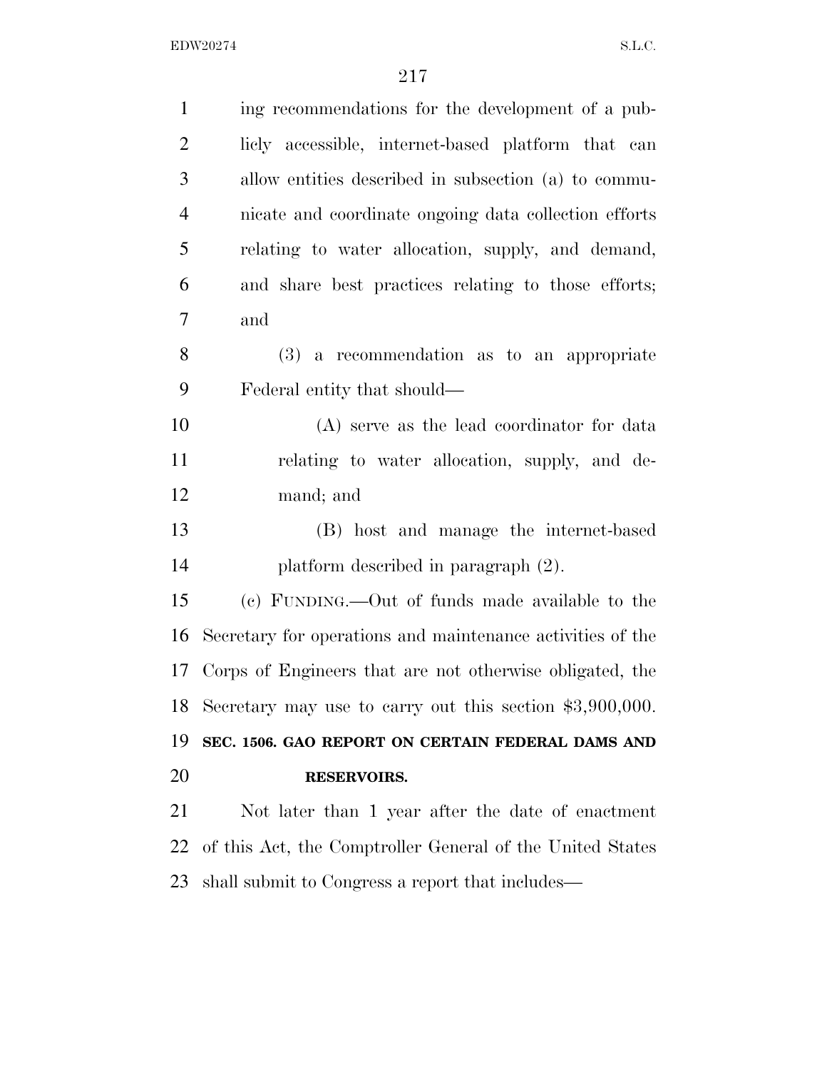ing recommendations for the development of a publicly accessible, internet-based platform that can allow entities described in subsection (a) to communicate and coordinate ongoing data collection efforts relating to water allocation, supply, and demand, and share best practices relating to those efforts; and

(3) a recommendation as to an appropriate Federal entity that should—

(A) serve as the lead coordinator for data relating to water allocation, supply, and demand; and

(B) host and manage the internet-based platform described in paragraph (2).

(c) FUNDING.—Out of funds made available to the Secretary for operations and maintenance activities of the Corps of Engineers that are not otherwise obligated, the Secretary may use to carry out this section $3,900,000.

**SEC. 1506. GAO REPORT ON CERTAIN FEDERAL DAMS AND RESERVOIRS.**

Not later than 1 year after the date of enactment of this Act, the Comptroller General of the United States shall submit to Congress a report that includes—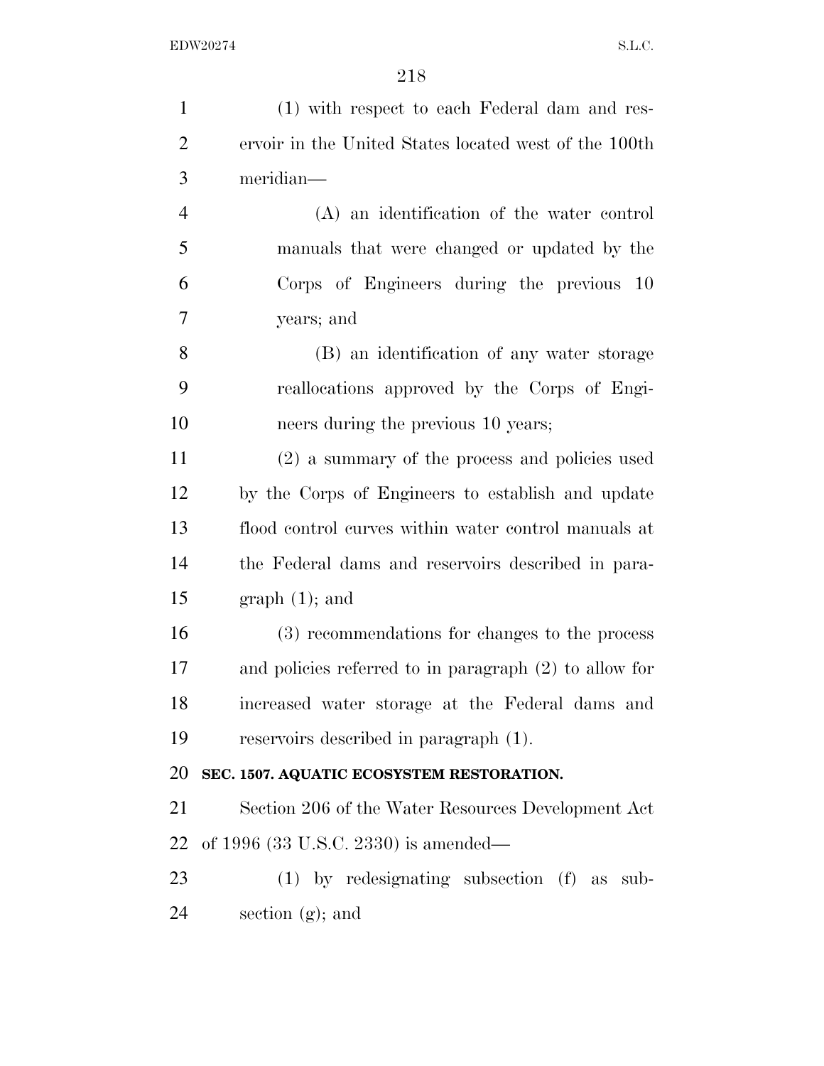(1) with respect to each Federal dam and reservoir in the United States located west of the 100th meridian—

(A) an identification of the water control manuals that were changed or updated by the Corps of Engineers during the previous 10 years; and

(B) an identification of any water storage reallocations approved by the Corps of Engineers during the previous 10 years;

(2) a summary of the process and policies used by the Corps of Engineers to establish and update flood control curves within water control manuals at the Federal dams and reservoirs described in paragraph (1); and

(3) recommendations for changes to the process and policies referred to in paragraph (2) to allow for increased water storage at the Federal dams and reservoirs described in paragraph (1).

**SEC. 1507. AQUATIC ECOSYSTEM RESTORATION.**

Section 206 of the Water Resources Development Act of 1996 (33 U.S.C. 2330) is amended—

(1) by redesignating subsection (f) as subsection (g); and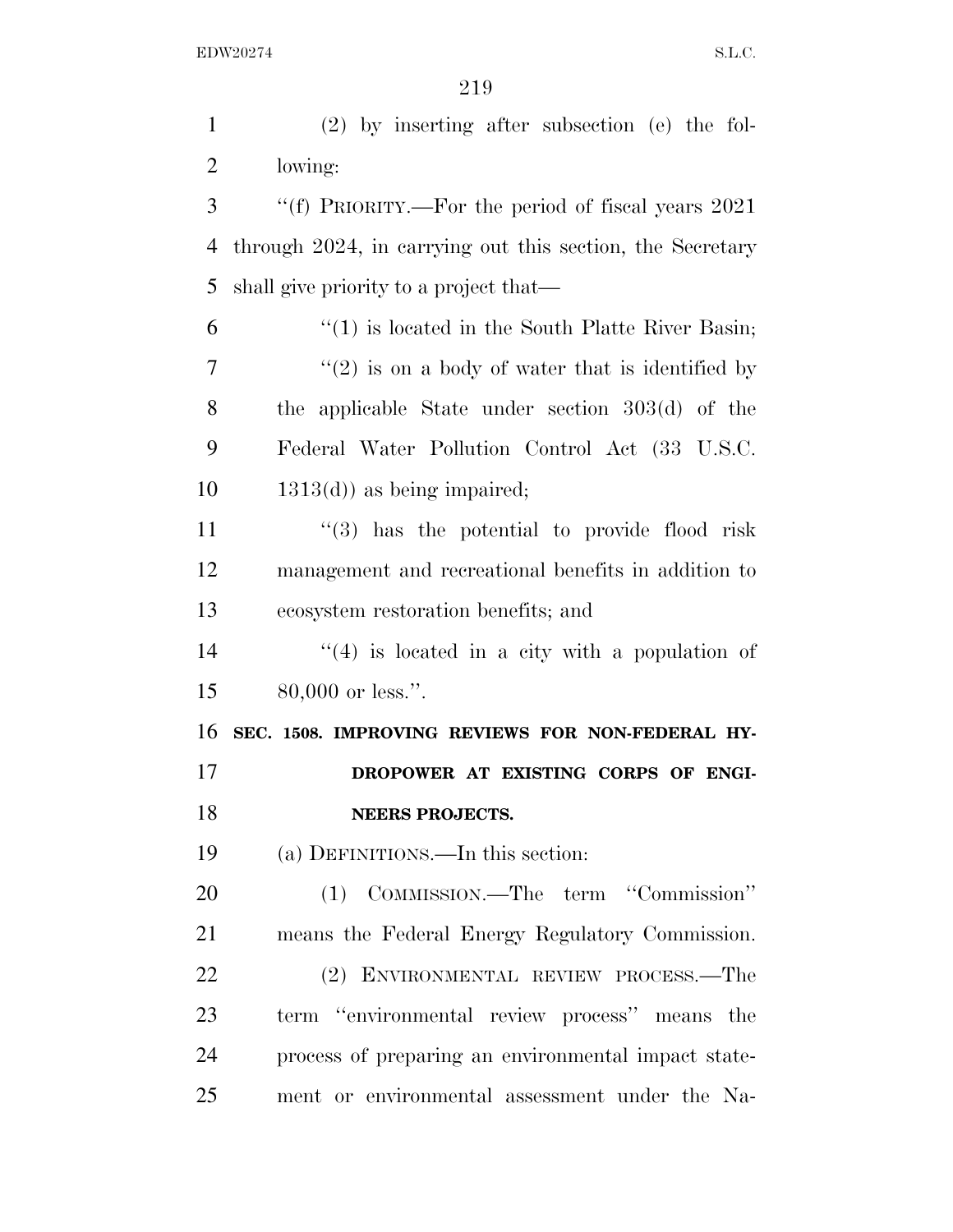(2) by inserting after subsection (e) the following:

"(f) PRIORITY.—For the period of fiscal years 2021 through 2024, in carrying out this section, the Secretary shall give priority to a project that—

"(1) is located in the South Platte River Basin;

"(2) is on a body of water that is identified by the applicable State under section 303(d) of the Federal Water Pollution Control Act (33 U.S.C. 1313(d)) as being impaired;

"(3) has the potential to provide flood risk management and recreational benefits in addition to ecosystem restoration benefits; and

"(4) is located in a city with a population of 80,000 or less.".

**SEC. 1508. IMPROVING REVIEWS FOR NON-FEDERAL HYDROPOWER AT EXISTING CORPS OF ENGINEERS PROJECTS.**

(a) DEFINITIONS.—In this section:

(1) COMMISSION.—The term "Commission" means the Federal Energy Regulatory Commission.

(2) ENVIRONMENTAL REVIEW PROCESS.—The term "environmental review process" means the process of preparing an environmental impact statement or environmental assessment under the Na-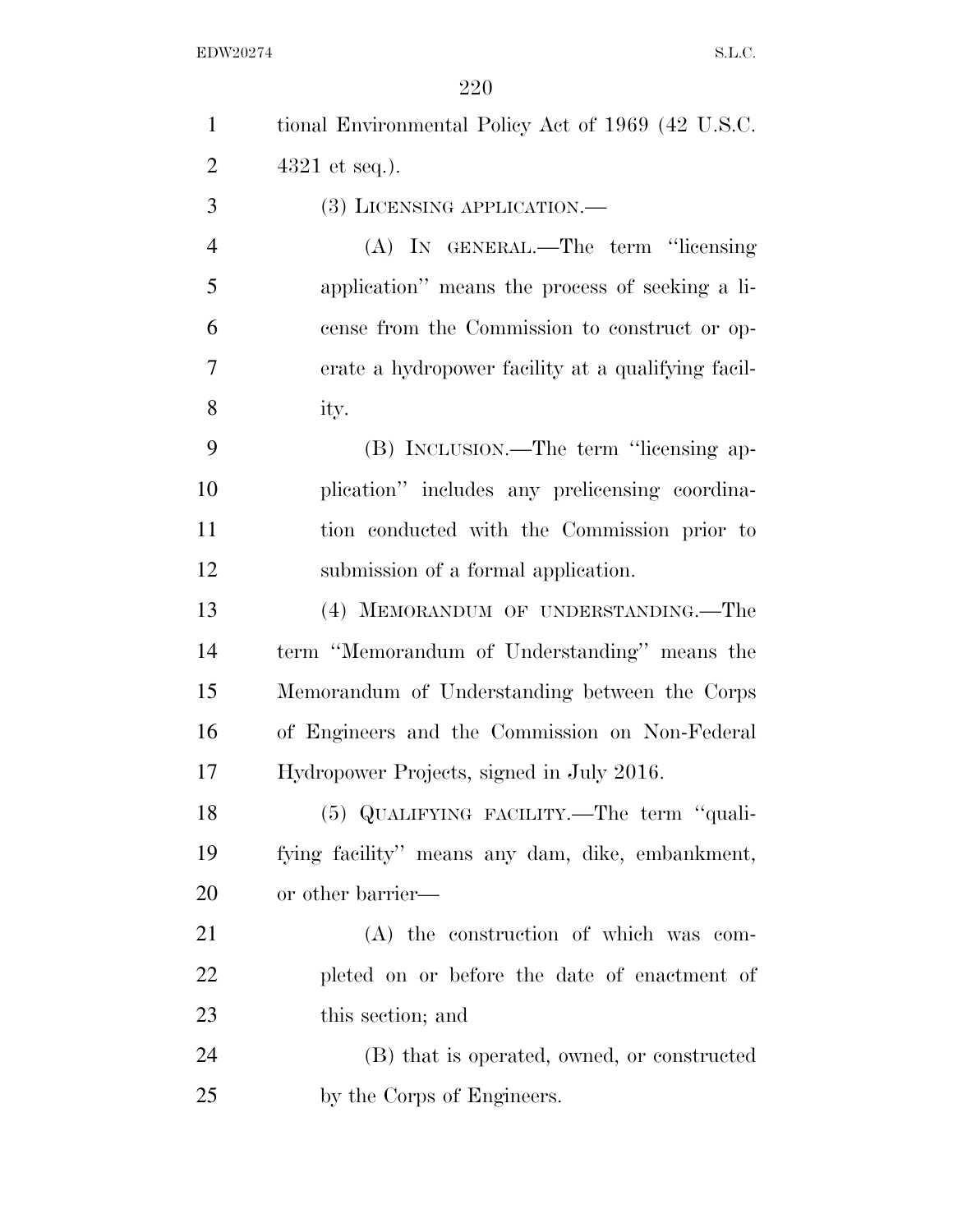tional Environmental Policy Act of 1969 (42 U.S.C. 4321 et seq.).

(3) LICENSING APPLICATION.—

(A) IN GENERAL.—The term ''licensing application'' means the process of seeking a license from the Commission to construct or operate a hydropower facility at a qualifying facility.

(B) INCLUSION.—The term ''licensing application'' includes any prelicensing coordination conducted with the Commission prior to submission of a formal application.

(4) MEMORANDUM OF UNDERSTANDING.—The term ''Memorandum of Understanding'' means the Memorandum of Understanding between the Corps of Engineers and the Commission on Non-Federal Hydropower Projects, signed in July 2016.

(5) QUALIFYING FACILITY.—The term ''qualifying facility'' means any dam, dike, embankment, or other barrier—

(A) the construction of which was completed on or before the date of enactment of this section; and

(B) that is operated, owned, or constructed by the Corps of Engineers.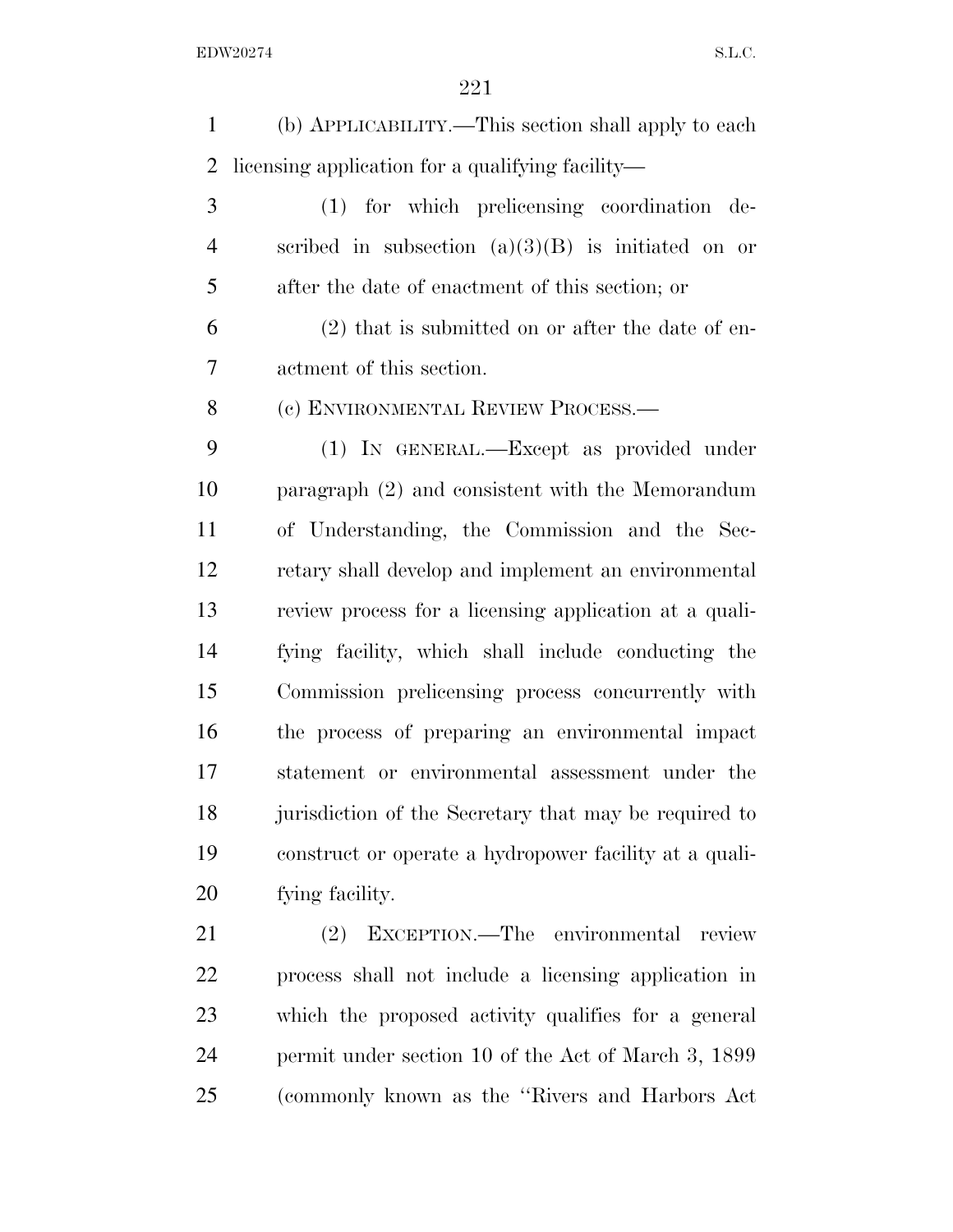(b) APPLICABILITY.—This section shall apply to each licensing application for a qualifying facility—

(1) for which prelicensing coordination described in subsection (a)(3)(B) is initiated on or after the date of enactment of this section; or

(2) that is submitted on or after the date of enactment of this section.

(c) ENVIRONMENTAL REVIEW PROCESS.—

(1) IN GENERAL.—Except as provided under paragraph (2) and consistent with the Memorandum of Understanding, the Commission and the Secretary shall develop and implement an environmental review process for a licensing application at a qualifying facility, which shall include conducting the Commission prelicensing process concurrently with the process of preparing an environmental impact statement or environmental assessment under the jurisdiction of the Secretary that may be required to construct or operate a hydropower facility at a qualifying facility.

(2) EXCEPTION.—The environmental review process shall not include a licensing application in which the proposed activity qualifies for a general permit under section 10 of the Act of March 3, 1899 (commonly known as the "Rivers and Harbors Act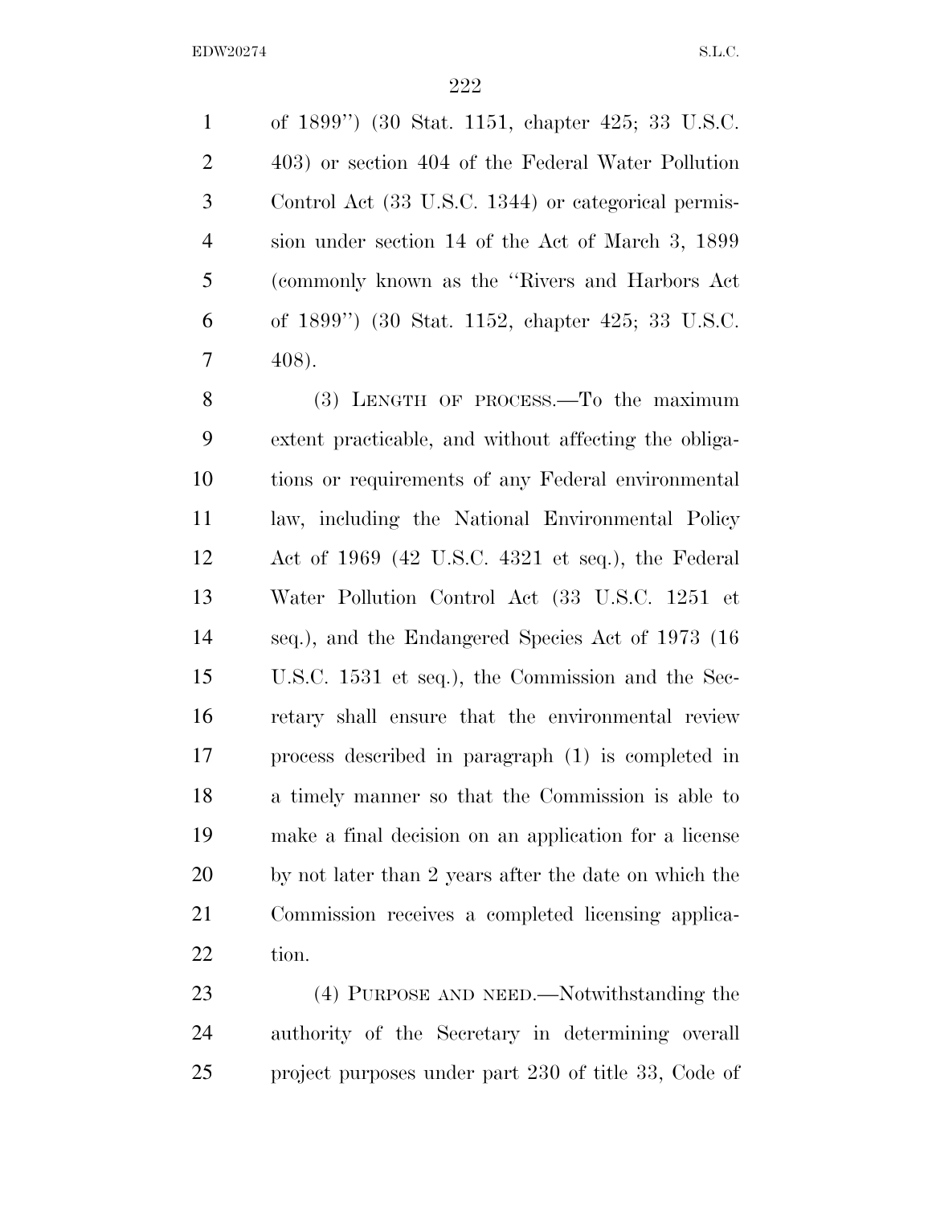of 1899'') (30 Stat. 1151, chapter 425; 33 U.S.C. 403) or section 404 of the Federal Water Pollution Control Act (33 U.S.C. 1344) or categorical permission under section 14 of the Act of March 3, 1899 (commonly known as the ''Rivers and Harbors Act of 1899'') (30 Stat. 1152, chapter 425; 33 U.S.C. 408).

(3) LENGTH OF PROCESS.—To the maximum extent practicable, and without affecting the obligations or requirements of any Federal environmental law, including the National Environmental Policy Act of 1969 (42 U.S.C. 4321 et seq.), the Federal Water Pollution Control Act (33 U.S.C. 1251 et seq.), and the Endangered Species Act of 1973 (16 U.S.C. 1531 et seq.), the Commission and the Secretary shall ensure that the environmental review process described in paragraph (1) is completed in a timely manner so that the Commission is able to make a final decision on an application for a license by not later than 2 years after the date on which the Commission receives a completed licensing application.

(4) PURPOSE AND NEED.—Notwithstanding the authority of the Secretary in determining overall project purposes under part 230 of title 33, Code of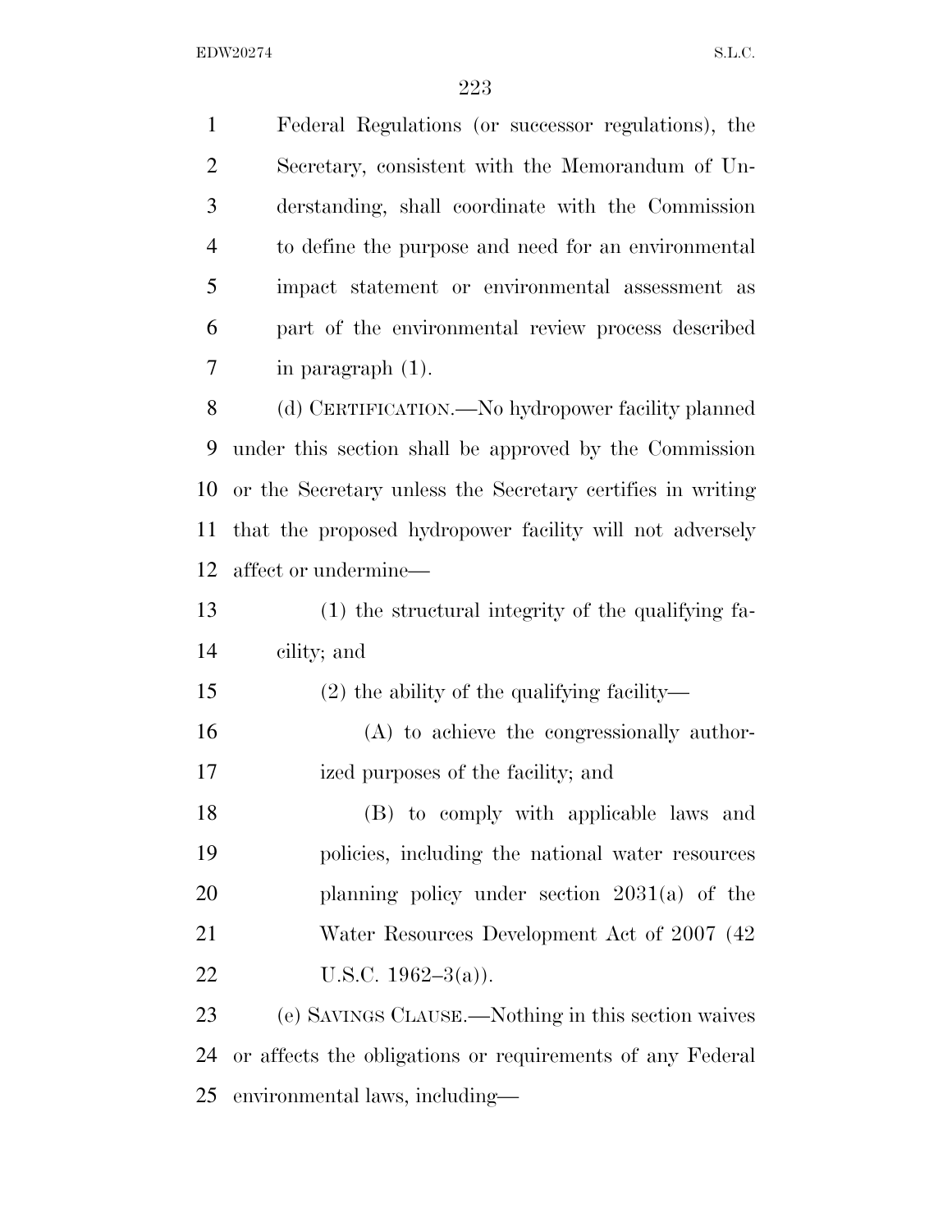Federal Regulations (or successor regulations), the Secretary, consistent with the Memorandum of Understanding, shall coordinate with the Commission to define the purpose and need for an environmental impact statement or environmental assessment as part of the environmental review process described in paragraph (1).

(d) CERTIFICATION.—No hydropower facility planned under this section shall be approved by the Commission or the Secretary unless the Secretary certifies in writing that the proposed hydropower facility will not adversely affect or undermine—

(1) the structural integrity of the qualifying facility; and

(2) the ability of the qualifying facility—

(A) to achieve the congressionally authorized purposes of the facility; and

(B) to comply with applicable laws and policies, including the national water resources planning policy under section 2031(a) of the Water Resources Development Act of 2007 (42 U.S.C. 1962–3(a)).

(e) SAVINGS CLAUSE.—Nothing in this section waives or affects the obligations or requirements of any Federal environmental laws, including—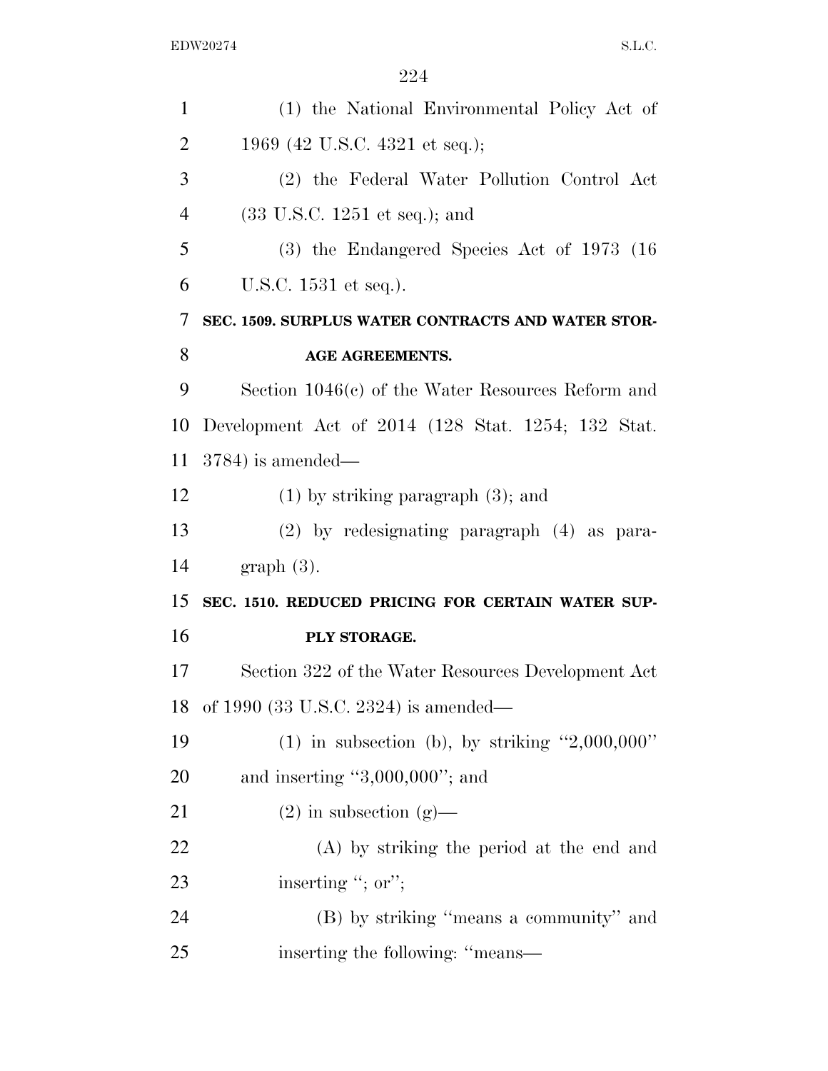(1) the National Environmental Policy Act of 1969 (42 U.S.C. 4321 et seq.);

(2) the Federal Water Pollution Control Act (33 U.S.C. 1251 et seq.); and

(3) the Endangered Species Act of 1973 (16 U.S.C. 1531 et seq.).

**SEC. 1509. SURPLUS WATER CONTRACTS AND WATER STORAGE AGREEMENTS.**

Section 1046(c) of the Water Resources Reform and Development Act of 2014 (128 Stat. 1254; 132 Stat. 3784) is amended—

(1) by striking paragraph (3); and

(2) by redesignating paragraph (4) as paragraph (3).

**SEC. 1510. REDUCED PRICING FOR CERTAIN WATER SUPPLY STORAGE.**

Section 322 of the Water Resources Development Act of 1990 (33 U.S.C. 2324) is amended—

(1) in subsection (b), by striking ''2,000,000'' and inserting ''3,000,000''; and

(2) in subsection (g)—

(A) by striking the period at the end and inserting ''; or'';

(B) by striking ''means a community'' and inserting the following: ''means—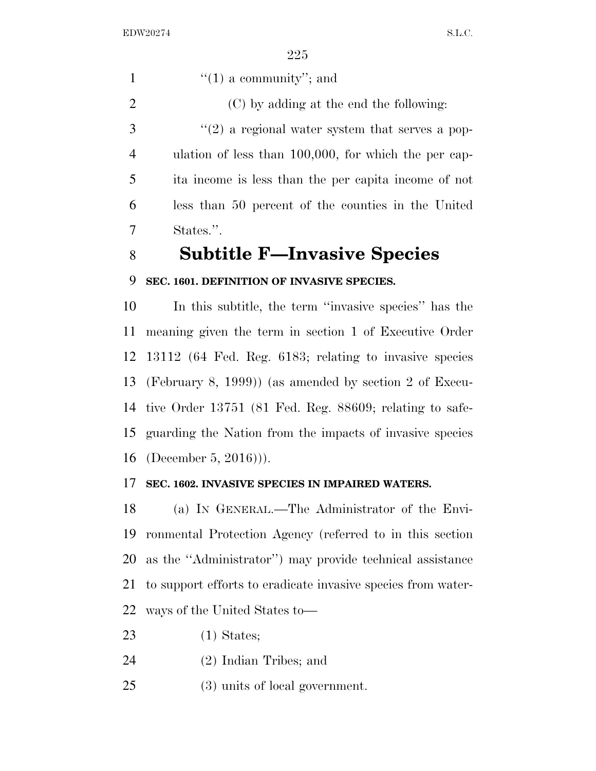''(1) a community''; and

(C) by adding at the end the following:

''(2) a regional water system that serves a population of less than 100,000, for which the per capita income is less than the per capita income of not less than 50 percent of the counties in the United States.''.

# Subtitle F—Invasive Species

### SEC. 1601. DEFINITION OF INVASIVE SPECIES.

In this subtitle, the term ''invasive species'' has the meaning given the term in section 1 of Executive Order 13112 (64 Fed. Reg. 6183; relating to invasive species (February 8, 1999)) (as amended by section 2 of Executive Order 13751 (81 Fed. Reg. 88609; relating to safeguarding the Nation from the impacts of invasive species (December 5, 2016))).

### SEC. 1602. INVASIVE SPECIES IN IMPAIRED WATERS.

(a) IN GENERAL.—The Administrator of the Environmental Protection Agency (referred to in this section as the ''Administrator'') may provide technical assistance to support efforts to eradicate invasive species from waterways of the United States to—

(1) States;

(2) Indian Tribes; and

(3) units of local government.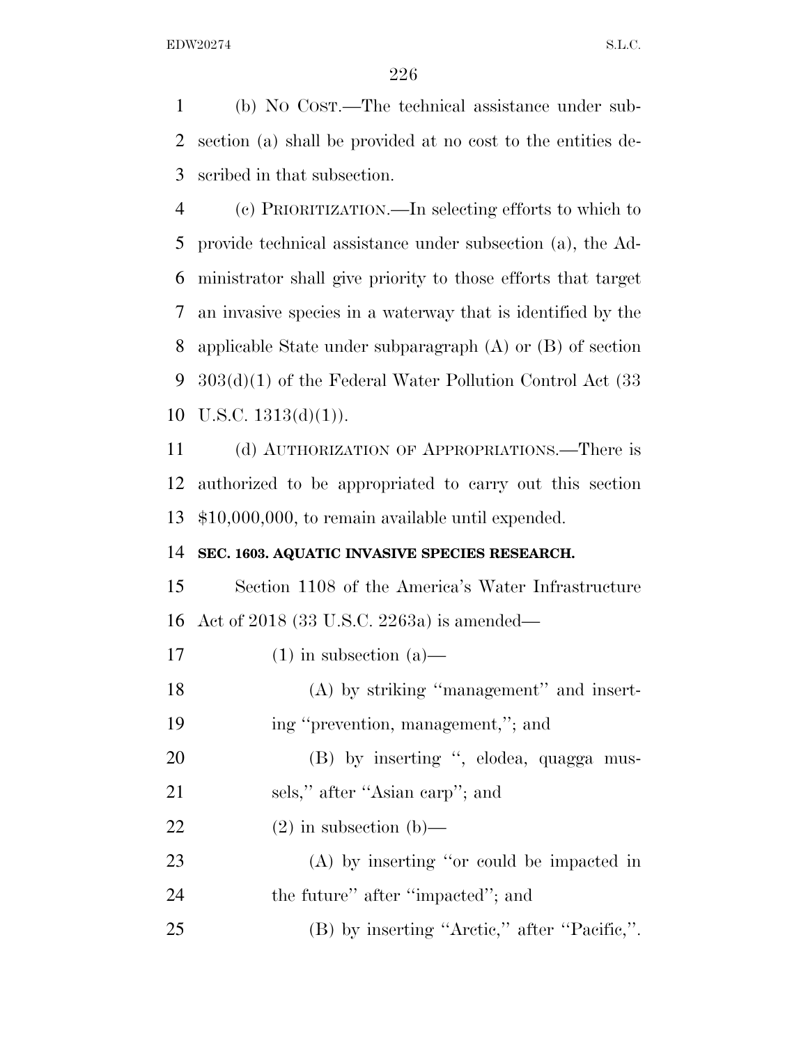(b) NO COST.—The technical assistance under subsection (a) shall be provided at no cost to the entities described in that subsection.

(c) PRIORITIZATION.—In selecting efforts to which to provide technical assistance under subsection (a), the Administrator shall give priority to those efforts that target an invasive species in a waterway that is identified by the applicable State under subparagraph (A) or (B) of section 303(d)(1) of the Federal Water Pollution Control Act (33 U.S.C. 1313(d)(1)).

(d) AUTHORIZATION OF APPROPRIATIONS.—There is authorized to be appropriated to carry out this section $10,000,000, to remain available until expended.

**SEC. 1603. AQUATIC INVASIVE SPECIES RESEARCH.**

Section 1108 of the America's Water Infrastructure Act of 2018 (33 U.S.C. 2263a) is amended—

(1) in subsection (a)—

(A) by striking "management" and inserting "prevention, management,"; and

(B) by inserting ", elodea, quagga mussels," after "Asian carp"; and

(2) in subsection (b)—

(A) by inserting "or could be impacted in the future" after "impacted"; and

(B) by inserting "Arctic," after "Pacific,".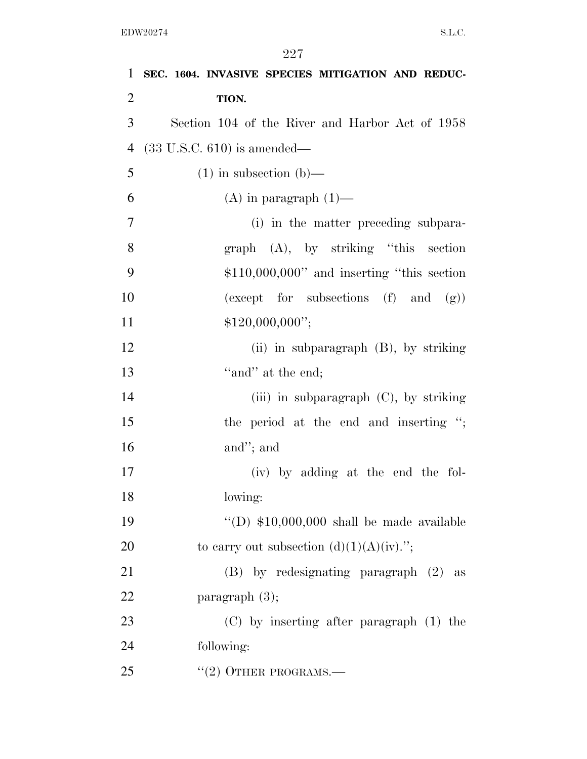**SEC. 1604. INVASIVE SPECIES MITIGATION AND REDUCTION.**

Section 104 of the River and Harbor Act of 1958 (33 U.S.C. 610) is amended—

(1) in subsection (b)—

(A) in paragraph (1)—

(i) in the matter preceding subparagraph (A), by striking "this section $110,000,000" and inserting "this section (except for subsections (f) and (g)) $120,000,000";

(ii) in subparagraph (B), by striking "and" at the end;

(iii) in subparagraph (C), by striking the period at the end and inserting "; and"; and

(iv) by adding at the end the following:

"(D) $10,000,000 shall be made available to carry out subsection (d)(1)(A)(iv).";

(B) by redesignating paragraph (2) as paragraph (3);

(C) by inserting after paragraph (1) the following:

"(2) OTHER PROGRAMS.—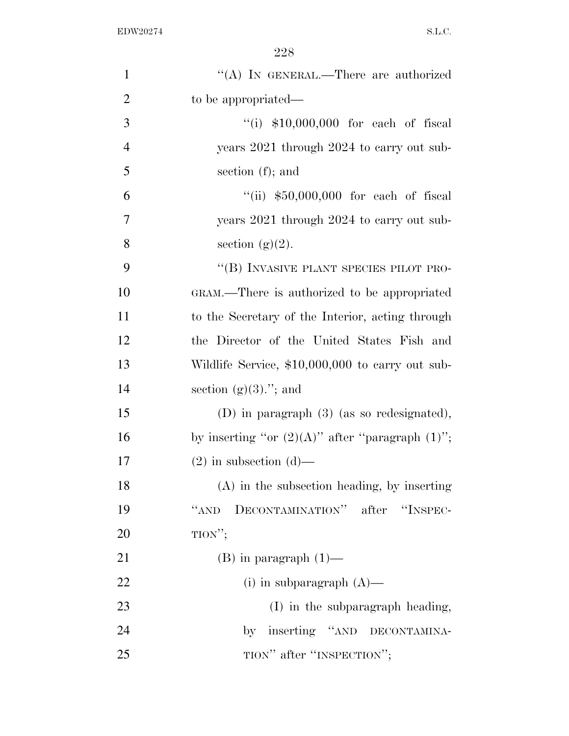"(A) IN GENERAL.—There are authorized to be appropriated—

"(i) $10,000,000 for each of fiscal years 2021 through 2024 to carry out subsection (f); and

"(ii) $50,000,000 for each of fiscal years 2021 through 2024 to carry out subsection (g)(2).

"(B) INVASIVE PLANT SPECIES PILOT PROGRAM.—There is authorized to be appropriated to the Secretary of the Interior, acting through the Director of the United States Fish and Wildlife Service, $10,000,000 to carry out subsection (g)(3)."; and

(D) in paragraph (3) (as so redesignated), by inserting "or (2)(A)" after "paragraph (1)";

(2) in subsection (d)—

(A) in the subsection heading, by inserting "AND DECONTAMINATION" after "INSPECTION";

(B) in paragraph (1)—

(i) in subparagraph (A)—

(I) in the subparagraph heading, by inserting "AND DECONTAMINATION" after "INSPECTION";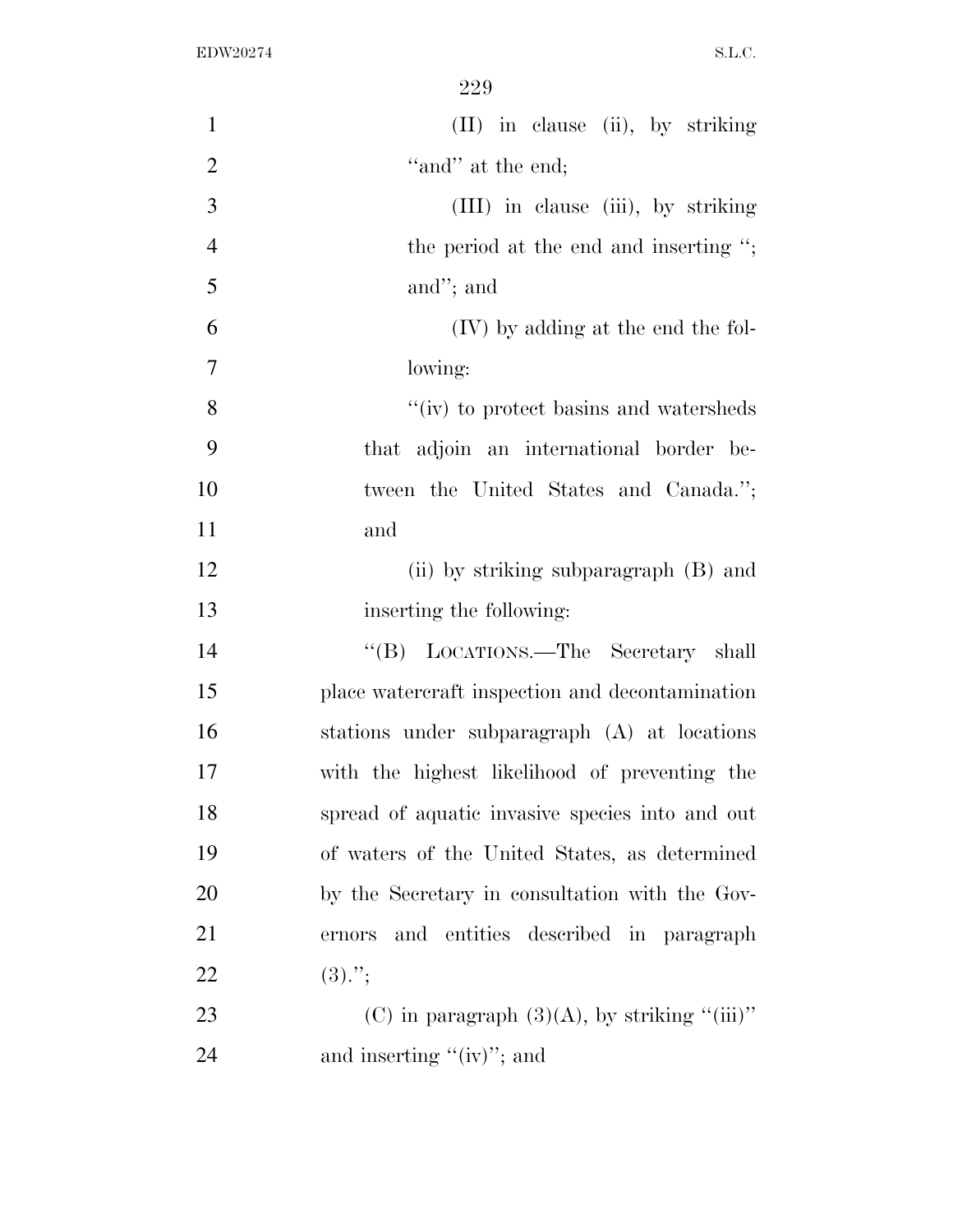(II) in clause (ii), by striking "and" at the end;

(III) in clause (iii), by striking the period at the end and inserting "; and"; and

(IV) by adding at the end the following:

"(iv) to protect basins and watersheds that adjoin an international border between the United States and Canada."; and

(ii) by striking subparagraph (B) and inserting the following:

"(B) LOCATIONS.—The Secretary shall place watercraft inspection and decontamination stations under subparagraph (A) at locations with the highest likelihood of preventing the spread of aquatic invasive species into and out of waters of the United States, as determined by the Secretary in consultation with the Governors and entities described in paragraph (3).";

(C) in paragraph (3)(A), by striking "(iii)" and inserting "(iv)"; and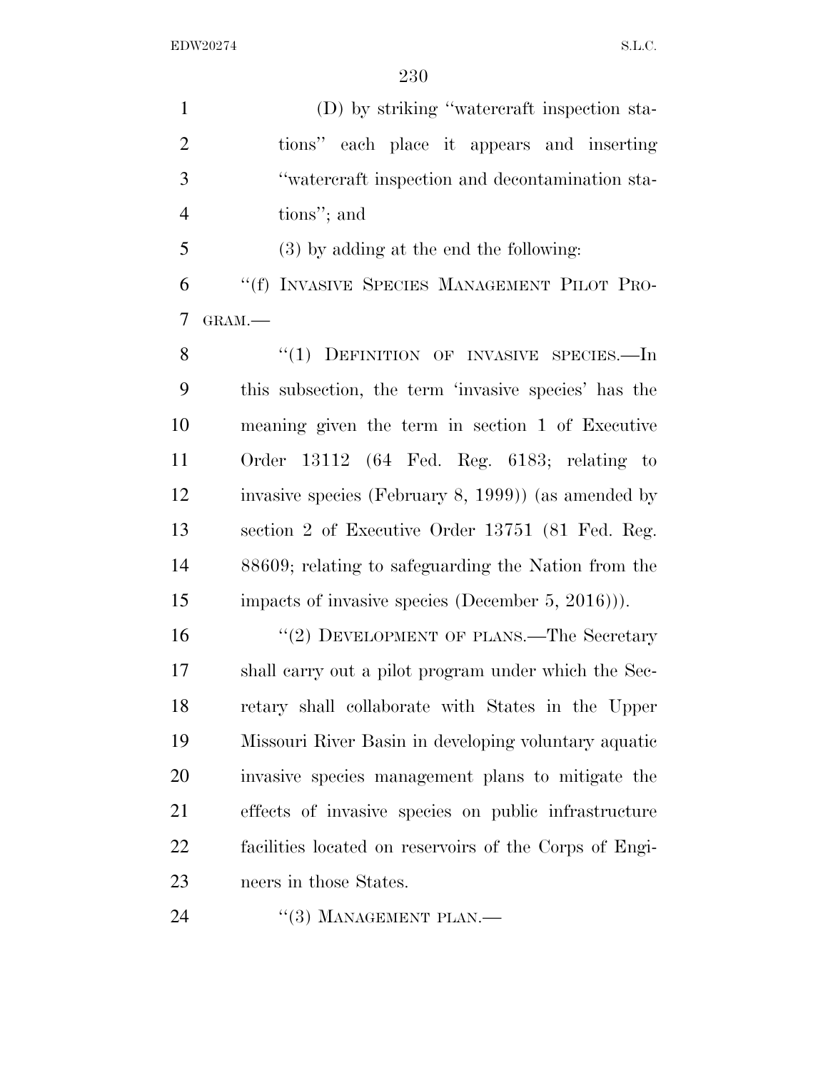(D) by striking "watercraft inspection stations" each place it appears and inserting "watercraft inspection and decontamination stations"; and

(3) by adding at the end the following:

"(f) INVASIVE SPECIES MANAGEMENT PILOT PROGRAM.—

"(1) DEFINITION OF INVASIVE SPECIES.—In this subsection, the term 'invasive species' has the meaning given the term in section 1 of Executive Order 13112 (64 Fed. Reg. 6183; relating to invasive species (February 8, 1999)) (as amended by section 2 of Executive Order 13751 (81 Fed. Reg. 88609; relating to safeguarding the Nation from the impacts of invasive species (December 5, 2016))).

"(2) DEVELOPMENT OF PLANS.—The Secretary shall carry out a pilot program under which the Secretary shall collaborate with States in the Upper Missouri River Basin in developing voluntary aquatic invasive species management plans to mitigate the effects of invasive species on public infrastructure facilities located on reservoirs of the Corps of Engineers in those States.

"(3) MANAGEMENT PLAN.—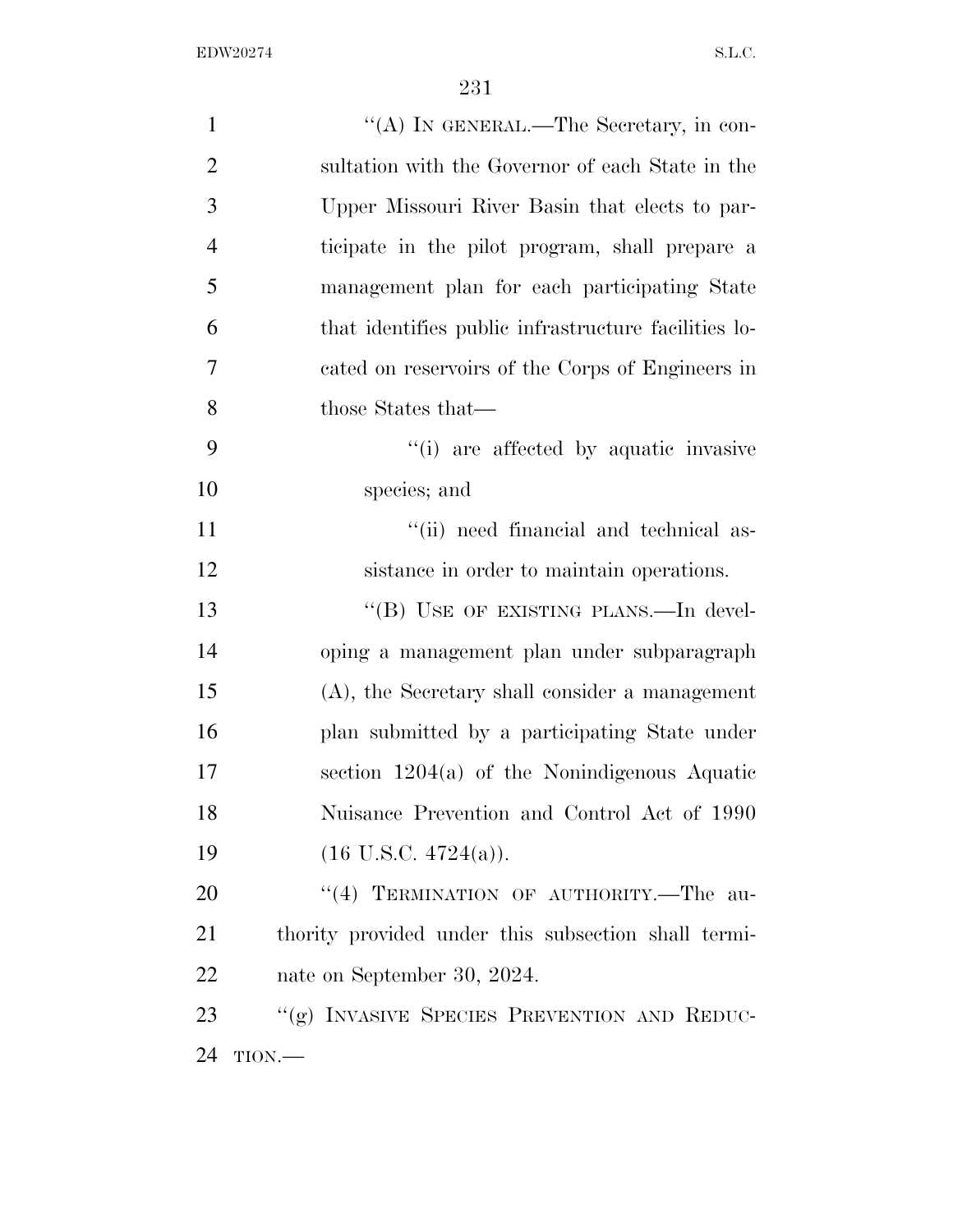''(A) IN GENERAL.—The Secretary, in consultation with the Governor of each State in the Upper Missouri River Basin that elects to participate in the pilot program, shall prepare a management plan for each participating State that identifies public infrastructure facilities located on reservoirs of the Corps of Engineers in those States that—

''(i) are affected by aquatic invasive species; and

''(ii) need financial and technical assistance in order to maintain operations.

''(B) USE OF EXISTING PLANS.—In developing a management plan under subparagraph (A), the Secretary shall consider a management plan submitted by a participating State under section 1204(a) of the Nonindigenous Aquatic Nuisance Prevention and Control Act of 1990 (16 U.S.C. 4724(a)).

''(4) TERMINATION OF AUTHORITY.—The authority provided under this subsection shall terminate on September 30, 2024.

''(g) INVASIVE SPECIES PREVENTION AND REDUCTION.—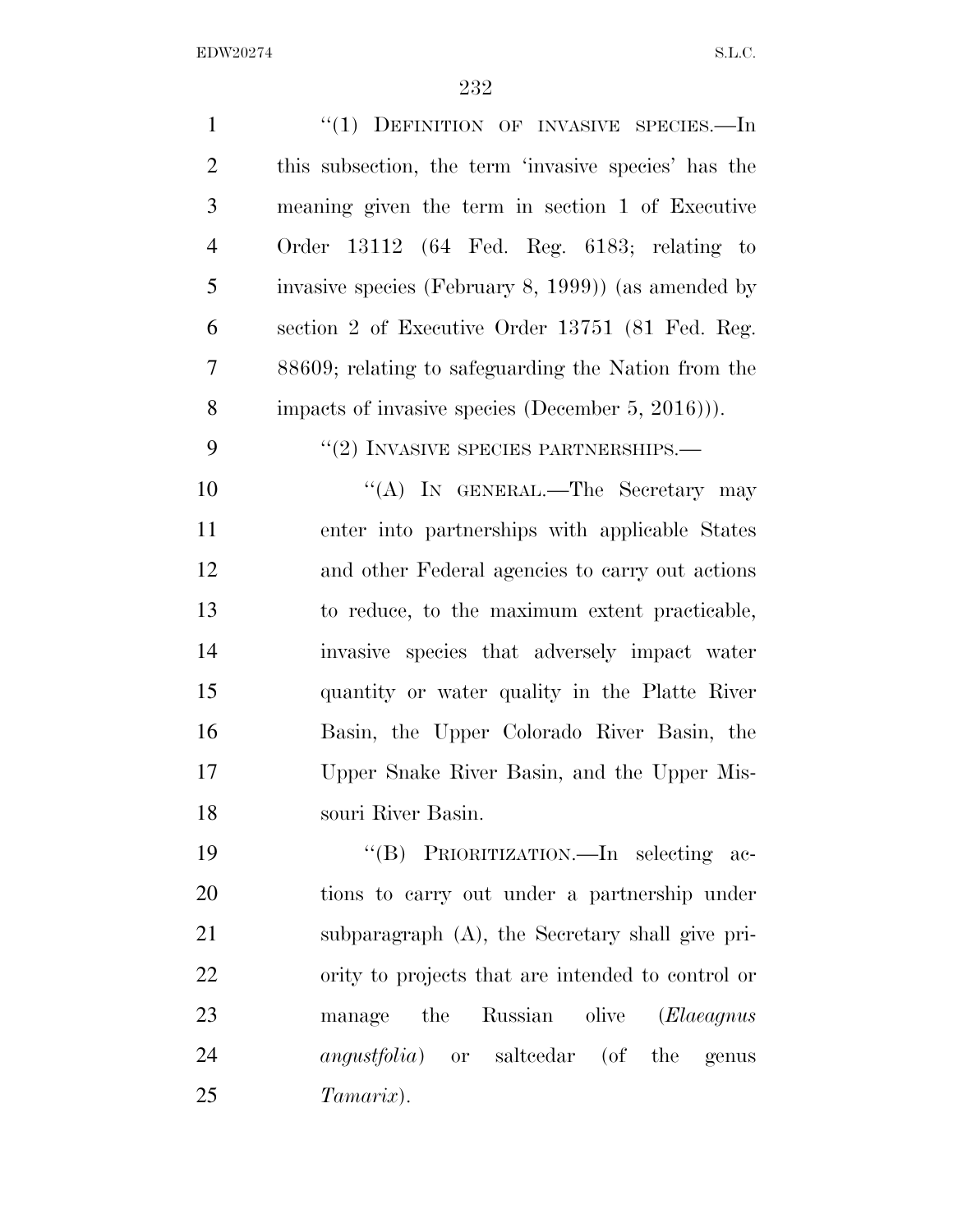"(1) DEFINITION OF INVASIVE SPECIES.—In this subsection, the term 'invasive species' has the meaning given the term in section 1 of Executive Order 13112 (64 Fed. Reg. 6183; relating to invasive species (February 8, 1999)) (as amended by section 2 of Executive Order 13751 (81 Fed. Reg. 88609; relating to safeguarding the Nation from the impacts of invasive species (December 5, 2016))).

"(2) INVASIVE SPECIES PARTNERSHIPS.—

"(A) IN GENERAL.—The Secretary may enter into partnerships with applicable States and other Federal agencies to carry out actions to reduce, to the maximum extent practicable, invasive species that adversely impact water quantity or water quality in the Platte River Basin, the Upper Colorado River Basin, the Upper Snake River Basin, and the Upper Missouri River Basin.

"(B) PRIORITIZATION.—In selecting actions to carry out under a partnership under subparagraph (A), the Secretary shall give priority to projects that are intended to control or manage the Russian olive (*Elaeagnus angustfolia*) or saltcedar (of the genus *Tamarix*).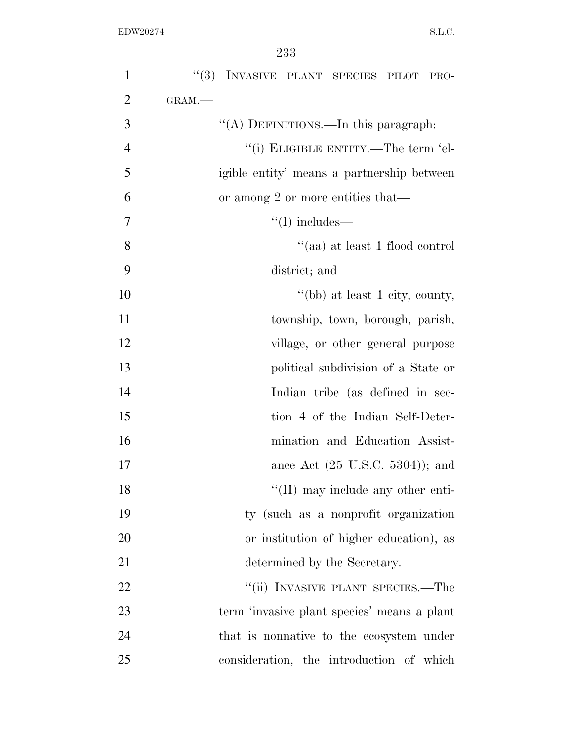"(3) INVASIVE PLANT SPECIES PILOT PROGRAM.—

"(A) DEFINITIONS.—In this paragraph:

"(i) ELIGIBLE ENTITY.—The term 'eligible entity' means a partnership between or among 2 or more entities that—

"(I) includes—

"(aa) at least 1 flood control district; and

"(bb) at least 1 city, county, township, town, borough, parish, village, or other general purpose political subdivision of a State or Indian tribe (as defined in section 4 of the Indian Self-Determination and Education Assistance Act (25 U.S.C. 5304)); and

"(II) may include any other entity (such as a nonprofit organization or institution of higher education), as determined by the Secretary.

"(ii) INVASIVE PLANT SPECIES.—The term 'invasive plant species' means a plant that is nonnative to the ecosystem under consideration, the introduction of which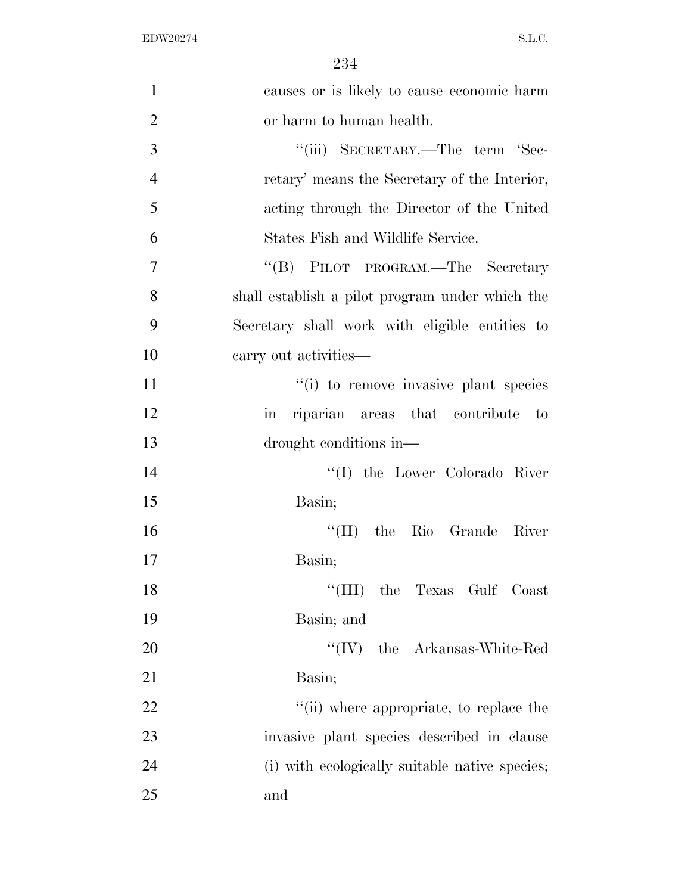causes or is likely to cause economic harm or harm to human health.

"(iii) SECRETARY.—The term 'Secretary' means the Secretary of the Interior, acting through the Director of the United States Fish and Wildlife Service.

"(B) PILOT PROGRAM.—The Secretary shall establish a pilot program under which the Secretary shall work with eligible entities to carry out activities—

"(i) to remove invasive plant species in riparian areas that contribute to drought conditions in—

"(I) the Lower Colorado River Basin;

"(II) the Rio Grande River Basin;

"(III) the Texas Gulf Coast Basin; and

"(IV) the Arkansas-White-Red Basin;

"(ii) where appropriate, to replace the invasive plant species described in clause (i) with ecologically suitable native species; and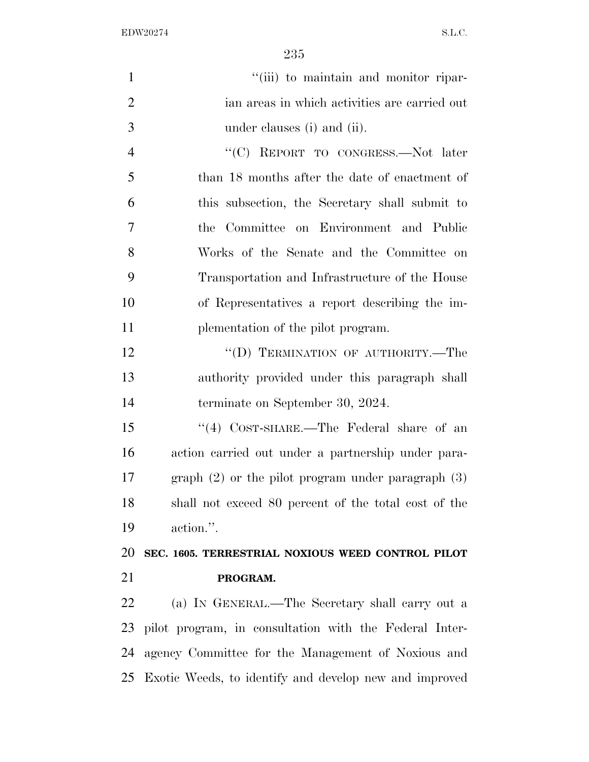"(iii) to maintain and monitor riparian areas in which activities are carried out under clauses (i) and (ii).

"(C) REPORT TO CONGRESS.—Not later than 18 months after the date of enactment of this subsection, the Secretary shall submit to the Committee on Environment and Public Works of the Senate and the Committee on Transportation and Infrastructure of the House of Representatives a report describing the implementation of the pilot program.

"(D) TERMINATION OF AUTHORITY.—The authority provided under this paragraph shall terminate on September 30, 2024.

"(4) COST-SHARE.—The Federal share of an action carried out under a partnership under paragraph (2) or the pilot program under paragraph (3) shall not exceed 80 percent of the total cost of the action.".

**SEC. 1605. TERRESTRIAL NOXIOUS WEED CONTROL PILOT PROGRAM.**

(a) IN GENERAL.—The Secretary shall carry out a pilot program, in consultation with the Federal Interagency Committee for the Management of Noxious and Exotic Weeds, to identify and develop new and improved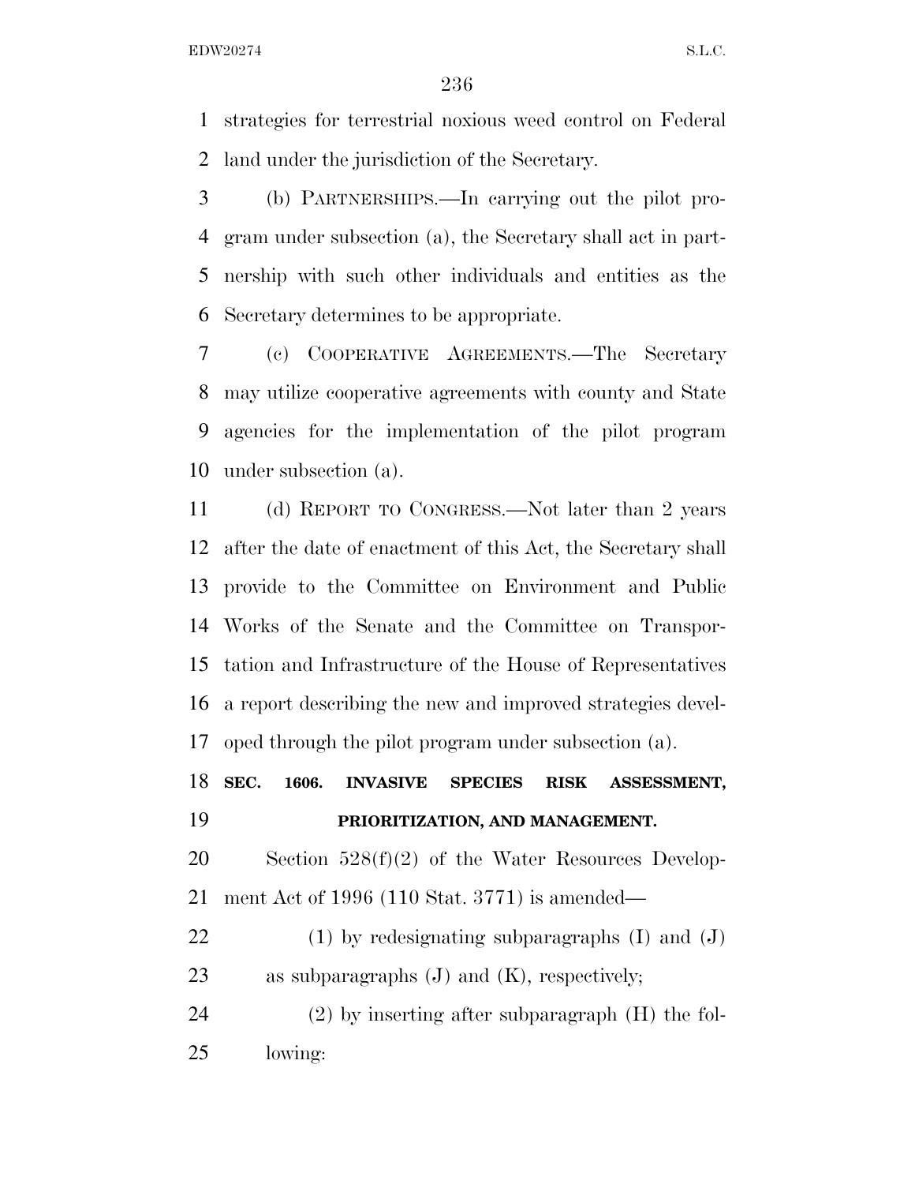strategies for terrestrial noxious weed control on Federal land under the jurisdiction of the Secretary.

(b) PARTNERSHIPS.—In carrying out the pilot program under subsection (a), the Secretary shall act in partnership with such other individuals and entities as the Secretary determines to be appropriate.

(c) COOPERATIVE AGREEMENTS.—The Secretary may utilize cooperative agreements with county and State agencies for the implementation of the pilot program under subsection (a).

(d) REPORT TO CONGRESS.—Not later than 2 years after the date of enactment of this Act, the Secretary shall provide to the Committee on Environment and Public Works of the Senate and the Committee on Transportation and Infrastructure of the House of Representatives a report describing the new and improved strategies developed through the pilot program under subsection (a).

**SEC. 1606. INVASIVE SPECIES RISK ASSESSMENT, PRIORITIZATION, AND MANAGEMENT.**

Section 528(f)(2) of the Water Resources Development Act of 1996 (110 Stat. 3771) is amended—

(1) by redesignating subparagraphs (I) and (J) as subparagraphs (J) and (K), respectively;

(2) by inserting after subparagraph (H) the following: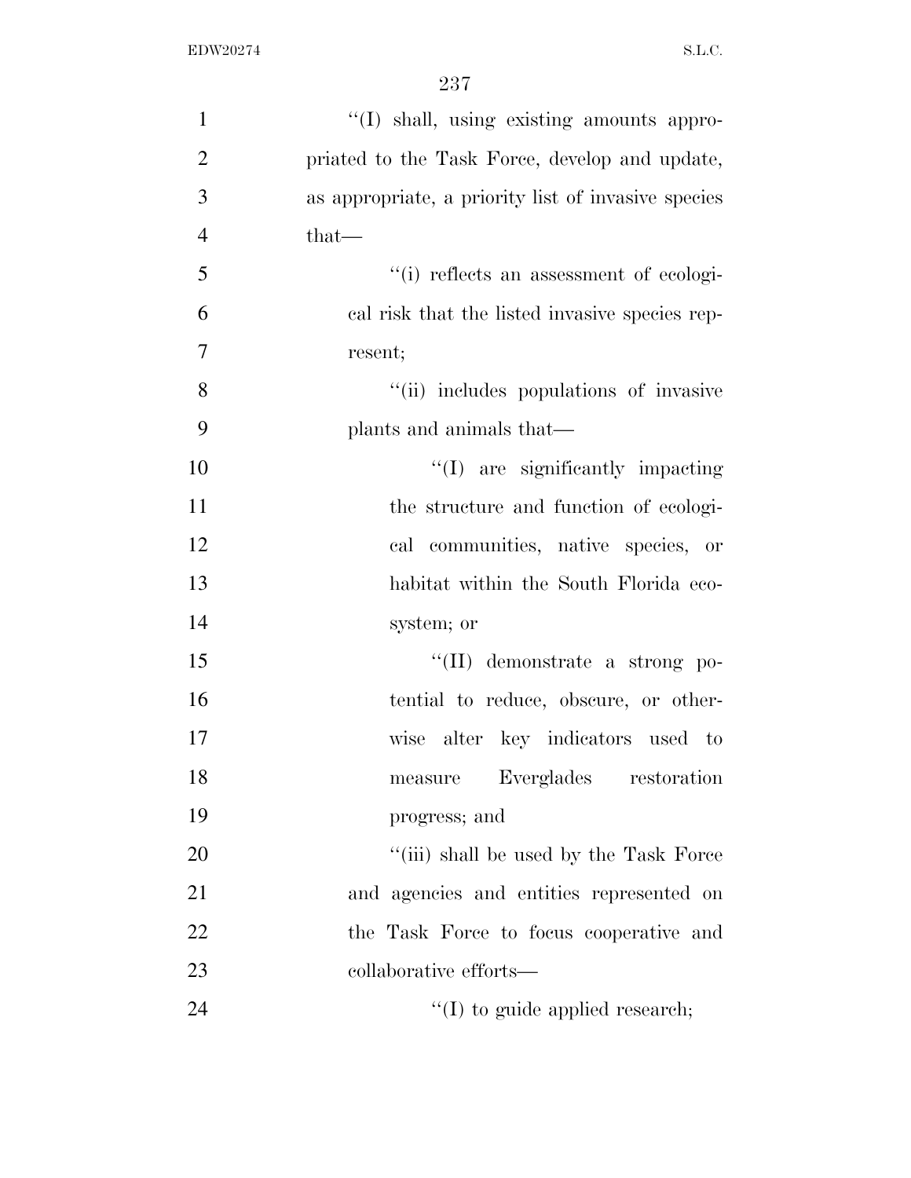''(I) shall, using existing amounts appropriated to the Task Force, develop and update, as appropriate, a priority list of invasive species that—

''(i) reflects an assessment of ecological risk that the listed invasive species represent;

''(ii) includes populations of invasive plants and animals that—

''(I) are significantly impacting the structure and function of ecological communities, native species, or habitat within the South Florida ecosystem; or

''(II) demonstrate a strong potential to reduce, obscure, or otherwise alter key indicators used to measure Everglades restoration progress; and

''(iii) shall be used by the Task Force and agencies and entities represented on the Task Force to focus cooperative and collaborative efforts—

''(I) to guide applied research;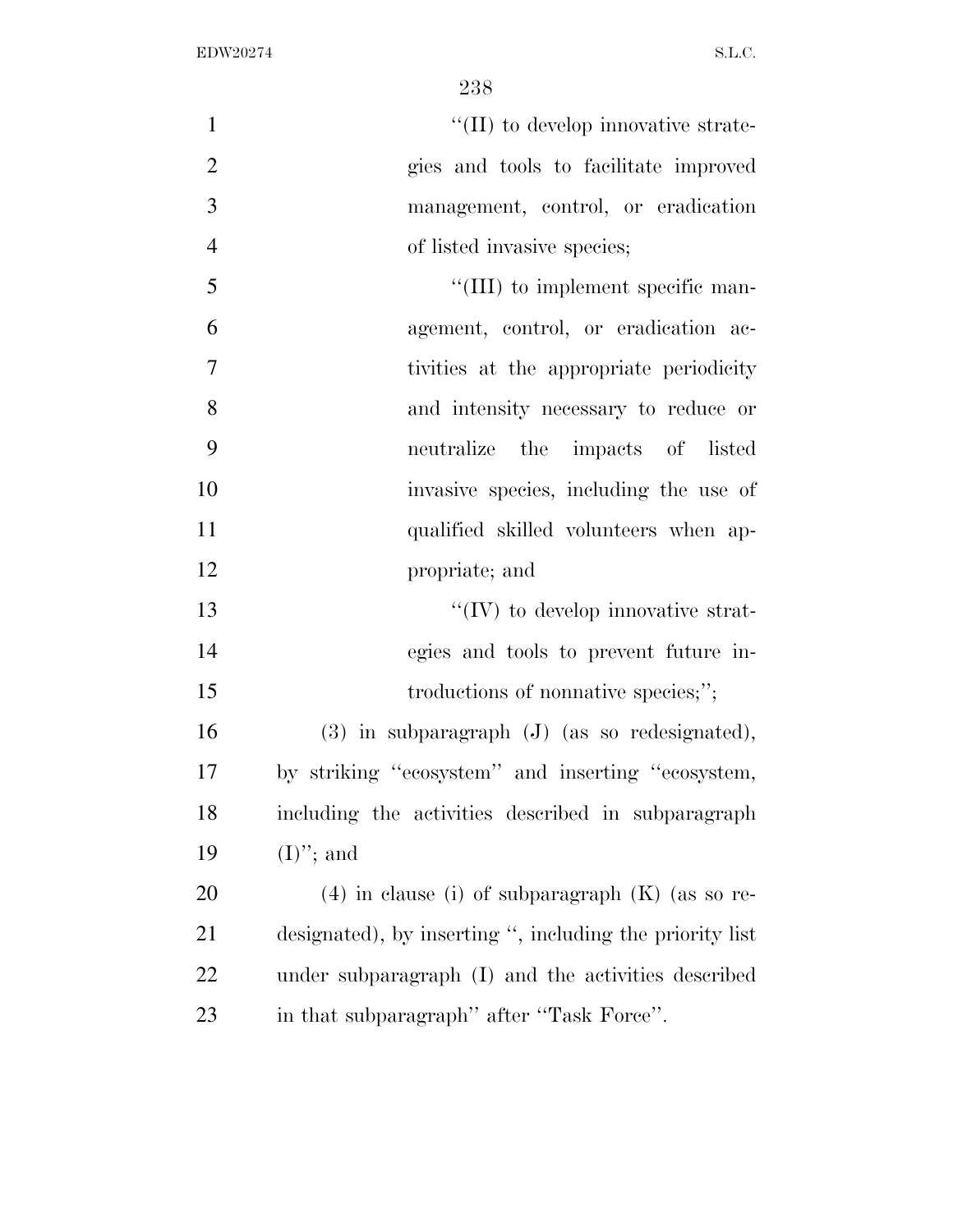"(II) to develop innovative strategies and tools to facilitate improved management, control, or eradication of listed invasive species;

"(III) to implement specific management, control, or eradication activities at the appropriate periodicity and intensity necessary to reduce or neutralize the impacts of listed invasive species, including the use of qualified skilled volunteers when appropriate; and

"(IV) to develop innovative strategies and tools to prevent future introductions of nonnative species;";

(3) in subparagraph (J) (as so redesignated), by striking "ecosystem" and inserting "ecosystem, including the activities described in subparagraph (I)"; and

(4) in clause (i) of subparagraph (K) (as so redesignated), by inserting ", including the priority list under subparagraph (I) and the activities described in that subparagraph" after "Task Force".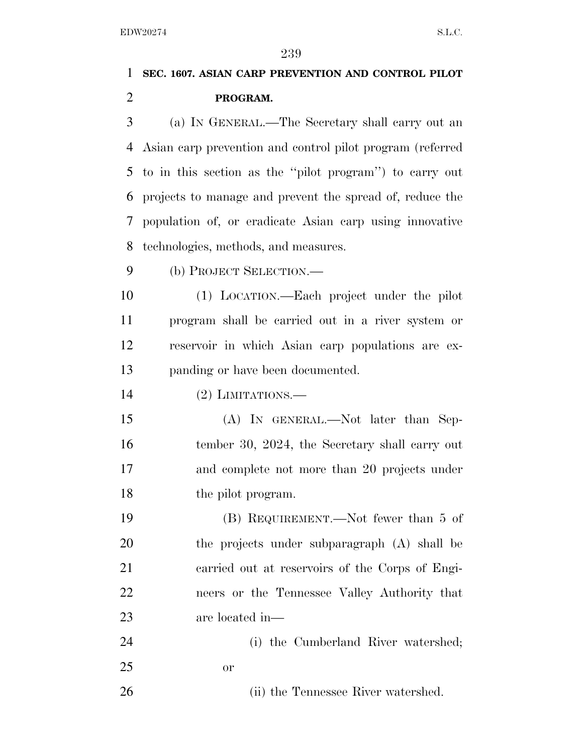**SEC. 1607. ASIAN CARP PREVENTION AND CONTROL PILOT PROGRAM.**

(a) IN GENERAL.—The Secretary shall carry out an Asian carp prevention and control pilot program (referred to in this section as the ''pilot program'') to carry out projects to manage and prevent the spread of, reduce the population of, or eradicate Asian carp using innovative technologies, methods, and measures.

(b) PROJECT SELECTION.—

(1) LOCATION.—Each project under the pilot program shall be carried out in a river system or reservoir in which Asian carp populations are expanding or have been documented.

(2) LIMITATIONS.—

(A) IN GENERAL.—Not later than September 30, 2024, the Secretary shall carry out and complete not more than 20 projects under the pilot program.

(B) REQUIREMENT.—Not fewer than 5 of the projects under subparagraph (A) shall be carried out at reservoirs of the Corps of Engineers or the Tennessee Valley Authority that are located in—

(i) the Cumberland River watershed; or

(ii) the Tennessee River watershed.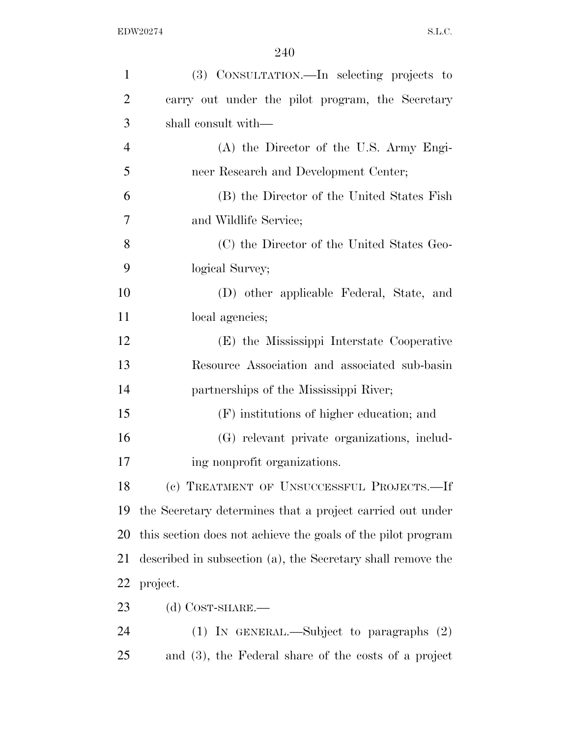(3) CONSULTATION.—In selecting projects to carry out under the pilot program, the Secretary shall consult with—

(A) the Director of the U.S. Army Engineer Research and Development Center;

(B) the Director of the United States Fish and Wildlife Service;

(C) the Director of the United States Geological Survey;

(D) other applicable Federal, State, and local agencies;

(E) the Mississippi Interstate Cooperative Resource Association and associated sub-basin partnerships of the Mississippi River;

(F) institutions of higher education; and

(G) relevant private organizations, including nonprofit organizations.

(c) TREATMENT OF UNSUCCESSFUL PROJECTS.—If the Secretary determines that a project carried out under this section does not achieve the goals of the pilot program described in subsection (a), the Secretary shall remove the project.

(d) COST-SHARE.—

(1) IN GENERAL.—Subject to paragraphs (2) and (3), the Federal share of the costs of a project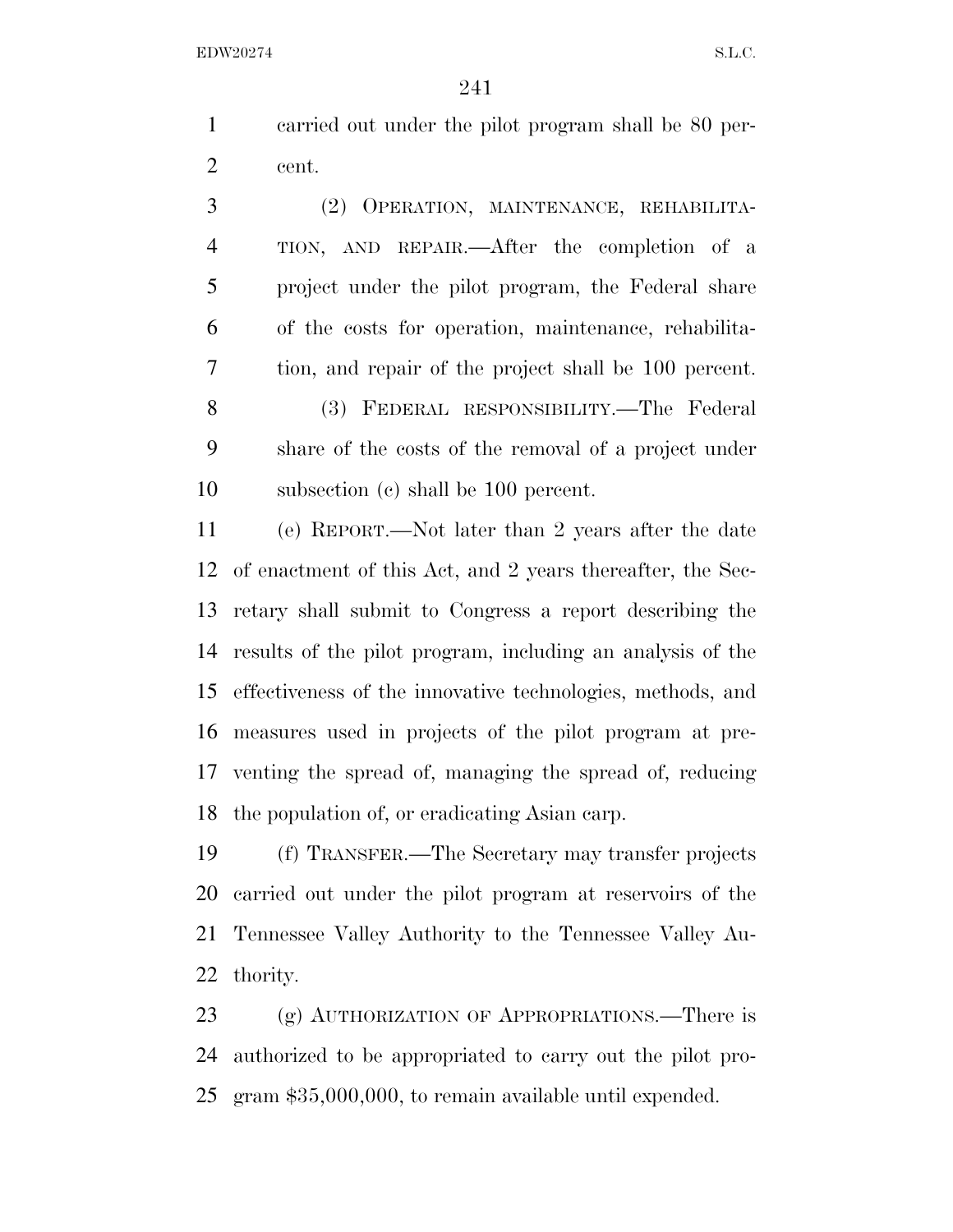carried out under the pilot program shall be 80 percent.

(2) OPERATION, MAINTENANCE, REHABILITATION, AND REPAIR.—After the completion of a project under the pilot program, the Federal share of the costs for operation, maintenance, rehabilitation, and repair of the project shall be 100 percent.

(3) FEDERAL RESPONSIBILITY.—The Federal share of the costs of the removal of a project under subsection (c) shall be 100 percent.

(e) REPORT.—Not later than 2 years after the date of enactment of this Act, and 2 years thereafter, the Secretary shall submit to Congress a report describing the results of the pilot program, including an analysis of the effectiveness of the innovative technologies, methods, and measures used in projects of the pilot program at preventing the spread of, managing the spread of, reducing the population of, or eradicating Asian carp.

(f) TRANSFER.—The Secretary may transfer projects carried out under the pilot program at reservoirs of the Tennessee Valley Authority to the Tennessee Valley Authority.

(g) AUTHORIZATION OF APPROPRIATIONS.—There is authorized to be appropriated to carry out the pilot program $35,000,000, to remain available until expended.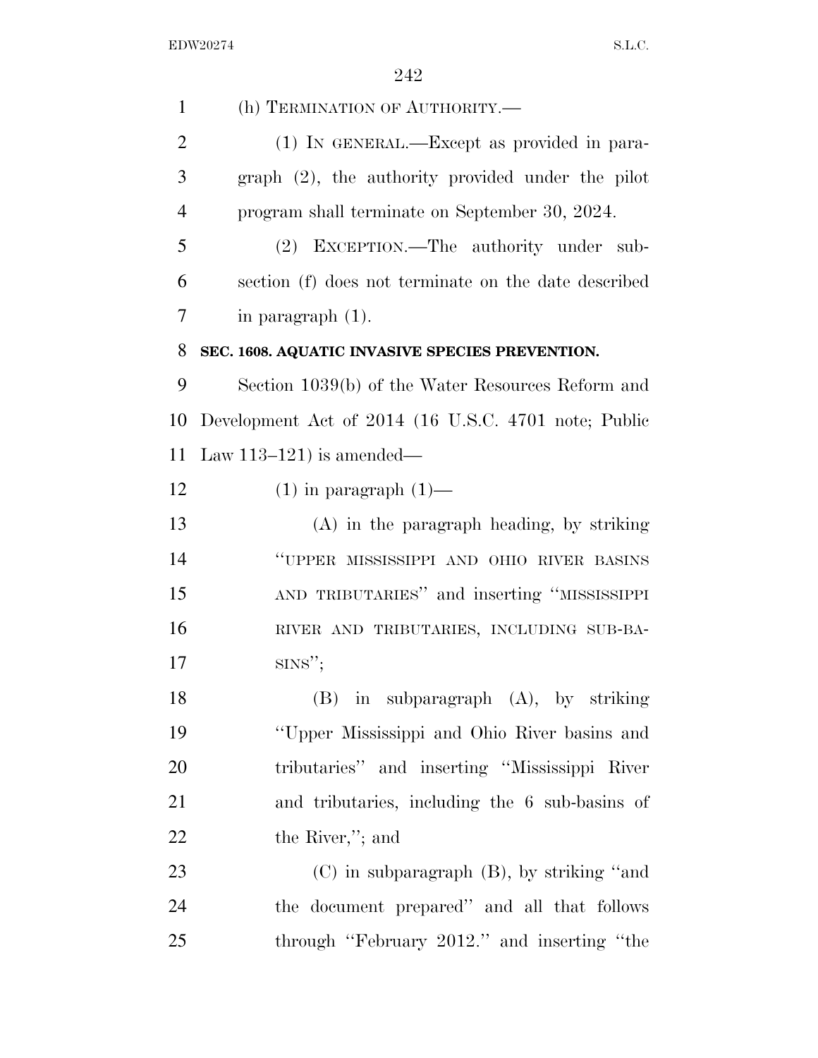(h) TERMINATION OF AUTHORITY.—

(1) IN GENERAL.—Except as provided in paragraph (2), the authority provided under the pilot program shall terminate on September 30, 2024.

(2) EXCEPTION.—The authority under subsection (f) does not terminate on the date described in paragraph (1).

**SEC. 1608. AQUATIC INVASIVE SPECIES PREVENTION.**

Section 1039(b) of the Water Resources Reform and Development Act of 2014 (16 U.S.C. 4701 note; Public Law 113–121) is amended—

(1) in paragraph (1)—

(A) in the paragraph heading, by striking "UPPER MISSISSIPPI AND OHIO RIVER BASINS AND TRIBUTARIES" and inserting "MISSISSIPPI RIVER AND TRIBUTARIES, INCLUDING SUB-BASINS";

(B) in subparagraph (A), by striking "Upper Mississippi and Ohio River basins and tributaries" and inserting "Mississippi River and tributaries, including the 6 sub-basins of the River,"; and

(C) in subparagraph (B), by striking "and the document prepared" and all that follows through "February 2012." and inserting "the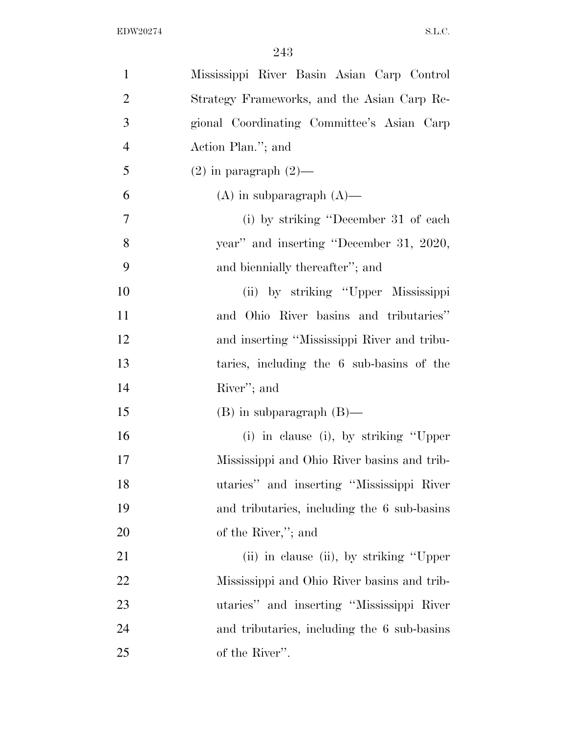Mississippi River Basin Asian Carp Control Strategy Frameworks, and the Asian Carp Regional Coordinating Committee's Asian Carp Action Plan.''; and

(2) in paragraph (2)—

(A) in subparagraph (A)—

(i) by striking ''December 31 of each year'' and inserting ''December 31, 2020, and biennially thereafter''; and

(ii) by striking ''Upper Mississippi and Ohio River basins and tributaries'' and inserting ''Mississippi River and tributaries, including the 6 sub-basins of the River''; and

(B) in subparagraph (B)—

(i) in clause (i), by striking ''Upper Mississippi and Ohio River basins and tributaries'' and inserting ''Mississippi River and tributaries, including the 6 sub-basins of the River,''; and

(ii) in clause (ii), by striking ''Upper Mississippi and Ohio River basins and tributaries'' and inserting ''Mississippi River and tributaries, including the 6 sub-basins of the River''.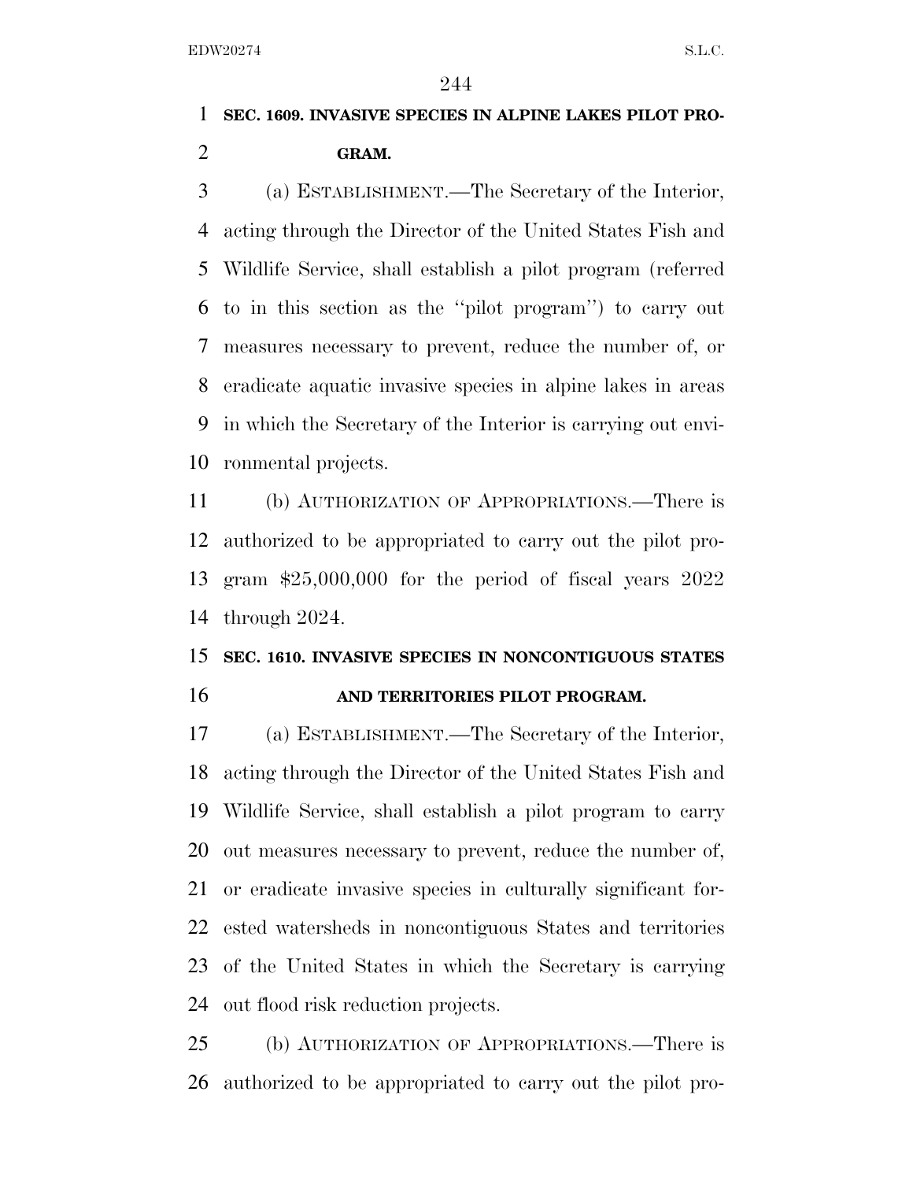**SEC. 1609. INVASIVE SPECIES IN ALPINE LAKES PILOT PROGRAM.**

(a) ESTABLISHMENT.—The Secretary of the Interior, acting through the Director of the United States Fish and Wildlife Service, shall establish a pilot program (referred to in this section as the ''pilot program'') to carry out measures necessary to prevent, reduce the number of, or eradicate aquatic invasive species in alpine lakes in areas in which the Secretary of the Interior is carrying out environmental projects.

(b) AUTHORIZATION OF APPROPRIATIONS.—There is authorized to be appropriated to carry out the pilot program $25,000,000 for the period of fiscal years 2022 through 2024.

**SEC. 1610. INVASIVE SPECIES IN NONCONTIGUOUS STATES AND TERRITORIES PILOT PROGRAM.**

(a) ESTABLISHMENT.—The Secretary of the Interior, acting through the Director of the United States Fish and Wildlife Service, shall establish a pilot program to carry out measures necessary to prevent, reduce the number of, or eradicate invasive species in culturally significant forested watersheds in noncontiguous States and territories of the United States in which the Secretary is carrying out flood risk reduction projects.

(b) AUTHORIZATION OF APPROPRIATIONS.—There is authorized to be appropriated to carry out the pilot pro-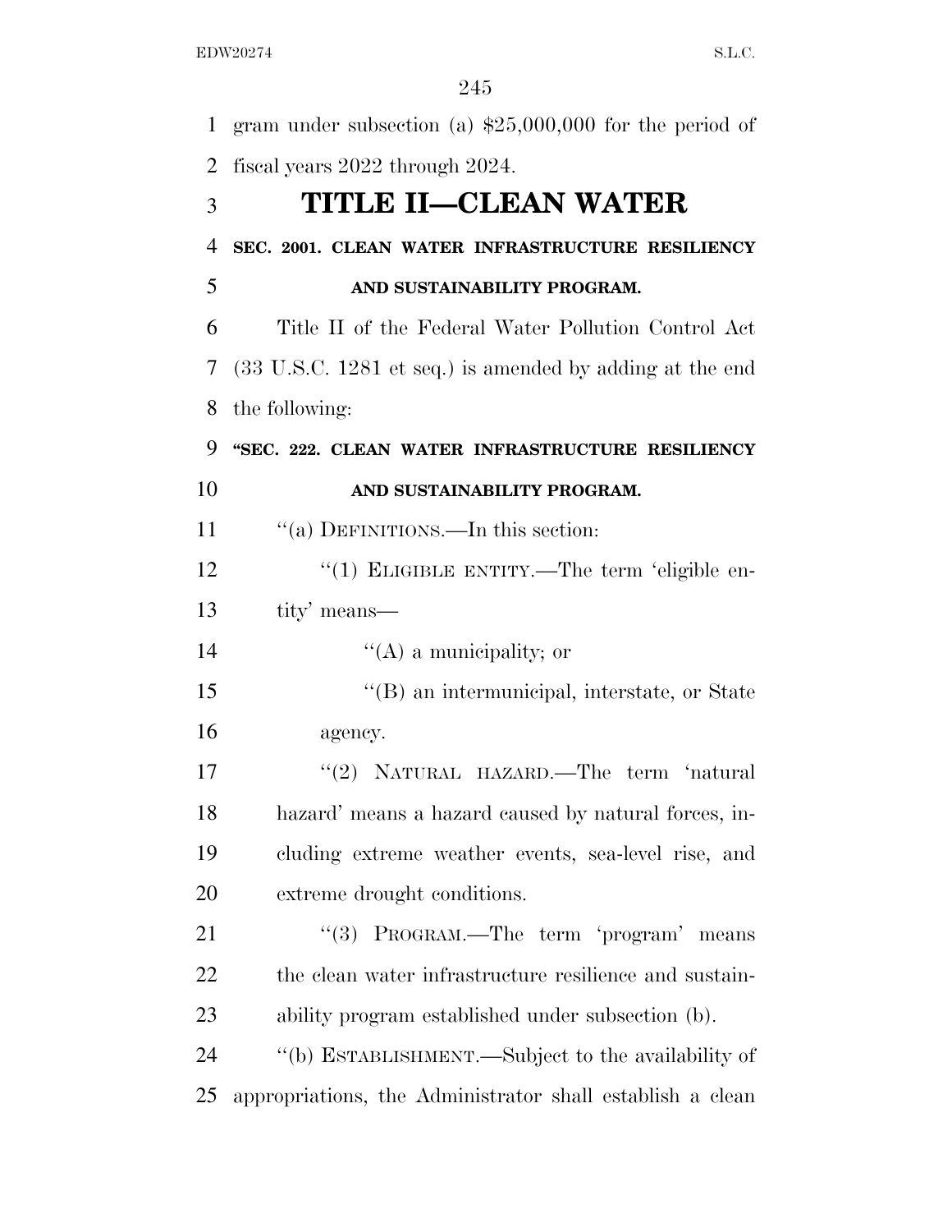gram under subsection (a) $25,000,000 for the period of fiscal years 2022 through 2024.

# TITLE II—CLEAN WATER

### SEC. 2001. CLEAN WATER INFRASTRUCTURE RESILIENCY AND SUSTAINABILITY PROGRAM.

Title II of the Federal Water Pollution Control Act (33 U.S.C. 1281 et seq.) is amended by adding at the end the following:

### "SEC. 222. CLEAN WATER INFRASTRUCTURE RESILIENCY AND SUSTAINABILITY PROGRAM.

"(a) DEFINITIONS.—In this section:

"(1) ELIGIBLE ENTITY.—The term 'eligible entity' means—

"(A) a municipality; or

"(B) an intermunicipal, interstate, or State agency.

"(2) NATURAL HAZARD.—The term 'natural hazard' means a hazard caused by natural forces, including extreme weather events, sea-level rise, and extreme drought conditions.

"(3) PROGRAM.—The term 'program' means the clean water infrastructure resilience and sustainability program established under subsection (b).

"(b) ESTABLISHMENT.—Subject to the availability of appropriations, the Administrator shall establish a clean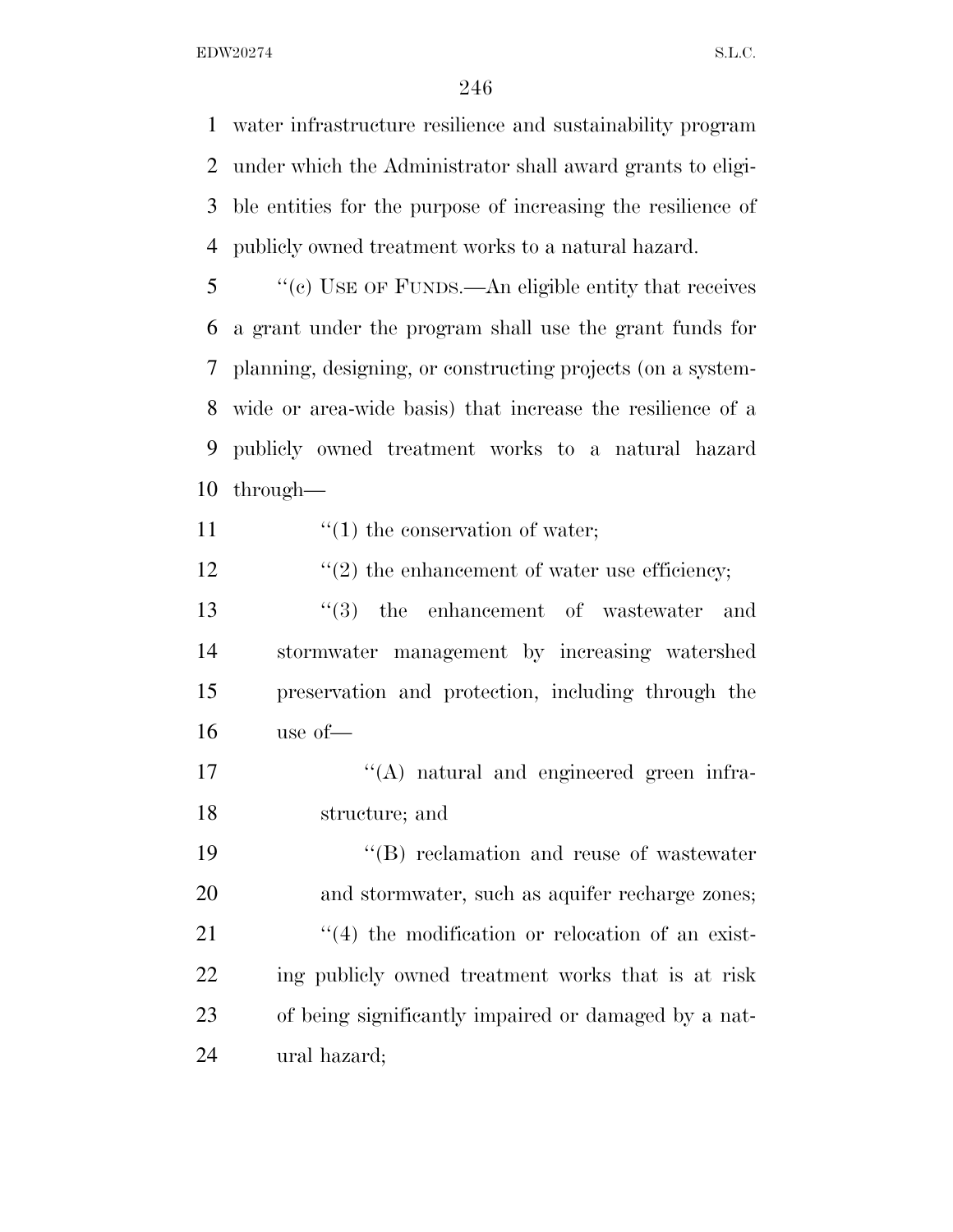water infrastructure resilience and sustainability program under which the Administrator shall award grants to eligible entities for the purpose of increasing the resilience of publicly owned treatment works to a natural hazard.

"(c) USE OF FUNDS.—An eligible entity that receives a grant under the program shall use the grant funds for planning, designing, or constructing projects (on a system-wide or area-wide basis) that increase the resilience of a publicly owned treatment works to a natural hazard through—

"(1) the conservation of water;

"(2) the enhancement of water use efficiency;

"(3) the enhancement of wastewater and stormwater management by increasing watershed preservation and protection, including through the use of—

"(A) natural and engineered green infrastructure; and

"(B) reclamation and reuse of wastewater and stormwater, such as aquifer recharge zones;

"(4) the modification or relocation of an existing publicly owned treatment works that is at risk of being significantly impaired or damaged by a natural hazard;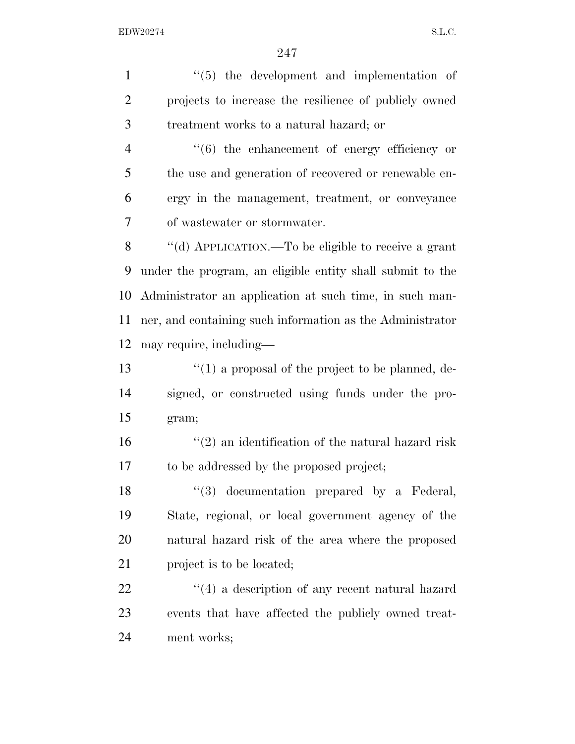''(5) the development and implementation of projects to increase the resilience of publicly owned treatment works to a natural hazard; or

''(6) the enhancement of energy efficiency or the use and generation of recovered or renewable energy in the management, treatment, or conveyance of wastewater or stormwater.

''(d) APPLICATION.—To be eligible to receive a grant under the program, an eligible entity shall submit to the Administrator an application at such time, in such manner, and containing such information as the Administrator may require, including—

''(1) a proposal of the project to be planned, designed, or constructed using funds under the program;

''(2) an identification of the natural hazard risk to be addressed by the proposed project;

''(3) documentation prepared by a Federal, State, regional, or local government agency of the natural hazard risk of the area where the proposed project is to be located;

''(4) a description of any recent natural hazard events that have affected the publicly owned treatment works;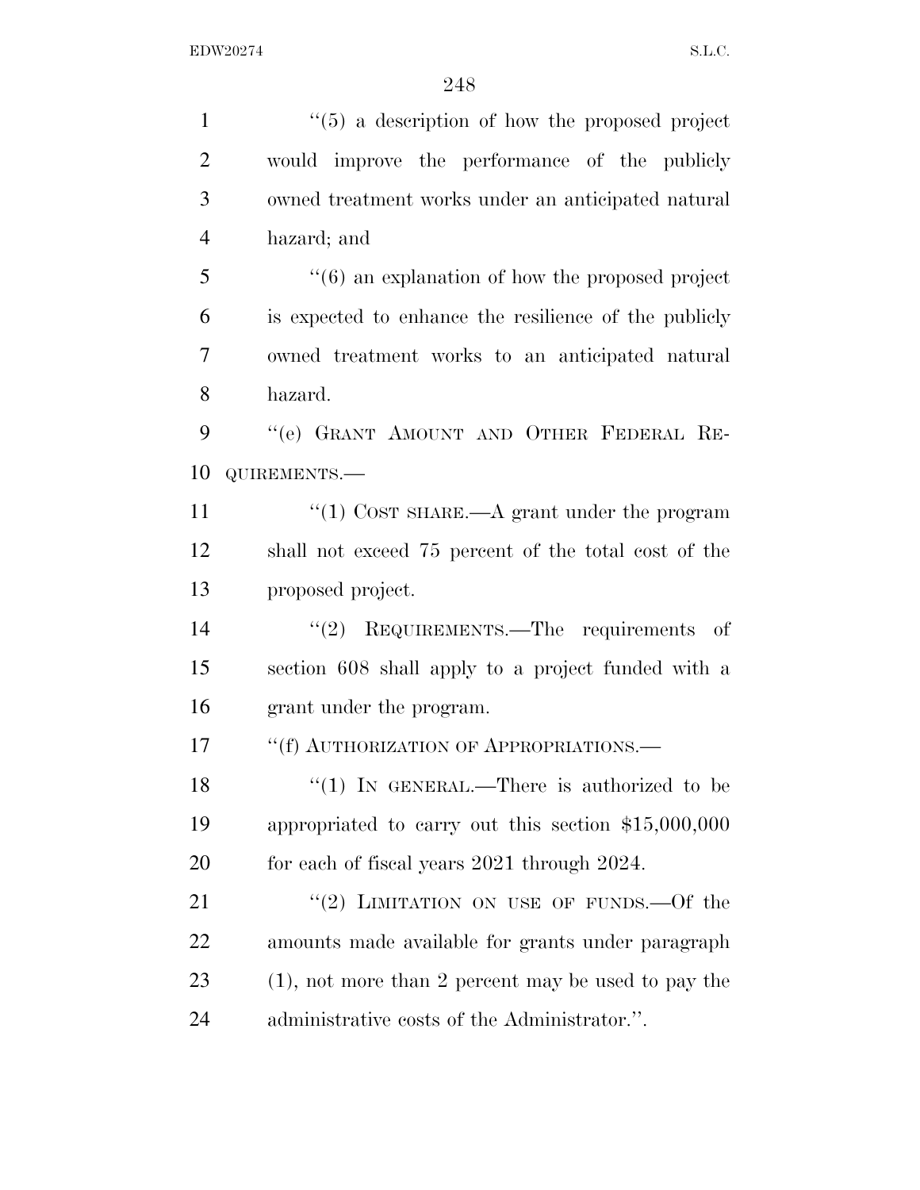"(5) a description of how the proposed project would improve the performance of the publicly owned treatment works under an anticipated natural hazard; and

"(6) an explanation of how the proposed project is expected to enhance the resilience of the publicly owned treatment works to an anticipated natural hazard.

"(e) GRANT AMOUNT AND OTHER FEDERAL REQUIREMENTS.—

"(1) COST SHARE.—A grant under the program shall not exceed 75 percent of the total cost of the proposed project.

"(2) REQUIREMENTS.—The requirements of section 608 shall apply to a project funded with a grant under the program.

"(f) AUTHORIZATION OF APPROPRIATIONS.—

"(1) IN GENERAL.—There is authorized to be appropriated to carry out this section $15,000,000 for each of fiscal years 2021 through 2024.

"(2) LIMITATION ON USE OF FUNDS.—Of the amounts made available for grants under paragraph (1), not more than 2 percent may be used to pay the administrative costs of the Administrator.".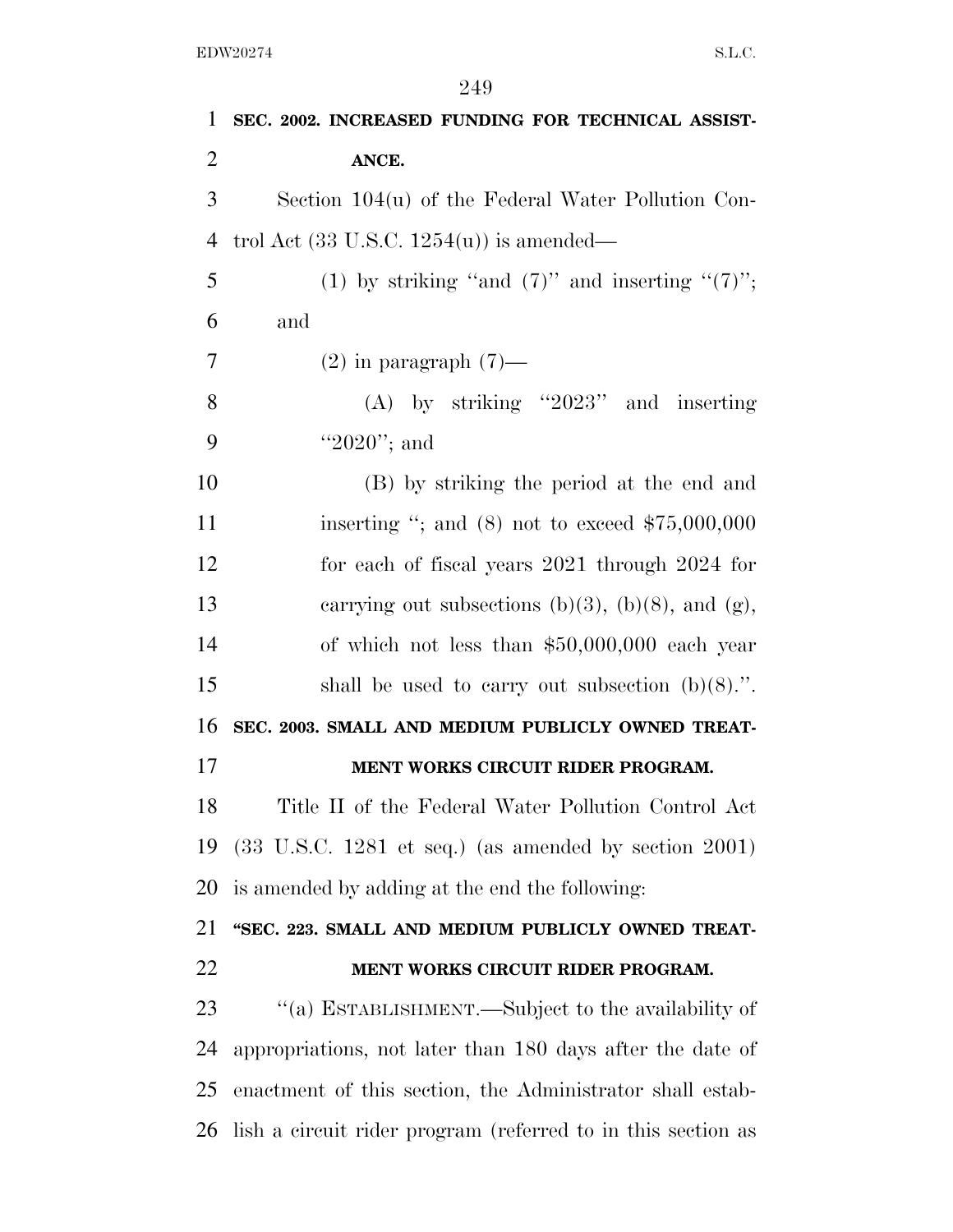**SEC. 2002. INCREASED FUNDING FOR TECHNICAL ASSISTANCE.**

Section 104(u) of the Federal Water Pollution Control Act (33 U.S.C. 1254(u)) is amended—

(1) by striking "and (7)" and inserting "(7)"; and

(2) in paragraph (7)—

(A) by striking "2023" and inserting "2020"; and

(B) by striking the period at the end and inserting "; and (8) not to exceed $75,000,000 for each of fiscal years 2021 through 2024 for carrying out subsections (b)(3), (b)(8), and (g), of which not less than $50,000,000 each year shall be used to carry out subsection (b)(8).".

**SEC. 2003. SMALL AND MEDIUM PUBLICLY OWNED TREATMENT WORKS CIRCUIT RIDER PROGRAM.**

Title II of the Federal Water Pollution Control Act (33 U.S.C. 1281 et seq.) (as amended by section 2001) is amended by adding at the end the following:

**"SEC. 223. SMALL AND MEDIUM PUBLICLY OWNED TREATMENT WORKS CIRCUIT RIDER PROGRAM.**

"(a) ESTABLISHMENT.—Subject to the availability of appropriations, not later than 180 days after the date of enactment of this section, the Administrator shall establish a circuit rider program (referred to in this section as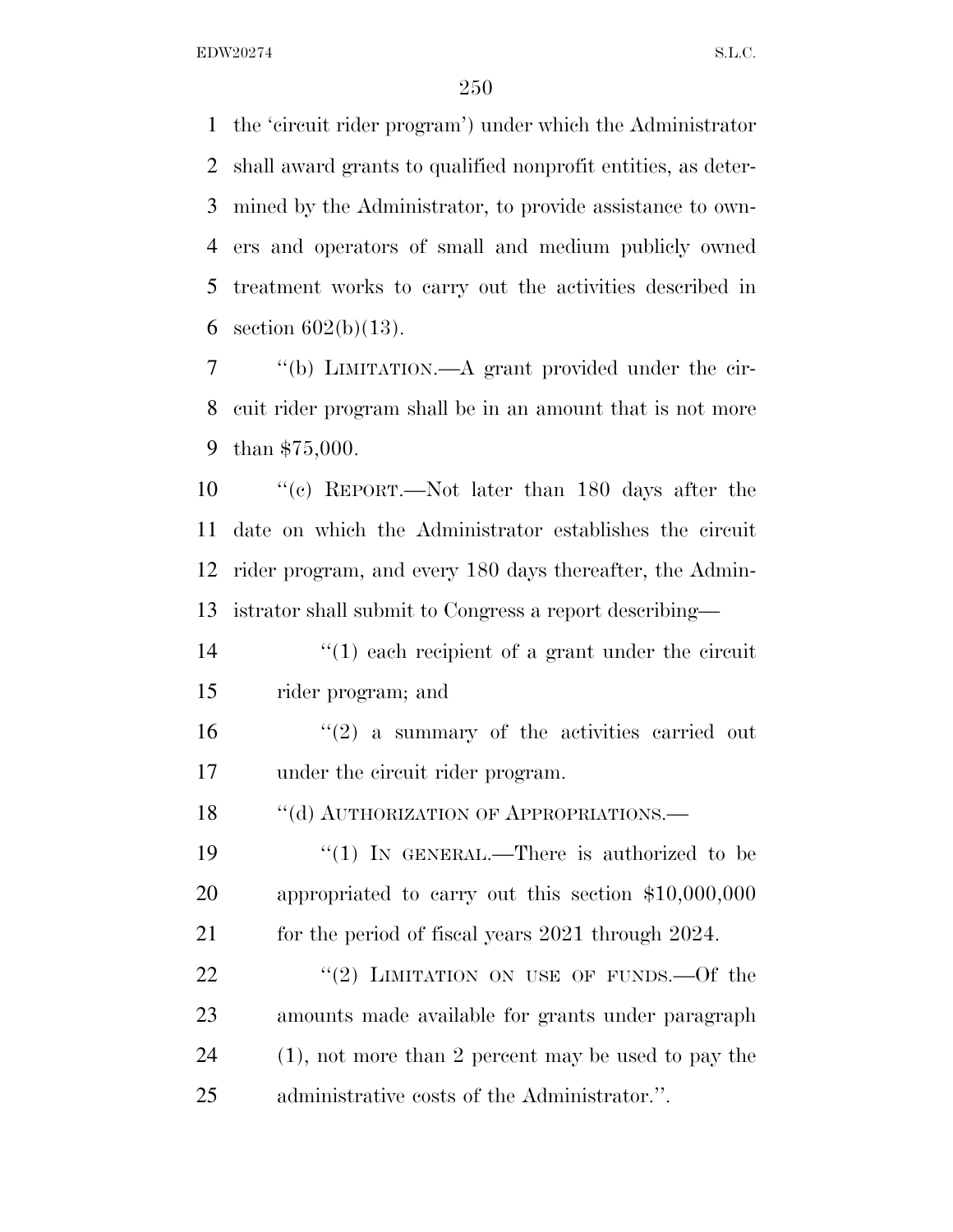the 'circuit rider program') under which the Administrator shall award grants to qualified nonprofit entities, as determined by the Administrator, to provide assistance to owners and operators of small and medium publicly owned treatment works to carry out the activities described in section 602(b)(13).

"(b) LIMITATION.—A grant provided under the circuit rider program shall be in an amount that is not more than $75,000.

"(c) REPORT.—Not later than 180 days after the date on which the Administrator establishes the circuit rider program, and every 180 days thereafter, the Administrator shall submit to Congress a report describing—

"(1) each recipient of a grant under the circuit rider program; and

"(2) a summary of the activities carried out under the circuit rider program.

"(d) AUTHORIZATION OF APPROPRIATIONS.—

"(1) IN GENERAL.—There is authorized to be appropriated to carry out this section $10,000,000 for the period of fiscal years 2021 through 2024.

"(2) LIMITATION ON USE OF FUNDS.—Of the amounts made available for grants under paragraph (1), not more than 2 percent may be used to pay the administrative costs of the Administrator.".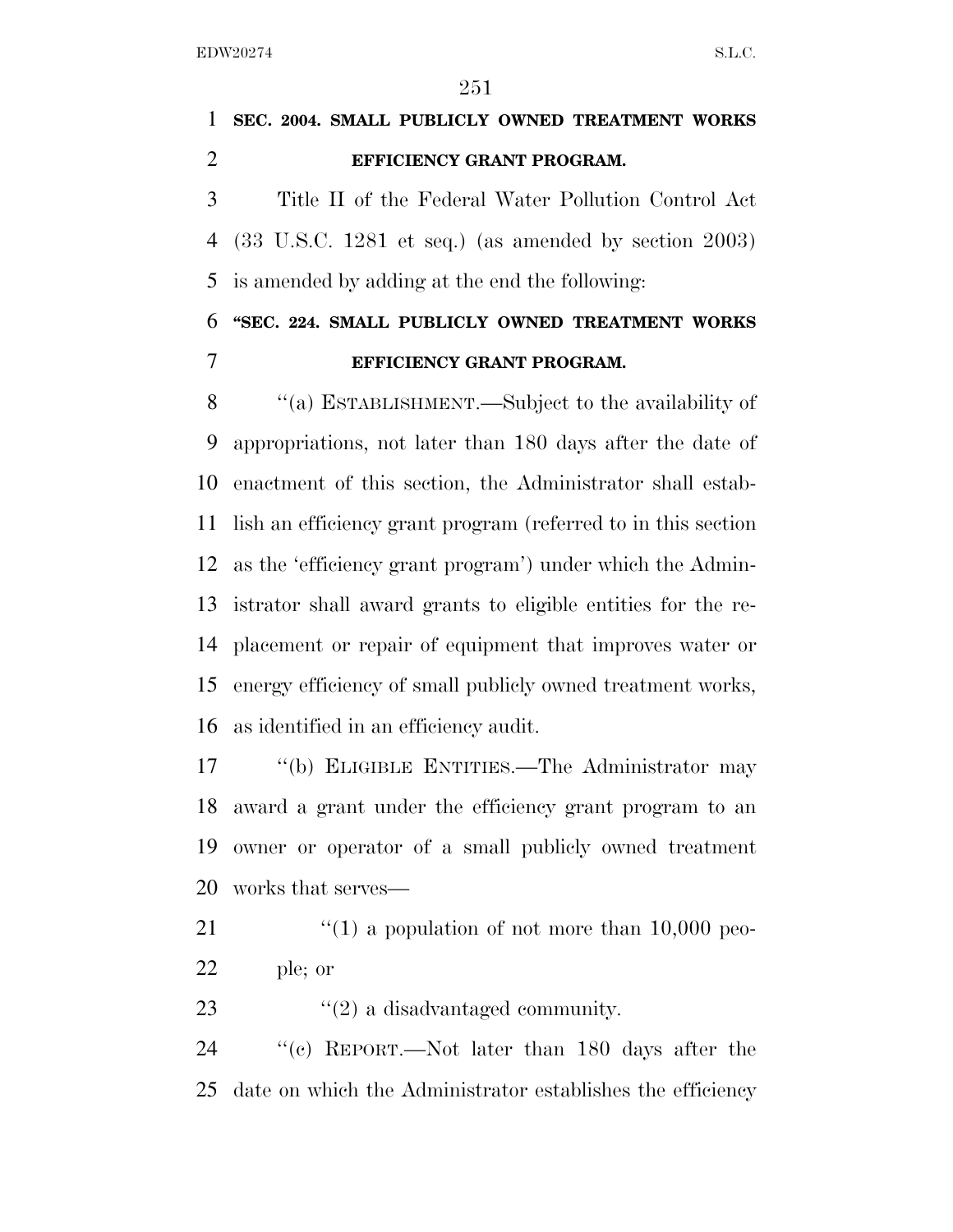**SEC. 2004. SMALL PUBLICLY OWNED TREATMENT WORKS EFFICIENCY GRANT PROGRAM.**

Title II of the Federal Water Pollution Control Act (33 U.S.C. 1281 et seq.) (as amended by section 2003) is amended by adding at the end the following:

**"SEC. 224. SMALL PUBLICLY OWNED TREATMENT WORKS EFFICIENCY GRANT PROGRAM.**

"(a) ESTABLISHMENT.—Subject to the availability of appropriations, not later than 180 days after the date of enactment of this section, the Administrator shall establish an efficiency grant program (referred to in this section as the 'efficiency grant program') under which the Administrator shall award grants to eligible entities for the replacement or repair of equipment that improves water or energy efficiency of small publicly owned treatment works, as identified in an efficiency audit.

"(b) ELIGIBLE ENTITIES.—The Administrator may award a grant under the efficiency grant program to an owner or operator of a small publicly owned treatment works that serves—

"(1) a population of not more than 10,000 people; or

"(2) a disadvantaged community.

"(c) REPORT.—Not later than 180 days after the date on which the Administrator establishes the efficiency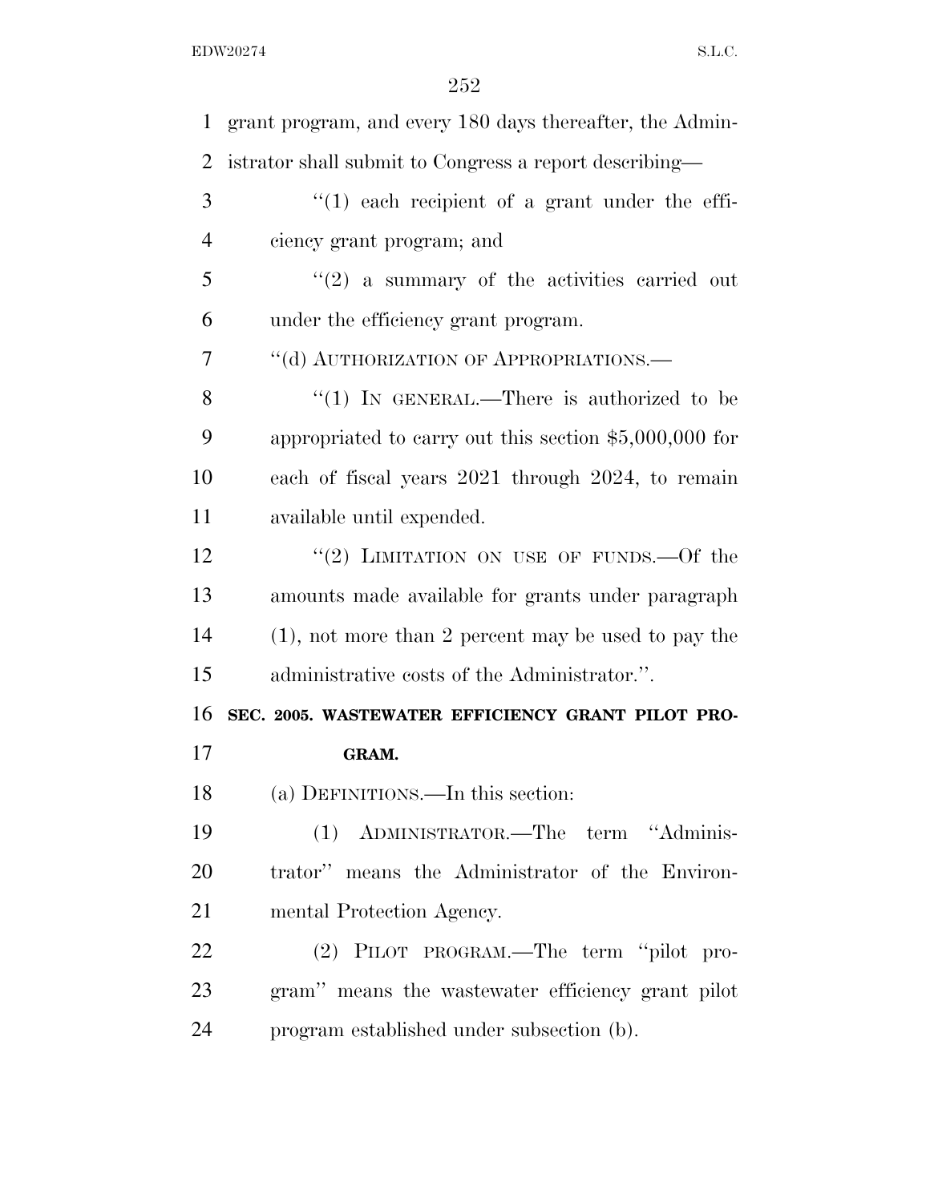grant program, and every 180 days thereafter, the Administrator shall submit to Congress a report describing—

"(1) each recipient of a grant under the efficiency grant program; and

"(2) a summary of the activities carried out under the efficiency grant program.

"(d) AUTHORIZATION OF APPROPRIATIONS.—

"(1) IN GENERAL.—There is authorized to be appropriated to carry out this section $5,000,000 for each of fiscal years 2021 through 2024, to remain available until expended.

"(2) LIMITATION ON USE OF FUNDS.—Of the amounts made available for grants under paragraph (1), not more than 2 percent may be used to pay the administrative costs of the Administrator.".

**SEC. 2005. WASTEWATER EFFICIENCY GRANT PILOT PROGRAM.**

(a) DEFINITIONS.—In this section:

(1) ADMINISTRATOR.—The term "Administrator" means the Administrator of the Environmental Protection Agency.

(2) PILOT PROGRAM.—The term "pilot program" means the wastewater efficiency grant pilot program established under subsection (b).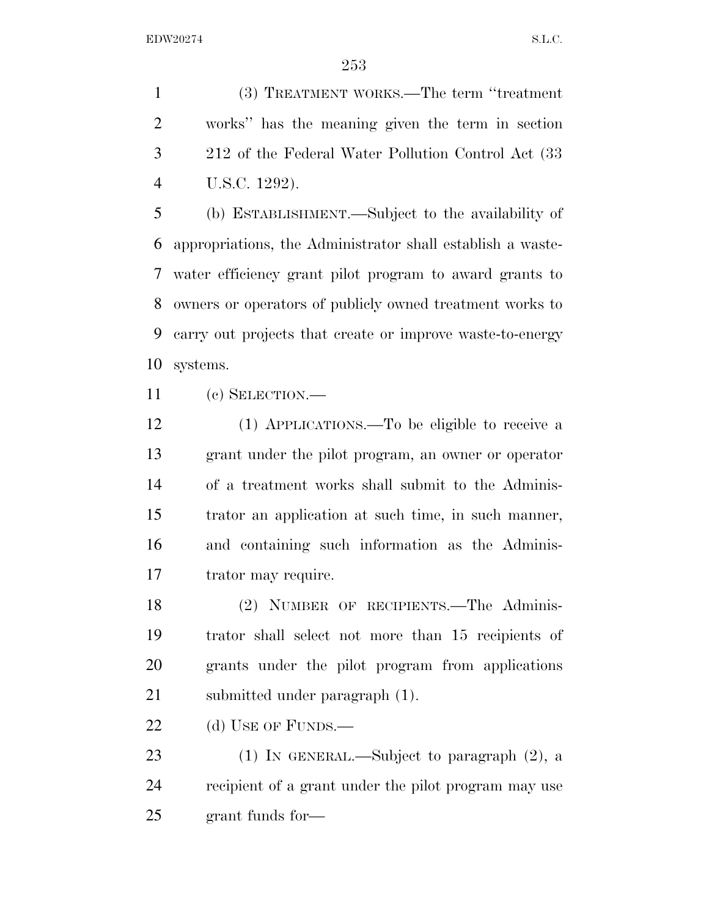(3) TREATMENT WORKS.—The term "treatment works" has the meaning given the term in section 212 of the Federal Water Pollution Control Act (33 U.S.C. 1292).

(b) ESTABLISHMENT.—Subject to the availability of appropriations, the Administrator shall establish a wastewater efficiency grant pilot program to award grants to owners or operators of publicly owned treatment works to carry out projects that create or improve waste-to-energy systems.

(c) SELECTION.—

(1) APPLICATIONS.—To be eligible to receive a grant under the pilot program, an owner or operator of a treatment works shall submit to the Administrator an application at such time, in such manner, and containing such information as the Administrator may require.

(2) NUMBER OF RECIPIENTS.—The Administrator shall select not more than 15 recipients of grants under the pilot program from applications submitted under paragraph (1).

(d) USE OF FUNDS.—

(1) IN GENERAL.—Subject to paragraph (2), a recipient of a grant under the pilot program may use grant funds for—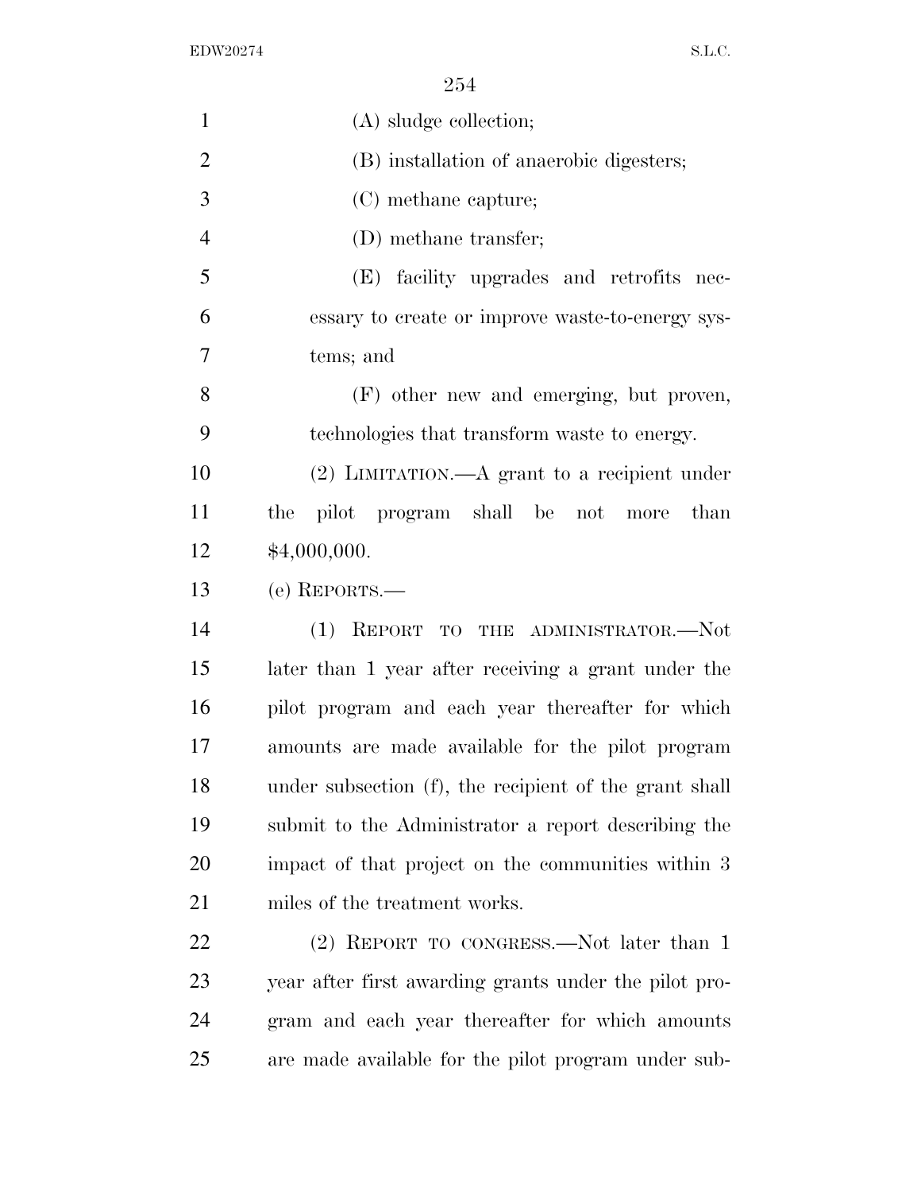(A) sludge collection;

(B) installation of anaerobic digesters;

(C) methane capture;

(D) methane transfer;

(E) facility upgrades and retrofits necessary to create or improve waste-to-energy systems; and

(F) other new and emerging, but proven, technologies that transform waste to energy.

(2) LIMITATION.—A grant to a recipient under the pilot program shall be not more than $4,000,000.

(e) REPORTS.—

(1) REPORT TO THE ADMINISTRATOR.—Not later than 1 year after receiving a grant under the pilot program and each year thereafter for which amounts are made available for the pilot program under subsection (f), the recipient of the grant shall submit to the Administrator a report describing the impact of that project on the communities within 3 miles of the treatment works.

(2) REPORT TO CONGRESS.—Not later than 1 year after first awarding grants under the pilot program and each year thereafter for which amounts are made available for the pilot program under sub-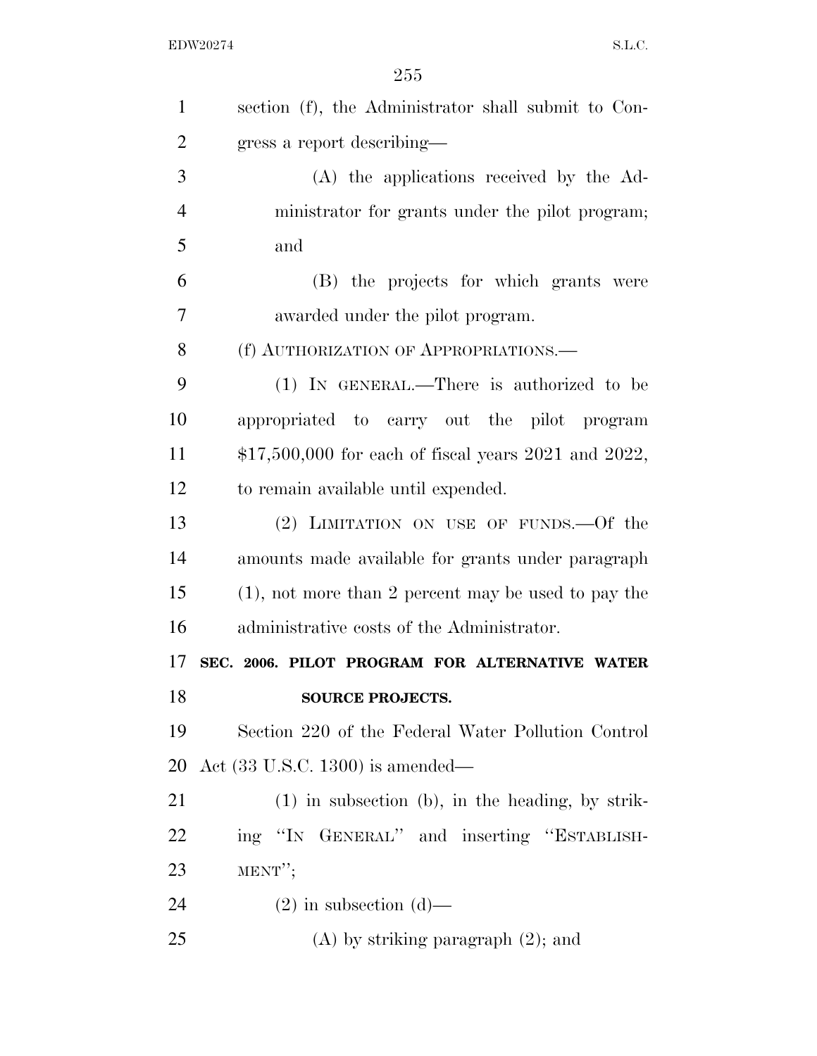section (f), the Administrator shall submit to Congress a report describing—

(A) the applications received by the Administrator for grants under the pilot program; and

(B) the projects for which grants were awarded under the pilot program.

(f) AUTHORIZATION OF APPROPRIATIONS.—

(1) IN GENERAL.—There is authorized to be appropriated to carry out the pilot program $17,500,000 for each of fiscal years 2021 and 2022, to remain available until expended.

(2) LIMITATION ON USE OF FUNDS.—Of the amounts made available for grants under paragraph (1), not more than 2 percent may be used to pay the administrative costs of the Administrator.

**SEC. 2006. PILOT PROGRAM FOR ALTERNATIVE WATER SOURCE PROJECTS.**

Section 220 of the Federal Water Pollution Control Act (33 U.S.C. 1300) is amended—

(1) in subsection (b), in the heading, by striking ''IN GENERAL'' and inserting ''ESTABLISHMENT'';

(2) in subsection (d)—

(A) by striking paragraph (2); and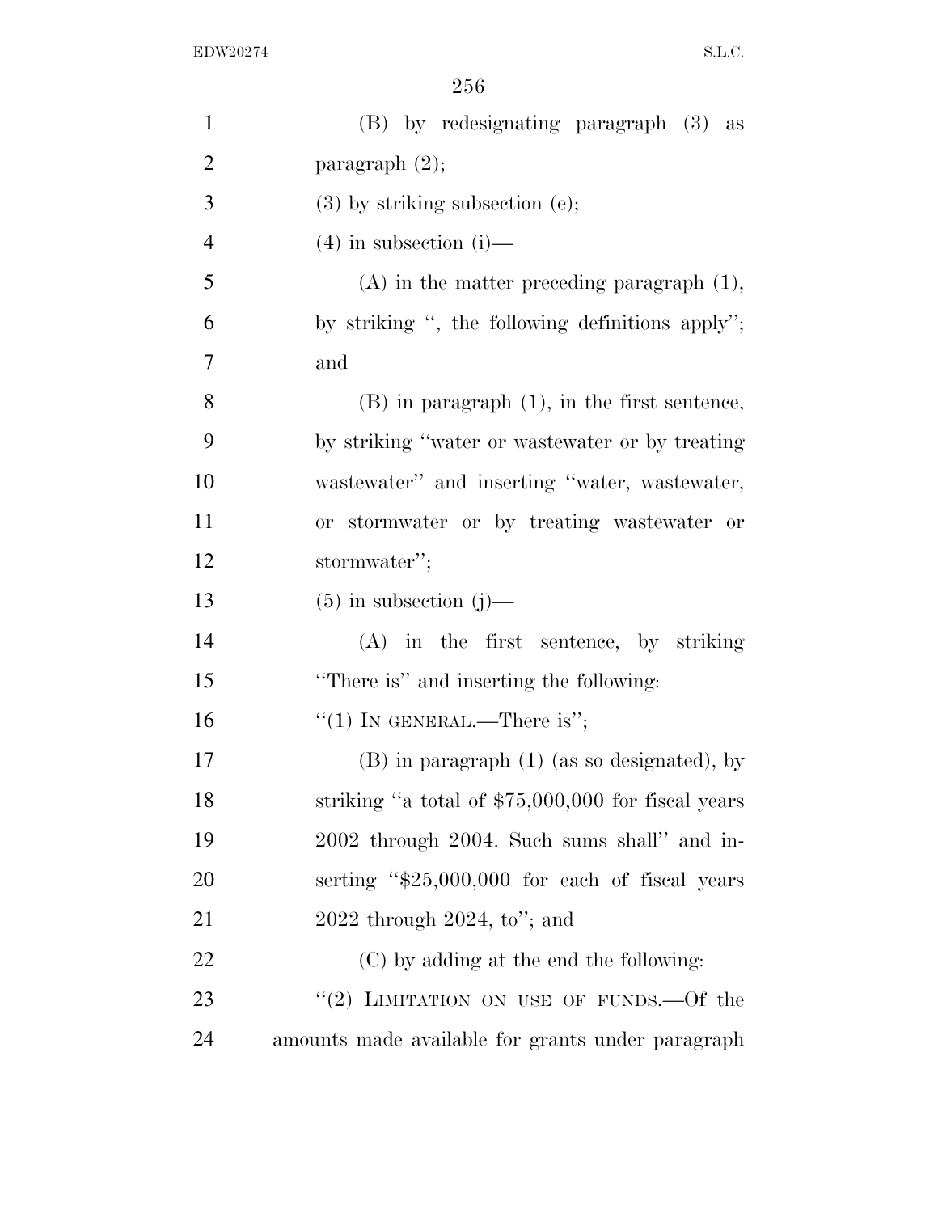(B) by redesignating paragraph (3) as paragraph (2);

(3) by striking subsection (e);

(4) in subsection (i)—

(A) in the matter preceding paragraph (1), by striking ", the following definitions apply"; and

(B) in paragraph (1), in the first sentence, by striking "water or wastewater or by treating wastewater" and inserting "water, wastewater, or stormwater or by treating wastewater or stormwater";

(5) in subsection (j)—

(A) in the first sentence, by striking "There is" and inserting the following:

"(1) IN GENERAL.—There is";

(B) in paragraph (1) (as so designated), by striking "a total of $75,000,000 for fiscal years 2002 through 2004. Such sums shall" and inserting "$25,000,000 for each of fiscal years 2022 through 2024, to"; and

(C) by adding at the end the following:

"(2) LIMITATION ON USE OF FUNDS.—Of the amounts made available for grants under paragraph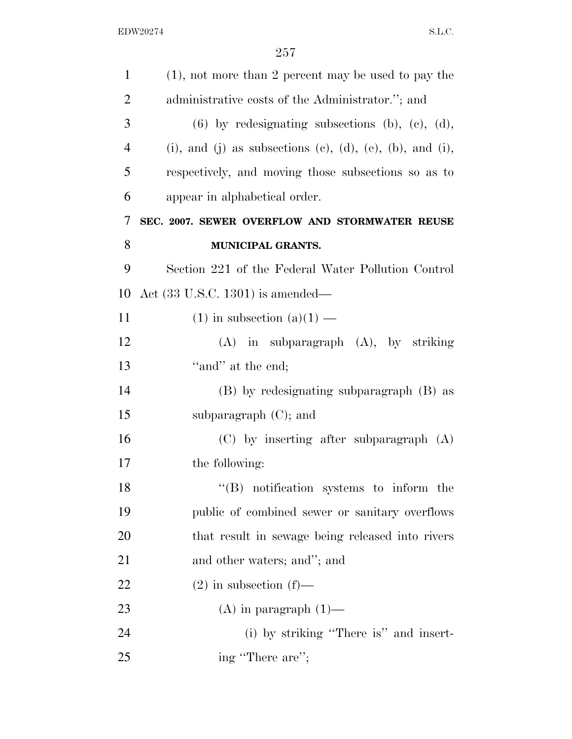(1), not more than 2 percent may be used to pay the administrative costs of the Administrator.''; and

(6) by redesignating subsections (b), (c), (d), (i), and (j) as subsections (c), (d), (e), (b), and (i), respectively, and moving those subsections so as to appear in alphabetical order.

**SEC. 2007. SEWER OVERFLOW AND STORMWATER REUSE MUNICIPAL GRANTS.**

Section 221 of the Federal Water Pollution Control Act (33 U.S.C. 1301) is amended—

(1) in subsection (a)(1) —

(A) in subparagraph (A), by striking ''and'' at the end;

(B) by redesignating subparagraph (B) as subparagraph (C); and

(C) by inserting after subparagraph (A) the following:

''(B) notification systems to inform the public of combined sewer or sanitary overflows that result in sewage being released into rivers and other waters; and''; and

(2) in subsection (f)—

(A) in paragraph (1)—

(i) by striking ''There is'' and inserting ''There are'';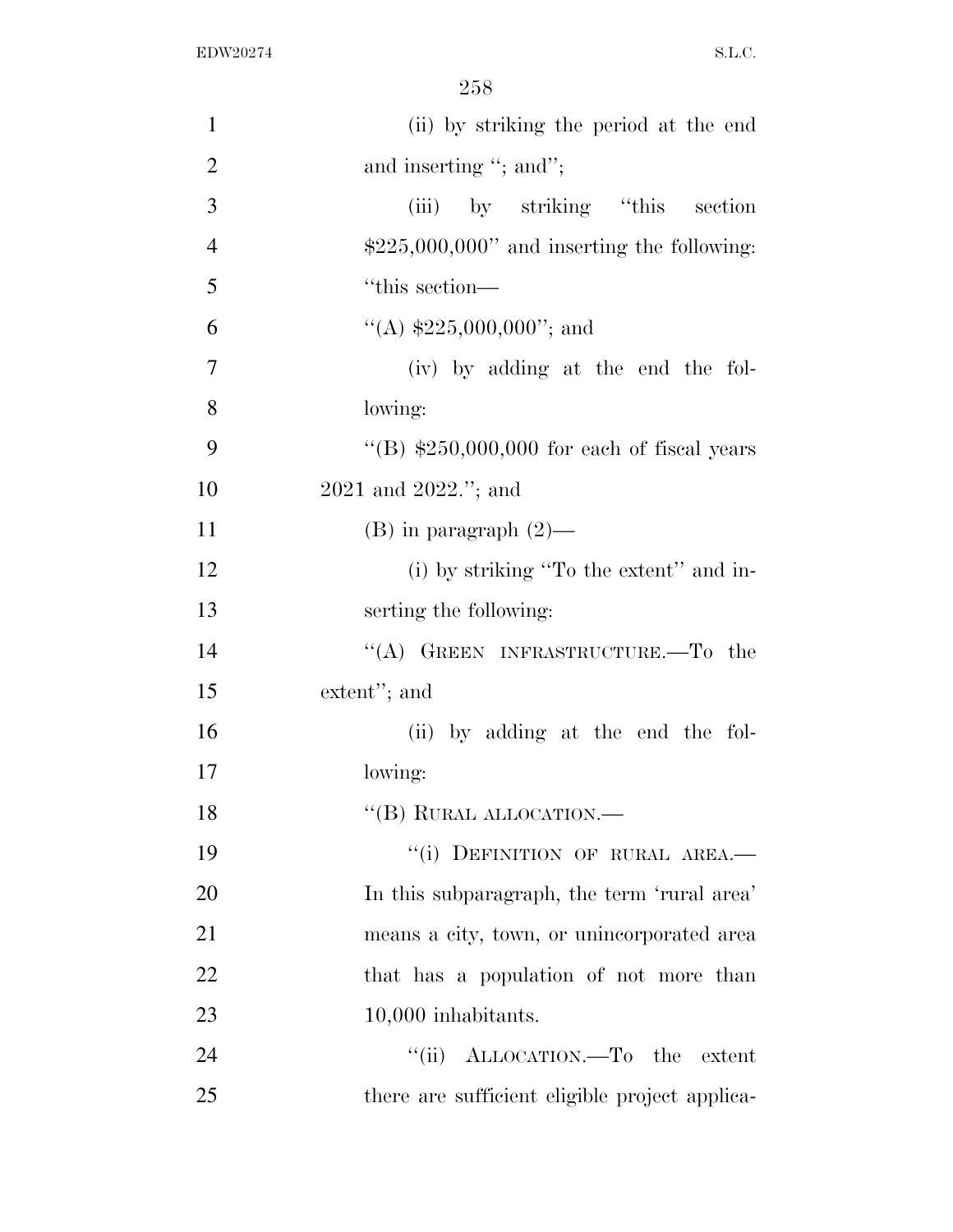(ii) by striking the period at the end and inserting "; and";

(iii) by striking "this section $225,000,000" and inserting the following: "this section—

"(A) $225,000,000"; and

(iv) by adding at the end the following:

"(B) $250,000,000 for each of fiscal years 2021 and 2022."; and

(B) in paragraph (2)—

(i) by striking "To the extent" and inserting the following:

"(A) GREEN INFRASTRUCTURE.—To the extent"; and

(ii) by adding at the end the following:

"(B) RURAL ALLOCATION.—

"(i) DEFINITION OF RURAL AREA.— In this subparagraph, the term 'rural area' means a city, town, or unincorporated area that has a population of not more than 10,000 inhabitants.

"(ii) ALLOCATION.—To the extent there are sufficient eligible project applica-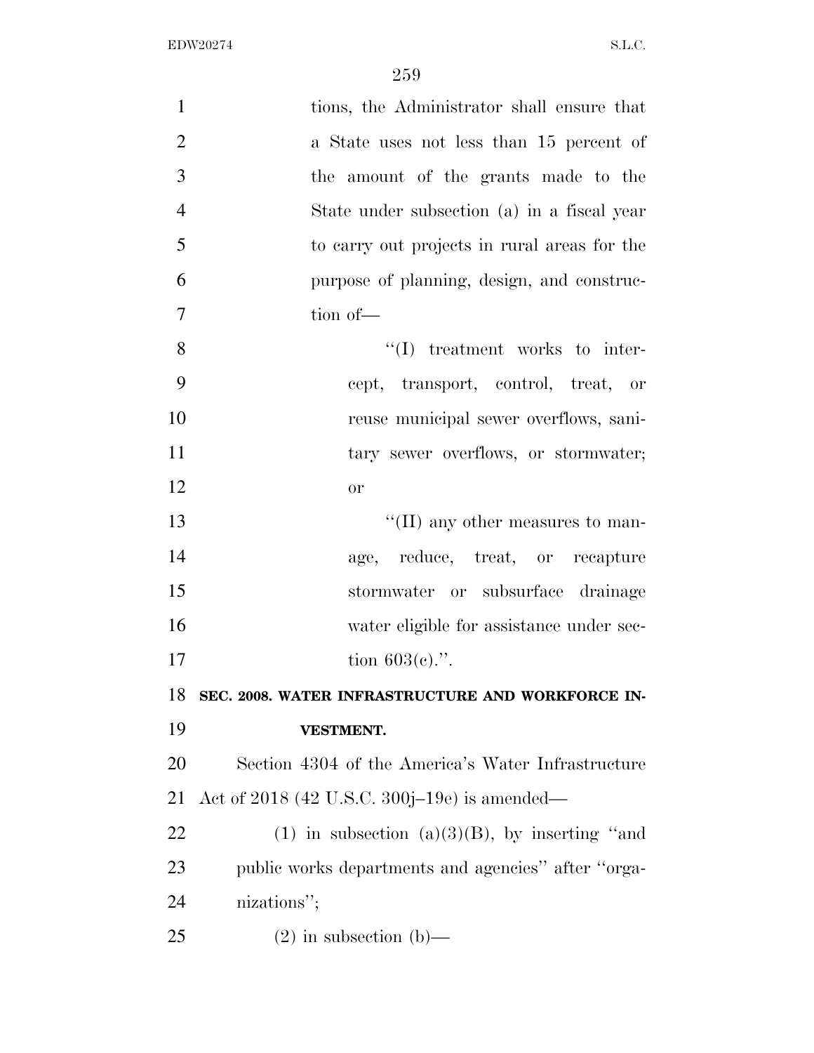tions, the Administrator shall ensure that a State uses not less than 15 percent of the amount of the grants made to the State under subsection (a) in a fiscal year to carry out projects in rural areas for the purpose of planning, design, and construction of—

''(I) treatment works to intercept, transport, control, treat, or reuse municipal sewer overflows, sanitary sewer overflows, or stormwater; or

''(II) any other measures to manage, reduce, treat, or recapture stormwater or subsurface drainage water eligible for assistance under section 603(c).''.

**SEC. 2008. WATER INFRASTRUCTURE AND WORKFORCE INVESTMENT.**

Section 4304 of the America's Water Infrastructure Act of 2018 (42 U.S.C. 300j–19e) is amended—

(1) in subsection (a)(3)(B), by inserting ''and public works departments and agencies'' after ''organizations'';

(2) in subsection (b)—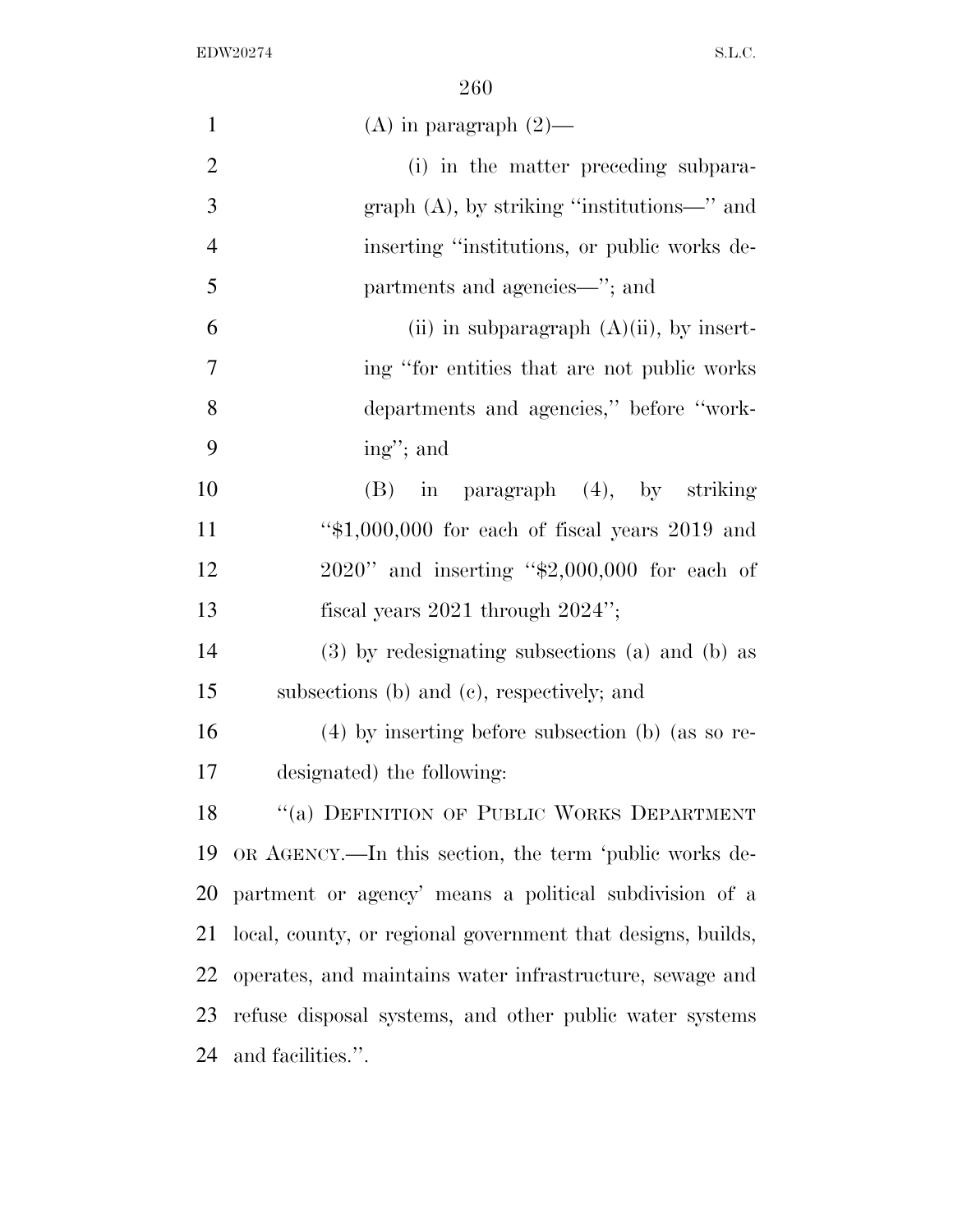(A) in paragraph (2)—

(i) in the matter preceding subparagraph (A), by striking "institutions—" and inserting "institutions, or public works departments and agencies—"; and

(ii) in subparagraph (A)(ii), by inserting "for entities that are not public works departments and agencies," before "working"; and

(B) in paragraph (4), by striking "$1,000,000 for each of fiscal years 2019 and 2020" and inserting "$2,000,000 for each of fiscal years 2021 through 2024";

(3) by redesignating subsections (a) and (b) as subsections (b) and (c), respectively; and

(4) by inserting before subsection (b) (as so redesignated) the following:

"(a) DEFINITION OF PUBLIC WORKS DEPARTMENT OR AGENCY.—In this section, the term 'public works department or agency' means a political subdivision of a local, county, or regional government that designs, builds, operates, and maintains water infrastructure, sewage and refuse disposal systems, and other public water systems and facilities.".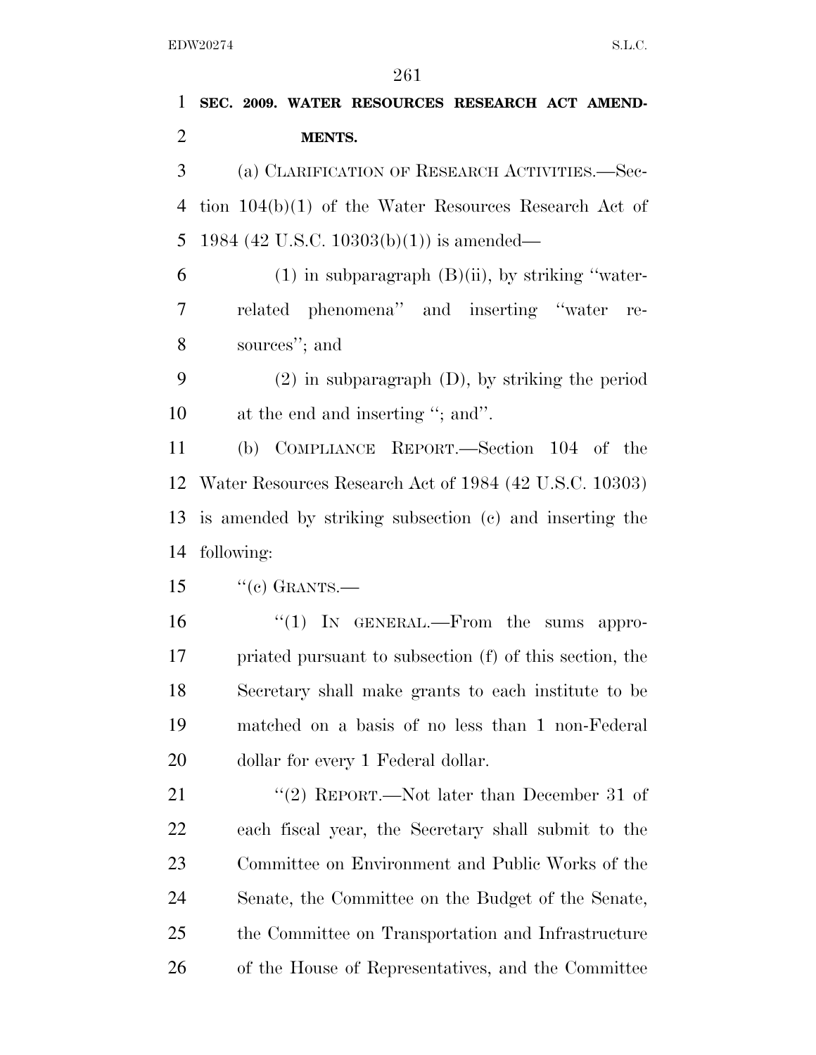**SEC. 2009. WATER RESOURCES RESEARCH ACT AMENDMENTS.**

(a) CLARIFICATION OF RESEARCH ACTIVITIES.—Section 104(b)(1) of the Water Resources Research Act of 1984 (42 U.S.C. 10303(b)(1)) is amended—

(1) in subparagraph (B)(ii), by striking ''water-related phenomena'' and inserting ''water resources''; and

(2) in subparagraph (D), by striking the period at the end and inserting ''; and''.

(b) COMPLIANCE REPORT.—Section 104 of the Water Resources Research Act of 1984 (42 U.S.C. 10303) is amended by striking subsection (c) and inserting the following:

''(c) GRANTS.—

''(1) IN GENERAL.—From the sums appropriated pursuant to subsection (f) of this section, the Secretary shall make grants to each institute to be matched on a basis of no less than 1 non-Federal dollar for every 1 Federal dollar.

''(2) REPORT.—Not later than December 31 of each fiscal year, the Secretary shall submit to the Committee on Environment and Public Works of the Senate, the Committee on the Budget of the Senate, the Committee on Transportation and Infrastructure of the House of Representatives, and the Committee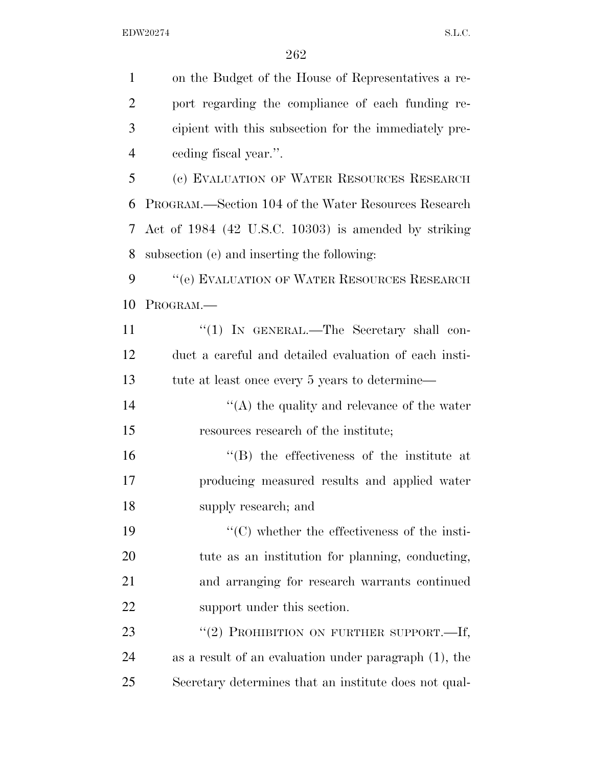on the Budget of the House of Representatives a report regarding the compliance of each funding recipient with this subsection for the immediately preceding fiscal year.''.

(c) EVALUATION OF WATER RESOURCES RESEARCH PROGRAM.—Section 104 of the Water Resources Research Act of 1984 (42 U.S.C. 10303) is amended by striking subsection (e) and inserting the following:

''(e) EVALUATION OF WATER RESOURCES RESEARCH PROGRAM.—

''(1) IN GENERAL.—The Secretary shall conduct a careful and detailed evaluation of each institute at least once every 5 years to determine—

''(A) the quality and relevance of the water resources research of the institute;

''(B) the effectiveness of the institute at producing measured results and applied water supply research; and

''(C) whether the effectiveness of the institute as an institution for planning, conducting, and arranging for research warrants continued support under this section.

''(2) PROHIBITION ON FURTHER SUPPORT.—If, as a result of an evaluation under paragraph (1), the Secretary determines that an institute does not qual-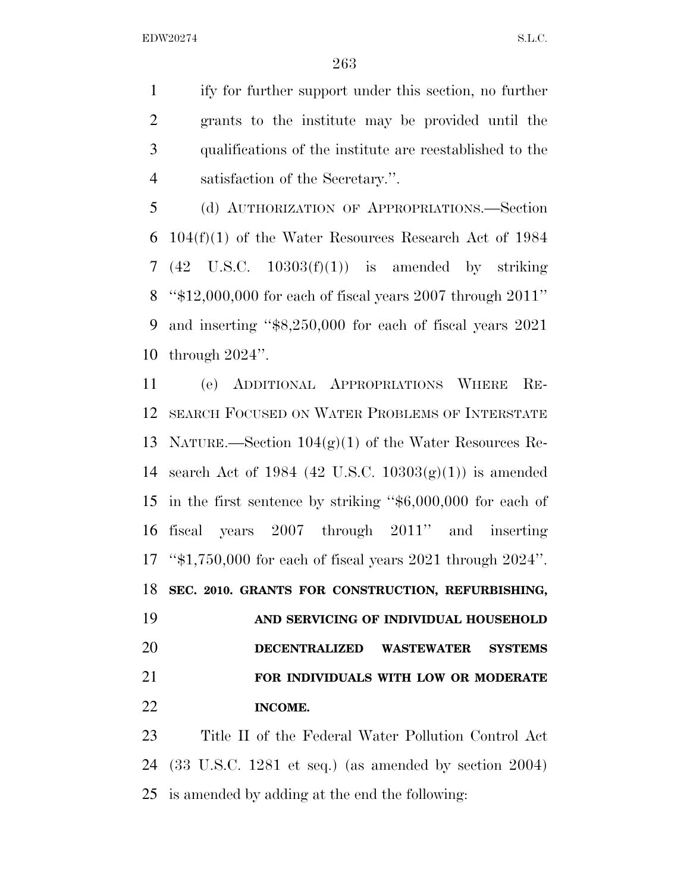ify for further support under this section, no further grants to the institute may be provided until the qualifications of the institute are reestablished to the satisfaction of the Secretary.''.

(d) AUTHORIZATION OF APPROPRIATIONS.—Section 104(f)(1) of the Water Resources Research Act of 1984 (42 U.S.C. 10303(f)(1)) is amended by striking ''$12,000,000 for each of fiscal years 2007 through 2011'' and inserting ''$8,250,000 for each of fiscal years 2021 through 2024''.

(e) ADDITIONAL APPROPRIATIONS WHERE RESEARCH FOCUSED ON WATER PROBLEMS OF INTERSTATE NATURE.—Section 104(g)(1) of the Water Resources Research Act of 1984 (42 U.S.C. 10303(g)(1)) is amended in the first sentence by striking ''$6,000,000 for each of fiscal years 2007 through 2011'' and inserting ''$1,750,000 for each of fiscal years 2021 through 2024''.

**SEC. 2010. GRANTS FOR CONSTRUCTION, REFURBISHING, AND SERVICING OF INDIVIDUAL HOUSEHOLD DECENTRALIZED WASTEWATER SYSTEMS FOR INDIVIDUALS WITH LOW OR MODERATE INCOME.**

Title II of the Federal Water Pollution Control Act (33 U.S.C. 1281 et seq.) (as amended by section 2004) is amended by adding at the end the following: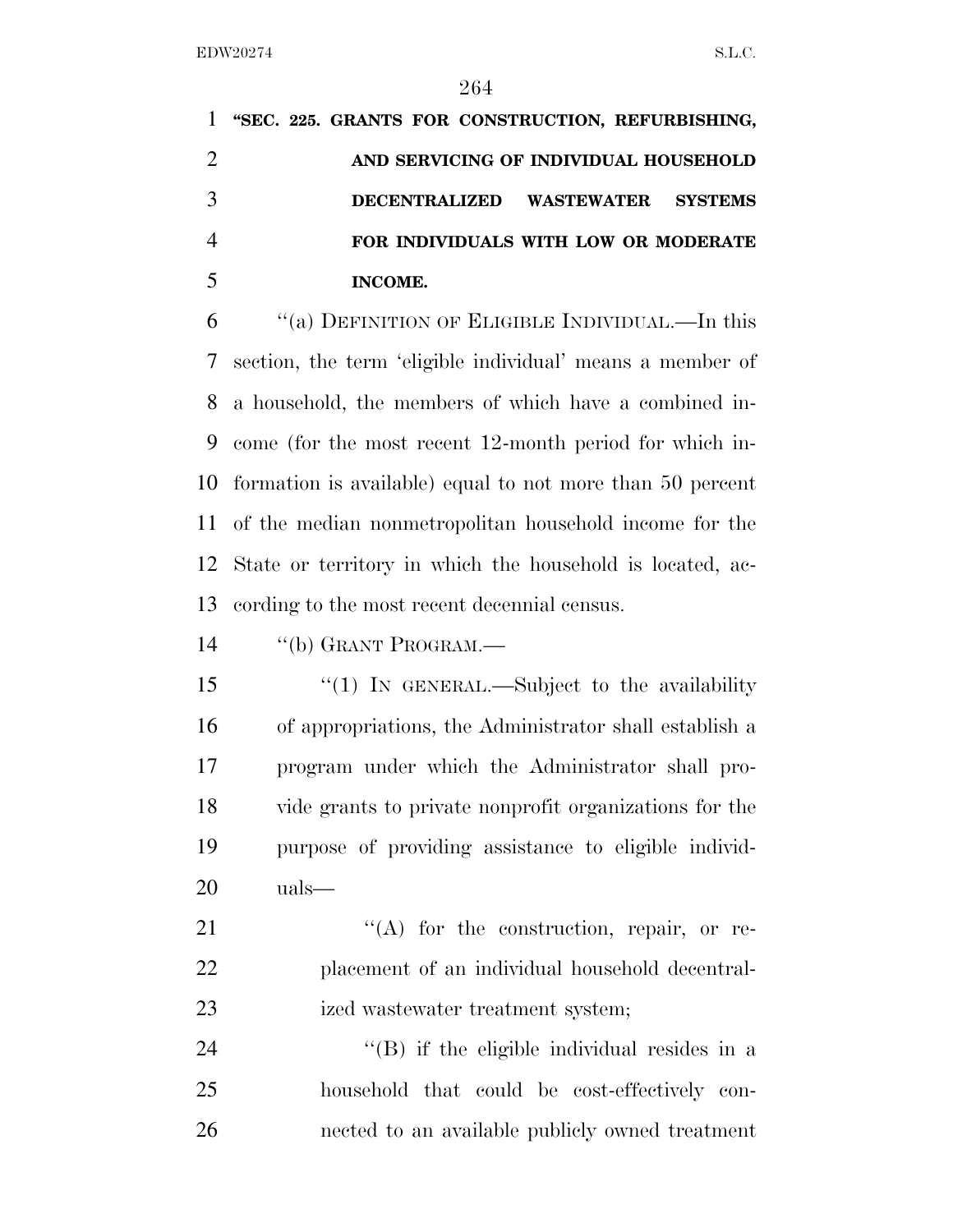**"SEC. 225. GRANTS FOR CONSTRUCTION, REFURBISHING, AND SERVICING OF INDIVIDUAL HOUSEHOLD DECENTRALIZED WASTEWATER SYSTEMS FOR INDIVIDUALS WITH LOW OR MODERATE INCOME.**

"(a) DEFINITION OF ELIGIBLE INDIVIDUAL.—In this section, the term 'eligible individual' means a member of a household, the members of which have a combined income (for the most recent 12-month period for which information is available) equal to not more than 50 percent of the median nonmetropolitan household income for the State or territory in which the household is located, according to the most recent decennial census.

"(b) GRANT PROGRAM.—

"(1) IN GENERAL.—Subject to the availability of appropriations, the Administrator shall establish a program under which the Administrator shall provide grants to private nonprofit organizations for the purpose of providing assistance to eligible individuals—

"(A) for the construction, repair, or replacement of an individual household decentralized wastewater treatment system;

"(B) if the eligible individual resides in a household that could be cost-effectively connected to an available publicly owned treatment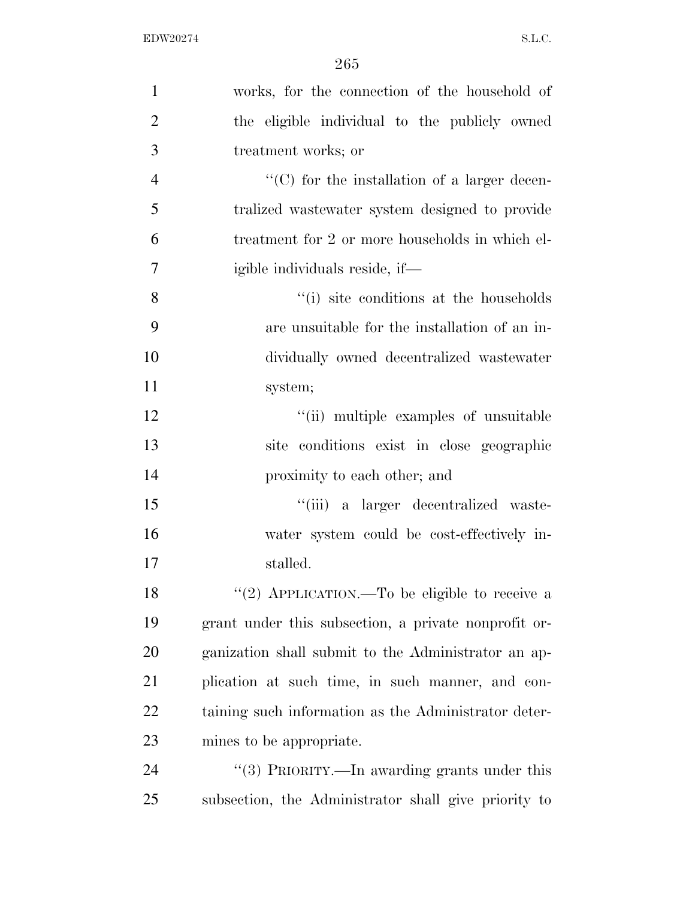works, for the connection of the household of the eligible individual to the publicly owned treatment works; or

''(C) for the installation of a larger decentralized wastewater system designed to provide treatment for 2 or more households in which eligible individuals reside, if—

''(i) site conditions at the households are unsuitable for the installation of an individually owned decentralized wastewater system;

''(ii) multiple examples of unsuitable site conditions exist in close geographic proximity to each other; and

''(iii) a larger decentralized wastewater system could be cost-effectively installed.

''(2) APPLICATION.—To be eligible to receive a grant under this subsection, a private nonprofit organization shall submit to the Administrator an application at such time, in such manner, and containing such information as the Administrator determines to be appropriate.

''(3) PRIORITY.—In awarding grants under this subsection, the Administrator shall give priority to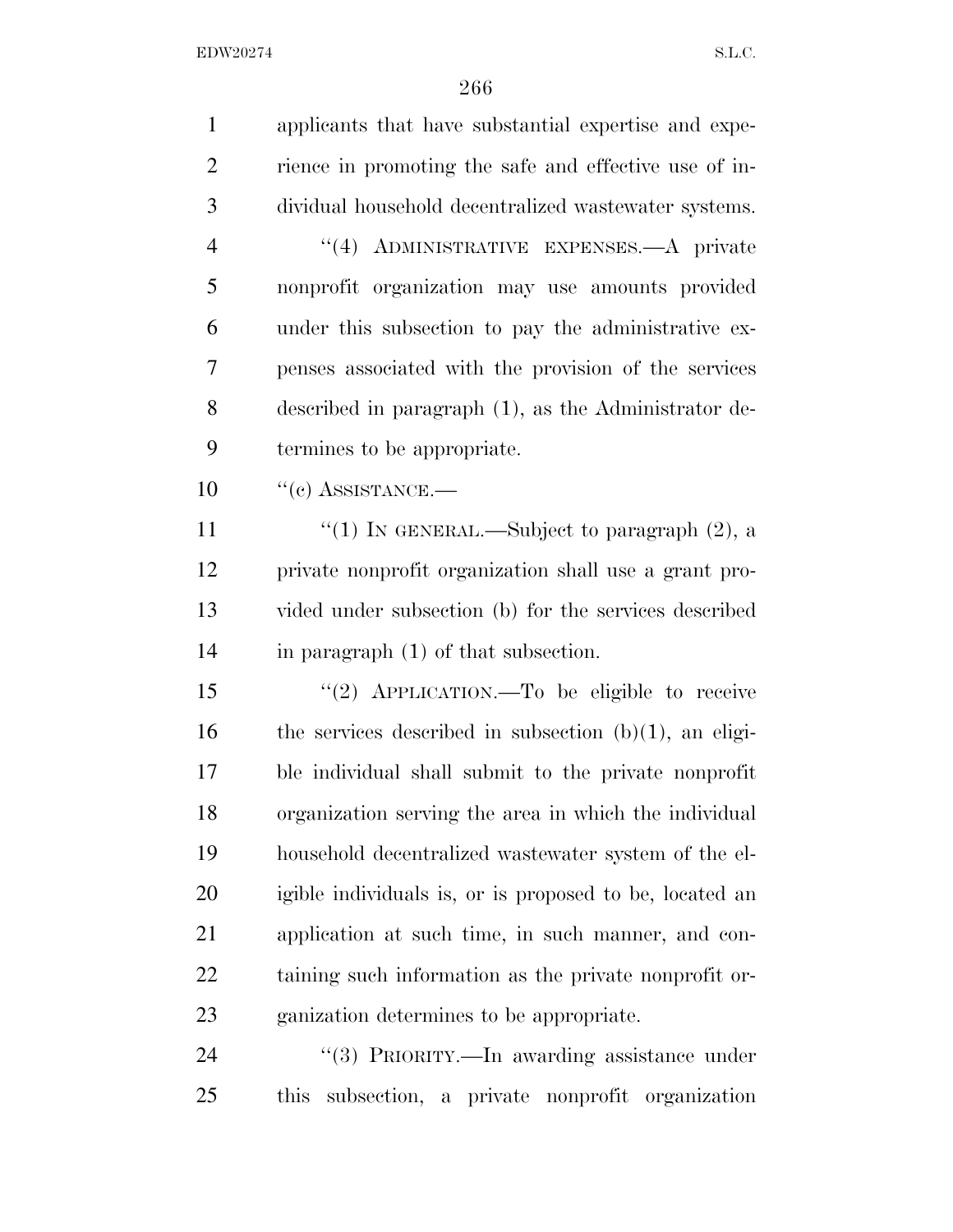applicants that have substantial expertise and experience in promoting the safe and effective use of individual household decentralized wastewater systems.

''(4) ADMINISTRATIVE EXPENSES.—A private nonprofit organization may use amounts provided under this subsection to pay the administrative expenses associated with the provision of the services described in paragraph (1), as the Administrator determines to be appropriate.

''(c) ASSISTANCE.—

''(1) IN GENERAL.—Subject to paragraph (2), a private nonprofit organization shall use a grant provided under subsection (b) for the services described in paragraph (1) of that subsection.

''(2) APPLICATION.—To be eligible to receive the services described in subsection (b)(1), an eligible individual shall submit to the private nonprofit organization serving the area in which the individual household decentralized wastewater system of the eligible individuals is, or is proposed to be, located an application at such time, in such manner, and containing such information as the private nonprofit organization determines to be appropriate.

''(3) PRIORITY.—In awarding assistance under this subsection, a private nonprofit organization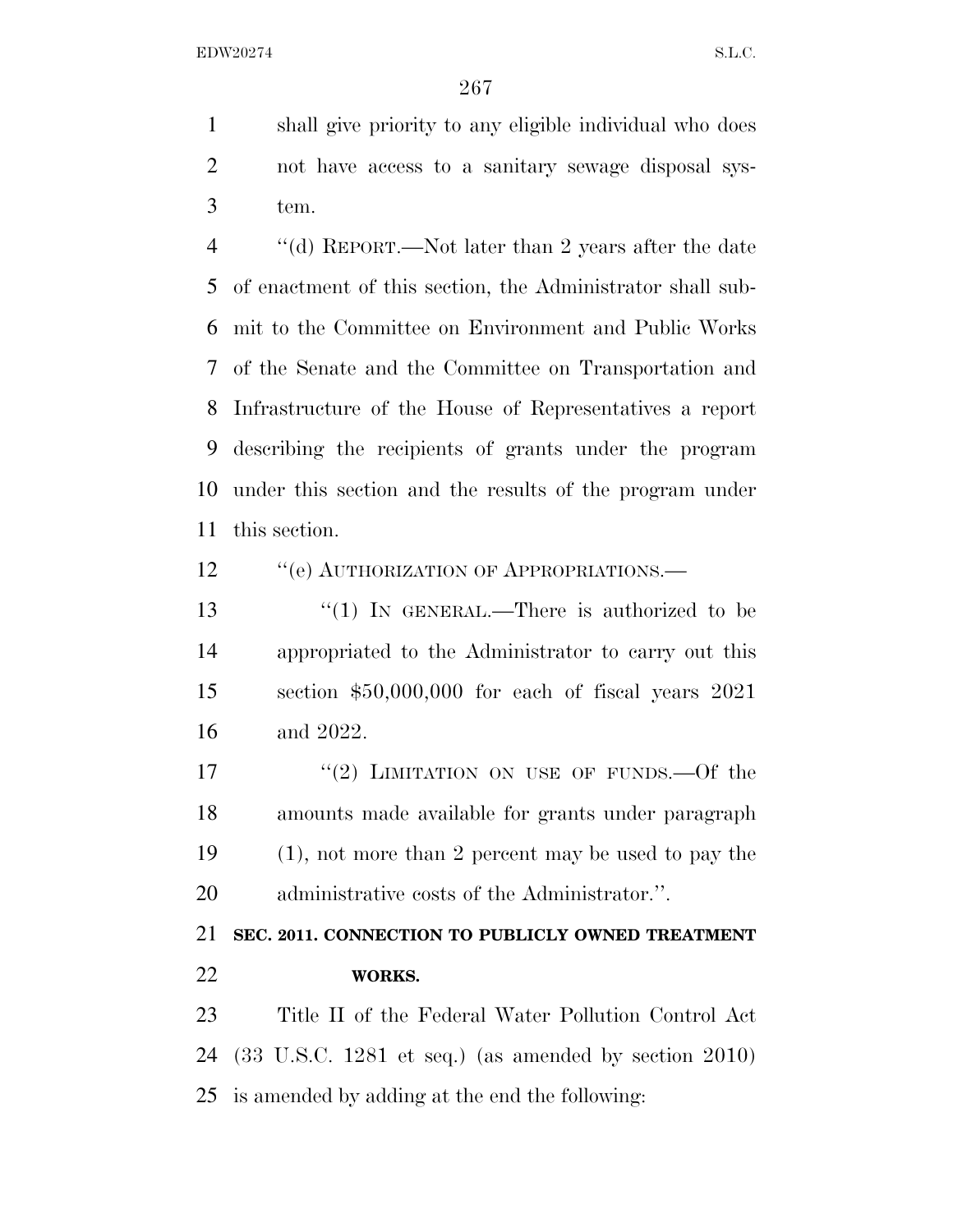shall give priority to any eligible individual who does not have access to a sanitary sewage disposal system.

''(d) REPORT.—Not later than 2 years after the date of enactment of this section, the Administrator shall submit to the Committee on Environment and Public Works of the Senate and the Committee on Transportation and Infrastructure of the House of Representatives a report describing the recipients of grants under the program under this section and the results of the program under this section.

''(e) AUTHORIZATION OF APPROPRIATIONS.—

''(1) IN GENERAL.—There is authorized to be appropriated to the Administrator to carry out this section $50,000,000 for each of fiscal years 2021 and 2022.

''(2) LIMITATION ON USE OF FUNDS.—Of the amounts made available for grants under paragraph (1), not more than 2 percent may be used to pay the administrative costs of the Administrator.''.

**SEC. 2011. CONNECTION TO PUBLICLY OWNED TREATMENT WORKS.**

Title II of the Federal Water Pollution Control Act (33 U.S.C. 1281 et seq.) (as amended by section 2010) is amended by adding at the end the following: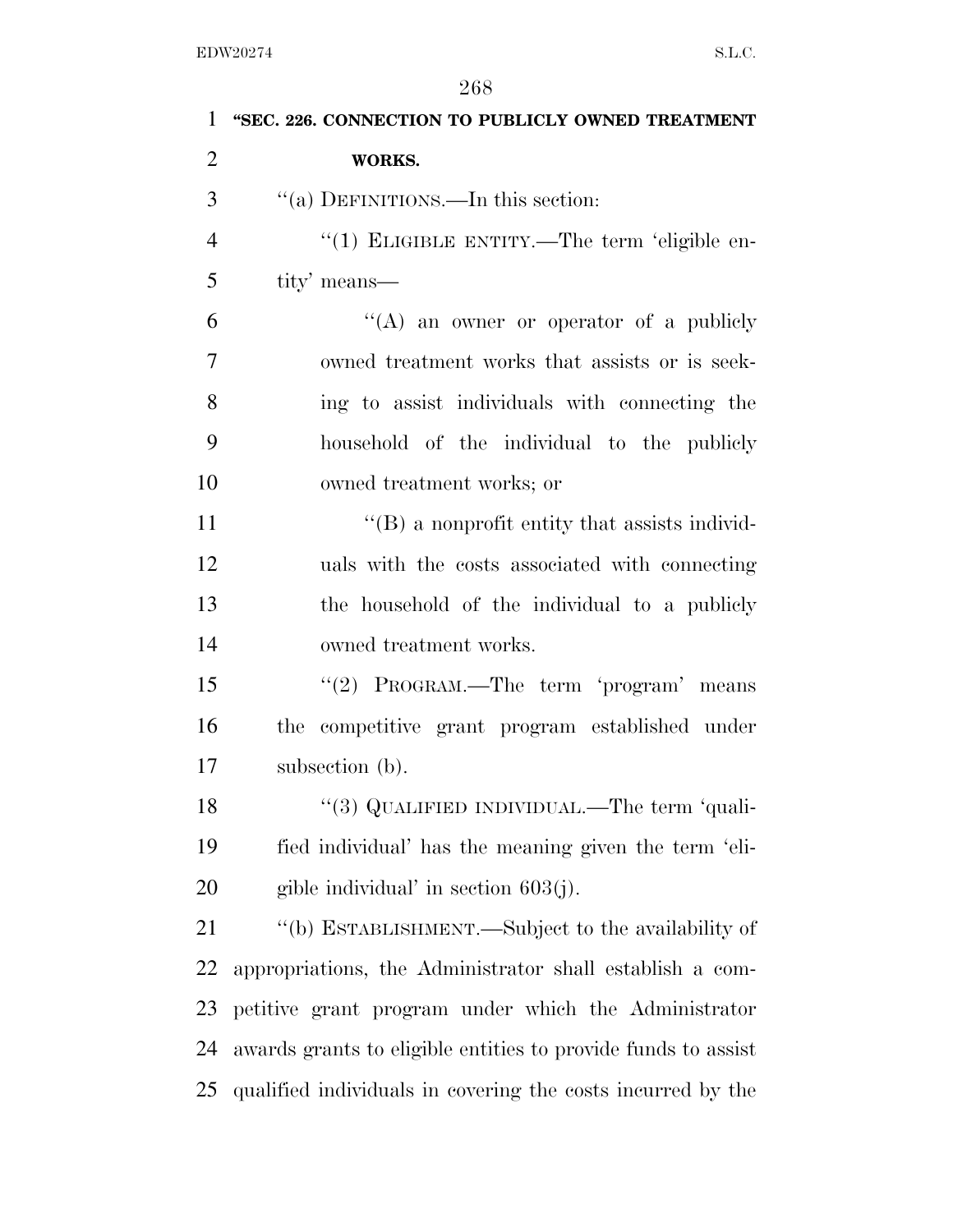**"SEC. 226. CONNECTION TO PUBLICLY OWNED TREATMENT WORKS.**

"(a) DEFINITIONS.—In this section:

"(1) ELIGIBLE ENTITY.—The term 'eligible entity' means—

"(A) an owner or operator of a publicly owned treatment works that assists or is seeking to assist individuals with connecting the household of the individual to the publicly owned treatment works; or

"(B) a nonprofit entity that assists individuals with the costs associated with connecting the household of the individual to a publicly owned treatment works.

"(2) PROGRAM.—The term 'program' means the competitive grant program established under subsection (b).

"(3) QUALIFIED INDIVIDUAL.—The term 'qualified individual' has the meaning given the term 'eligible individual' in section 603(j).

"(b) ESTABLISHMENT.—Subject to the availability of appropriations, the Administrator shall establish a competitive grant program under which the Administrator awards grants to eligible entities to provide funds to assist qualified individuals in covering the costs incurred by the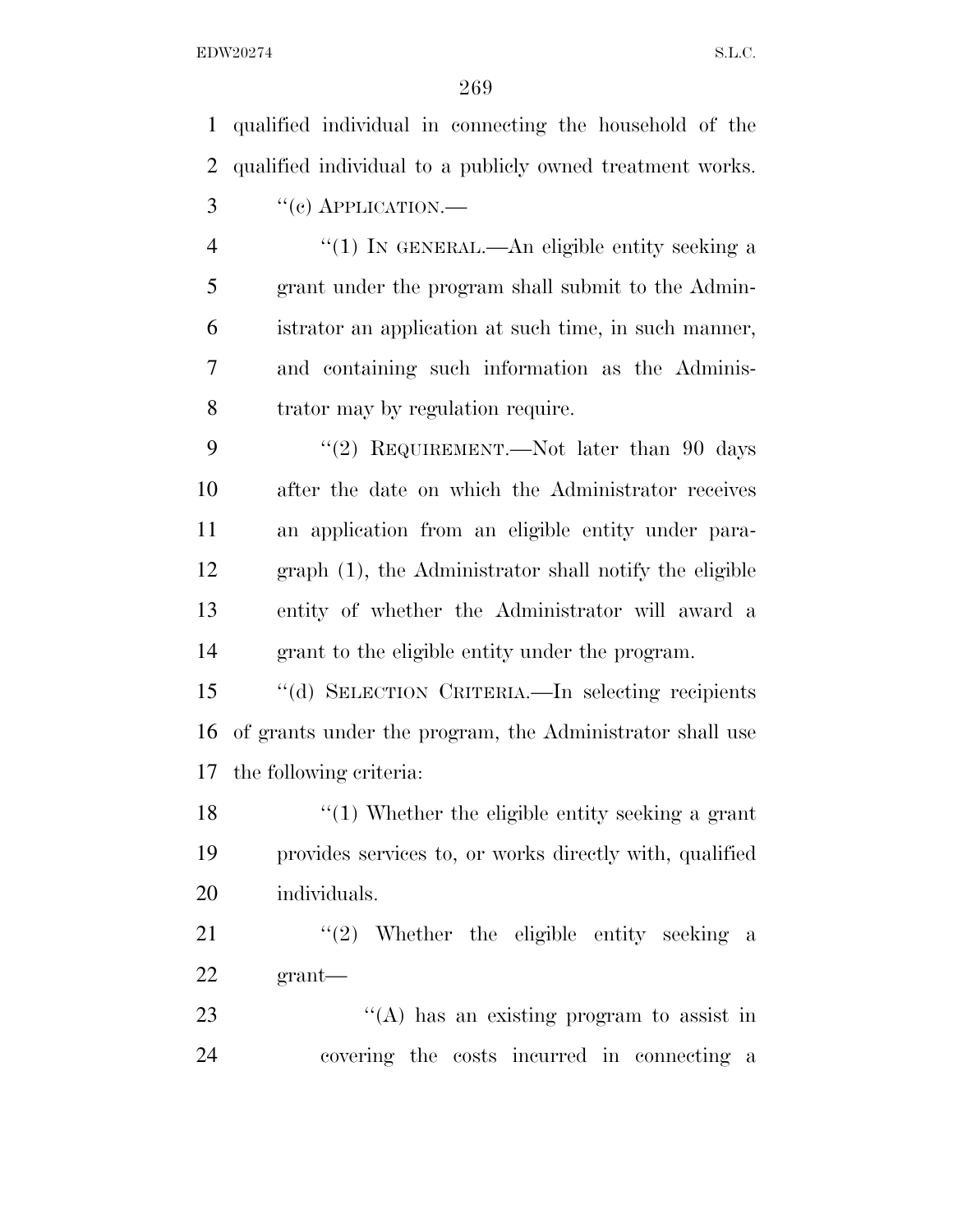qualified individual in connecting the household of the qualified individual to a publicly owned treatment works.

"(c) APPLICATION.—

"(1) IN GENERAL.—An eligible entity seeking a grant under the program shall submit to the Administrator an application at such time, in such manner, and containing such information as the Administrator may by regulation require.

"(2) REQUIREMENT.—Not later than 90 days after the date on which the Administrator receives an application from an eligible entity under paragraph (1), the Administrator shall notify the eligible entity of whether the Administrator will award a grant to the eligible entity under the program.

"(d) SELECTION CRITERIA.—In selecting recipients of grants under the program, the Administrator shall use the following criteria:

"(1) Whether the eligible entity seeking a grant provides services to, or works directly with, qualified individuals.

"(2) Whether the eligible entity seeking a grant—

"(A) has an existing program to assist in covering the costs incurred in connecting a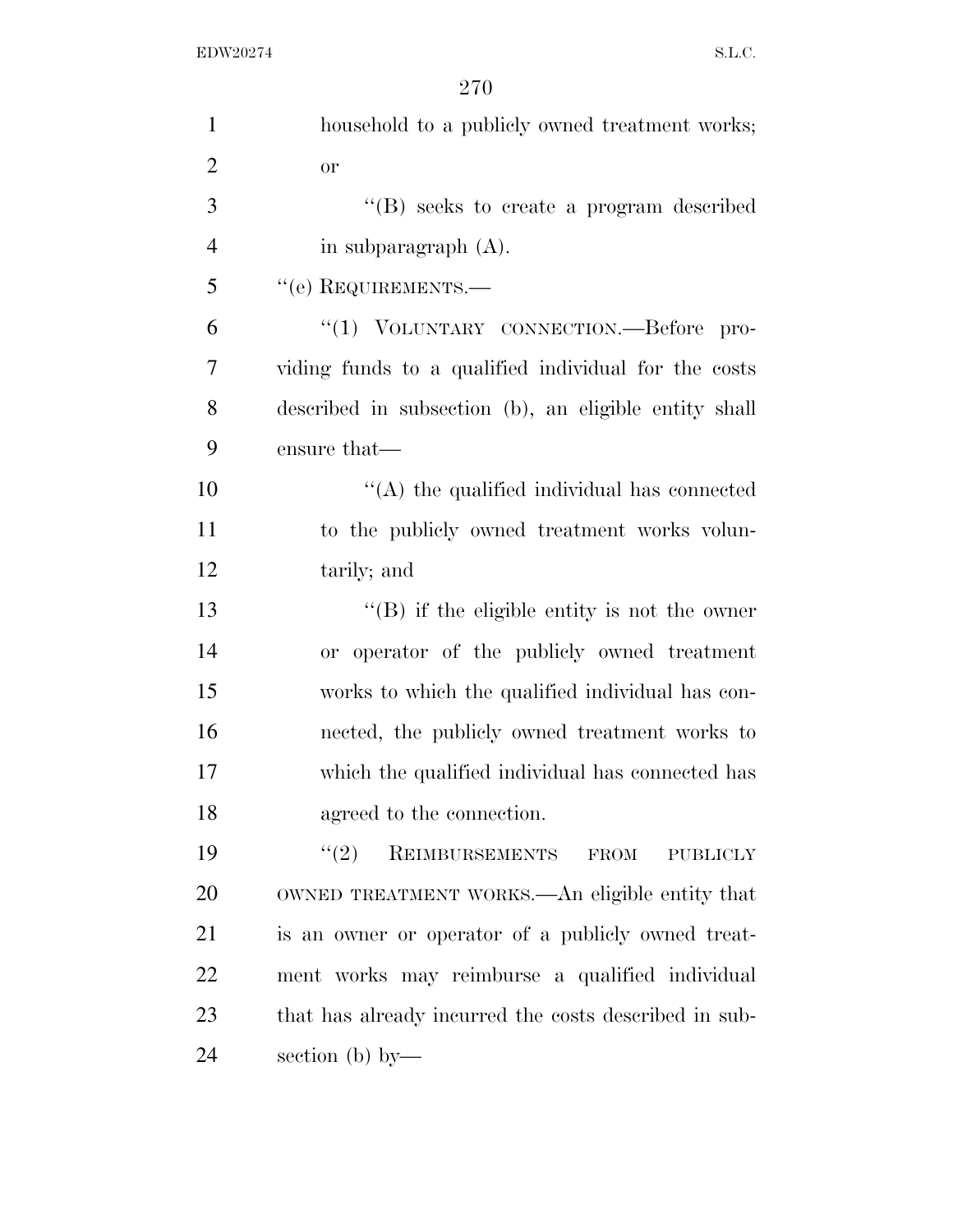household to a publicly owned treatment works; or

"(B) seeks to create a program described in subparagraph (A).

"(e) REQUIREMENTS.—

"(1) VOLUNTARY CONNECTION.—Before providing funds to a qualified individual for the costs described in subsection (b), an eligible entity shall ensure that—

"(A) the qualified individual has connected to the publicly owned treatment works voluntarily; and

"(B) if the eligible entity is not the owner or operator of the publicly owned treatment works to which the qualified individual has connected, the publicly owned treatment works to which the qualified individual has connected has agreed to the connection.

"(2) REIMBURSEMENTS FROM PUBLICLY OWNED TREATMENT WORKS.—An eligible entity that is an owner or operator of a publicly owned treatment works may reimburse a qualified individual that has already incurred the costs described in subsection (b) by—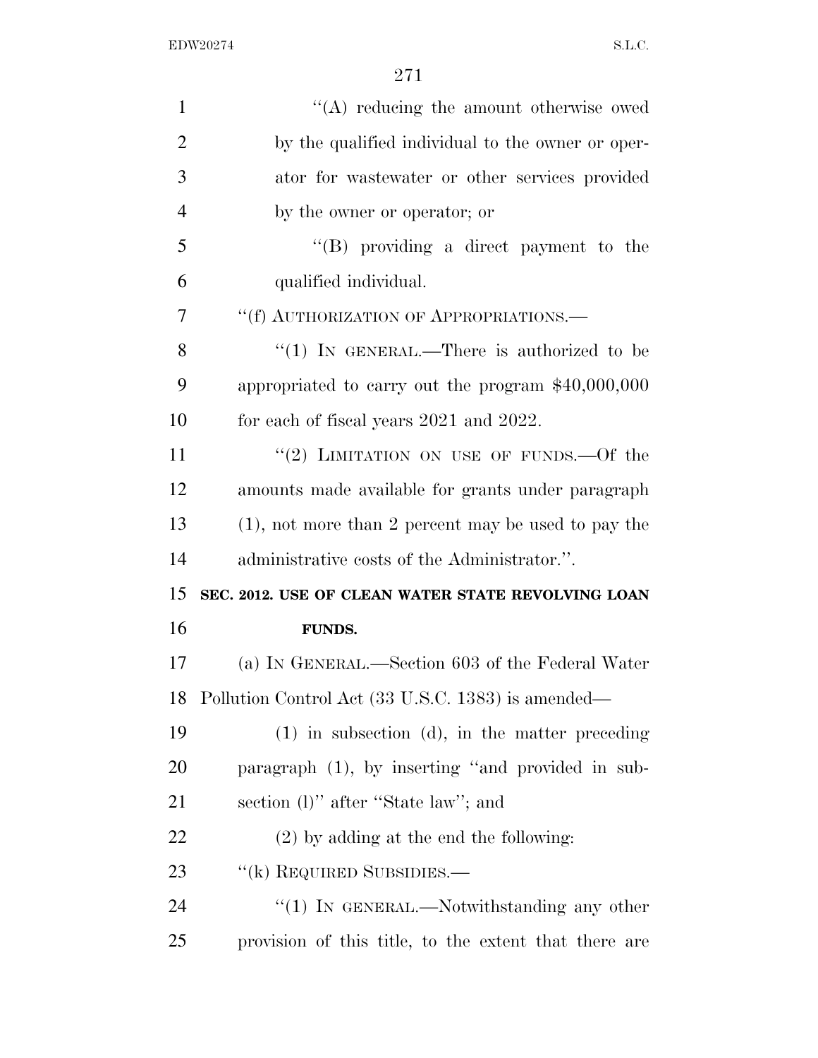"(A) reducing the amount otherwise owed by the qualified individual to the owner or operator for wastewater or other services provided by the owner or operator; or

"(B) providing a direct payment to the qualified individual.

"(f) AUTHORIZATION OF APPROPRIATIONS.—

"(1) IN GENERAL.—There is authorized to be appropriated to carry out the program $40,000,000 for each of fiscal years 2021 and 2022.

"(2) LIMITATION ON USE OF FUNDS.—Of the amounts made available for grants under paragraph (1), not more than 2 percent may be used to pay the administrative costs of the Administrator.".

**SEC. 2012. USE OF CLEAN WATER STATE REVOLVING LOAN FUNDS.**

(a) IN GENERAL.—Section 603 of the Federal Water Pollution Control Act (33 U.S.C. 1383) is amended—

(1) in subsection (d), in the matter preceding paragraph (1), by inserting "and provided in subsection (l)" after "State law"; and

(2) by adding at the end the following:

"(k) REQUIRED SUBSIDIES.—

"(1) IN GENERAL.—Notwithstanding any other provision of this title, to the extent that there are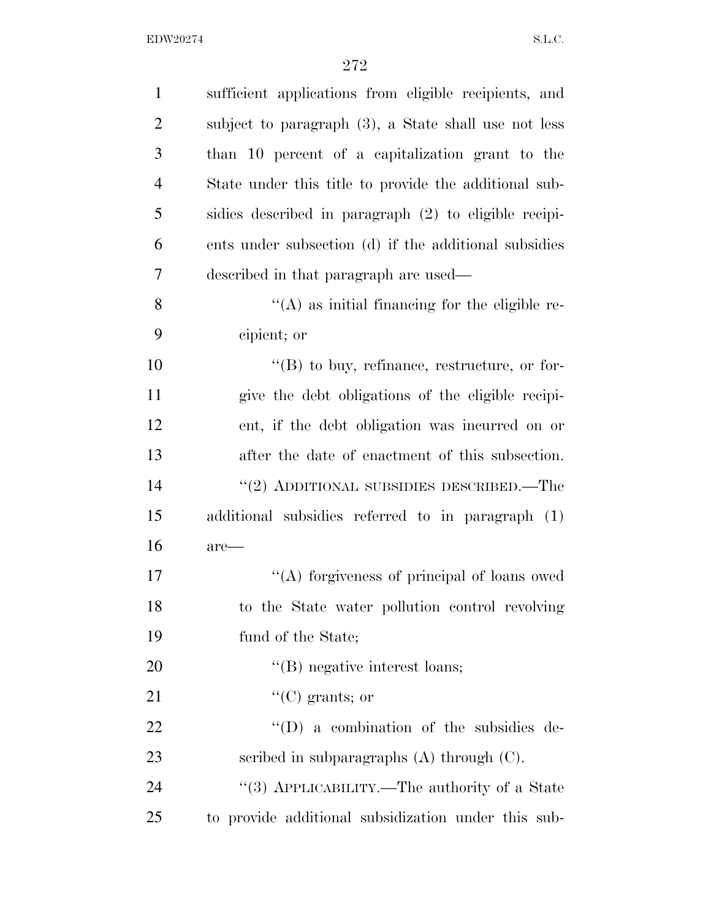sufficient applications from eligible recipients, and subject to paragraph (3), a State shall use not less than 10 percent of a capitalization grant to the State under this title to provide the additional subsidies described in paragraph (2) to eligible recipients under subsection (d) if the additional subsidies described in that paragraph are used—

"(A) as initial financing for the eligible recipient; or

"(B) to buy, refinance, restructure, or forgive the debt obligations of the eligible recipient, if the debt obligation was incurred on or after the date of enactment of this subsection.

"(2) ADDITIONAL SUBSIDIES DESCRIBED.—The additional subsidies referred to in paragraph (1) are—

"(A) forgiveness of principal of loans owed to the State water pollution control revolving fund of the State;

"(B) negative interest loans;

"(C) grants; or

"(D) a combination of the subsidies described in subparagraphs (A) through (C).

"(3) APPLICABILITY.—The authority of a State to provide additional subsidization under this sub-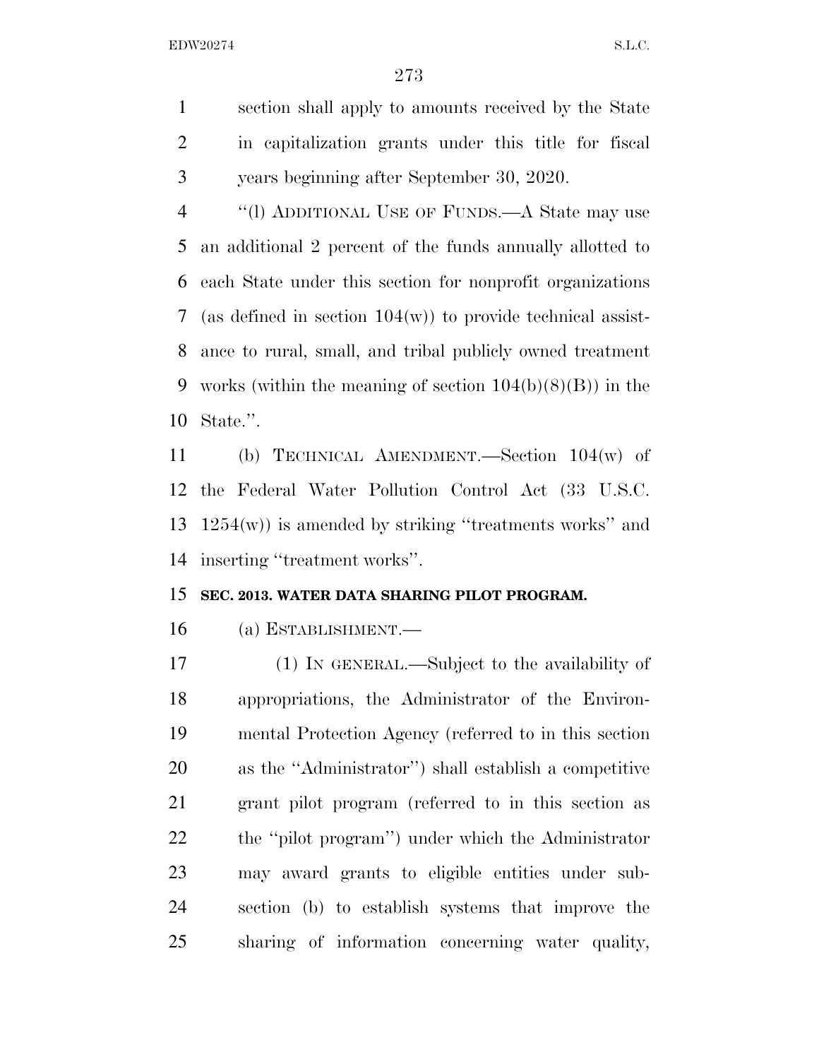section shall apply to amounts received by the State in capitalization grants under this title for fiscal years beginning after September 30, 2020.

''(l) ADDITIONAL USE OF FUNDS.—A State may use an additional 2 percent of the funds annually allotted to each State under this section for nonprofit organizations (as defined in section 104(w)) to provide technical assistance to rural, small, and tribal publicly owned treatment works (within the meaning of section 104(b)(8)(B)) in the State.''.

(b) TECHNICAL AMENDMENT.—Section 104(w) of the Federal Water Pollution Control Act (33 U.S.C. 1254(w)) is amended by striking ''treatments works'' and inserting ''treatment works''.

**SEC. 2013. WATER DATA SHARING PILOT PROGRAM.**

(a) ESTABLISHMENT.—

(1) IN GENERAL.—Subject to the availability of appropriations, the Administrator of the Environmental Protection Agency (referred to in this section as the ''Administrator'') shall establish a competitive grant pilot program (referred to in this section as the ''pilot program'') under which the Administrator may award grants to eligible entities under subsection (b) to establish systems that improve the sharing of information concerning water quality,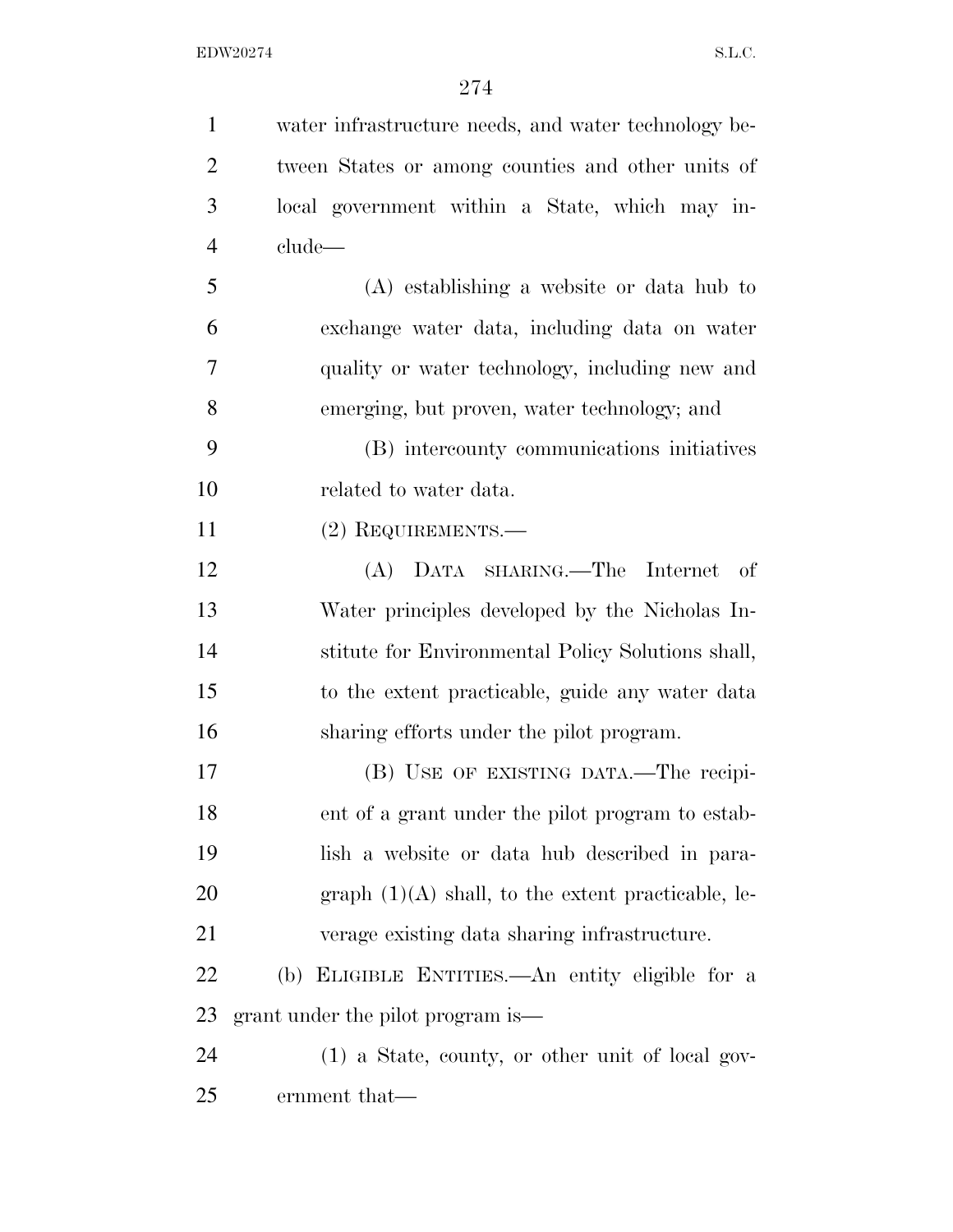water infrastructure needs, and water technology between States or among counties and other units of local government within a State, which may include—

(A) establishing a website or data hub to exchange water data, including data on water quality or water technology, including new and emerging, but proven, water technology; and

(B) intercounty communications initiatives related to water data.

(2) REQUIREMENTS.—

(A) DATA SHARING.—The Internet of Water principles developed by the Nicholas Institute for Environmental Policy Solutions shall, to the extent practicable, guide any water data sharing efforts under the pilot program.

(B) USE OF EXISTING DATA.—The recipient of a grant under the pilot program to establish a website or data hub described in paragraph (1)(A) shall, to the extent practicable, leverage existing data sharing infrastructure.

(b) ELIGIBLE ENTITIES.—An entity eligible for a grant under the pilot program is—

(1) a State, county, or other unit of local government that—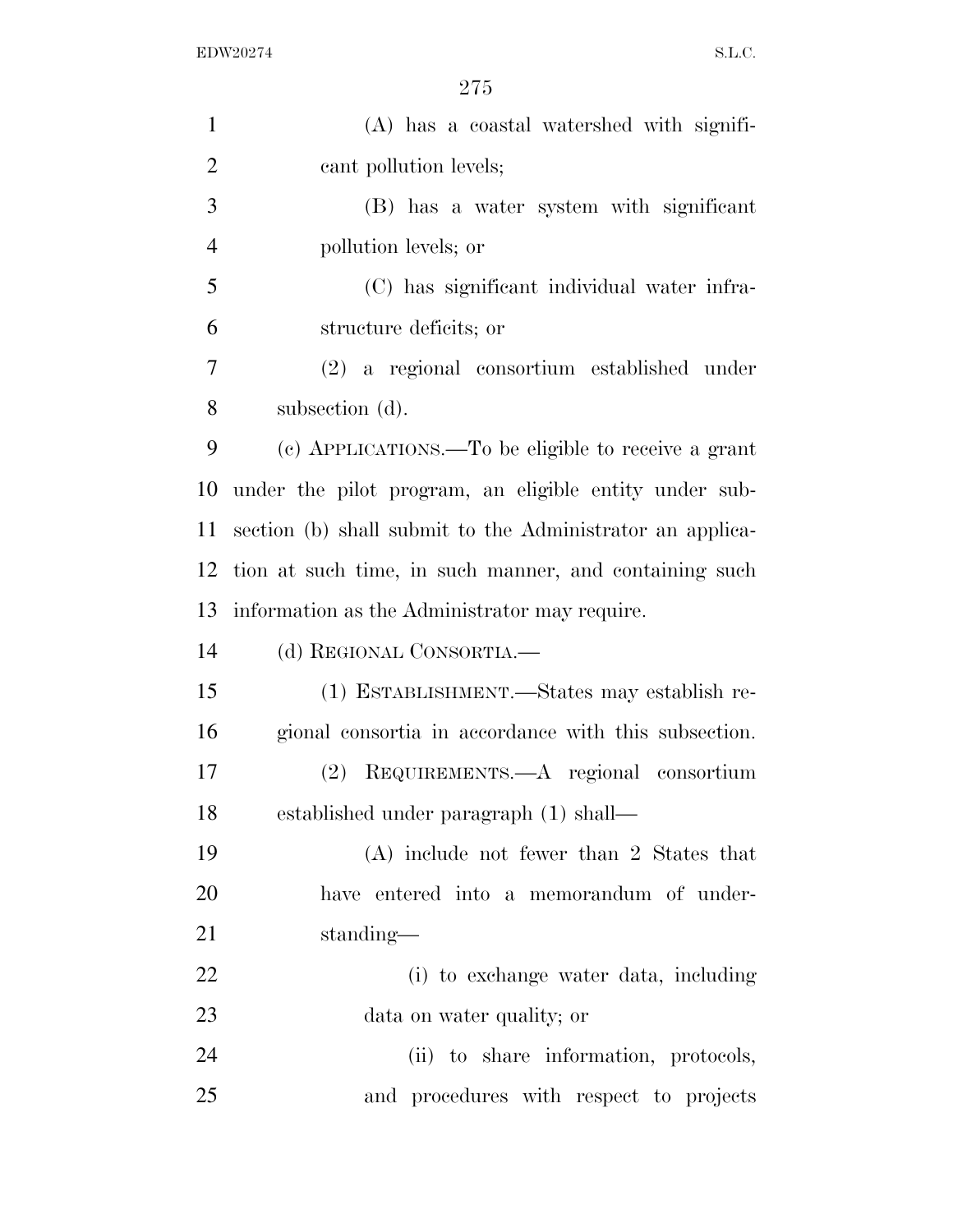(A) has a coastal watershed with significant pollution levels;

(B) has a water system with significant pollution levels; or

(C) has significant individual water infrastructure deficits; or

(2) a regional consortium established under subsection (d).

(c) APPLICATIONS.—To be eligible to receive a grant under the pilot program, an eligible entity under subsection (b) shall submit to the Administrator an application at such time, in such manner, and containing such information as the Administrator may require.

(d) REGIONAL CONSORTIA.—

(1) ESTABLISHMENT.—States may establish regional consortia in accordance with this subsection.

(2) REQUIREMENTS.—A regional consortium established under paragraph (1) shall—

(A) include not fewer than 2 States that have entered into a memorandum of understanding—

(i) to exchange water data, including data on water quality; or

(ii) to share information, protocols, and procedures with respect to projects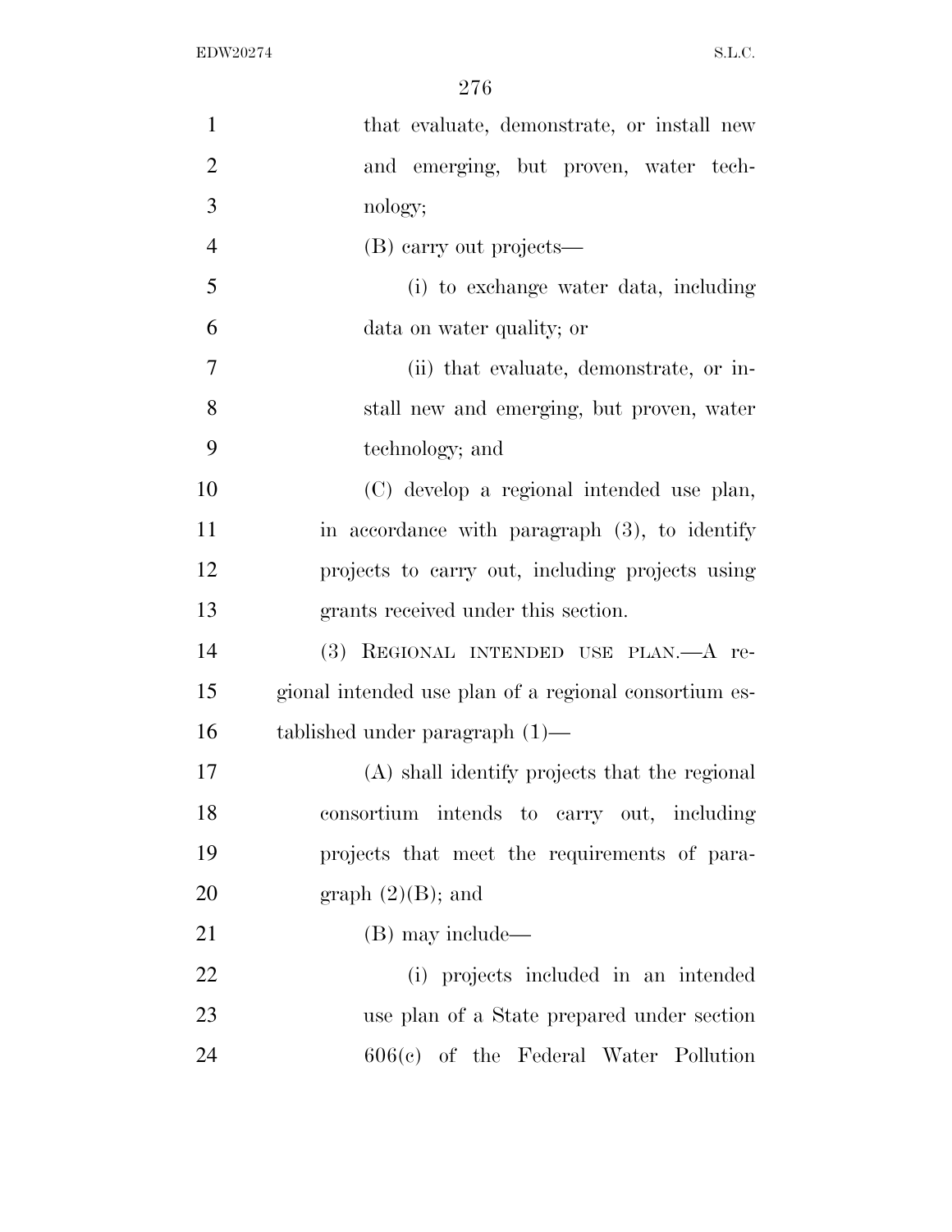that evaluate, demonstrate, or install new and emerging, but proven, water technology;

(B) carry out projects—

(i) to exchange water data, including data on water quality; or

(ii) that evaluate, demonstrate, or install new and emerging, but proven, water technology; and

(C) develop a regional intended use plan, in accordance with paragraph (3), to identify projects to carry out, including projects using grants received under this section.

(3) REGIONAL INTENDED USE PLAN.—A regional intended use plan of a regional consortium established under paragraph (1)—

(A) shall identify projects that the regional consortium intends to carry out, including projects that meet the requirements of paragraph (2)(B); and

(B) may include—

(i) projects included in an intended use plan of a State prepared under section 606(c) of the Federal Water Pollution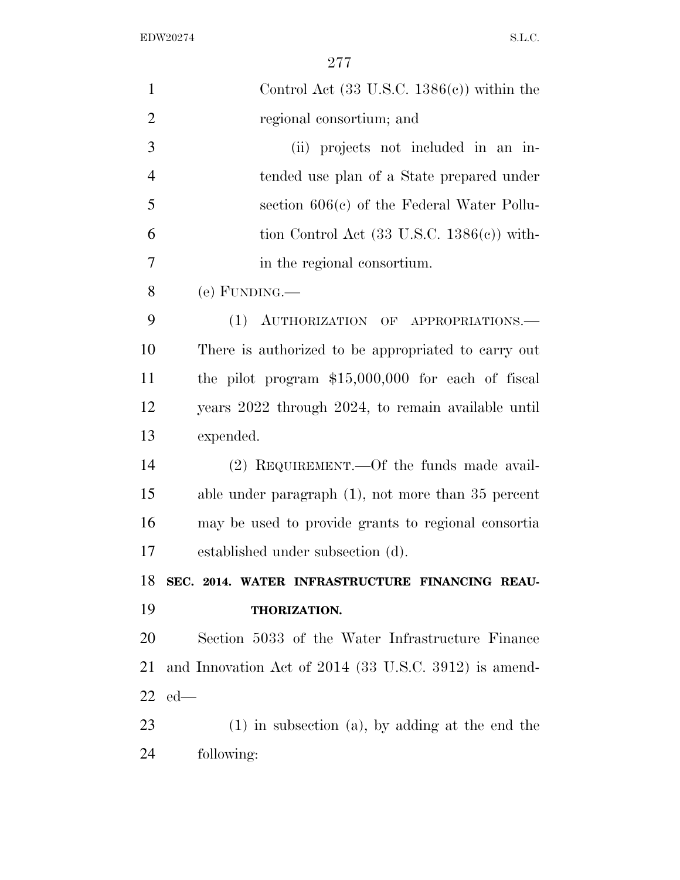Control Act (33 U.S.C. 1386(c)) within the regional consortium; and

(ii) projects not included in an intended use plan of a State prepared under section 606(c) of the Federal Water Pollution Control Act (33 U.S.C. 1386(c)) within the regional consortium.

(e) FUNDING.—

(1) AUTHORIZATION OF APPROPRIATIONS.— There is authorized to be appropriated to carry out the pilot program $15,000,000 for each of fiscal years 2022 through 2024, to remain available until expended.

(2) REQUIREMENT.—Of the funds made available under paragraph (1), not more than 35 percent may be used to provide grants to regional consortia established under subsection (d).

**SEC. 2014. WATER INFRASTRUCTURE FINANCING REAUTHORIZATION.**

Section 5033 of the Water Infrastructure Finance and Innovation Act of 2014 (33 U.S.C. 3912) is amended—

(1) in subsection (a), by adding at the end the following: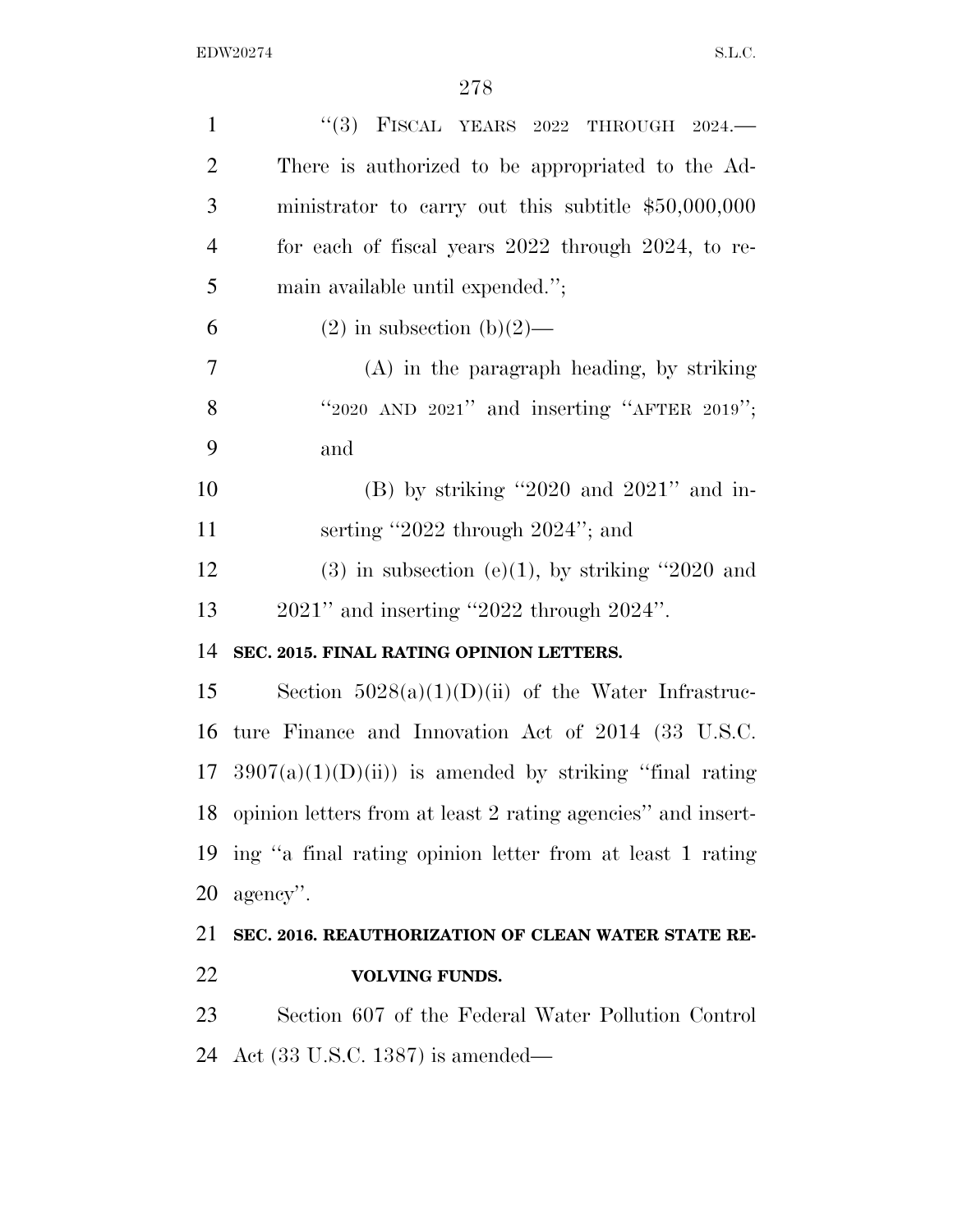"(3) FISCAL YEARS 2022 THROUGH 2024.—There is authorized to be appropriated to the Administrator to carry out this subtitle $50,000,000 for each of fiscal years 2022 through 2024, to remain available until expended.";

(2) in subsection (b)(2)—

(A) in the paragraph heading, by striking "2020 AND 2021" and inserting "AFTER 2019"; and

(B) by striking "2020 and 2021" and inserting "2022 through 2024"; and

(3) in subsection (e)(1), by striking "2020 and 2021" and inserting "2022 through 2024".

**SEC. 2015. FINAL RATING OPINION LETTERS.**

Section 5028(a)(1)(D)(ii) of the Water Infrastructure Finance and Innovation Act of 2014 (33 U.S.C. 3907(a)(1)(D)(ii)) is amended by striking "final rating opinion letters from at least 2 rating agencies" and inserting "a final rating opinion letter from at least 1 rating agency".

**SEC. 2016. REAUTHORIZATION OF CLEAN WATER STATE REVOLVING FUNDS.**

Section 607 of the Federal Water Pollution Control Act (33 U.S.C. 1387) is amended—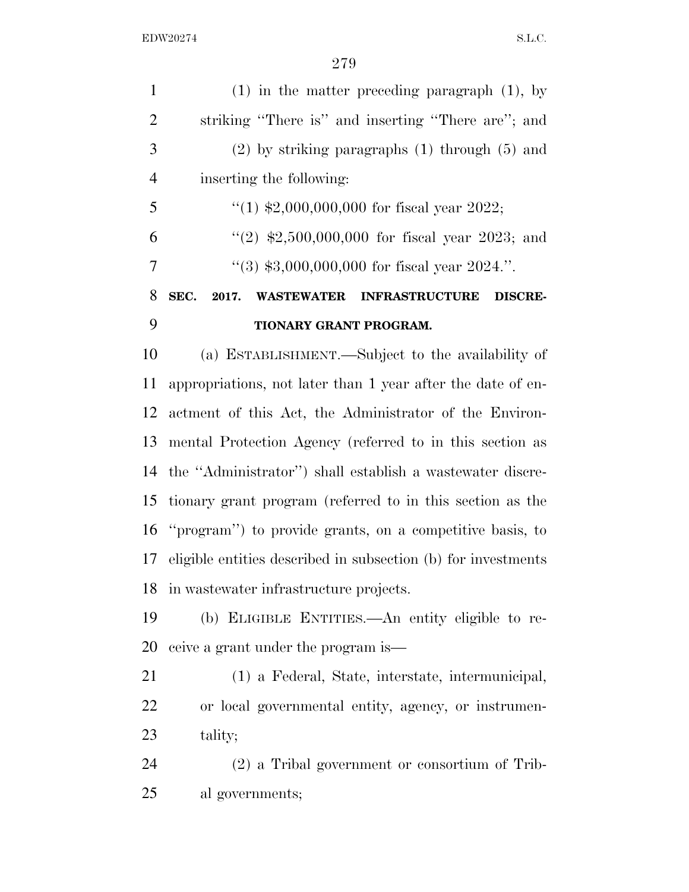(1) in the matter preceding paragraph (1), by striking ''There is'' and inserting ''There are''; and

(2) by striking paragraphs (1) through (5) and inserting the following:

''(1) $2,000,000,000 for fiscal year 2022;

''(2) $2,500,000,000 for fiscal year 2023; and

''(3) $3,000,000,000 for fiscal year 2024.''.

**SEC. 2017. WASTEWATER INFRASTRUCTURE DISCRETIONARY GRANT PROGRAM.**

(a) ESTABLISHMENT.—Subject to the availability of appropriations, not later than 1 year after the date of enactment of this Act, the Administrator of the Environmental Protection Agency (referred to in this section as the ''Administrator'') shall establish a wastewater discretionary grant program (referred to in this section as the ''program'') to provide grants, on a competitive basis, to eligible entities described in subsection (b) for investments in wastewater infrastructure projects.

(b) ELIGIBLE ENTITIES.—An entity eligible to receive a grant under the program is—

(1) a Federal, State, interstate, intermunicipal, or local governmental entity, agency, or instrumentality;

(2) a Tribal government or consortium of Tribal governments;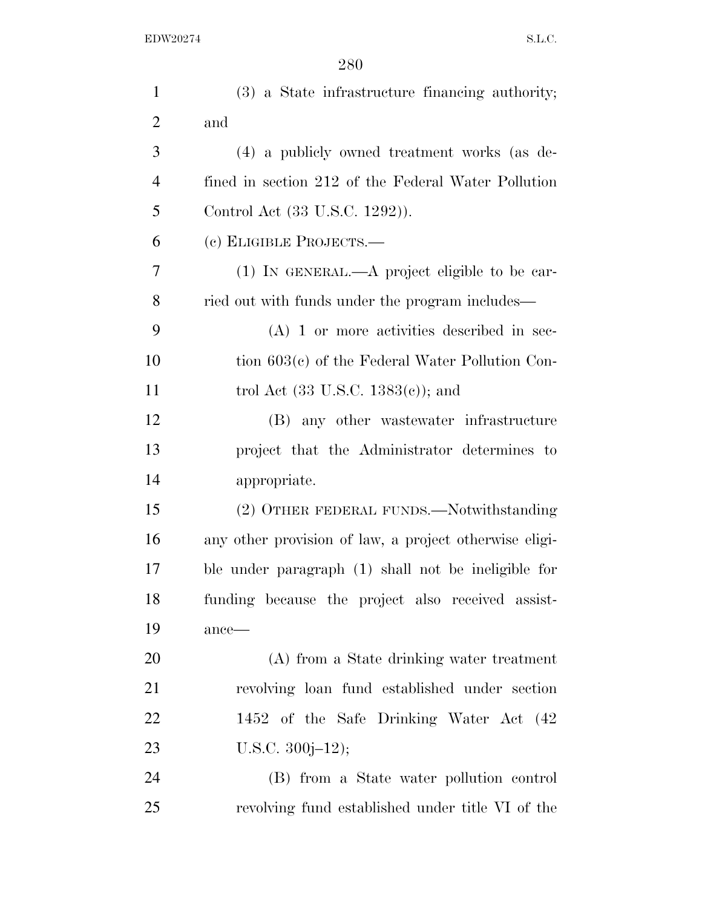(3) a State infrastructure financing authority; and

(4) a publicly owned treatment works (as defined in section 212 of the Federal Water Pollution Control Act (33 U.S.C. 1292)).

(c) ELIGIBLE PROJECTS.—

(1) IN GENERAL.—A project eligible to be carried out with funds under the program includes—

(A) 1 or more activities described in section 603(c) of the Federal Water Pollution Control Act (33 U.S.C. 1383(c)); and

(B) any other wastewater infrastructure project that the Administrator determines to appropriate.

(2) OTHER FEDERAL FUNDS.—Notwithstanding any other provision of law, a project otherwise eligible under paragraph (1) shall not be ineligible for funding because the project also received assistance—

(A) from a State drinking water treatment revolving loan fund established under section 1452 of the Safe Drinking Water Act (42 U.S.C. 300j–12);

(B) from a State water pollution control revolving fund established under title VI of the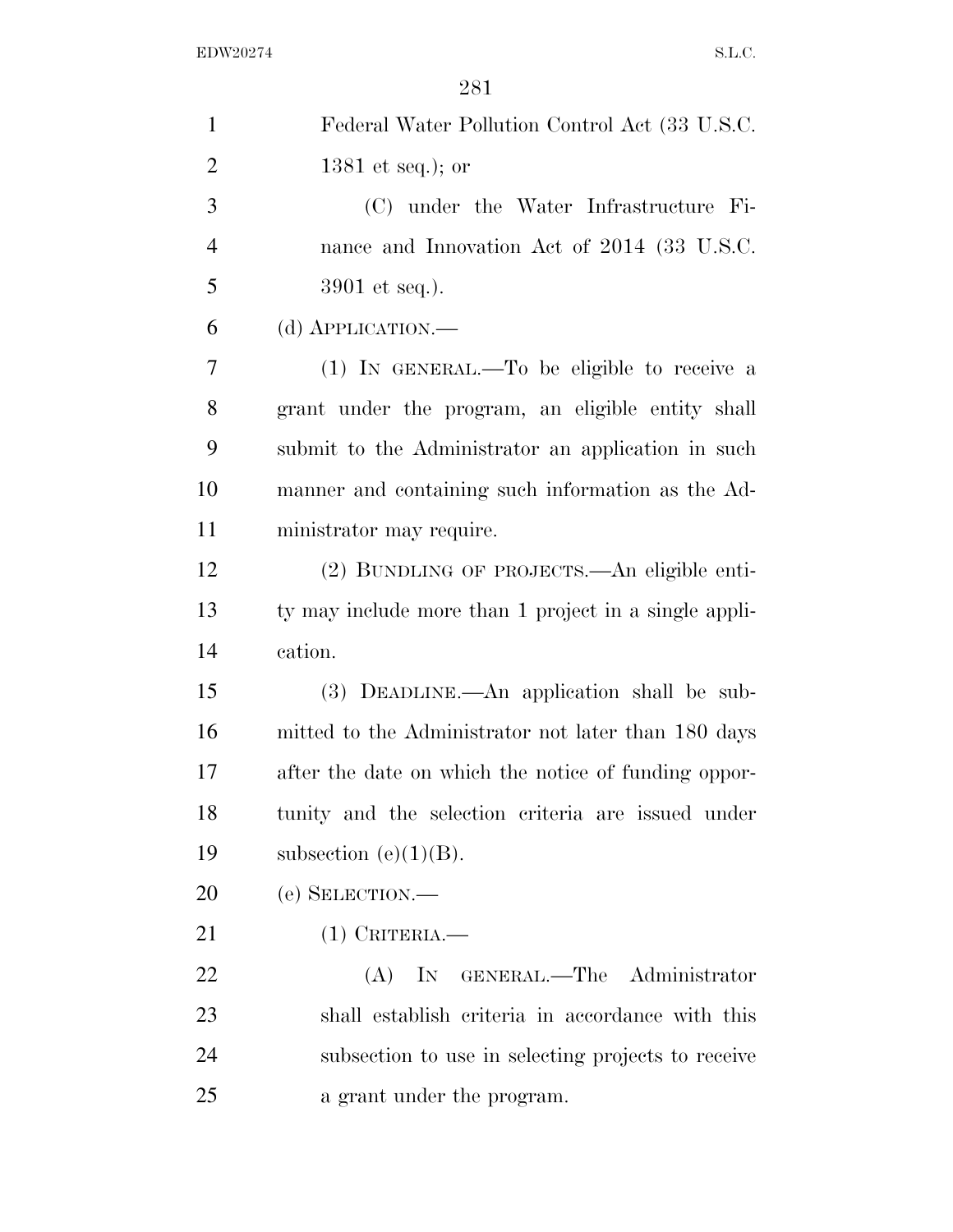Federal Water Pollution Control Act (33 U.S.C. 1381 et seq.); or

(C) under the Water Infrastructure Finance and Innovation Act of 2014 (33 U.S.C. 3901 et seq.).

(d) APPLICATION.—

(1) IN GENERAL.—To be eligible to receive a grant under the program, an eligible entity shall submit to the Administrator an application in such manner and containing such information as the Administrator may require.

(2) BUNDLING OF PROJECTS.—An eligible entity may include more than 1 project in a single application.

(3) DEADLINE.—An application shall be submitted to the Administrator not later than 180 days after the date on which the notice of funding opportunity and the selection criteria are issued under subsection (e)(1)(B).

(e) SELECTION.—

(1) CRITERIA.—

(A) IN GENERAL.—The Administrator shall establish criteria in accordance with this subsection to use in selecting projects to receive a grant under the program.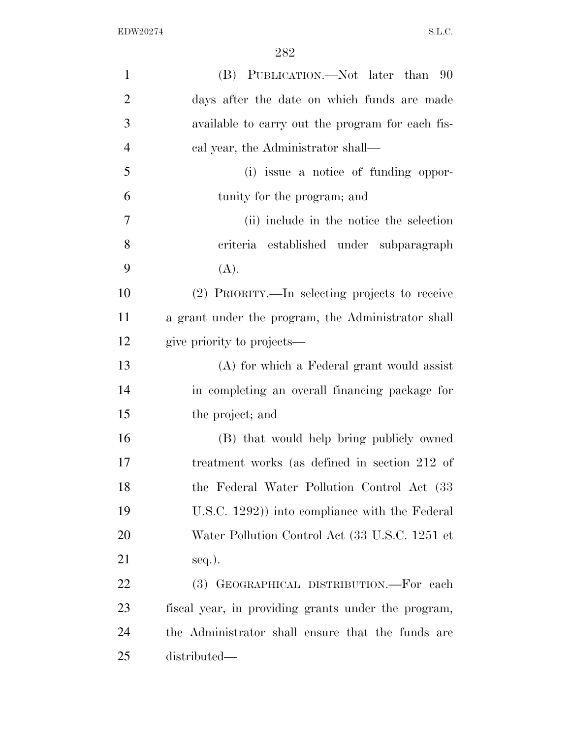(B) PUBLICATION.—Not later than 90 days after the date on which funds are made available to carry out the program for each fiscal year, the Administrator shall—

(i) issue a notice of funding opportunity for the program; and

(ii) include in the notice the selection criteria established under subparagraph (A).

(2) PRIORITY.—In selecting projects to receive a grant under the program, the Administrator shall give priority to projects—

(A) for which a Federal grant would assist in completing an overall financing package for the project; and

(B) that would help bring publicly owned treatment works (as defined in section 212 of the Federal Water Pollution Control Act (33 U.S.C. 1292)) into compliance with the Federal Water Pollution Control Act (33 U.S.C. 1251 et seq.).

(3) GEOGRAPHICAL DISTRIBUTION.—For each fiscal year, in providing grants under the program, the Administrator shall ensure that the funds are distributed—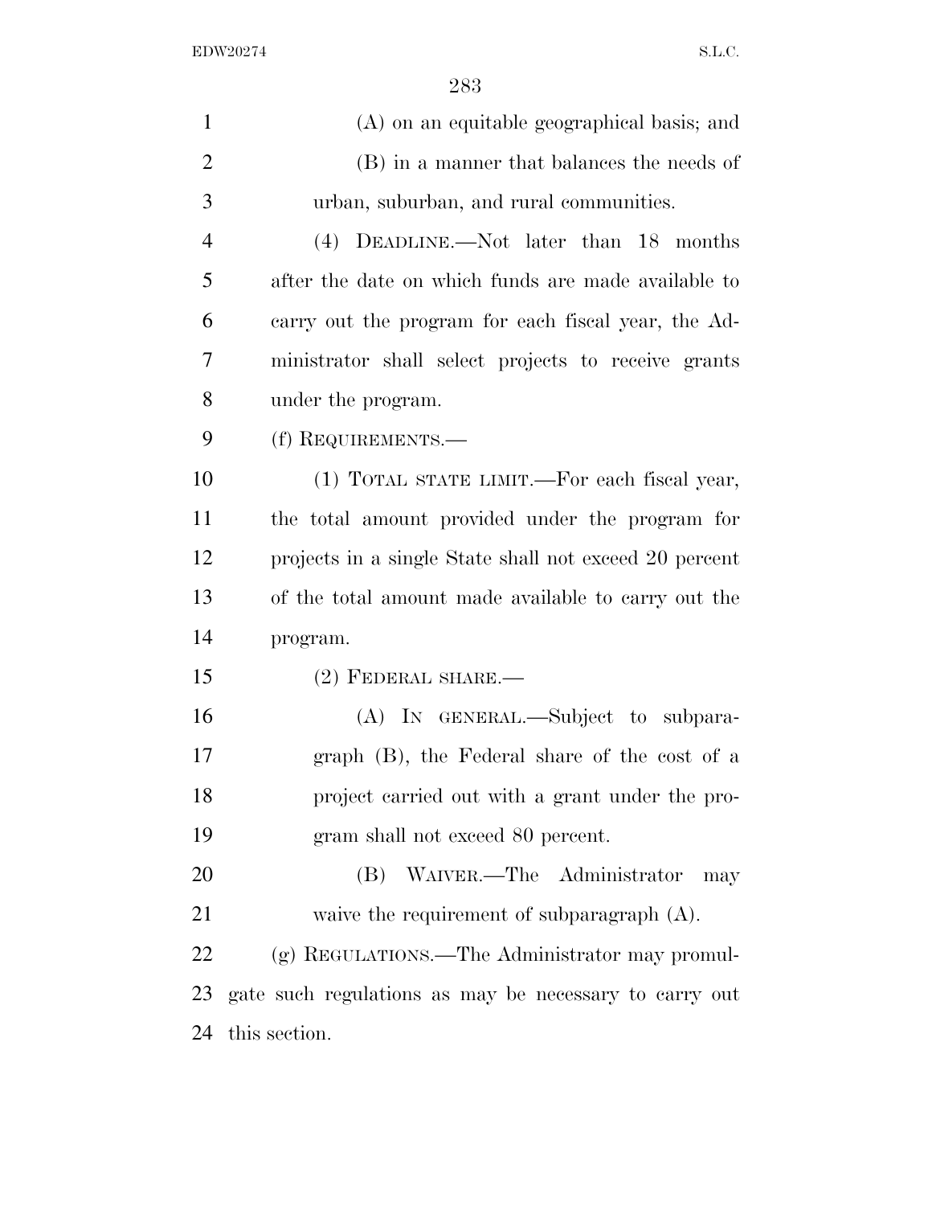(A) on an equitable geographical basis; and

(B) in a manner that balances the needs of urban, suburban, and rural communities.

(4) DEADLINE.—Not later than 18 months after the date on which funds are made available to carry out the program for each fiscal year, the Administrator shall select projects to receive grants under the program.

(f) REQUIREMENTS.—

(1) TOTAL STATE LIMIT.—For each fiscal year, the total amount provided under the program for projects in a single State shall not exceed 20 percent of the total amount made available to carry out the program.

(2) FEDERAL SHARE.—

(A) IN GENERAL.—Subject to subparagraph (B), the Federal share of the cost of a project carried out with a grant under the program shall not exceed 80 percent.

(B) WAIVER.—The Administrator may waive the requirement of subparagraph (A).

(g) REGULATIONS.—The Administrator may promulgate such regulations as may be necessary to carry out this section.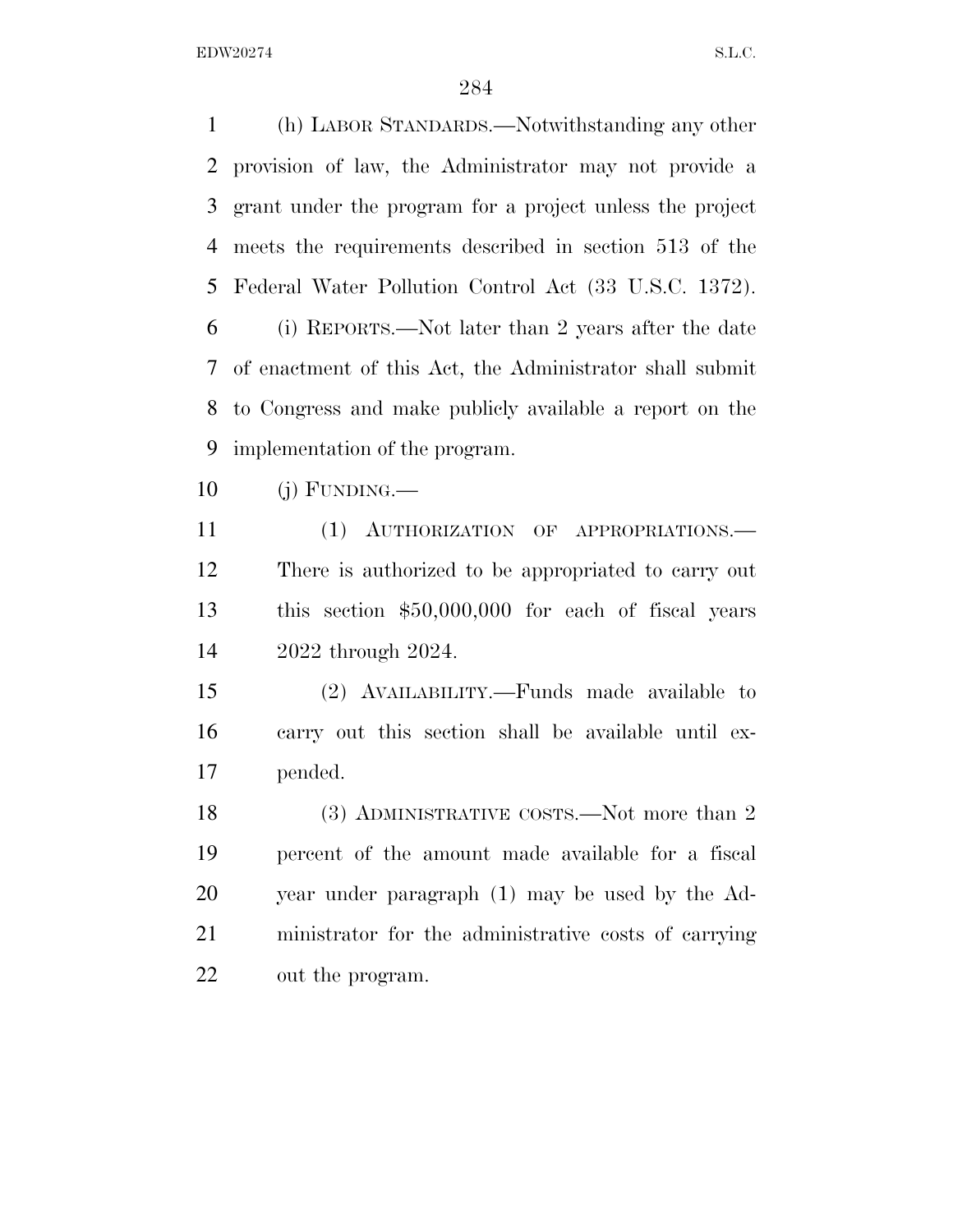(h) LABOR STANDARDS.—Notwithstanding any other provision of law, the Administrator may not provide a grant under the program for a project unless the project meets the requirements described in section 513 of the Federal Water Pollution Control Act (33 U.S.C. 1372).

(i) REPORTS.—Not later than 2 years after the date of enactment of this Act, the Administrator shall submit to Congress and make publicly available a report on the implementation of the program.

(j) FUNDING.—

(1) AUTHORIZATION OF APPROPRIATIONS.—There is authorized to be appropriated to carry out this section $50,000,000 for each of fiscal years 2022 through 2024.

(2) AVAILABILITY.—Funds made available to carry out this section shall be available until expended.

(3) ADMINISTRATIVE COSTS.—Not more than 2 percent of the amount made available for a fiscal year under paragraph (1) may be used by the Administrator for the administrative costs of carrying out the program.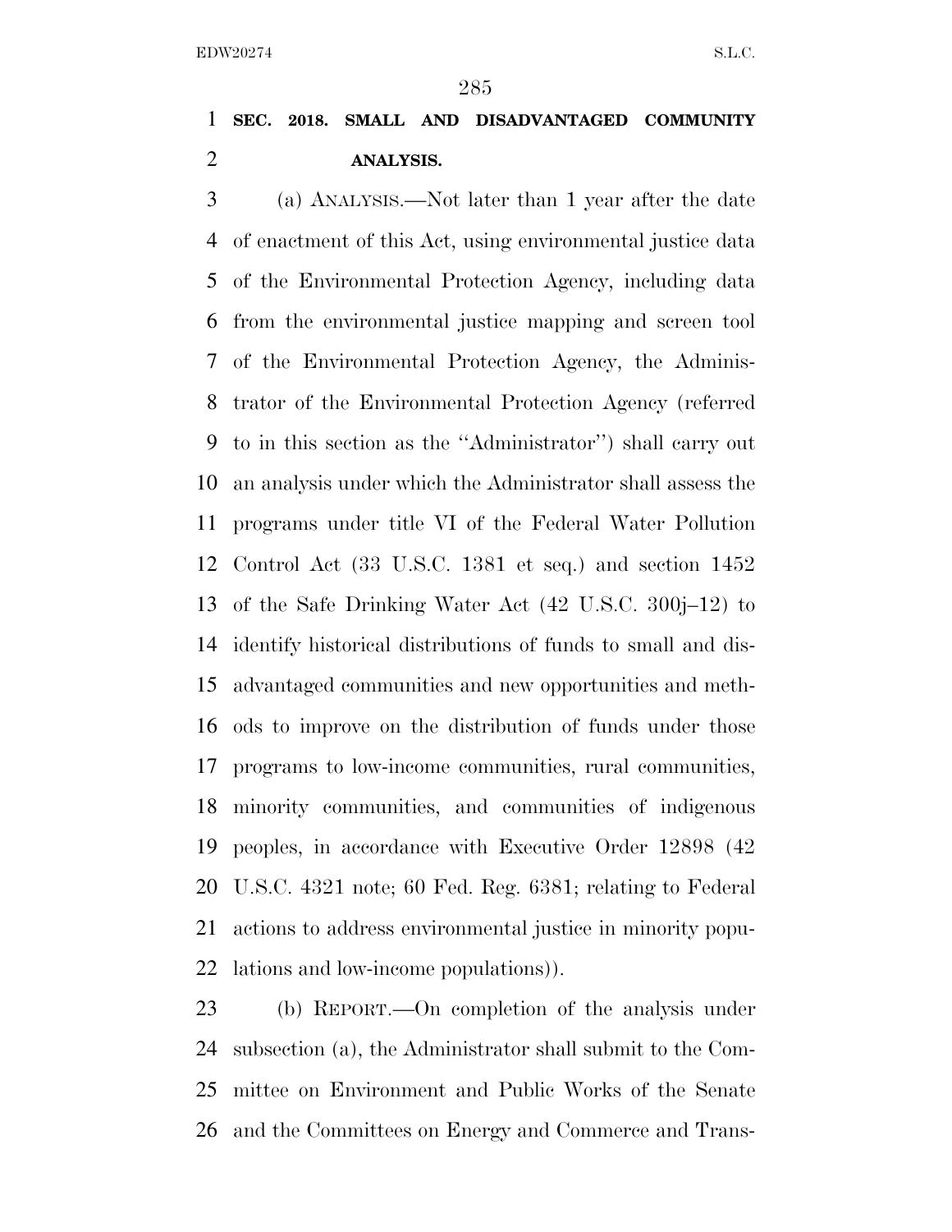**SEC. 2018. SMALL AND DISADVANTAGED COMMUNITY ANALYSIS.**

(a) ANALYSIS.—Not later than 1 year after the date of enactment of this Act, using environmental justice data of the Environmental Protection Agency, including data from the environmental justice mapping and screen tool of the Environmental Protection Agency, the Administrator of the Environmental Protection Agency (referred to in this section as the ''Administrator'') shall carry out an analysis under which the Administrator shall assess the programs under title VI of the Federal Water Pollution Control Act (33 U.S.C. 1381 et seq.) and section 1452 of the Safe Drinking Water Act (42 U.S.C. 300j–12) to identify historical distributions of funds to small and disadvantaged communities and new opportunities and methods to improve on the distribution of funds under those programs to low-income communities, rural communities, minority communities, and communities of indigenous peoples, in accordance with Executive Order 12898 (42 U.S.C. 4321 note; 60 Fed. Reg. 6381; relating to Federal actions to address environmental justice in minority populations and low-income populations)).

(b) REPORT.—On completion of the analysis under subsection (a), the Administrator shall submit to the Committee on Environment and Public Works of the Senate and the Committees on Energy and Commerce and Trans-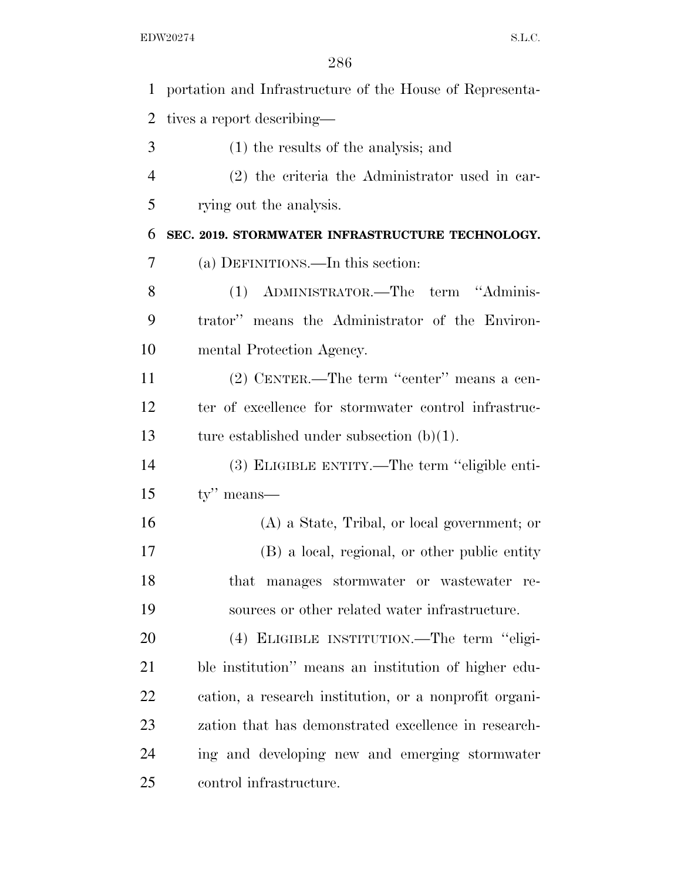portation and Infrastructure of the House of Representatives a report describing—

(1) the results of the analysis; and

(2) the criteria the Administrator used in carrying out the analysis.

**SEC. 2019. STORMWATER INFRASTRUCTURE TECHNOLOGY.**

(a) DEFINITIONS.—In this section:

(1) ADMINISTRATOR.—The term ''Administrator'' means the Administrator of the Environmental Protection Agency.

(2) CENTER.—The term ''center'' means a center of excellence for stormwater control infrastructure established under subsection (b)(1).

(3) ELIGIBLE ENTITY.—The term ''eligible entity'' means—

(A) a State, Tribal, or local government; or

(B) a local, regional, or other public entity that manages stormwater or wastewater resources or other related water infrastructure.

(4) ELIGIBLE INSTITUTION.—The term ''eligible institution'' means an institution of higher education, a research institution, or a nonprofit organization that has demonstrated excellence in researching and developing new and emerging stormwater control infrastructure.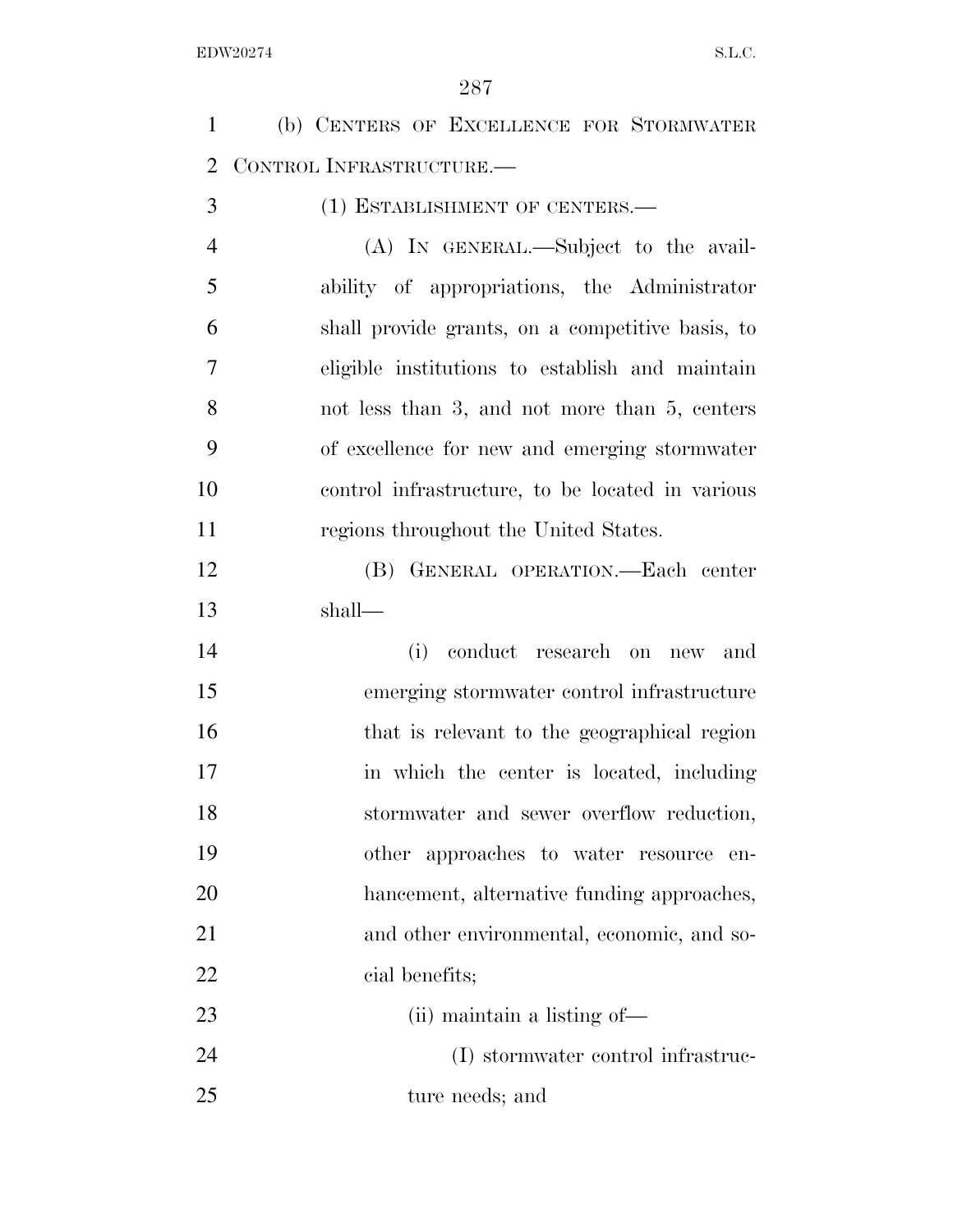(b) CENTERS OF EXCELLENCE FOR STORMWATER CONTROL INFRASTRUCTURE.—

(1) ESTABLISHMENT OF CENTERS.—

(A) IN GENERAL.—Subject to the availability of appropriations, the Administrator shall provide grants, on a competitive basis, to eligible institutions to establish and maintain not less than 3, and not more than 5, centers of excellence for new and emerging stormwater control infrastructure, to be located in various regions throughout the United States.

(B) GENERAL OPERATION.—Each center shall—

(i) conduct research on new and emerging stormwater control infrastructure that is relevant to the geographical region in which the center is located, including stormwater and sewer overflow reduction, other approaches to water resource enhancement, alternative funding approaches, and other environmental, economic, and social benefits;

(ii) maintain a listing of—

(I) stormwater control infrastructure needs; and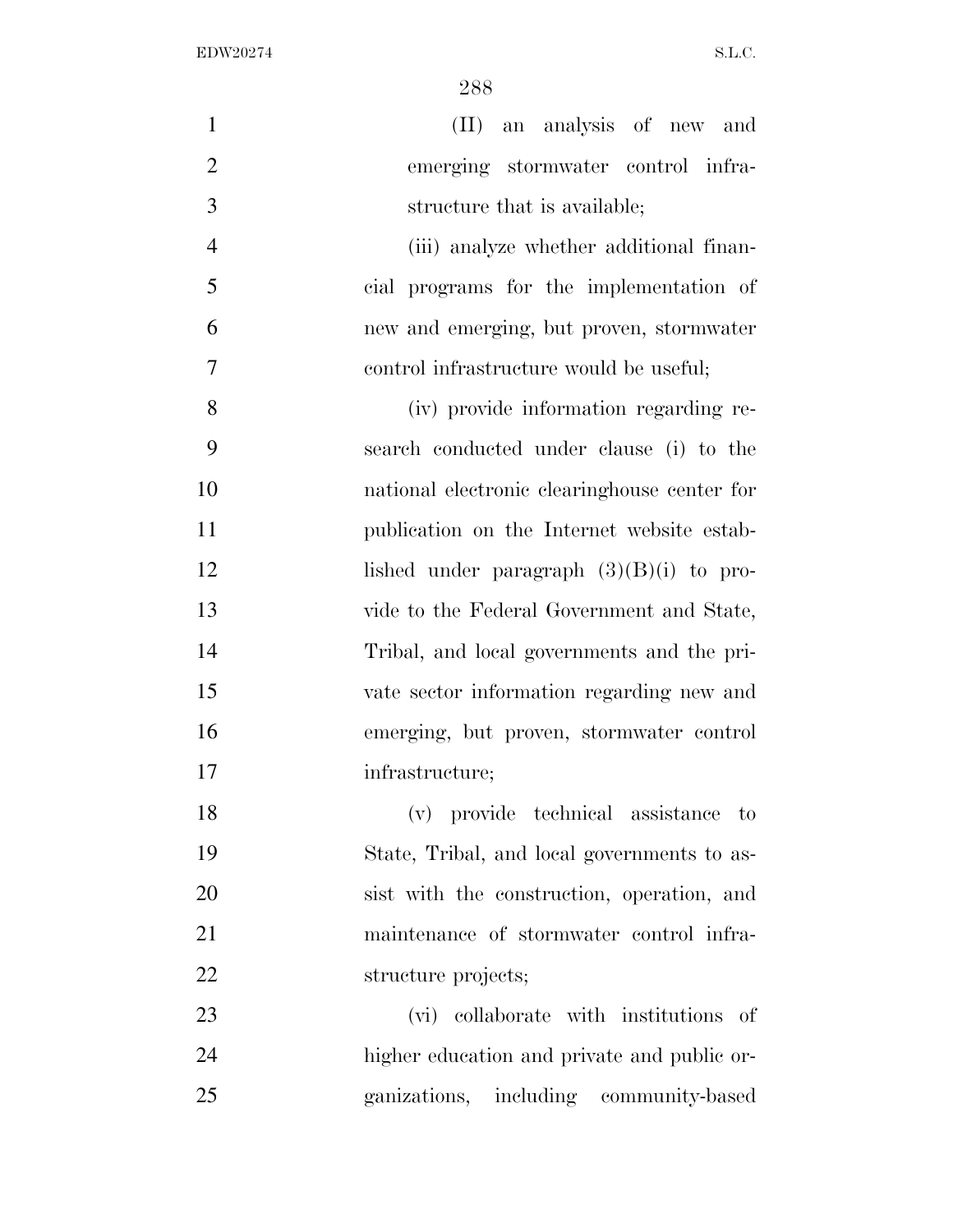(II) an analysis of new and emerging stormwater control infrastructure that is available;

(iii) analyze whether additional financial programs for the implementation of new and emerging, but proven, stormwater control infrastructure would be useful;

(iv) provide information regarding research conducted under clause (i) to the national electronic clearinghouse center for publication on the Internet website established under paragraph (3)(B)(i) to provide to the Federal Government and State, Tribal, and local governments and the private sector information regarding new and emerging, but proven, stormwater control infrastructure;

(v) provide technical assistance to State, Tribal, and local governments to assist with the construction, operation, and maintenance of stormwater control infrastructure projects;

(vi) collaborate with institutions of higher education and private and public organizations, including community-based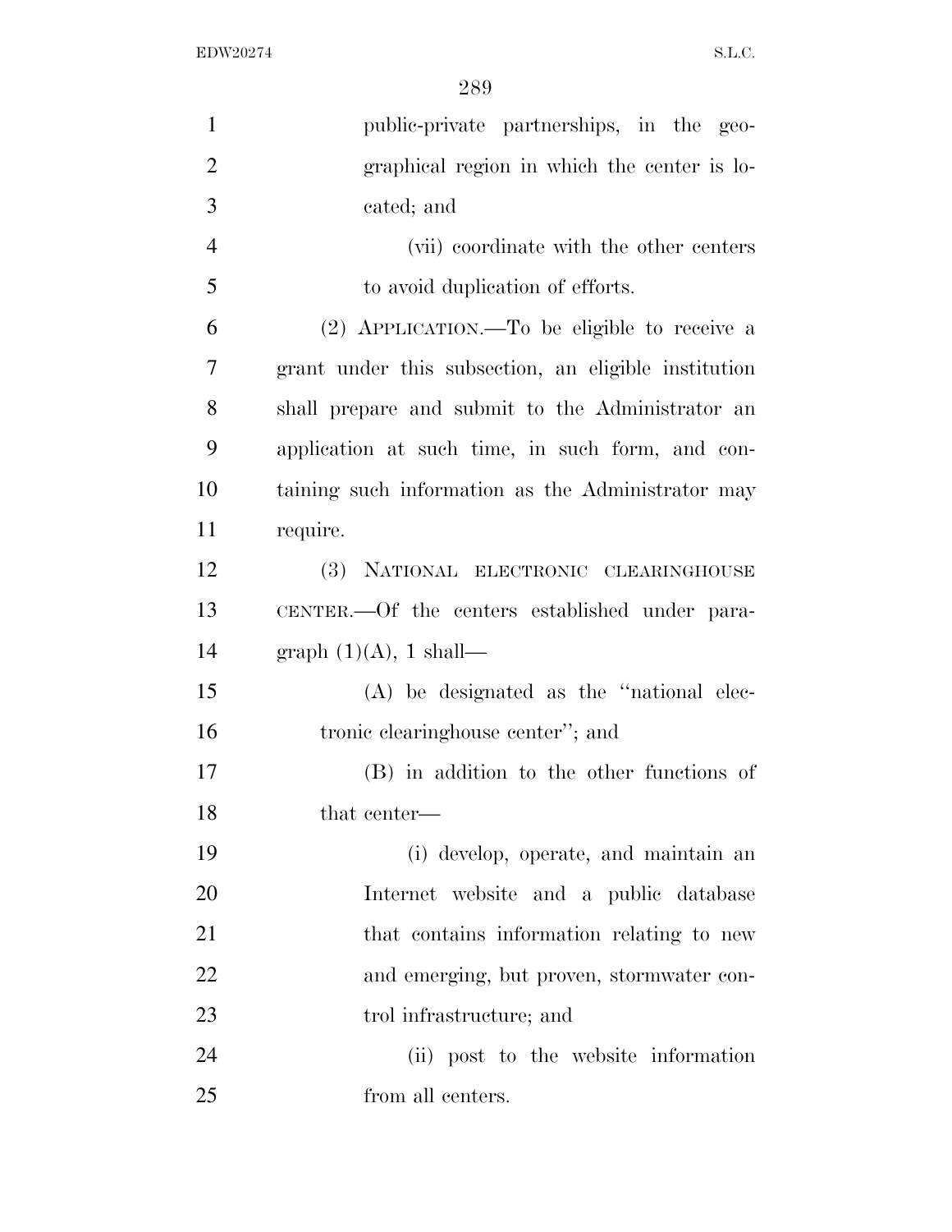public-private partnerships, in the geographical region in which the center is located; and

(vii) coordinate with the other centers to avoid duplication of efforts.

(2) APPLICATION.—To be eligible to receive a grant under this subsection, an eligible institution shall prepare and submit to the Administrator an application at such time, in such form, and containing such information as the Administrator may require.

(3) NATIONAL ELECTRONIC CLEARINGHOUSE CENTER.—Of the centers established under paragraph (1)(A), 1 shall—

(A) be designated as the "national electronic clearinghouse center"; and

(B) in addition to the other functions of that center—

(i) develop, operate, and maintain an Internet website and a public database that contains information relating to new and emerging, but proven, stormwater control infrastructure; and

(ii) post to the website information from all centers.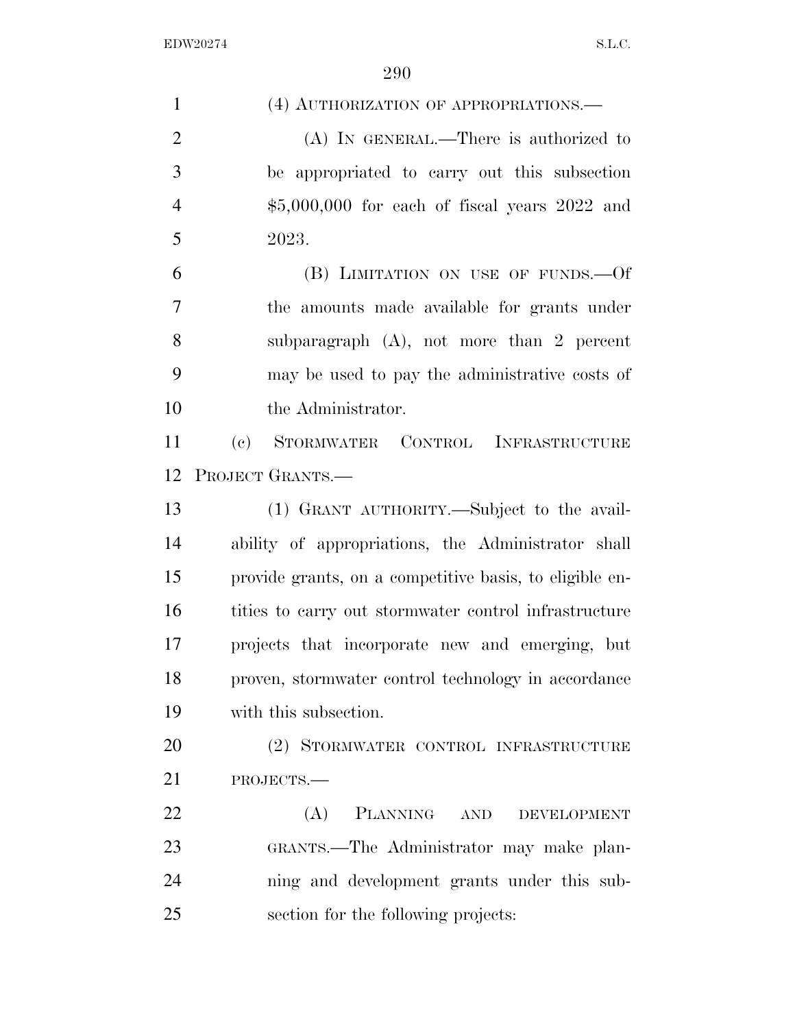(4) AUTHORIZATION OF APPROPRIATIONS.—

(A) IN GENERAL.—There is authorized to be appropriated to carry out this subsection $5,000,000 for each of fiscal years 2022 and 2023.

(B) LIMITATION ON USE OF FUNDS.—Of the amounts made available for grants under subparagraph (A), not more than 2 percent may be used to pay the administrative costs of the Administrator.

(c) STORMWATER CONTROL INFRASTRUCTURE PROJECT GRANTS.—

(1) GRANT AUTHORITY.—Subject to the availability of appropriations, the Administrator shall provide grants, on a competitive basis, to eligible entities to carry out stormwater control infrastructure projects that incorporate new and emerging, but proven, stormwater control technology in accordance with this subsection.

(2) STORMWATER CONTROL INFRASTRUCTURE PROJECTS.—

(A) PLANNING AND DEVELOPMENT GRANTS.—The Administrator may make planning and development grants under this subsection for the following projects: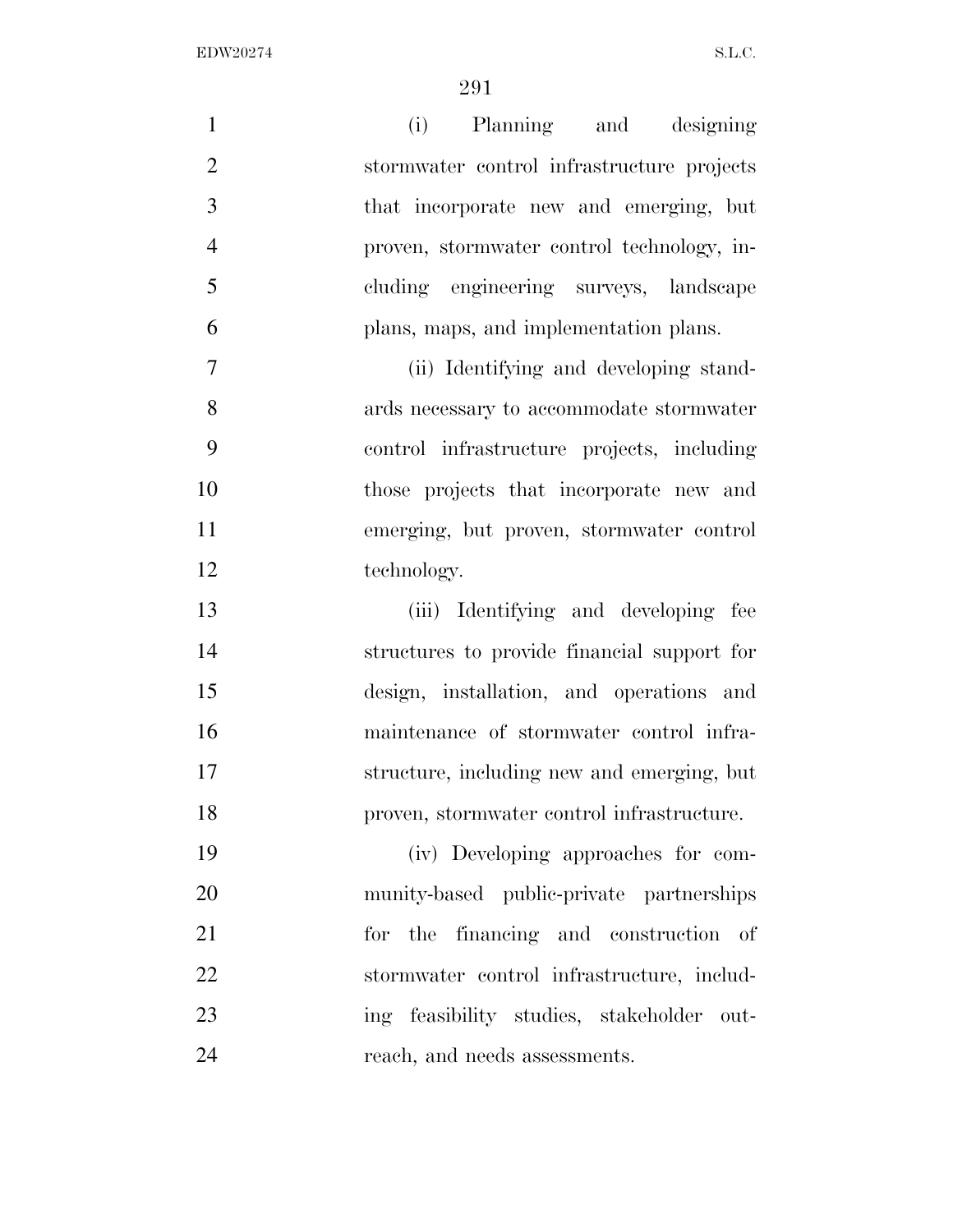(i) Planning and designing stormwater control infrastructure projects that incorporate new and emerging, but proven, stormwater control technology, including engineering surveys, landscape plans, maps, and implementation plans.

(ii) Identifying and developing standards necessary to accommodate stormwater control infrastructure projects, including those projects that incorporate new and emerging, but proven, stormwater control technology.

(iii) Identifying and developing fee structures to provide financial support for design, installation, and operations and maintenance of stormwater control infrastructure, including new and emerging, but proven, stormwater control infrastructure.

(iv) Developing approaches for community-based public-private partnerships for the financing and construction of stormwater control infrastructure, including feasibility studies, stakeholder outreach, and needs assessments.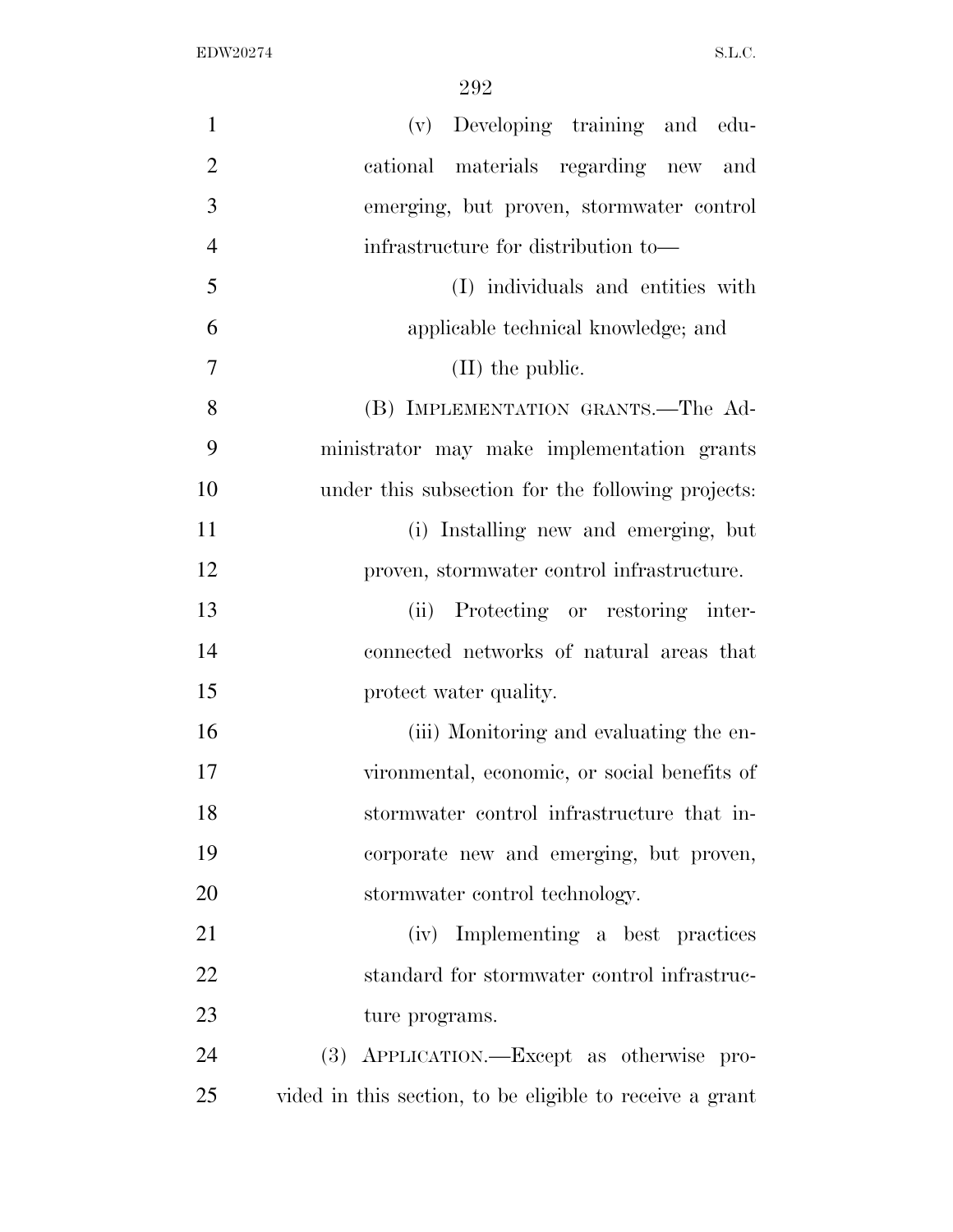(v) Developing training and educational materials regarding new and emerging, but proven, stormwater control infrastructure for distribution to—

(I) individuals and entities with applicable technical knowledge; and

(II) the public.

(B) IMPLEMENTATION GRANTS.—The Administrator may make implementation grants under this subsection for the following projects:

(i) Installing new and emerging, but proven, stormwater control infrastructure.

(ii) Protecting or restoring interconnected networks of natural areas that protect water quality.

(iii) Monitoring and evaluating the environmental, economic, or social benefits of stormwater control infrastructure that incorporate new and emerging, but proven, stormwater control technology.

(iv) Implementing a best practices standard for stormwater control infrastructure programs.

(3) APPLICATION.—Except as otherwise provided in this section, to be eligible to receive a grant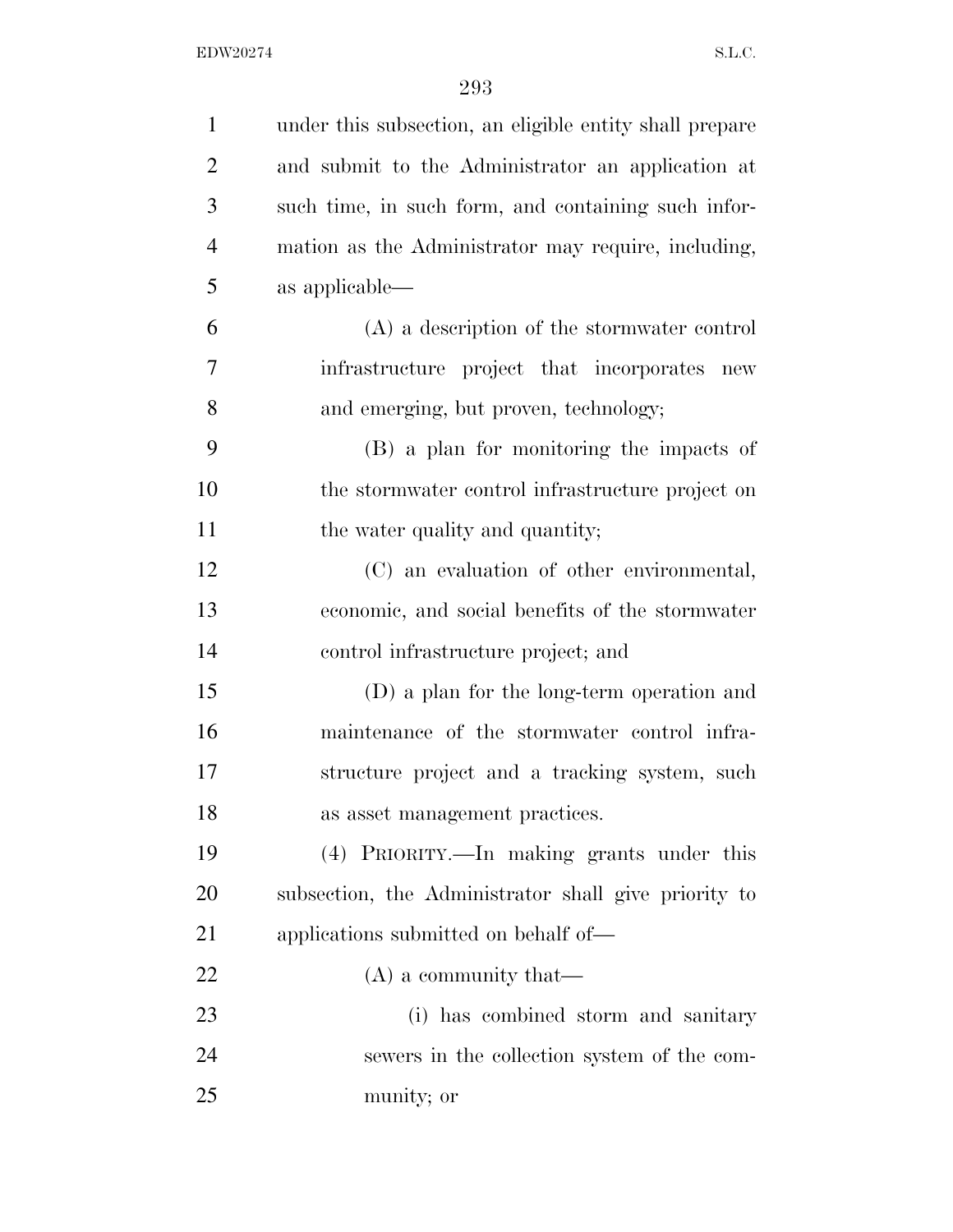under this subsection, an eligible entity shall prepare and submit to the Administrator an application at such time, in such form, and containing such information as the Administrator may require, including, as applicable—

(A) a description of the stormwater control infrastructure project that incorporates new and emerging, but proven, technology;

(B) a plan for monitoring the impacts of the stormwater control infrastructure project on the water quality and quantity;

(C) an evaluation of other environmental, economic, and social benefits of the stormwater control infrastructure project; and

(D) a plan for the long-term operation and maintenance of the stormwater control infrastructure project and a tracking system, such as asset management practices.

(4) PRIORITY.—In making grants under this subsection, the Administrator shall give priority to applications submitted on behalf of—

(A) a community that—

(i) has combined storm and sanitary sewers in the collection system of the community; or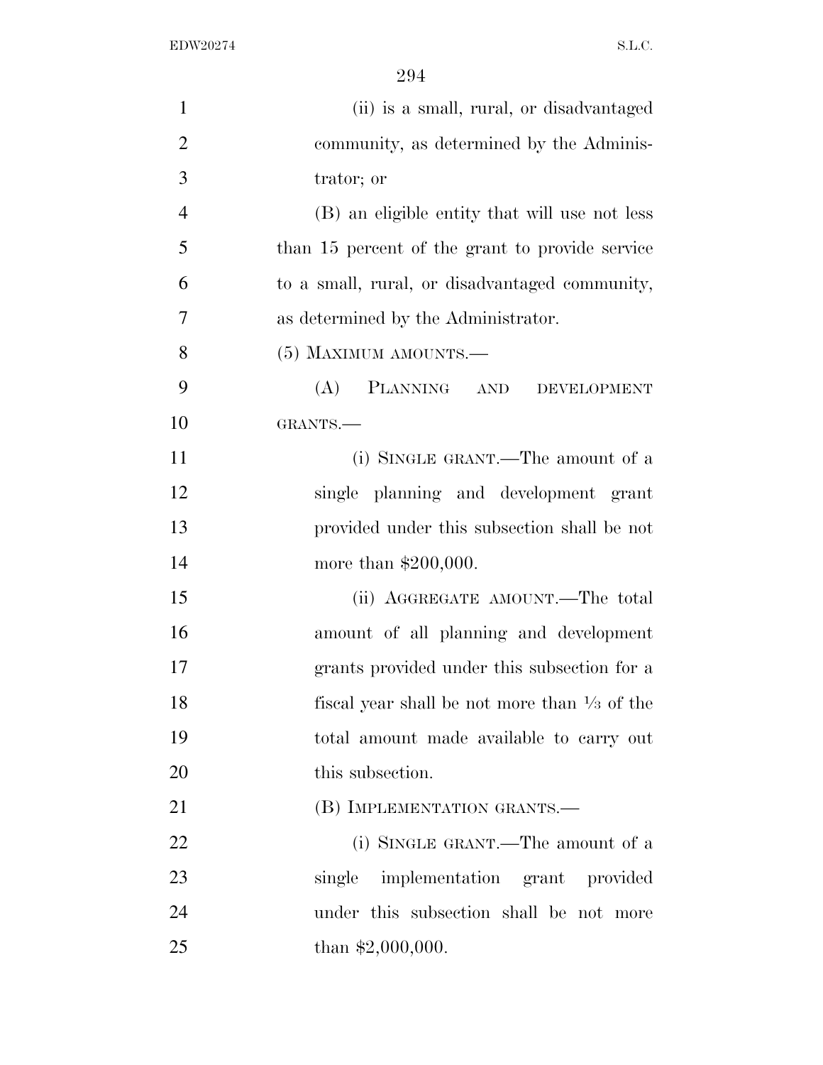(ii) is a small, rural, or disadvantaged community, as determined by the Administrator; or

(B) an eligible entity that will use not less than 15 percent of the grant to provide service to a small, rural, or disadvantaged community, as determined by the Administrator.

(5) MAXIMUM AMOUNTS.—

(A) PLANNING AND DEVELOPMENT GRANTS.—

(i) SINGLE GRANT.—The amount of a single planning and development grant provided under this subsection shall be not more than $200,000.

(ii) AGGREGATE AMOUNT.—The total amount of all planning and development grants provided under this subsection for a fiscal year shall be not more than ⅓ of the total amount made available to carry out this subsection.

(B) IMPLEMENTATION GRANTS.—

(i) SINGLE GRANT.—The amount of a single implementation grant provided under this subsection shall be not more than $2,000,000.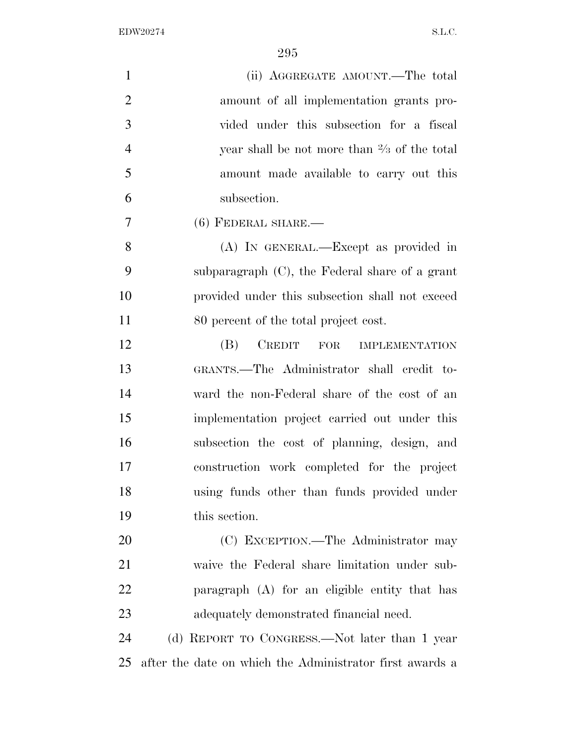(ii) AGGREGATE AMOUNT.—The total amount of all implementation grants provided under this subsection for a fiscal year shall be not more than ⅔ of the total amount made available to carry out this subsection.

(6) FEDERAL SHARE.—

(A) IN GENERAL.—Except as provided in subparagraph (C), the Federal share of a grant provided under this subsection shall not exceed 80 percent of the total project cost.

(B) CREDIT FOR IMPLEMENTATION GRANTS.—The Administrator shall credit toward the non-Federal share of the cost of an implementation project carried out under this subsection the cost of planning, design, and construction work completed for the project using funds other than funds provided under this section.

(C) EXCEPTION.—The Administrator may waive the Federal share limitation under subparagraph (A) for an eligible entity that has adequately demonstrated financial need.

(d) REPORT TO CONGRESS.—Not later than 1 year after the date on which the Administrator first awards a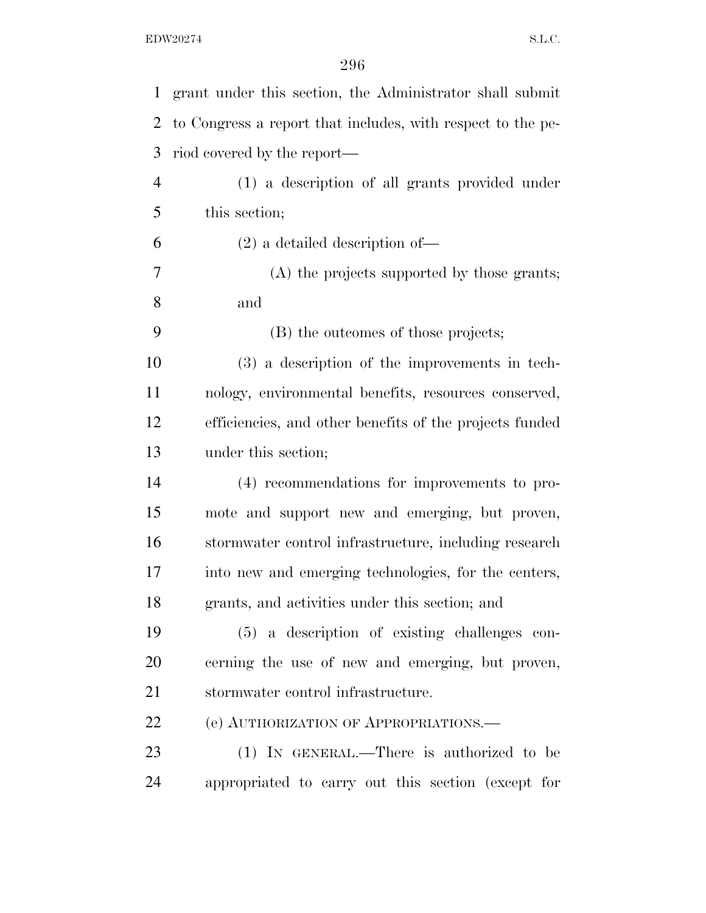grant under this section, the Administrator shall submit to Congress a report that includes, with respect to the period covered by the report—

(1) a description of all grants provided under this section;

(2) a detailed description of—

(A) the projects supported by those grants; and

(B) the outcomes of those projects;

(3) a description of the improvements in technology, environmental benefits, resources conserved, efficiencies, and other benefits of the projects funded under this section;

(4) recommendations for improvements to promote and support new and emerging, but proven, stormwater control infrastructure, including research into new and emerging technologies, for the centers, grants, and activities under this section; and

(5) a description of existing challenges concerning the use of new and emerging, but proven, stormwater control infrastructure.

(e) AUTHORIZATION OF APPROPRIATIONS.—

(1) IN GENERAL.—There is authorized to be appropriated to carry out this section (except for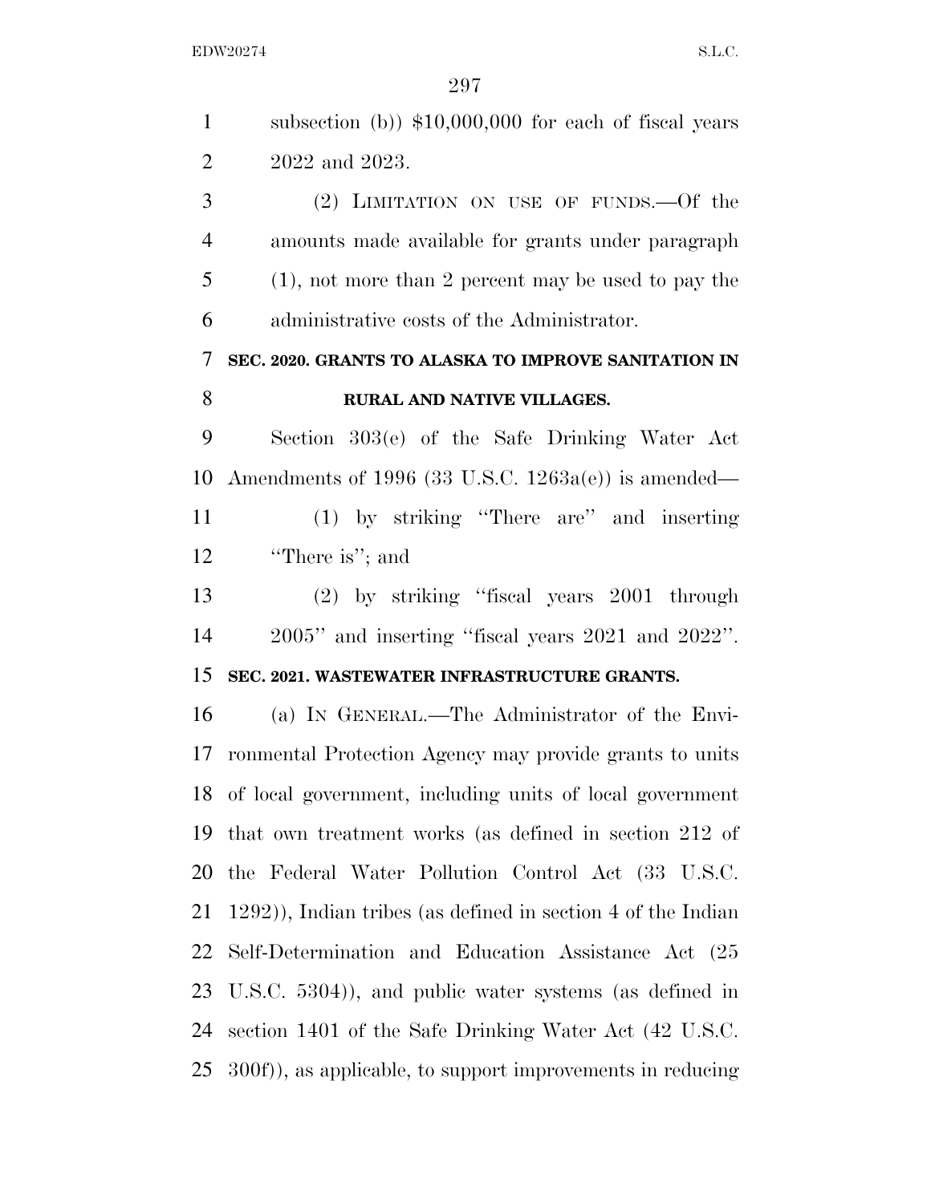subsection (b)) $10,000,000 for each of fiscal years 2022 and 2023.

(2) LIMITATION ON USE OF FUNDS.—Of the amounts made available for grants under paragraph (1), not more than 2 percent may be used to pay the administrative costs of the Administrator.

**SEC. 2020. GRANTS TO ALASKA TO IMPROVE SANITATION IN RURAL AND NATIVE VILLAGES.**

Section 303(e) of the Safe Drinking Water Act Amendments of 1996 (33 U.S.C. 1263a(e)) is amended—

(1) by striking ''There are'' and inserting ''There is''; and

(2) by striking ''fiscal years 2001 through 2005'' and inserting ''fiscal years 2021 and 2022''.

**SEC. 2021. WASTEWATER INFRASTRUCTURE GRANTS.**

(a) IN GENERAL.—The Administrator of the Environmental Protection Agency may provide grants to units of local government, including units of local government that own treatment works (as defined in section 212 of the Federal Water Pollution Control Act (33 U.S.C. 1292)), Indian tribes (as defined in section 4 of the Indian Self-Determination and Education Assistance Act (25 U.S.C. 5304)), and public water systems (as defined in section 1401 of the Safe Drinking Water Act (42 U.S.C. 300f)), as applicable, to support improvements in reducing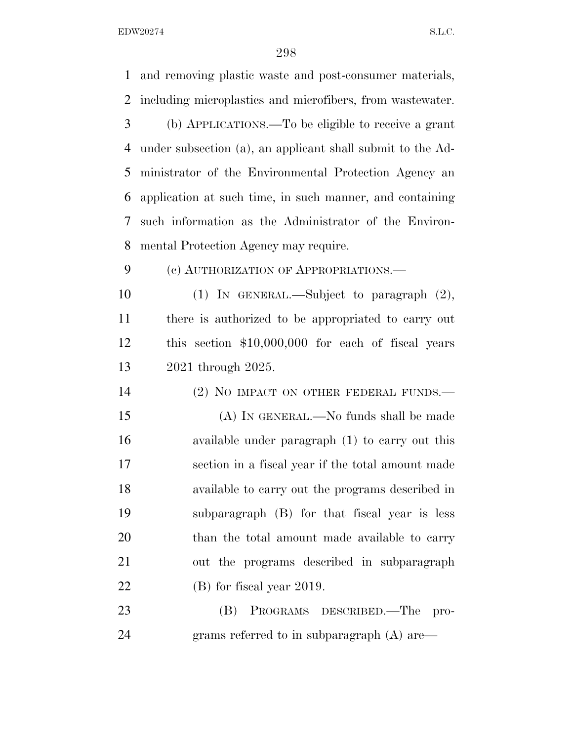and removing plastic waste and post-consumer materials, including microplastics and microfibers, from wastewater.

(b) APPLICATIONS.—To be eligible to receive a grant under subsection (a), an applicant shall submit to the Administrator of the Environmental Protection Agency an application at such time, in such manner, and containing such information as the Administrator of the Environmental Protection Agency may require.

(c) AUTHORIZATION OF APPROPRIATIONS.—

(1) IN GENERAL.—Subject to paragraph (2), there is authorized to be appropriated to carry out this section $10,000,000 for each of fiscal years 2021 through 2025.

(2) NO IMPACT ON OTHER FEDERAL FUNDS.—

(A) IN GENERAL.—No funds shall be made available under paragraph (1) to carry out this section in a fiscal year if the total amount made available to carry out the programs described in subparagraph (B) for that fiscal year is less than the total amount made available to carry out the programs described in subparagraph (B) for fiscal year 2019.

(B) PROGRAMS DESCRIBED.—The programs referred to in subparagraph (A) are—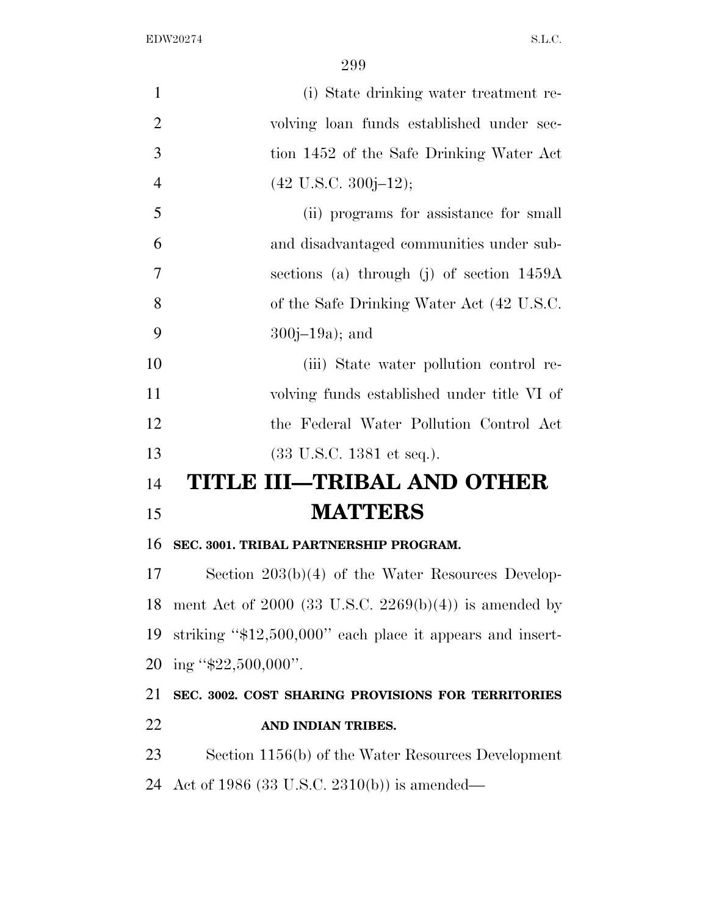(i) State drinking water treatment revolving loan funds established under section 1452 of the Safe Drinking Water Act (42 U.S.C. 300j–12);

(ii) programs for assistance for small and disadvantaged communities under subsections (a) through (j) of section 1459A of the Safe Drinking Water Act (42 U.S.C. 300j–19a); and

(iii) State water pollution control revolving funds established under title VI of the Federal Water Pollution Control Act (33 U.S.C. 1381 et seq.).

# TITLE III—TRIBAL AND OTHER MATTERS

**SEC. 3001. TRIBAL PARTNERSHIP PROGRAM.**

Section 203(b)(4) of the Water Resources Development Act of 2000 (33 U.S.C. 2269(b)(4)) is amended by striking "$12,500,000" each place it appears and inserting "$22,500,000".

**SEC. 3002. COST SHARING PROVISIONS FOR TERRITORIES AND INDIAN TRIBES.**

Section 1156(b) of the Water Resources Development Act of 1986 (33 U.S.C. 2310(b)) is amended—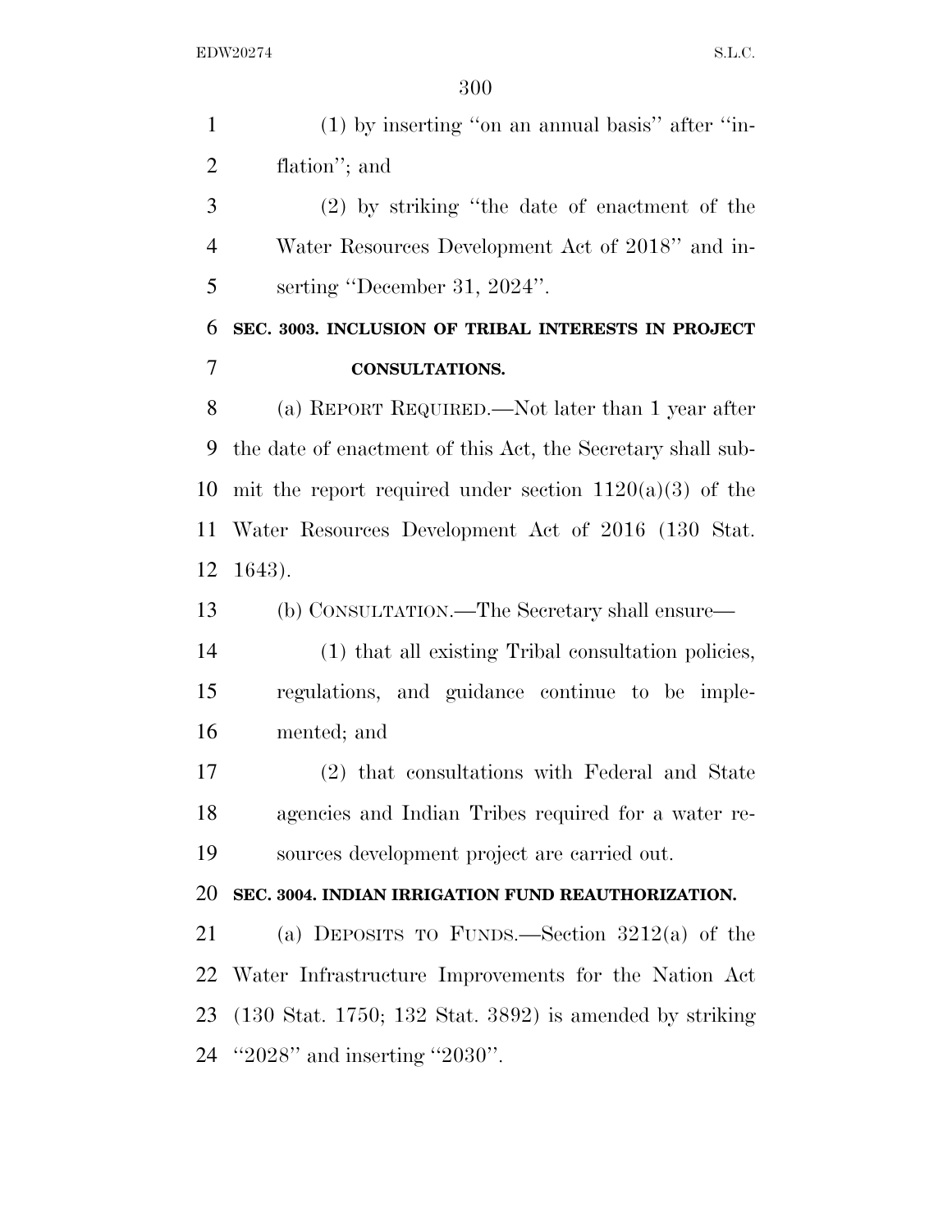(1) by inserting ''on an annual basis'' after ''inflation''; and

(2) by striking ''the date of enactment of the Water Resources Development Act of 2018'' and inserting ''December 31, 2024''.

**SEC. 3003. INCLUSION OF TRIBAL INTERESTS IN PROJECT CONSULTATIONS.**

(a) REPORT REQUIRED.—Not later than 1 year after the date of enactment of this Act, the Secretary shall submit the report required under section 1120(a)(3) of the Water Resources Development Act of 2016 (130 Stat. 1643).

(b) CONSULTATION.—The Secretary shall ensure—

(1) that all existing Tribal consultation policies, regulations, and guidance continue to be implemented; and

(2) that consultations with Federal and State agencies and Indian Tribes required for a water resources development project are carried out.

**SEC. 3004. INDIAN IRRIGATION FUND REAUTHORIZATION.**

(a) DEPOSITS TO FUNDS.—Section 3212(a) of the Water Infrastructure Improvements for the Nation Act (130 Stat. 1750; 132 Stat. 3892) is amended by striking ''2028'' and inserting ''2030''.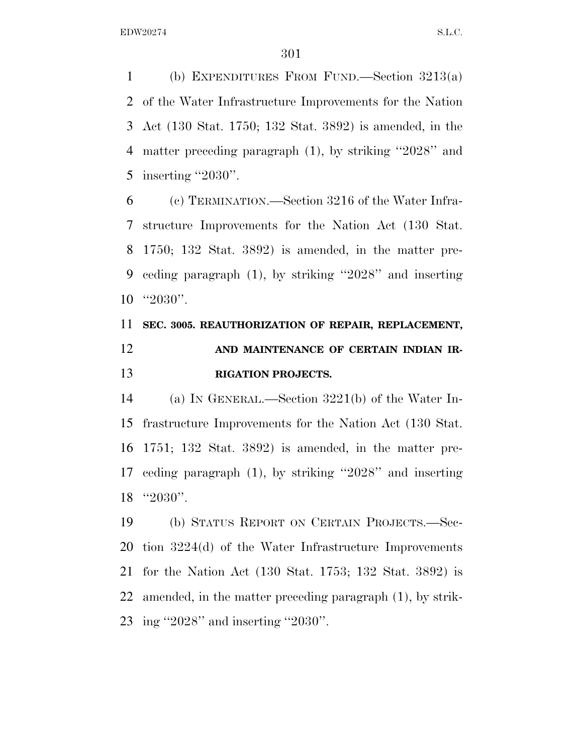(b) EXPENDITURES FROM FUND.—Section 3213(a) of the Water Infrastructure Improvements for the Nation Act (130 Stat. 1750; 132 Stat. 3892) is amended, in the matter preceding paragraph (1), by striking ''2028'' and inserting ''2030''.

(c) TERMINATION.—Section 3216 of the Water Infrastructure Improvements for the Nation Act (130 Stat. 1750; 132 Stat. 3892) is amended, in the matter preceding paragraph (1), by striking ''2028'' and inserting ''2030''.

**SEC. 3005. REAUTHORIZATION OF REPAIR, REPLACEMENT, AND MAINTENANCE OF CERTAIN INDIAN IRRIGATION PROJECTS.**

(a) IN GENERAL.—Section 3221(b) of the Water Infrastructure Improvements for the Nation Act (130 Stat. 1751; 132 Stat. 3892) is amended, in the matter preceding paragraph (1), by striking ''2028'' and inserting ''2030''.

(b) STATUS REPORT ON CERTAIN PROJECTS.—Section 3224(d) of the Water Infrastructure Improvements for the Nation Act (130 Stat. 1753; 132 Stat. 3892) is amended, in the matter preceding paragraph (1), by striking ''2028'' and inserting ''2030''.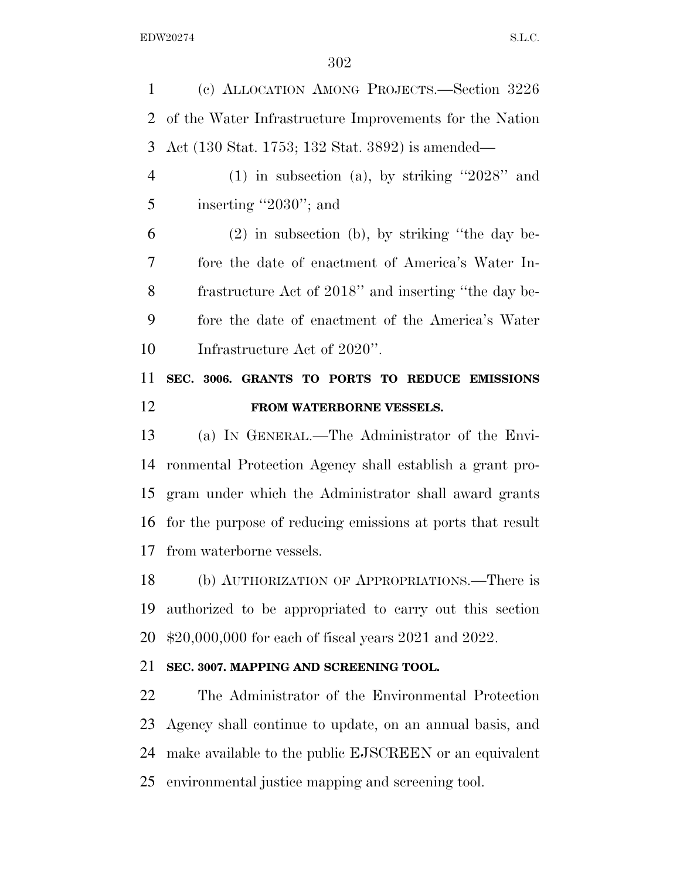(c) Allocation Among Projects.—Section 3226 of the Water Infrastructure Improvements for the Nation Act (130 Stat. 1753; 132 Stat. 3892) is amended—

(1) in subsection (a), by striking "2028" and inserting "2030"; and

(2) in subsection (b), by striking "the day before the date of enactment of America's Water Infrastructure Act of 2018" and inserting "the day before the date of enactment of the America's Water Infrastructure Act of 2020".

**SEC. 3006. GRANTS TO PORTS TO REDUCE EMISSIONS FROM WATERBORNE VESSELS.**

(a) In General.—The Administrator of the Environmental Protection Agency shall establish a grant program under which the Administrator shall award grants for the purpose of reducing emissions at ports that result from waterborne vessels.

(b) Authorization of Appropriations.—There is authorized to be appropriated to carry out this section $20,000,000 for each of fiscal years 2021 and 2022.

**SEC. 3007. MAPPING AND SCREENING TOOL.**

The Administrator of the Environmental Protection Agency shall continue to update, on an annual basis, and make available to the public EJSCREEN or an equivalent environmental justice mapping and screening tool.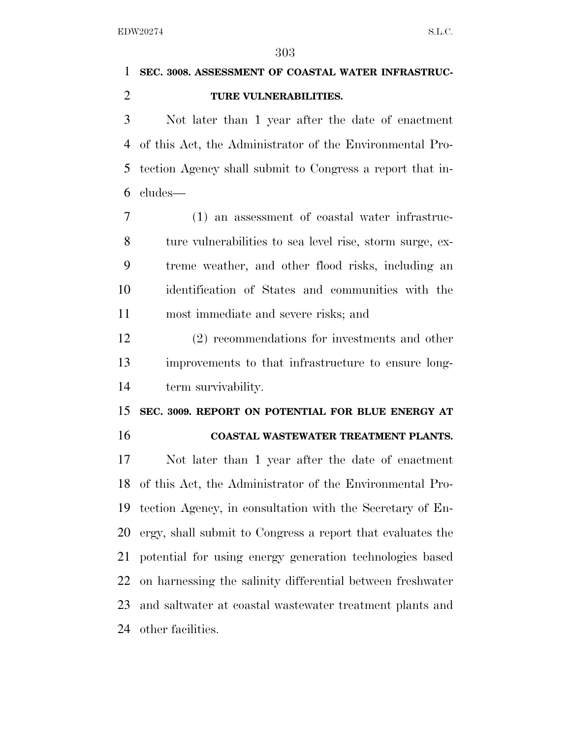**SEC. 3008. ASSESSMENT OF COASTAL WATER INFRASTRUCTURE VULNERABILITIES.**

Not later than 1 year after the date of enactment of this Act, the Administrator of the Environmental Protection Agency shall submit to Congress a report that includes—

(1) an assessment of coastal water infrastructure vulnerabilities to sea level rise, storm surge, extreme weather, and other flood risks, including an identification of States and communities with the most immediate and severe risks; and

(2) recommendations for investments and other improvements to that infrastructure to ensure long-term survivability.

**SEC. 3009. REPORT ON POTENTIAL FOR BLUE ENERGY AT COASTAL WASTEWATER TREATMENT PLANTS.**

Not later than 1 year after the date of enactment of this Act, the Administrator of the Environmental Protection Agency, in consultation with the Secretary of Energy, shall submit to Congress a report that evaluates the potential for using energy generation technologies based on harnessing the salinity differential between freshwater and saltwater at coastal wastewater treatment plants and other facilities.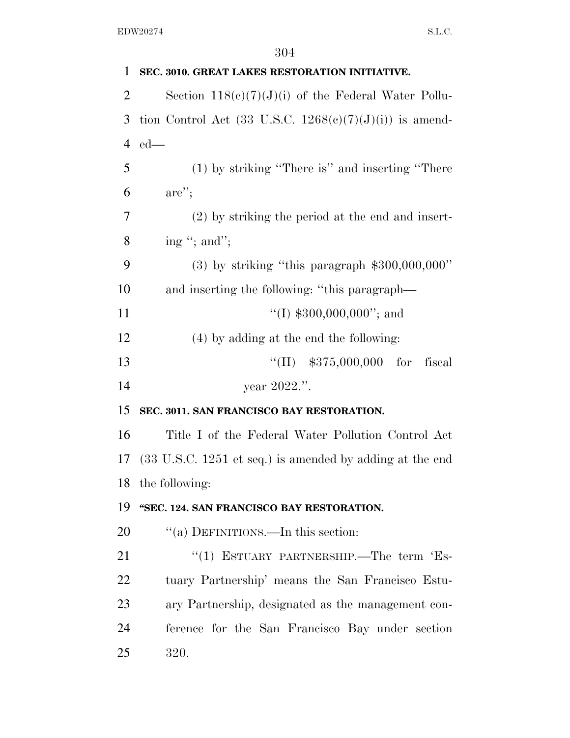**SEC. 3010. GREAT LAKES RESTORATION INITIATIVE.**

Section 118(c)(7)(J)(i) of the Federal Water Pollution Control Act (33 U.S.C. 1268(c)(7)(J)(i)) is amended—

(1) by striking "There is" and inserting "There are";

(2) by striking the period at the end and inserting "; and";

(3) by striking "this paragraph $300,000,000" and inserting the following: "this paragraph—

"(I) $300,000,000"; and

(4) by adding at the end the following:

"(II) $375,000,000 for fiscal year 2022.".

**SEC. 3011. SAN FRANCISCO BAY RESTORATION.**

Title I of the Federal Water Pollution Control Act (33 U.S.C. 1251 et seq.) is amended by adding at the end the following:

**"SEC. 124. SAN FRANCISCO BAY RESTORATION.**

"(a) DEFINITIONS.—In this section:

"(1) ESTUARY PARTNERSHIP.—The term 'Estuary Partnership' means the San Francisco Estuary Partnership, designated as the management conference for the San Francisco Bay under section 320.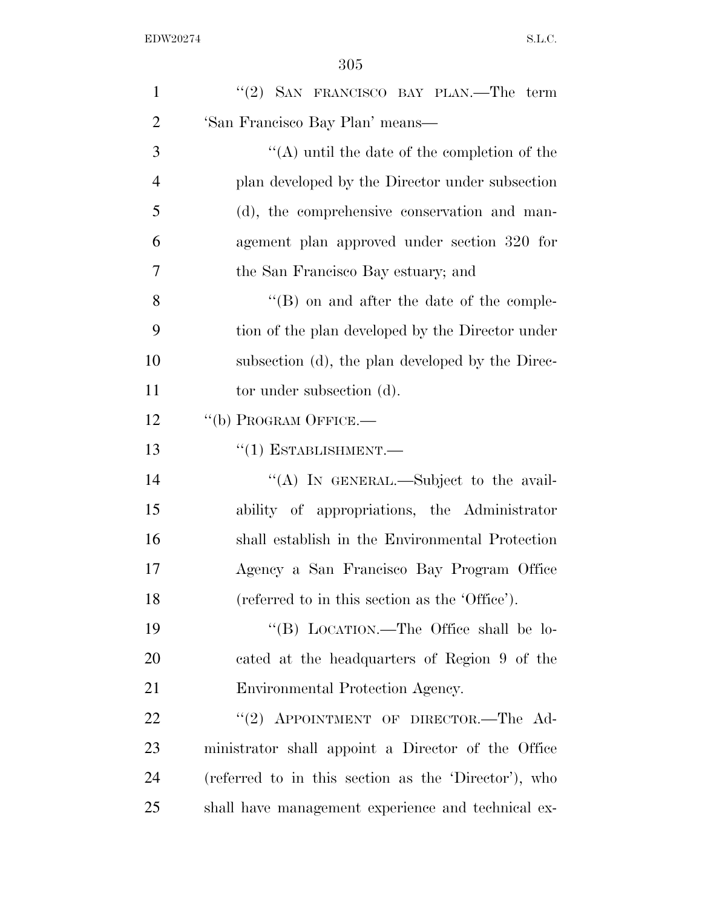"(2) SAN FRANCISCO BAY PLAN.—The term 'San Francisco Bay Plan' means—

"(A) until the date of the completion of the plan developed by the Director under subsection (d), the comprehensive conservation and management plan approved under section 320 for the San Francisco Bay estuary; and

"(B) on and after the date of the completion of the plan developed by the Director under subsection (d), the plan developed by the Director under subsection (d).

"(b) PROGRAM OFFICE.—

"(1) ESTABLISHMENT.—

"(A) IN GENERAL.—Subject to the availability of appropriations, the Administrator shall establish in the Environmental Protection Agency a San Francisco Bay Program Office (referred to in this section as the 'Office').

"(B) LOCATION.—The Office shall be located at the headquarters of Region 9 of the Environmental Protection Agency.

"(2) APPOINTMENT OF DIRECTOR.—The Administrator shall appoint a Director of the Office (referred to in this section as the 'Director'), who shall have management experience and technical ex-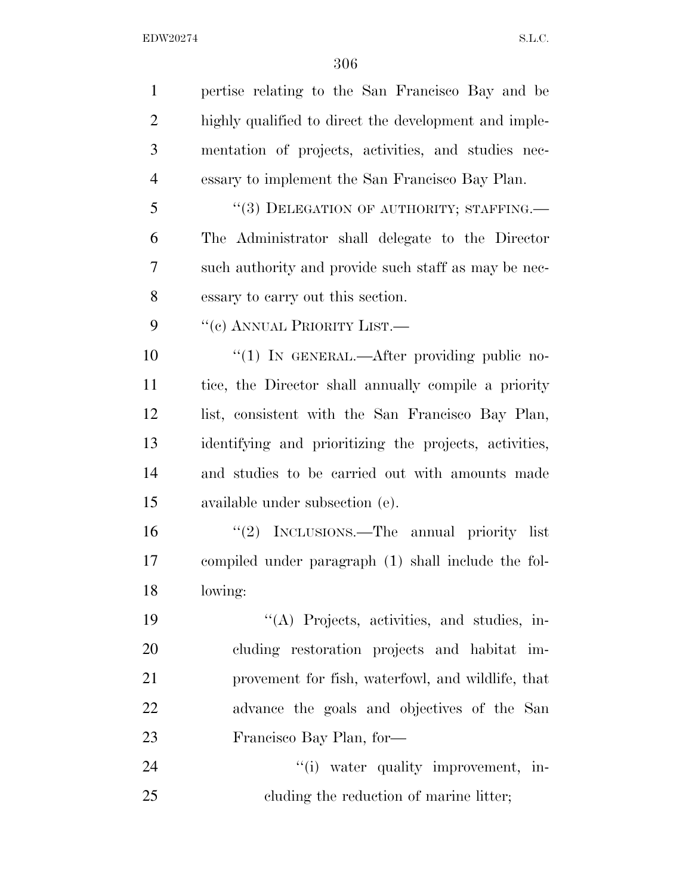pertise relating to the San Francisco Bay and be highly qualified to direct the development and implementation of projects, activities, and studies necessary to implement the San Francisco Bay Plan.

"(3) DELEGATION OF AUTHORITY; STAFFING.—The Administrator shall delegate to the Director such authority and provide such staff as may be necessary to carry out this section.

"(c) ANNUAL PRIORITY LIST.—

"(1) IN GENERAL.—After providing public notice, the Director shall annually compile a priority list, consistent with the San Francisco Bay Plan, identifying and prioritizing the projects, activities, and studies to be carried out with amounts made available under subsection (e).

"(2) INCLUSIONS.—The annual priority list compiled under paragraph (1) shall include the following:

"(A) Projects, activities, and studies, including restoration projects and habitat improvement for fish, waterfowl, and wildlife, that advance the goals and objectives of the San Francisco Bay Plan, for—

"(i) water quality improvement, including the reduction of marine litter;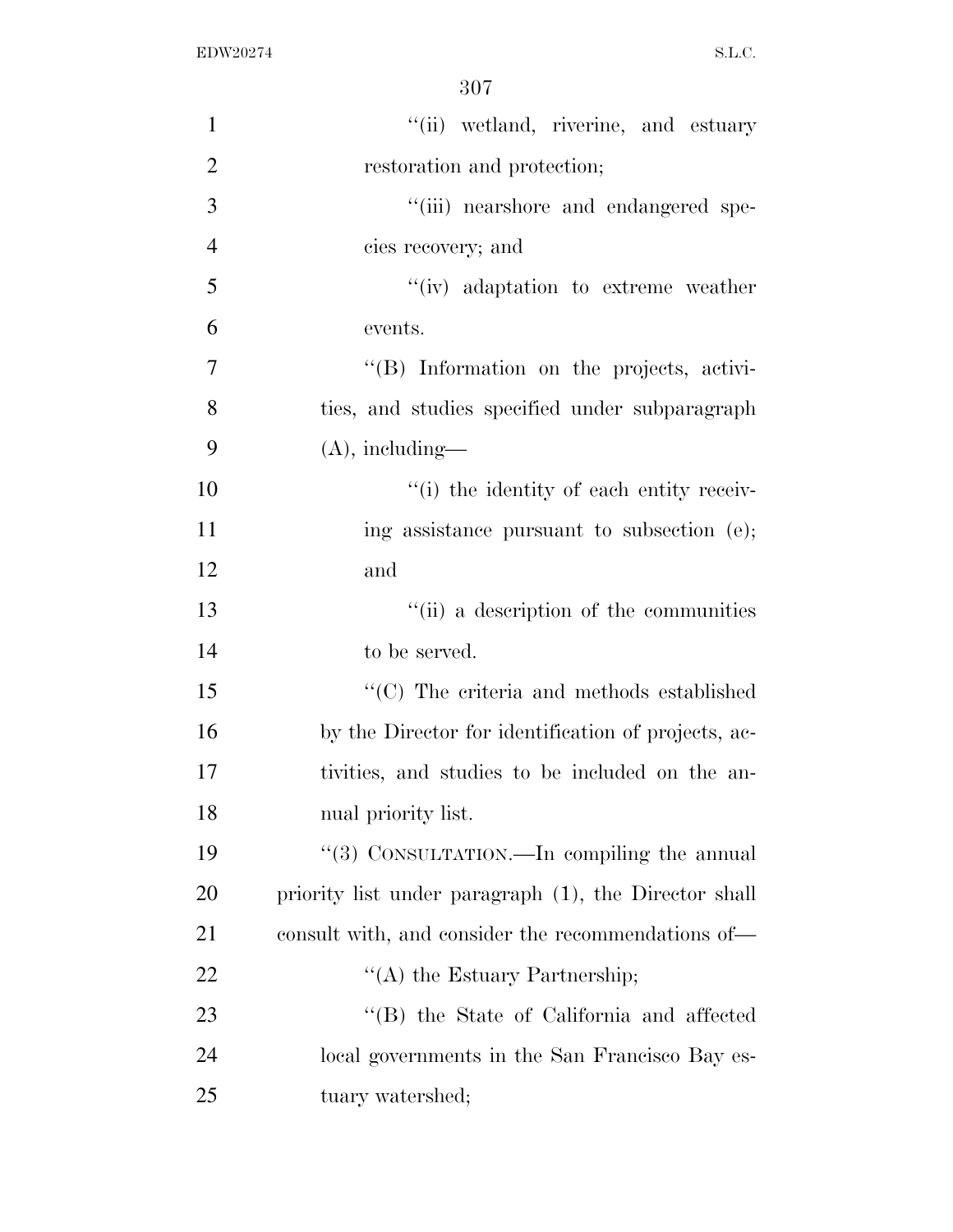''(ii) wetland, riverine, and estuary restoration and protection;

''(iii) nearshore and endangered species recovery; and

''(iv) adaptation to extreme weather events.

''(B) Information on the projects, activities, and studies specified under subparagraph (A), including—

''(i) the identity of each entity receiving assistance pursuant to subsection (e); and

''(ii) a description of the communities to be served.

''(C) The criteria and methods established by the Director for identification of projects, activities, and studies to be included on the annual priority list.

''(3) CONSULTATION.—In compiling the annual priority list under paragraph (1), the Director shall consult with, and consider the recommendations of—

''(A) the Estuary Partnership;

''(B) the State of California and affected local governments in the San Francisco Bay estuary watershed;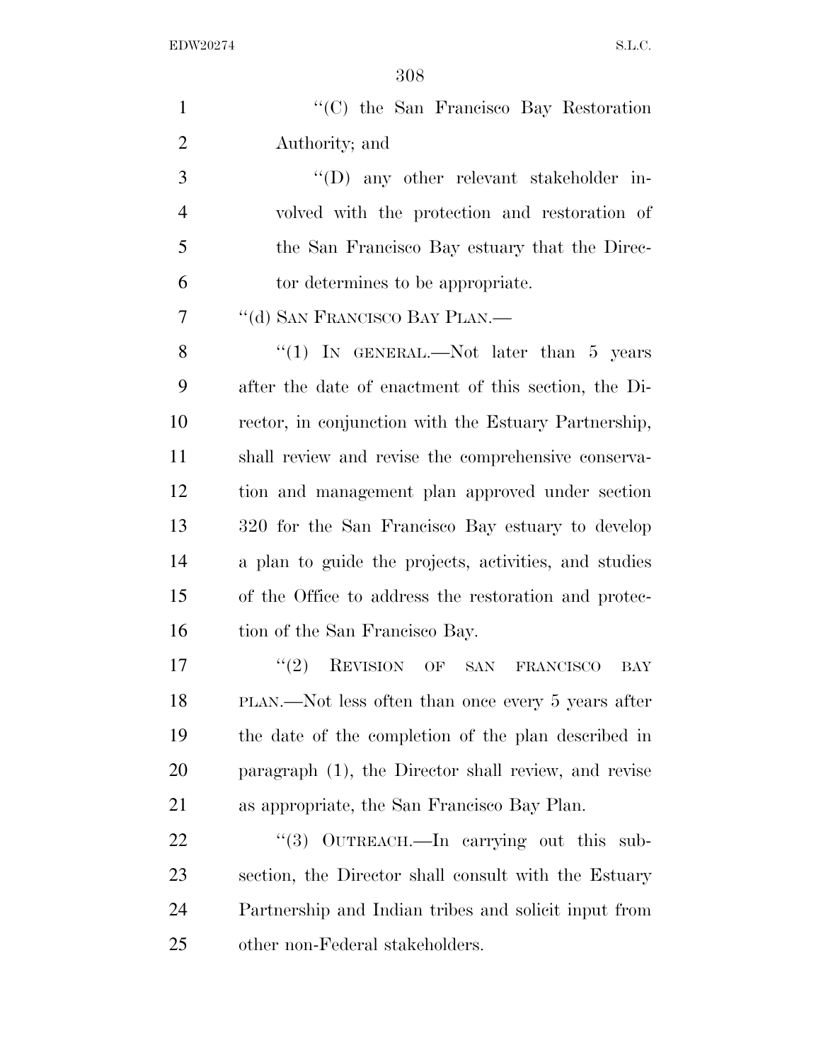"(C) the San Francisco Bay Restoration Authority; and

"(D) any other relevant stakeholder involved with the protection and restoration of the San Francisco Bay estuary that the Director determines to be appropriate.

"(d) SAN FRANCISCO BAY PLAN.—

"(1) IN GENERAL.—Not later than 5 years after the date of enactment of this section, the Director, in conjunction with the Estuary Partnership, shall review and revise the comprehensive conservation and management plan approved under section 320 for the San Francisco Bay estuary to develop a plan to guide the projects, activities, and studies of the Office to address the restoration and protection of the San Francisco Bay.

"(2) REVISION OF SAN FRANCISCO BAY PLAN.—Not less often than once every 5 years after the date of the completion of the plan described in paragraph (1), the Director shall review, and revise as appropriate, the San Francisco Bay Plan.

"(3) OUTREACH.—In carrying out this subsection, the Director shall consult with the Estuary Partnership and Indian tribes and solicit input from other non-Federal stakeholders.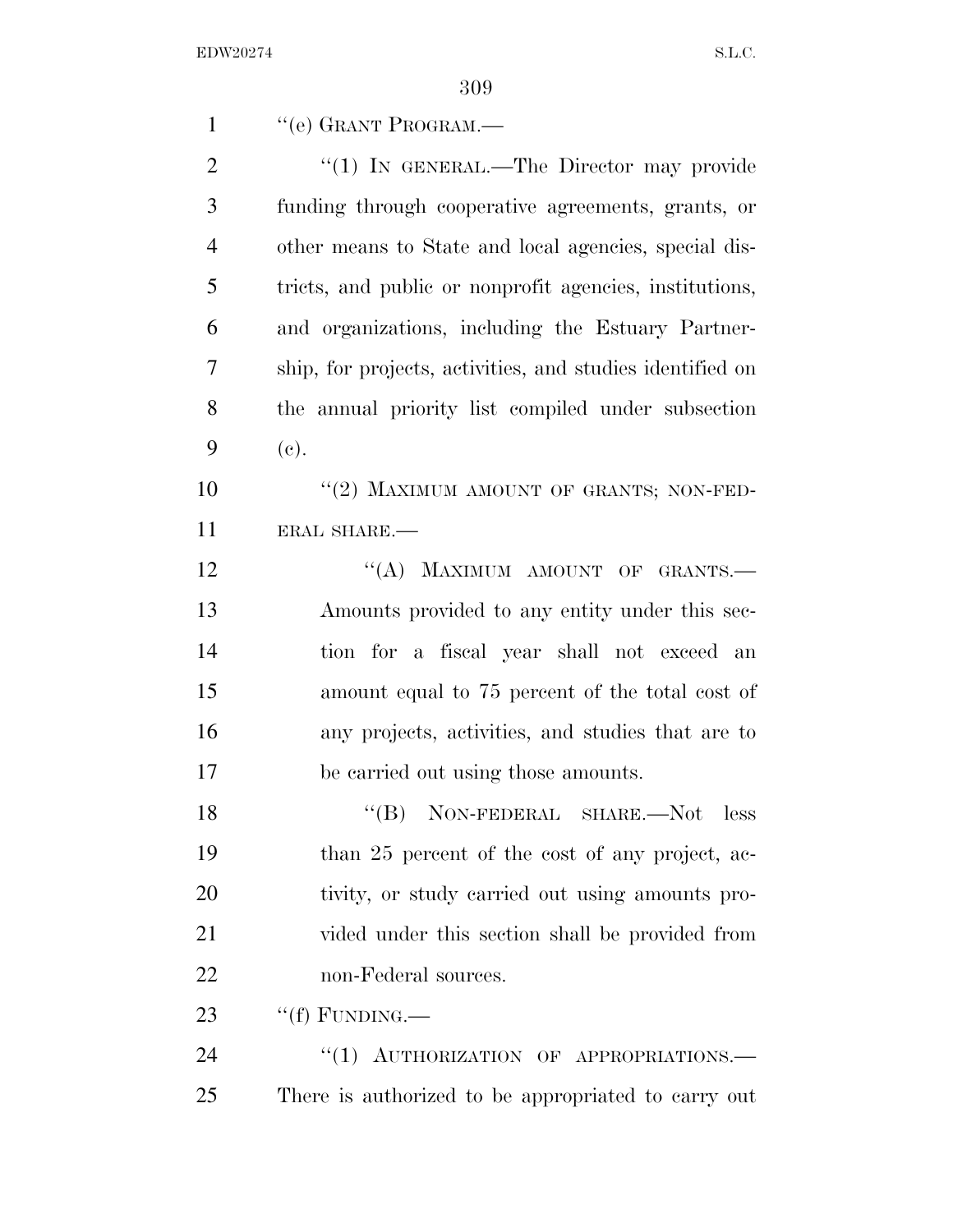"(e) GRANT PROGRAM.—

"(1) IN GENERAL.—The Director may provide funding through cooperative agreements, grants, or other means to State and local agencies, special districts, and public or nonprofit agencies, institutions, and organizations, including the Estuary Partnership, for projects, activities, and studies identified on the annual priority list compiled under subsection (c).

"(2) MAXIMUM AMOUNT OF GRANTS; NON-FEDERAL SHARE.—

"(A) MAXIMUM AMOUNT OF GRANTS.—Amounts provided to any entity under this section for a fiscal year shall not exceed an amount equal to 75 percent of the total cost of any projects, activities, and studies that are to be carried out using those amounts.

"(B) NON-FEDERAL SHARE.—Not less than 25 percent of the cost of any project, activity, or study carried out using amounts provided under this section shall be provided from non-Federal sources.

"(f) FUNDING.—

"(1) AUTHORIZATION OF APPROPRIATIONS.—There is authorized to be appropriated to carry out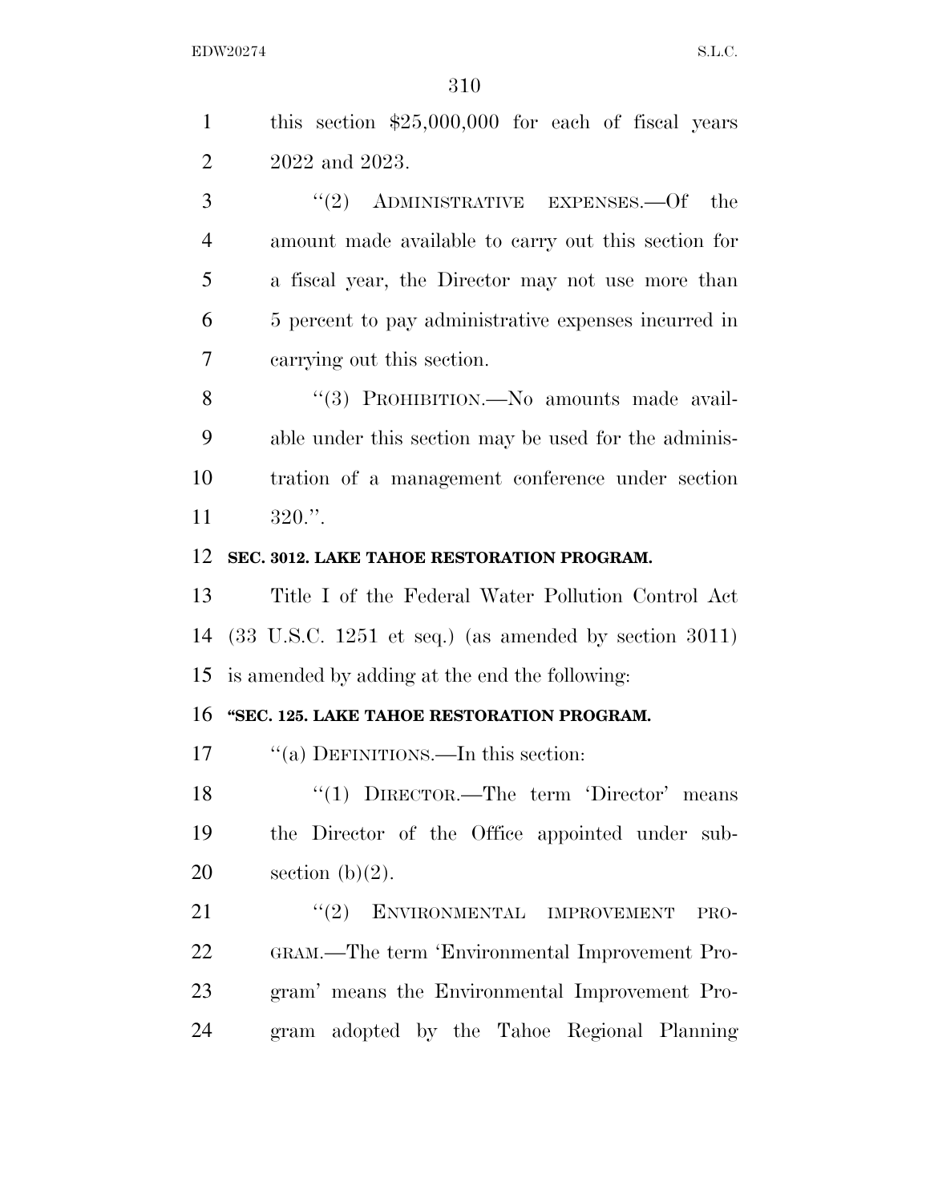this section $25,000,000 for each of fiscal years 2022 and 2023.

"(2) ADMINISTRATIVE EXPENSES.—Of the amount made available to carry out this section for a fiscal year, the Director may not use more than 5 percent to pay administrative expenses incurred in carrying out this section.

"(3) PROHIBITION.—No amounts made available under this section may be used for the administration of a management conference under section 320.".

**SEC. 3012. LAKE TAHOE RESTORATION PROGRAM.**

Title I of the Federal Water Pollution Control Act (33 U.S.C. 1251 et seq.) (as amended by section 3011) is amended by adding at the end the following:

**"SEC. 125. LAKE TAHOE RESTORATION PROGRAM.**

"(a) DEFINITIONS.—In this section:

"(1) DIRECTOR.—The term 'Director' means the Director of the Office appointed under subsection (b)(2).

"(2) ENVIRONMENTAL IMPROVEMENT PROGRAM.—The term 'Environmental Improvement Program' means the Environmental Improvement Program adopted by the Tahoe Regional Planning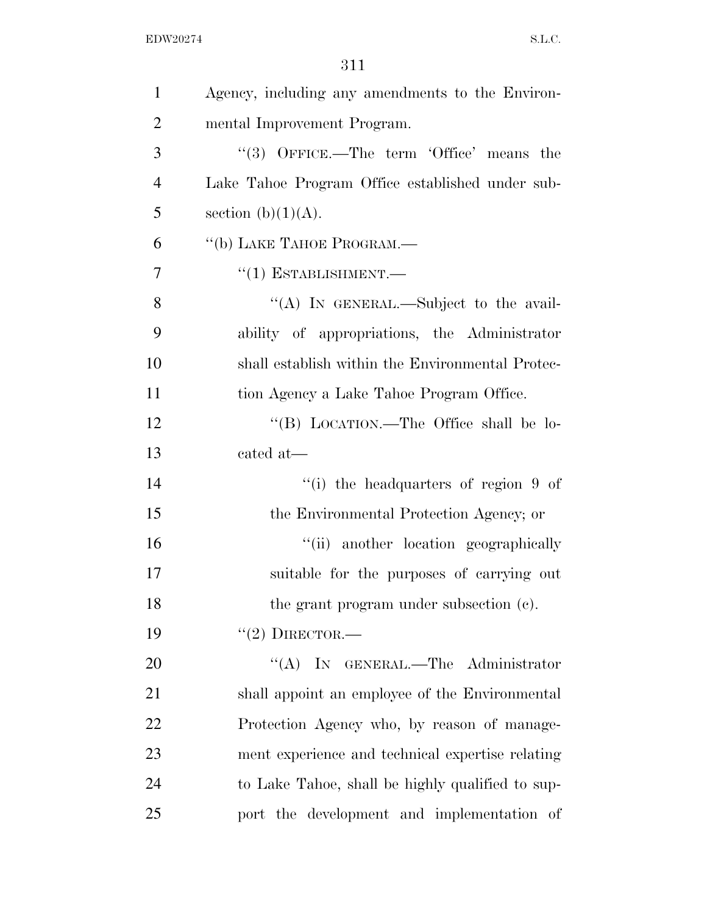Agency, including any amendments to the Environmental Improvement Program.

"(3) OFFICE.—The term 'Office' means the Lake Tahoe Program Office established under subsection (b)(1)(A).

"(b) LAKE TAHOE PROGRAM.—

"(1) ESTABLISHMENT.—

"(A) IN GENERAL.—Subject to the availability of appropriations, the Administrator shall establish within the Environmental Protection Agency a Lake Tahoe Program Office.

"(B) LOCATION.—The Office shall be located at—

"(i) the headquarters of region 9 of the Environmental Protection Agency; or

"(ii) another location geographically suitable for the purposes of carrying out the grant program under subsection (c).

"(2) DIRECTOR.—

"(A) IN GENERAL.—The Administrator shall appoint an employee of the Environmental Protection Agency who, by reason of management experience and technical expertise relating to Lake Tahoe, shall be highly qualified to support the development and implementation of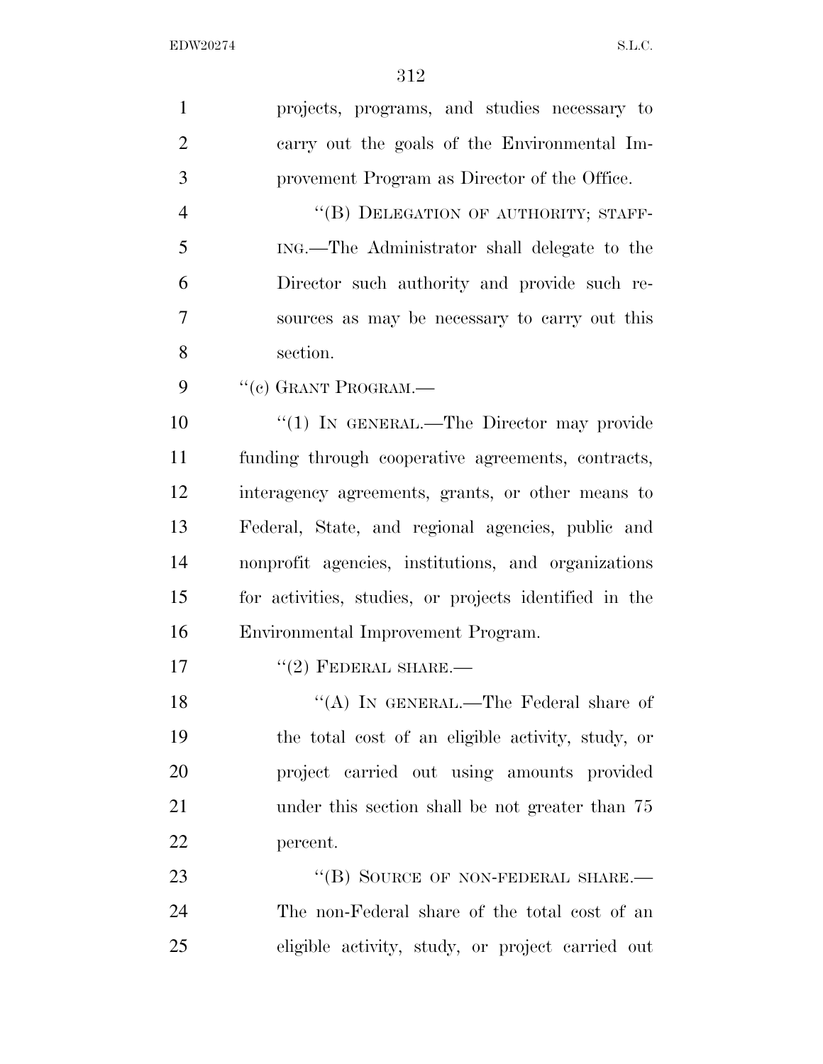projects, programs, and studies necessary to carry out the goals of the Environmental Improvement Program as Director of the Office.

"(B) DELEGATION OF AUTHORITY; STAFFING.—The Administrator shall delegate to the Director such authority and provide such resources as may be necessary to carry out this section.

"(c) GRANT PROGRAM.—

"(1) IN GENERAL.—The Director may provide funding through cooperative agreements, contracts, interagency agreements, grants, or other means to Federal, State, and regional agencies, public and nonprofit agencies, institutions, and organizations for activities, studies, or projects identified in the Environmental Improvement Program.

"(2) FEDERAL SHARE.—

"(A) IN GENERAL.—The Federal share of the total cost of an eligible activity, study, or project carried out using amounts provided under this section shall be not greater than 75 percent.

"(B) SOURCE OF NON-FEDERAL SHARE.—The non-Federal share of the total cost of an eligible activity, study, or project carried out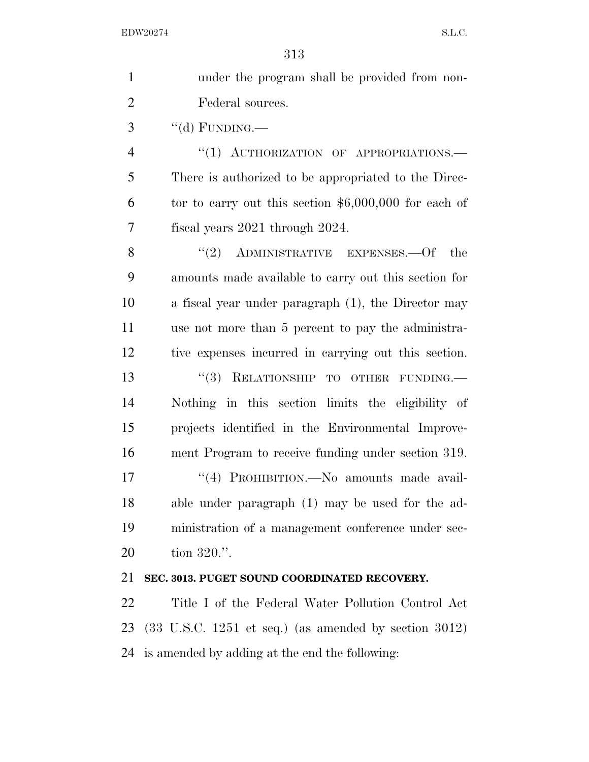under the program shall be provided from non-Federal sources.

"(d) FUNDING.—

"(1) AUTHORIZATION OF APPROPRIATIONS.—There is authorized to be appropriated to the Director to carry out this section $6,000,000 for each of fiscal years 2021 through 2024.

"(2) ADMINISTRATIVE EXPENSES.—Of the amounts made available to carry out this section for a fiscal year under paragraph (1), the Director may use not more than 5 percent to pay the administrative expenses incurred in carrying out this section.

"(3) RELATIONSHIP TO OTHER FUNDING.—Nothing in this section limits the eligibility of projects identified in the Environmental Improvement Program to receive funding under section 319.

"(4) PROHIBITION.—No amounts made available under paragraph (1) may be used for the administration of a management conference under section 320.".

**SEC. 3013. PUGET SOUND COORDINATED RECOVERY.**

Title I of the Federal Water Pollution Control Act (33 U.S.C. 1251 et seq.) (as amended by section 3012) is amended by adding at the end the following: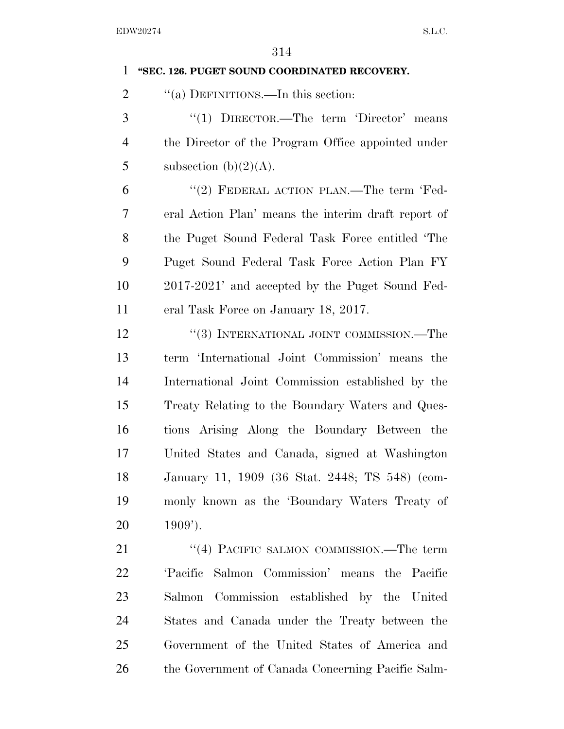**"SEC. 126. PUGET SOUND COORDINATED RECOVERY.**

"(a) DEFINITIONS.—In this section:

"(1) DIRECTOR.—The term 'Director' means the Director of the Program Office appointed under subsection (b)(2)(A).

"(2) FEDERAL ACTION PLAN.—The term 'Federal Action Plan' means the interim draft report of the Puget Sound Federal Task Force entitled 'The Puget Sound Federal Task Force Action Plan FY 2017-2021' and accepted by the Puget Sound Federal Task Force on January 18, 2017.

"(3) INTERNATIONAL JOINT COMMISSION.—The term 'International Joint Commission' means the International Joint Commission established by the Treaty Relating to the Boundary Waters and Questions Arising Along the Boundary Between the United States and Canada, signed at Washington January 11, 1909 (36 Stat. 2448; TS 548) (commonly known as the 'Boundary Waters Treaty of 1909').

"(4) PACIFIC SALMON COMMISSION.—The term 'Pacific Salmon Commission' means the Pacific Salmon Commission established by the United States and Canada under the Treaty between the Government of the United States of America and the Government of Canada Concerning Pacific Salm-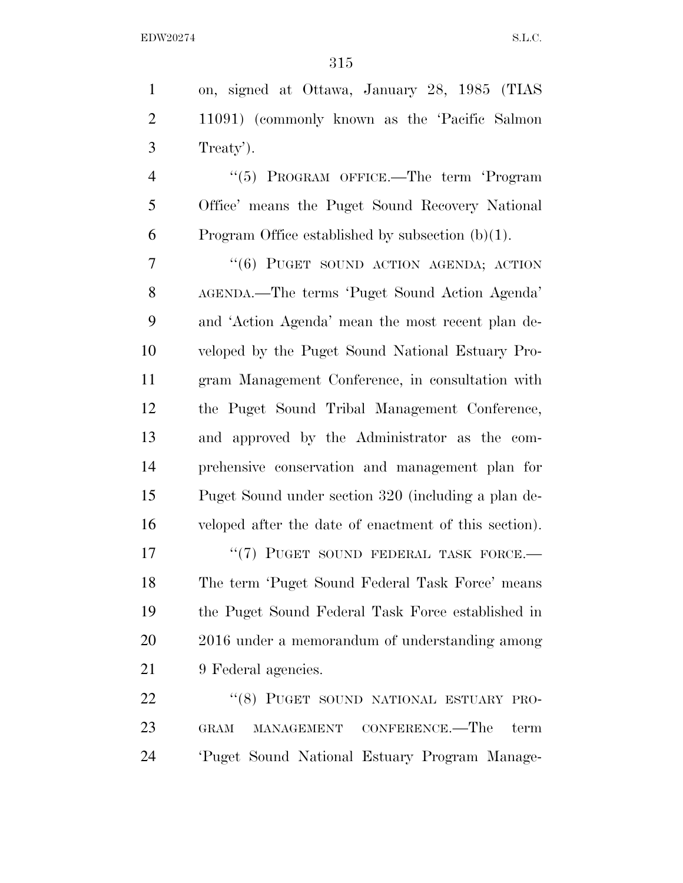on, signed at Ottawa, January 28, 1985 (TIAS 11091) (commonly known as the 'Pacific Salmon Treaty').

''(5) PROGRAM OFFICE.—The term 'Program Office' means the Puget Sound Recovery National Program Office established by subsection (b)(1).

''(6) PUGET SOUND ACTION AGENDA; ACTION AGENDA.—The terms 'Puget Sound Action Agenda' and 'Action Agenda' mean the most recent plan developed by the Puget Sound National Estuary Program Management Conference, in consultation with the Puget Sound Tribal Management Conference, and approved by the Administrator as the comprehensive conservation and management plan for Puget Sound under section 320 (including a plan developed after the date of enactment of this section).

''(7) PUGET SOUND FEDERAL TASK FORCE.—The term 'Puget Sound Federal Task Force' means the Puget Sound Federal Task Force established in 2016 under a memorandum of understanding among 9 Federal agencies.

''(8) PUGET SOUND NATIONAL ESTUARY PROGRAM MANAGEMENT CONFERENCE.—The term 'Puget Sound National Estuary Program Manage-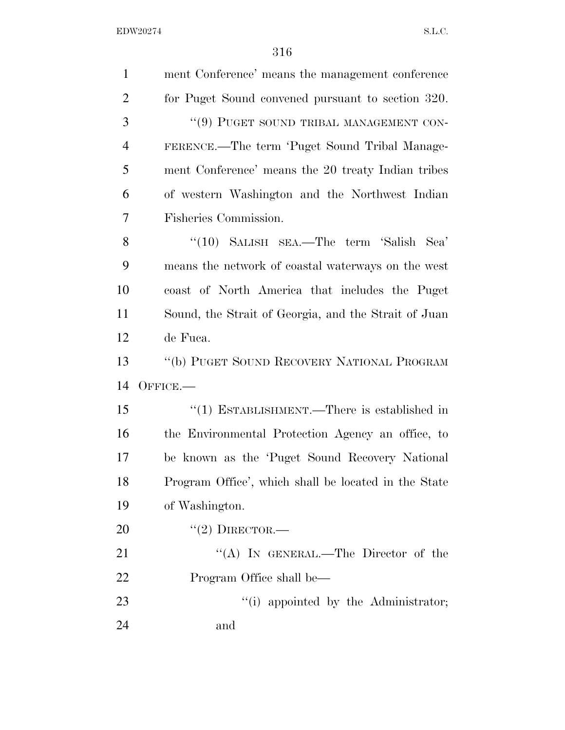ment Conference' means the management conference for Puget Sound convened pursuant to section 320.

"(9) PUGET SOUND TRIBAL MANAGEMENT CONFERENCE.—The term 'Puget Sound Tribal Management Conference' means the 20 treaty Indian tribes of western Washington and the Northwest Indian Fisheries Commission.

"(10) SALISH SEA.—The term 'Salish Sea' means the network of coastal waterways on the west coast of North America that includes the Puget Sound, the Strait of Georgia, and the Strait of Juan de Fuca.

"(b) PUGET SOUND RECOVERY NATIONAL PROGRAM OFFICE.—

"(1) ESTABLISHMENT.—There is established in the Environmental Protection Agency an office, to be known as the 'Puget Sound Recovery National Program Office', which shall be located in the State of Washington.

"(2) DIRECTOR.—

"(A) IN GENERAL.—The Director of the Program Office shall be—

"(i) appointed by the Administrator; and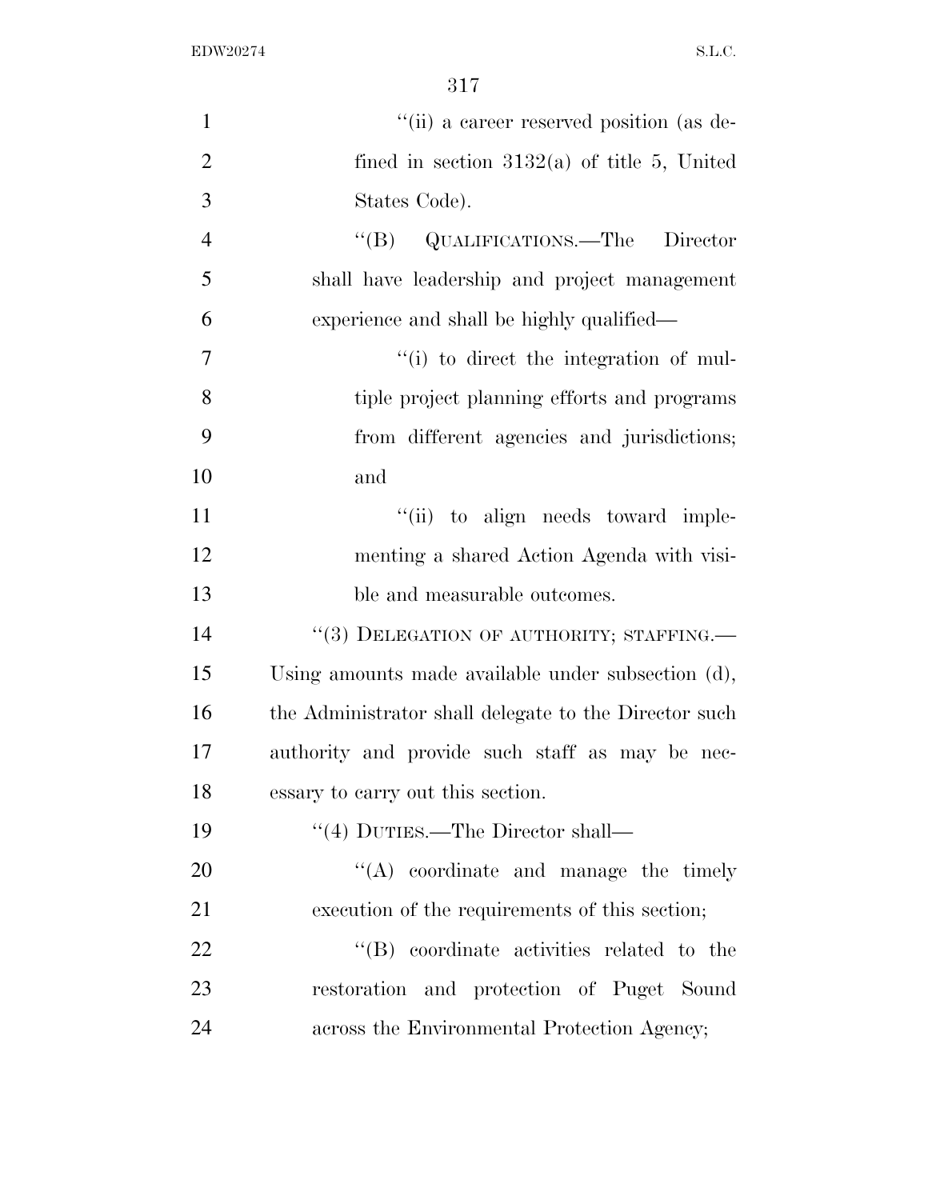''(ii) a career reserved position (as defined in section 3132(a) of title 5, United States Code).

''(B) QUALIFICATIONS.—The Director shall have leadership and project management experience and shall be highly qualified—

''(i) to direct the integration of multiple project planning efforts and programs from different agencies and jurisdictions; and

''(ii) to align needs toward implementing a shared Action Agenda with visible and measurable outcomes.

''(3) DELEGATION OF AUTHORITY; STAFFING.—Using amounts made available under subsection (d), the Administrator shall delegate to the Director such authority and provide such staff as may be necessary to carry out this section.

''(4) DUTIES.—The Director shall—

''(A) coordinate and manage the timely execution of the requirements of this section;

''(B) coordinate activities related to the restoration and protection of Puget Sound across the Environmental Protection Agency;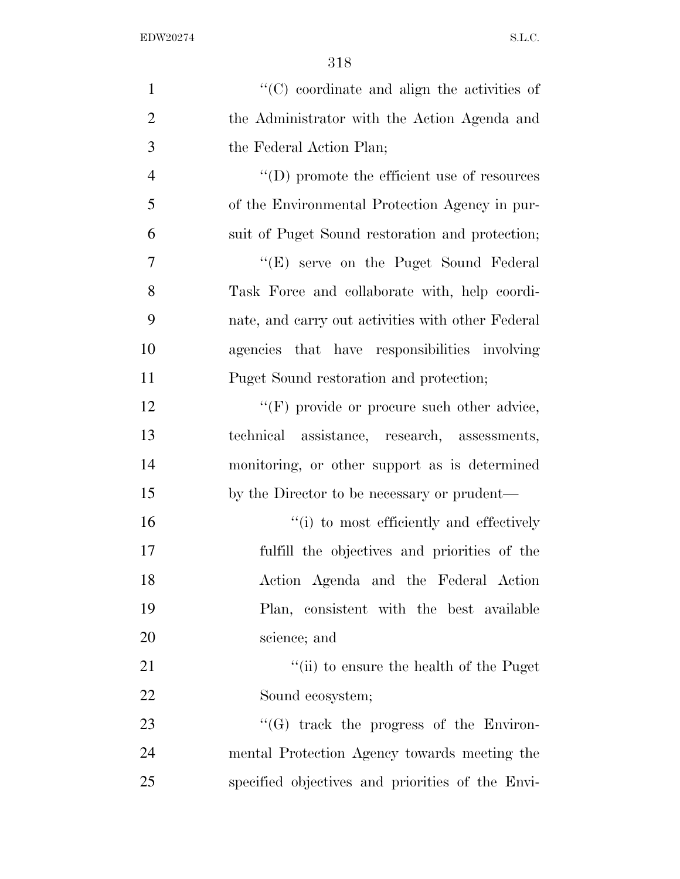''(C) coordinate and align the activities of the Administrator with the Action Agenda and the Federal Action Plan;

''(D) promote the efficient use of resources of the Environmental Protection Agency in pursuit of Puget Sound restoration and protection;

''(E) serve on the Puget Sound Federal Task Force and collaborate with, help coordinate, and carry out activities with other Federal agencies that have responsibilities involving Puget Sound restoration and protection;

''(F) provide or procure such other advice, technical assistance, research, assessments, monitoring, or other support as is determined by the Director to be necessary or prudent—

''(i) to most efficiently and effectively fulfill the objectives and priorities of the Action Agenda and the Federal Action Plan, consistent with the best available science; and

''(ii) to ensure the health of the Puget Sound ecosystem;

''(G) track the progress of the Environmental Protection Agency towards meeting the specified objectives and priorities of the Envi-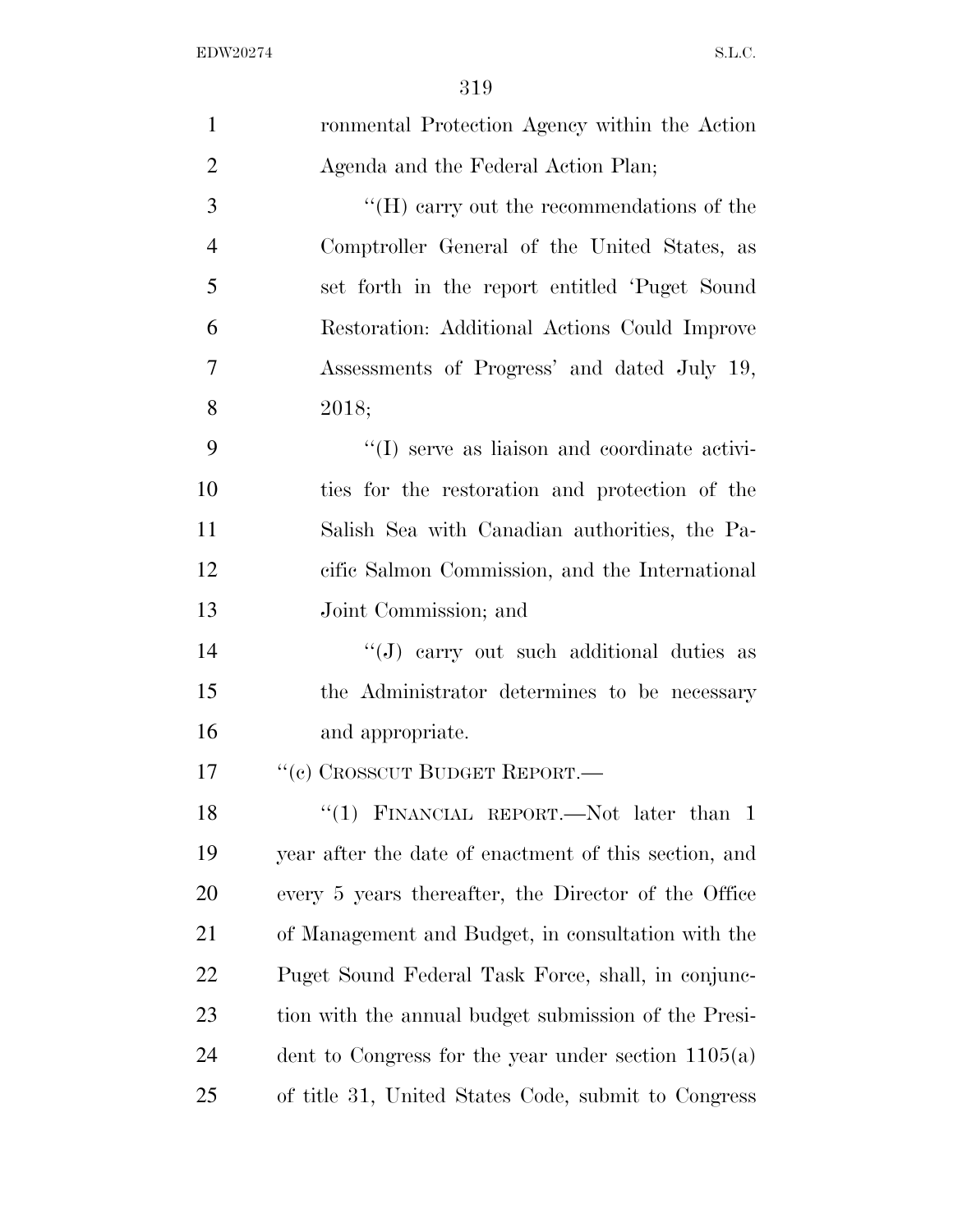ronmental Protection Agency within the Action Agenda and the Federal Action Plan;

''(H) carry out the recommendations of the Comptroller General of the United States, as set forth in the report entitled 'Puget Sound Restoration: Additional Actions Could Improve Assessments of Progress' and dated July 19, 2018;

''(I) serve as liaison and coordinate activities for the restoration and protection of the Salish Sea with Canadian authorities, the Pacific Salmon Commission, and the International Joint Commission; and

''(J) carry out such additional duties as the Administrator determines to be necessary and appropriate.

''(c) CROSSCUT BUDGET REPORT.—

''(1) FINANCIAL REPORT.—Not later than 1 year after the date of enactment of this section, and every 5 years thereafter, the Director of the Office of Management and Budget, in consultation with the Puget Sound Federal Task Force, shall, in conjunction with the annual budget submission of the President to Congress for the year under section 1105(a) of title 31, United States Code, submit to Congress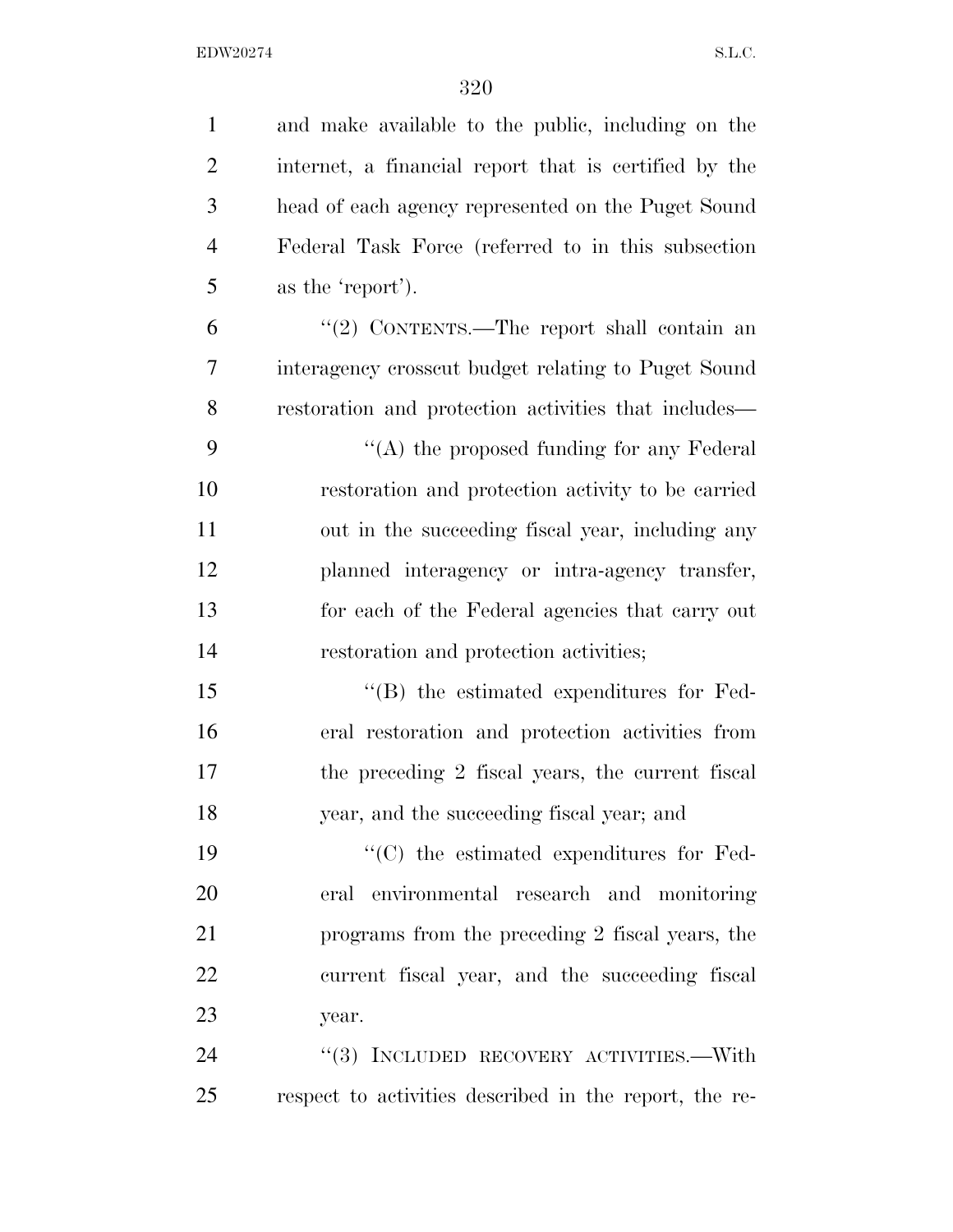and make available to the public, including on the internet, a financial report that is certified by the head of each agency represented on the Puget Sound Federal Task Force (referred to in this subsection as the 'report').

''(2) CONTENTS.—The report shall contain an interagency crosscut budget relating to Puget Sound restoration and protection activities that includes—

''(A) the proposed funding for any Federal restoration and protection activity to be carried out in the succeeding fiscal year, including any planned interagency or intra-agency transfer, for each of the Federal agencies that carry out restoration and protection activities;

''(B) the estimated expenditures for Federal restoration and protection activities from the preceding 2 fiscal years, the current fiscal year, and the succeeding fiscal year; and

''(C) the estimated expenditures for Federal environmental research and monitoring programs from the preceding 2 fiscal years, the current fiscal year, and the succeeding fiscal year.

''(3) INCLUDED RECOVERY ACTIVITIES.—With respect to activities described in the report, the re-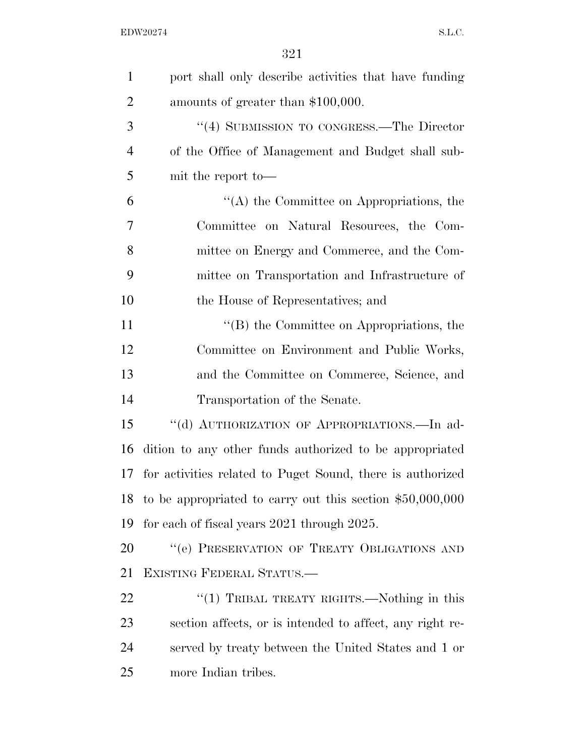port shall only describe activities that have funding amounts of greater than $100,000.

"(4) SUBMISSION TO CONGRESS.—The Director of the Office of Management and Budget shall submit the report to—

"(A) the Committee on Appropriations, the Committee on Natural Resources, the Committee on Energy and Commerce, and the Committee on Transportation and Infrastructure of the House of Representatives; and

"(B) the Committee on Appropriations, the Committee on Environment and Public Works, and the Committee on Commerce, Science, and Transportation of the Senate.

"(d) AUTHORIZATION OF APPROPRIATIONS.—In addition to any other funds authorized to be appropriated for activities related to Puget Sound, there is authorized to be appropriated to carry out this section $50,000,000 for each of fiscal years 2021 through 2025.

"(e) PRESERVATION OF TREATY OBLIGATIONS AND EXISTING FEDERAL STATUS.—

"(1) TRIBAL TREATY RIGHTS.—Nothing in this section affects, or is intended to affect, any right reserved by treaty between the United States and 1 or more Indian tribes.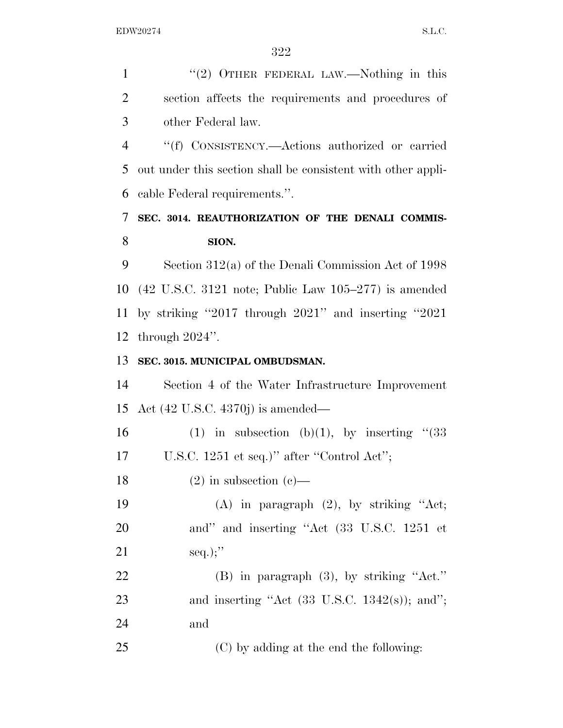"(2) OTHER FEDERAL LAW.—Nothing in this section affects the requirements and procedures of other Federal law.

"(f) CONSISTENCY.—Actions authorized or carried out under this section shall be consistent with other applicable Federal requirements.".

**SEC. 3014. REAUTHORIZATION OF THE DENALI COMMISSION.**

Section 312(a) of the Denali Commission Act of 1998 (42 U.S.C. 3121 note; Public Law 105–277) is amended by striking "2017 through 2021" and inserting "2021 through 2024".

**SEC. 3015. MUNICIPAL OMBUDSMAN.**

Section 4 of the Water Infrastructure Improvement Act (42 U.S.C. 4370j) is amended—

(1) in subsection (b)(1), by inserting "(33 U.S.C. 1251 et seq.)" after "Control Act";

(2) in subsection (c)—

(A) in paragraph (2), by striking "Act; and" and inserting "Act (33 U.S.C. 1251 et seq.);"

(B) in paragraph (3), by striking "Act." and inserting "Act (33 U.S.C. 1342(s)); and"; and

(C) by adding at the end the following: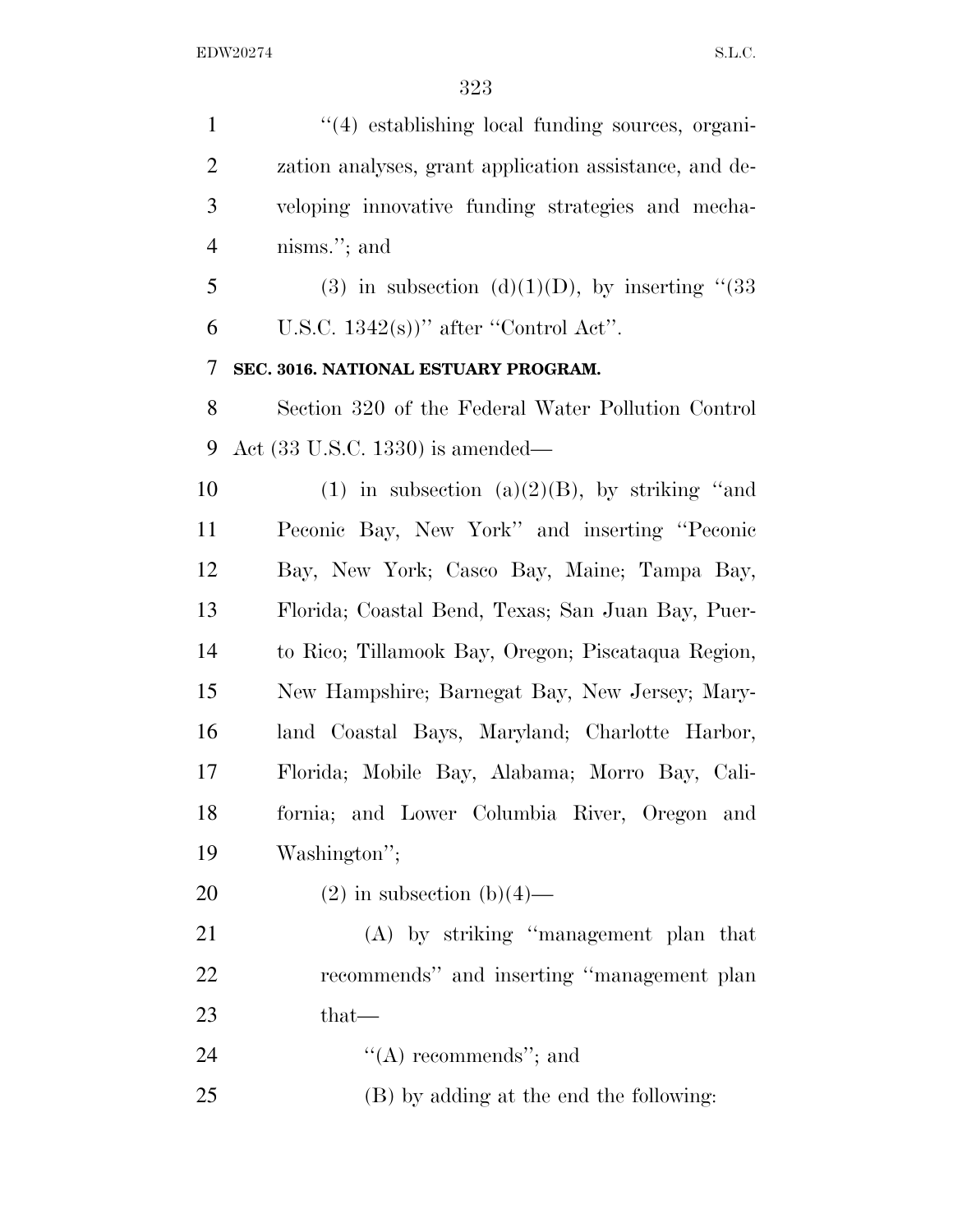"(4) establishing local funding sources, organization analyses, grant application assistance, and developing innovative funding strategies and mechanisms."; and

(3) in subsection (d)(1)(D), by inserting "(33 U.S.C. 1342(s))" after "Control Act".

**SEC. 3016. NATIONAL ESTUARY PROGRAM.**

Section 320 of the Federal Water Pollution Control Act (33 U.S.C. 1330) is amended—

(1) in subsection (a)(2)(B), by striking "and Peconic Bay, New York" and inserting "Peconic Bay, New York; Casco Bay, Maine; Tampa Bay, Florida; Coastal Bend, Texas; San Juan Bay, Puerto Rico; Tillamook Bay, Oregon; Piscataqua Region, New Hampshire; Barnegat Bay, New Jersey; Maryland Coastal Bays, Maryland; Charlotte Harbor, Florida; Mobile Bay, Alabama; Morro Bay, California; and Lower Columbia River, Oregon and Washington";

(2) in subsection (b)(4)—

(A) by striking "management plan that recommends" and inserting "management plan that—

"(A) recommends"; and

(B) by adding at the end the following: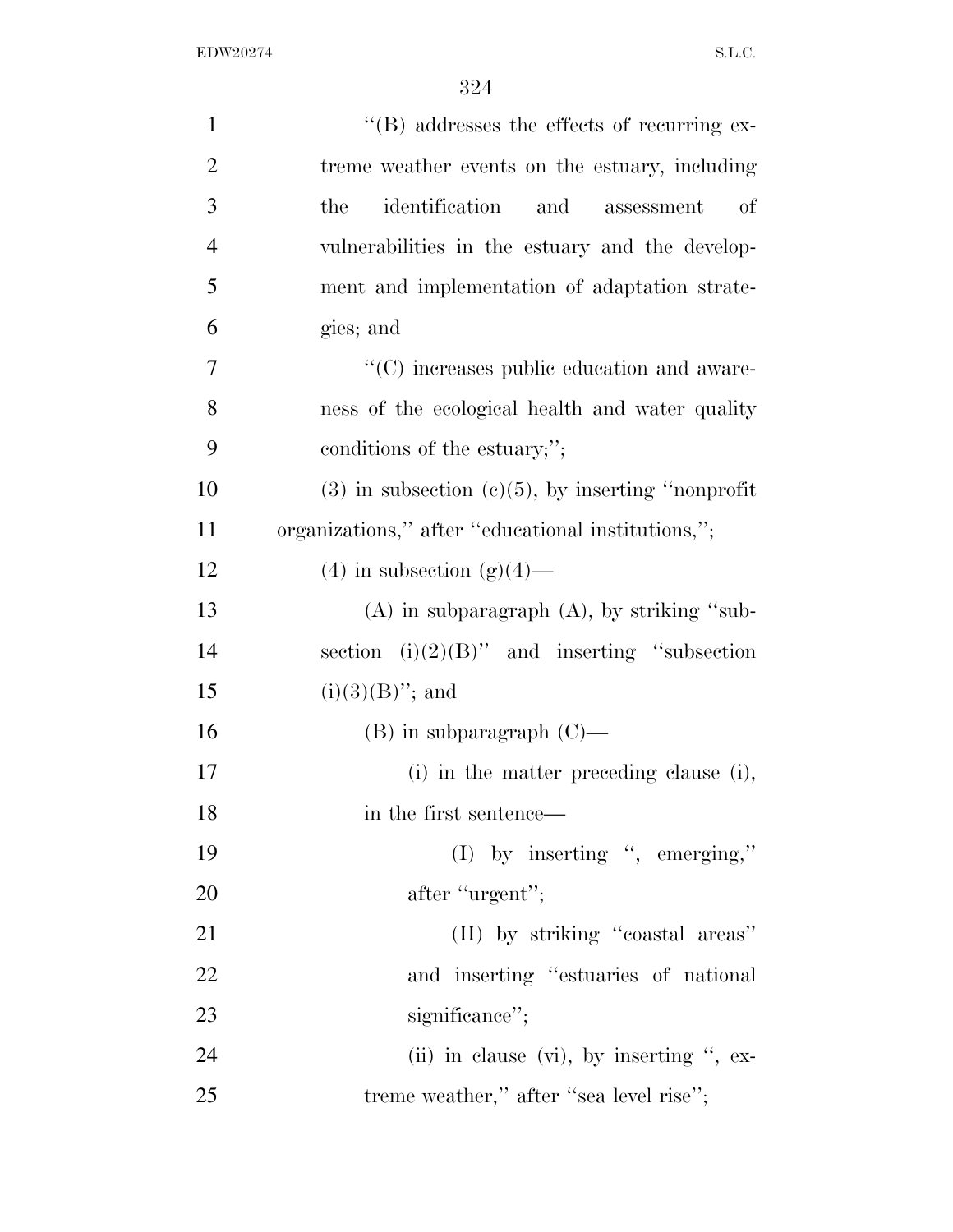"(B) addresses the effects of recurring extreme weather events on the estuary, including the identification and assessment of vulnerabilities in the estuary and the development and implementation of adaptation strategies; and

"(C) increases public education and awareness of the ecological health and water quality conditions of the estuary;";

(3) in subsection (c)(5), by inserting "nonprofit organizations," after "educational institutions,";

(4) in subsection (g)(4)—

(A) in subparagraph (A), by striking "subsection (i)(2)(B)" and inserting "subsection (i)(3)(B)"; and

(B) in subparagraph (C)—

(i) in the matter preceding clause (i), in the first sentence—

(I) by inserting ", emerging," after "urgent";

(II) by striking "coastal areas" and inserting "estuaries of national significance";

(ii) in clause (vi), by inserting ", extreme weather," after "sea level rise";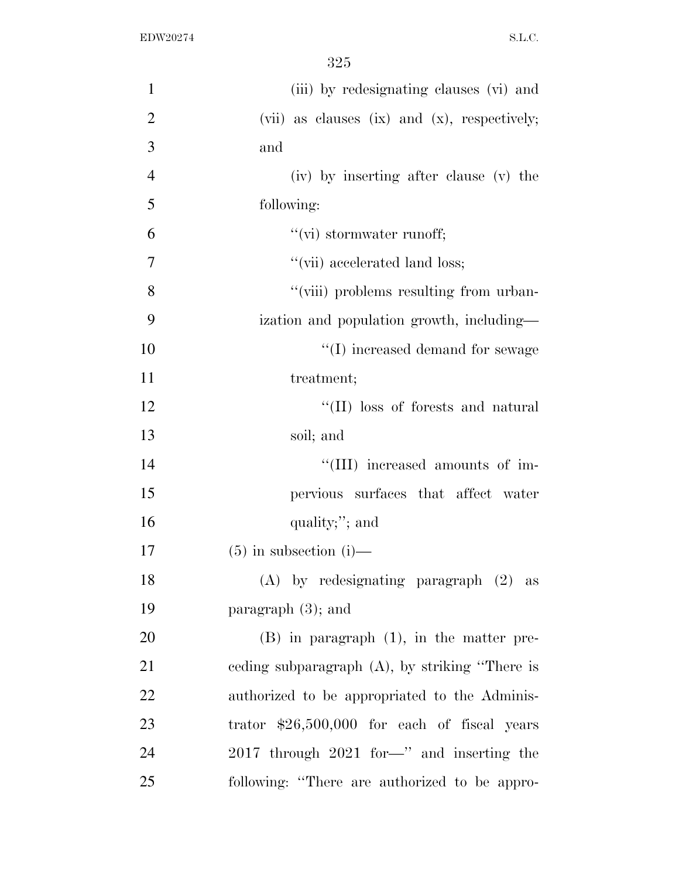(iii) by redesignating clauses (vi) and (vii) as clauses (ix) and (x), respectively; and

(iv) by inserting after clause (v) the following:

"(vi) stormwater runoff;

"(vii) accelerated land loss;

"(viii) problems resulting from urbanization and population growth, including—

"(I) increased demand for sewage treatment;

"(II) loss of forests and natural soil; and

"(III) increased amounts of impervious surfaces that affect water quality;"; and

(5) in subsection (i)—

(A) by redesignating paragraph (2) as paragraph (3); and

(B) in paragraph (1), in the matter preceding subparagraph (A), by striking "There is authorized to be appropriated to the Administrator $26,500,000 for each of fiscal years 2017 through 2021 for—" and inserting the following: "There are authorized to be appro-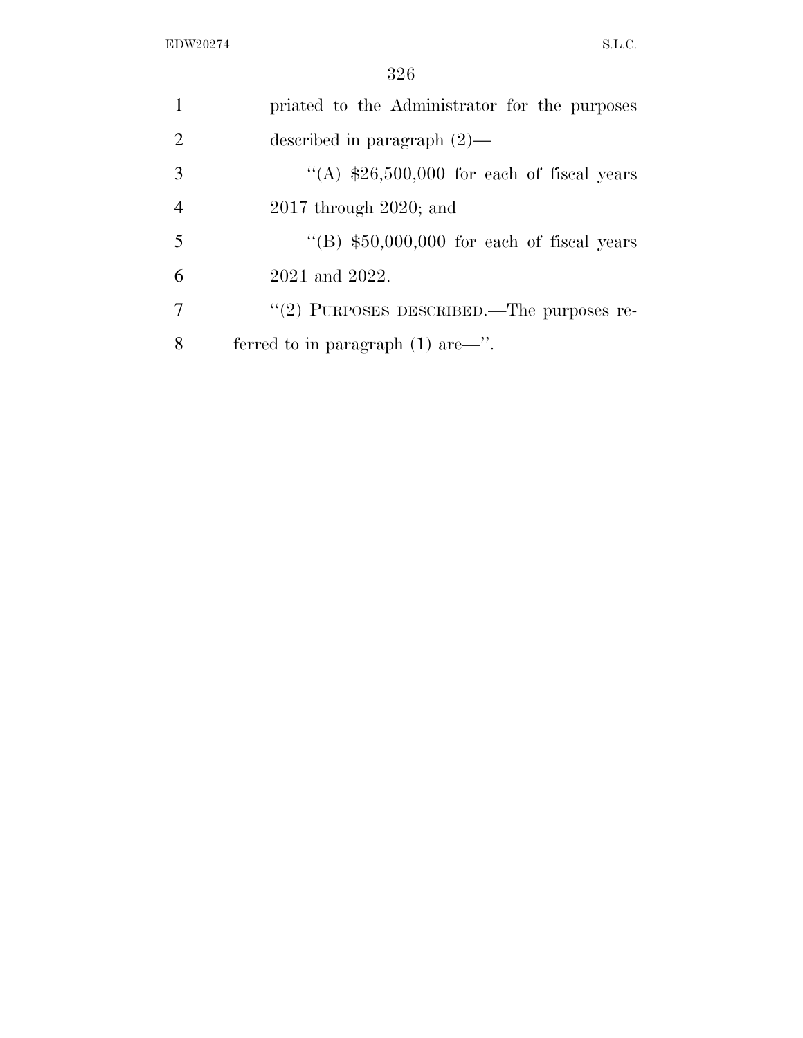priated to the Administrator for the purposes described in paragraph (2)—

"(A) $26,500,000 for each of fiscal years 2017 through 2020; and

"(B) $50,000,000 for each of fiscal years 2021 and 2022.

"(2) PURPOSES DESCRIBED.—The purposes referred to in paragraph (1) are—".